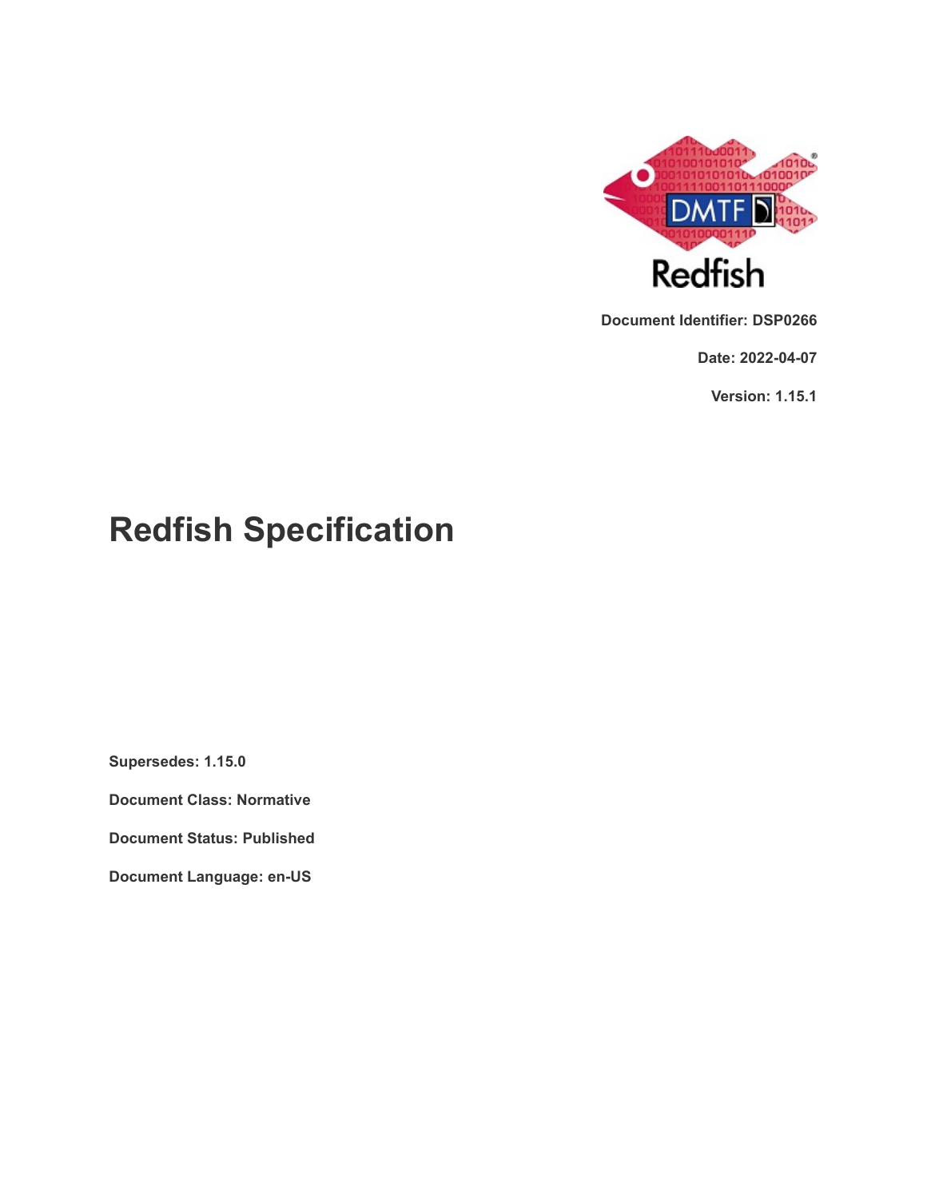Document Identifier: DSP0266

Date: 2022-04-07

Version: 1.15.1

# Redfish Specification

**Supersedes: 1.15.0**

**Document Class: Normative**

**Document Status: Published**

**Document Language: en-US**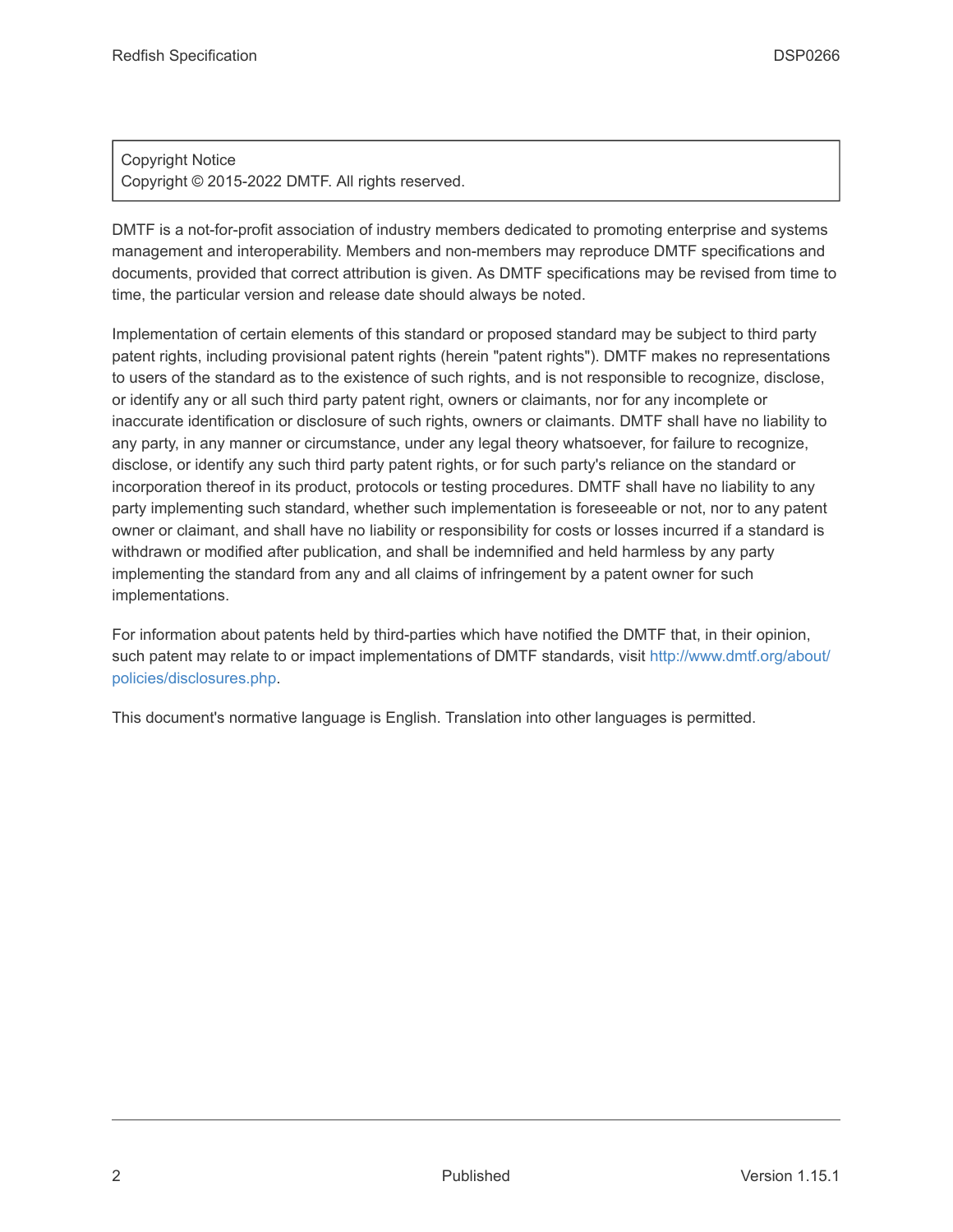Copyright Notice
Copyright © 2015-2022 DMTF. All rights reserved.

DMTF is a not-for-profit association of industry members dedicated to promoting enterprise and systems management and interoperability. Members and non-members may reproduce DMTF specifications and documents, provided that correct attribution is given. As DMTF specifications may be revised from time to time, the particular version and release date should always be noted.

Implementation of certain elements of this standard or proposed standard may be subject to third party patent rights, including provisional patent rights (herein "patent rights"). DMTF makes no representations to users of the standard as to the existence of such rights, and is not responsible to recognize, disclose, or identify any or all such third party patent right, owners or claimants, nor for any incomplete or inaccurate identification or disclosure of such rights, owners or claimants. DMTF shall have no liability to any party, in any manner or circumstance, under any legal theory whatsoever, for failure to recognize, disclose, or identify any such third party patent rights, or for such party's reliance on the standard or incorporation thereof in its product, protocols or testing procedures. DMTF shall have no liability to any party implementing such standard, whether such implementation is foreseeable or not, nor to any patent owner or claimant, and shall have no liability or responsibility for costs or losses incurred if a standard is withdrawn or modified after publication, and shall be indemnified and held harmless by any party implementing the standard from any and all claims of infringement by a patent owner for such implementations.

For information about patents held by third-parties which have notified the DMTF that, in their opinion, such patent may relate to or impact implementations of DMTF standards, visit http://www.dmtf.org/about/policies/disclosures.php.

This document's normative language is English. Translation into other languages is permitted.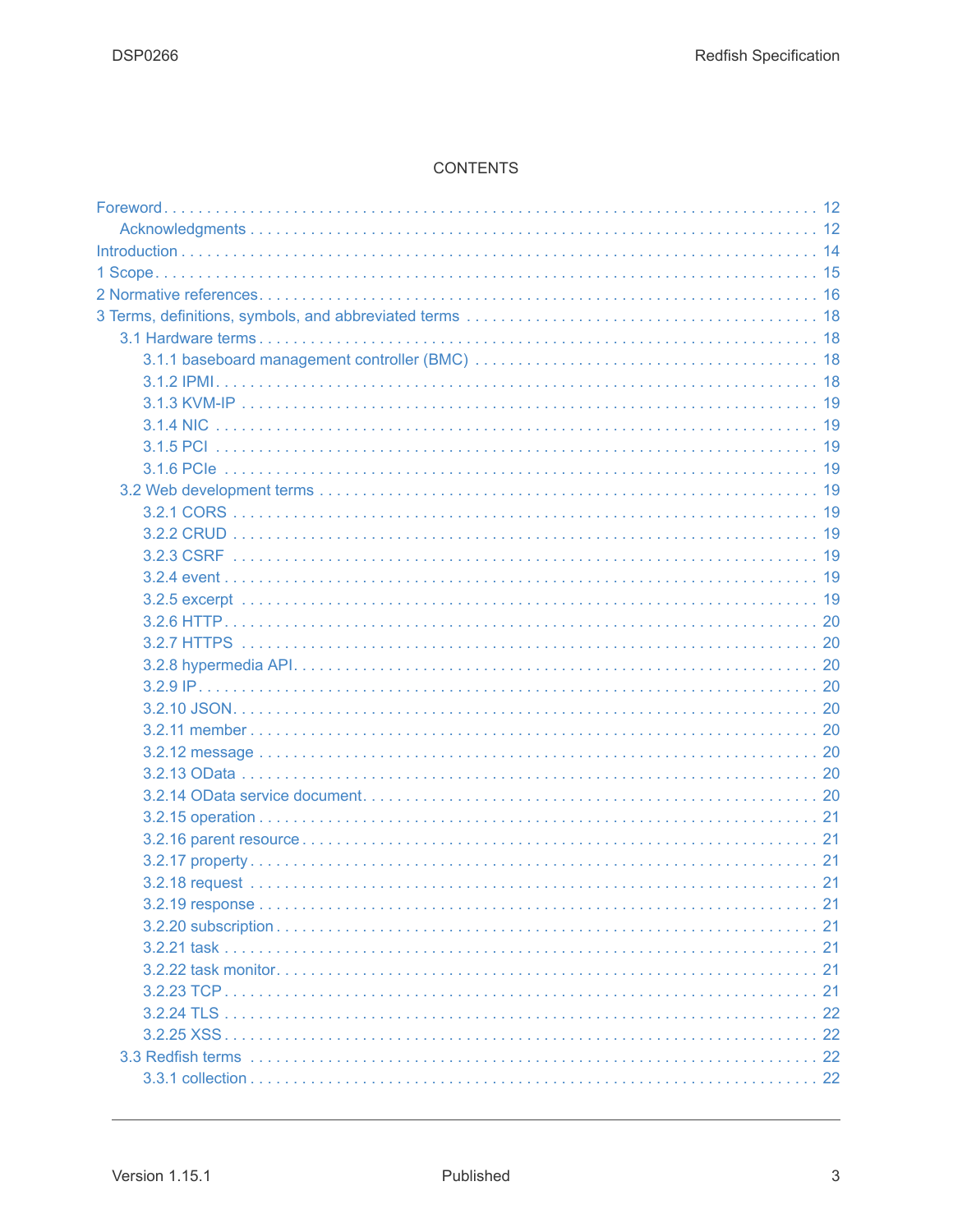# CONTENTS

- Foreword . . . 12
  - Acknowledgments . . . 12
- Introduction . . . 14
- 1 Scope . . . 15
- 2 Normative references . . . 16
- 3 Terms, definitions, symbols, and abbreviated terms . . . 18
  - 3.1 Hardware terms . . . 18
    - 3.1.1 baseboard management controller (BMC) . . . 18
    - 3.1.2 IPMI . . . 18
    - 3.1.3 KVM-IP . . . 19
    - 3.1.4 NIC . . . 19
    - 3.1.5 PCI . . . 19
    - 3.1.6 PCIe . . . 19
  - 3.2 Web development terms . . . 19
    - 3.2.1 CORS . . . 19
    - 3.2.2 CRUD . . . 19
    - 3.2.3 CSRF . . . 19
    - 3.2.4 event . . . 19
    - 3.2.5 excerpt . . . 19
    - 3.2.6 HTTP . . . 20
    - 3.2.7 HTTPS . . . 20
    - 3.2.8 hypermedia API . . . 20
    - 3.2.9 IP . . . 20
    - 3.2.10 JSON . . . 20
    - 3.2.11 member . . . 20
    - 3.2.12 message . . . 20
    - 3.2.13 OData . . . 20
    - 3.2.14 OData service document . . . 20
    - 3.2.15 operation . . . 21
    - 3.2.16 parent resource . . . 21
    - 3.2.17 property . . . 21
    - 3.2.18 request . . . 21
    - 3.2.19 response . . . 21
    - 3.2.20 subscription . . . 21
    - 3.2.21 task . . . 21
    - 3.2.22 task monitor . . . 21
    - 3.2.23 TCP . . . 21
    - 3.2.24 TLS . . . 22
    - 3.2.25 XSS . . . 22
  - 3.3 Redfish terms . . . 22
    - 3.3.1 collection . . . 22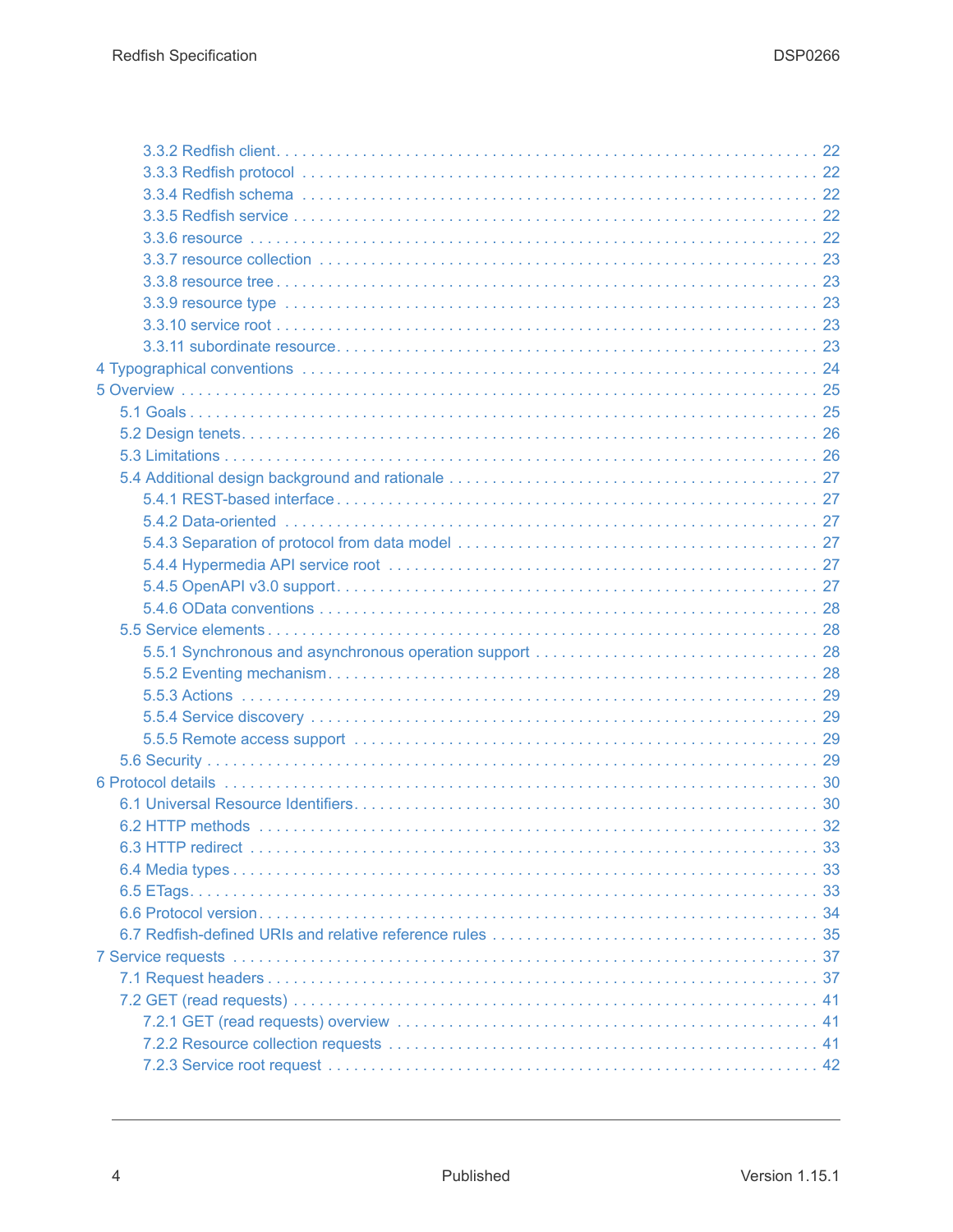- 3.3.2 Redfish client . . . . . . . . . . . . . . . . . . . . . . . . . . . . . . . . . . . . . . . . . . . . . . . . . . . . . . . . . . . . 22
- 3.3.3 Redfish protocol . . . . . . . . . . . . . . . . . . . . . . . . . . . . . . . . . . . . . . . . . . . . . . . . . . . . . . . . . . . 22
- 3.3.4 Redfish schema . . . . . . . . . . . . . . . . . . . . . . . . . . . . . . . . . . . . . . . . . . . . . . . . . . . . . . . . . . . 22
- 3.3.5 Redfish service . . . . . . . . . . . . . . . . . . . . . . . . . . . . . . . . . . . . . . . . . . . . . . . . . . . . . . . . . . . 22
- 3.3.6 resource . . . . . . . . . . . . . . . . . . . . . . . . . . . . . . . . . . . . . . . . . . . . . . . . . . . . . . . . . . . . . . . 22
- 3.3.7 resource collection . . . . . . . . . . . . . . . . . . . . . . . . . . . . . . . . . . . . . . . . . . . . . . . . . . . . . . . 23
- 3.3.8 resource tree . . . . . . . . . . . . . . . . . . . . . . . . . . . . . . . . . . . . . . . . . . . . . . . . . . . . . . . . . . . . 23
- 3.3.9 resource type . . . . . . . . . . . . . . . . . . . . . . . . . . . . . . . . . . . . . . . . . . . . . . . . . . . . . . . . . . . . 23
- 3.3.10 service root . . . . . . . . . . . . . . . . . . . . . . . . . . . . . . . . . . . . . . . . . . . . . . . . . . . . . . . . . . . . 23
- 3.3.11 subordinate resource . . . . . . . . . . . . . . . . . . . . . . . . . . . . . . . . . . . . . . . . . . . . . . . . . . . . . 23

4 Typographical conventions . . . . . . . . . . . . . . . . . . . . . . . . . . . . . . . . . . . . . . . . . . . . . . . . . . . . 24

5 Overview . . . . . . . . . . . . . . . . . . . . . . . . . . . . . . . . . . . . . . . . . . . . . . . . . . . . . . . . . . . . . . . . . . 25
- 5.1 Goals . . . . . . . . . . . . . . . . . . . . . . . . . . . . . . . . . . . . . . . . . . . . . . . . . . . . . . . . . . . . . . . . . 25
- 5.2 Design tenets . . . . . . . . . . . . . . . . . . . . . . . . . . . . . . . . . . . . . . . . . . . . . . . . . . . . . . . . . . . . 26
- 5.3 Limitations . . . . . . . . . . . . . . . . . . . . . . . . . . . . . . . . . . . . . . . . . . . . . . . . . . . . . . . . . . . . . . 26
- 5.4 Additional design background and rationale . . . . . . . . . . . . . . . . . . . . . . . . . . . . . . . . . . . . . 27
  - 5.4.1 REST-based interface . . . . . . . . . . . . . . . . . . . . . . . . . . . . . . . . . . . . . . . . . . . . . . . . . . 27
  - 5.4.2 Data-oriented . . . . . . . . . . . . . . . . . . . . . . . . . . . . . . . . . . . . . . . . . . . . . . . . . . . . . . . . . 27
  - 5.4.3 Separation of protocol from data model . . . . . . . . . . . . . . . . . . . . . . . . . . . . . . . . . . . . . 27
  - 5.4.4 Hypermedia API service root . . . . . . . . . . . . . . . . . . . . . . . . . . . . . . . . . . . . . . . . . . . . . 27
  - 5.4.5 OpenAPI v3.0 support . . . . . . . . . . . . . . . . . . . . . . . . . . . . . . . . . . . . . . . . . . . . . . . . . . 27
  - 5.4.6 OData conventions . . . . . . . . . . . . . . . . . . . . . . . . . . . . . . . . . . . . . . . . . . . . . . . . . . . . 28
- 5.5 Service elements . . . . . . . . . . . . . . . . . . . . . . . . . . . . . . . . . . . . . . . . . . . . . . . . . . . . . . . . . . 28
  - 5.5.1 Synchronous and asynchronous operation support . . . . . . . . . . . . . . . . . . . . . . . . . . . . . 28
  - 5.5.2 Eventing mechanism . . . . . . . . . . . . . . . . . . . . . . . . . . . . . . . . . . . . . . . . . . . . . . . . . . . 28
  - 5.5.3 Actions . . . . . . . . . . . . . . . . . . . . . . . . . . . . . . . . . . . . . . . . . . . . . . . . . . . . . . . . . . . . . 29
  - 5.5.4 Service discovery . . . . . . . . . . . . . . . . . . . . . . . . . . . . . . . . . . . . . . . . . . . . . . . . . . . . . 29
  - 5.5.5 Remote access support . . . . . . . . . . . . . . . . . . . . . . . . . . . . . . . . . . . . . . . . . . . . . . . . . 29
- 5.6 Security . . . . . . . . . . . . . . . . . . . . . . . . . . . . . . . . . . . . . . . . . . . . . . . . . . . . . . . . . . . . . . . . 29

6 Protocol details . . . . . . . . . . . . . . . . . . . . . . . . . . . . . . . . . . . . . . . . . . . . . . . . . . . . . . . . . . . . . 30
- 6.1 Universal Resource Identifiers . . . . . . . . . . . . . . . . . . . . . . . . . . . . . . . . . . . . . . . . . . . . . . . . 30
- 6.2 HTTP methods . . . . . . . . . . . . . . . . . . . . . . . . . . . . . . . . . . . . . . . . . . . . . . . . . . . . . . . . . . . 32
- 6.3 HTTP redirect . . . . . . . . . . . . . . . . . . . . . . . . . . . . . . . . . . . . . . . . . . . . . . . . . . . . . . . . . . . . 33
- 6.4 Media types . . . . . . . . . . . . . . . . . . . . . . . . . . . . . . . . . . . . . . . . . . . . . . . . . . . . . . . . . . . . . 33
- 6.5 ETags . . . . . . . . . . . . . . . . . . . . . . . . . . . . . . . . . . . . . . . . . . . . . . . . . . . . . . . . . . . . . . . . . 33
- 6.6 Protocol version . . . . . . . . . . . . . . . . . . . . . . . . . . . . . . . . . . . . . . . . . . . . . . . . . . . . . . . . . . 34
- 6.7 Redfish-defined URIs and relative reference rules . . . . . . . . . . . . . . . . . . . . . . . . . . . . . . . . 35

7 Service requests . . . . . . . . . . . . . . . . . . . . . . . . . . . . . . . . . . . . . . . . . . . . . . . . . . . . . . . . . . . . 37
- 7.1 Request headers . . . . . . . . . . . . . . . . . . . . . . . . . . . . . . . . . . . . . . . . . . . . . . . . . . . . . . . . . . 37
- 7.2 GET (read requests) . . . . . . . . . . . . . . . . . . . . . . . . . . . . . . . . . . . . . . . . . . . . . . . . . . . . . . . 41
  - 7.2.1 GET (read requests) overview . . . . . . . . . . . . . . . . . . . . . . . . . . . . . . . . . . . . . . . . . . . . 41
  - 7.2.2 Resource collection requests . . . . . . . . . . . . . . . . . . . . . . . . . . . . . . . . . . . . . . . . . . . . . 41
  - 7.2.3 Service root request . . . . . . . . . . . . . . . . . . . . . . . . . . . . . . . . . . . . . . . . . . . . . . . . . . . 42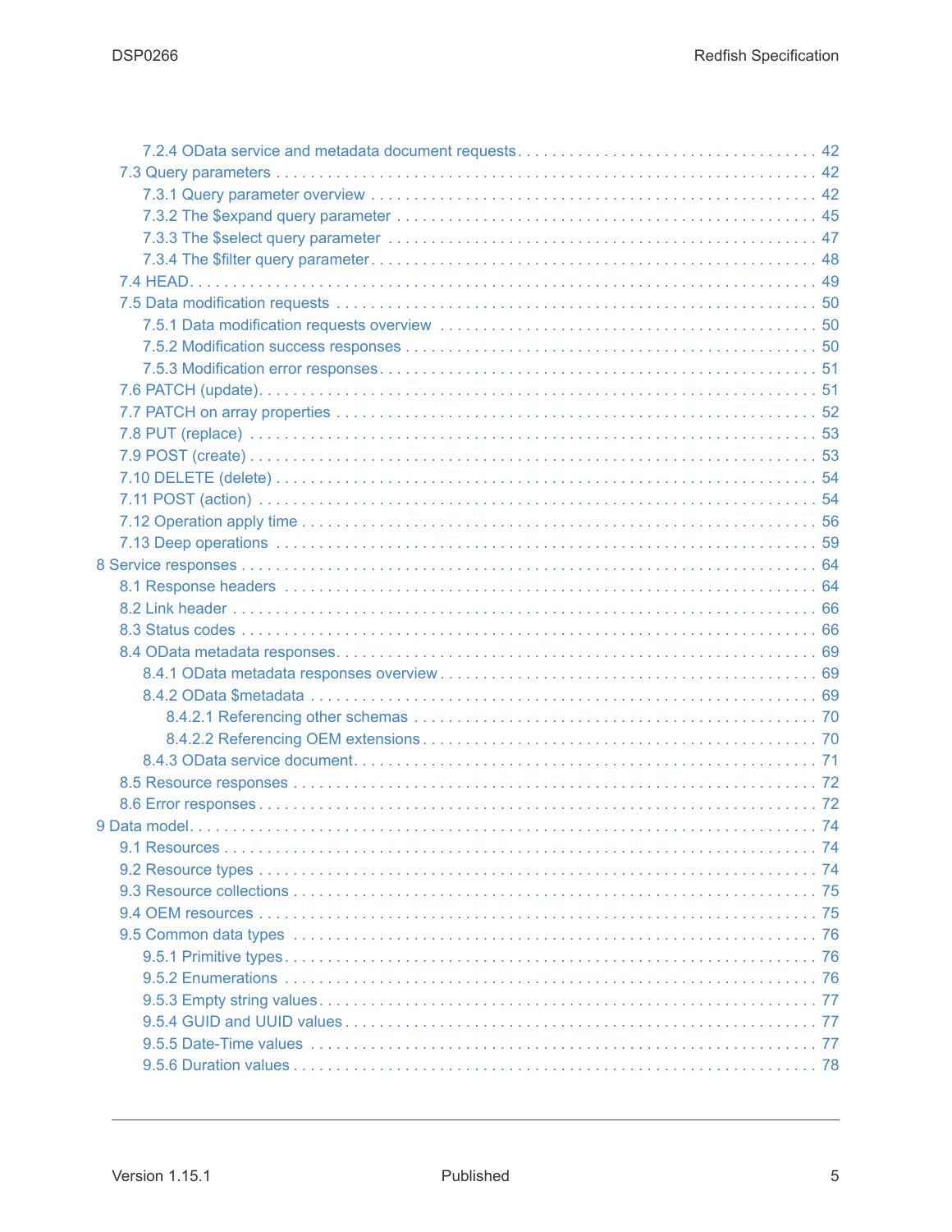- 7.2.4 OData service and metadata document requests . . . 42
- 7.3 Query parameters . . . 42
  - 7.3.1 Query parameter overview . . . 42
  - 7.3.2 The $expand query parameter . . . 45
  - 7.3.3 The $select query parameter . . . 47
  - 7.3.4 The $filter query parameter . . . 48
- 7.4 HEAD . . . 49
- 7.5 Data modification requests . . . 50
  - 7.5.1 Data modification requests overview . . . 50
  - 7.5.2 Modification success responses . . . 50
  - 7.5.3 Modification error responses . . . 51
- 7.6 PATCH (update) . . . 51
- 7.7 PATCH on array properties . . . 52
- 7.8 PUT (replace) . . . 53
- 7.9 POST (create) . . . 53
- 7.10 DELETE (delete) . . . 54
- 7.11 POST (action) . . . 54
- 7.12 Operation apply time . . . 56
- 7.13 Deep operations . . . 59

8 Service responses . . . 64
- 8.1 Response headers . . . 64
- 8.2 Link header . . . 66
- 8.3 Status codes . . . 66
- 8.4 OData metadata responses . . . 69
  - 8.4.1 OData metadata responses overview . . . 69
  - 8.4.2 OData $metadata . . . 69
    - 8.4.2.1 Referencing other schemas . . . 70
    - 8.4.2.2 Referencing OEM extensions . . . 70
  - 8.4.3 OData service document . . . 71
- 8.5 Resource responses . . . 72
- 8.6 Error responses . . . 72

9 Data model . . . 74
- 9.1 Resources . . . 74
- 9.2 Resource types . . . 74
- 9.3 Resource collections . . . 75
- 9.4 OEM resources . . . 75
- 9.5 Common data types . . . 76
  - 9.5.1 Primitive types . . . 76
  - 9.5.2 Enumerations . . . 76
  - 9.5.3 Empty string values . . . 77
  - 9.5.4 GUID and UUID values . . . 77
  - 9.5.5 Date-Time values . . . 77
  - 9.5.6 Duration values . . . 78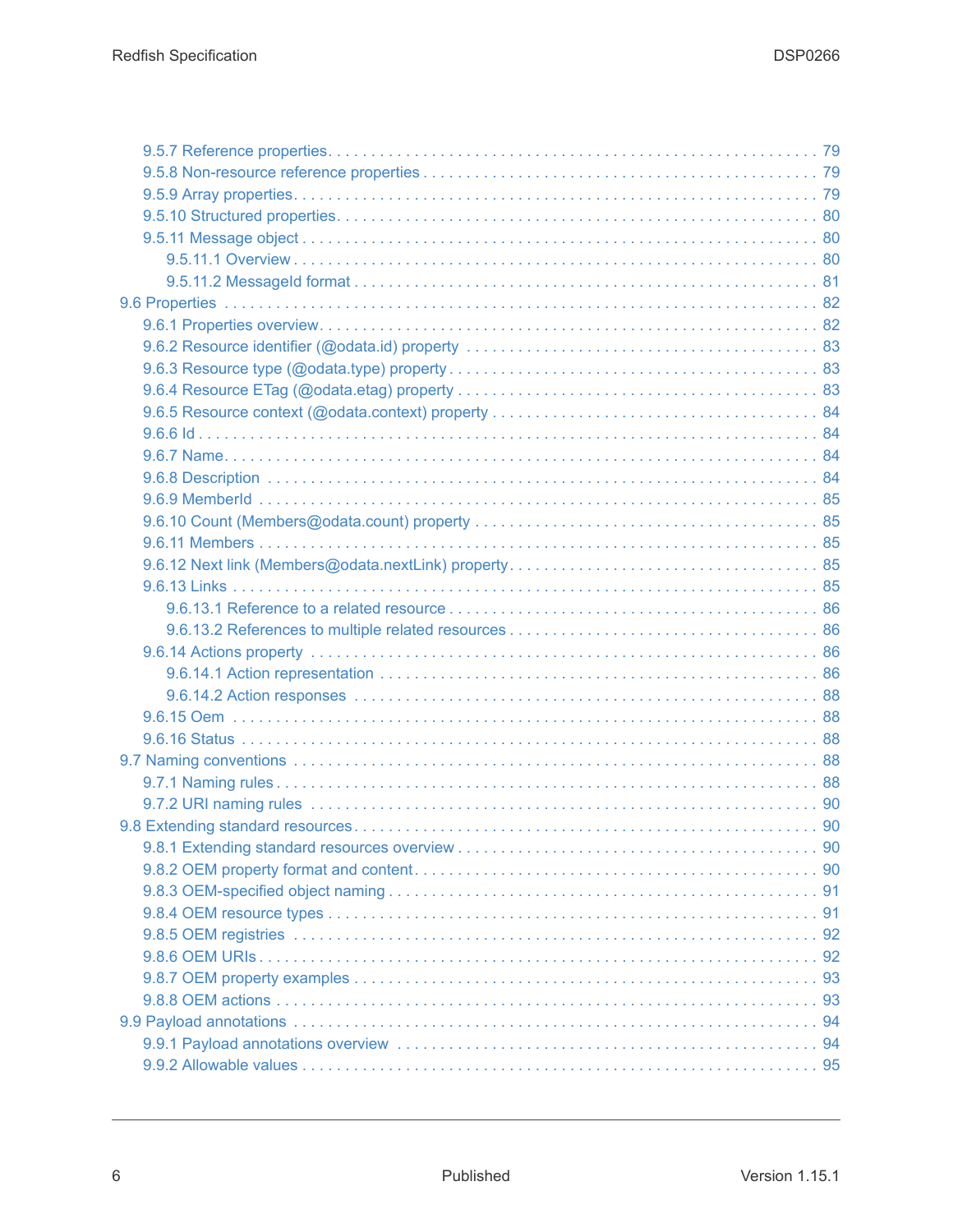- 9.5.7 Reference properties . . . 79
- 9.5.8 Non-resource reference properties . . . 79
- 9.5.9 Array properties . . . 79
- 9.5.10 Structured properties . . . 80
- 9.5.11 Message object . . . 80
  - 9.5.11.1 Overview . . . 80
  - 9.5.11.2 MessageId format . . . 81
- 9.6 Properties . . . 82
  - 9.6.1 Properties overview . . . 82
  - 9.6.2 Resource identifier (@odata.id) property . . . 83
  - 9.6.3 Resource type (@odata.type) property . . . 83
  - 9.6.4 Resource ETag (@odata.etag) property . . . 83
  - 9.6.5 Resource context (@odata.context) property . . . 84
  - 9.6.6 Id . . . 84
  - 9.6.7 Name . . . 84
  - 9.6.8 Description . . . 84
  - 9.6.9 MemberId . . . 85
  - 9.6.10 Count (Members@odata.count) property . . . 85
  - 9.6.11 Members . . . 85
  - 9.6.12 Next link (Members@odata.nextLink) property . . . 85
  - 9.6.13 Links . . . 85
    - 9.6.13.1 Reference to a related resource . . . 86
    - 9.6.13.2 References to multiple related resources . . . 86
  - 9.6.14 Actions property . . . 86
    - 9.6.14.1 Action representation . . . 86
    - 9.6.14.2 Action responses . . . 88
  - 9.6.15 Oem . . . 88
  - 9.6.16 Status . . . 88
- 9.7 Naming conventions . . . 88
  - 9.7.1 Naming rules . . . 88
  - 9.7.2 URI naming rules . . . 90
- 9.8 Extending standard resources . . . 90
  - 9.8.1 Extending standard resources overview . . . 90
  - 9.8.2 OEM property format and content . . . 90
  - 9.8.3 OEM-specified object naming . . . 91
  - 9.8.4 OEM resource types . . . 91
  - 9.8.5 OEM registries . . . 92
  - 9.8.6 OEM URIs . . . 92
  - 9.8.7 OEM property examples . . . 93
  - 9.8.8 OEM actions . . . 93
- 9.9 Payload annotations . . . 94
  - 9.9.1 Payload annotations overview . . . 94
  - 9.9.2 Allowable values . . . 95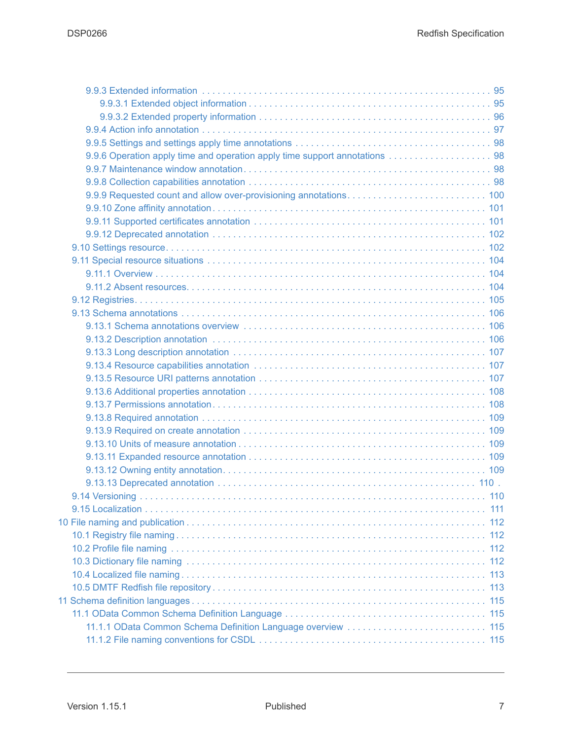- 9.9.3 Extended information . . . . . . . . . . 95
  - 9.9.3.1 Extended object information . . . . . . . . . . 95
  - 9.9.3.2 Extended property information . . . . . . . . . . 96
- 9.9.4 Action info annotation . . . . . . . . . . 97
- 9.9.5 Settings and settings apply time annotations . . . . . . . . . . 98
- 9.9.6 Operation apply time and operation apply time support annotations . . . . . . . . . . 98
- 9.9.7 Maintenance window annotation . . . . . . . . . . 98
- 9.9.8 Collection capabilities annotation . . . . . . . . . . 98
- 9.9.9 Requested count and allow over-provisioning annotations . . . . . . . . . . 100
- 9.9.10 Zone affinity annotation . . . . . . . . . . 101
- 9.9.11 Supported certificates annotation . . . . . . . . . . 101
- 9.9.12 Deprecated annotation . . . . . . . . . . 102

9.10 Settings resource . . . . . . . . . . 102

9.11 Special resource situations . . . . . . . . . . 104
- 9.11.1 Overview . . . . . . . . . . 104
- 9.11.2 Absent resources . . . . . . . . . . 104

9.12 Registries . . . . . . . . . . 105

9.13 Schema annotations . . . . . . . . . . 106
- 9.13.1 Schema annotations overview . . . . . . . . . . 106
- 9.13.2 Description annotation . . . . . . . . . . 106
- 9.13.3 Long description annotation . . . . . . . . . . 107
- 9.13.4 Resource capabilities annotation . . . . . . . . . . 107
- 9.13.5 Resource URI patterns annotation . . . . . . . . . . 107
- 9.13.6 Additional properties annotation . . . . . . . . . . 108
- 9.13.7 Permissions annotation . . . . . . . . . . 108
- 9.13.8 Required annotation . . . . . . . . . . 109
- 9.13.9 Required on create annotation . . . . . . . . . . 109
- 9.13.10 Units of measure annotation . . . . . . . . . . 109
- 9.13.11 Expanded resource annotation . . . . . . . . . . 109
- 9.13.12 Owning entity annotation . . . . . . . . . . 109
- 9.13.13 Deprecated annotation . . . . . . . . . . 110

9.14 Versioning . . . . . . . . . . 110

9.15 Localization . . . . . . . . . . 111

10 File naming and publication . . . . . . . . . . 112
- 10.1 Registry file naming . . . . . . . . . . 112
- 10.2 Profile file naming . . . . . . . . . . 112
- 10.3 Dictionary file naming . . . . . . . . . . 112
- 10.4 Localized file naming . . . . . . . . . . 113
- 10.5 DMTF Redfish file repository . . . . . . . . . . 113

11 Schema definition languages . . . . . . . . . . 115
- 11.1 OData Common Schema Definition Language . . . . . . . . . . 115
  - 11.1.1 OData Common Schema Definition Language overview . . . . . . . . . . 115
  - 11.1.2 File naming conventions for CSDL . . . . . . . . . . 115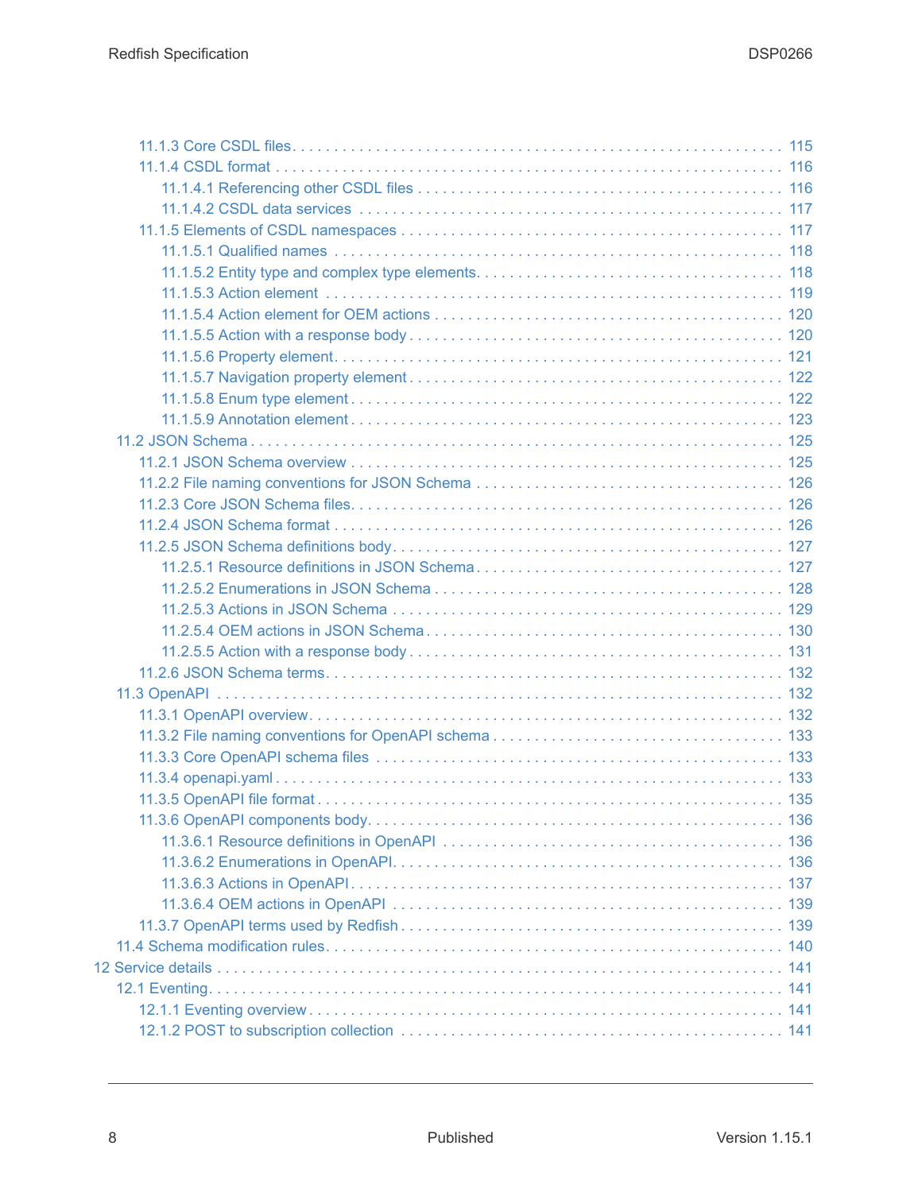- 11.1.3 Core CSDL files . . . 115
- 11.1.4 CSDL format . . . 116
  - 11.1.4.1 Referencing other CSDL files . . . 116
  - 11.1.4.2 CSDL data services . . . 117
- 11.1.5 Elements of CSDL namespaces . . . 117
  - 11.1.5.1 Qualified names . . . 118
  - 11.1.5.2 Entity type and complex type elements . . . 118
  - 11.1.5.3 Action element . . . 119
  - 11.1.5.4 Action element for OEM actions . . . 120
  - 11.1.5.5 Action with a response body . . . 120
  - 11.1.5.6 Property element . . . 121
  - 11.1.5.7 Navigation property element . . . 122
  - 11.1.5.8 Enum type element . . . 122
  - 11.1.5.9 Annotation element . . . 123
- 11.2 JSON Schema . . . 125
  - 11.2.1 JSON Schema overview . . . 125
  - 11.2.2 File naming conventions for JSON Schema . . . 126
  - 11.2.3 Core JSON Schema files . . . 126
  - 11.2.4 JSON Schema format . . . 126
  - 11.2.5 JSON Schema definitions body . . . 127
    - 11.2.5.1 Resource definitions in JSON Schema . . . 127
    - 11.2.5.2 Enumerations in JSON Schema . . . 128
    - 11.2.5.3 Actions in JSON Schema . . . 129
    - 11.2.5.4 OEM actions in JSON Schema . . . 130
    - 11.2.5.5 Action with a response body . . . 131
  - 11.2.6 JSON Schema terms . . . 132
- 11.3 OpenAPI . . . 132
  - 11.3.1 OpenAPI overview . . . 132
  - 11.3.2 File naming conventions for OpenAPI schema . . . 133
  - 11.3.3 Core OpenAPI schema files . . . 133
  - 11.3.4 openapi.yaml . . . 133
  - 11.3.5 OpenAPI file format . . . 135
  - 11.3.6 OpenAPI components body . . . 136
    - 11.3.6.1 Resource definitions in OpenAPI . . . 136
    - 11.3.6.2 Enumerations in OpenAPI . . . 136
    - 11.3.6.3 Actions in OpenAPI . . . 137
    - 11.3.6.4 OEM actions in OpenAPI . . . 139
  - 11.3.7 OpenAPI terms used by Redfish . . . 139
- 11.4 Schema modification rules . . . 140

12 Service details . . . 141
- 12.1 Eventing . . . 141
  - 12.1.1 Eventing overview . . . 141
  - 12.1.2 POST to subscription collection . . . 141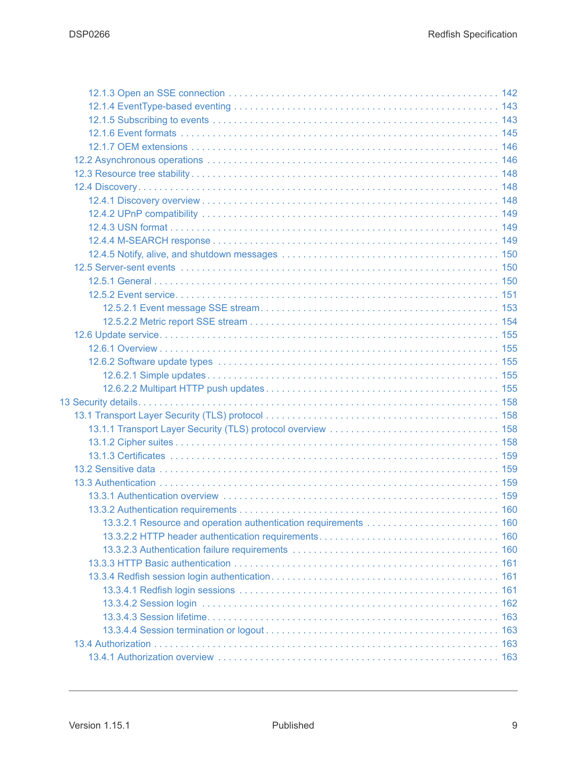- 12.1.3 Open an SSE connection . . . 142
- 12.1.4 EventType-based eventing . . . 143
- 12.1.5 Subscribing to events . . . 143
- 12.1.6 Event formats . . . 145
- 12.1.7 OEM extensions . . . 146
- 12.2 Asynchronous operations . . . 146
- 12.3 Resource tree stability . . . 148
- 12.4 Discovery . . . 148
  - 12.4.1 Discovery overview . . . 148
  - 12.4.2 UPnP compatibility . . . 149
  - 12.4.3 USN format . . . 149
  - 12.4.4 M-SEARCH response . . . 149
  - 12.4.5 Notify, alive, and shutdown messages . . . 150
- 12.5 Server-sent events . . . 150
  - 12.5.1 General . . . 150
  - 12.5.2 Event service . . . 151
    - 12.5.2.1 Event message SSE stream . . . 153
    - 12.5.2.2 Metric report SSE stream . . . 154
- 12.6 Update service . . . 155
  - 12.6.1 Overview . . . 155
  - 12.6.2 Software update types . . . 155
    - 12.6.2.1 Simple updates . . . 155
    - 12.6.2.2 Multipart HTTP push updates . . . 155

13 Security details . . . 158

- 13.1 Transport Layer Security (TLS) protocol . . . 158
  - 13.1.1 Transport Layer Security (TLS) protocol overview . . . 158
  - 13.1.2 Cipher suites . . . 158
  - 13.1.3 Certificates . . . 159
- 13.2 Sensitive data . . . 159
- 13.3 Authentication . . . 159
  - 13.3.1 Authentication overview . . . 159
  - 13.3.2 Authentication requirements . . . 160
    - 13.3.2.1 Resource and operation authentication requirements . . . 160
    - 13.3.2.2 HTTP header authentication requirements . . . 160
    - 13.3.2.3 Authentication failure requirements . . . 160
  - 13.3.3 HTTP Basic authentication . . . 161
  - 13.3.4 Redfish session login authentication . . . 161
    - 13.3.4.1 Redfish login sessions . . . 161
    - 13.3.4.2 Session login . . . 162
    - 13.3.4.3 Session lifetime . . . 163
    - 13.3.4.4 Session termination or logout . . . 163
- 13.4 Authorization . . . 163
  - 13.4.1 Authorization overview . . . 163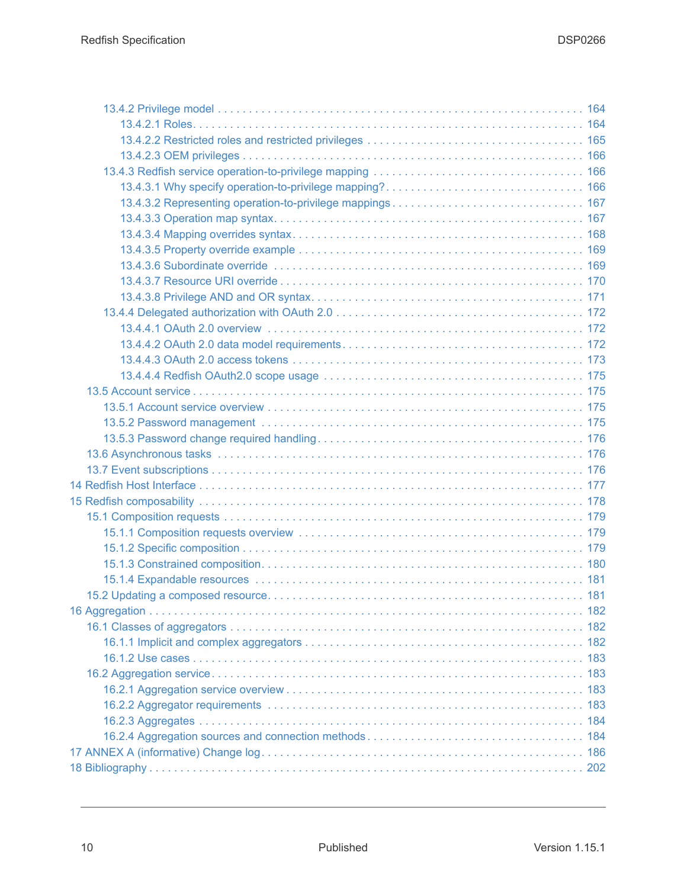- 13.4.2 Privilege model . . . 164
  - 13.4.2.1 Roles . . . 164
  - 13.4.2.2 Restricted roles and restricted privileges . . . 165
  - 13.4.2.3 OEM privileges . . . 166
- 13.4.3 Redfish service operation-to-privilege mapping . . . 166
  - 13.4.3.1 Why specify operation-to-privilege mapping? . . . 166
  - 13.4.3.2 Representing operation-to-privilege mappings . . . 167
  - 13.4.3.3 Operation map syntax . . . 167
  - 13.4.3.4 Mapping overrides syntax . . . 168
  - 13.4.3.5 Property override example . . . 169
  - 13.4.3.6 Subordinate override . . . 169
  - 13.4.3.7 Resource URI override . . . 170
  - 13.4.3.8 Privilege AND and OR syntax . . . 171
- 13.4.4 Delegated authorization with OAuth 2.0 . . . 172
  - 13.4.4.1 OAuth 2.0 overview . . . 172
  - 13.4.4.2 OAuth 2.0 data model requirements . . . 172
  - 13.4.4.3 OAuth 2.0 access tokens . . . 173
  - 13.4.4.4 Redfish OAuth2.0 scope usage . . . 175
- 13.5 Account service . . . 175
  - 13.5.1 Account service overview . . . 175
  - 13.5.2 Password management . . . 175
  - 13.5.3 Password change required handling . . . 176
- 13.6 Asynchronous tasks . . . 176
- 13.7 Event subscriptions . . . 176
- 14 Redfish Host Interface . . . 177
- 15 Redfish composability . . . 178
  - 15.1 Composition requests . . . 179
    - 15.1.1 Composition requests overview . . . 179
    - 15.1.2 Specific composition . . . 179
    - 15.1.3 Constrained composition . . . 180
    - 15.1.4 Expandable resources . . . 181
  - 15.2 Updating a composed resource . . . 181
- 16 Aggregation . . . 182
  - 16.1 Classes of aggregators . . . 182
    - 16.1.1 Implicit and complex aggregators . . . 182
    - 16.1.2 Use cases . . . 183
  - 16.2 Aggregation service . . . 183
    - 16.2.1 Aggregation service overview . . . 183
    - 16.2.2 Aggregator requirements . . . 183
    - 16.2.3 Aggregates . . . 184
    - 16.2.4 Aggregation sources and connection methods . . . 184
- 17 ANNEX A (informative) Change log . . . 186
- 18 Bibliography . . . 202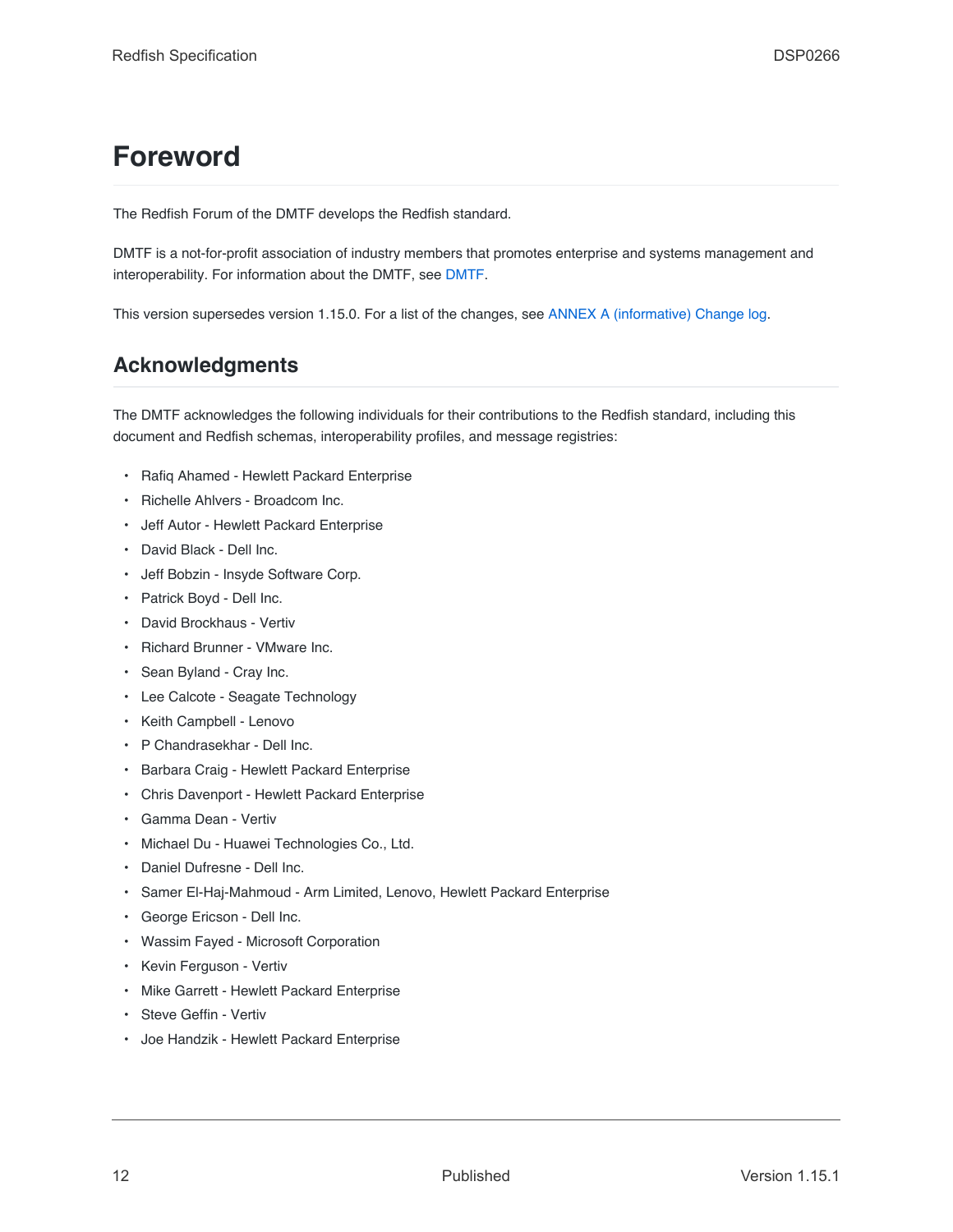# Foreword

The Redfish Forum of the DMTF develops the Redfish standard.

DMTF is a not-for-profit association of industry members that promotes enterprise and systems management and interoperability. For information about the DMTF, see DMTF.

This version supersedes version 1.15.0. For a list of the changes, see ANNEX A (informative) Change log.

## Acknowledgments

The DMTF acknowledges the following individuals for their contributions to the Redfish standard, including this document and Redfish schemas, interoperability profiles, and message registries:

- Rafiq Ahamed - Hewlett Packard Enterprise
- Richelle Ahlvers - Broadcom Inc.
- Jeff Autor - Hewlett Packard Enterprise
- David Black - Dell Inc.
- Jeff Bobzin - Insyde Software Corp.
- Patrick Boyd - Dell Inc.
- David Brockhaus - Vertiv
- Richard Brunner - VMware Inc.
- Sean Byland - Cray Inc.
- Lee Calcote - Seagate Technology
- Keith Campbell - Lenovo
- P Chandrasekhar - Dell Inc.
- Barbara Craig - Hewlett Packard Enterprise
- Chris Davenport - Hewlett Packard Enterprise
- Gamma Dean - Vertiv
- Michael Du - Huawei Technologies Co., Ltd.
- Daniel Dufresne - Dell Inc.
- Samer El-Haj-Mahmoud - Arm Limited, Lenovo, Hewlett Packard Enterprise
- George Ericson - Dell Inc.
- Wassim Fayed - Microsoft Corporation
- Kevin Ferguson - Vertiv
- Mike Garrett - Hewlett Packard Enterprise
- Steve Geffin - Vertiv
- Joe Handzik - Hewlett Packard Enterprise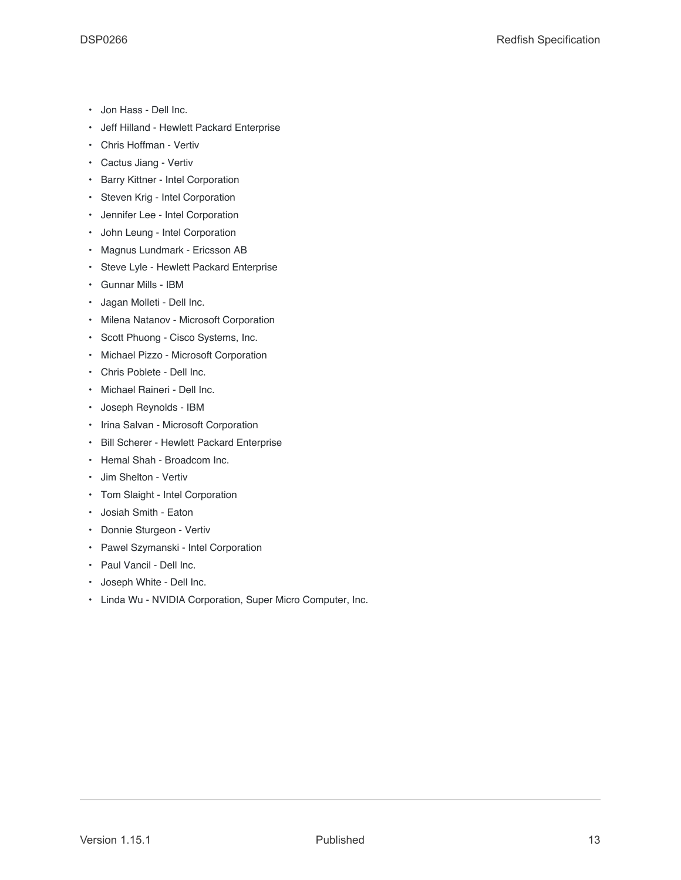- Jon Hass - Dell Inc.
- Jeff Hilland - Hewlett Packard Enterprise
- Chris Hoffman - Vertiv
- Cactus Jiang - Vertiv
- Barry Kittner - Intel Corporation
- Steven Krig - Intel Corporation
- Jennifer Lee - Intel Corporation
- John Leung - Intel Corporation
- Magnus Lundmark - Ericsson AB
- Steve Lyle - Hewlett Packard Enterprise
- Gunnar Mills - IBM
- Jagan Molleti - Dell Inc.
- Milena Natanov - Microsoft Corporation
- Scott Phuong - Cisco Systems, Inc.
- Michael Pizzo - Microsoft Corporation
- Chris Poblete - Dell Inc.
- Michael Raineri - Dell Inc.
- Joseph Reynolds - IBM
- Irina Salvan - Microsoft Corporation
- Bill Scherer - Hewlett Packard Enterprise
- Hemal Shah - Broadcom Inc.
- Jim Shelton - Vertiv
- Tom Slaight - Intel Corporation
- Josiah Smith - Eaton
- Donnie Sturgeon - Vertiv
- Pawel Szymanski - Intel Corporation
- Paul Vancil - Dell Inc.
- Joseph White - Dell Inc.
- Linda Wu - NVIDIA Corporation, Super Micro Computer, Inc.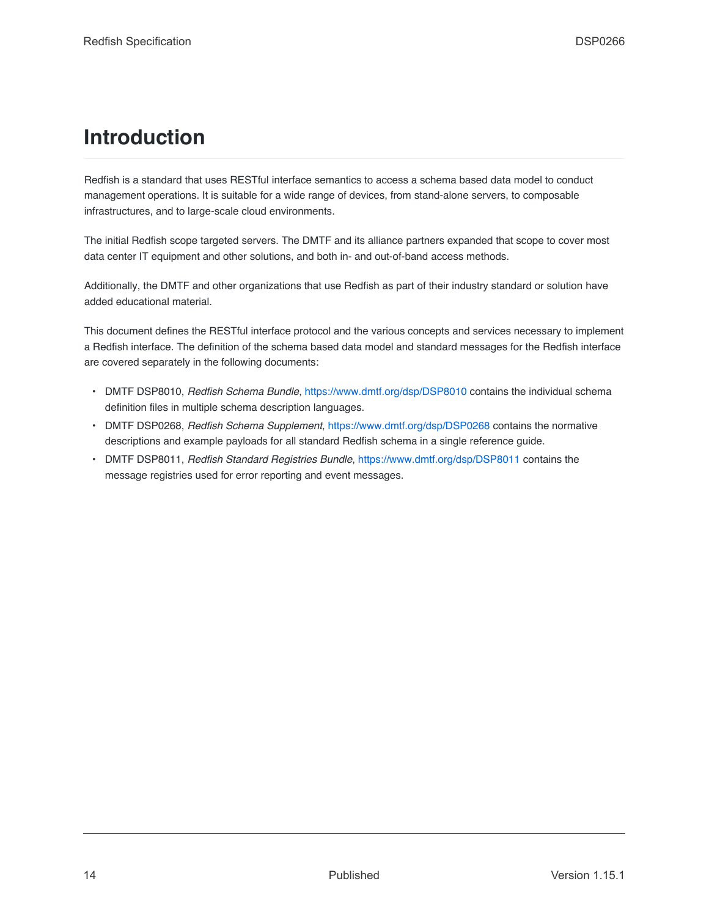# Introduction

Redfish is a standard that uses RESTful interface semantics to access a schema based data model to conduct management operations. It is suitable for a wide range of devices, from stand-alone servers, to composable infrastructures, and to large-scale cloud environments.

The initial Redfish scope targeted servers. The DMTF and its alliance partners expanded that scope to cover most data center IT equipment and other solutions, and both in- and out-of-band access methods.

Additionally, the DMTF and other organizations that use Redfish as part of their industry standard or solution have added educational material.

This document defines the RESTful interface protocol and the various concepts and services necessary to implement a Redfish interface. The definition of the schema based data model and standard messages for the Redfish interface are covered separately in the following documents:

- DMTF DSP8010, *Redfish Schema Bundle*, https://www.dmtf.org/dsp/DSP8010 contains the individual schema definition files in multiple schema description languages.
- DMTF DSP0268, *Redfish Schema Supplement*, https://www.dmtf.org/dsp/DSP0268 contains the normative descriptions and example payloads for all standard Redfish schema in a single reference guide.
- DMTF DSP8011, *Redfish Standard Registries Bundle*, https://www.dmtf.org/dsp/DSP8011 contains the message registries used for error reporting and event messages.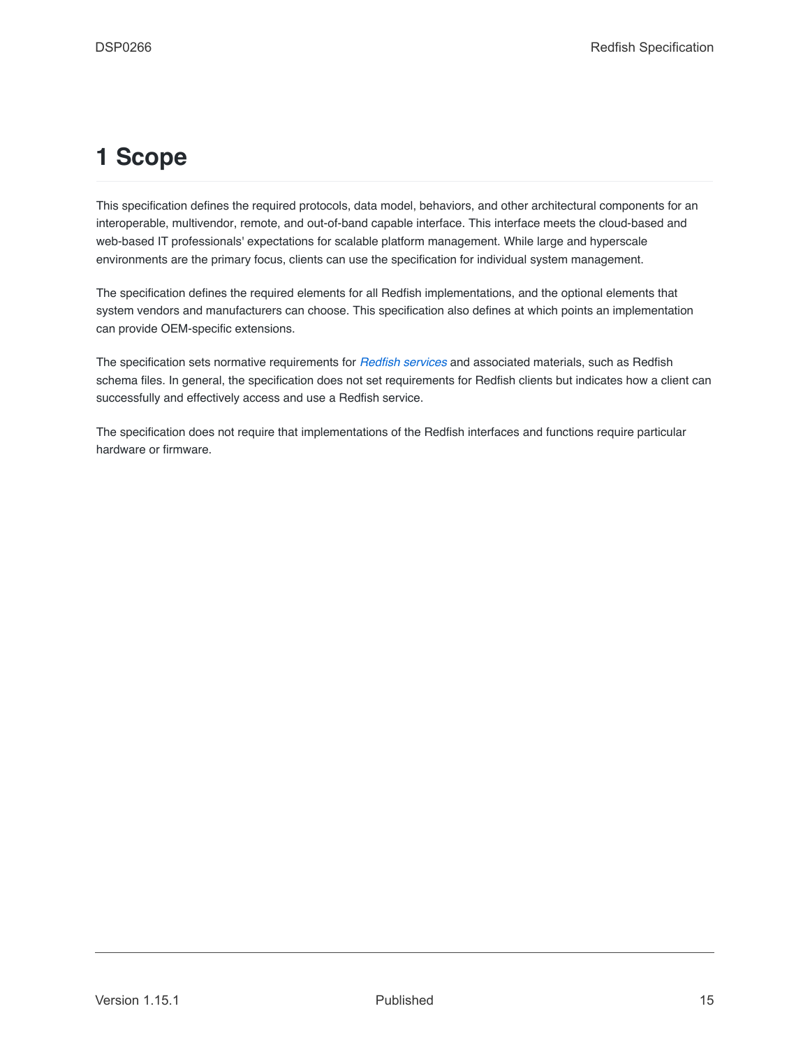# 1 Scope

This specification defines the required protocols, data model, behaviors, and other architectural components for an interoperable, multivendor, remote, and out-of-band capable interface. This interface meets the cloud-based and web-based IT professionals' expectations for scalable platform management. While large and hyperscale environments are the primary focus, clients can use the specification for individual system management.

The specification defines the required elements for all Redfish implementations, and the optional elements that system vendors and manufacturers can choose. This specification also defines at which points an implementation can provide OEM-specific extensions.

The specification sets normative requirements for *Redfish services* and associated materials, such as Redfish schema files. In general, the specification does not set requirements for Redfish clients but indicates how a client can successfully and effectively access and use a Redfish service.

The specification does not require that implementations of the Redfish interfaces and functions require particular hardware or firmware.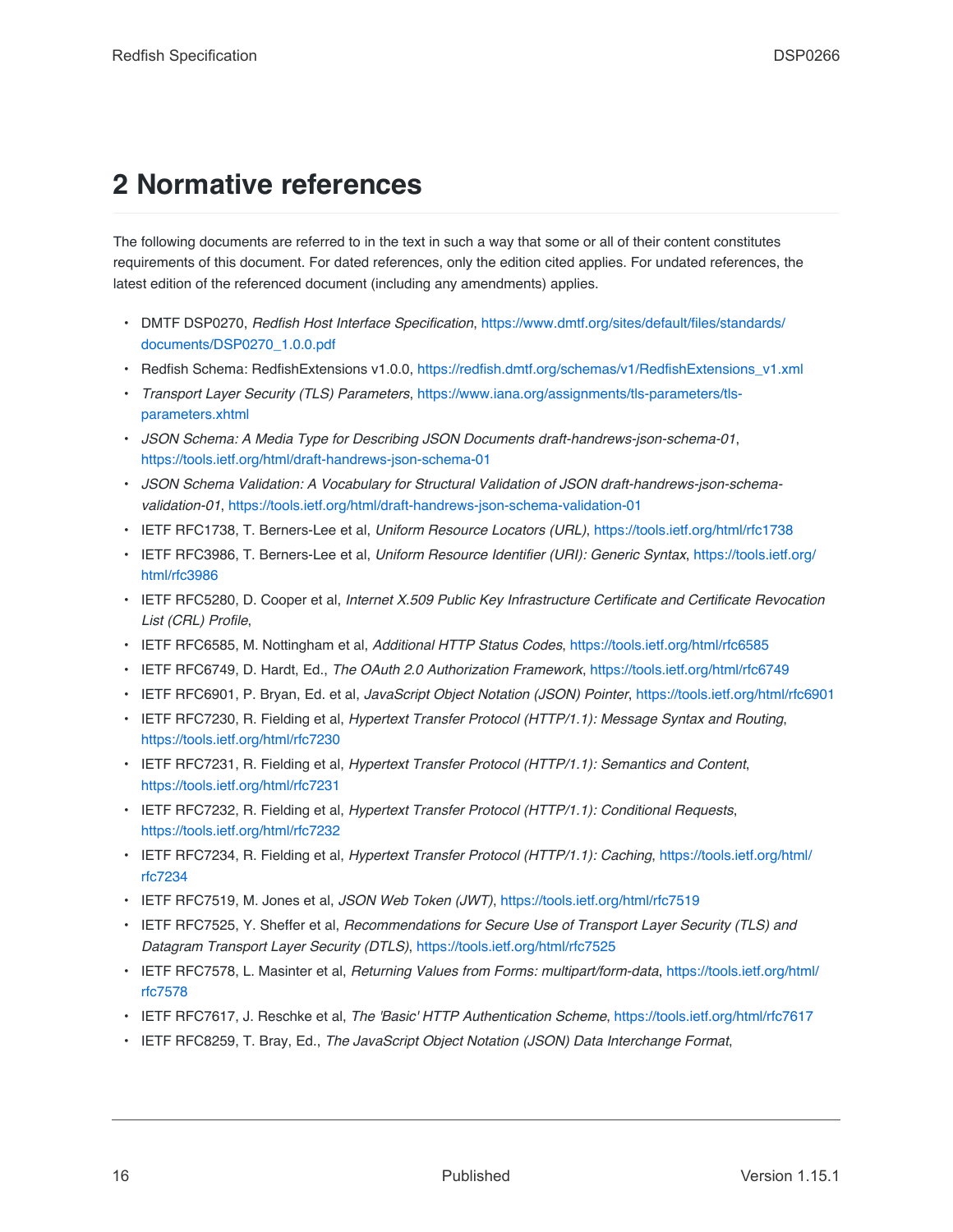# 2 Normative references

The following documents are referred to in the text in such a way that some or all of their content constitutes requirements of this document. For dated references, only the edition cited applies. For undated references, the latest edition of the referenced document (including any amendments) applies.

- DMTF DSP0270, *Redfish Host Interface Specification*, https://www.dmtf.org/sites/default/files/standards/documents/DSP0270_1.0.0.pdf
- Redfish Schema: RedfishExtensions v1.0.0, https://redfish.dmtf.org/schemas/v1/RedfishExtensions_v1.xml
- *Transport Layer Security (TLS) Parameters*, https://www.iana.org/assignments/tls-parameters/tls-parameters.xhtml
- *JSON Schema: A Media Type for Describing JSON Documents draft-handrews-json-schema-01*, https://tools.ietf.org/html/draft-handrews-json-schema-01
- *JSON Schema Validation: A Vocabulary for Structural Validation of JSON draft-handrews-json-schema-validation-01*, https://tools.ietf.org/html/draft-handrews-json-schema-validation-01
- IETF RFC1738, T. Berners-Lee et al, *Uniform Resource Locators (URL)*, https://tools.ietf.org/html/rfc1738
- IETF RFC3986, T. Berners-Lee et al, *Uniform Resource Identifier (URI): Generic Syntax*, https://tools.ietf.org/html/rfc3986
- IETF RFC5280, D. Cooper et al, *Internet X.509 Public Key Infrastructure Certificate and Certificate Revocation List (CRL) Profile*,
- IETF RFC6585, M. Nottingham et al, *Additional HTTP Status Codes*, https://tools.ietf.org/html/rfc6585
- IETF RFC6749, D. Hardt, Ed., *The OAuth 2.0 Authorization Framework*, https://tools.ietf.org/html/rfc6749
- IETF RFC6901, P. Bryan, Ed. et al, *JavaScript Object Notation (JSON) Pointer*, https://tools.ietf.org/html/rfc6901
- IETF RFC7230, R. Fielding et al, *Hypertext Transfer Protocol (HTTP/1.1): Message Syntax and Routing*, https://tools.ietf.org/html/rfc7230
- IETF RFC7231, R. Fielding et al, *Hypertext Transfer Protocol (HTTP/1.1): Semantics and Content*, https://tools.ietf.org/html/rfc7231
- IETF RFC7232, R. Fielding et al, *Hypertext Transfer Protocol (HTTP/1.1): Conditional Requests*, https://tools.ietf.org/html/rfc7232
- IETF RFC7234, R. Fielding et al, *Hypertext Transfer Protocol (HTTP/1.1): Caching*, https://tools.ietf.org/html/rfc7234
- IETF RFC7519, M. Jones et al, *JSON Web Token (JWT)*, https://tools.ietf.org/html/rfc7519
- IETF RFC7525, Y. Sheffer et al, *Recommendations for Secure Use of Transport Layer Security (TLS) and Datagram Transport Layer Security (DTLS)*, https://tools.ietf.org/html/rfc7525
- IETF RFC7578, L. Masinter et al, *Returning Values from Forms: multipart/form-data*, https://tools.ietf.org/html/rfc7578
- IETF RFC7617, J. Reschke et al, *The 'Basic' HTTP Authentication Scheme*, https://tools.ietf.org/html/rfc7617
- IETF RFC8259, T. Bray, Ed., *The JavaScript Object Notation (JSON) Data Interchange Format*,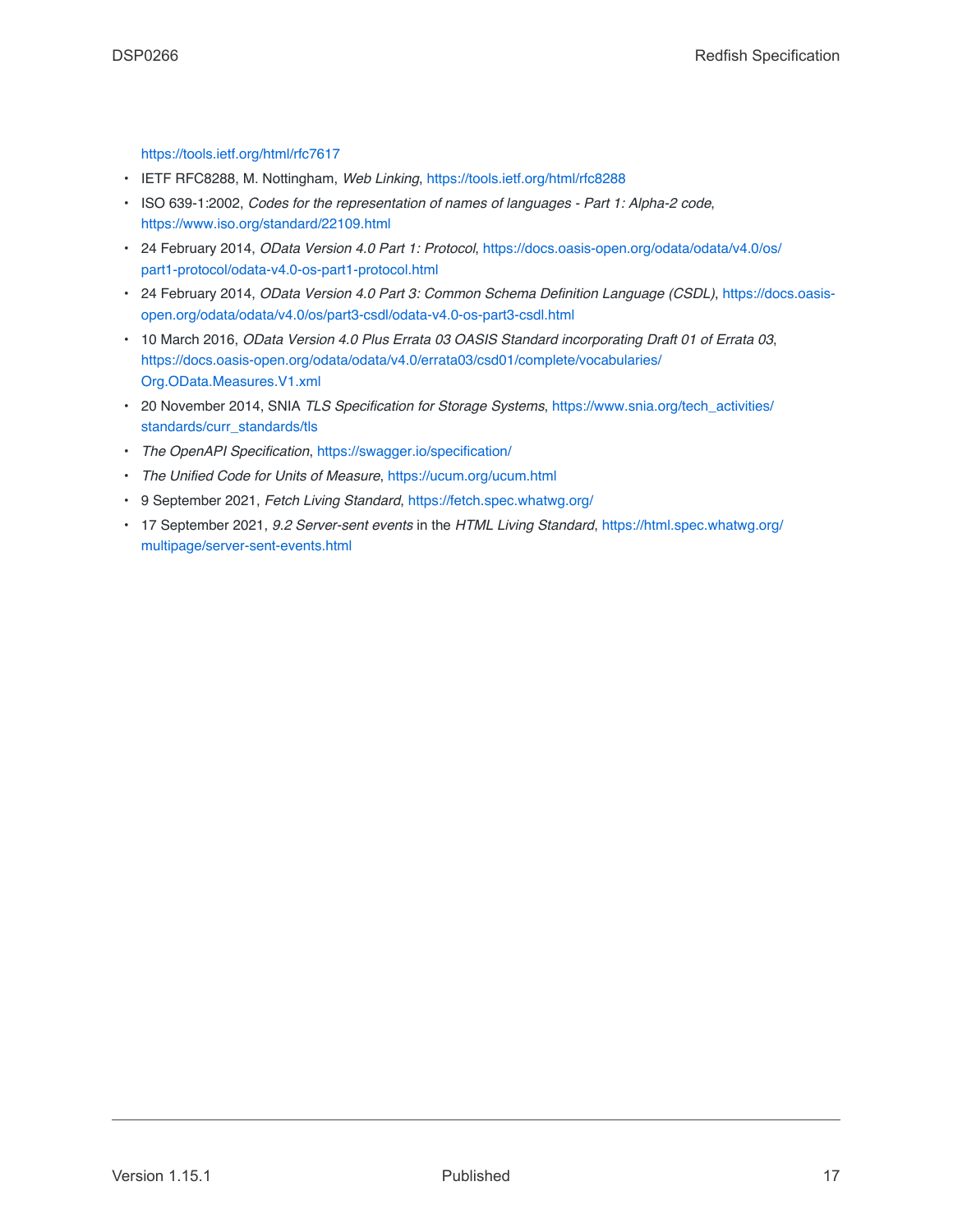https://tools.ietf.org/html/rfc7617

- IETF RFC8288, M. Nottingham, *Web Linking*, https://tools.ietf.org/html/rfc8288
- ISO 639-1:2002, *Codes for the representation of names of languages - Part 1: Alpha-2 code*, https://www.iso.org/standard/22109.html
- 24 February 2014, *OData Version 4.0 Part 1: Protocol*, https://docs.oasis-open.org/odata/odata/v4.0/os/part1-protocol/odata-v4.0-os-part1-protocol.html
- 24 February 2014, *OData Version 4.0 Part 3: Common Schema Definition Language (CSDL)*, https://docs.oasis-open.org/odata/odata/v4.0/os/part3-csdl/odata-v4.0-os-part3-csdl.html
- 10 March 2016, *OData Version 4.0 Plus Errata 03 OASIS Standard incorporating Draft 01 of Errata 03*, https://docs.oasis-open.org/odata/odata/v4.0/errata03/csd01/complete/vocabularies/Org.OData.Measures.V1.xml
- 20 November 2014, SNIA *TLS Specification for Storage Systems*, https://www.snia.org/tech_activities/standards/curr_standards/tls
- *The OpenAPI Specification*, https://swagger.io/specification/
- *The Unified Code for Units of Measure*, https://ucum.org/ucum.html
- 9 September 2021, *Fetch Living Standard*, https://fetch.spec.whatwg.org/
- 17 September 2021, *9.2 Server-sent events* in the *HTML Living Standard*, https://html.spec.whatwg.org/multipage/server-sent-events.html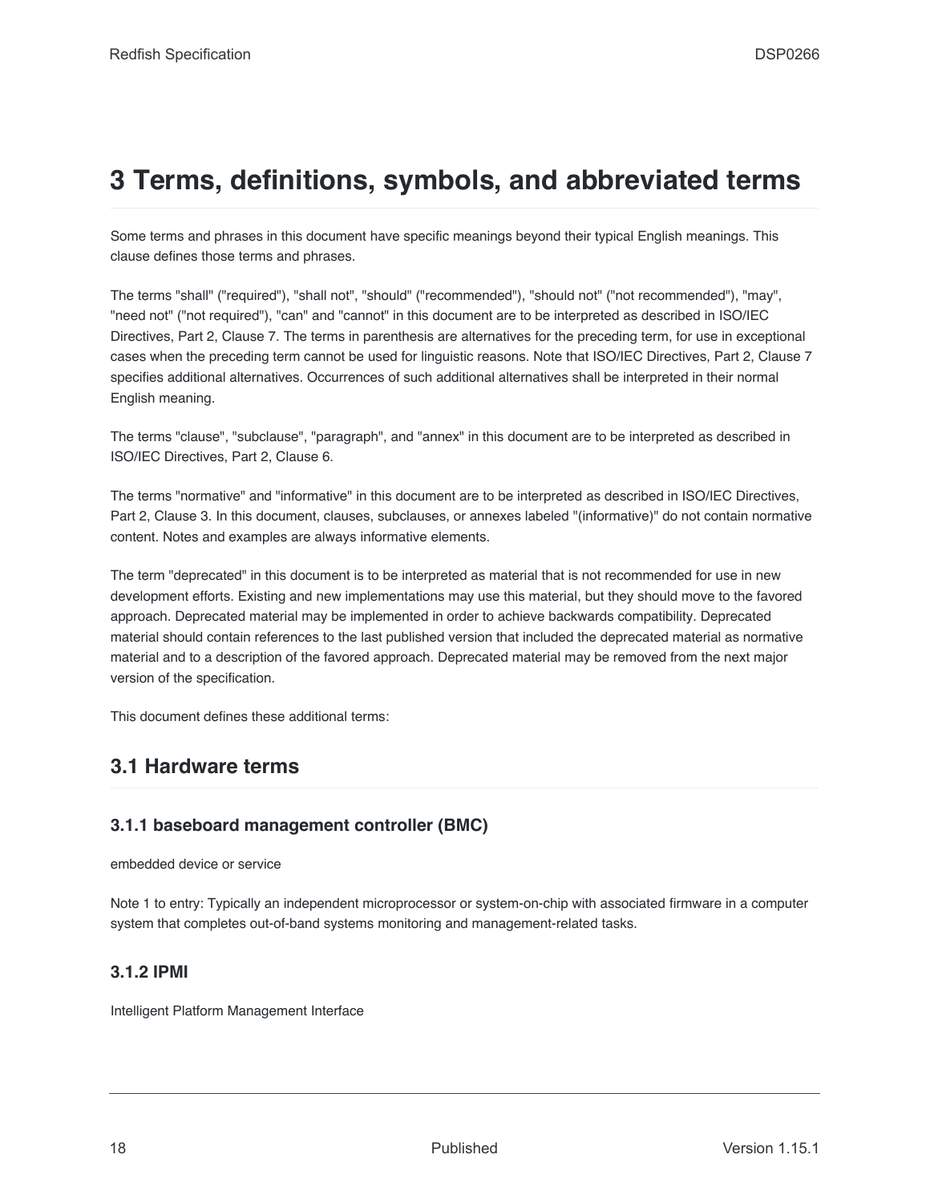# 3 Terms, definitions, symbols, and abbreviated terms

Some terms and phrases in this document have specific meanings beyond their typical English meanings. This clause defines those terms and phrases.

The terms "shall" ("required"), "shall not", "should" ("recommended"), "should not" ("not recommended"), "may", "need not" ("not required"), "can" and "cannot" in this document are to be interpreted as described in ISO/IEC Directives, Part 2, Clause 7. The terms in parenthesis are alternatives for the preceding term, for use in exceptional cases when the preceding term cannot be used for linguistic reasons. Note that ISO/IEC Directives, Part 2, Clause 7 specifies additional alternatives. Occurrences of such additional alternatives shall be interpreted in their normal English meaning.

The terms "clause", "subclause", "paragraph", and "annex" in this document are to be interpreted as described in ISO/IEC Directives, Part 2, Clause 6.

The terms "normative" and "informative" in this document are to be interpreted as described in ISO/IEC Directives, Part 2, Clause 3. In this document, clauses, subclauses, or annexes labeled "(informative)" do not contain normative content. Notes and examples are always informative elements.

The term "deprecated" in this document is to be interpreted as material that is not recommended for use in new development efforts. Existing and new implementations may use this material, but they should move to the favored approach. Deprecated material may be implemented in order to achieve backwards compatibility. Deprecated material should contain references to the last published version that included the deprecated material as normative material and to a description of the favored approach. Deprecated material may be removed from the next major version of the specification.

This document defines these additional terms:

## 3.1 Hardware terms

### 3.1.1 baseboard management controller (BMC)

embedded device or service

Note 1 to entry: Typically an independent microprocessor or system-on-chip with associated firmware in a computer system that completes out-of-band systems monitoring and management-related tasks.

### 3.1.2 IPMI

Intelligent Platform Management Interface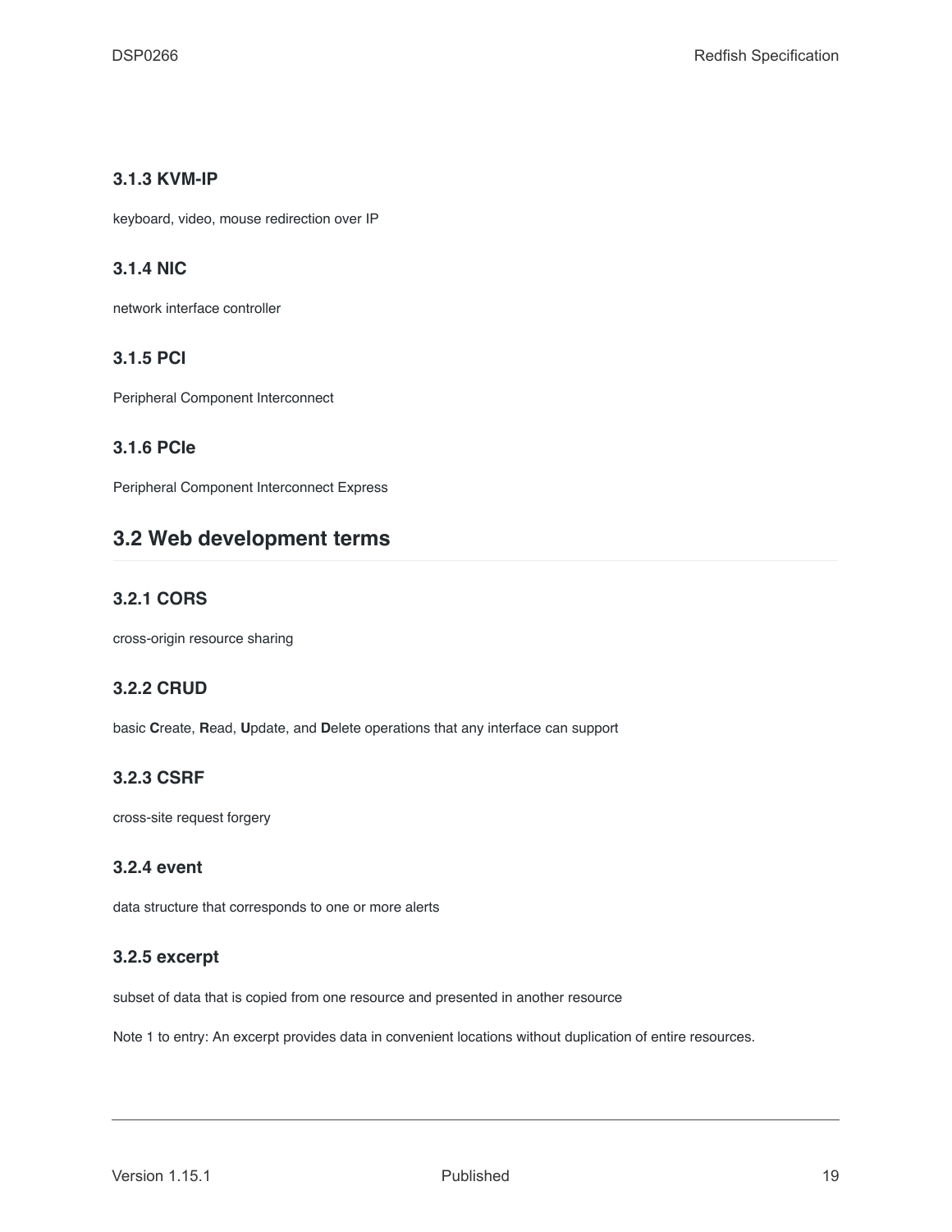### 3.1.3 KVM-IP

keyboard, video, mouse redirection over IP

### 3.1.4 NIC

network interface controller

### 3.1.5 PCI

Peripheral Component Interconnect

### 3.1.6 PCIe

Peripheral Component Interconnect Express

## 3.2 Web development terms

### 3.2.1 CORS

cross-origin resource sharing

### 3.2.2 CRUD

basic **C**reate, **R**ead, **U**pdate, and **D**elete operations that any interface can support

### 3.2.3 CSRF

cross-site request forgery

### 3.2.4 event

data structure that corresponds to one or more alerts

### 3.2.5 excerpt

subset of data that is copied from one resource and presented in another resource

Note 1 to entry: An excerpt provides data in convenient locations without duplication of entire resources.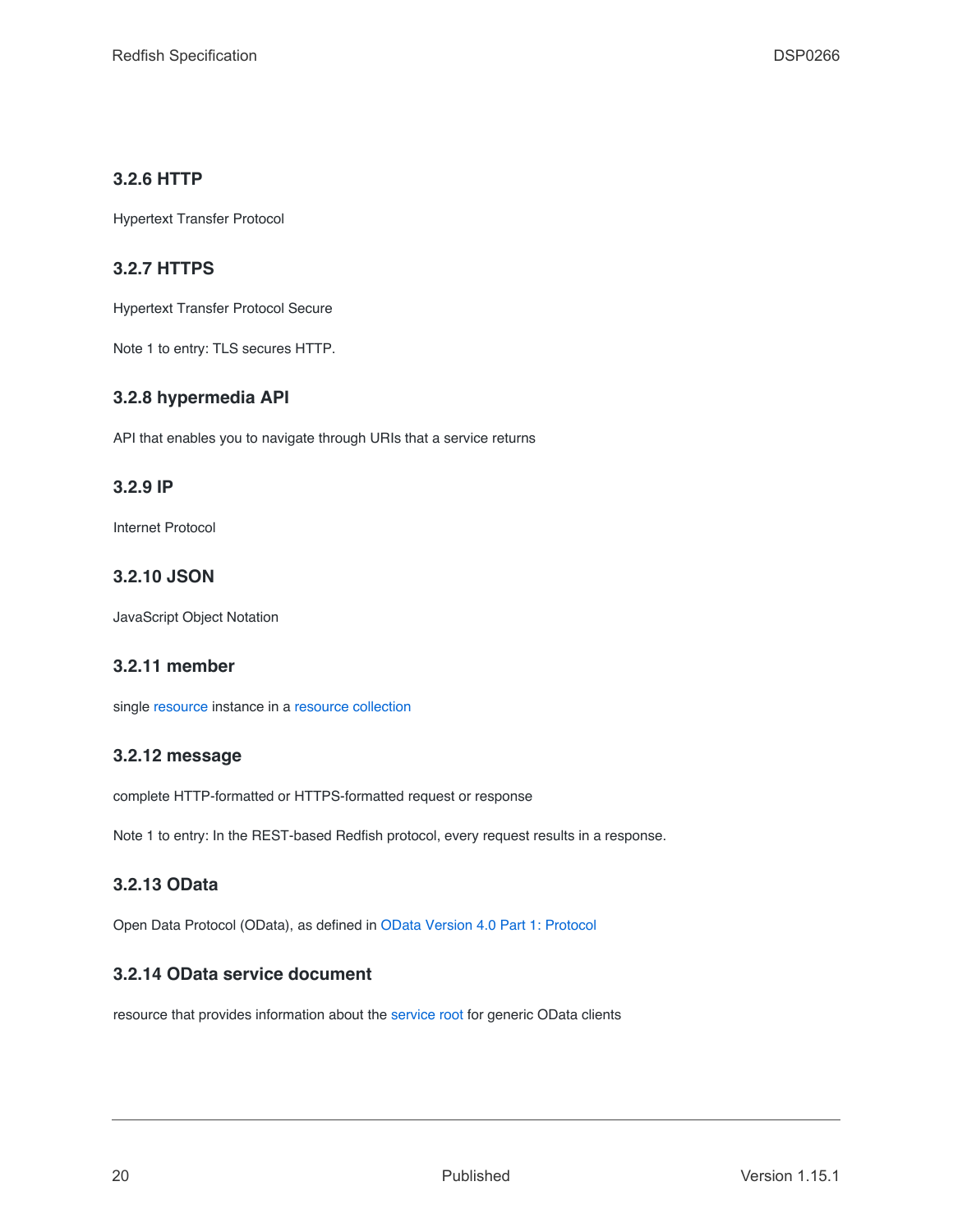### 3.2.6 HTTP

Hypertext Transfer Protocol

### 3.2.7 HTTPS

Hypertext Transfer Protocol Secure

Note 1 to entry: TLS secures HTTP.

### 3.2.8 hypermedia API

API that enables you to navigate through URIs that a service returns

### 3.2.9 IP

Internet Protocol

### 3.2.10 JSON

JavaScript Object Notation

### 3.2.11 member

single resource instance in a resource collection

### 3.2.12 message

complete HTTP-formatted or HTTPS-formatted request or response

Note 1 to entry: In the REST-based Redfish protocol, every request results in a response.

### 3.2.13 OData

Open Data Protocol (OData), as defined in OData Version 4.0 Part 1: Protocol

### 3.2.14 OData service document

resource that provides information about the service root for generic OData clients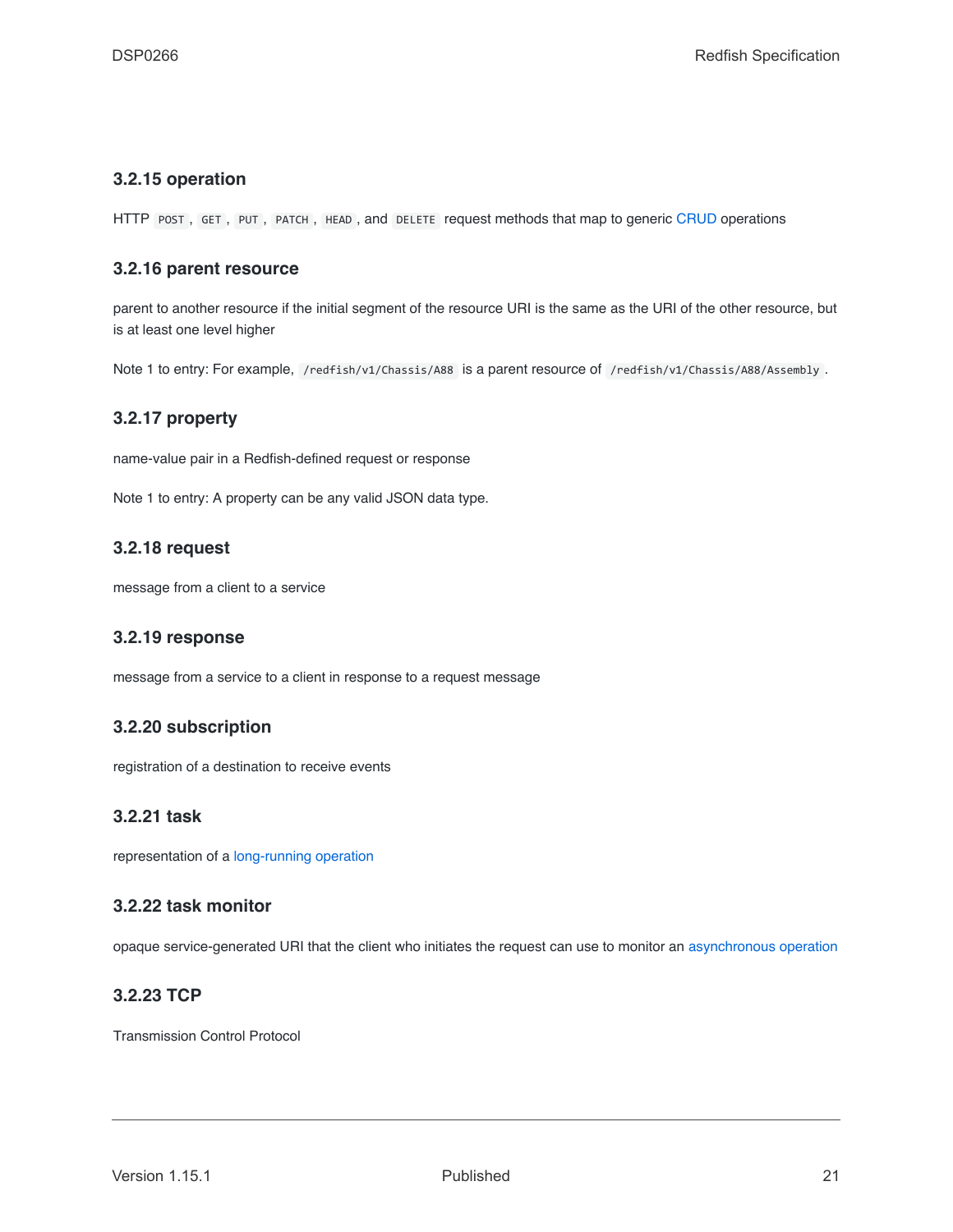### 3.2.15 operation

HTTP `POST`, `GET`, `PUT`, `PATCH`, `HEAD`, and `DELETE` request methods that map to generic CRUD operations

### 3.2.16 parent resource

parent to another resource if the initial segment of the resource URI is the same as the URI of the other resource, but is at least one level higher

Note 1 to entry: For example, `/redfish/v1/Chassis/A88` is a parent resource of `/redfish/v1/Chassis/A88/Assembly`.

### 3.2.17 property

name-value pair in a Redfish-defined request or response

Note 1 to entry: A property can be any valid JSON data type.

### 3.2.18 request

message from a client to a service

### 3.2.19 response

message from a service to a client in response to a request message

### 3.2.20 subscription

registration of a destination to receive events

### 3.2.21 task

representation of a long-running operation

### 3.2.22 task monitor

opaque service-generated URI that the client who initiates the request can use to monitor an asynchronous operation

### 3.2.23 TCP

Transmission Control Protocol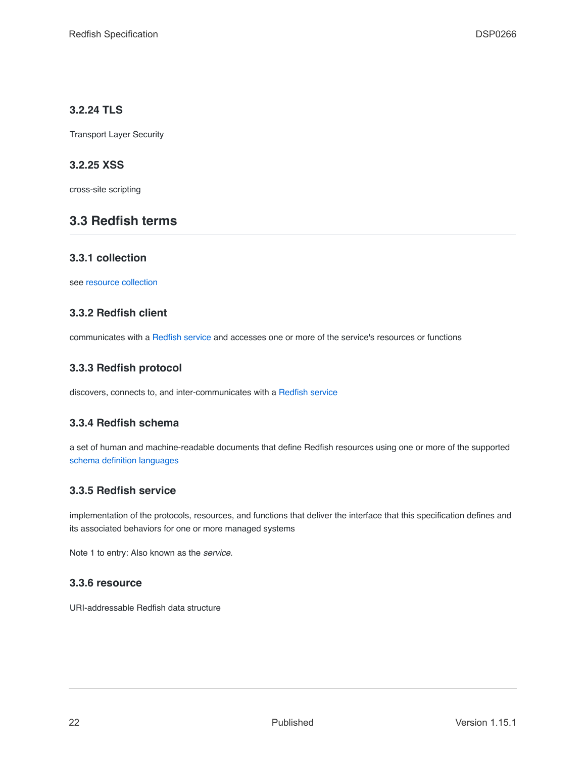### 3.2.24 TLS

Transport Layer Security

### 3.2.25 XSS

cross-site scripting

## 3.3 Redfish terms

### 3.3.1 collection

see resource collection

### 3.3.2 Redfish client

communicates with a Redfish service and accesses one or more of the service's resources or functions

### 3.3.3 Redfish protocol

discovers, connects to, and inter-communicates with a Redfish service

### 3.3.4 Redfish schema

a set of human and machine-readable documents that define Redfish resources using one or more of the supported schema definition languages

### 3.3.5 Redfish service

implementation of the protocols, resources, and functions that deliver the interface that this specification defines and its associated behaviors for one or more managed systems

Note 1 to entry: Also known as the *service*.

### 3.3.6 resource

URI-addressable Redfish data structure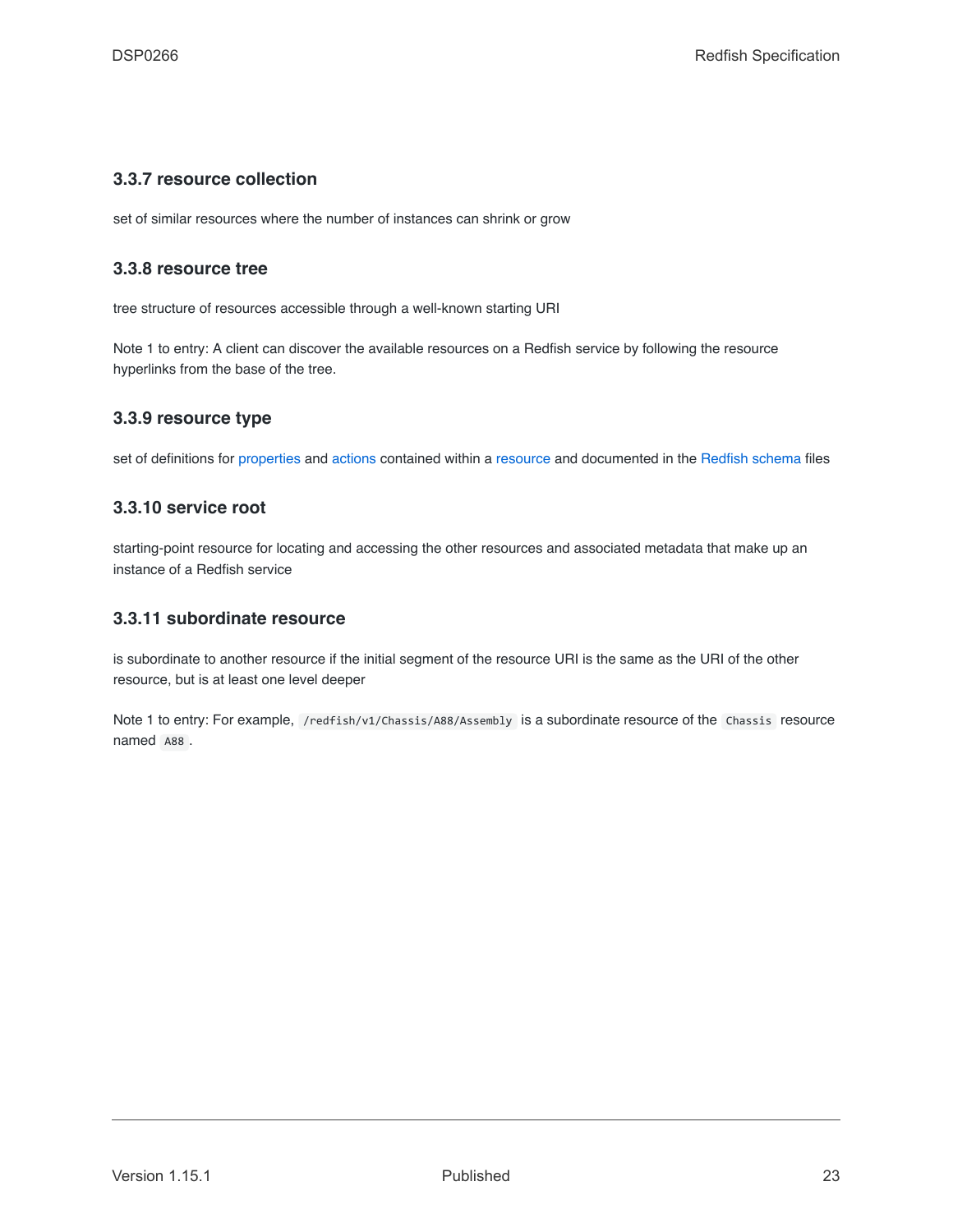### 3.3.7 resource collection

set of similar resources where the number of instances can shrink or grow

### 3.3.8 resource tree

tree structure of resources accessible through a well-known starting URI

Note 1 to entry: A client can discover the available resources on a Redfish service by following the resource hyperlinks from the base of the tree.

### 3.3.9 resource type

set of definitions for properties and actions contained within a resource and documented in the Redfish schema files

### 3.3.10 service root

starting-point resource for locating and accessing the other resources and associated metadata that make up an instance of a Redfish service

### 3.3.11 subordinate resource

is subordinate to another resource if the initial segment of the resource URI is the same as the URI of the other resource, but is at least one level deeper

Note 1 to entry: For example, `/redfish/v1/Chassis/A88/Assembly` is a subordinate resource of the `Chassis` resource named `A88`.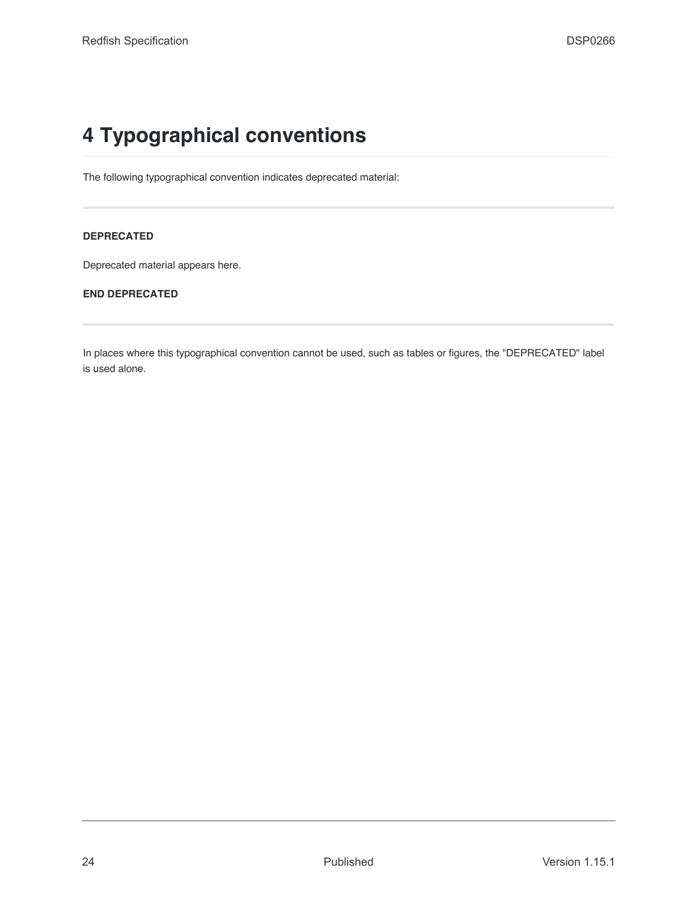# 4 Typographical conventions

The following typographical convention indicates deprecated material:

---

**DEPRECATED**

Deprecated material appears here.

**END DEPRECATED**

---

In places where this typographical convention cannot be used, such as tables or figures, the "DEPRECATED" label is used alone.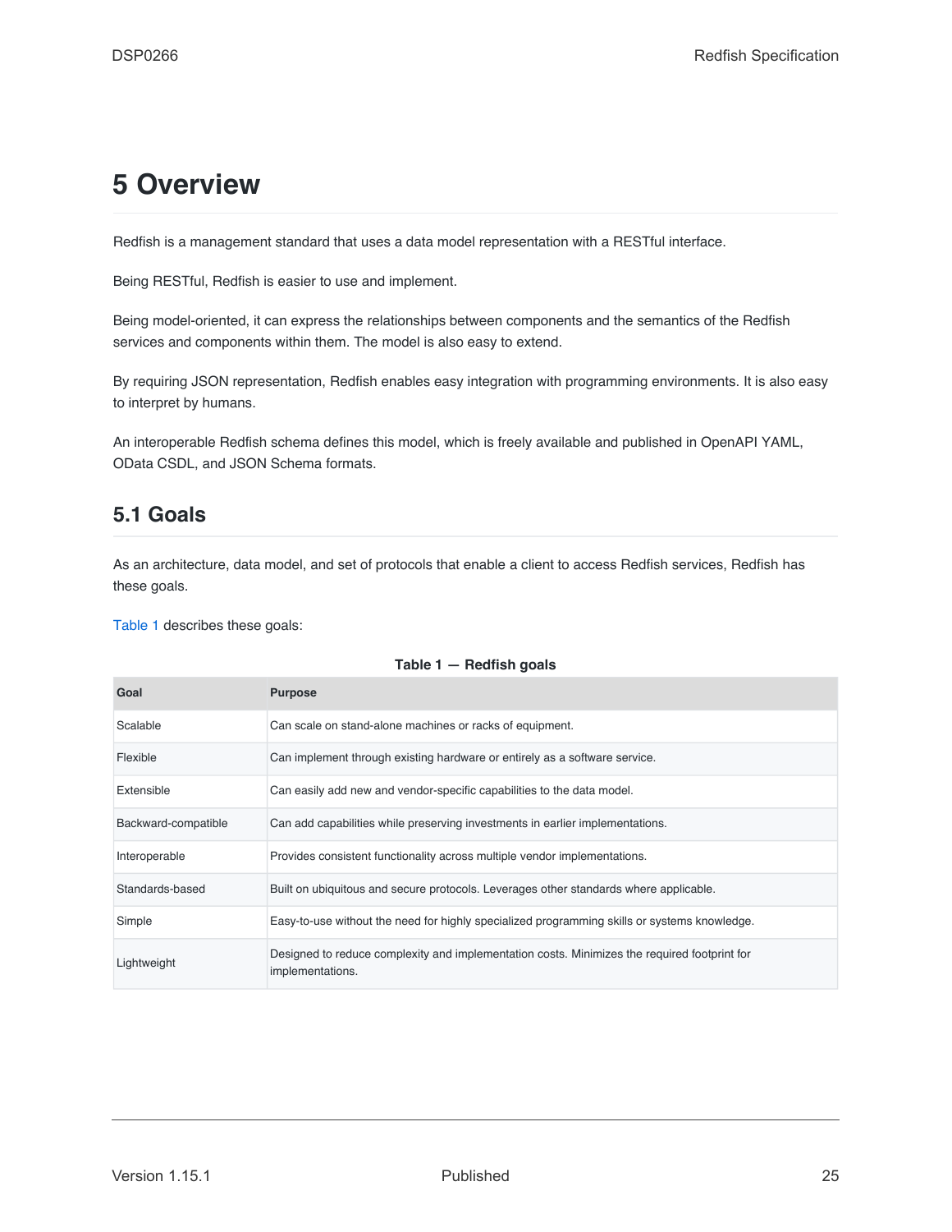# 5 Overview

Redfish is a management standard that uses a data model representation with a RESTful interface.

Being RESTful, Redfish is easier to use and implement.

Being model-oriented, it can express the relationships between components and the semantics of the Redfish services and components within them. The model is also easy to extend.

By requiring JSON representation, Redfish enables easy integration with programming environments. It is also easy to interpret by humans.

An interoperable Redfish schema defines this model, which is freely available and published in OpenAPI YAML, OData CSDL, and JSON Schema formats.

## 5.1 Goals

As an architecture, data model, and set of protocols that enable a client to access Redfish services, Redfish has these goals.

Table 1 describes these goals:

**Table 1 — Redfish goals**

| Goal | Purpose |
|---|---|
| Scalable | Can scale on stand-alone machines or racks of equipment. |
| Flexible | Can implement through existing hardware or entirely as a software service. |
| Extensible | Can easily add new and vendor-specific capabilities to the data model. |
| Backward-compatible | Can add capabilities while preserving investments in earlier implementations. |
| Interoperable | Provides consistent functionality across multiple vendor implementations. |
| Standards-based | Built on ubiquitous and secure protocols. Leverages other standards where applicable. |
| Simple | Easy-to-use without the need for highly specialized programming skills or systems knowledge. |
| Lightweight | Designed to reduce complexity and implementation costs. Minimizes the required footprint for implementations. |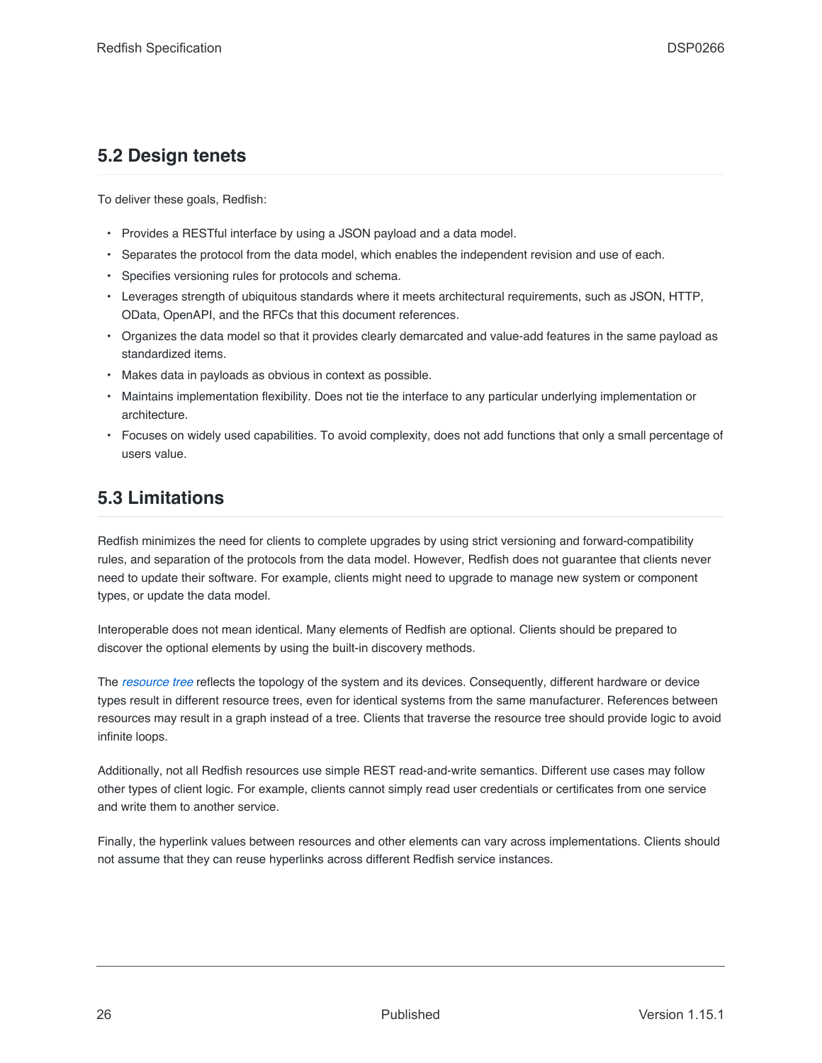## 5.2 Design tenets

To deliver these goals, Redfish:

- Provides a RESTful interface by using a JSON payload and a data model.
- Separates the protocol from the data model, which enables the independent revision and use of each.
- Specifies versioning rules for protocols and schema.
- Leverages strength of ubiquitous standards where it meets architectural requirements, such as JSON, HTTP, OData, OpenAPI, and the RFCs that this document references.
- Organizes the data model so that it provides clearly demarcated and value-add features in the same payload as standardized items.
- Makes data in payloads as obvious in context as possible.
- Maintains implementation flexibility. Does not tie the interface to any particular underlying implementation or architecture.
- Focuses on widely used capabilities. To avoid complexity, does not add functions that only a small percentage of users value.

## 5.3 Limitations

Redfish minimizes the need for clients to complete upgrades by using strict versioning and forward-compatibility rules, and separation of the protocols from the data model. However, Redfish does not guarantee that clients never need to update their software. For example, clients might need to upgrade to manage new system or component types, or update the data model.

Interoperable does not mean identical. Many elements of Redfish are optional. Clients should be prepared to discover the optional elements by using the built-in discovery methods.

The *resource tree* reflects the topology of the system and its devices. Consequently, different hardware or device types result in different resource trees, even for identical systems from the same manufacturer. References between resources may result in a graph instead of a tree. Clients that traverse the resource tree should provide logic to avoid infinite loops.

Additionally, not all Redfish resources use simple REST read-and-write semantics. Different use cases may follow other types of client logic. For example, clients cannot simply read user credentials or certificates from one service and write them to another service.

Finally, the hyperlink values between resources and other elements can vary across implementations. Clients should not assume that they can reuse hyperlinks across different Redfish service instances.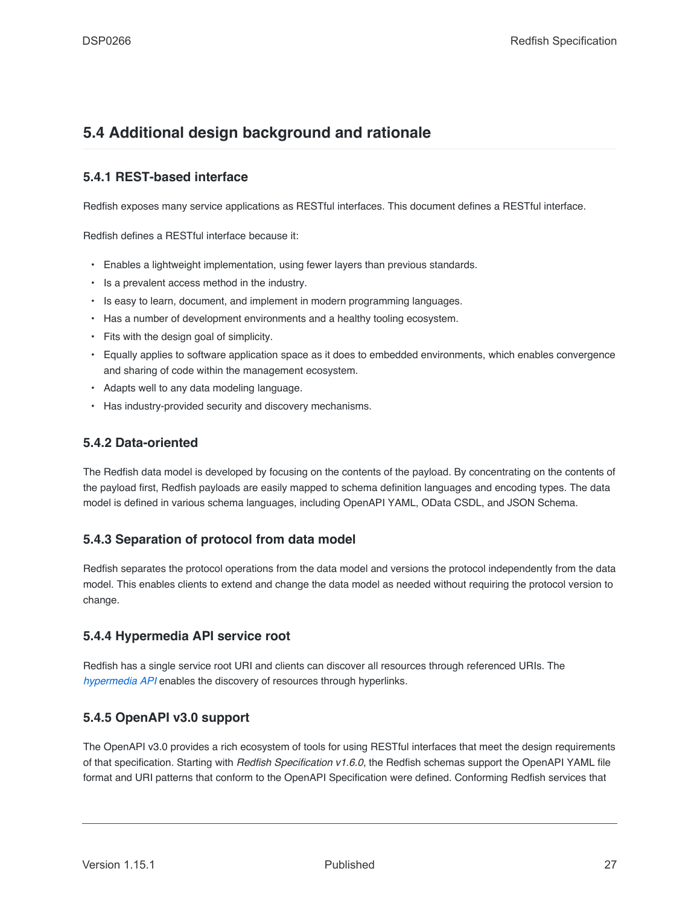## 5.4 Additional design background and rationale

### 5.4.1 REST-based interface

Redfish exposes many service applications as RESTful interfaces. This document defines a RESTful interface.

Redfish defines a RESTful interface because it:

- Enables a lightweight implementation, using fewer layers than previous standards.
- Is a prevalent access method in the industry.
- Is easy to learn, document, and implement in modern programming languages.
- Has a number of development environments and a healthy tooling ecosystem.
- Fits with the design goal of simplicity.
- Equally applies to software application space as it does to embedded environments, which enables convergence and sharing of code within the management ecosystem.
- Adapts well to any data modeling language.
- Has industry-provided security and discovery mechanisms.

### 5.4.2 Data-oriented

The Redfish data model is developed by focusing on the contents of the payload. By concentrating on the contents of the payload first, Redfish payloads are easily mapped to schema definition languages and encoding types. The data model is defined in various schema languages, including OpenAPI YAML, OData CSDL, and JSON Schema.

### 5.4.3 Separation of protocol from data model

Redfish separates the protocol operations from the data model and versions the protocol independently from the data model. This enables clients to extend and change the data model as needed without requiring the protocol version to change.

### 5.4.4 Hypermedia API service root

Redfish has a single service root URI and clients can discover all resources through referenced URIs. The *hypermedia API* enables the discovery of resources through hyperlinks.

### 5.4.5 OpenAPI v3.0 support

The OpenAPI v3.0 provides a rich ecosystem of tools for using RESTful interfaces that meet the design requirements of that specification. Starting with *Redfish Specification v1.6.0*, the Redfish schemas support the OpenAPI YAML file format and URI patterns that conform to the OpenAPI Specification were defined. Conforming Redfish services that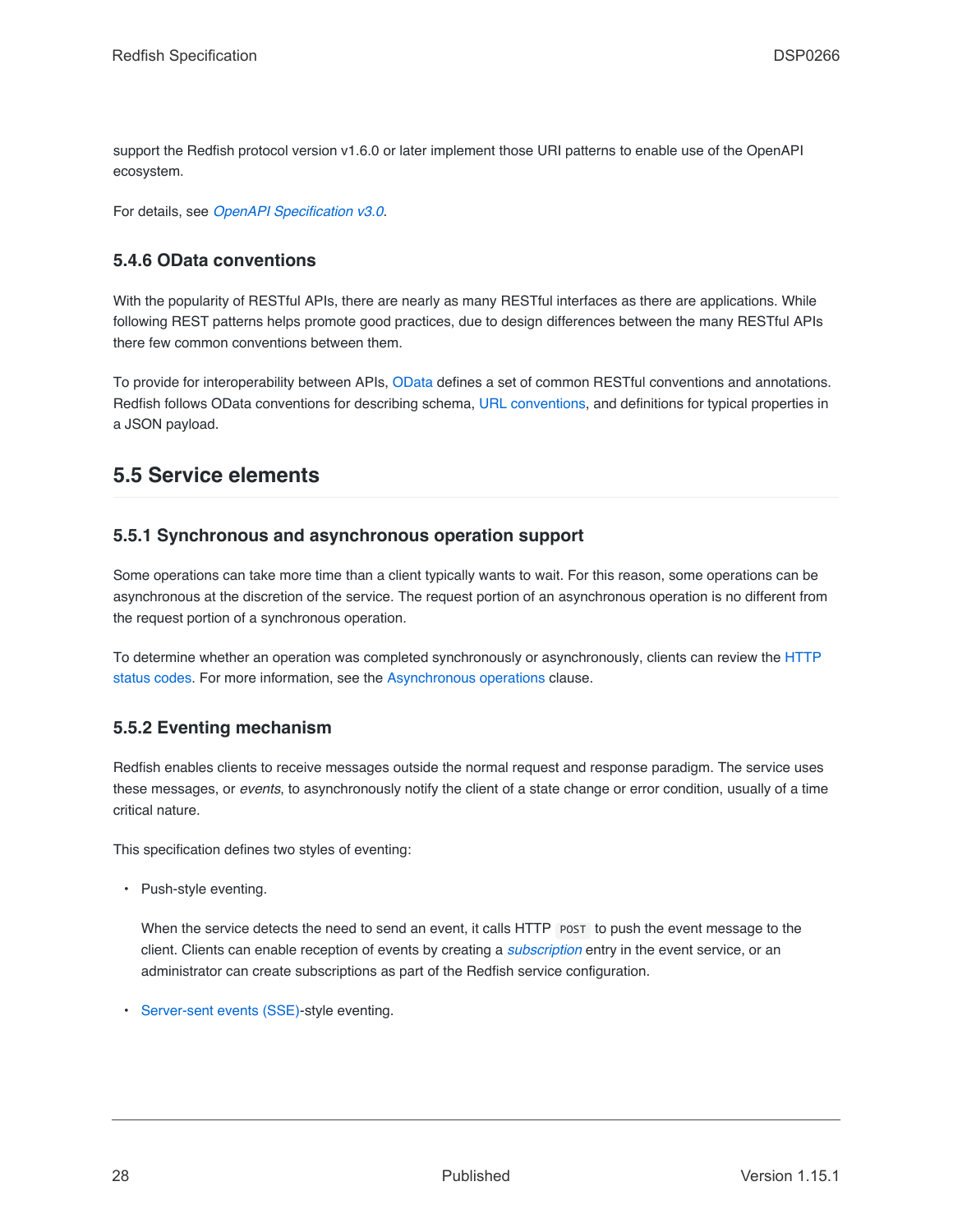support the Redfish protocol version v1.6.0 or later implement those URI patterns to enable use of the OpenAPI ecosystem.

For details, see *OpenAPI Specification v3.0*.

### 5.4.6 OData conventions

With the popularity of RESTful APIs, there are nearly as many RESTful interfaces as there are applications. While following REST patterns helps promote good practices, due to design differences between the many RESTful APIs there few common conventions between them.

To provide for interoperability between APIs, OData defines a set of common RESTful conventions and annotations. Redfish follows OData conventions for describing schema, URL conventions, and definitions for typical properties in a JSON payload.

## 5.5 Service elements

### 5.5.1 Synchronous and asynchronous operation support

Some operations can take more time than a client typically wants to wait. For this reason, some operations can be asynchronous at the discretion of the service. The request portion of an asynchronous operation is no different from the request portion of a synchronous operation.

To determine whether an operation was completed synchronously or asynchronously, clients can review the HTTP status codes. For more information, see the Asynchronous operations clause.

### 5.5.2 Eventing mechanism

Redfish enables clients to receive messages outside the normal request and response paradigm. The service uses these messages, or *events*, to asynchronously notify the client of a state change or error condition, usually of a time critical nature.

This specification defines two styles of eventing:

- Push-style eventing.

  When the service detects the need to send an event, it calls HTTP `POST` to push the event message to the client. Clients can enable reception of events by creating a *subscription* entry in the event service, or an administrator can create subscriptions as part of the Redfish service configuration.

- Server-sent events (SSE)-style eventing.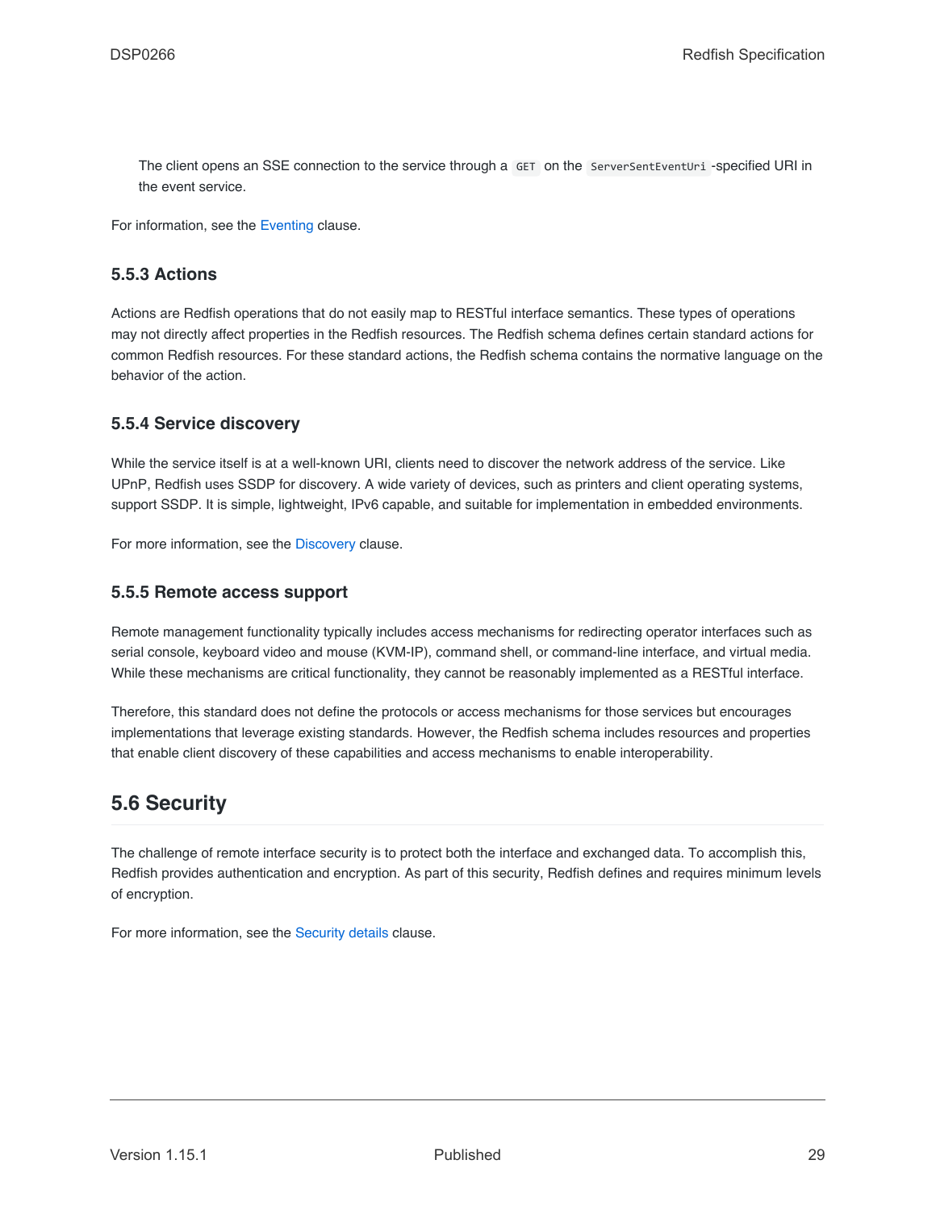> The client opens an SSE connection to the service through a `GET` on the `ServerSentEventUri`-specified URI in the event service.

For information, see the Eventing clause.

### 5.5.3 Actions

Actions are Redfish operations that do not easily map to RESTful interface semantics. These types of operations may not directly affect properties in the Redfish resources. The Redfish schema defines certain standard actions for common Redfish resources. For these standard actions, the Redfish schema contains the normative language on the behavior of the action.

### 5.5.4 Service discovery

While the service itself is at a well-known URI, clients need to discover the network address of the service. Like UPnP, Redfish uses SSDP for discovery. A wide variety of devices, such as printers and client operating systems, support SSDP. It is simple, lightweight, IPv6 capable, and suitable for implementation in embedded environments.

For more information, see the Discovery clause.

### 5.5.5 Remote access support

Remote management functionality typically includes access mechanisms for redirecting operator interfaces such as serial console, keyboard video and mouse (KVM-IP), command shell, or command-line interface, and virtual media. While these mechanisms are critical functionality, they cannot be reasonably implemented as a RESTful interface.

Therefore, this standard does not define the protocols or access mechanisms for those services but encourages implementations that leverage existing standards. However, the Redfish schema includes resources and properties that enable client discovery of these capabilities and access mechanisms to enable interoperability.

## 5.6 Security

The challenge of remote interface security is to protect both the interface and exchanged data. To accomplish this, Redfish provides authentication and encryption. As part of this security, Redfish defines and requires minimum levels of encryption.

For more information, see the Security details clause.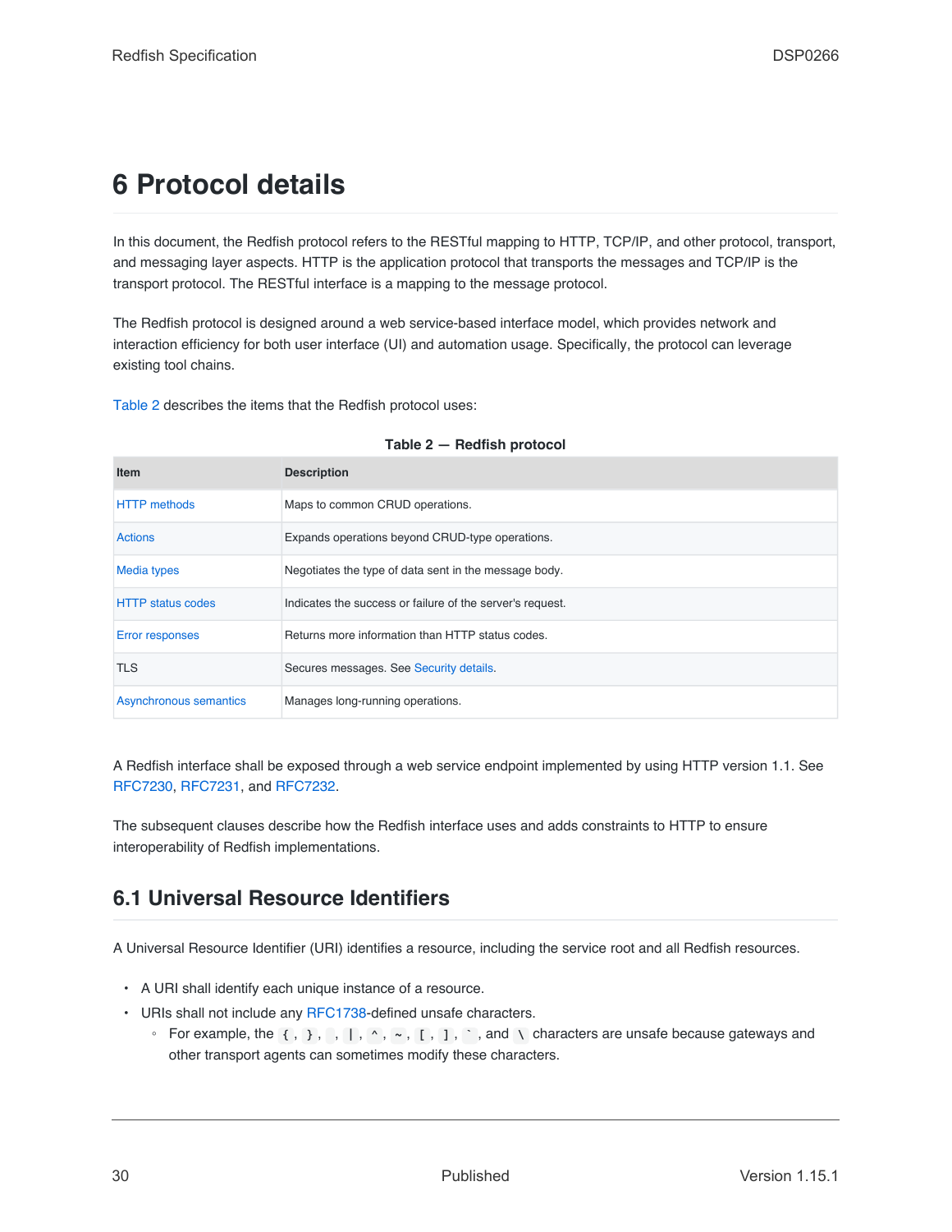# 6 Protocol details

In this document, the Redfish protocol refers to the RESTful mapping to HTTP, TCP/IP, and other protocol, transport, and messaging layer aspects. HTTP is the application protocol that transports the messages and TCP/IP is the transport protocol. The RESTful interface is a mapping to the message protocol.

The Redfish protocol is designed around a web service-based interface model, which provides network and interaction efficiency for both user interface (UI) and automation usage. Specifically, the protocol can leverage existing tool chains.

Table 2 describes the items that the Redfish protocol uses:

**Table 2 — Redfish protocol**

| Item | Description |
| --- | --- |
| HTTP methods | Maps to common CRUD operations. |
| Actions | Expands operations beyond CRUD-type operations. |
| Media types | Negotiates the type of data sent in the message body. |
| HTTP status codes | Indicates the success or failure of the server's request. |
| Error responses | Returns more information than HTTP status codes. |
| TLS | Secures messages. See Security details. |
| Asynchronous semantics | Manages long-running operations. |

A Redfish interface shall be exposed through a web service endpoint implemented by using HTTP version 1.1. See RFC7230, RFC7231, and RFC7232.

The subsequent clauses describe how the Redfish interface uses and adds constraints to HTTP to ensure interoperability of Redfish implementations.

## 6.1 Universal Resource Identifiers

A Universal Resource Identifier (URI) identifies a resource, including the service root and all Redfish resources.

- A URI shall identify each unique instance of a resource.
- URIs shall not include any RFC1738-defined unsafe characters.
  - For example, the `{`, `}`, ` `, `|`, `^`, `~`, `[`, `]`, `` ` ``, and `\` characters are unsafe because gateways and other transport agents can sometimes modify these characters.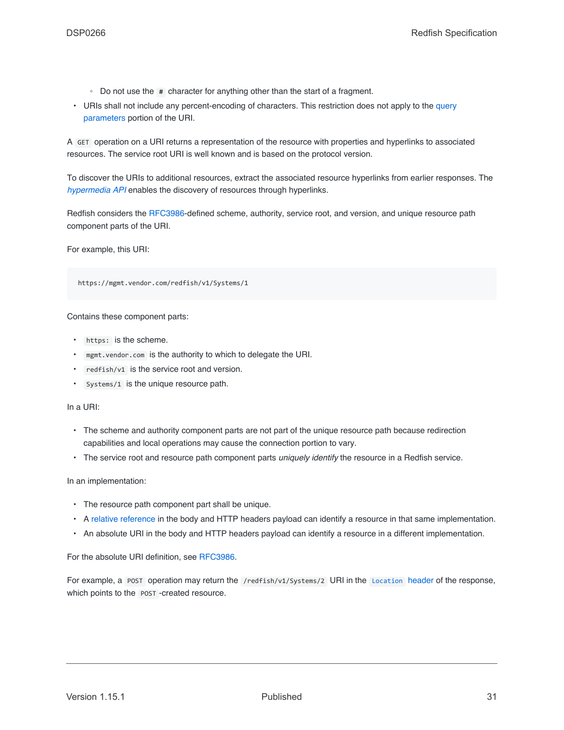- Do not use the `#` character for anything other than the start of a fragment.
- URIs shall not include any percent-encoding of characters. This restriction does not apply to the query parameters portion of the URI.

A `GET` operation on a URI returns a representation of the resource with properties and hyperlinks to associated resources. The service root URI is well known and is based on the protocol version.

To discover the URIs to additional resources, extract the associated resource hyperlinks from earlier responses. The *hypermedia API* enables the discovery of resources through hyperlinks.

Redfish considers the RFC3986-defined scheme, authority, service root, and version, and unique resource path component parts of the URI.

For example, this URI:

```
https://mgmt.vendor.com/redfish/v1/Systems/1
```

Contains these component parts:

- `https:` is the scheme.
- `mgmt.vendor.com` is the authority to which to delegate the URI.
- `redfish/v1` is the service root and version.
- `Systems/1` is the unique resource path.

In a URI:

- The scheme and authority component parts are not part of the unique resource path because redirection capabilities and local operations may cause the connection portion to vary.
- The service root and resource path component parts *uniquely identify* the resource in a Redfish service.

In an implementation:

- The resource path component part shall be unique.
- A relative reference in the body and HTTP headers payload can identify a resource in that same implementation.
- An absolute URI in the body and HTTP headers payload can identify a resource in a different implementation.

For the absolute URI definition, see RFC3986.

For example, a `POST` operation may return the `/redfish/v1/Systems/2` URI in the `Location` header of the response, which points to the `POST`-created resource.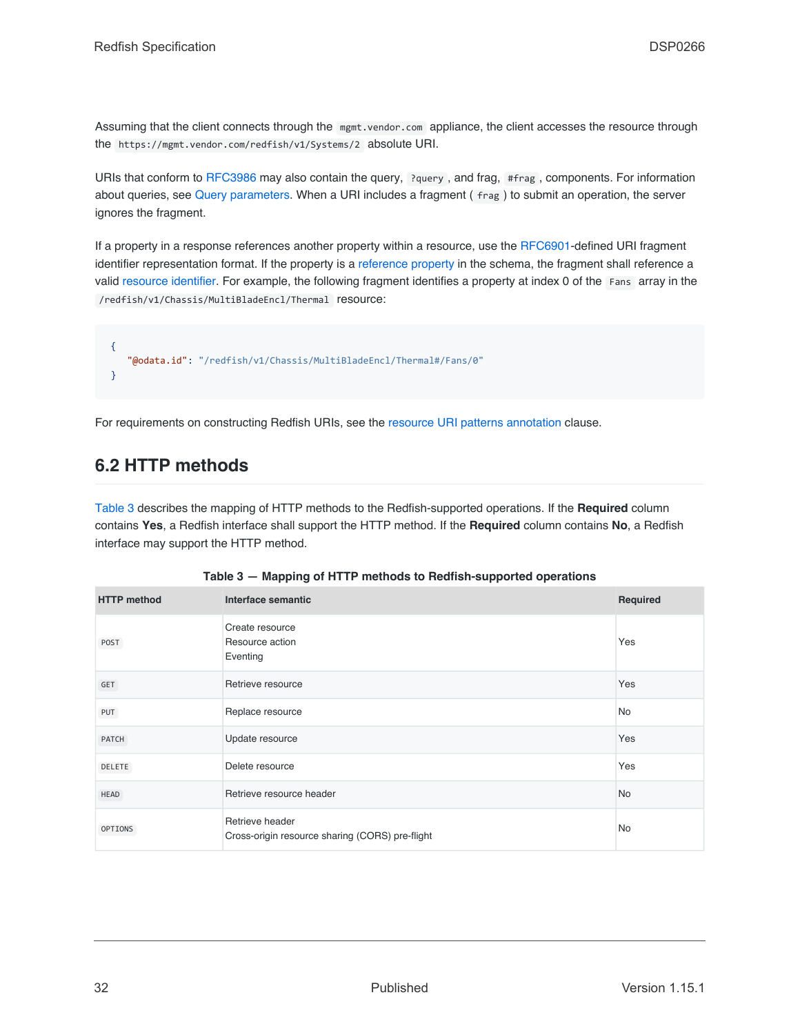Assuming that the client connects through the `mgmt.vendor.com` appliance, the client accesses the resource through the `https://mgmt.vendor.com/redfish/v1/Systems/2` absolute URI.

URIs that conform to RFC3986 may also contain the query, `?query`, and frag, `#frag`, components. For information about queries, see Query parameters. When a URI includes a fragment ( `frag` ) to submit an operation, the server ignores the fragment.

If a property in a response references another property within a resource, use the RFC6901-defined URI fragment identifier representation format. If the property is a reference property in the schema, the fragment shall reference a valid resource identifier. For example, the following fragment identifies a property at index 0 of the `Fans` array in the `/redfish/v1/Chassis/MultiBladeEncl/Thermal` resource:

```
{
  "@odata.id": "/redfish/v1/Chassis/MultiBladeEncl/Thermal#/Fans/0"
}
```

For requirements on constructing Redfish URIs, see the resource URI patterns annotation clause.

## 6.2 HTTP methods

Table 3 describes the mapping of HTTP methods to the Redfish-supported operations. If the **Required** column contains **Yes**, a Redfish interface shall support the HTTP method. If the **Required** column contains **No**, a Redfish interface may support the HTTP method.

**Table 3 — Mapping of HTTP methods to Redfish-supported operations**

| HTTP method | Interface semantic | Required |
| --- | --- | --- |
| `POST` | Create resource<br>Resource action<br>Eventing | Yes |
| `GET` | Retrieve resource | Yes |
| `PUT` | Replace resource | No |
| `PATCH` | Update resource | Yes |
| `DELETE` | Delete resource | Yes |
| `HEAD` | Retrieve resource header | No |
| `OPTIONS` | Retrieve header<br>Cross-origin resource sharing (CORS) pre-flight | No |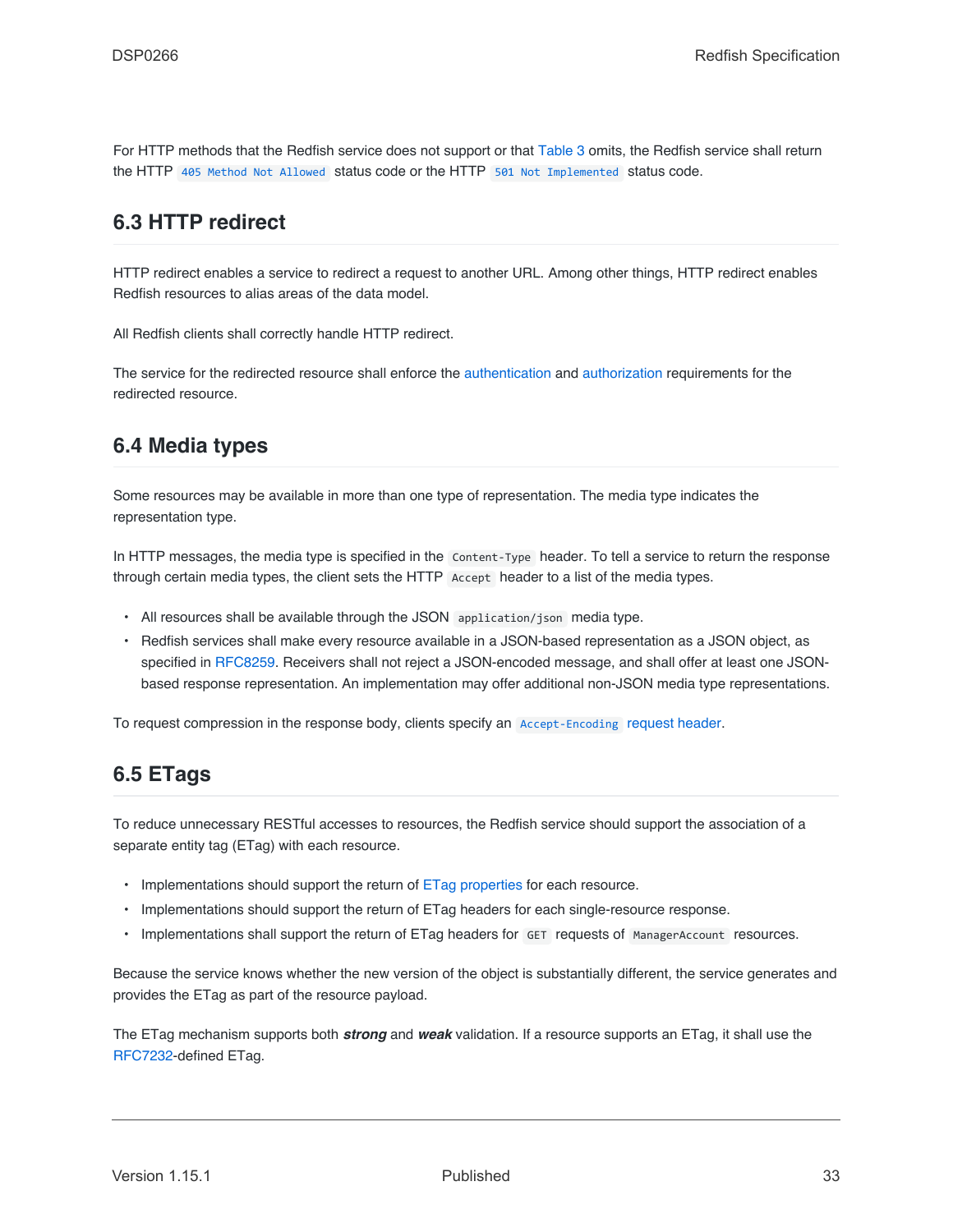For HTTP methods that the Redfish service does not support or that Table 3 omits, the Redfish service shall return the HTTP `405 Method Not Allowed` status code or the HTTP `501 Not Implemented` status code.

## 6.3 HTTP redirect

HTTP redirect enables a service to redirect a request to another URL. Among other things, HTTP redirect enables Redfish resources to alias areas of the data model.

All Redfish clients shall correctly handle HTTP redirect.

The service for the redirected resource shall enforce the authentication and authorization requirements for the redirected resource.

## 6.4 Media types

Some resources may be available in more than one type of representation. The media type indicates the representation type.

In HTTP messages, the media type is specified in the `Content-Type` header. To tell a service to return the response through certain media types, the client sets the HTTP `Accept` header to a list of the media types.

- All resources shall be available through the JSON `application/json` media type.
- Redfish services shall make every resource available in a JSON-based representation as a JSON object, as specified in RFC8259. Receivers shall not reject a JSON-encoded message, and shall offer at least one JSON-based response representation. An implementation may offer additional non-JSON media type representations.

To request compression in the response body, clients specify an `Accept-Encoding` request header.

## 6.5 ETags

To reduce unnecessary RESTful accesses to resources, the Redfish service should support the association of a separate entity tag (ETag) with each resource.

- Implementations should support the return of ETag properties for each resource.
- Implementations should support the return of ETag headers for each single-resource response.
- Implementations shall support the return of ETag headers for `GET` requests of `ManagerAccount` resources.

Because the service knows whether the new version of the object is substantially different, the service generates and provides the ETag as part of the resource payload.

The ETag mechanism supports both ***strong*** and ***weak*** validation. If a resource supports an ETag, it shall use the RFC7232-defined ETag.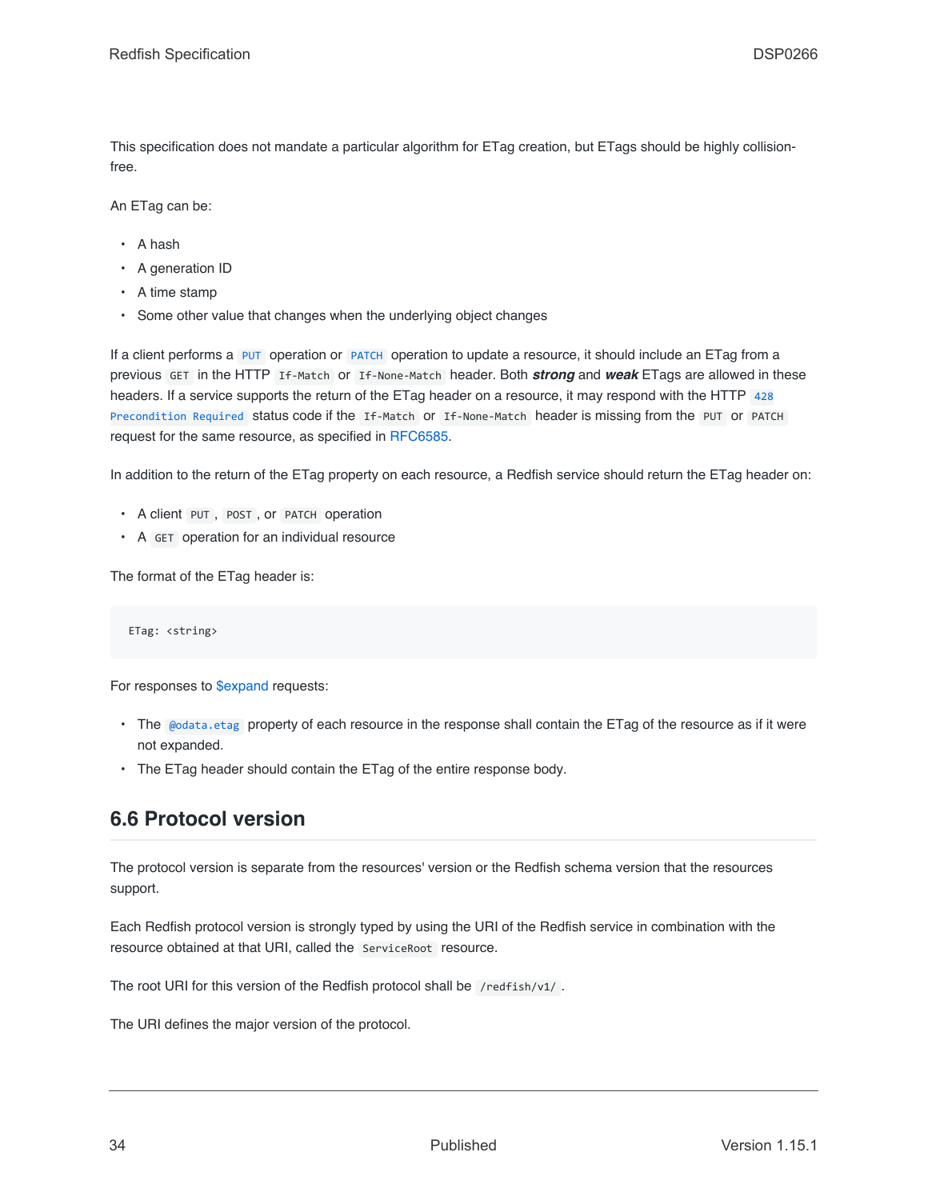This specification does not mandate a particular algorithm for ETag creation, but ETags should be highly collision-free.

An ETag can be:

- A hash
- A generation ID
- A time stamp
- Some other value that changes when the underlying object changes

If a client performs a `PUT` operation or `PATCH` operation to update a resource, it should include an ETag from a previous `GET` in the HTTP `If-Match` or `If-None-Match` header. Both ***strong*** and ***weak*** ETags are allowed in these headers. If a service supports the return of the ETag header on a resource, it may respond with the HTTP `428 Precondition Required` status code if the `If-Match` or `If-None-Match` header is missing from the `PUT` or `PATCH` request for the same resource, as specified in RFC6585.

In addition to the return of the ETag property on each resource, a Redfish service should return the ETag header on:

- A client `PUT`, `POST`, or `PATCH` operation
- A `GET` operation for an individual resource

The format of the ETag header is:

```
ETag: <string>
```

For responses to $expand requests:

- The `@odata.etag` property of each resource in the response shall contain the ETag of the resource as if it were not expanded.
- The ETag header should contain the ETag of the entire response body.

## 6.6 Protocol version

The protocol version is separate from the resources' version or the Redfish schema version that the resources support.

Each Redfish protocol version is strongly typed by using the URI of the Redfish service in combination with the resource obtained at that URI, called the `ServiceRoot` resource.

The root URI for this version of the Redfish protocol shall be `/redfish/v1/`.

The URI defines the major version of the protocol.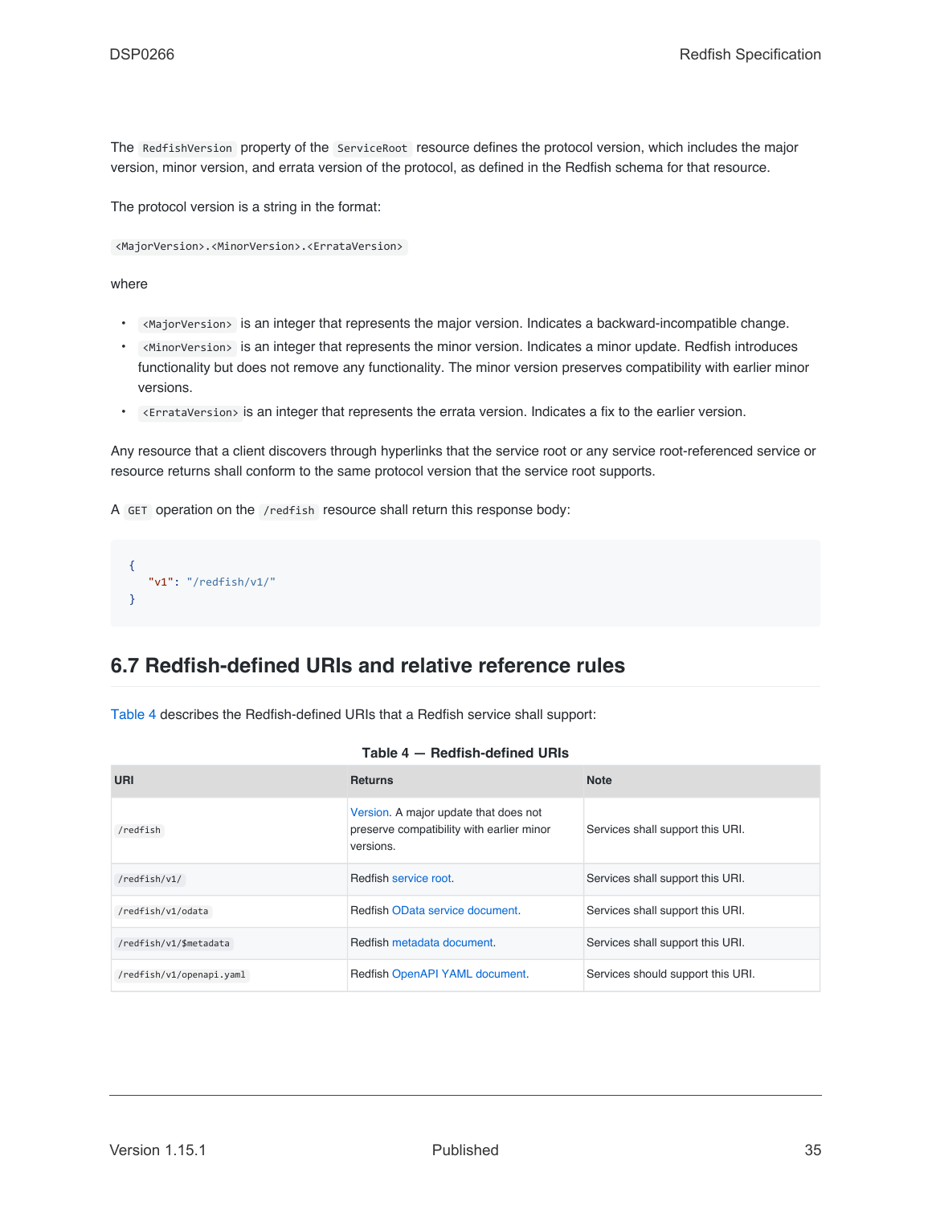The `RedfishVersion` property of the `ServiceRoot` resource defines the protocol version, which includes the major version, minor version, and errata version of the protocol, as defined in the Redfish schema for that resource.

The protocol version is a string in the format:

`<MajorVersion>.<MinorVersion>.<ErrataVersion>`

where

- `<MajorVersion>` is an integer that represents the major version. Indicates a backward-incompatible change.
- `<MinorVersion>` is an integer that represents the minor version. Indicates a minor update. Redfish introduces functionality but does not remove any functionality. The minor version preserves compatibility with earlier minor versions.
- `<ErrataVersion>` is an integer that represents the errata version. Indicates a fix to the earlier version.

Any resource that a client discovers through hyperlinks that the service root or any service root-referenced service or resource returns shall conform to the same protocol version that the service root supports.

A `GET` operation on the `/redfish` resource shall return this response body:

```
{
   "v1": "/redfish/v1/"
}
```

## 6.7 Redfish-defined URIs and relative reference rules

Table 4 describes the Redfish-defined URIs that a Redfish service shall support:

**Table 4 — Redfish-defined URIs**

| URI | Returns | Note |
|---|---|---|
| `/redfish` | Version. A major update that does not preserve compatibility with earlier minor versions. | Services shall support this URI. |
| `/redfish/v1/` | Redfish service root. | Services shall support this URI. |
| `/redfish/v1/odata` | Redfish OData service document. | Services shall support this URI. |
| `/redfish/v1/$metadata` | Redfish metadata document. | Services shall support this URI. |
| `/redfish/v1/openapi.yaml` | Redfish OpenAPI YAML document. | Services should support this URI. |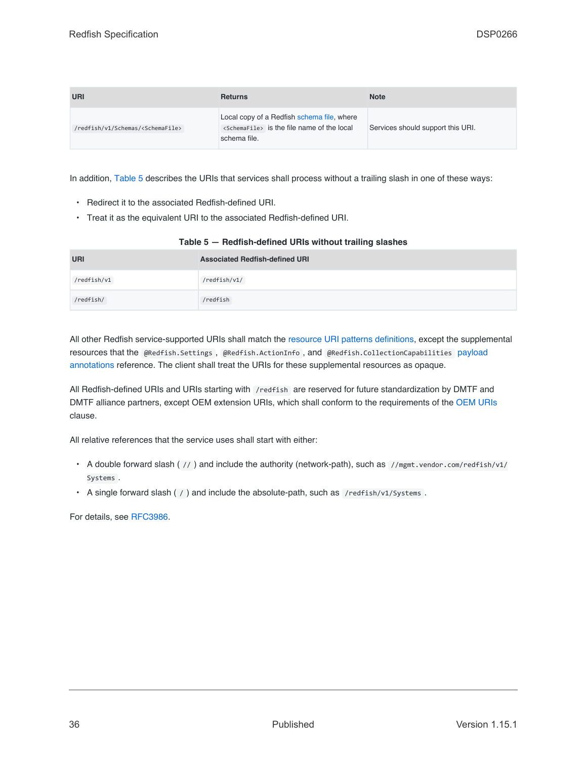| URI | Returns | Note |
| --- | --- | --- |
| `/redfish/v1/Schemas/<SchemaFile>` | Local copy of a Redfish schema file, where `<SchemaFile>` is the file name of the local schema file. | Services should support this URI. |

In addition, Table 5 describes the URIs that services shall process without a trailing slash in one of these ways:

- Redirect it to the associated Redfish-defined URI.
- Treat it as the equivalent URI to the associated Redfish-defined URI.

**Table 5 — Redfish-defined URIs without trailing slashes**

| URI | Associated Redfish-defined URI |
| --- | --- |
| `/redfish/v1` | `/redfish/v1/` |
| `/redfish/` | `/redfish` |

All other Redfish service-supported URIs shall match the resource URI patterns definitions, except the supplemental resources that the `@Redfish.Settings`, `@Redfish.ActionInfo`, and `@Redfish.CollectionCapabilities` payload annotations reference. The client shall treat the URIs for these supplemental resources as opaque.

All Redfish-defined URIs and URIs starting with `/redfish` are reserved for future standardization by DMTF and DMTF alliance partners, except OEM extension URIs, which shall conform to the requirements of the OEM URIs clause.

All relative references that the service uses shall start with either:

- A double forward slash ( `//` ) and include the authority (network-path), such as `//mgmt.vendor.com/redfish/v1/Systems`.
- A single forward slash ( `/` ) and include the absolute-path, such as `/redfish/v1/Systems`.

For details, see RFC3986.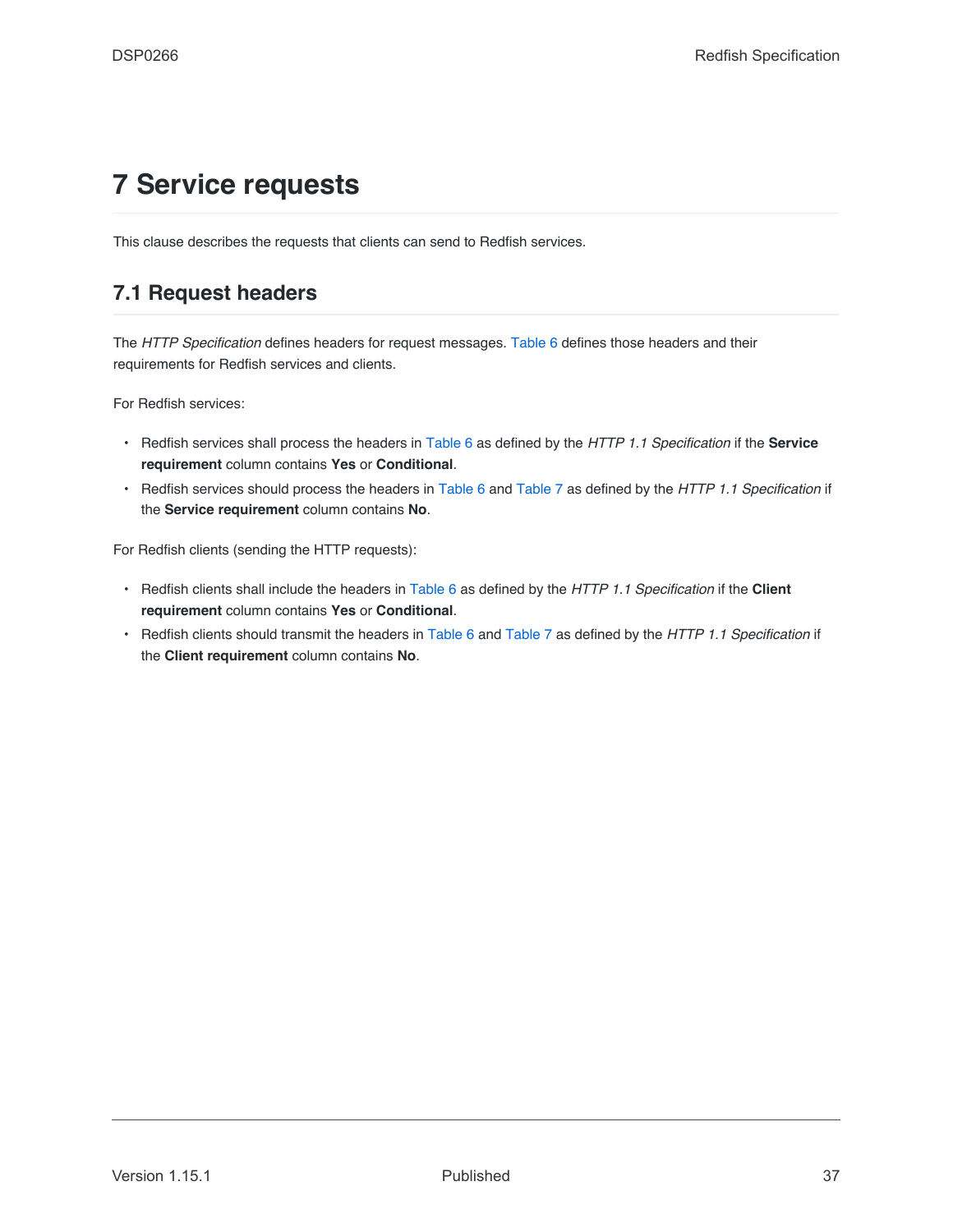# 7 Service requests

This clause describes the requests that clients can send to Redfish services.

## 7.1 Request headers

The *HTTP Specification* defines headers for request messages. Table 6 defines those headers and their requirements for Redfish services and clients.

For Redfish services:

- Redfish services shall process the headers in Table 6 as defined by the *HTTP 1.1 Specification* if the **Service requirement** column contains **Yes** or **Conditional**.
- Redfish services should process the headers in Table 6 and Table 7 as defined by the *HTTP 1.1 Specification* if the **Service requirement** column contains **No**.

For Redfish clients (sending the HTTP requests):

- Redfish clients shall include the headers in Table 6 as defined by the *HTTP 1.1 Specification* if the **Client requirement** column contains **Yes** or **Conditional**.
- Redfish clients should transmit the headers in Table 6 and Table 7 as defined by the *HTTP 1.1 Specification* if the **Client requirement** column contains **No**.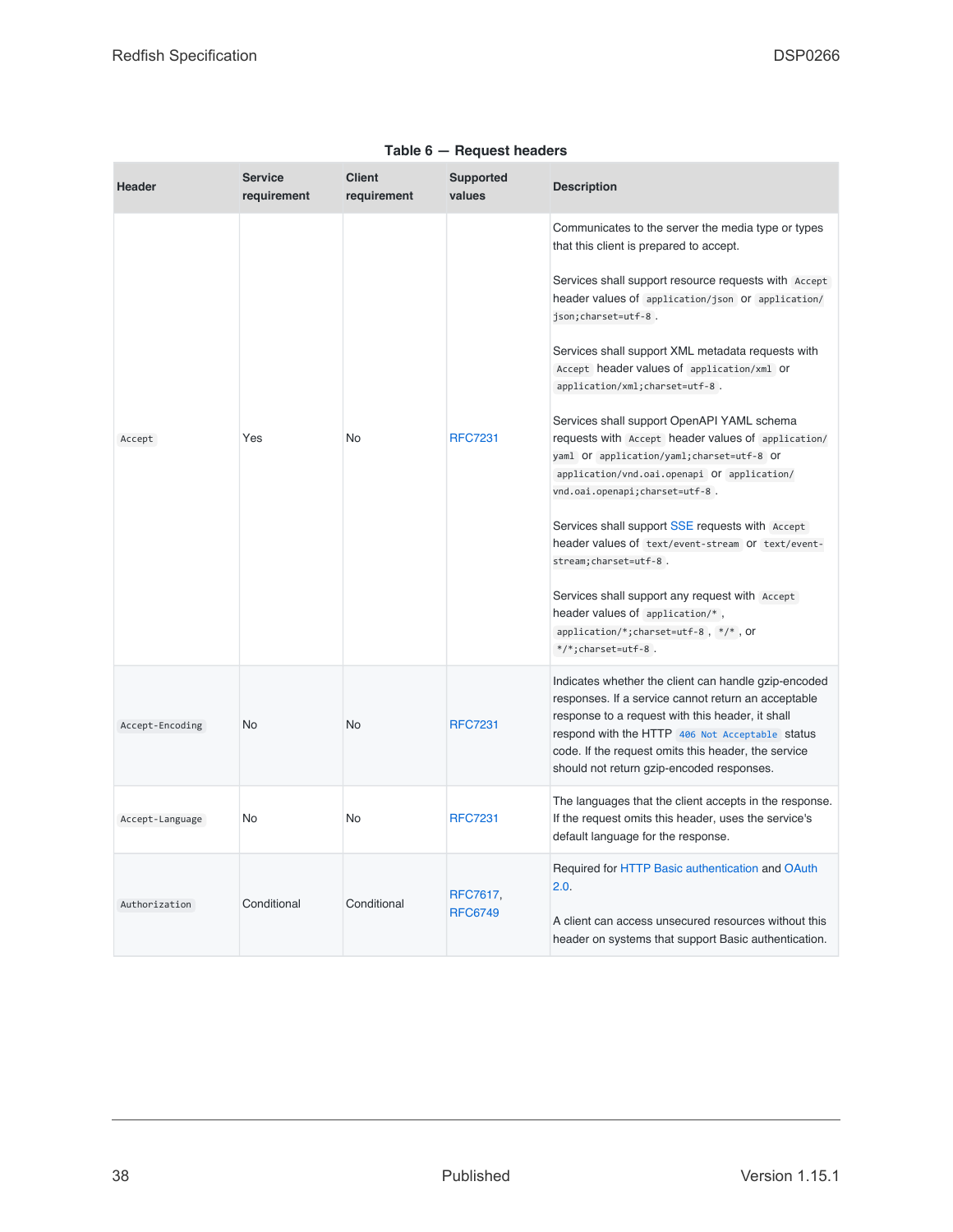**Table 6 — Request headers**

| Header | Service requirement | Client requirement | Supported values | Description |
| --- | --- | --- | --- | --- |
| `Accept` | Yes | No | RFC7231 | Communicates to the server the media type or types that this client is prepared to accept.<br><br>Services shall support resource requests with `Accept` header values of `application/json` or `application/json;charset=utf-8`.<br><br>Services shall support XML metadata requests with `Accept` header values of `application/xml` or `application/xml;charset=utf-8`.<br><br>Services shall support OpenAPI YAML schema requests with `Accept` header values of `application/yaml` or `application/yaml;charset=utf-8` or `application/vnd.oai.openapi` or `application/vnd.oai.openapi;charset=utf-8`.<br><br>Services shall support SSE requests with `Accept` header values of `text/event-stream` or `text/event-stream;charset=utf-8`.<br><br>Services shall support any request with `Accept` header values of `application/*`, `application/*;charset=utf-8`, `*/*`, or `*/*;charset=utf-8`. |
| `Accept-Encoding` | No | No | RFC7231 | Indicates whether the client can handle gzip-encoded responses. If a service cannot return an acceptable response to a request with this header, it shall respond with the HTTP `406 Not Acceptable` status code. If the request omits this header, the service should not return gzip-encoded responses. |
| `Accept-Language` | No | No | RFC7231 | The languages that the client accepts in the response. If the request omits this header, uses the service's default language for the response. |
| `Authorization` | Conditional | Conditional | RFC7617, RFC6749 | Required for HTTP Basic authentication and OAuth 2.0.<br><br>A client can access unsecured resources without this header on systems that support Basic authentication. |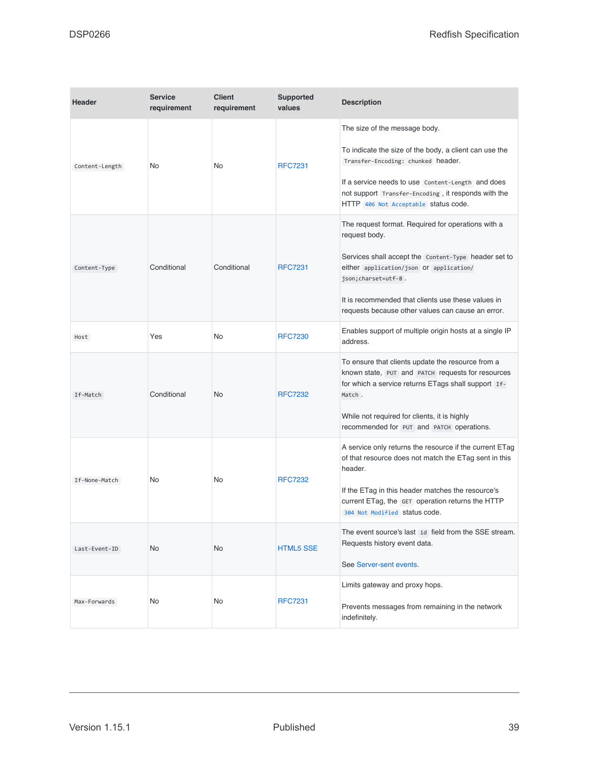| Header | Service requirement | Client requirement | Supported values | Description |
| --- | --- | --- | --- | --- |
| `Content-Length` | No | No | RFC7231 | The size of the message body.<br><br>To indicate the size of the body, a client can use the `Transfer-Encoding: chunked` header.<br><br>If a service needs to use `Content-Length` and does not support `Transfer-Encoding`, it responds with the HTTP `406 Not Acceptable` status code. |
| `Content-Type` | Conditional | Conditional | RFC7231 | The request format. Required for operations with a request body.<br><br>Services shall accept the `Content-Type` header set to either `application/json` or `application/json;charset=utf-8`.<br><br>It is recommended that clients use these values in requests because other values can cause an error. |
| `Host` | Yes | No | RFC7230 | Enables support of multiple origin hosts at a single IP address. |
| `If-Match` | Conditional | No | RFC7232 | To ensure that clients update the resource from a known state, `PUT` and `PATCH` requests for resources for which a service returns ETags shall support `If-Match`.<br><br>While not required for clients, it is highly recommended for `PUT` and `PATCH` operations. |
| `If-None-Match` | No | No | RFC7232 | A service only returns the resource if the current ETag of that resource does not match the ETag sent in this header.<br><br>If the ETag in this header matches the resource's current ETag, the `GET` operation returns the HTTP `304 Not Modified` status code. |
| `Last-Event-ID` | No | No | HTML5 SSE | The event source's last `id` field from the SSE stream. Requests history event data.<br><br>See Server-sent events. |
| `Max-Forwards` | No | No | RFC7231 | Limits gateway and proxy hops.<br><br>Prevents messages from remaining in the network indefinitely. |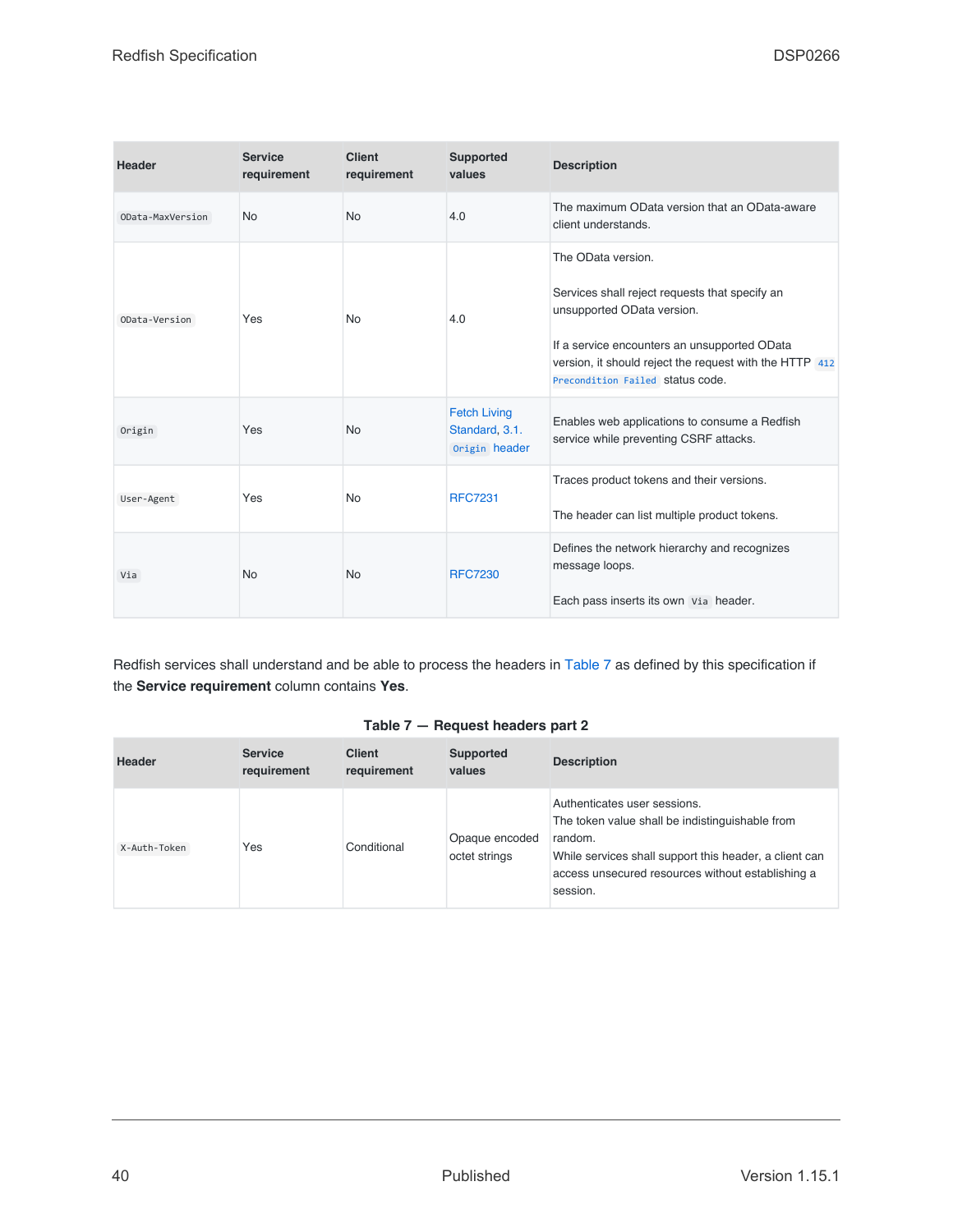| Header | Service requirement | Client requirement | Supported values | Description |
|---|---|---|---|---|
| `OData-MaxVersion` | No | No | 4.0 | The maximum OData version that an OData-aware client understands. |
| `OData-Version` | Yes | No | 4.0 | The OData version.<br><br>Services shall reject requests that specify an unsupported OData version.<br><br>If a service encounters an unsupported OData version, it should reject the request with the HTTP `412 Precondition Failed` status code. |
| `Origin` | Yes | No | Fetch Living Standard, 3.1. `Origin` header | Enables web applications to consume a Redfish service while preventing CSRF attacks. |
| `User-Agent` | Yes | No | RFC7231 | Traces product tokens and their versions.<br><br>The header can list multiple product tokens. |
| `Via` | No | No | RFC7230 | Defines the network hierarchy and recognizes message loops.<br><br>Each pass inserts its own `Via` header. |

Redfish services shall understand and be able to process the headers in Table 7 as defined by this specification if the **Service requirement** column contains **Yes**.

**Table 7 — Request headers part 2**

| Header | Service requirement | Client requirement | Supported values | Description |
|---|---|---|---|---|
| `X-Auth-Token` | Yes | Conditional | Opaque encoded octet strings | Authenticates user sessions.<br>The token value shall be indistinguishable from random.<br>While services shall support this header, a client can access unsecured resources without establishing a session. |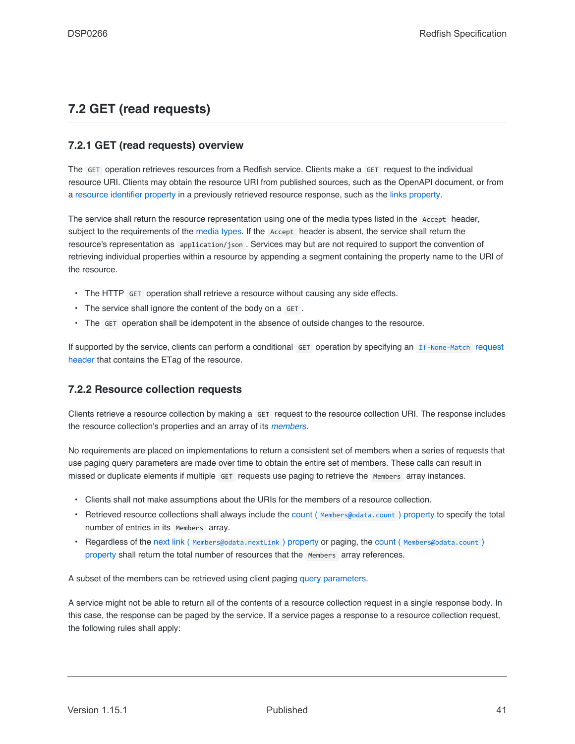## 7.2 GET (read requests)

### 7.2.1 GET (read requests) overview

The `GET` operation retrieves resources from a Redfish service. Clients make a `GET` request to the individual resource URI. Clients may obtain the resource URI from published sources, such as the OpenAPI document, or from a resource identifier property in a previously retrieved resource response, such as the links property.

The service shall return the resource representation using one of the media types listed in the `Accept` header, subject to the requirements of the media types. If the `Accept` header is absent, the service shall return the resource's representation as `application/json`. Services may but are not required to support the convention of retrieving individual properties within a resource by appending a segment containing the property name to the URI of the resource.

- The HTTP `GET` operation shall retrieve a resource without causing any side effects.
- The service shall ignore the content of the body on a `GET`.
- The `GET` operation shall be idempotent in the absence of outside changes to the resource.

If supported by the service, clients can perform a conditional `GET` operation by specifying an `If-None-Match` request header that contains the ETag of the resource.

### 7.2.2 Resource collection requests

Clients retrieve a resource collection by making a `GET` request to the resource collection URI. The response includes the resource collection's properties and an array of its *members*.

No requirements are placed on implementations to return a consistent set of members when a series of requests that use paging query parameters are made over time to obtain the entire set of members. These calls can result in missed or duplicate elements if multiple `GET` requests use paging to retrieve the `Members` array instances.

- Clients shall not make assumptions about the URIs for the members of a resource collection.
- Retrieved resource collections shall always include the count ( `Members@odata.count` ) property to specify the total number of entries in its `Members` array.
- Regardless of the next link ( `Members@odata.nextLink` ) property or paging, the count ( `Members@odata.count` ) property shall return the total number of resources that the `Members` array references.

A subset of the members can be retrieved using client paging query parameters.

A service might not be able to return all of the contents of a resource collection request in a single response body. In this case, the response can be paged by the service. If a service pages a response to a resource collection request, the following rules shall apply: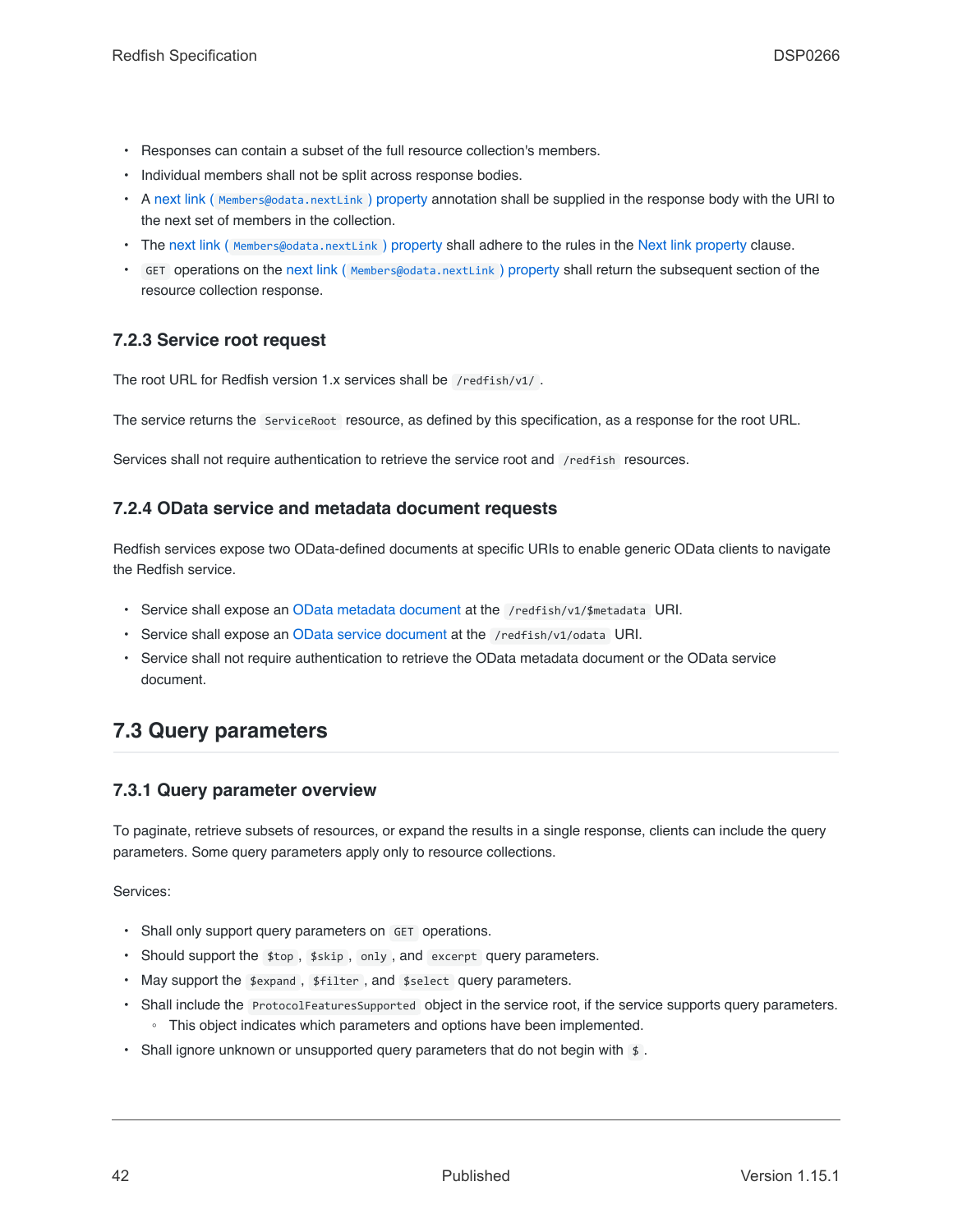- Responses can contain a subset of the full resource collection's members.
- Individual members shall not be split across response bodies.
- A next link ( `Members@odata.nextLink` ) property annotation shall be supplied in the response body with the URI to the next set of members in the collection.
- The next link ( `Members@odata.nextLink` ) property shall adhere to the rules in the Next link property clause.
- `GET` operations on the next link ( `Members@odata.nextLink` ) property shall return the subsequent section of the resource collection response.

### 7.2.3 Service root request

The root URL for Redfish version 1.x services shall be `/redfish/v1/` .

The service returns the `ServiceRoot` resource, as defined by this specification, as a response for the root URL.

Services shall not require authentication to retrieve the service root and `/redfish` resources.

### 7.2.4 OData service and metadata document requests

Redfish services expose two OData-defined documents at specific URIs to enable generic OData clients to navigate the Redfish service.

- Service shall expose an OData metadata document at the `/redfish/v1/$metadata` URI.
- Service shall expose an OData service document at the `/redfish/v1/odata` URI.
- Service shall not require authentication to retrieve the OData metadata document or the OData service document.

## 7.3 Query parameters

### 7.3.1 Query parameter overview

To paginate, retrieve subsets of resources, or expand the results in a single response, clients can include the query parameters. Some query parameters apply only to resource collections.

Services:

- Shall only support query parameters on `GET` operations.
- Should support the `$top` , `$skip` , `only` , and `excerpt` query parameters.
- May support the `$expand` , `$filter` , and `$select` query parameters.
- Shall include the `ProtocolFeaturesSupported` object in the service root, if the service supports query parameters.
  - This object indicates which parameters and options have been implemented.
- Shall ignore unknown or unsupported query parameters that do not begin with `$` .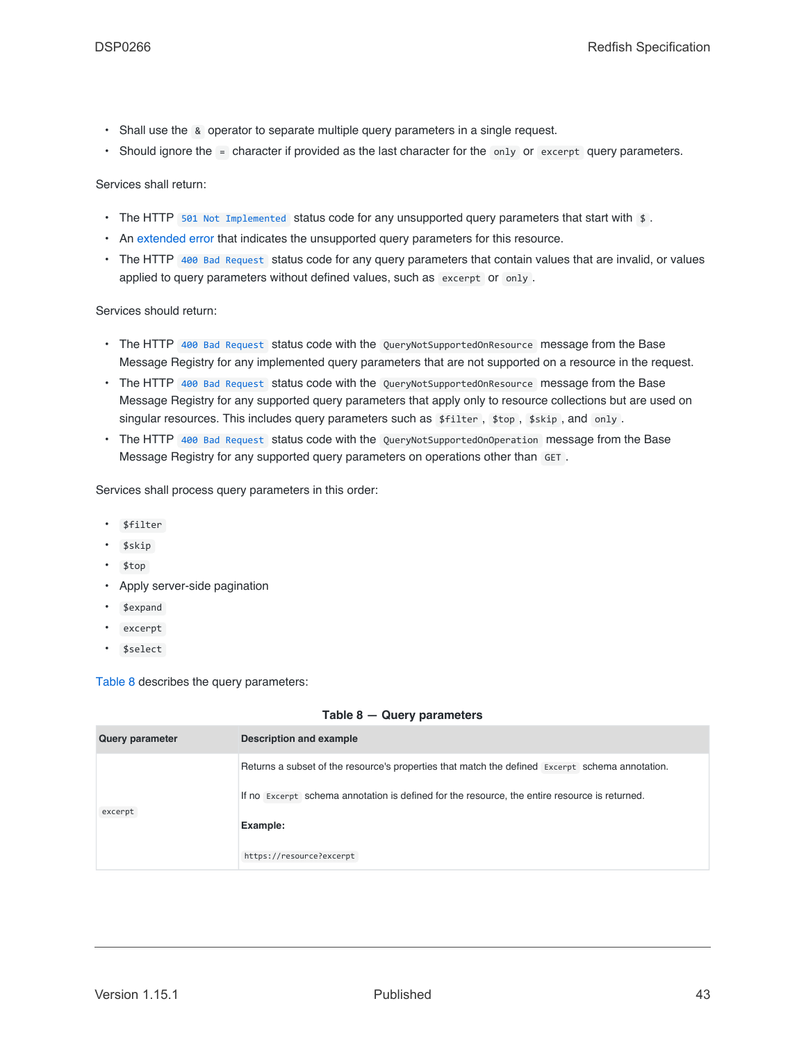- Shall use the `&` operator to separate multiple query parameters in a single request.
- Should ignore the `=` character if provided as the last character for the `only` or `excerpt` query parameters.

Services shall return:

- The HTTP `501 Not Implemented` status code for any unsupported query parameters that start with `$`.
- An extended error that indicates the unsupported query parameters for this resource.
- The HTTP `400 Bad Request` status code for any query parameters that contain values that are invalid, or values applied to query parameters without defined values, such as `excerpt` or `only`.

Services should return:

- The HTTP `400 Bad Request` status code with the `QueryNotSupportedOnResource` message from the Base Message Registry for any implemented query parameters that are not supported on a resource in the request.
- The HTTP `400 Bad Request` status code with the `QueryNotSupportedOnResource` message from the Base Message Registry for any supported query parameters that apply only to resource collections but are used on singular resources. This includes query parameters such as `$filter`, `$top`, `$skip`, and `only`.
- The HTTP `400 Bad Request` status code with the `QueryNotSupportedOnOperation` message from the Base Message Registry for any supported query parameters on operations other than `GET`.

Services shall process query parameters in this order:

- `$filter`
- `$skip`
- `$top`
- Apply server-side pagination
- `$expand`
- `excerpt`
- `$select`

Table 8 describes the query parameters:

**Table 8 — Query parameters**

| Query parameter | Description and example |
|---|---|
| `excerpt` | Returns a subset of the resource's properties that match the defined `Excerpt` schema annotation.<br><br>If no `Excerpt` schema annotation is defined for the resource, the entire resource is returned.<br><br>**Example:**<br><br>`https://resource?excerpt` |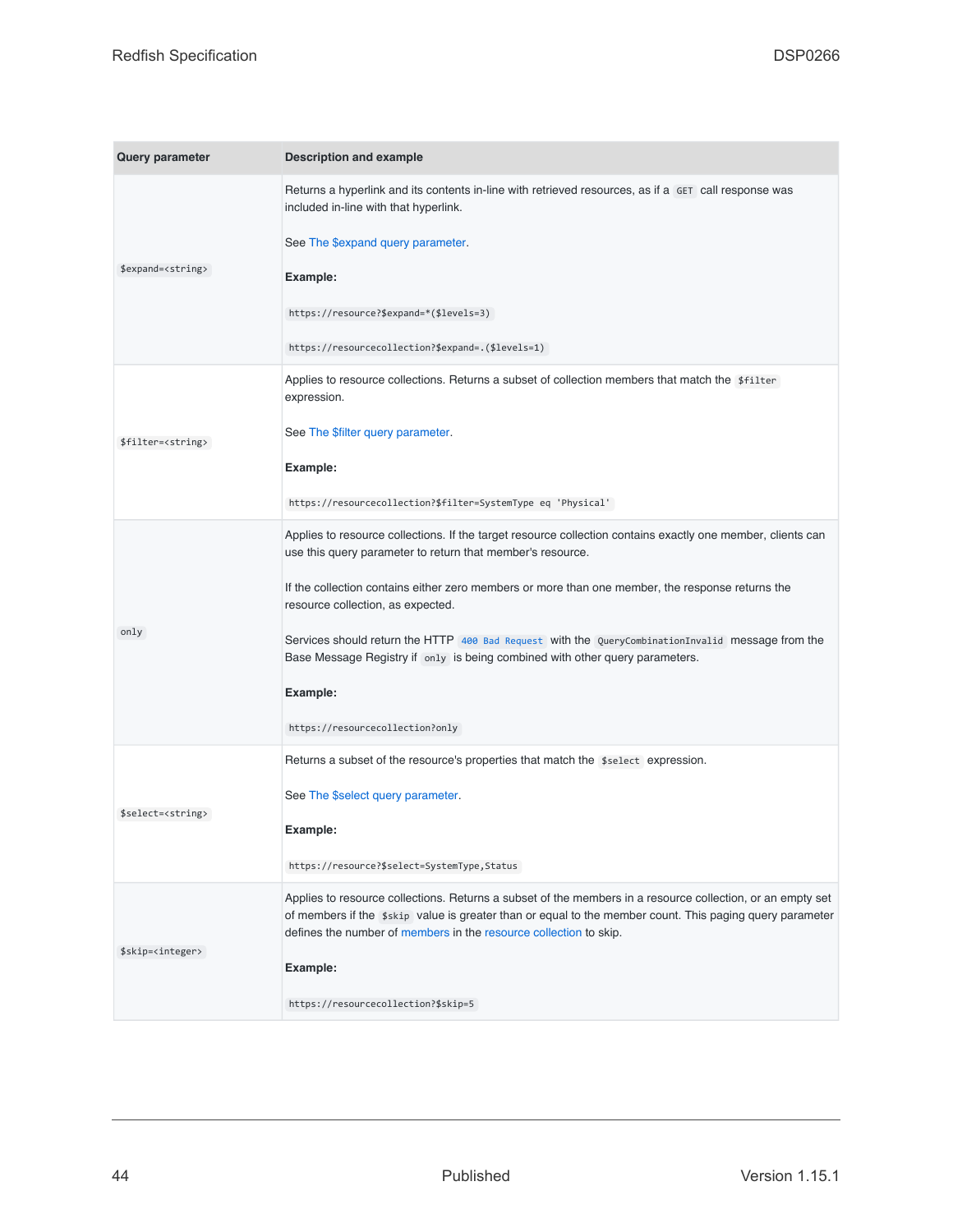| Query parameter | Description and example |
| --- | --- |
| `$expand=<string>` | Returns a hyperlink and its contents in-line with retrieved resources, as if a `GET` call response was included in-line with that hyperlink.<br><br>See The $expand query parameter.<br><br>**Example:**<br><br>`https://resource?$expand=*($levels=3)`<br><br>`https://resourcecollection?$expand=.($levels=1)` |
| `$filter=<string>` | Applies to resource collections. Returns a subset of collection members that match the `$filter` expression.<br><br>See The $filter query parameter.<br><br>**Example:**<br><br>`https://resourcecollection?$filter=SystemType eq 'Physical'` |
| `only` | Applies to resource collections. If the target resource collection contains exactly one member, clients can use this query parameter to return that member's resource.<br><br>If the collection contains either zero members or more than one member, the response returns the resource collection, as expected.<br><br>Services should return the HTTP `400 Bad Request` with the `QueryCombinationInvalid` message from the Base Message Registry if `only` is being combined with other query parameters.<br><br>**Example:**<br><br>`https://resourcecollection?only` |
| `$select=<string>` | Returns a subset of the resource's properties that match the `$select` expression.<br><br>See The $select query parameter.<br><br>**Example:**<br><br>`https://resource?$select=SystemType,Status` |
| `$skip=<integer>` | Applies to resource collections. Returns a subset of the members in a resource collection, or an empty set of members if the `$skip` value is greater than or equal to the member count. This paging query parameter defines the number of members in the resource collection to skip.<br><br>**Example:**<br><br>`https://resourcecollection?$skip=5` |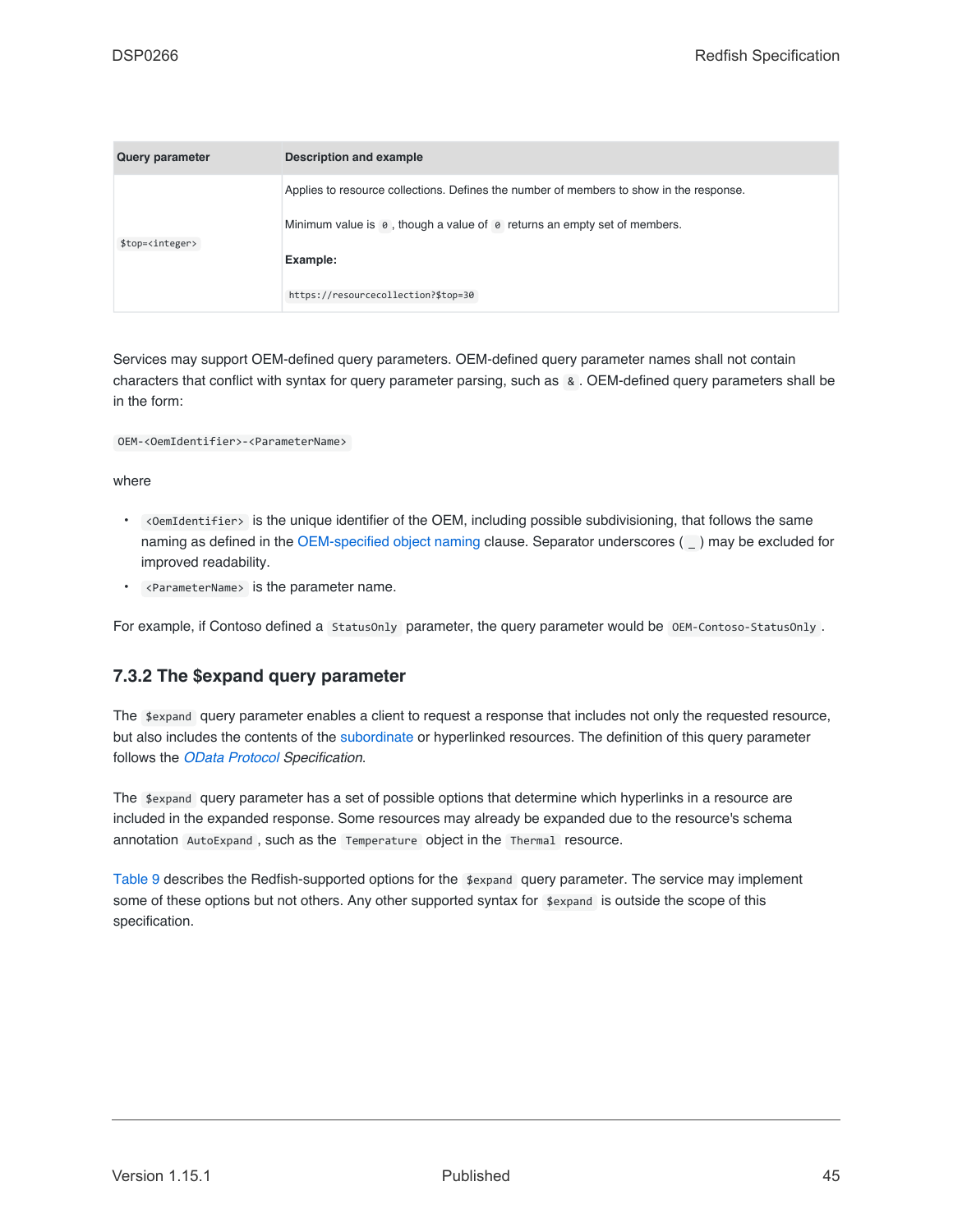| Query parameter | Description and example |
| --- | --- |
| `$top=<integer>` | Applies to resource collections. Defines the number of members to show in the response.<br><br>Minimum value is `0`, though a value of `0` returns an empty set of members.<br><br>**Example:**<br><br>`https://resourcecollection?$top=30` |

Services may support OEM-defined query parameters. OEM-defined query parameter names shall not contain characters that conflict with syntax for query parameter parsing, such as `&`. OEM-defined query parameters shall be in the form:

`OEM-<OemIdentifier>-<ParameterName>`

where

- `<OemIdentifier>` is the unique identifier of the OEM, including possible subdivisioning, that follows the same naming as defined in the OEM-specified object naming clause. Separator underscores ( `_` ) may be excluded for improved readability.
- `<ParameterName>` is the parameter name.

For example, if Contoso defined a `StatusOnly` parameter, the query parameter would be `OEM-Contoso-StatusOnly`.

### 7.3.2 The $expand query parameter

The `$expand` query parameter enables a client to request a response that includes not only the requested resource, but also includes the contents of the subordinate or hyperlinked resources. The definition of this query parameter follows the *OData Protocol Specification*.

The `$expand` query parameter has a set of possible options that determine which hyperlinks in a resource are included in the expanded response. Some resources may already be expanded due to the resource's schema annotation `AutoExpand`, such as the `Temperature` object in the `Thermal` resource.

Table 9 describes the Redfish-supported options for the `$expand` query parameter. The service may implement some of these options but not others. Any other supported syntax for `$expand` is outside the scope of this specification.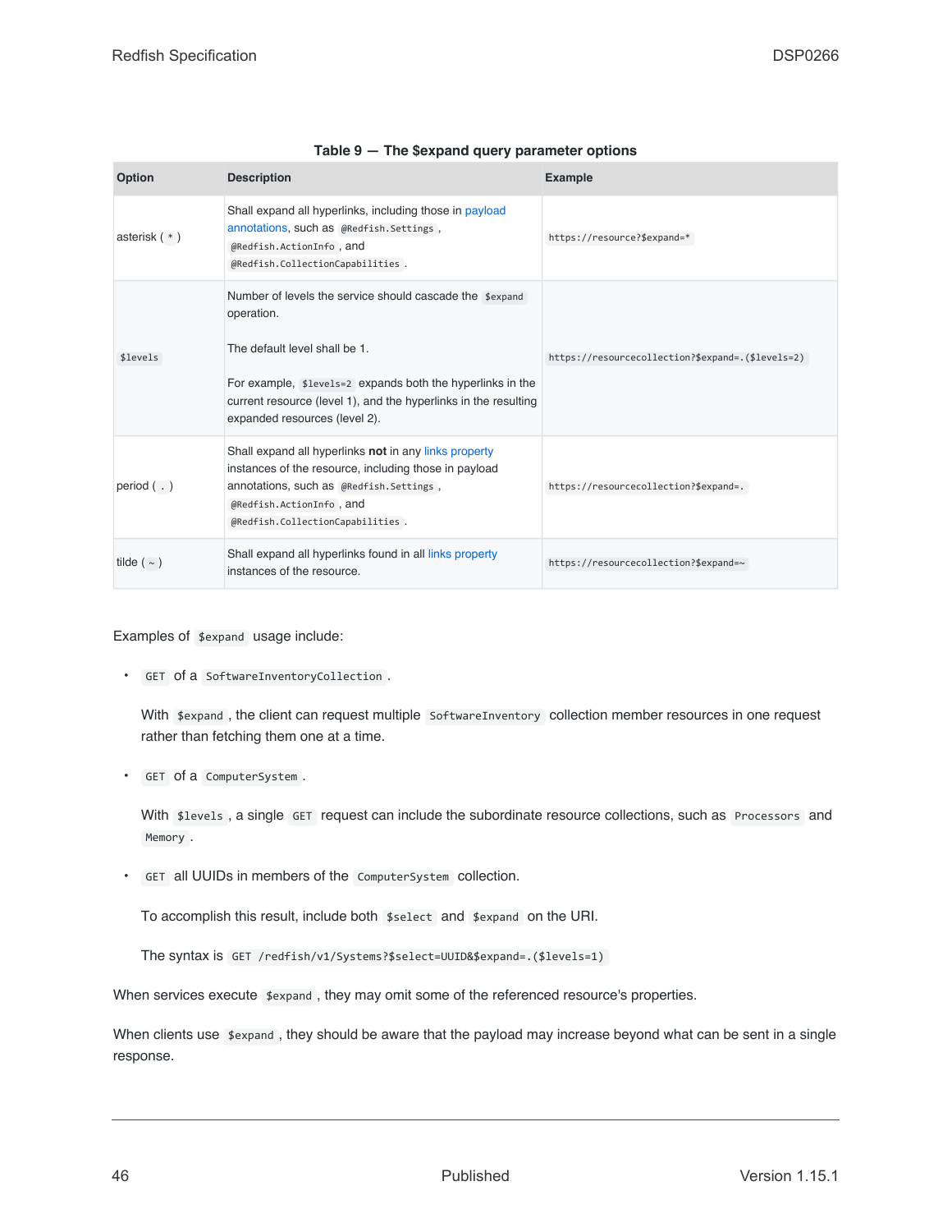**Table 9 — The $expand query parameter options**

| Option | Description | Example |
|---|---|---|
| asterisk ( `*` ) | Shall expand all hyperlinks, including those in payload annotations, such as `@Redfish.Settings` , `@Redfish.ActionInfo` , and `@Redfish.CollectionCapabilities` . | `https://resource?$expand=*` |
| `$levels` | Number of levels the service should cascade the `$expand` operation.<br><br>The default level shall be 1.<br><br>For example, `$levels=2` expands both the hyperlinks in the current resource (level 1), and the hyperlinks in the resulting expanded resources (level 2). | `https://resourcecollection?$expand=.($levels=2)` |
| period ( `.` ) | Shall expand all hyperlinks **not** in any links property instances of the resource, including those in payload annotations, such as `@Redfish.Settings` , `@Redfish.ActionInfo` , and `@Redfish.CollectionCapabilities` . | `https://resourcecollection?$expand=.` |
| tilde ( `~` ) | Shall expand all hyperlinks found in all links property instances of the resource. | `https://resourcecollection?$expand=~` |

Examples of `$expand` usage include:

- `GET` of a `SoftwareInventoryCollection` .

  With `$expand` , the client can request multiple `SoftwareInventory` collection member resources in one request rather than fetching them one at a time.

- `GET` of a `ComputerSystem` .

  With `$levels` , a single `GET` request can include the subordinate resource collections, such as `Processors` and `Memory` .

- `GET` all UUIDs in members of the `ComputerSystem` collection.

  To accomplish this result, include both `$select` and `$expand` on the URI.

  The syntax is `GET /redfish/v1/Systems?$select=UUID&$expand=.($levels=1)`

When services execute `$expand` , they may omit some of the referenced resource's properties.

When clients use `$expand` , they should be aware that the payload may increase beyond what can be sent in a single response.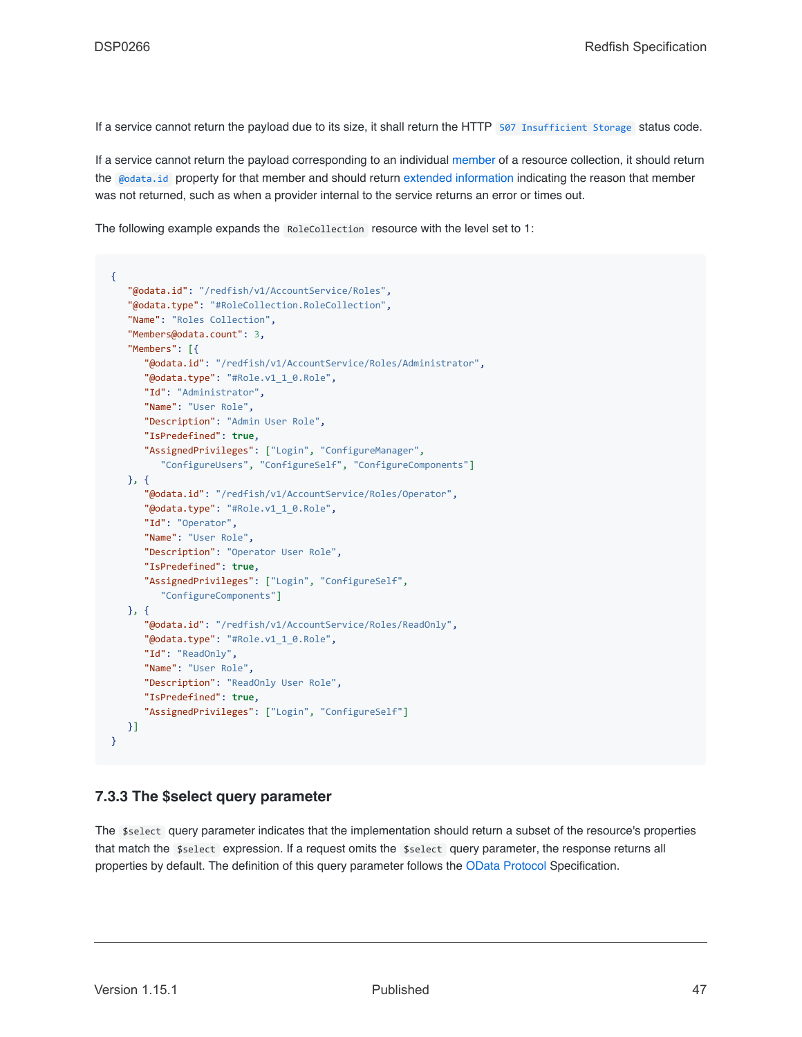If a service cannot return the payload due to its size, it shall return the HTTP `507 Insufficient Storage` status code.

If a service cannot return the payload corresponding to an individual member of a resource collection, it should return the `@odata.id` property for that member and should return extended information indicating the reason that member was not returned, such as when a provider internal to the service returns an error or times out.

The following example expands the `RoleCollection` resource with the level set to 1:

```
{
   "@odata.id": "/redfish/v1/AccountService/Roles",
   "@odata.type": "#RoleCollection.RoleCollection",
   "Name": "Roles Collection",
   "Members@odata.count": 3,
   "Members": [{
      "@odata.id": "/redfish/v1/AccountService/Roles/Administrator",
      "@odata.type": "#Role.v1_1_0.Role",
      "Id": "Administrator",
      "Name": "User Role",
      "Description": "Admin User Role",
      "IsPredefined": true,
      "AssignedPrivileges": ["Login", "ConfigureManager",
         "ConfigureUsers", "ConfigureSelf", "ConfigureComponents"]
   }, {
      "@odata.id": "/redfish/v1/AccountService/Roles/Operator",
      "@odata.type": "#Role.v1_1_0.Role",
      "Id": "Operator",
      "Name": "User Role",
      "Description": "Operator User Role",
      "IsPredefined": true,
      "AssignedPrivileges": ["Login", "ConfigureSelf",
         "ConfigureComponents"]
   }, {
      "@odata.id": "/redfish/v1/AccountService/Roles/ReadOnly",
      "@odata.type": "#Role.v1_1_0.Role",
      "Id": "ReadOnly",
      "Name": "User Role",
      "Description": "ReadOnly User Role",
      "IsPredefined": true,
      "AssignedPrivileges": ["Login", "ConfigureSelf"]
   }]
}
```

### 7.3.3 The $select query parameter

The `$select` query parameter indicates that the implementation should return a subset of the resource's properties that match the `$select` expression. If a request omits the `$select` query parameter, the response returns all properties by default. The definition of this query parameter follows the OData Protocol Specification.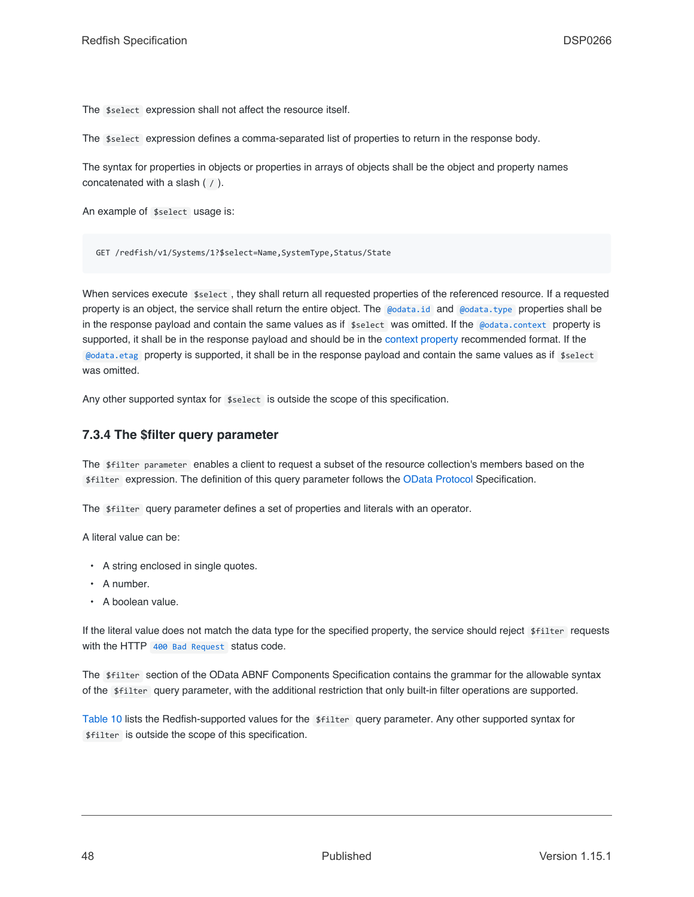The `$select` expression shall not affect the resource itself.

The `$select` expression defines a comma-separated list of properties to return in the response body.

The syntax for properties in objects or properties in arrays of objects shall be the object and property names concatenated with a slash ( `/` ).

An example of `$select` usage is:

```
GET /redfish/v1/Systems/1?$select=Name,SystemType,Status/State
```

When services execute `$select`, they shall return all requested properties of the referenced resource. If a requested property is an object, the service shall return the entire object. The `@odata.id` and `@odata.type` properties shall be in the response payload and contain the same values as if `$select` was omitted. If the `@odata.context` property is supported, it shall be in the response payload and should be in the context property recommended format. If the `@odata.etag` property is supported, it shall be in the response payload and contain the same values as if `$select` was omitted.

Any other supported syntax for `$select` is outside the scope of this specification.

### 7.3.4 The $filter query parameter

The `$filter parameter` enables a client to request a subset of the resource collection's members based on the `$filter` expression. The definition of this query parameter follows the OData Protocol Specification.

The `$filter` query parameter defines a set of properties and literals with an operator.

A literal value can be:

- A string enclosed in single quotes.
- A number.
- A boolean value.

If the literal value does not match the data type for the specified property, the service should reject `$filter` requests with the HTTP `400 Bad Request` status code.

The `$filter` section of the OData ABNF Components Specification contains the grammar for the allowable syntax of the `$filter` query parameter, with the additional restriction that only built-in filter operations are supported.

Table 10 lists the Redfish-supported values for the `$filter` query parameter. Any other supported syntax for `$filter` is outside the scope of this specification.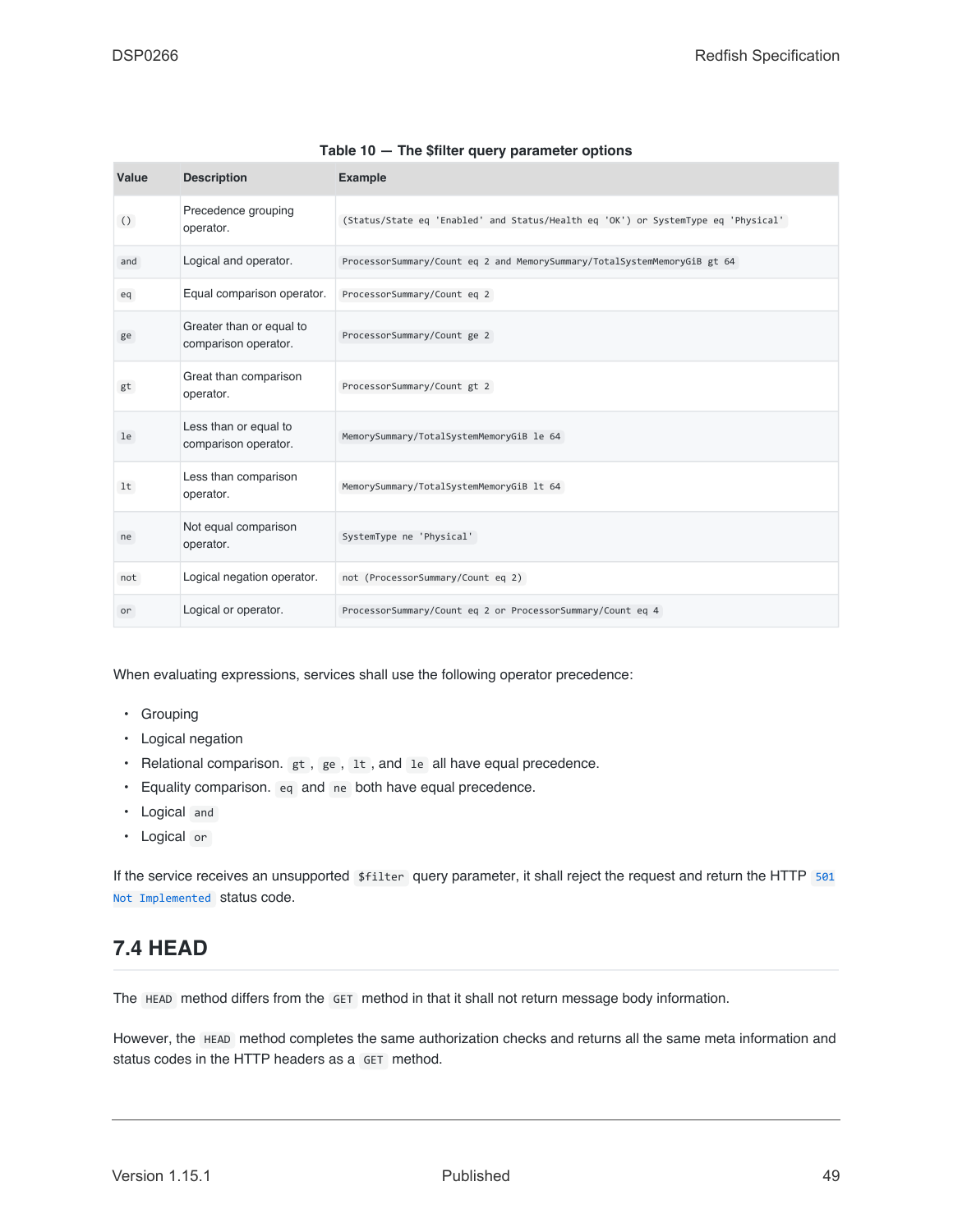**Table 10 — The $filter query parameter options**

| Value | Description | Example |
| --- | --- | --- |
| `()` | Precedence grouping operator. | `(Status/State eq 'Enabled' and Status/Health eq 'OK') or SystemType eq 'Physical'` |
| `and` | Logical and operator. | `ProcessorSummary/Count eq 2 and MemorySummary/TotalSystemMemoryGiB gt 64` |
| `eq` | Equal comparison operator. | `ProcessorSummary/Count eq 2` |
| `ge` | Greater than or equal to comparison operator. | `ProcessorSummary/Count ge 2` |
| `gt` | Great than comparison operator. | `ProcessorSummary/Count gt 2` |
| `le` | Less than or equal to comparison operator. | `MemorySummary/TotalSystemMemoryGiB le 64` |
| `lt` | Less than comparison operator. | `MemorySummary/TotalSystemMemoryGiB lt 64` |
| `ne` | Not equal comparison operator. | `SystemType ne 'Physical'` |
| `not` | Logical negation operator. | `not (ProcessorSummary/Count eq 2)` |
| `or` | Logical or operator. | `ProcessorSummary/Count eq 2 or ProcessorSummary/Count eq 4` |

When evaluating expressions, services shall use the following operator precedence:

- Grouping
- Logical negation
- Relational comparison. `gt` , `ge` , `lt` , and `le` all have equal precedence.
- Equality comparison. `eq` and `ne` both have equal precedence.
- Logical `and`
- Logical `or`

If the service receives an unsupported `$filter` query parameter, it shall reject the request and return the HTTP `501 Not Implemented` status code.

## 7.4 HEAD

The `HEAD` method differs from the `GET` method in that it shall not return message body information.

However, the `HEAD` method completes the same authorization checks and returns all the same meta information and status codes in the HTTP headers as a `GET` method.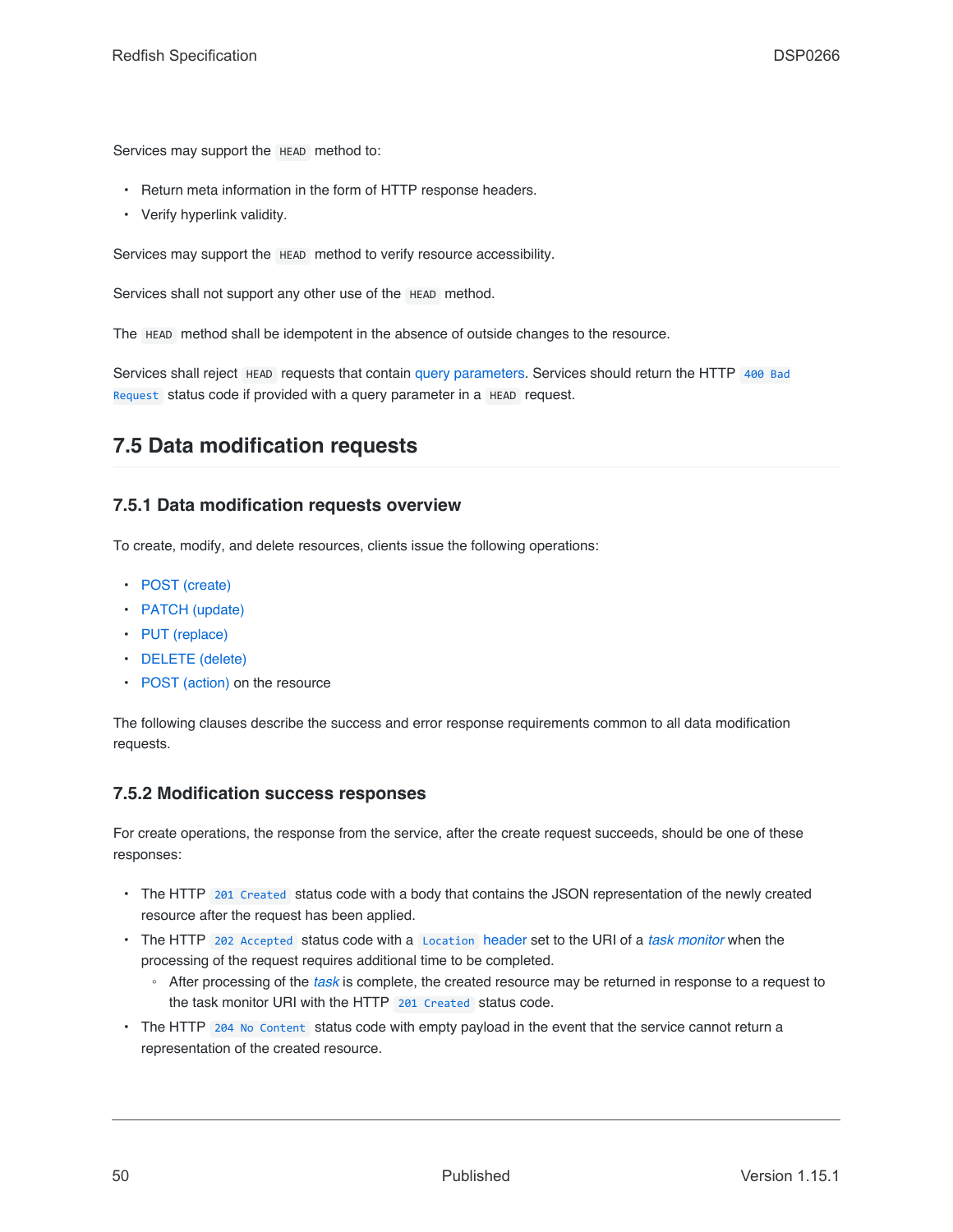Services may support the `HEAD` method to:

- Return meta information in the form of HTTP response headers.
- Verify hyperlink validity.

Services may support the `HEAD` method to verify resource accessibility.

Services shall not support any other use of the `HEAD` method.

The `HEAD` method shall be idempotent in the absence of outside changes to the resource.

Services shall reject `HEAD` requests that contain query parameters. Services should return the HTTP `400 Bad Request` status code if provided with a query parameter in a `HEAD` request.

## 7.5 Data modification requests

### 7.5.1 Data modification requests overview

To create, modify, and delete resources, clients issue the following operations:

- POST (create)
- PATCH (update)
- PUT (replace)
- DELETE (delete)
- POST (action) on the resource

The following clauses describe the success and error response requirements common to all data modification requests.

### 7.5.2 Modification success responses

For create operations, the response from the service, after the create request succeeds, should be one of these responses:

- The HTTP `201 Created` status code with a body that contains the JSON representation of the newly created resource after the request has been applied.
- The HTTP `202 Accepted` status code with a `Location` header set to the URI of a *task monitor* when the processing of the request requires additional time to be completed.
  - After processing of the *task* is complete, the created resource may be returned in response to a request to the task monitor URI with the HTTP `201 Created` status code.
- The HTTP `204 No Content` status code with empty payload in the event that the service cannot return a representation of the created resource.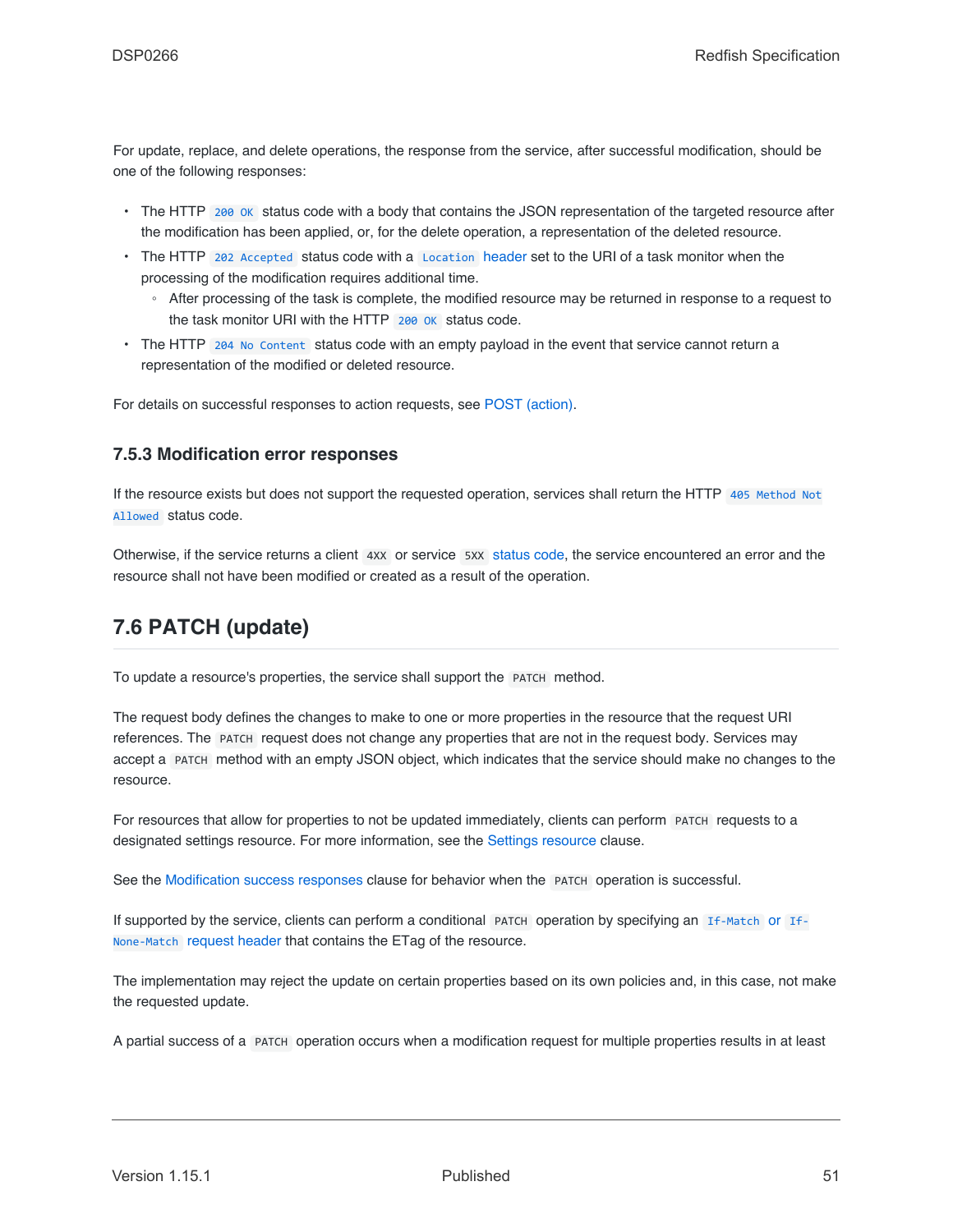For update, replace, and delete operations, the response from the service, after successful modification, should be one of the following responses:

- The HTTP `200 OK` status code with a body that contains the JSON representation of the targeted resource after the modification has been applied, or, for the delete operation, a representation of the deleted resource.
- The HTTP `202 Accepted` status code with a `Location` header set to the URI of a task monitor when the processing of the modification requires additional time.
  - After processing of the task is complete, the modified resource may be returned in response to a request to the task monitor URI with the HTTP `200 OK` status code.
- The HTTP `204 No Content` status code with an empty payload in the event that service cannot return a representation of the modified or deleted resource.

For details on successful responses to action requests, see POST (action).

### 7.5.3 Modification error responses

If the resource exists but does not support the requested operation, services shall return the HTTP `405 Method Not Allowed` status code.

Otherwise, if the service returns a client `4XX` or service `5XX` status code, the service encountered an error and the resource shall not have been modified or created as a result of the operation.

## 7.6 PATCH (update)

To update a resource's properties, the service shall support the `PATCH` method.

The request body defines the changes to make to one or more properties in the resource that the request URI references. The `PATCH` request does not change any properties that are not in the request body. Services may accept a `PATCH` method with an empty JSON object, which indicates that the service should make no changes to the resource.

For resources that allow for properties to not be updated immediately, clients can perform `PATCH` requests to a designated settings resource. For more information, see the Settings resource clause.

See the Modification success responses clause for behavior when the `PATCH` operation is successful.

If supported by the service, clients can perform a conditional `PATCH` operation by specifying an `If-Match` or `If-None-Match` request header that contains the ETag of the resource.

The implementation may reject the update on certain properties based on its own policies and, in this case, not make the requested update.

A partial success of a `PATCH` operation occurs when a modification request for multiple properties results in at least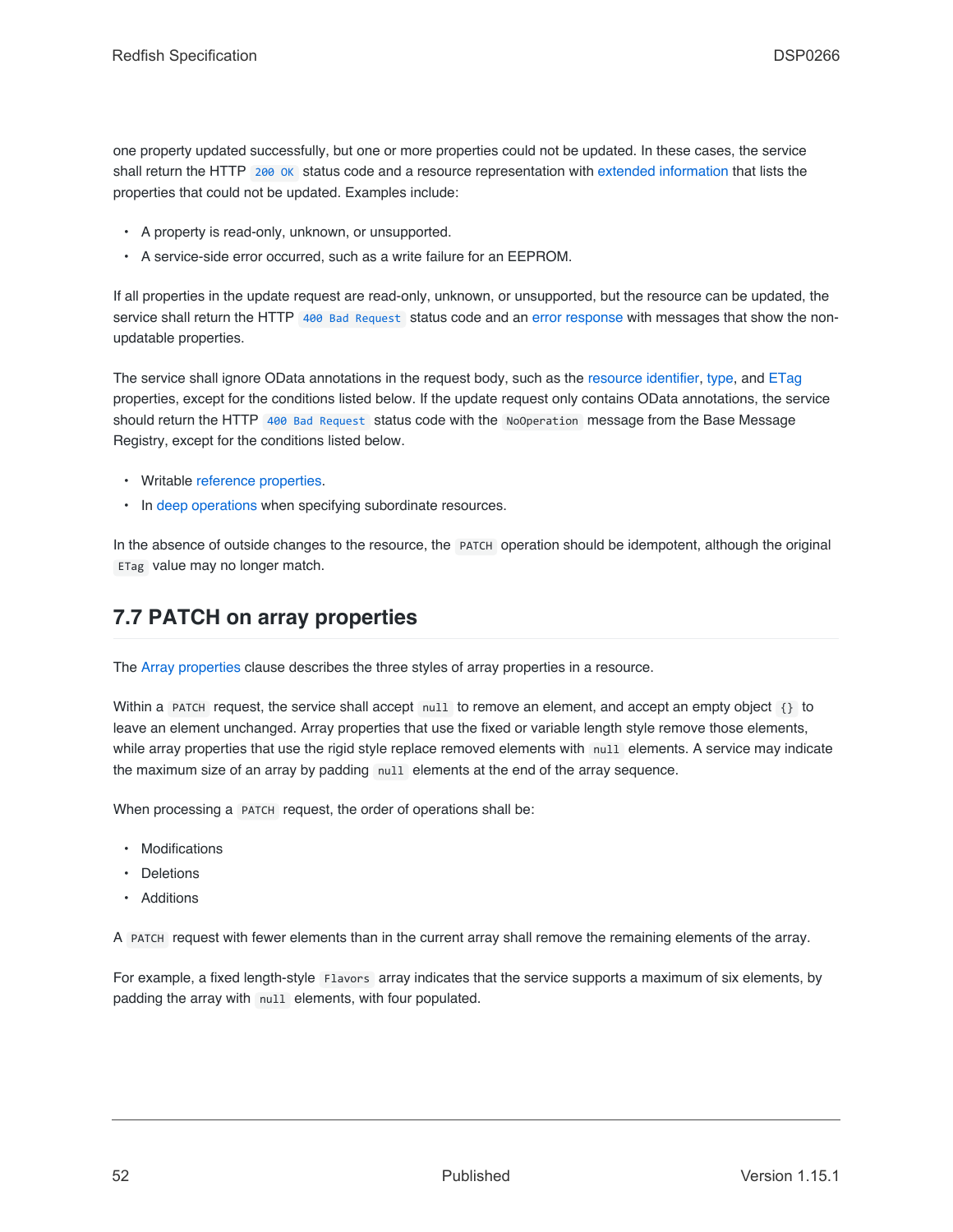one property updated successfully, but one or more properties could not be updated. In these cases, the service shall return the HTTP `200 OK` status code and a resource representation with extended information that lists the properties that could not be updated. Examples include:

- A property is read-only, unknown, or unsupported.
- A service-side error occurred, such as a write failure for an EEPROM.

If all properties in the update request are read-only, unknown, or unsupported, but the resource can be updated, the service shall return the HTTP `400 Bad Request` status code and an error response with messages that show the non-updatable properties.

The service shall ignore OData annotations in the request body, such as the resource identifier, type, and ETag properties, except for the conditions listed below. If the update request only contains OData annotations, the service should return the HTTP `400 Bad Request` status code with the `NoOperation` message from the Base Message Registry, except for the conditions listed below.

- Writable reference properties.
- In deep operations when specifying subordinate resources.

In the absence of outside changes to the resource, the `PATCH` operation should be idempotent, although the original `ETag` value may no longer match.

## 7.7 PATCH on array properties

The Array properties clause describes the three styles of array properties in a resource.

Within a `PATCH` request, the service shall accept `null` to remove an element, and accept an empty object `{}` to leave an element unchanged. Array properties that use the fixed or variable length style remove those elements, while array properties that use the rigid style replace removed elements with `null` elements. A service may indicate the maximum size of an array by padding `null` elements at the end of the array sequence.

When processing a `PATCH` request, the order of operations shall be:

- Modifications
- Deletions
- Additions

A `PATCH` request with fewer elements than in the current array shall remove the remaining elements of the array.

For example, a fixed length-style `Flavors` array indicates that the service supports a maximum of six elements, by padding the array with `null` elements, with four populated.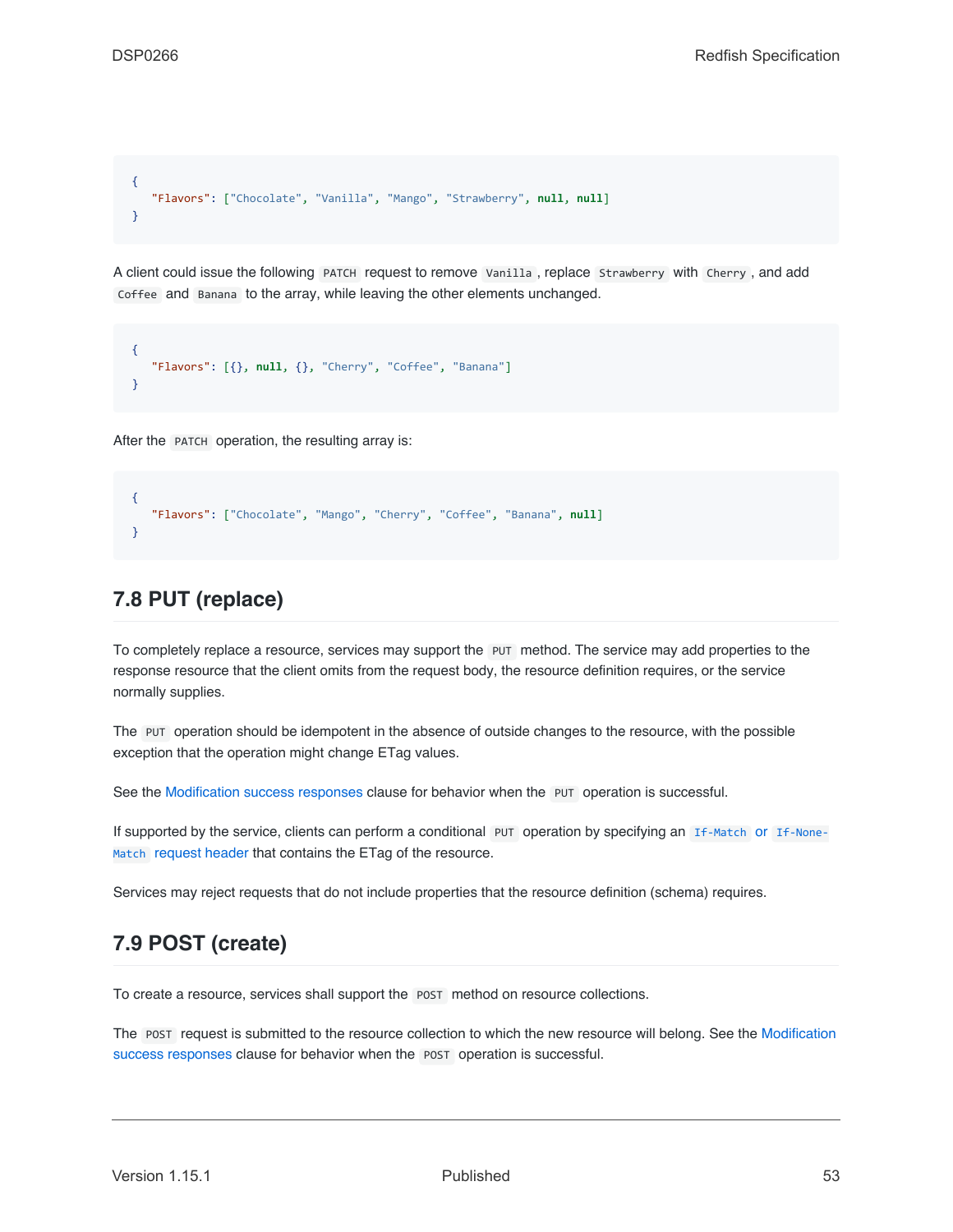```
{
    "Flavors": ["Chocolate", "Vanilla", "Mango", "Strawberry", null, null]
}
```

A client could issue the following `PATCH` request to remove `Vanilla`, replace `Strawberry` with `Cherry`, and add `Coffee` and `Banana` to the array, while leaving the other elements unchanged.

```
{
    "Flavors": [{}, null, {}, "Cherry", "Coffee", "Banana"]
}
```

After the `PATCH` operation, the resulting array is:

```
{
    "Flavors": ["Chocolate", "Mango", "Cherry", "Coffee", "Banana", null]
}
```

## 7.8 PUT (replace)

To completely replace a resource, services may support the `PUT` method. The service may add properties to the response resource that the client omits from the request body, the resource definition requires, or the service normally supplies.

The `PUT` operation should be idempotent in the absence of outside changes to the resource, with the possible exception that the operation might change ETag values.

See the Modification success responses clause for behavior when the `PUT` operation is successful.

If supported by the service, clients can perform a conditional `PUT` operation by specifying an `If-Match` or `If-None-Match` request header that contains the ETag of the resource.

Services may reject requests that do not include properties that the resource definition (schema) requires.

## 7.9 POST (create)

To create a resource, services shall support the `POST` method on resource collections.

The `POST` request is submitted to the resource collection to which the new resource will belong. See the Modification success responses clause for behavior when the `POST` operation is successful.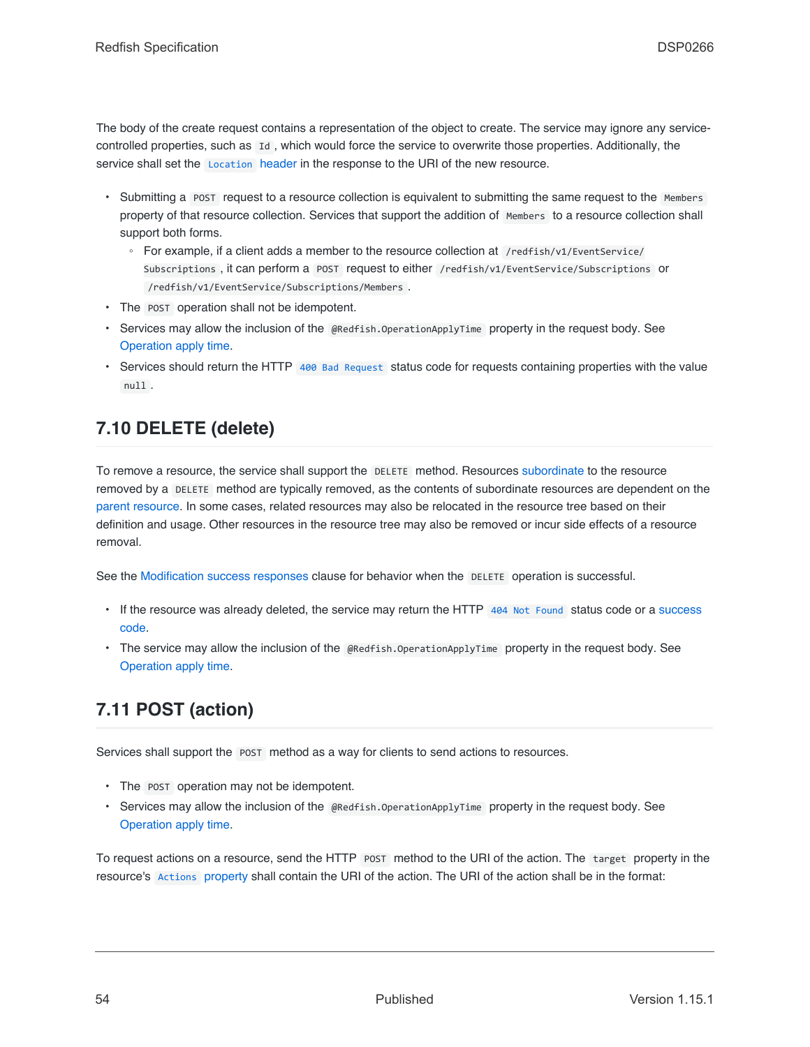The body of the create request contains a representation of the object to create. The service may ignore any service-controlled properties, such as `Id`, which would force the service to overwrite those properties. Additionally, the service shall set the `Location` header in the response to the URI of the new resource.

- Submitting a `POST` request to a resource collection is equivalent to submitting the same request to the `Members` property of that resource collection. Services that support the addition of `Members` to a resource collection shall support both forms.
  - For example, if a client adds a member to the resource collection at `/redfish/v1/EventService/Subscriptions`, it can perform a `POST` request to either `/redfish/v1/EventService/Subscriptions` or `/redfish/v1/EventService/Subscriptions/Members`.
- The `POST` operation shall not be idempotent.
- Services may allow the inclusion of the `@Redfish.OperationApplyTime` property in the request body. See Operation apply time.
- Services should return the HTTP `400 Bad Request` status code for requests containing properties with the value `null`.

## 7.10 DELETE (delete)

To remove a resource, the service shall support the `DELETE` method. Resources subordinate to the resource removed by a `DELETE` method are typically removed, as the contents of subordinate resources are dependent on the parent resource. In some cases, related resources may also be relocated in the resource tree based on their definition and usage. Other resources in the resource tree may also be removed or incur side effects of a resource removal.

See the Modification success responses clause for behavior when the `DELETE` operation is successful.

- If the resource was already deleted, the service may return the HTTP `404 Not Found` status code or a success code.
- The service may allow the inclusion of the `@Redfish.OperationApplyTime` property in the request body. See Operation apply time.

## 7.11 POST (action)

Services shall support the `POST` method as a way for clients to send actions to resources.

- The `POST` operation may not be idempotent.
- Services may allow the inclusion of the `@Redfish.OperationApplyTime` property in the request body. See Operation apply time.

To request actions on a resource, send the HTTP `POST` method to the URI of the action. The `target` property in the resource's `Actions` property shall contain the URI of the action. The URI of the action shall be in the format: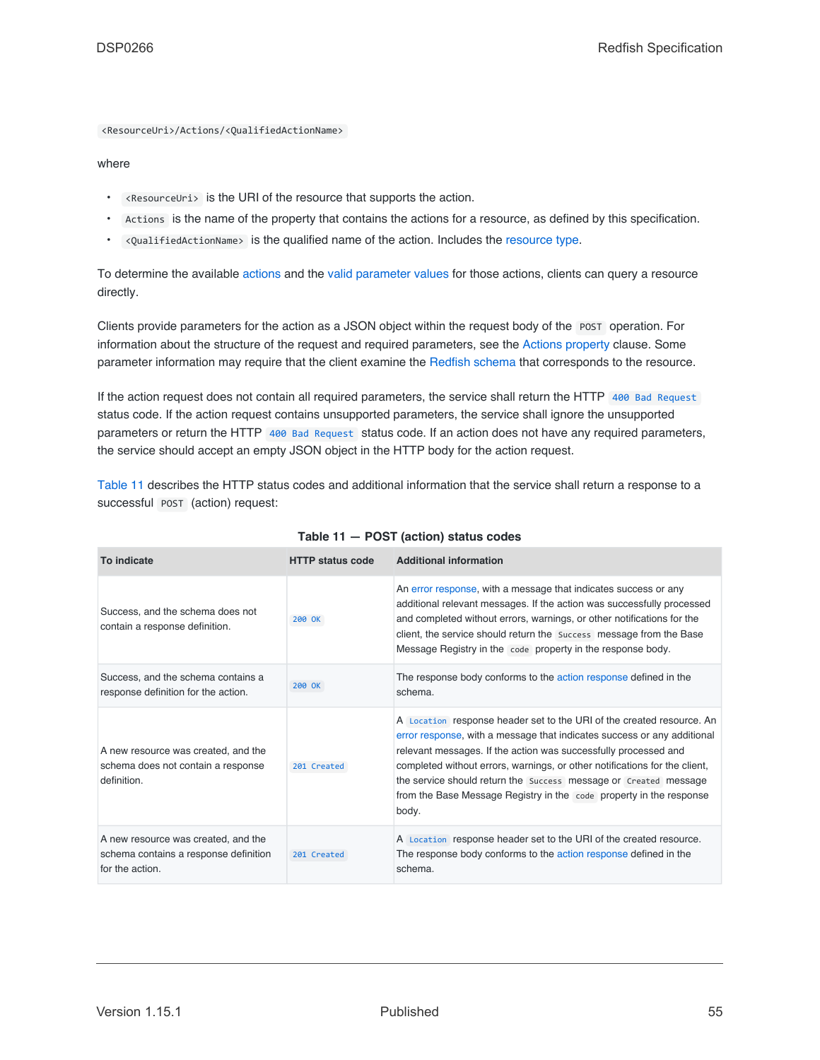`<ResourceUri>/Actions/<QualifiedActionName>`

where

- `<ResourceUri>` is the URI of the resource that supports the action.
- `Actions` is the name of the property that contains the actions for a resource, as defined by this specification.
- `<QualifiedActionName>` is the qualified name of the action. Includes the resource type.

To determine the available actions and the valid parameter values for those actions, clients can query a resource directly.

Clients provide parameters for the action as a JSON object within the request body of the `POST` operation. For information about the structure of the request and required parameters, see the Actions property clause. Some parameter information may require that the client examine the Redfish schema that corresponds to the resource.

If the action request does not contain all required parameters, the service shall return the HTTP `400 Bad Request` status code. If the action request contains unsupported parameters, the service shall ignore the unsupported parameters or return the HTTP `400 Bad Request` status code. If an action does not have any required parameters, the service should accept an empty JSON object in the HTTP body for the action request.

Table 11 describes the HTTP status codes and additional information that the service shall return a response to a successful `POST` (action) request:

**Table 11 — POST (action) status codes**

| To indicate | HTTP status code | Additional information |
| --- | --- | --- |
| Success, and the schema does not contain a response definition. | `200 OK` | An error response, with a message that indicates success or any additional relevant messages. If the action was successfully processed and completed without errors, warnings, or other notifications for the client, the service should return the `Success` message from the Base Message Registry in the `code` property in the response body. |
| Success, and the schema contains a response definition for the action. | `200 OK` | The response body conforms to the action response defined in the schema. |
| A new resource was created, and the schema does not contain a response definition. | `201 Created` | A `Location` response header set to the URI of the created resource. An error response, with a message that indicates success or any additional relevant messages. If the action was successfully processed and completed without errors, warnings, or other notifications for the client, the service should return the `Success` message or `Created` message from the Base Message Registry in the `code` property in the response body. |
| A new resource was created, and the schema contains a response definition for the action. | `201 Created` | A `Location` response header set to the URI of the created resource. The response body conforms to the action response defined in the schema. |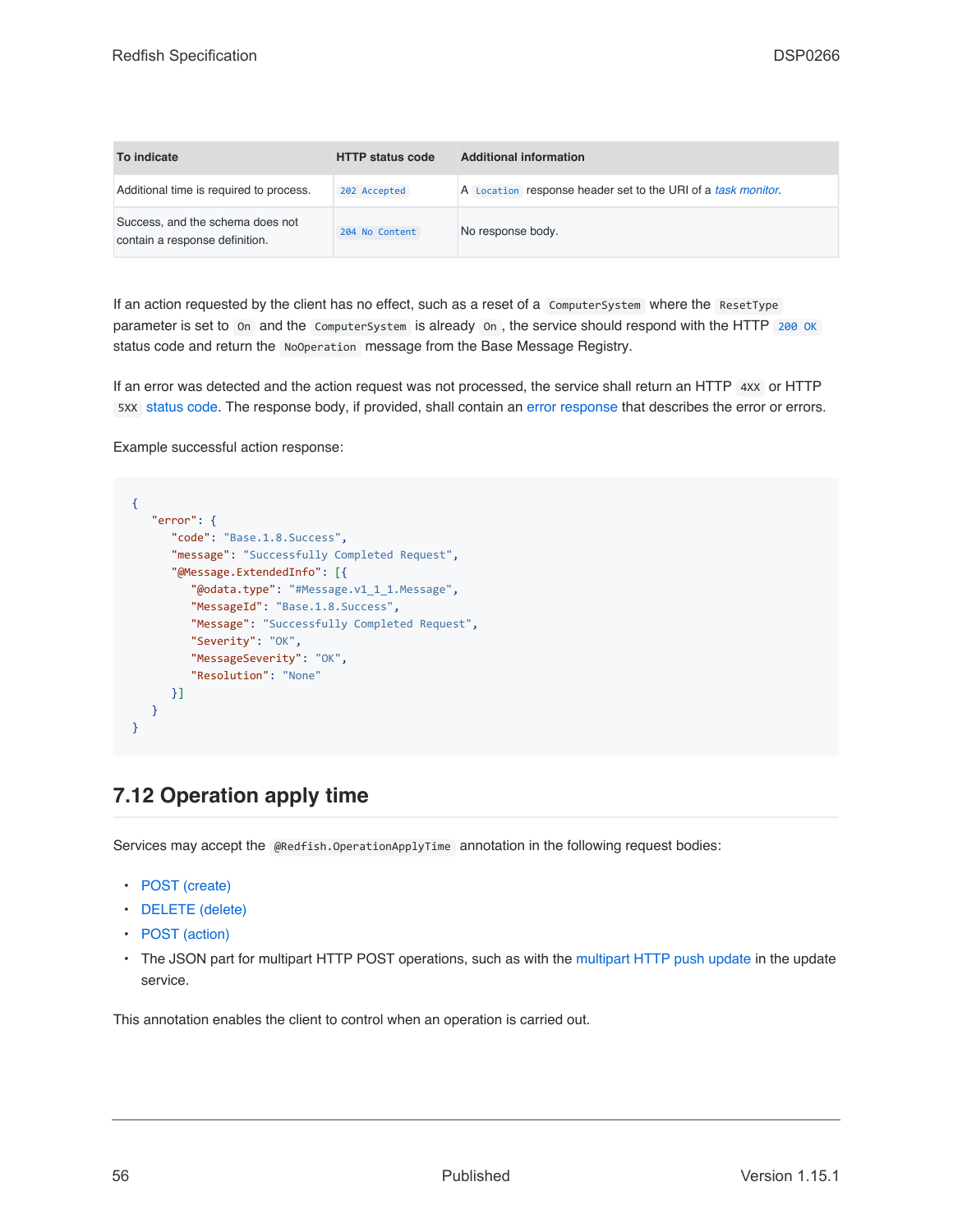| To indicate | HTTP status code | Additional information |
|---|---|---|
| Additional time is required to process. | `202 Accepted` | A `Location` response header set to the URI of a *task monitor*. |
| Success, and the schema does not contain a response definition. | `204 No Content` | No response body. |

If an action requested by the client has no effect, such as a reset of a `ComputerSystem` where the `ResetType` parameter is set to `On` and the `ComputerSystem` is already `On`, the service should respond with the HTTP `200 OK` status code and return the `NoOperation` message from the Base Message Registry.

If an error was detected and the action request was not processed, the service shall return an HTTP `4XX` or HTTP `5XX` status code. The response body, if provided, shall contain an error response that describes the error or errors.

Example successful action response:

```
{
   "error": {
      "code": "Base.1.8.Success",
      "message": "Successfully Completed Request",
      "@Message.ExtendedInfo": [{
         "@odata.type": "#Message.v1_1_1.Message",
         "MessageId": "Base.1.8.Success",
         "Message": "Successfully Completed Request",
         "Severity": "OK",
         "MessageSeverity": "OK",
         "Resolution": "None"
      }]
   }
}
```

## 7.12 Operation apply time

Services may accept the `@Redfish.OperationApplyTime` annotation in the following request bodies:

- POST (create)
- DELETE (delete)
- POST (action)
- The JSON part for multipart HTTP POST operations, such as with the multipart HTTP push update in the update service.

This annotation enables the client to control when an operation is carried out.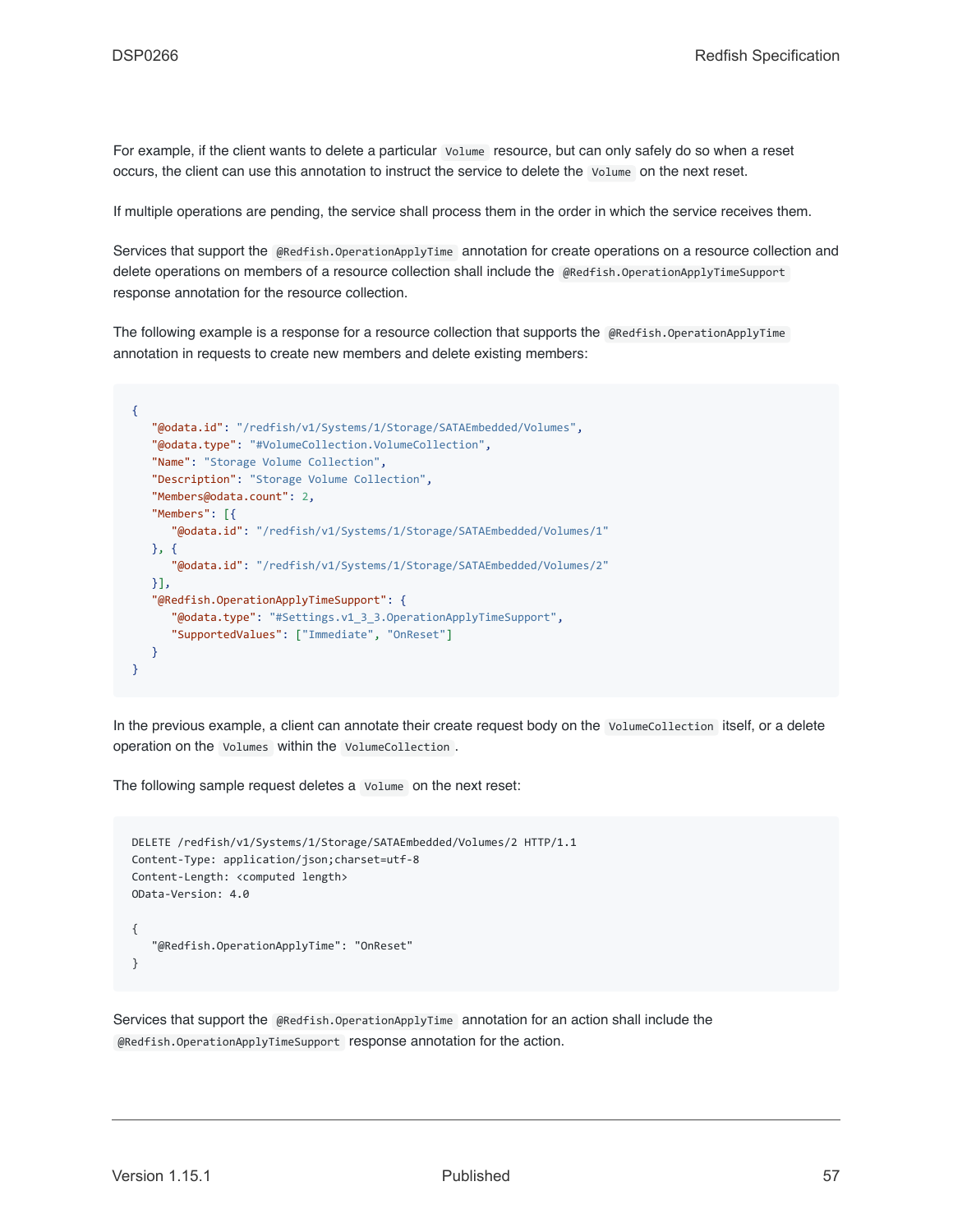For example, if the client wants to delete a particular `Volume` resource, but can only safely do so when a reset occurs, the client can use this annotation to instruct the service to delete the `Volume` on the next reset.

If multiple operations are pending, the service shall process them in the order in which the service receives them.

Services that support the `@Redfish.OperationApplyTime` annotation for create operations on a resource collection and delete operations on members of a resource collection shall include the `@Redfish.OperationApplyTimeSupport` response annotation for the resource collection.

The following example is a response for a resource collection that supports the `@Redfish.OperationApplyTime` annotation in requests to create new members and delete existing members:

```
{
   "@odata.id": "/redfish/v1/Systems/1/Storage/SATAEmbedded/Volumes",
   "@odata.type": "#VolumeCollection.VolumeCollection",
   "Name": "Storage Volume Collection",
   "Description": "Storage Volume Collection",
   "Members@odata.count": 2,
   "Members": [{
      "@odata.id": "/redfish/v1/Systems/1/Storage/SATAEmbedded/Volumes/1"
   }, {
      "@odata.id": "/redfish/v1/Systems/1/Storage/SATAEmbedded/Volumes/2"
   }],
   "@Redfish.OperationApplyTimeSupport": {
      "@odata.type": "#Settings.v1_3_3.OperationApplyTimeSupport",
      "SupportedValues": ["Immediate", "OnReset"]
   }
}
```

In the previous example, a client can annotate their create request body on the `VolumeCollection` itself, or a delete operation on the `Volumes` within the `VolumeCollection`.

The following sample request deletes a `Volume` on the next reset:

```
DELETE /redfish/v1/Systems/1/Storage/SATAEmbedded/Volumes/2 HTTP/1.1
Content-Type: application/json;charset=utf-8
Content-Length: <computed length>
OData-Version: 4.0

{
   "@Redfish.OperationApplyTime": "OnReset"
}
```

Services that support the `@Redfish.OperationApplyTime` annotation for an action shall include the `@Redfish.OperationApplyTimeSupport` response annotation for the action.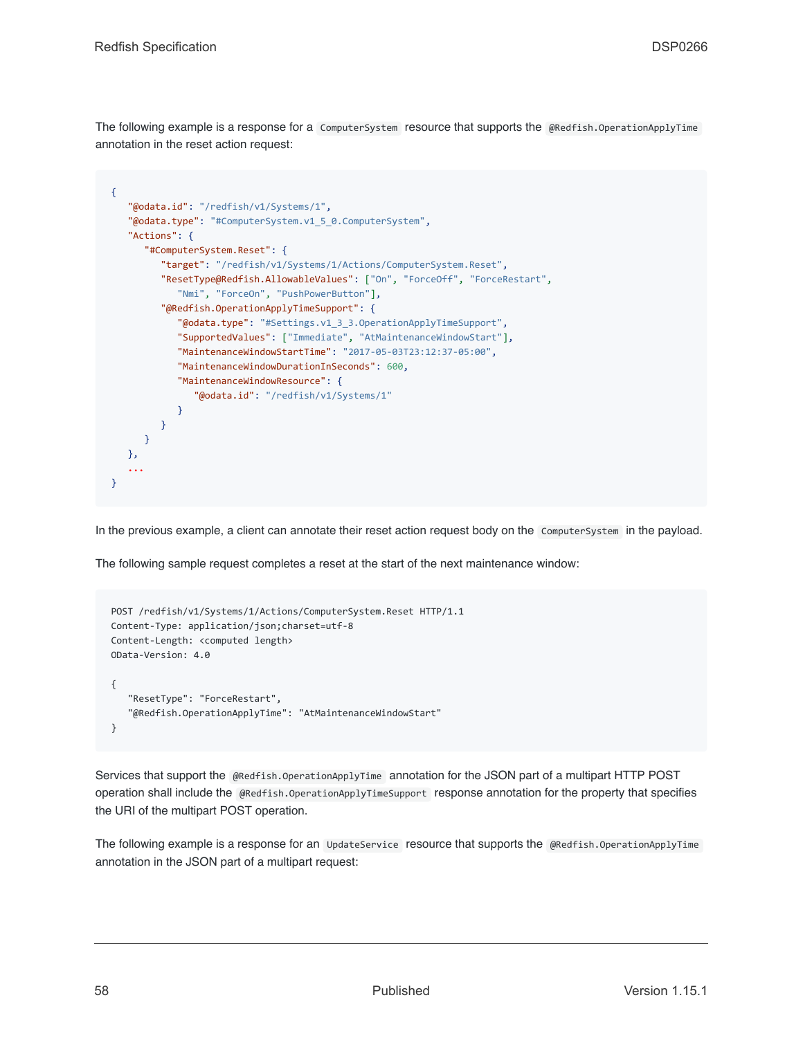The following example is a response for a `ComputerSystem` resource that supports the `@Redfish.OperationApplyTime` annotation in the reset action request:

```
{
   "@odata.id": "/redfish/v1/Systems/1",
   "@odata.type": "#ComputerSystem.v1_5_0.ComputerSystem",
   "Actions": {
      "#ComputerSystem.Reset": {
         "target": "/redfish/v1/Systems/1/Actions/ComputerSystem.Reset",
         "ResetType@Redfish.AllowableValues": ["On", "ForceOff", "ForceRestart",
            "Nmi", "ForceOn", "PushPowerButton"],
         "@Redfish.OperationApplyTimeSupport": {
            "@odata.type": "#Settings.v1_3_3.OperationApplyTimeSupport",
            "SupportedValues": ["Immediate", "AtMaintenanceWindowStart"],
            "MaintenanceWindowStartTime": "2017-05-03T23:12:37-05:00",
            "MaintenanceWindowDurationInSeconds": 600,
            "MaintenanceWindowResource": {
               "@odata.id": "/redfish/v1/Systems/1"
            }
         }
      }
   },
   ...
}
```

In the previous example, a client can annotate their reset action request body on the `ComputerSystem` in the payload.

The following sample request completes a reset at the start of the next maintenance window:

```
POST /redfish/v1/Systems/1/Actions/ComputerSystem.Reset HTTP/1.1
Content-Type: application/json;charset=utf-8
Content-Length: <computed length>
OData-Version: 4.0

{
   "ResetType": "ForceRestart",
   "@Redfish.OperationApplyTime": "AtMaintenanceWindowStart"
}
```

Services that support the `@Redfish.OperationApplyTime` annotation for the JSON part of a multipart HTTP POST operation shall include the `@Redfish.OperationApplyTimeSupport` response annotation for the property that specifies the URI of the multipart POST operation.

The following example is a response for an `UpdateService` resource that supports the `@Redfish.OperationApplyTime` annotation in the JSON part of a multipart request: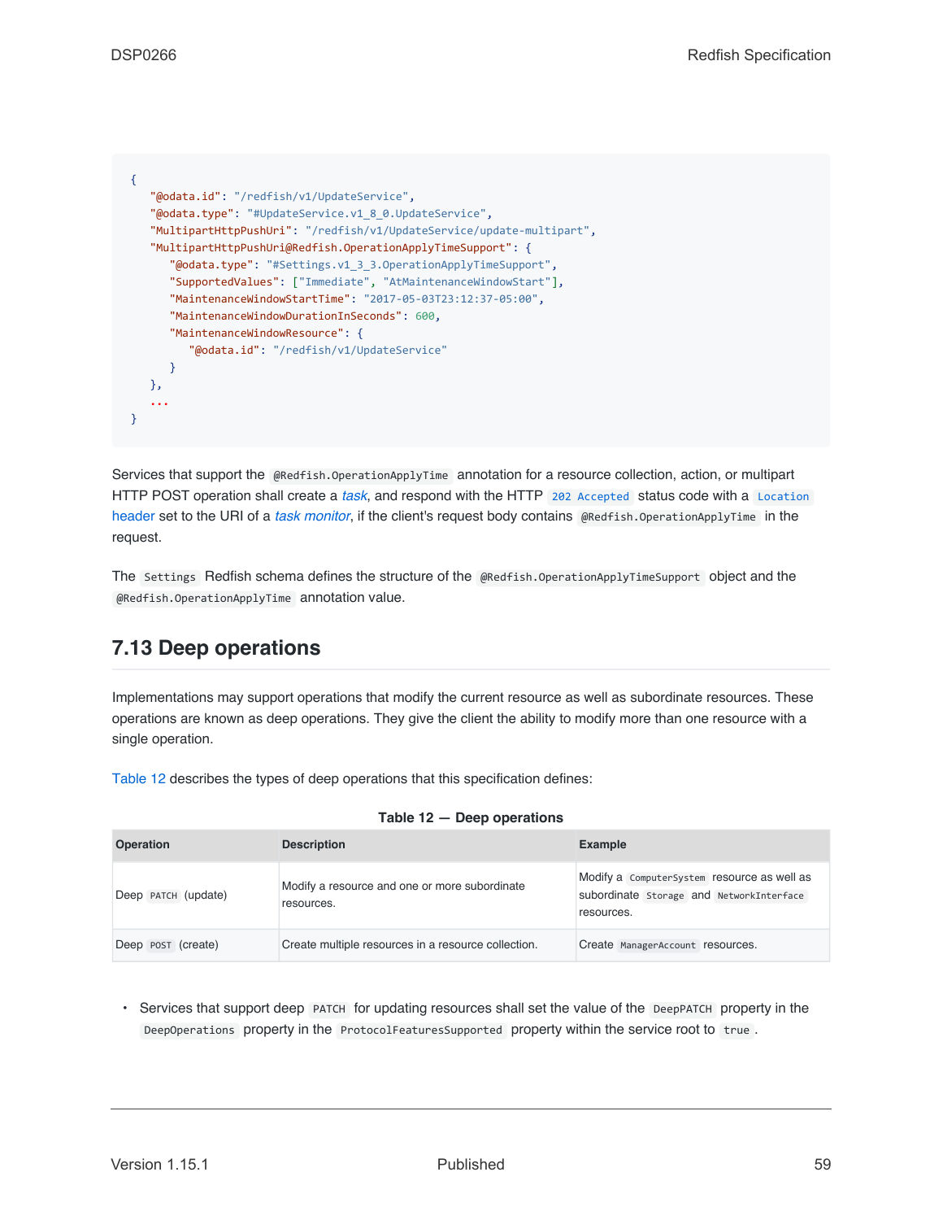```
{
   "@odata.id": "/redfish/v1/UpdateService",
   "@odata.type": "#UpdateService.v1_8_0.UpdateService",
   "MultipartHttpPushUri": "/redfish/v1/UpdateService/update-multipart",
   "MultipartHttpPushUri@Redfish.OperationApplyTimeSupport": {
      "@odata.type": "#Settings.v1_3_3.OperationApplyTimeSupport",
      "SupportedValues": ["Immediate", "AtMaintenanceWindowStart"],
      "MaintenanceWindowStartTime": "2017-05-03T23:12:37-05:00",
      "MaintenanceWindowDurationInSeconds": 600,
      "MaintenanceWindowResource": {
         "@odata.id": "/redfish/v1/UpdateService"
      }
   },
   ...
}
```

Services that support the `@Redfish.OperationApplyTime` annotation for a resource collection, action, or multipart HTTP POST operation shall create a *task*, and respond with the HTTP `202 Accepted` status code with a `Location` header set to the URI of a *task monitor*, if the client's request body contains `@Redfish.OperationApplyTime` in the request.

The `Settings` Redfish schema defines the structure of the `@Redfish.OperationApplyTimeSupport` object and the `@Redfish.OperationApplyTime` annotation value.

## 7.13 Deep operations

Implementations may support operations that modify the current resource as well as subordinate resources. These operations are known as deep operations. They give the client the ability to modify more than one resource with a single operation.

Table 12 describes the types of deep operations that this specification defines:

**Table 12 — Deep operations**

| Operation | Description | Example |
|---|---|---|
| Deep `PATCH` (update) | Modify a resource and one or more subordinate resources. | Modify a `ComputerSystem` resource as well as subordinate `Storage` and `NetworkInterface` resources. |
| Deep `POST` (create) | Create multiple resources in a resource collection. | Create `ManagerAccount` resources. |

- Services that support deep `PATCH` for updating resources shall set the value of the `DeepPATCH` property in the `DeepOperations` property in the `ProtocolFeaturesSupported` property within the service root to `true`.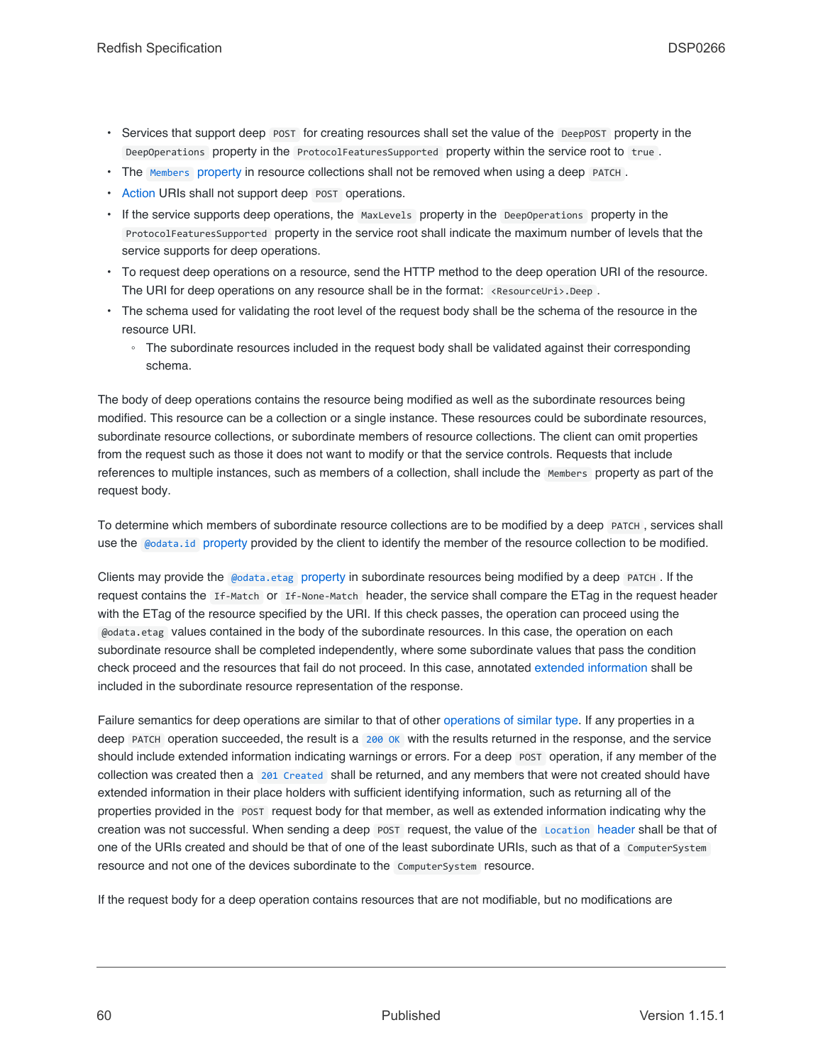- Services that support deep `POST` for creating resources shall set the value of the `DeepPOST` property in the `DeepOperations` property in the `ProtocolFeaturesSupported` property within the service root to `true`.
- The `Members` property in resource collections shall not be removed when using a deep `PATCH`.
- Action URIs shall not support deep `POST` operations.
- If the service supports deep operations, the `MaxLevels` property in the `DeepOperations` property in the `ProtocolFeaturesSupported` property in the service root shall indicate the maximum number of levels that the service supports for deep operations.
- To request deep operations on a resource, send the HTTP method to the deep operation URI of the resource. The URI for deep operations on any resource shall be in the format: `<ResourceUri>.Deep`.
- The schema used for validating the root level of the request body shall be the schema of the resource in the resource URI.
  - The subordinate resources included in the request body shall be validated against their corresponding schema.

The body of deep operations contains the resource being modified as well as the subordinate resources being modified. This resource can be a collection or a single instance. These resources could be subordinate resources, subordinate resource collections, or subordinate members of resource collections. The client can omit properties from the request such as those it does not want to modify or that the service controls. Requests that include references to multiple instances, such as members of a collection, shall include the `Members` property as part of the request body.

To determine which members of subordinate resource collections are to be modified by a deep `PATCH`, services shall use the `@odata.id` property provided by the client to identify the member of the resource collection to be modified.

Clients may provide the `@odata.etag` property in subordinate resources being modified by a deep `PATCH`. If the request contains the `If-Match` or `If-None-Match` header, the service shall compare the ETag in the request header with the ETag of the resource specified by the URI. If this check passes, the operation can proceed using the `@odata.etag` values contained in the body of the subordinate resources. In this case, the operation on each subordinate resource shall be completed independently, where some subordinate values that pass the condition check proceed and the resources that fail do not proceed. In this case, annotated extended information shall be included in the subordinate resource representation of the response.

Failure semantics for deep operations are similar to that of other operations of similar type. If any properties in a deep `PATCH` operation succeeded, the result is a `200 OK` with the results returned in the response, and the service should include extended information indicating warnings or errors. For a deep `POST` operation, if any member of the collection was created then a `201 Created` shall be returned, and any members that were not created should have extended information in their place holders with sufficient identifying information, such as returning all of the properties provided in the `POST` request body for that member, as well as extended information indicating why the creation was not successful. When sending a deep `POST` request, the value of the `Location` header shall be that of one of the URIs created and should be that of one of the least subordinate URIs, such as that of a `ComputerSystem` resource and not one of the devices subordinate to the `ComputerSystem` resource.

If the request body for a deep operation contains resources that are not modifiable, but no modifications are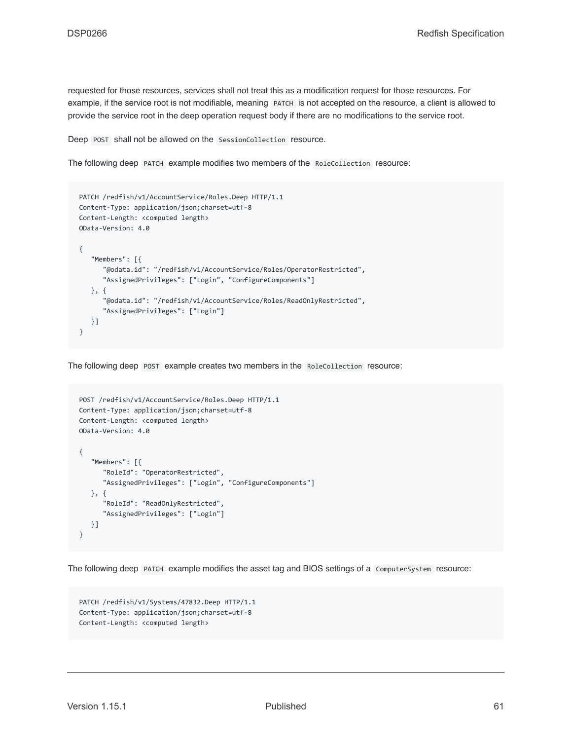requested for those resources, services shall not treat this as a modification request for those resources. For example, if the service root is not modifiable, meaning `PATCH` is not accepted on the resource, a client is allowed to provide the service root in the deep operation request body if there are no modifications to the service root.

Deep `POST` shall not be allowed on the `SessionCollection` resource.

The following deep `PATCH` example modifies two members of the `RoleCollection` resource:

```
PATCH /redfish/v1/AccountService/Roles.Deep HTTP/1.1
Content-Type: application/json;charset=utf-8
Content-Length: <computed length>
OData-Version: 4.0

{
   "Members": [{
      "@odata.id": "/redfish/v1/AccountService/Roles/OperatorRestricted",
      "AssignedPrivileges": ["Login", "ConfigureComponents"]
   }, {
      "@odata.id": "/redfish/v1/AccountService/Roles/ReadOnlyRestricted",
      "AssignedPrivileges": ["Login"]
   }]
}
```

The following deep `POST` example creates two members in the `RoleCollection` resource:

```
POST /redfish/v1/AccountService/Roles.Deep HTTP/1.1
Content-Type: application/json;charset=utf-8
Content-Length: <computed length>
OData-Version: 4.0

{
   "Members": [{
      "RoleId": "OperatorRestricted",
      "AssignedPrivileges": ["Login", "ConfigureComponents"]
   }, {
      "RoleId": "ReadOnlyRestricted",
      "AssignedPrivileges": ["Login"]
   }]
}
```

The following deep `PATCH` example modifies the asset tag and BIOS settings of a `ComputerSystem` resource:

```
PATCH /redfish/v1/Systems/47832.Deep HTTP/1.1
Content-Type: application/json;charset=utf-8
Content-Length: <computed length>
```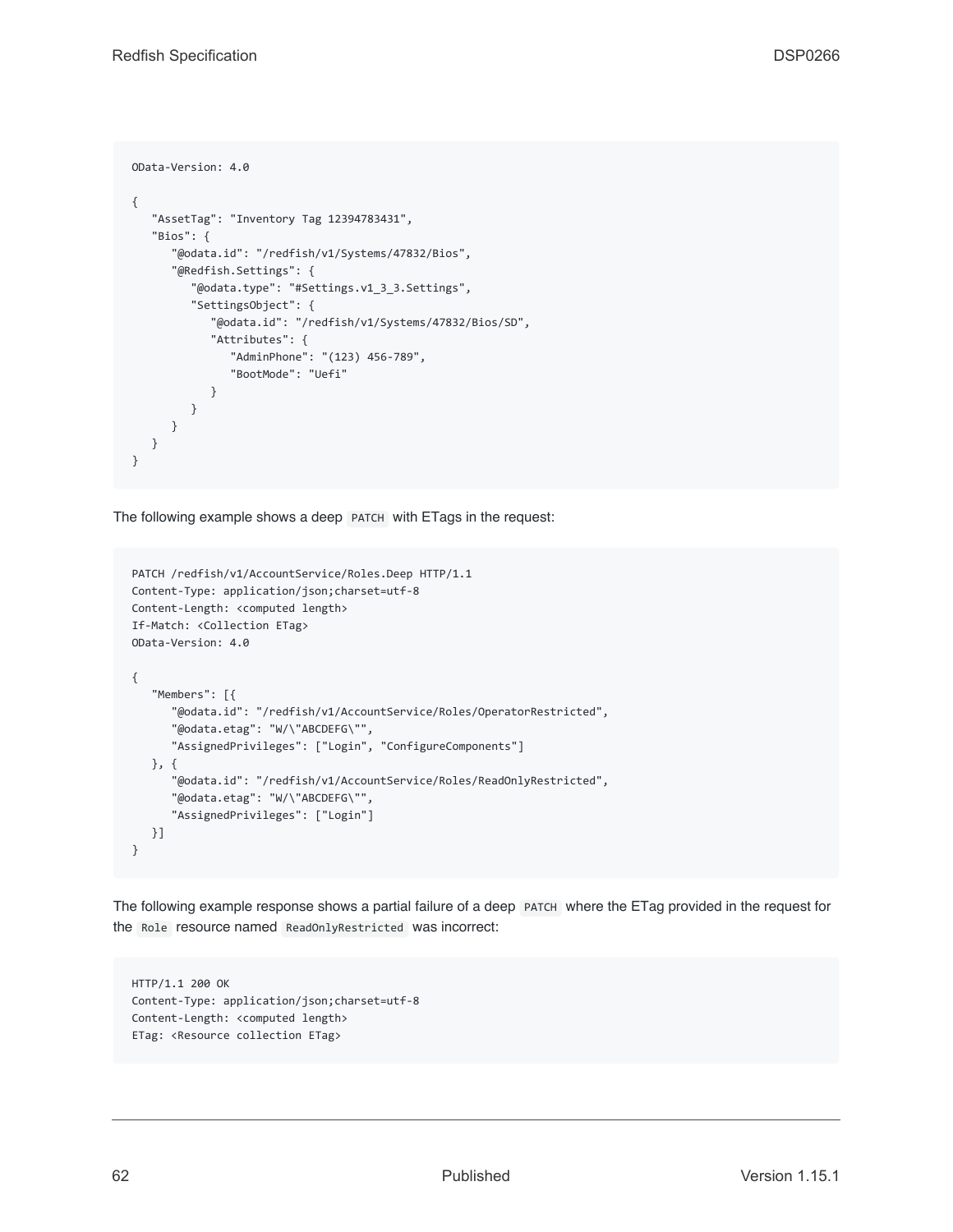```
OData-Version: 4.0

{
   "AssetTag": "Inventory Tag 12394783431",
   "Bios": {
      "@odata.id": "/redfish/v1/Systems/47832/Bios",
      "@Redfish.Settings": {
         "@odata.type": "#Settings.v1_3_3.Settings",
         "SettingsObject": {
            "@odata.id": "/redfish/v1/Systems/47832/Bios/SD",
            "Attributes": {
               "AdminPhone": "(123) 456-789",
               "BootMode": "Uefi"
            }
         }
      }
   }
}
```

The following example shows a deep `PATCH` with ETags in the request:

```
PATCH /redfish/v1/AccountService/Roles.Deep HTTP/1.1
Content-Type: application/json;charset=utf-8
Content-Length: <computed length>
If-Match: <Collection ETag>
OData-Version: 4.0

{
   "Members": [{
      "@odata.id": "/redfish/v1/AccountService/Roles/OperatorRestricted",
      "@odata.etag": "W/\"ABCDEFG\"",
      "AssignedPrivileges": ["Login", "ConfigureComponents"]
   }, {
      "@odata.id": "/redfish/v1/AccountService/Roles/ReadOnlyRestricted",
      "@odata.etag": "W/\"ABCDEFG\"",
      "AssignedPrivileges": ["Login"]
   }]
}
```

The following example response shows a partial failure of a deep `PATCH` where the ETag provided in the request for the `Role` resource named `ReadOnlyRestricted` was incorrect:

```
HTTP/1.1 200 OK
Content-Type: application/json;charset=utf-8
Content-Length: <computed length>
ETag: <Resource collection ETag>
```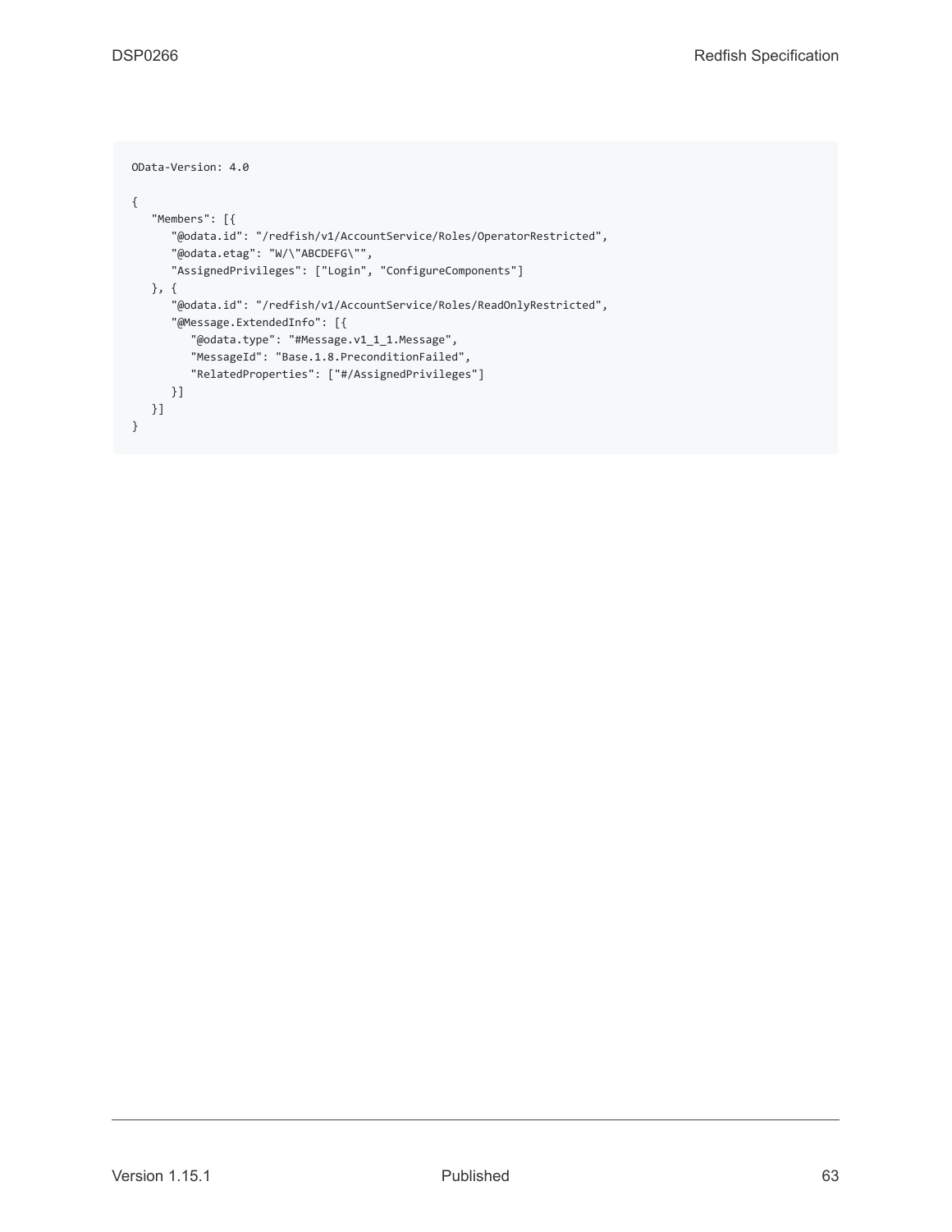```
OData-Version: 4.0

{
   "Members": [{
      "@odata.id": "/redfish/v1/AccountService/Roles/OperatorRestricted",
      "@odata.etag": "W/\"ABCDEFG\"",
      "AssignedPrivileges": ["Login", "ConfigureComponents"]
   }, {
      "@odata.id": "/redfish/v1/AccountService/Roles/ReadOnlyRestricted",
      "@Message.ExtendedInfo": [{
         "@odata.type": "#Message.v1_1_1.Message",
         "MessageId": "Base.1.8.PreconditionFailed",
         "RelatedProperties": ["#/AssignedPrivileges"]
      }]
   }]
}
```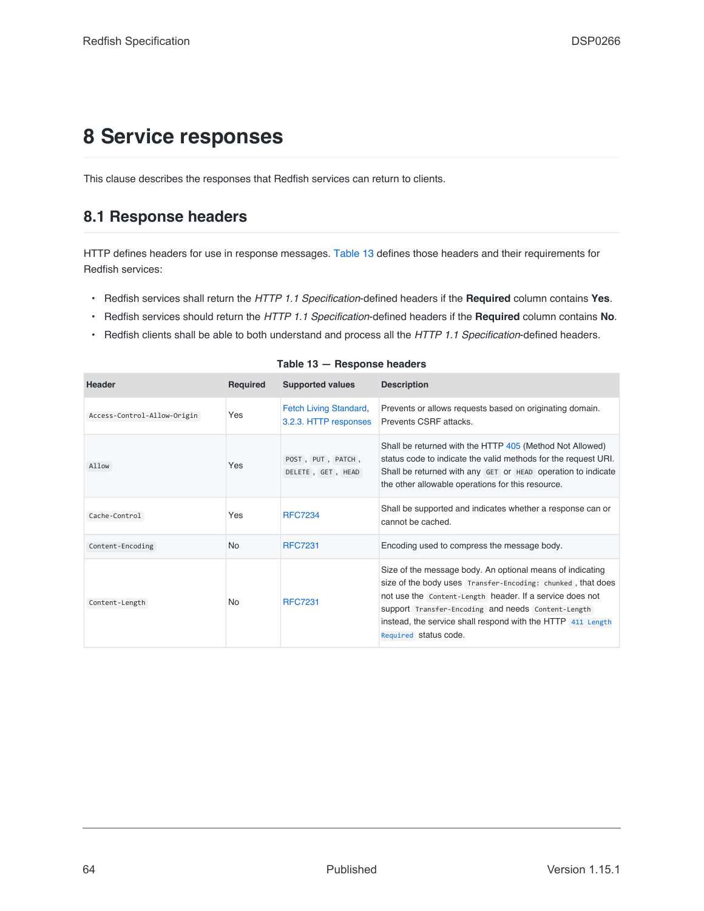# 8 Service responses

This clause describes the responses that Redfish services can return to clients.

## 8.1 Response headers

HTTP defines headers for use in response messages. Table 13 defines those headers and their requirements for Redfish services:

- Redfish services shall return the *HTTP 1.1 Specification*-defined headers if the **Required** column contains **Yes**.
- Redfish services should return the *HTTP 1.1 Specification*-defined headers if the **Required** column contains **No**.
- Redfish clients shall be able to both understand and process all the *HTTP 1.1 Specification*-defined headers.

**Table 13 — Response headers**

| Header | Required | Supported values | Description |
|---|---|---|---|
| `Access-Control-Allow-Origin` | Yes | Fetch Living Standard, 3.2.3. HTTP responses | Prevents or allows requests based on originating domain. Prevents CSRF attacks. |
| `Allow` | Yes | `POST` , `PUT` , `PATCH` , `DELETE` , `GET` , `HEAD` | Shall be returned with the HTTP 405 (Method Not Allowed) status code to indicate the valid methods for the request URI. Shall be returned with any `GET` or `HEAD` operation to indicate the other allowable operations for this resource. |
| `Cache-Control` | Yes | RFC7234 | Shall be supported and indicates whether a response can or cannot be cached. |
| `Content-Encoding` | No | RFC7231 | Encoding used to compress the message body. |
| `Content-Length` | No | RFC7231 | Size of the message body. An optional means of indicating size of the body uses `Transfer-Encoding: chunked` , that does not use the `Content-Length` header. If a service does not support `Transfer-Encoding` and needs `Content-Length` instead, the service shall respond with the HTTP `411 Length Required` status code. |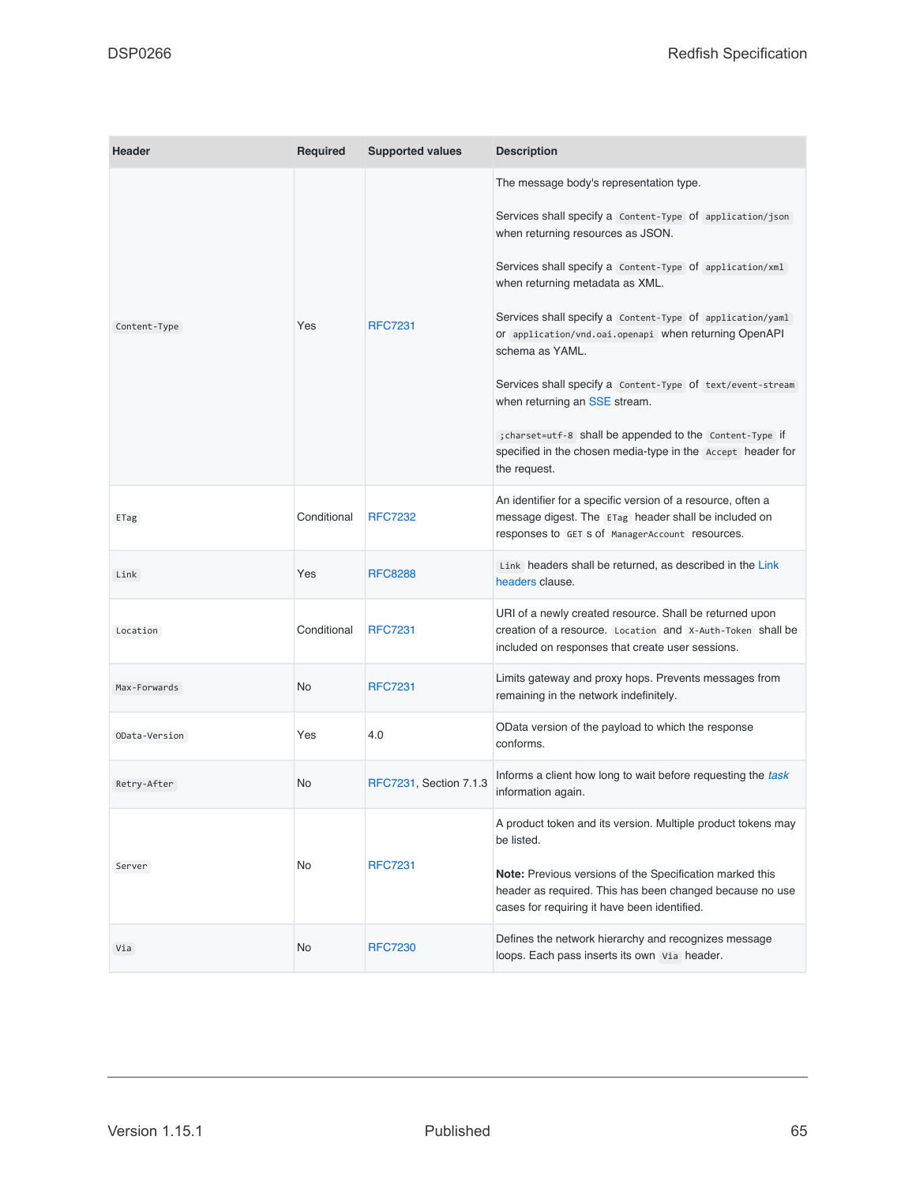| Header | Required | Supported values | Description |
|---|---|---|---|
| `Content-Type` | Yes | RFC7231 | The message body's representation type.<br><br>Services shall specify a `Content-Type` of `application/json` when returning resources as JSON.<br><br>Services shall specify a `Content-Type` of `application/xml` when returning metadata as XML.<br><br>Services shall specify a `Content-Type` of `application/yaml` or `application/vnd.oai.openapi` when returning OpenAPI schema as YAML.<br><br>Services shall specify a `Content-Type` of `text/event-stream` when returning an SSE stream.<br><br>`;charset=utf-8` shall be appended to the `Content-Type` if specified in the chosen media-type in the `Accept` header for the request. |
| `ETag` | Conditional | RFC7232 | An identifier for a specific version of a resource, often a message digest. The `ETag` header shall be included on responses to `GET` s of `ManagerAccount` resources. |
| `Link` | Yes | RFC8288 | `Link` headers shall be returned, as described in the Link headers clause. |
| `Location` | Conditional | RFC7231 | URI of a newly created resource. Shall be returned upon creation of a resource. `Location` and `X-Auth-Token` shall be included on responses that create user sessions. |
| `Max-Forwards` | No | RFC7231 | Limits gateway and proxy hops. Prevents messages from remaining in the network indefinitely. |
| `OData-Version` | Yes | 4.0 | OData version of the payload to which the response conforms. |
| `Retry-After` | No | RFC7231, Section 7.1.3 | Informs a client how long to wait before requesting the *task* information again. |
| `Server` | No | RFC7231 | A product token and its version. Multiple product tokens may be listed.<br><br>**Note:** Previous versions of the Specification marked this header as required. This has been changed because no use cases for requiring it have been identified. |
| `Via` | No | RFC7230 | Defines the network hierarchy and recognizes message loops. Each pass inserts its own `Via` header. |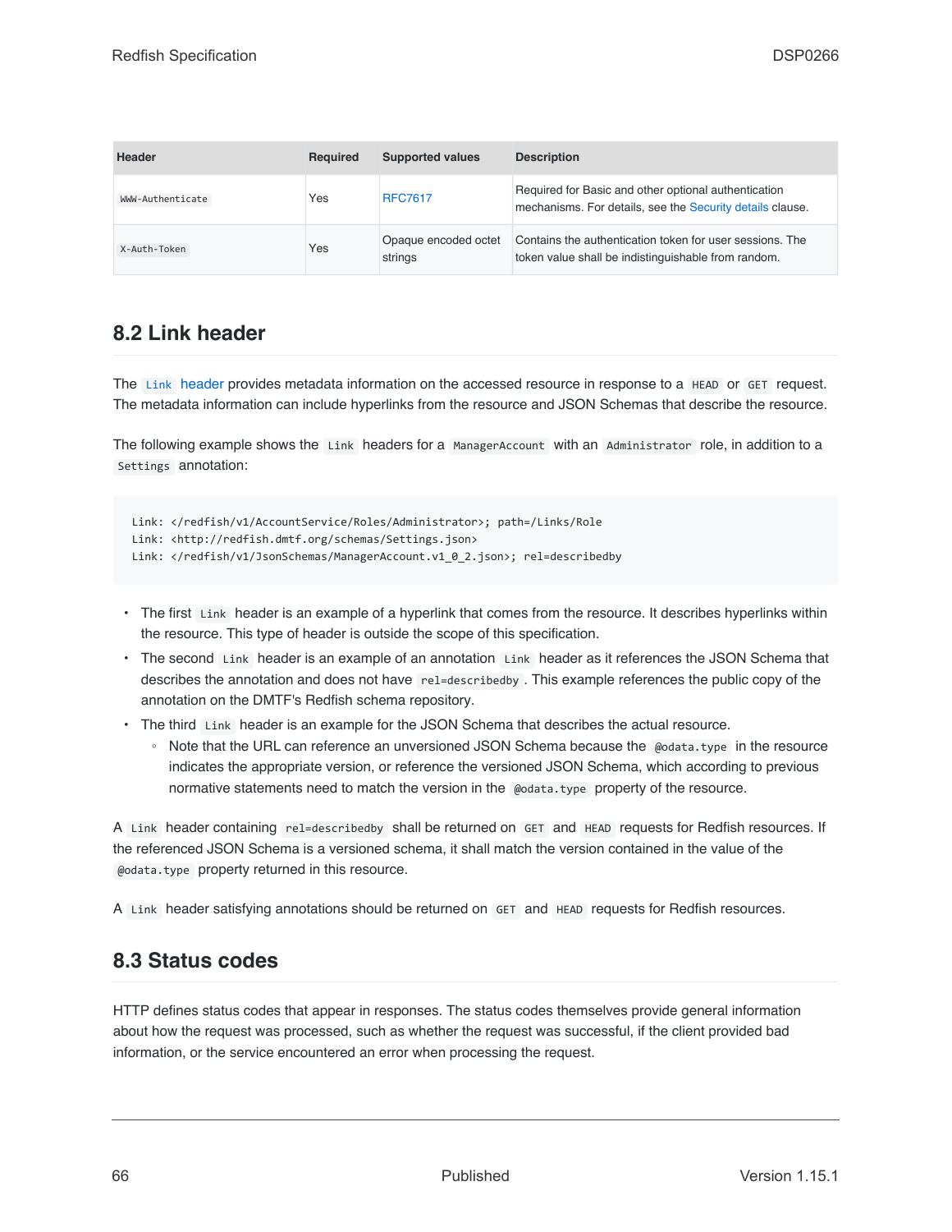| Header | Required | Supported values | Description |
| --- | --- | --- | --- |
| `WWW-Authenticate` | Yes | RFC7617 | Required for Basic and other optional authentication mechanisms. For details, see the Security details clause. |
| `X-Auth-Token` | Yes | Opaque encoded octet strings | Contains the authentication token for user sessions. The token value shall be indistinguishable from random. |

## 8.2 Link header

The `Link` header provides metadata information on the accessed resource in response to a `HEAD` or `GET` request. The metadata information can include hyperlinks from the resource and JSON Schemas that describe the resource.

The following example shows the `Link` headers for a `ManagerAccount` with an `Administrator` role, in addition to a `Settings` annotation:

```
Link: </redfish/v1/AccountService/Roles/Administrator>; path=/Links/Role
Link: <http://redfish.dmtf.org/schemas/Settings.json>
Link: </redfish/v1/JsonSchemas/ManagerAccount.v1_0_2.json>; rel=describedby
```

- The first `Link` header is an example of a hyperlink that comes from the resource. It describes hyperlinks within the resource. This type of header is outside the scope of this specification.
- The second `Link` header is an example of an annotation `Link` header as it references the JSON Schema that describes the annotation and does not have `rel=describedby`. This example references the public copy of the annotation on the DMTF's Redfish schema repository.
- The third `Link` header is an example for the JSON Schema that describes the actual resource.
  - Note that the URL can reference an unversioned JSON Schema because the `@odata.type` in the resource indicates the appropriate version, or reference the versioned JSON Schema, which according to previous normative statements need to match the version in the `@odata.type` property of the resource.

A `Link` header containing `rel=describedby` shall be returned on `GET` and `HEAD` requests for Redfish resources. If the referenced JSON Schema is a versioned schema, it shall match the version contained in the value of the `@odata.type` property returned in this resource.

A `Link` header satisfying annotations should be returned on `GET` and `HEAD` requests for Redfish resources.

## 8.3 Status codes

HTTP defines status codes that appear in responses. The status codes themselves provide general information about how the request was processed, such as whether the request was successful, if the client provided bad information, or the service encountered an error when processing the request.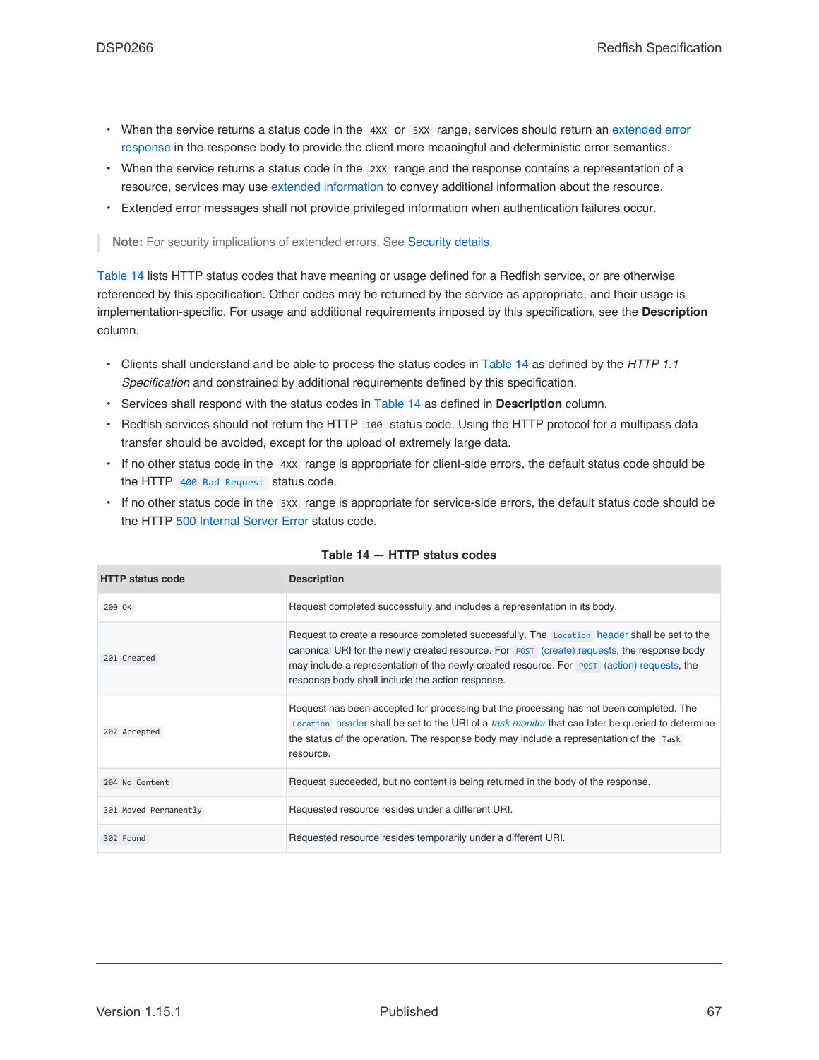- When the service returns a status code in the `4XX` or `5XX` range, services should return an extended error response in the response body to provide the client more meaningful and deterministic error semantics.
- When the service returns a status code in the `2XX` range and the response contains a representation of a resource, services may use extended information to convey additional information about the resource.
- Extended error messages shall not provide privileged information when authentication failures occur.

> **Note:** For security implications of extended errors, See Security details.

Table 14 lists HTTP status codes that have meaning or usage defined for a Redfish service, or are otherwise referenced by this specification. Other codes may be returned by the service as appropriate, and their usage is implementation-specific. For usage and additional requirements imposed by this specification, see the **Description** column.

- Clients shall understand and be able to process the status codes in Table 14 as defined by the *HTTP 1.1 Specification* and constrained by additional requirements defined by this specification.
- Services shall respond with the status codes in Table 14 as defined in **Description** column.
- Redfish services should not return the HTTP `100` status code. Using the HTTP protocol for a multipass data transfer should be avoided, except for the upload of extremely large data.
- If no other status code in the `4XX` range is appropriate for client-side errors, the default status code should be the HTTP `400 Bad Request` status code.
- If no other status code in the `5XX` range is appropriate for service-side errors, the default status code should be the HTTP 500 Internal Server Error status code.

**Table 14 — HTTP status codes**

| HTTP status code | Description |
|---|---|
| `200 OK` | Request completed successfully and includes a representation in its body. |
| `201 Created` | Request to create a resource completed successfully. The `Location` header shall be set to the canonical URI for the newly created resource. For `POST` (create) requests, the response body may include a representation of the newly created resource. For `POST` (action) requests, the response body shall include the action response. |
| `202 Accepted` | Request has been accepted for processing but the processing has not been completed. The `Location` header shall be set to the URI of a *task monitor* that can later be queried to determine the status of the operation. The response body may include a representation of the `Task` resource. |
| `204 No Content` | Request succeeded, but no content is being returned in the body of the response. |
| `301 Moved Permanently` | Requested resource resides under a different URI. |
| `302 Found` | Requested resource resides temporarily under a different URI. |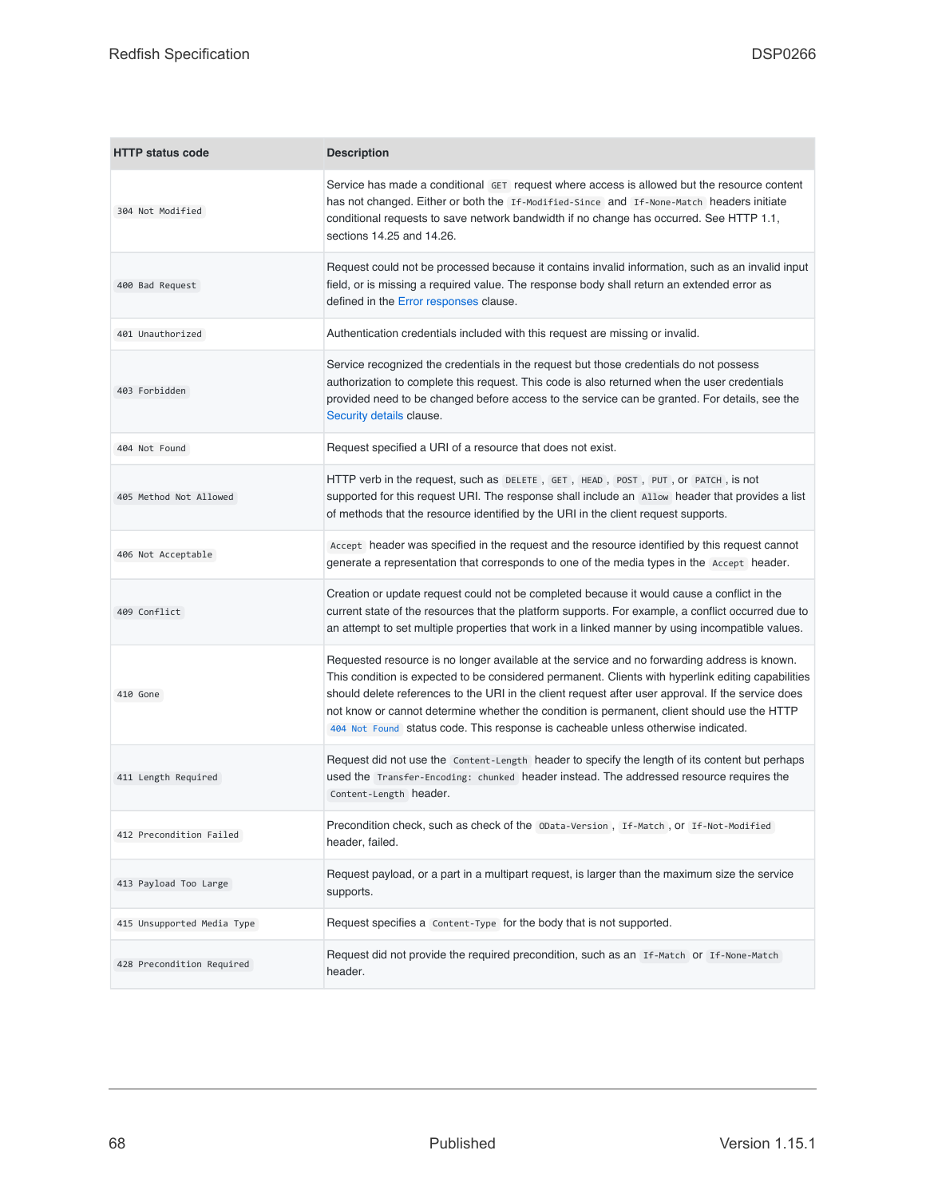| HTTP status code | Description |
| --- | --- |
| `304 Not Modified` | Service has made a conditional `GET` request where access is allowed but the resource content has not changed. Either or both the `If-Modified-Since` and `If-None-Match` headers initiate conditional requests to save network bandwidth if no change has occurred. See HTTP 1.1, sections 14.25 and 14.26. |
| `400 Bad Request` | Request could not be processed because it contains invalid information, such as an invalid input field, or is missing a required value. The response body shall return an extended error as defined in the Error responses clause. |
| `401 Unauthorized` | Authentication credentials included with this request are missing or invalid. |
| `403 Forbidden` | Service recognized the credentials in the request but those credentials do not possess authorization to complete this request. This code is also returned when the user credentials provided need to be changed before access to the service can be granted. For details, see the Security details clause. |
| `404 Not Found` | Request specified a URI of a resource that does not exist. |
| `405 Method Not Allowed` | HTTP verb in the request, such as `DELETE`, `GET`, `HEAD`, `POST`, `PUT`, or `PATCH`, is not supported for this request URI. The response shall include an `Allow` header that provides a list of methods that the resource identified by the URI in the client request supports. |
| `406 Not Acceptable` | `Accept` header was specified in the request and the resource identified by this request cannot generate a representation that corresponds to one of the media types in the `Accept` header. |
| `409 Conflict` | Creation or update request could not be completed because it would cause a conflict in the current state of the resources that the platform supports. For example, a conflict occurred due to an attempt to set multiple properties that work in a linked manner by using incompatible values. |
| `410 Gone` | Requested resource is no longer available at the service and no forwarding address is known. This condition is expected to be considered permanent. Clients with hyperlink editing capabilities should delete references to the URI in the client request after user approval. If the service does not know or cannot determine whether the condition is permanent, client should use the HTTP `404 Not Found` status code. This response is cacheable unless otherwise indicated. |
| `411 Length Required` | Request did not use the `Content-Length` header to specify the length of its content but perhaps used the `Transfer-Encoding: chunked` header instead. The addressed resource requires the `Content-Length` header. |
| `412 Precondition Failed` | Precondition check, such as check of the `OData-Version`, `If-Match`, or `If-Not-Modified` header, failed. |
| `413 Payload Too Large` | Request payload, or a part in a multipart request, is larger than the maximum size the service supports. |
| `415 Unsupported Media Type` | Request specifies a `Content-Type` for the body that is not supported. |
| `428 Precondition Required` | Request did not provide the required precondition, such as an `If-Match` or `If-None-Match` header. |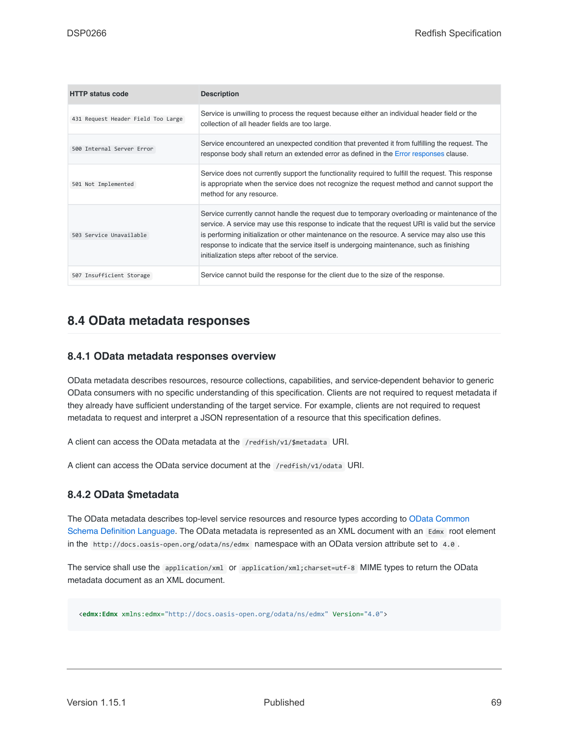| HTTP status code | Description |
| --- | --- |
| `431 Request Header Field Too Large` | Service is unwilling to process the request because either an individual header field or the collection of all header fields are too large. |
| `500 Internal Server Error` | Service encountered an unexpected condition that prevented it from fulfilling the request. The response body shall return an extended error as defined in the Error responses clause. |
| `501 Not Implemented` | Service does not currently support the functionality required to fulfill the request. This response is appropriate when the service does not recognize the request method and cannot support the method for any resource. |
| `503 Service Unavailable` | Service currently cannot handle the request due to temporary overloading or maintenance of the service. A service may use this response to indicate that the request URI is valid but the service is performing initialization or other maintenance on the resource. A service may also use this response to indicate that the service itself is undergoing maintenance, such as finishing initialization steps after reboot of the service. |
| `507 Insufficient Storage` | Service cannot build the response for the client due to the size of the response. |

## 8.4 OData metadata responses

### 8.4.1 OData metadata responses overview

OData metadata describes resources, resource collections, capabilities, and service-dependent behavior to generic OData consumers with no specific understanding of this specification. Clients are not required to request metadata if they already have sufficient understanding of the target service. For example, clients are not required to request metadata to request and interpret a JSON representation of a resource that this specification defines.

A client can access the OData metadata at the `/redfish/v1/$metadata` URI.

A client can access the OData service document at the `/redfish/v1/odata` URI.

### 8.4.2 OData $metadata

The OData metadata describes top-level service resources and resource types according to OData Common Schema Definition Language. The OData metadata is represented as an XML document with an `Edmx` root element in the `http://docs.oasis-open.org/odata/ns/edmx` namespace with an OData version attribute set to `4.0`.

The service shall use the `application/xml` or `application/xml;charset=utf-8` MIME types to return the OData metadata document as an XML document.

```
<edmx:Edmx xmlns:edmx="http://docs.oasis-open.org/odata/ns/edmx" Version="4.0">
```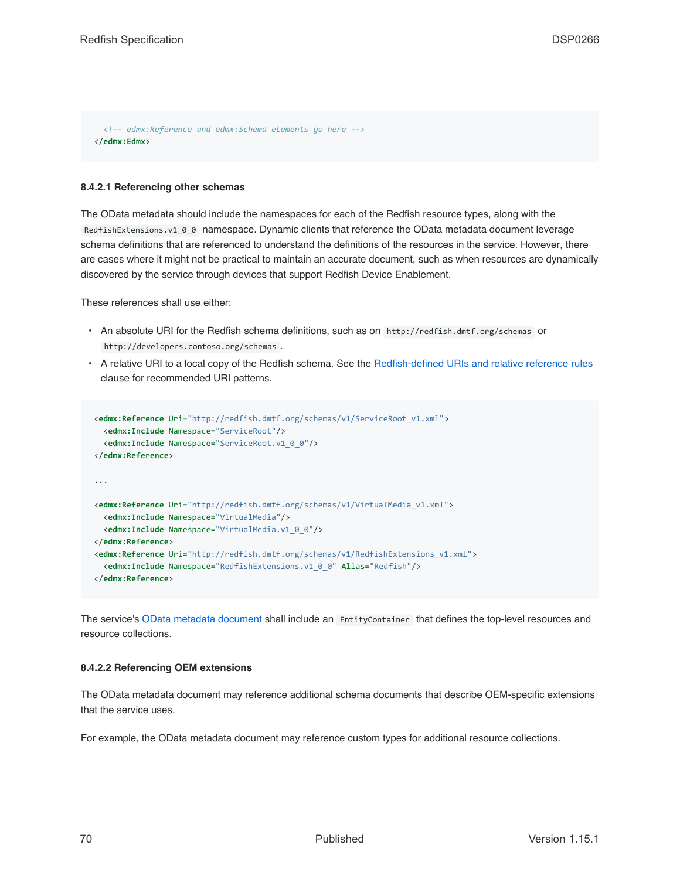```xml
  <!-- edmx:Reference and edmx:Schema elements go here -->
</edmx:Edmx>
```

#### 8.4.2.1 Referencing other schemas

The OData metadata should include the namespaces for each of the Redfish resource types, along with the `RedfishExtensions.v1_0_0` namespace. Dynamic clients that reference the OData metadata document leverage schema definitions that are referenced to understand the definitions of the resources in the service. However, there are cases where it might not be practical to maintain an accurate document, such as when resources are dynamically discovered by the service through devices that support Redfish Device Enablement.

These references shall use either:

- An absolute URI for the Redfish schema definitions, such as on `http://redfish.dmtf.org/schemas` or `http://developers.contoso.org/schemas`.
- A relative URI to a local copy of the Redfish schema. See the Redfish-defined URIs and relative reference rules clause for recommended URI patterns.

```xml
<edmx:Reference Uri="http://redfish.dmtf.org/schemas/v1/ServiceRoot_v1.xml">
  <edmx:Include Namespace="ServiceRoot"/>
  <edmx:Include Namespace="ServiceRoot.v1_0_0"/>
</edmx:Reference>

...

<edmx:Reference Uri="http://redfish.dmtf.org/schemas/v1/VirtualMedia_v1.xml">
  <edmx:Include Namespace="VirtualMedia"/>
  <edmx:Include Namespace="VirtualMedia.v1_0_0"/>
</edmx:Reference>
<edmx:Reference Uri="http://redfish.dmtf.org/schemas/v1/RedfishExtensions_v1.xml">
  <edmx:Include Namespace="RedfishExtensions.v1_0_0" Alias="Redfish"/>
</edmx:Reference>
```

The service's OData metadata document shall include an `EntityContainer` that defines the top-level resources and resource collections.

#### 8.4.2.2 Referencing OEM extensions

The OData metadata document may reference additional schema documents that describe OEM-specific extensions that the service uses.

For example, the OData metadata document may reference custom types for additional resource collections.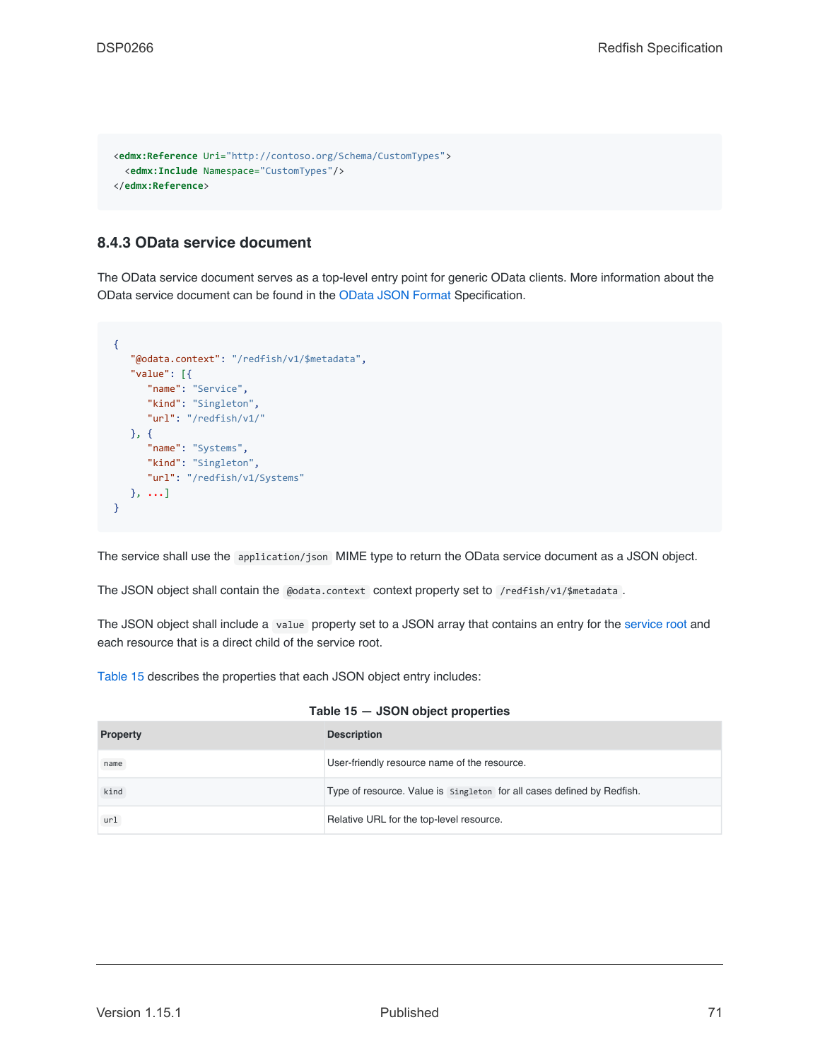```xml
<edmx:Reference Uri="http://contoso.org/Schema/CustomTypes">
  <edmx:Include Namespace="CustomTypes"/>
</edmx:Reference>
```

### 8.4.3 OData service document

The OData service document serves as a top-level entry point for generic OData clients. More information about the OData service document can be found in the OData JSON Format Specification.

```json
{
   "@odata.context": "/redfish/v1/$metadata",
   "value": [{
      "name": "Service",
      "kind": "Singleton",
      "url": "/redfish/v1/"
   }, {
      "name": "Systems",
      "kind": "Singleton",
      "url": "/redfish/v1/Systems"
   }, ...]
}
```

The service shall use the `application/json` MIME type to return the OData service document as a JSON object.

The JSON object shall contain the `@odata.context` context property set to `/redfish/v1/$metadata`.

The JSON object shall include a `value` property set to a JSON array that contains an entry for the service root and each resource that is a direct child of the service root.

Table 15 describes the properties that each JSON object entry includes:

**Table 15 — JSON object properties**

| Property | Description |
|---|---|
| `name` | User-friendly resource name of the resource. |
| `kind` | Type of resource. Value is `Singleton` for all cases defined by Redfish. |
| `url` | Relative URL for the top-level resource. |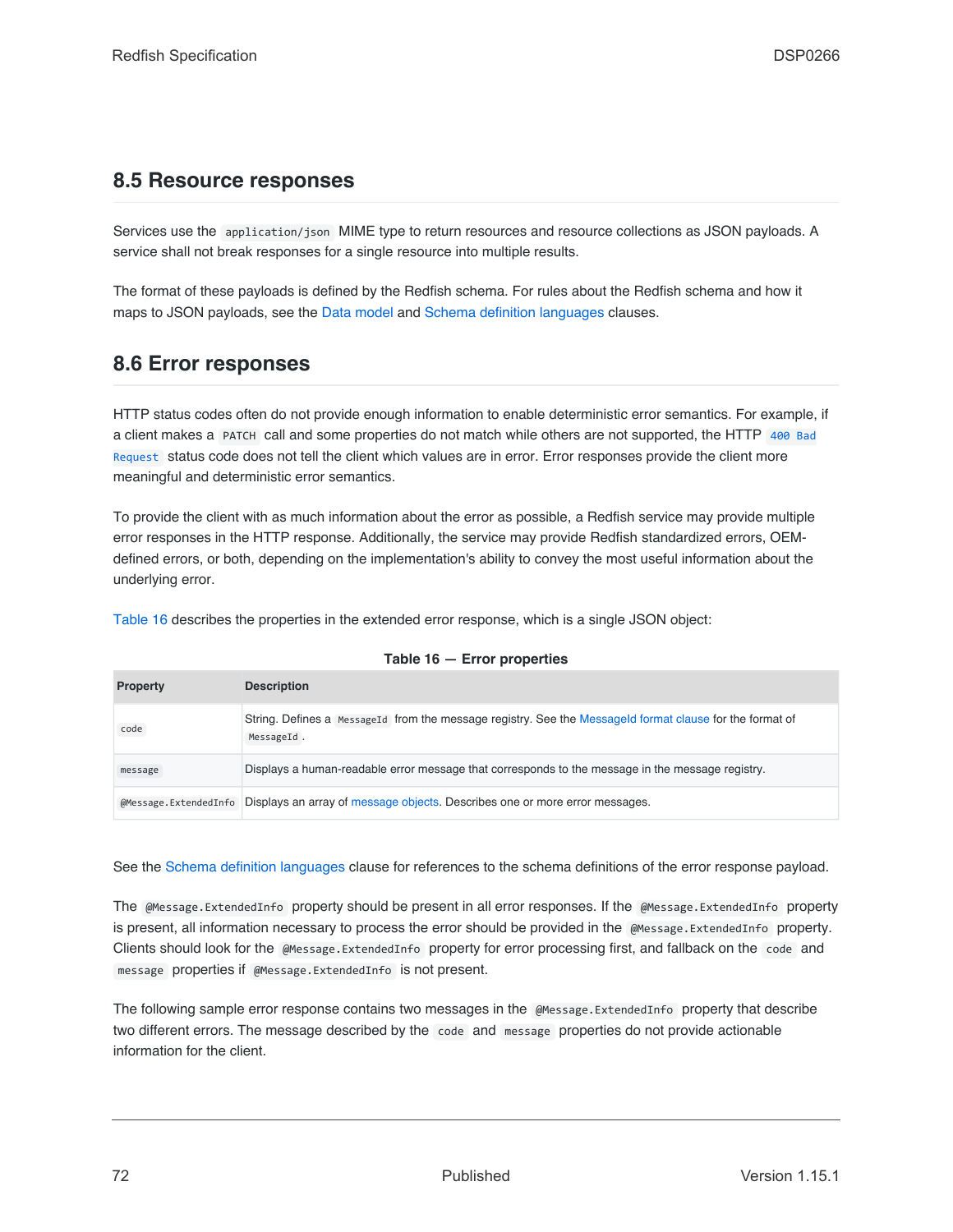## 8.5 Resource responses

Services use the `application/json` MIME type to return resources and resource collections as JSON payloads. A service shall not break responses for a single resource into multiple results.

The format of these payloads is defined by the Redfish schema. For rules about the Redfish schema and how it maps to JSON payloads, see the Data model and Schema definition languages clauses.

## 8.6 Error responses

HTTP status codes often do not provide enough information to enable deterministic error semantics. For example, if a client makes a `PATCH` call and some properties do not match while others are not supported, the HTTP `400 Bad Request` status code does not tell the client which values are in error. Error responses provide the client more meaningful and deterministic error semantics.

To provide the client with as much information about the error as possible, a Redfish service may provide multiple error responses in the HTTP response. Additionally, the service may provide Redfish standardized errors, OEM-defined errors, or both, depending on the implementation's ability to convey the most useful information about the underlying error.

Table 16 describes the properties in the extended error response, which is a single JSON object:

**Table 16 — Error properties**

| Property | Description |
| --- | --- |
| `code` | String. Defines a `MessageId` from the message registry. See the MessageId format clause for the format of `MessageId`. |
| `message` | Displays a human-readable error message that corresponds to the message in the message registry. |
| `@Message.ExtendedInfo` | Displays an array of message objects. Describes one or more error messages. |

See the Schema definition languages clause for references to the schema definitions of the error response payload.

The `@Message.ExtendedInfo` property should be present in all error responses. If the `@Message.ExtendedInfo` property is present, all information necessary to process the error should be provided in the `@Message.ExtendedInfo` property. Clients should look for the `@Message.ExtendedInfo` property for error processing first, and fallback on the `code` and `message` properties if `@Message.ExtendedInfo` is not present.

The following sample error response contains two messages in the `@Message.ExtendedInfo` property that describe two different errors. The message described by the `code` and `message` properties do not provide actionable information for the client.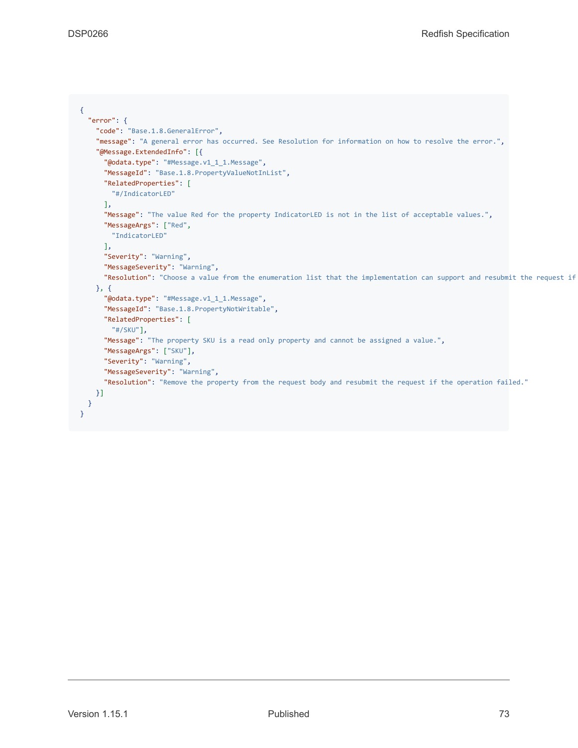```
{
  "error": {
    "code": "Base.1.8.GeneralError",
    "message": "A general error has occurred. See Resolution for information on how to resolve the error.",
    "@Message.ExtendedInfo": [{
      "@odata.type": "#Message.v1_1_1.Message",
      "MessageId": "Base.1.8.PropertyValueNotInList",
      "RelatedProperties": [
        "#/IndicatorLED"
      ],
      "Message": "The value Red for the property IndicatorLED is not in the list of acceptable values.",
      "MessageArgs": ["Red",
        "IndicatorLED"
      ],
      "Severity": "Warning",
      "MessageSeverity": "Warning",
      "Resolution": "Choose a value from the enumeration list that the implementation can support and resubmit the request if
    }, {
      "@odata.type": "#Message.v1_1_1.Message",
      "MessageId": "Base.1.8.PropertyNotWritable",
      "RelatedProperties": [
        "#/SKU"],
      "Message": "The property SKU is a read only property and cannot be assigned a value.",
      "MessageArgs": ["SKU"],
      "Severity": "Warning",
      "MessageSeverity": "Warning",
      "Resolution": "Remove the property from the request body and resubmit the request if the operation failed."
    }]
  }
}
```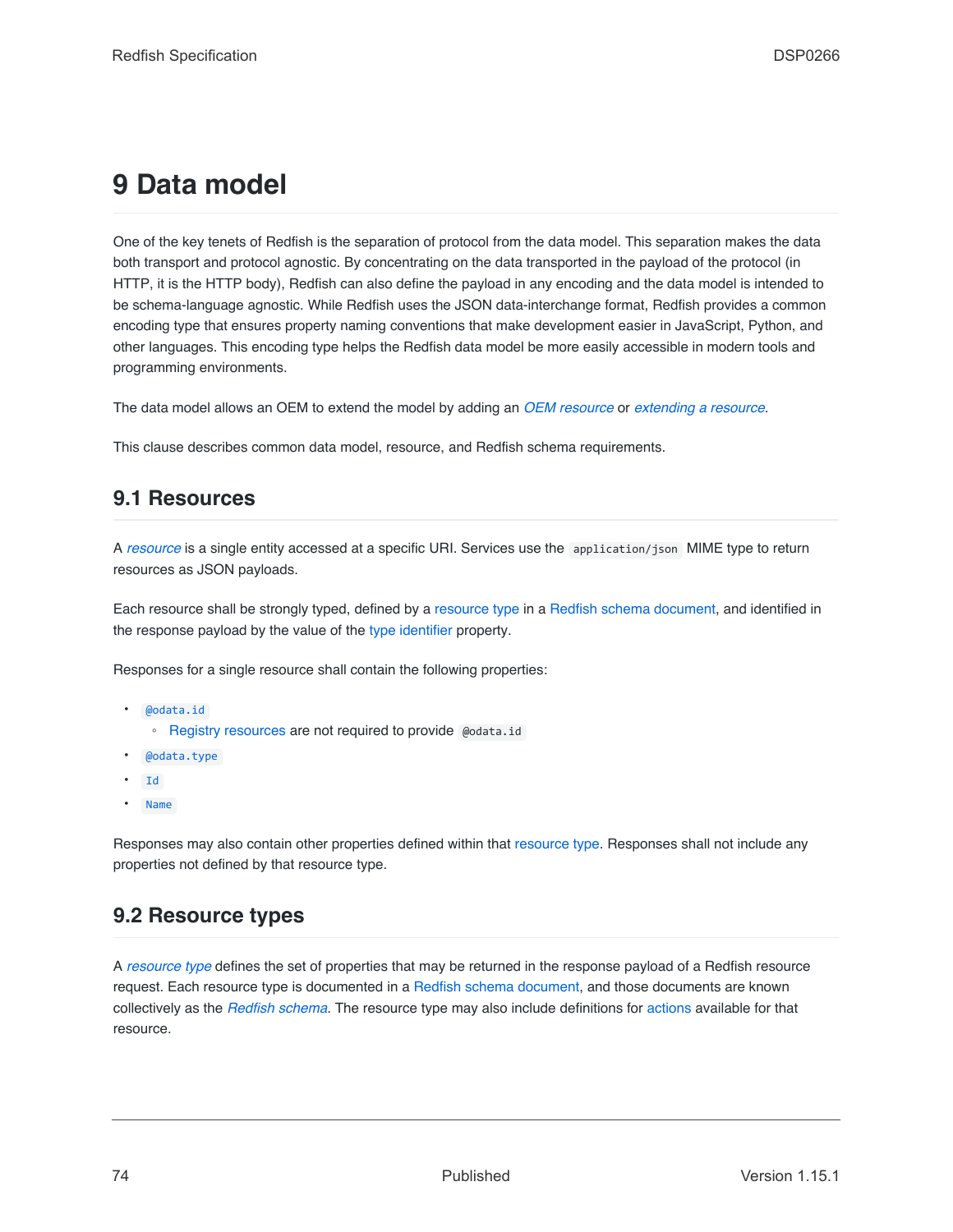# 9 Data model

One of the key tenets of Redfish is the separation of protocol from the data model. This separation makes the data both transport and protocol agnostic. By concentrating on the data transported in the payload of the protocol (in HTTP, it is the HTTP body), Redfish can also define the payload in any encoding and the data model is intended to be schema-language agnostic. While Redfish uses the JSON data-interchange format, Redfish provides a common encoding type that ensures property naming conventions that make development easier in JavaScript, Python, and other languages. This encoding type helps the Redfish data model be more easily accessible in modern tools and programming environments.

The data model allows an OEM to extend the model by adding an *OEM resource* or *extending a resource*.

This clause describes common data model, resource, and Redfish schema requirements.

## 9.1 Resources

A *resource* is a single entity accessed at a specific URI. Services use the `application/json` MIME type to return resources as JSON payloads.

Each resource shall be strongly typed, defined by a resource type in a Redfish schema document, and identified in the response payload by the value of the type identifier property.

Responses for a single resource shall contain the following properties:

- `@odata.id`
  - Registry resources are not required to provide `@odata.id`
- `@odata.type`
- `Id`
- `Name`

Responses may also contain other properties defined within that resource type. Responses shall not include any properties not defined by that resource type.

## 9.2 Resource types

A *resource type* defines the set of properties that may be returned in the response payload of a Redfish resource request. Each resource type is documented in a Redfish schema document, and those documents are known collectively as the *Redfish schema*. The resource type may also include definitions for actions available for that resource.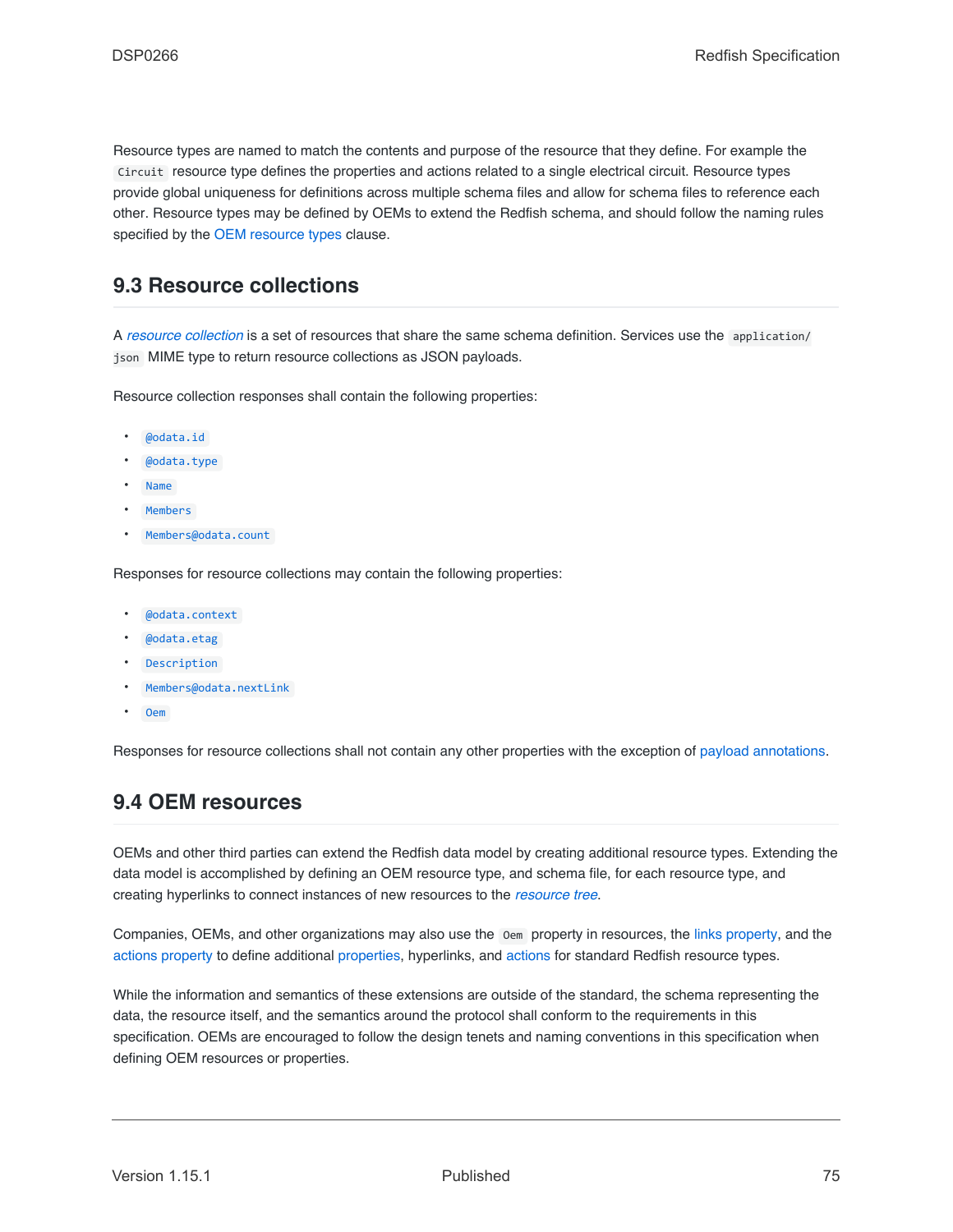Resource types are named to match the contents and purpose of the resource that they define. For example the `Circuit` resource type defines the properties and actions related to a single electrical circuit. Resource types provide global uniqueness for definitions across multiple schema files and allow for schema files to reference each other. Resource types may be defined by OEMs to extend the Redfish schema, and should follow the naming rules specified by the OEM resource types clause.

## 9.3 Resource collections

A *resource collection* is a set of resources that share the same schema definition. Services use the `application/json` MIME type to return resource collections as JSON payloads.

Resource collection responses shall contain the following properties:

- `@odata.id`
- `@odata.type`
- `Name`
- `Members`
- `Members@odata.count`

Responses for resource collections may contain the following properties:

- `@odata.context`
- `@odata.etag`
- `Description`
- `Members@odata.nextLink`
- `Oem`

Responses for resource collections shall not contain any other properties with the exception of payload annotations.

## 9.4 OEM resources

OEMs and other third parties can extend the Redfish data model by creating additional resource types. Extending the data model is accomplished by defining an OEM resource type, and schema file, for each resource type, and creating hyperlinks to connect instances of new resources to the *resource tree*.

Companies, OEMs, and other organizations may also use the `Oem` property in resources, the links property, and the actions property to define additional properties, hyperlinks, and actions for standard Redfish resource types.

While the information and semantics of these extensions are outside of the standard, the schema representing the data, the resource itself, and the semantics around the protocol shall conform to the requirements in this specification. OEMs are encouraged to follow the design tenets and naming conventions in this specification when defining OEM resources or properties.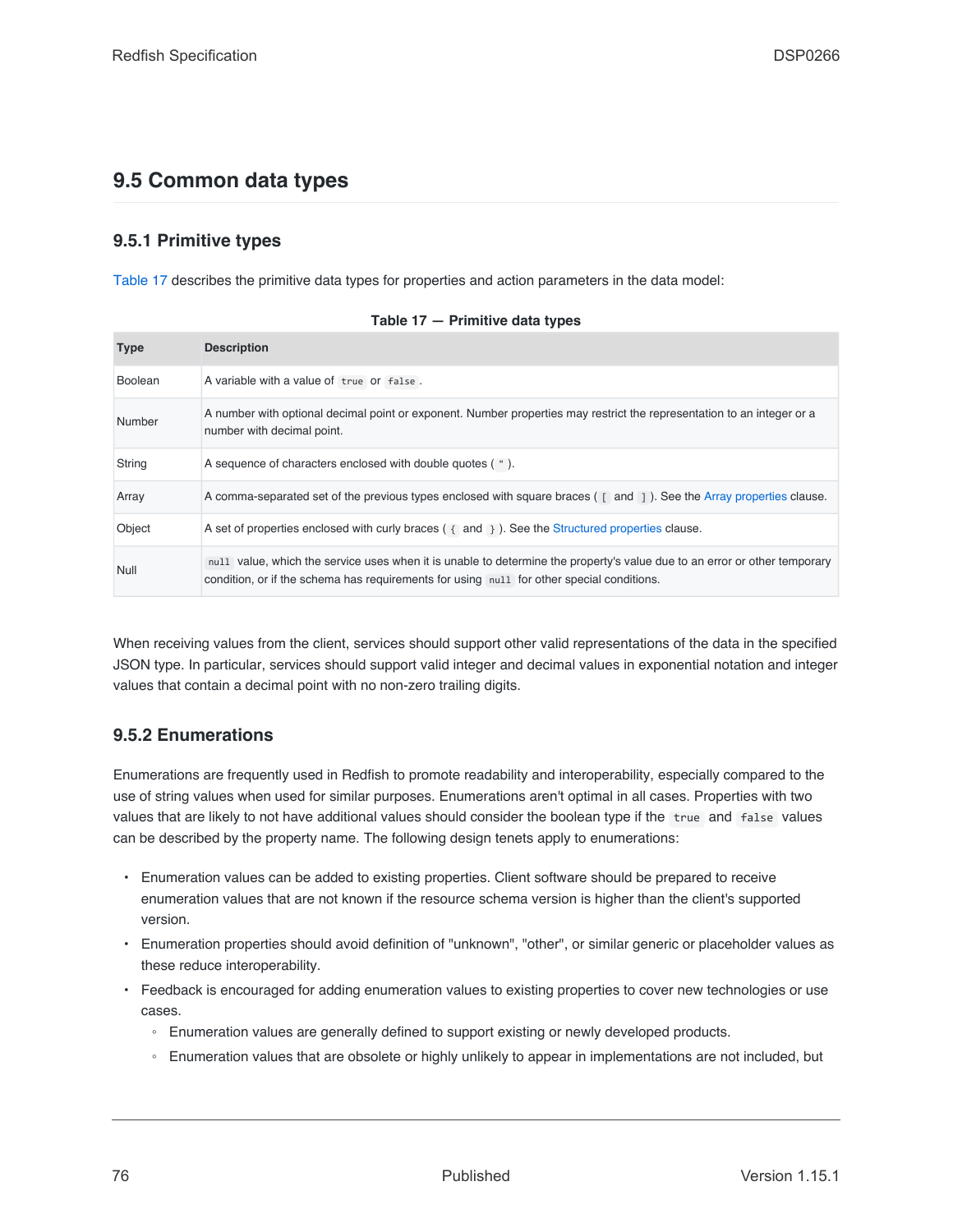## 9.5 Common data types

### 9.5.1 Primitive types

Table 17 describes the primitive data types for properties and action parameters in the data model:

**Table 17 — Primitive data types**

| Type | Description |
|---|---|
| Boolean | A variable with a value of `true` or `false`. |
| Number | A number with optional decimal point or exponent. Number properties may restrict the representation to an integer or a number with decimal point. |
| String | A sequence of characters enclosed with double quotes ( `"` ). |
| Array | A comma-separated set of the previous types enclosed with square braces ( `[` and `]` ). See the Array properties clause. |
| Object | A set of properties enclosed with curly braces ( `{` and `}` ). See the Structured properties clause. |
| Null | `null` value, which the service uses when it is unable to determine the property's value due to an error or other temporary condition, or if the schema has requirements for using `null` for other special conditions. |

When receiving values from the client, services should support other valid representations of the data in the specified JSON type. In particular, services should support valid integer and decimal values in exponential notation and integer values that contain a decimal point with no non-zero trailing digits.

### 9.5.2 Enumerations

Enumerations are frequently used in Redfish to promote readability and interoperability, especially compared to the use of string values when used for similar purposes. Enumerations aren't optimal in all cases. Properties with two values that are likely to not have additional values should consider the boolean type if the `true` and `false` values can be described by the property name. The following design tenets apply to enumerations:

- Enumeration values can be added to existing properties. Client software should be prepared to receive enumeration values that are not known if the resource schema version is higher than the client's supported version.
- Enumeration properties should avoid definition of "unknown", "other", or similar generic or placeholder values as these reduce interoperability.
- Feedback is encouraged for adding enumeration values to existing properties to cover new technologies or use cases.
  - Enumeration values are generally defined to support existing or newly developed products.
  - Enumeration values that are obsolete or highly unlikely to appear in implementations are not included, but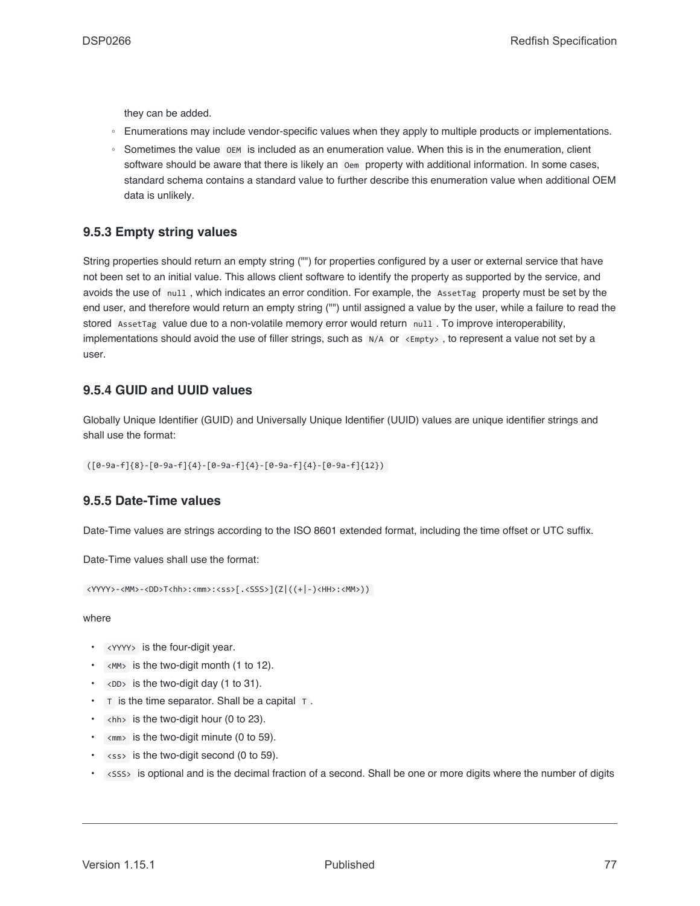they can be added.

   - Enumerations may include vendor-specific values when they apply to multiple products or implementations.
   - Sometimes the value `OEM` is included as an enumeration value. When this is in the enumeration, client software should be aware that there is likely an `Oem` property with additional information. In some cases, standard schema contains a standard value to further describe this enumeration value when additional OEM data is unlikely.

### 9.5.3 Empty string values

String properties should return an empty string ("") for properties configured by a user or external service that have not been set to an initial value. This allows client software to identify the property as supported by the service, and avoids the use of `null`, which indicates an error condition. For example, the `AssetTag` property must be set by the end user, and therefore would return an empty string ("") until assigned a value by the user, while a failure to read the stored `AssetTag` value due to a non-volatile memory error would return `null`. To improve interoperability, implementations should avoid the use of filler strings, such as `N/A` or `<Empty>`, to represent a value not set by a user.

### 9.5.4 GUID and UUID values

Globally Unique Identifier (GUID) and Universally Unique Identifier (UUID) values are unique identifier strings and shall use the format:

```
([0-9a-f]{8}-[0-9a-f]{4}-[0-9a-f]{4}-[0-9a-f]{4}-[0-9a-f]{12})
```

### 9.5.5 Date-Time values

Date-Time values are strings according to the ISO 8601 extended format, including the time offset or UTC suffix.

Date-Time values shall use the format:

```
<YYYY>-<MM>-<DD>T<hh>:<mm>:<ss>[.<SSS>](Z|((+|-)<HH>:<MM>))
```

where

- `<YYYY>` is the four-digit year.
- `<MM>` is the two-digit month (1 to 12).
- `<DD>` is the two-digit day (1 to 31).
- `T` is the time separator. Shall be a capital `T`.
- `<hh>` is the two-digit hour (0 to 23).
- `<mm>` is the two-digit minute (0 to 59).
- `<ss>` is the two-digit second (0 to 59).
- `<SSS>` is optional and is the decimal fraction of a second. Shall be one or more digits where the number of digits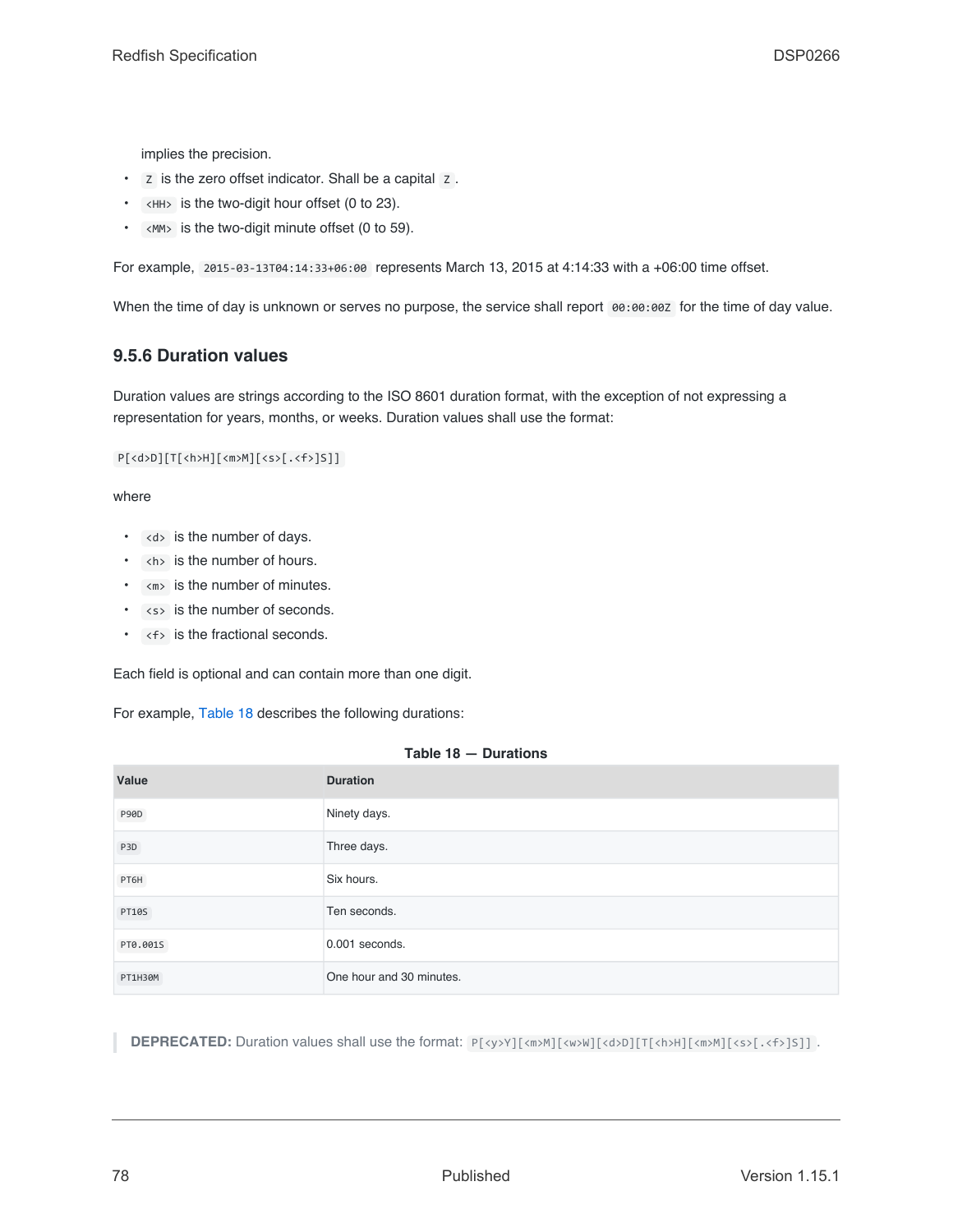implies the precision.

- `Z` is the zero offset indicator. Shall be a capital `Z`.
- `<HH>` is the two-digit hour offset (0 to 23).
- `<MM>` is the two-digit minute offset (0 to 59).

For example, `2015-03-13T04:14:33+06:00` represents March 13, 2015 at 4:14:33 with a +06:00 time offset.

When the time of day is unknown or serves no purpose, the service shall report `00:00:00Z` for the time of day value.

### 9.5.6 Duration values

Duration values are strings according to the ISO 8601 duration format, with the exception of not expressing a representation for years, months, or weeks. Duration values shall use the format:

```
P[<d>D][T[<h>H][<m>M][<s>[.<f>]S]]
```

where

- `<d>` is the number of days.
- `<h>` is the number of hours.
- `<m>` is the number of minutes.
- `<s>` is the number of seconds.
- `<f>` is the fractional seconds.

Each field is optional and can contain more than one digit.

For example, Table 18 describes the following durations:

**Table 18 — Durations**

| Value | Duration |
| --- | --- |
| `P90D` | Ninety days. |
| `P3D` | Three days. |
| `PT6H` | Six hours. |
| `PT10S` | Ten seconds. |
| `PT0.001S` | 0.001 seconds. |
| `PT1H30M` | One hour and 30 minutes. |

> **DEPRECATED:** Duration values shall use the format: `P[<y>Y][<m>M][<w>W][<d>D][T[<h>H][<m>M][<s>[.<f>]S]]`.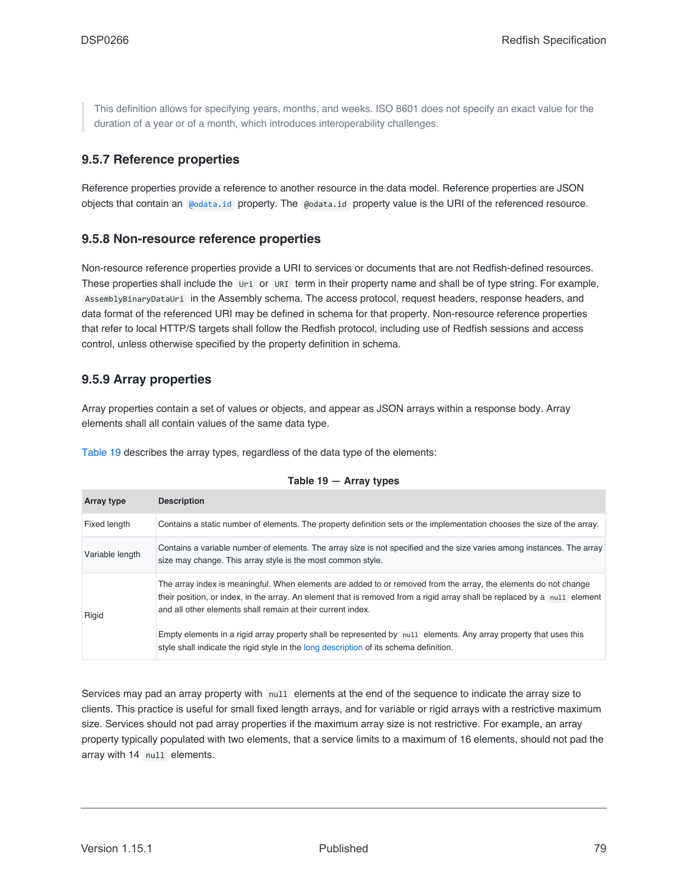> This definition allows for specifying years, months, and weeks. ISO 8601 does not specify an exact value for the duration of a year or of a month, which introduces interoperability challenges.

### 9.5.7 Reference properties

Reference properties provide a reference to another resource in the data model. Reference properties are JSON objects that contain an `@odata.id` property. The `@odata.id` property value is the URI of the referenced resource.

### 9.5.8 Non-resource reference properties

Non-resource reference properties provide a URI to services or documents that are not Redfish-defined resources. These properties shall include the `Uri` or `URI` term in their property name and shall be of type string. For example, `AssemblyBinaryDataUri` in the Assembly schema. The access protocol, request headers, response headers, and data format of the referenced URI may be defined in schema for that property. Non-resource reference properties that refer to local HTTP/S targets shall follow the Redfish protocol, including use of Redfish sessions and access control, unless otherwise specified by the property definition in schema.

### 9.5.9 Array properties

Array properties contain a set of values or objects, and appear as JSON arrays within a response body. Array elements shall all contain values of the same data type.

Table 19 describes the array types, regardless of the data type of the elements:

**Table 19 — Array types**

| Array type | Description |
| --- | --- |
| Fixed length | Contains a static number of elements. The property definition sets or the implementation chooses the size of the array. |
| Variable length | Contains a variable number of elements. The array size is not specified and the size varies among instances. The array size may change. This array style is the most common style. |
| Rigid | The array index is meaningful. When elements are added to or removed from the array, the elements do not change their position, or index, in the array. An element that is removed from a rigid array shall be replaced by a `null` element and all other elements shall remain at their current index.<br><br>Empty elements in a rigid array property shall be represented by `null` elements. Any array property that uses this style shall indicate the rigid style in the long description of its schema definition. |

Services may pad an array property with `null` elements at the end of the sequence to indicate the array size to clients. This practice is useful for small fixed length arrays, and for variable or rigid arrays with a restrictive maximum size. Services should not pad array properties if the maximum array size is not restrictive. For example, an array property typically populated with two elements, that a service limits to a maximum of 16 elements, should not pad the array with 14 `null` elements.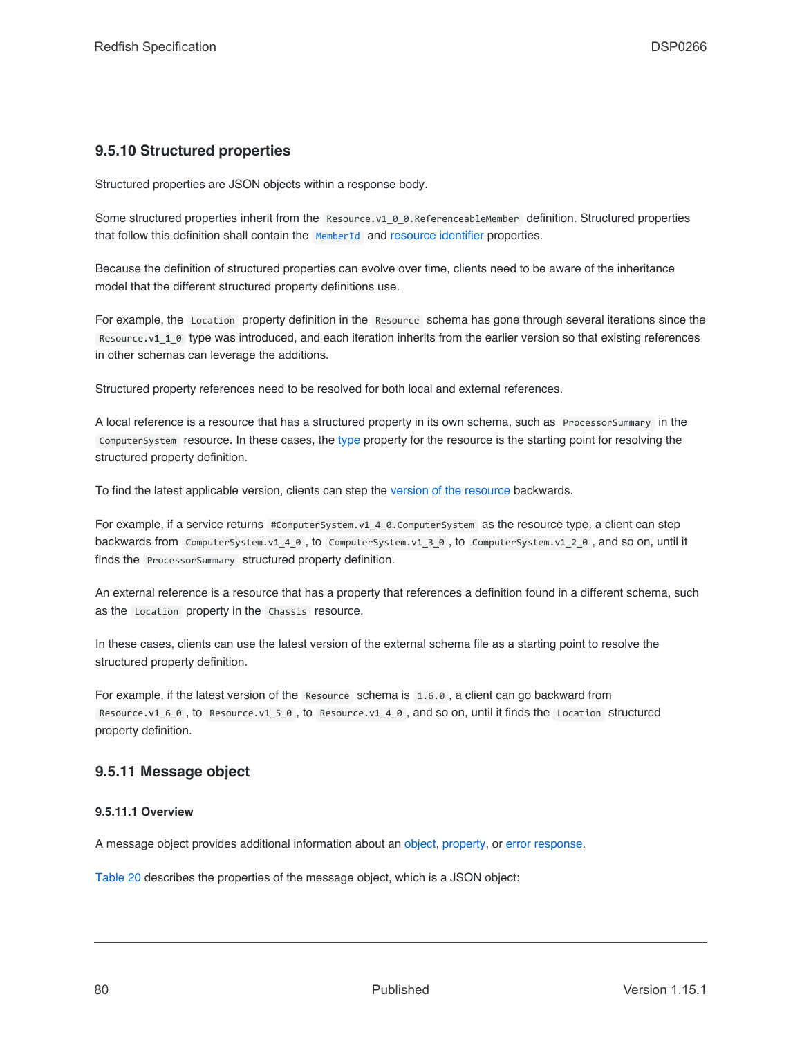### 9.5.10 Structured properties

Structured properties are JSON objects within a response body.

Some structured properties inherit from the `Resource.v1_0_0.ReferenceableMember` definition. Structured properties that follow this definition shall contain the `MemberId` and resource identifier properties.

Because the definition of structured properties can evolve over time, clients need to be aware of the inheritance model that the different structured property definitions use.

For example, the `Location` property definition in the `Resource` schema has gone through several iterations since the `Resource.v1_1_0` type was introduced, and each iteration inherits from the earlier version so that existing references in other schemas can leverage the additions.

Structured property references need to be resolved for both local and external references.

A local reference is a resource that has a structured property in its own schema, such as `ProcessorSummary` in the `ComputerSystem` resource. In these cases, the type property for the resource is the starting point for resolving the structured property definition.

To find the latest applicable version, clients can step the version of the resource backwards.

For example, if a service returns `#ComputerSystem.v1_4_0.ComputerSystem` as the resource type, a client can step backwards from `ComputerSystem.v1_4_0`, to `ComputerSystem.v1_3_0`, to `ComputerSystem.v1_2_0`, and so on, until it finds the `ProcessorSummary` structured property definition.

An external reference is a resource that has a property that references a definition found in a different schema, such as the `Location` property in the `Chassis` resource.

In these cases, clients can use the latest version of the external schema file as a starting point to resolve the structured property definition.

For example, if the latest version of the `Resource` schema is `1.6.0`, a client can go backward from `Resource.v1_6_0`, to `Resource.v1_5_0`, to `Resource.v1_4_0`, and so on, until it finds the `Location` structured property definition.

### 9.5.11 Message object

#### 9.5.11.1 Overview

A message object provides additional information about an object, property, or error response.

Table 20 describes the properties of the message object, which is a JSON object: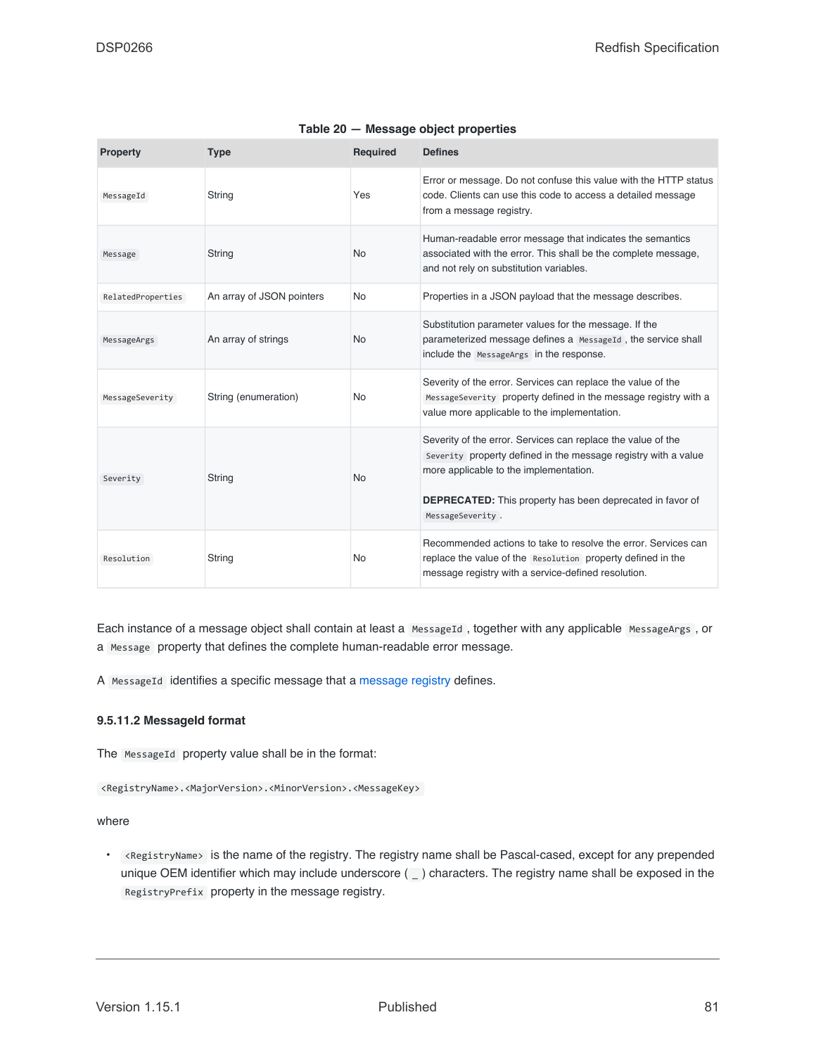**Table 20 — Message object properties**

| Property | Type | Required | Defines |
| --- | --- | --- | --- |
| `MessageId` | String | Yes | Error or message. Do not confuse this value with the HTTP status code. Clients can use this code to access a detailed message from a message registry. |
| `Message` | String | No | Human-readable error message that indicates the semantics associated with the error. This shall be the complete message, and not rely on substitution variables. |
| `RelatedProperties` | An array of JSON pointers | No | Properties in a JSON payload that the message describes. |
| `MessageArgs` | An array of strings | No | Substitution parameter values for the message. If the parameterized message defines a `MessageId`, the service shall include the `MessageArgs` in the response. |
| `MessageSeverity` | String (enumeration) | No | Severity of the error. Services can replace the value of the `MessageSeverity` property defined in the message registry with a value more applicable to the implementation. |
| `Severity` | String | No | Severity of the error. Services can replace the value of the `Severity` property defined in the message registry with a value more applicable to the implementation.<br><br>**DEPRECATED:** This property has been deprecated in favor of `MessageSeverity`. |
| `Resolution` | String | No | Recommended actions to take to resolve the error. Services can replace the value of the `Resolution` property defined in the message registry with a service-defined resolution. |

Each instance of a message object shall contain at least a `MessageId`, together with any applicable `MessageArgs`, or a `Message` property that defines the complete human-readable error message.

A `MessageId` identifies a specific message that a message registry defines.

#### 9.5.11.2 MessageId format

The `MessageId` property value shall be in the format:

```
<RegistryName>.<MajorVersion>.<MinorVersion>.<MessageKey>
```

where

- `<RegistryName>` is the name of the registry. The registry name shall be Pascal-cased, except for any prepended unique OEM identifier which may include underscore ( `_` ) characters. The registry name shall be exposed in the `RegistryPrefix` property in the message registry.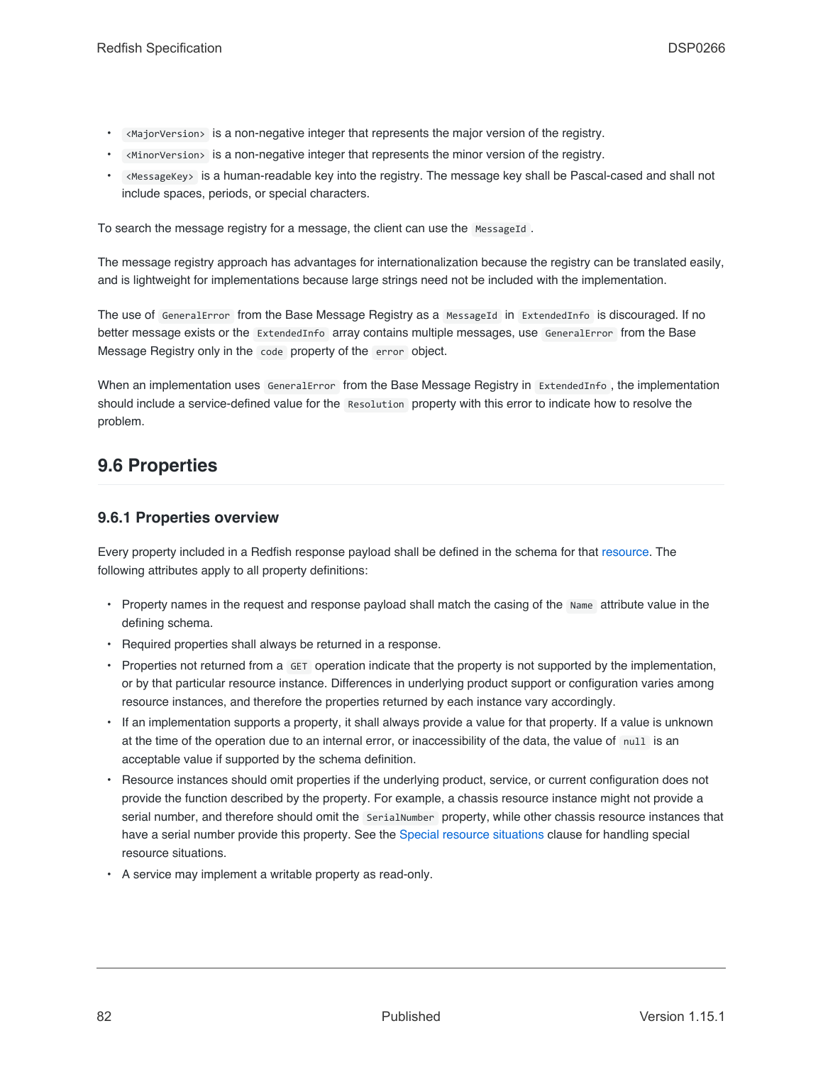- `<MajorVersion>` is a non-negative integer that represents the major version of the registry.
- `<MinorVersion>` is a non-negative integer that represents the minor version of the registry.
- `<MessageKey>` is a human-readable key into the registry. The message key shall be Pascal-cased and shall not include spaces, periods, or special characters.

To search the message registry for a message, the client can use the `MessageId`.

The message registry approach has advantages for internationalization because the registry can be translated easily, and is lightweight for implementations because large strings need not be included with the implementation.

The use of `GeneralError` from the Base Message Registry as a `MessageId` in `ExtendedInfo` is discouraged. If no better message exists or the `ExtendedInfo` array contains multiple messages, use `GeneralError` from the Base Message Registry only in the `code` property of the `error` object.

When an implementation uses `GeneralError` from the Base Message Registry in `ExtendedInfo`, the implementation should include a service-defined value for the `Resolution` property with this error to indicate how to resolve the problem.

## 9.6 Properties

### 9.6.1 Properties overview

Every property included in a Redfish response payload shall be defined in the schema for that resource. The following attributes apply to all property definitions:

- Property names in the request and response payload shall match the casing of the `Name` attribute value in the defining schema.
- Required properties shall always be returned in a response.
- Properties not returned from a `GET` operation indicate that the property is not supported by the implementation, or by that particular resource instance. Differences in underlying product support or configuration varies among resource instances, and therefore the properties returned by each instance vary accordingly.
- If an implementation supports a property, it shall always provide a value for that property. If a value is unknown at the time of the operation due to an internal error, or inaccessibility of the data, the value of `null` is an acceptable value if supported by the schema definition.
- Resource instances should omit properties if the underlying product, service, or current configuration does not provide the function described by the property. For example, a chassis resource instance might not provide a serial number, and therefore should omit the `SerialNumber` property, while other chassis resource instances that have a serial number provide this property. See the Special resource situations clause for handling special resource situations.
- A service may implement a writable property as read-only.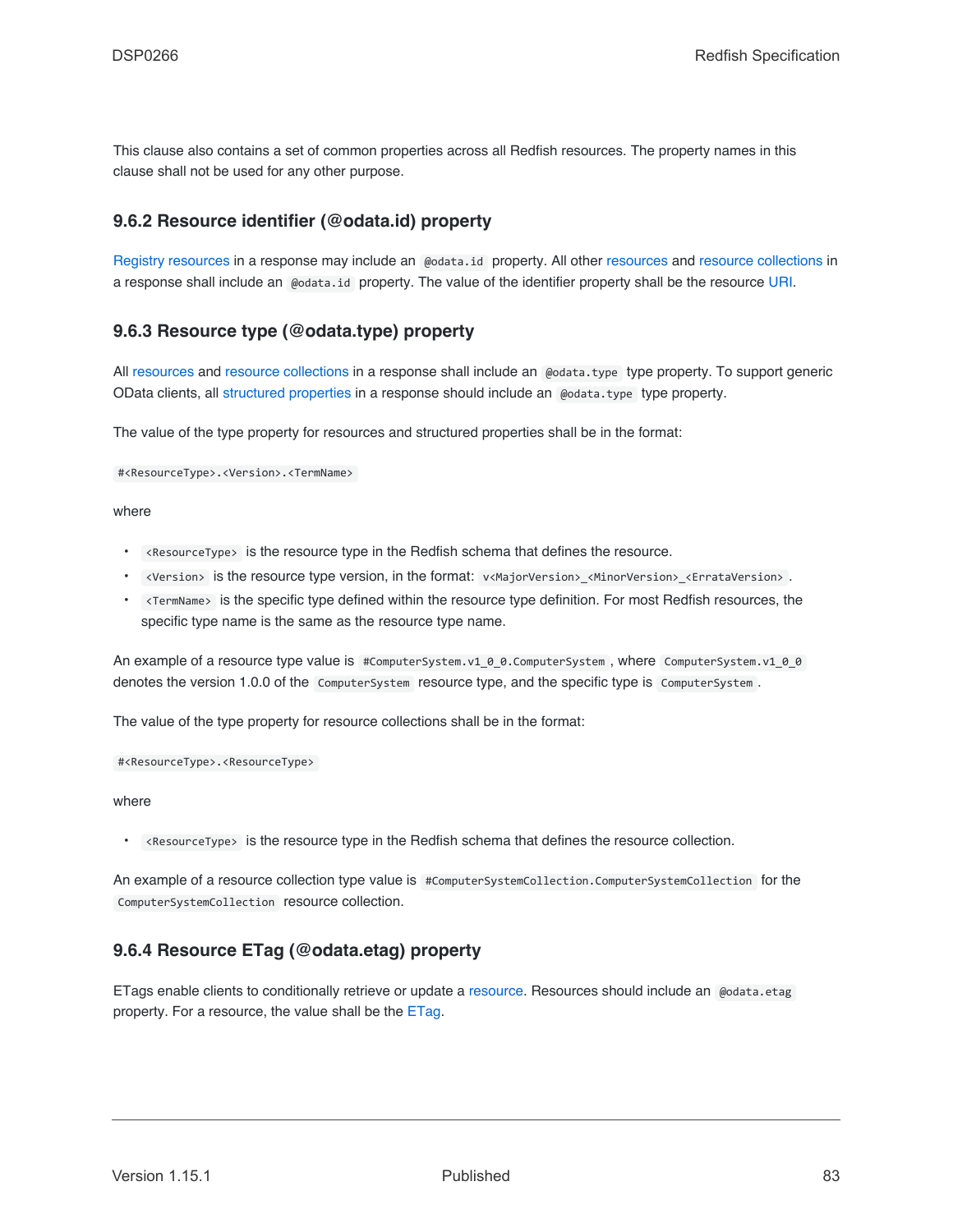This clause also contains a set of common properties across all Redfish resources. The property names in this clause shall not be used for any other purpose.

### 9.6.2 Resource identifier (@odata.id) property

Registry resources in a response may include an `@odata.id` property. All other resources and resource collections in a response shall include an `@odata.id` property. The value of the identifier property shall be the resource URI.

### 9.6.3 Resource type (@odata.type) property

All resources and resource collections in a response shall include an `@odata.type` type property. To support generic OData clients, all structured properties in a response should include an `@odata.type` type property.

The value of the type property for resources and structured properties shall be in the format:

`#<ResourceType>.<Version>.<TermName>`

where

- `<ResourceType>` is the resource type in the Redfish schema that defines the resource.
- `<Version>` is the resource type version, in the format: `v<MajorVersion>_<MinorVersion>_<ErrataVersion>`.
- `<TermName>` is the specific type defined within the resource type definition. For most Redfish resources, the specific type name is the same as the resource type name.

An example of a resource type value is `#ComputerSystem.v1_0_0.ComputerSystem`, where `ComputerSystem.v1_0_0` denotes the version 1.0.0 of the `ComputerSystem` resource type, and the specific type is `ComputerSystem`.

The value of the type property for resource collections shall be in the format:

`#<ResourceType>.<ResourceType>`

where

- `<ResourceType>` is the resource type in the Redfish schema that defines the resource collection.

An example of a resource collection type value is `#ComputerSystemCollection.ComputerSystemCollection` for the `ComputerSystemCollection` resource collection.

### 9.6.4 Resource ETag (@odata.etag) property

ETags enable clients to conditionally retrieve or update a resource. Resources should include an `@odata.etag` property. For a resource, the value shall be the ETag.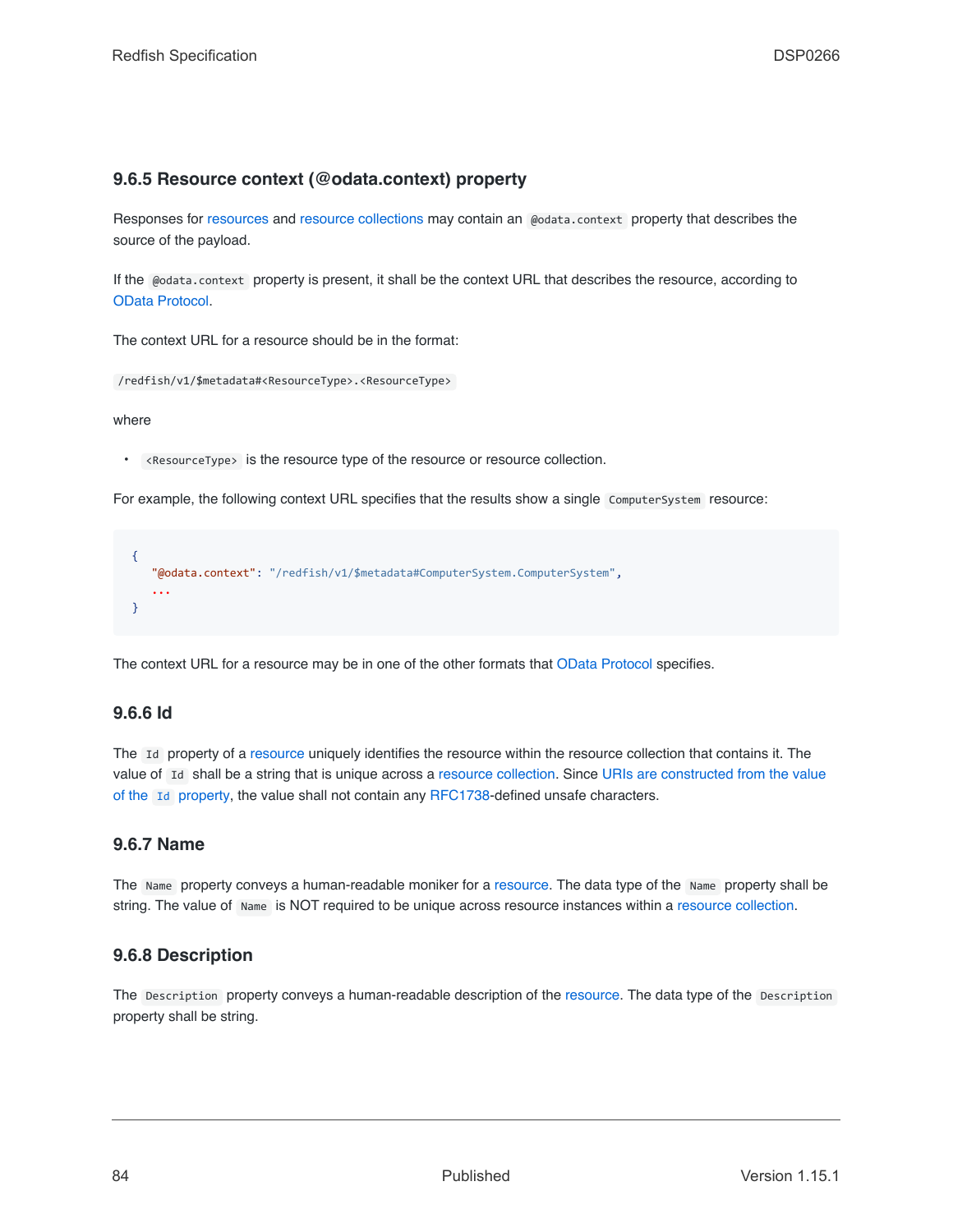### 9.6.5 Resource context (@odata.context) property

Responses for resources and resource collections may contain an `@odata.context` property that describes the source of the payload.

If the `@odata.context` property is present, it shall be the context URL that describes the resource, according to OData Protocol.

The context URL for a resource should be in the format:

`/redfish/v1/$metadata#<ResourceType>.<ResourceType>`

where

- `<ResourceType>` is the resource type of the resource or resource collection.

For example, the following context URL specifies that the results show a single `ComputerSystem` resource:

```
{
   "@odata.context": "/redfish/v1/$metadata#ComputerSystem.ComputerSystem",
   ...
}
```

The context URL for a resource may be in one of the other formats that OData Protocol specifies.

### 9.6.6 Id

The `Id` property of a resource uniquely identifies the resource within the resource collection that contains it. The value of `Id` shall be a string that is unique across a resource collection. Since URIs are constructed from the value of the `Id` property, the value shall not contain any RFC1738-defined unsafe characters.

### 9.6.7 Name

The `Name` property conveys a human-readable moniker for a resource. The data type of the `Name` property shall be string. The value of `Name` is NOT required to be unique across resource instances within a resource collection.

### 9.6.8 Description

The `Description` property conveys a human-readable description of the resource. The data type of the `Description` property shall be string.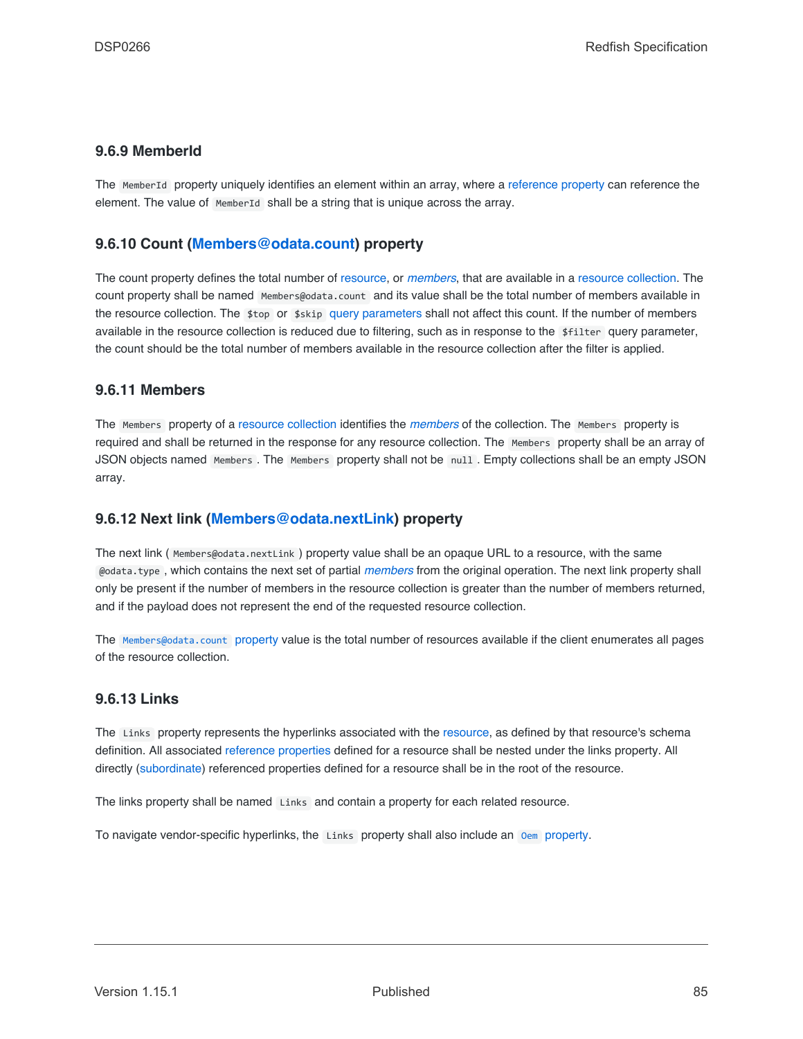### 9.6.9 MemberId

The `MemberId` property uniquely identifies an element within an array, where a reference property can reference the element. The value of `MemberId` shall be a string that is unique across the array.

### 9.6.10 Count (Members@odata.count) property

The count property defines the total number of resource, or *members*, that are available in a resource collection. The count property shall be named `Members@odata.count` and its value shall be the total number of members available in the resource collection. The `$top` or `$skip` query parameters shall not affect this count. If the number of members available in the resource collection is reduced due to filtering, such as in response to the `$filter` query parameter, the count should be the total number of members available in the resource collection after the filter is applied.

### 9.6.11 Members

The `Members` property of a resource collection identifies the *members* of the collection. The `Members` property is required and shall be returned in the response for any resource collection. The `Members` property shall be an array of JSON objects named `Members`. The `Members` property shall not be `null`. Empty collections shall be an empty JSON array.

### 9.6.12 Next link (Members@odata.nextLink) property

The next link ( `Members@odata.nextLink` ) property value shall be an opaque URL to a resource, with the same `@odata.type`, which contains the next set of partial *members* from the original operation. The next link property shall only be present if the number of members in the resource collection is greater than the number of members returned, and if the payload does not represent the end of the requested resource collection.

The `Members@odata.count` property value is the total number of resources available if the client enumerates all pages of the resource collection.

### 9.6.13 Links

The `Links` property represents the hyperlinks associated with the resource, as defined by that resource's schema definition. All associated reference properties defined for a resource shall be nested under the links property. All directly (subordinate) referenced properties defined for a resource shall be in the root of the resource.

The links property shall be named `Links` and contain a property for each related resource.

To navigate vendor-specific hyperlinks, the `Links` property shall also include an `Oem` property.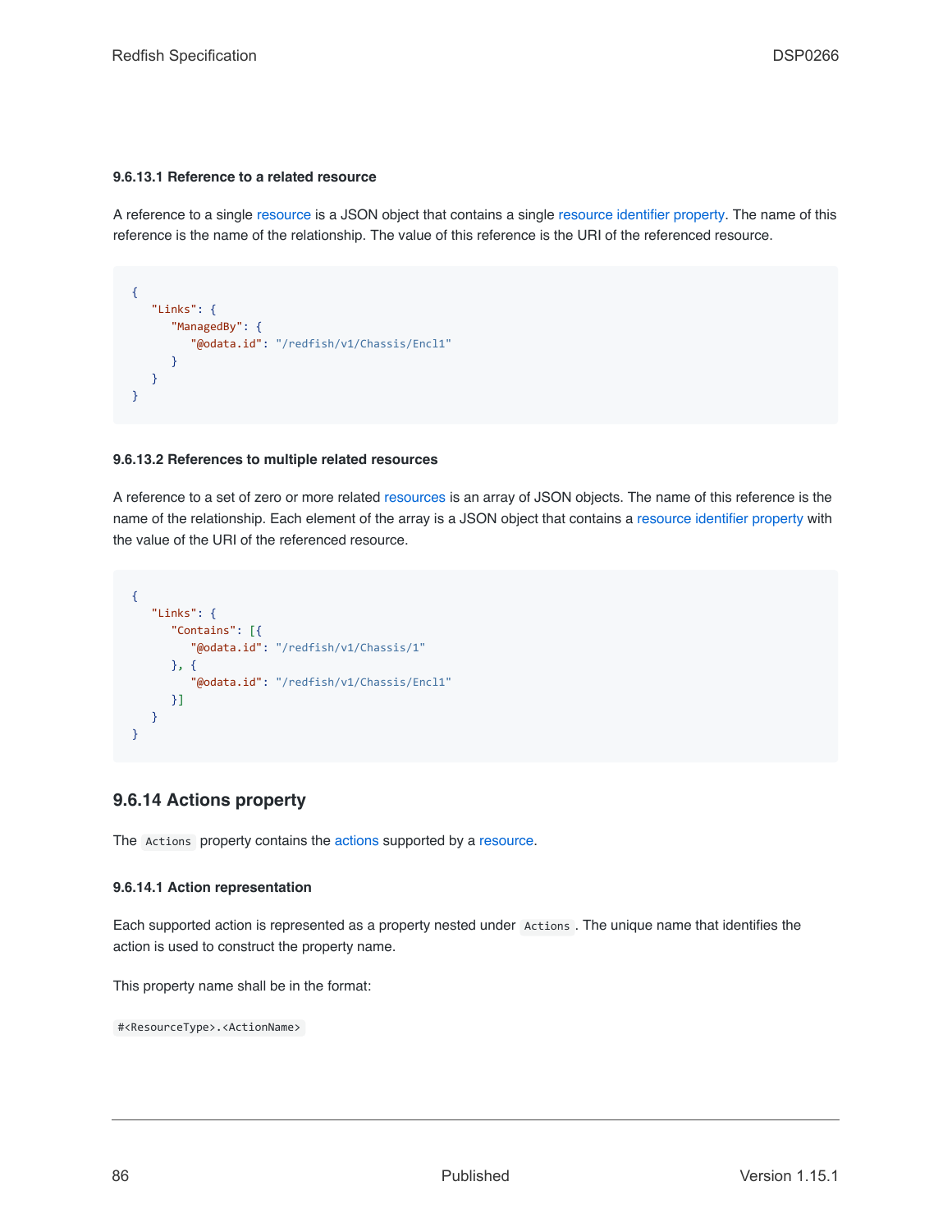#### 9.6.13.1 Reference to a related resource

A reference to a single resource is a JSON object that contains a single resource identifier property. The name of this reference is the name of the relationship. The value of this reference is the URI of the referenced resource.

```
{
   "Links": {
      "ManagedBy": {
         "@odata.id": "/redfish/v1/Chassis/Encl1"
      }
   }
}
```

#### 9.6.13.2 References to multiple related resources

A reference to a set of zero or more related resources is an array of JSON objects. The name of this reference is the name of the relationship. Each element of the array is a JSON object that contains a resource identifier property with the value of the URI of the referenced resource.

```
{
   "Links": {
      "Contains": [{
         "@odata.id": "/redfish/v1/Chassis/1"
      }, {
         "@odata.id": "/redfish/v1/Chassis/Encl1"
      }]
   }
}
```

### 9.6.14 Actions property

The `Actions` property contains the actions supported by a resource.

#### 9.6.14.1 Action representation

Each supported action is represented as a property nested under `Actions`. The unique name that identifies the action is used to construct the property name.

This property name shall be in the format:

`#<ResourceType>.<ActionName>`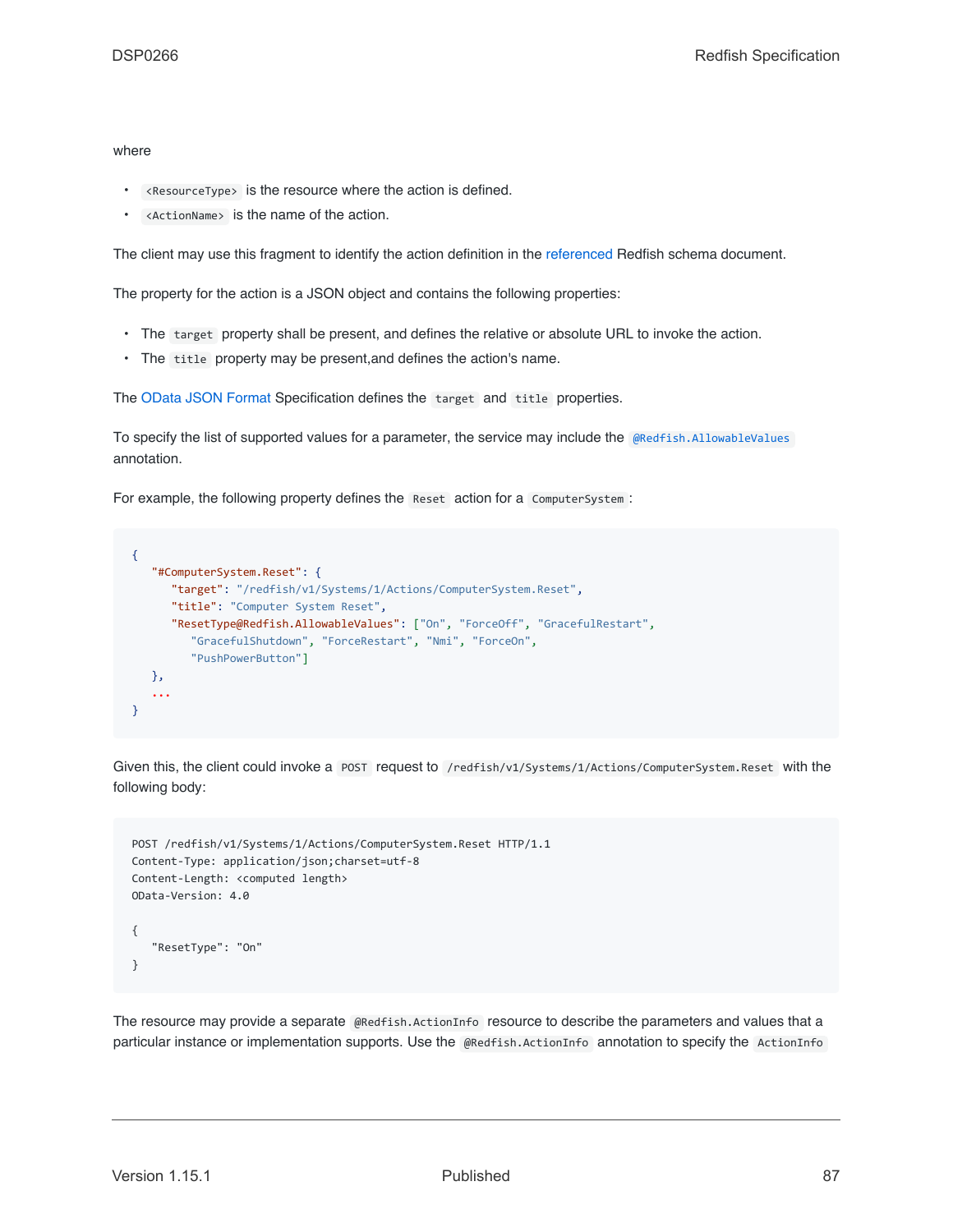where

- `<ResourceType>` is the resource where the action is defined.
- `<ActionName>` is the name of the action.

The client may use this fragment to identify the action definition in the referenced Redfish schema document.

The property for the action is a JSON object and contains the following properties:

- The `target` property shall be present, and defines the relative or absolute URL to invoke the action.
- The `title` property may be present,and defines the action's name.

The OData JSON Format Specification defines the `target` and `title` properties.

To specify the list of supported values for a parameter, the service may include the `@Redfish.AllowableValues` annotation.

For example, the following property defines the `Reset` action for a `ComputerSystem`:

```
{
   "#ComputerSystem.Reset": {
      "target": "/redfish/v1/Systems/1/Actions/ComputerSystem.Reset",
      "title": "Computer System Reset",
      "ResetType@Redfish.AllowableValues": ["On", "ForceOff", "GracefulRestart",
         "GracefulShutdown", "ForceRestart", "Nmi", "ForceOn",
         "PushPowerButton"]
   },
   ...
}
```

Given this, the client could invoke a `POST` request to `/redfish/v1/Systems/1/Actions/ComputerSystem.Reset` with the following body:

```
POST /redfish/v1/Systems/1/Actions/ComputerSystem.Reset HTTP/1.1
Content-Type: application/json;charset=utf-8
Content-Length: <computed length>
OData-Version: 4.0

{
   "ResetType": "On"
}
```

The resource may provide a separate `@Redfish.ActionInfo` resource to describe the parameters and values that a particular instance or implementation supports. Use the `@Redfish.ActionInfo` annotation to specify the `ActionInfo`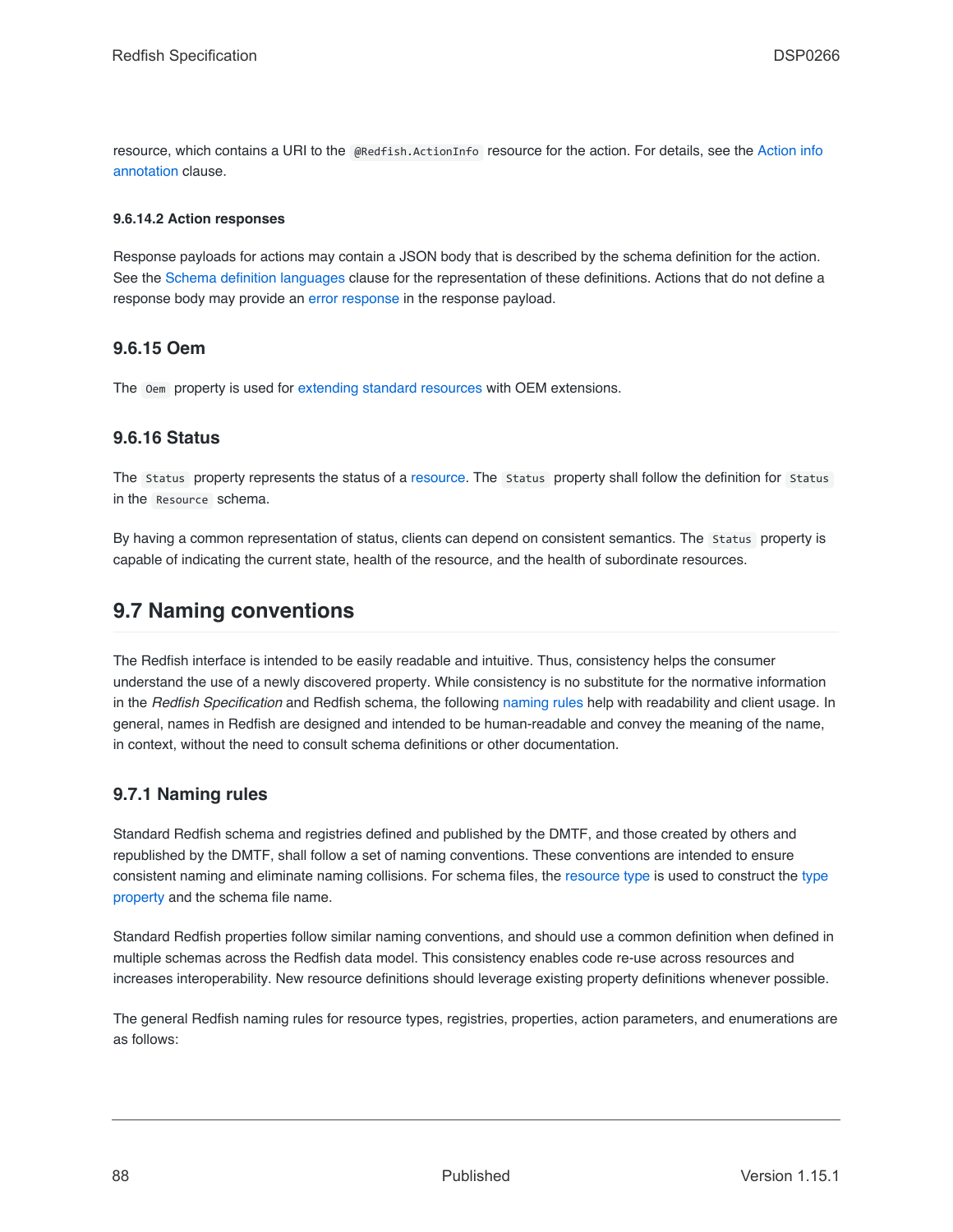resource, which contains a URI to the `@Redfish.ActionInfo` resource for the action. For details, see the Action info annotation clause.

#### 9.6.14.2 Action responses

Response payloads for actions may contain a JSON body that is described by the schema definition for the action. See the Schema definition languages clause for the representation of these definitions. Actions that do not define a response body may provide an error response in the response payload.

### 9.6.15 Oem

The `Oem` property is used for extending standard resources with OEM extensions.

### 9.6.16 Status

The `Status` property represents the status of a resource. The `Status` property shall follow the definition for `Status` in the `Resource` schema.

By having a common representation of status, clients can depend on consistent semantics. The `Status` property is capable of indicating the current state, health of the resource, and the health of subordinate resources.

## 9.7 Naming conventions

The Redfish interface is intended to be easily readable and intuitive. Thus, consistency helps the consumer understand the use of a newly discovered property. While consistency is no substitute for the normative information in the *Redfish Specification* and Redfish schema, the following naming rules help with readability and client usage. In general, names in Redfish are designed and intended to be human-readable and convey the meaning of the name, in context, without the need to consult schema definitions or other documentation.

### 9.7.1 Naming rules

Standard Redfish schema and registries defined and published by the DMTF, and those created by others and republished by the DMTF, shall follow a set of naming conventions. These conventions are intended to ensure consistent naming and eliminate naming collisions. For schema files, the resource type is used to construct the type property and the schema file name.

Standard Redfish properties follow similar naming conventions, and should use a common definition when defined in multiple schemas across the Redfish data model. This consistency enables code re-use across resources and increases interoperability. New resource definitions should leverage existing property definitions whenever possible.

The general Redfish naming rules for resource types, registries, properties, action parameters, and enumerations are as follows: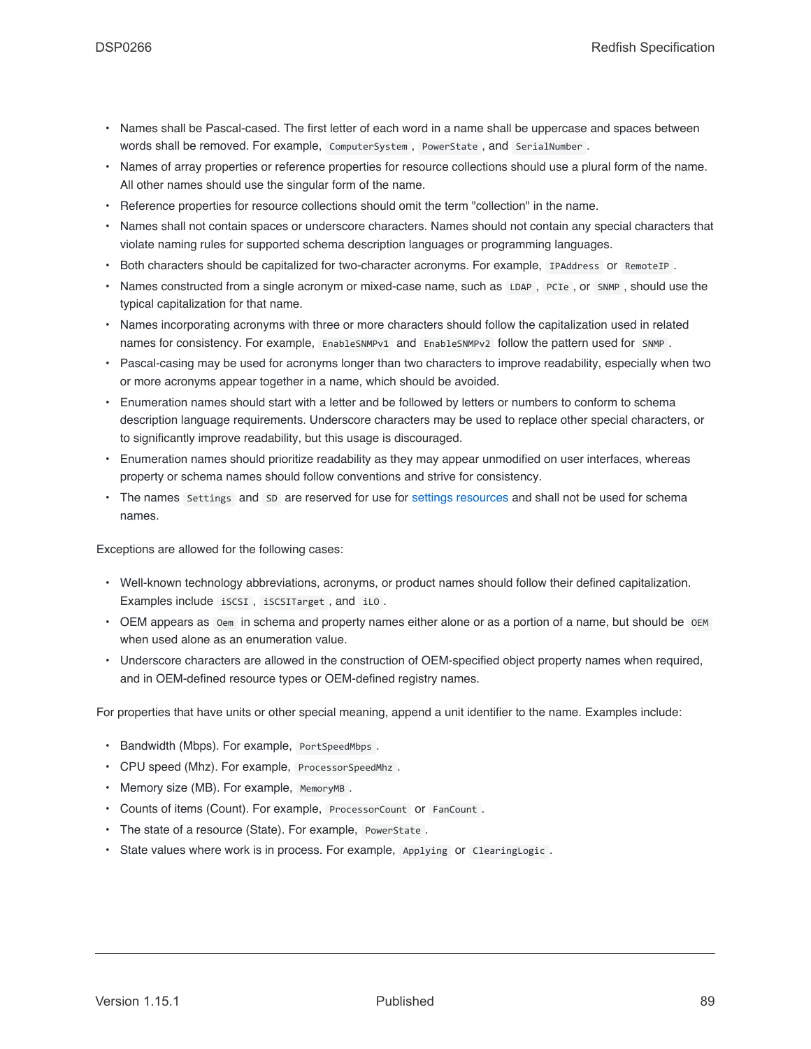- Names shall be Pascal-cased. The first letter of each word in a name shall be uppercase and spaces between words shall be removed. For example, `ComputerSystem`, `PowerState`, and `SerialNumber`.
- Names of array properties or reference properties for resource collections should use a plural form of the name. All other names should use the singular form of the name.
- Reference properties for resource collections should omit the term "collection" in the name.
- Names shall not contain spaces or underscore characters. Names should not contain any special characters that violate naming rules for supported schema description languages or programming languages.
- Both characters should be capitalized for two-character acronyms. For example, `IPAddress` or `RemoteIP`.
- Names constructed from a single acronym or mixed-case name, such as `LDAP`, `PCIe`, or `SNMP`, should use the typical capitalization for that name.
- Names incorporating acronyms with three or more characters should follow the capitalization used in related names for consistency. For example, `EnableSNMPv1` and `EnableSNMPv2` follow the pattern used for `SNMP`.
- Pascal-casing may be used for acronyms longer than two characters to improve readability, especially when two or more acronyms appear together in a name, which should be avoided.
- Enumeration names should start with a letter and be followed by letters or numbers to conform to schema description language requirements. Underscore characters may be used to replace other special characters, or to significantly improve readability, but this usage is discouraged.
- Enumeration names should prioritize readability as they may appear unmodified on user interfaces, whereas property or schema names should follow conventions and strive for consistency.
- The names `Settings` and `SD` are reserved for use for settings resources and shall not be used for schema names.

Exceptions are allowed for the following cases:

- Well-known technology abbreviations, acronyms, or product names should follow their defined capitalization. Examples include `iSCSI`, `iSCSITarget`, and `iLO`.
- OEM appears as `Oem` in schema and property names either alone or as a portion of a name, but should be `OEM` when used alone as an enumeration value.
- Underscore characters are allowed in the construction of OEM-specified object property names when required, and in OEM-defined resource types or OEM-defined registry names.

For properties that have units or other special meaning, append a unit identifier to the name. Examples include:

- Bandwidth (Mbps). For example, `PortSpeedMbps`.
- CPU speed (Mhz). For example, `ProcessorSpeedMhz`.
- Memory size (MB). For example, `MemoryMB`.
- Counts of items (Count). For example, `ProcessorCount` or `FanCount`.
- The state of a resource (State). For example, `PowerState`.
- State values where work is in process. For example, `Applying` or `ClearingLogic`.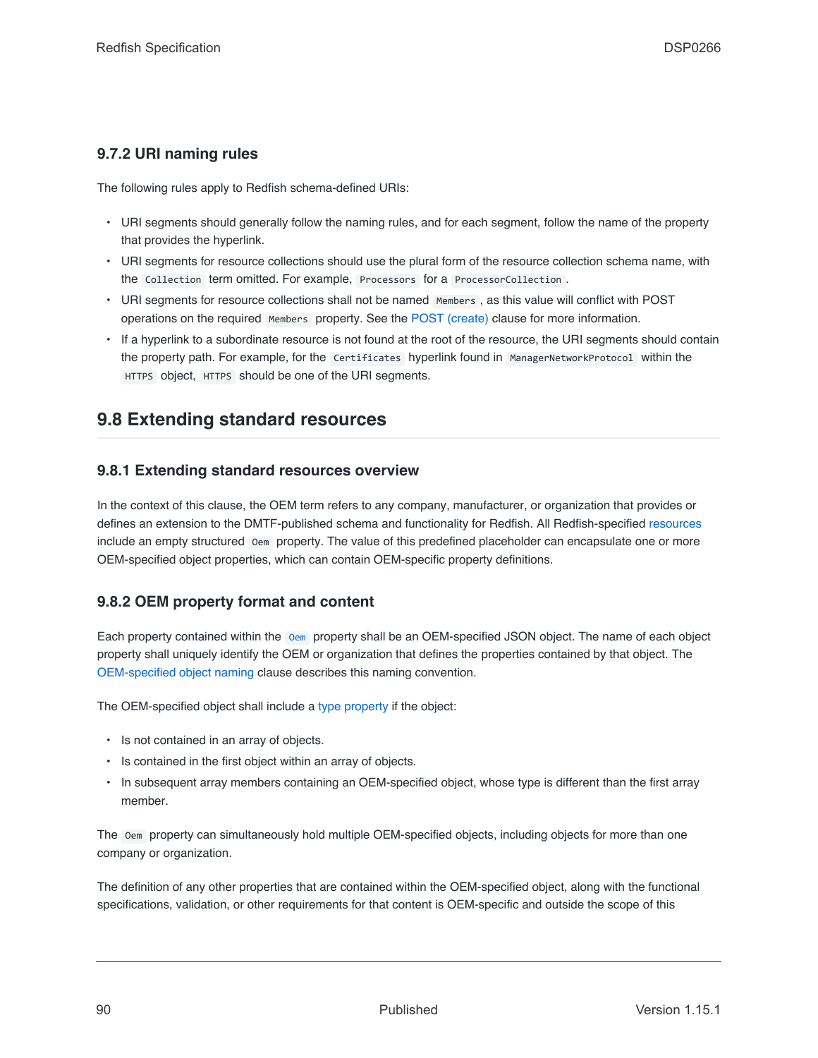### 9.7.2 URI naming rules

The following rules apply to Redfish schema-defined URIs:

- URI segments should generally follow the naming rules, and for each segment, follow the name of the property that provides the hyperlink.
- URI segments for resource collections should use the plural form of the resource collection schema name, with the `Collection` term omitted. For example, `Processors` for a `ProcessorCollection`.
- URI segments for resource collections shall not be named `Members`, as this value will conflict with POST operations on the required `Members` property. See the POST (create) clause for more information.
- If a hyperlink to a subordinate resource is not found at the root of the resource, the URI segments should contain the property path. For example, for the `Certificates` hyperlink found in `ManagerNetworkProtocol` within the `HTTPS` object, `HTTPS` should be one of the URI segments.

## 9.8 Extending standard resources

### 9.8.1 Extending standard resources overview

In the context of this clause, the OEM term refers to any company, manufacturer, or organization that provides or defines an extension to the DMTF-published schema and functionality for Redfish. All Redfish-specified resources include an empty structured `Oem` property. The value of this predefined placeholder can encapsulate one or more OEM-specified object properties, which can contain OEM-specific property definitions.

### 9.8.2 OEM property format and content

Each property contained within the `Oem` property shall be an OEM-specified JSON object. The name of each object property shall uniquely identify the OEM or organization that defines the properties contained by that object. The OEM-specified object naming clause describes this naming convention.

The OEM-specified object shall include a type property if the object:

- Is not contained in an array of objects.
- Is contained in the first object within an array of objects.
- In subsequent array members containing an OEM-specified object, whose type is different than the first array member.

The `Oem` property can simultaneously hold multiple OEM-specified objects, including objects for more than one company or organization.

The definition of any other properties that are contained within the OEM-specified object, along with the functional specifications, validation, or other requirements for that content is OEM-specific and outside the scope of this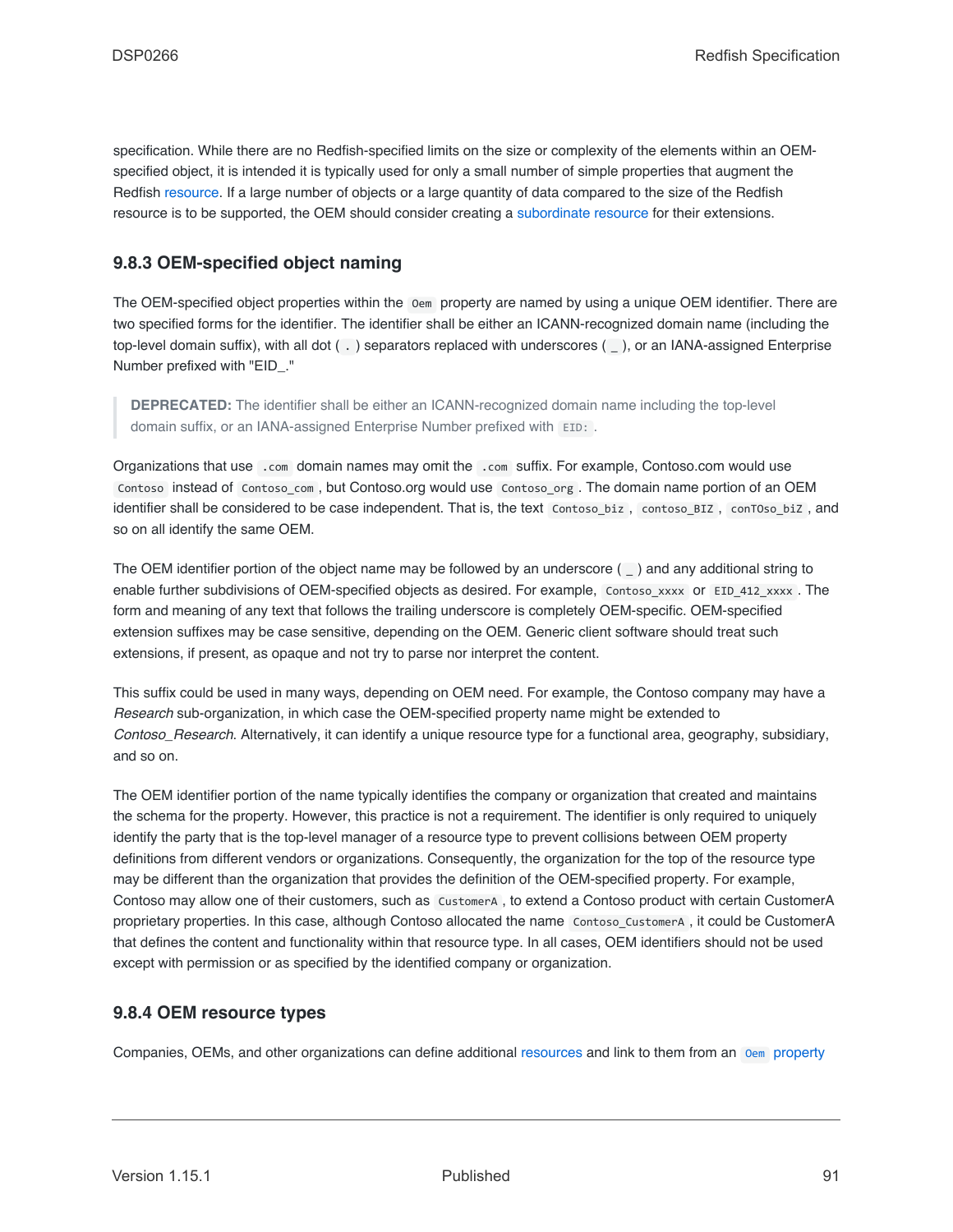specification. While there are no Redfish-specified limits on the size or complexity of the elements within an OEM-specified object, it is intended it is typically used for only a small number of simple properties that augment the Redfish resource. If a large number of objects or a large quantity of data compared to the size of the Redfish resource is to be supported, the OEM should consider creating a subordinate resource for their extensions.

### 9.8.3 OEM-specified object naming

The OEM-specified object properties within the `Oem` property are named by using a unique OEM identifier. There are two specified forms for the identifier. The identifier shall be either an ICANN-recognized domain name (including the top-level domain suffix), with all dot ( `.` ) separators replaced with underscores ( `_` ), or an IANA-assigned Enterprise Number prefixed with "EID_."

> **DEPRECATED:** The identifier shall be either an ICANN-recognized domain name including the top-level domain suffix, or an IANA-assigned Enterprise Number prefixed with `EID:`.

Organizations that use `.com` domain names may omit the `.com` suffix. For example, Contoso.com would use `Contoso` instead of `Contoso_com`, but Contoso.org would use `Contoso_org`. The domain name portion of an OEM identifier shall be considered to be case independent. That is, the text `Contoso_biz`, `contoso_BIZ`, `conTOso_biZ`, and so on all identify the same OEM.

The OEM identifier portion of the object name may be followed by an underscore ( `_` ) and any additional string to enable further subdivisions of OEM-specified objects as desired. For example, `Contoso_xxxx` or `EID_412_xxxx`. The form and meaning of any text that follows the trailing underscore is completely OEM-specific. OEM-specified extension suffixes may be case sensitive, depending on the OEM. Generic client software should treat such extensions, if present, as opaque and not try to parse nor interpret the content.

This suffix could be used in many ways, depending on OEM need. For example, the Contoso company may have a *Research* sub-organization, in which case the OEM-specified property name might be extended to *Contoso_Research*. Alternatively, it can identify a unique resource type for a functional area, geography, subsidiary, and so on.

The OEM identifier portion of the name typically identifies the company or organization that created and maintains the schema for the property. However, this practice is not a requirement. The identifier is only required to uniquely identify the party that is the top-level manager of a resource type to prevent collisions between OEM property definitions from different vendors or organizations. Consequently, the organization for the top of the resource type may be different than the organization that provides the definition of the OEM-specified property. For example, Contoso may allow one of their customers, such as `CustomerA`, to extend a Contoso product with certain CustomerA proprietary properties. In this case, although Contoso allocated the name `Contoso_CustomerA`, it could be CustomerA that defines the content and functionality within that resource type. In all cases, OEM identifiers should not be used except with permission or as specified by the identified company or organization.

### 9.8.4 OEM resource types

Companies, OEMs, and other organizations can define additional resources and link to them from an `Oem` property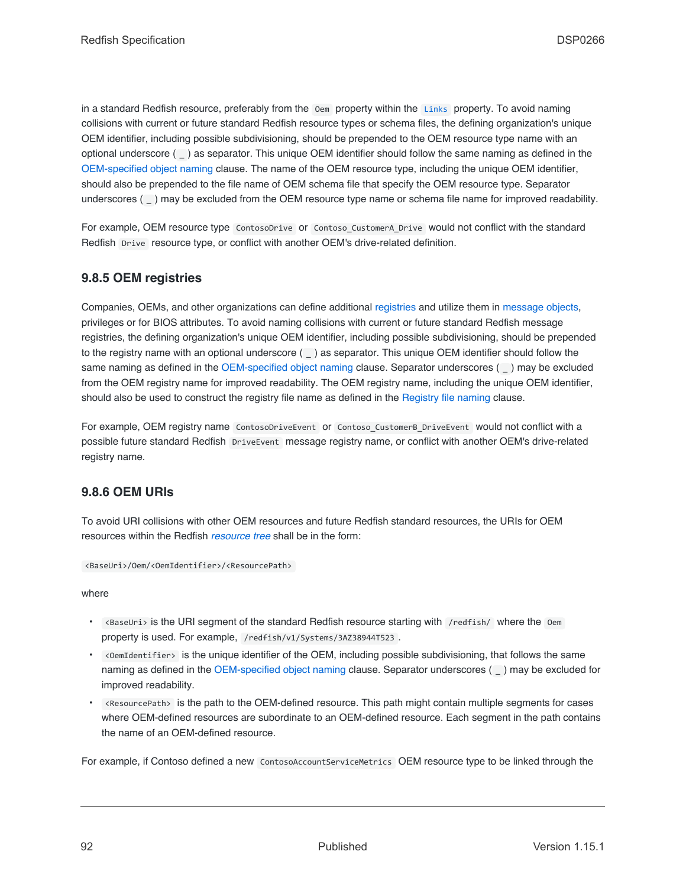in a standard Redfish resource, preferably from the `Oem` property within the `Links` property. To avoid naming collisions with current or future standard Redfish resource types or schema files, the defining organization's unique OEM identifier, including possible subdivisioning, should be prepended to the OEM resource type name with an optional underscore ( `_` ) as separator. This unique OEM identifier should follow the same naming as defined in the OEM-specified object naming clause. The name of the OEM resource type, including the unique OEM identifier, should also be prepended to the file name of OEM schema file that specify the OEM resource type. Separator underscores ( `_` ) may be excluded from the OEM resource type name or schema file name for improved readability.

For example, OEM resource type `ContosoDrive` or `Contoso_CustomerA_Drive` would not conflict with the standard Redfish `Drive` resource type, or conflict with another OEM's drive-related definition.

### 9.8.5 OEM registries

Companies, OEMs, and other organizations can define additional registries and utilize them in message objects, privileges or for BIOS attributes. To avoid naming collisions with current or future standard Redfish message registries, the defining organization's unique OEM identifier, including possible subdivisioning, should be prepended to the registry name with an optional underscore ( `_` ) as separator. This unique OEM identifier should follow the same naming as defined in the OEM-specified object naming clause. Separator underscores ( `_` ) may be excluded from the OEM registry name for improved readability. The OEM registry name, including the unique OEM identifier, should also be used to construct the registry file name as defined in the Registry file naming clause.

For example, OEM registry name `ContosoDriveEvent` or `Contoso_CustomerB_DriveEvent` would not conflict with a possible future standard Redfish `DriveEvent` message registry name, or conflict with another OEM's drive-related registry name.

### 9.8.6 OEM URIs

To avoid URI collisions with other OEM resources and future Redfish standard resources, the URIs for OEM resources within the Redfish *resource tree* shall be in the form:

`<BaseUri>/Oem/<OemIdentifier>/<ResourcePath>`

where

- `<BaseUri>` is the URI segment of the standard Redfish resource starting with `/redfish/` where the `Oem` property is used. For example, `/redfish/v1/Systems/3AZ38944T523` .
- `<OemIdentifier>` is the unique identifier of the OEM, including possible subdivisioning, that follows the same naming as defined in the OEM-specified object naming clause. Separator underscores ( `_` ) may be excluded for improved readability.
- `<ResourcePath>` is the path to the OEM-defined resource. This path might contain multiple segments for cases where OEM-defined resources are subordinate to an OEM-defined resource. Each segment in the path contains the name of an OEM-defined resource.

For example, if Contoso defined a new `ContosoAccountServiceMetrics` OEM resource type to be linked through the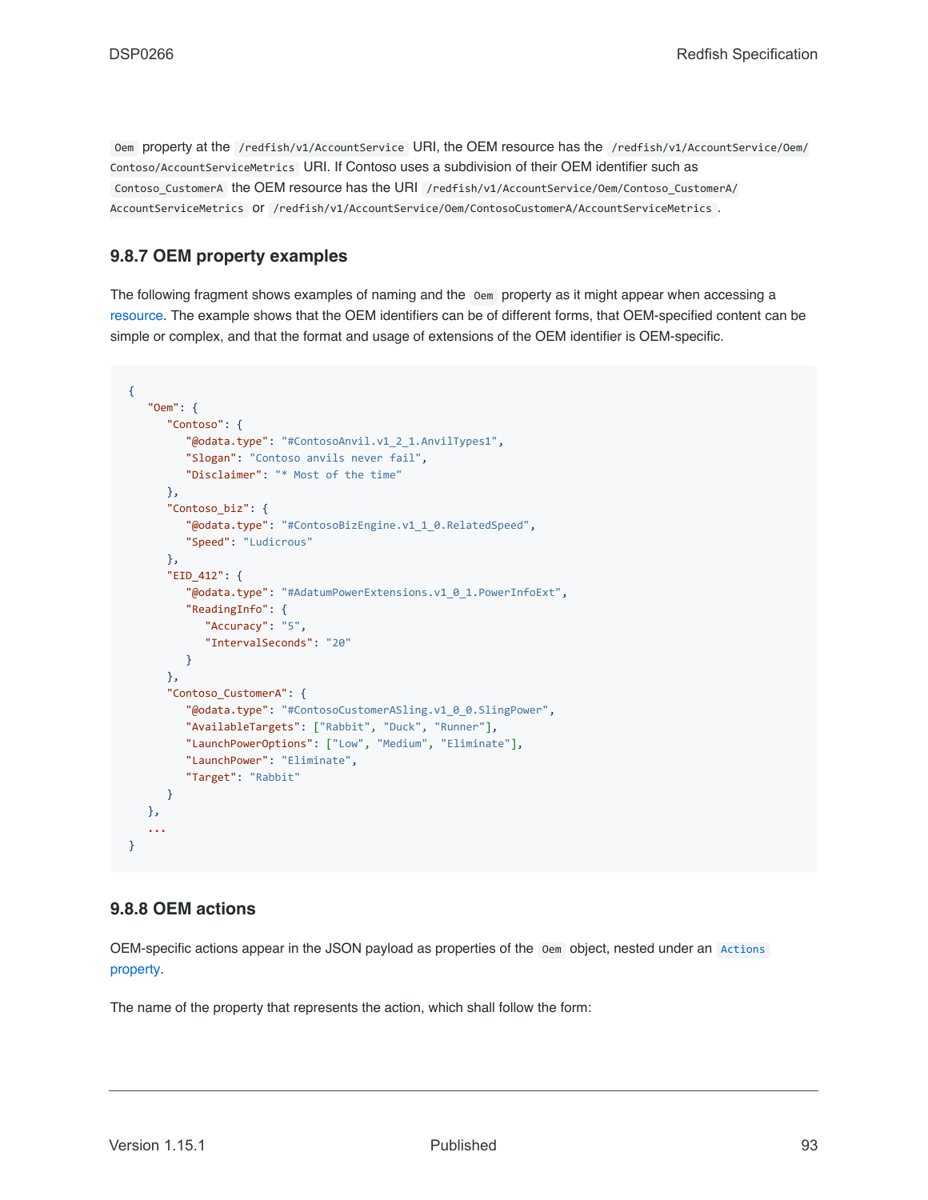`Oem` property at the `/redfish/v1/AccountService` URI, the OEM resource has the `/redfish/v1/AccountService/Oem/Contoso/AccountServiceMetrics` URI. If Contoso uses a subdivision of their OEM identifier such as `Contoso_CustomerA` the OEM resource has the URI `/redfish/v1/AccountService/Oem/Contoso_CustomerA/AccountServiceMetrics` or `/redfish/v1/AccountService/Oem/ContosoCustomerA/AccountServiceMetrics`.

### 9.8.7 OEM property examples

The following fragment shows examples of naming and the `Oem` property as it might appear when accessing a resource. The example shows that the OEM identifiers can be of different forms, that OEM-specified content can be simple or complex, and that the format and usage of extensions of the OEM identifier is OEM-specific.

```
{
   "Oem": {
      "Contoso": {
         "@odata.type": "#ContosoAnvil.v1_2_1.AnvilTypes1",
         "Slogan": "Contoso anvils never fail",
         "Disclaimer": "* Most of the time"
      },
      "Contoso_biz": {
         "@odata.type": "#ContosoBizEngine.v1_1_0.RelatedSpeed",
         "Speed": "Ludicrous"
      },
      "EID_412": {
         "@odata.type": "#AdatumPowerExtensions.v1_0_1.PowerInfoExt",
         "ReadingInfo": {
            "Accuracy": "5",
            "IntervalSeconds": "20"
         }
      },
      "Contoso_CustomerA": {
         "@odata.type": "#ContosoCustomerASling.v1_0_0.SlingPower",
         "AvailableTargets": ["Rabbit", "Duck", "Runner"],
         "LaunchPowerOptions": ["Low", "Medium", "Eliminate"],
         "LaunchPower": "Eliminate",
         "Target": "Rabbit"
      }
   },
   ...
}
```

### 9.8.8 OEM actions

OEM-specific actions appear in the JSON payload as properties of the `Oem` object, nested under an `Actions` property.

The name of the property that represents the action, which shall follow the form: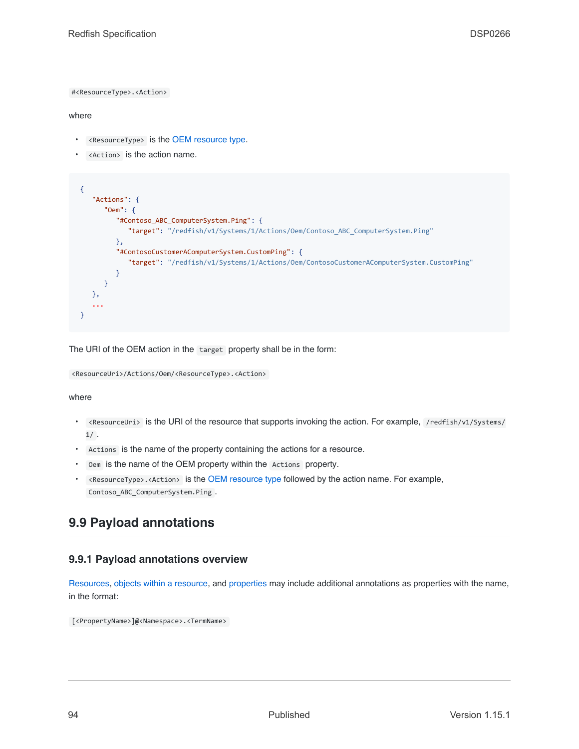`#<ResourceType>.<Action>`

where

- `<ResourceType>` is the OEM resource type.
- `<Action>` is the action name.

```
{
   "Actions": {
      "Oem": {
         "#Contoso_ABC_ComputerSystem.Ping": {
            "target": "/redfish/v1/Systems/1/Actions/Oem/Contoso_ABC_ComputerSystem.Ping"
         },
         "#ContosoCustomerAComputerSystem.CustomPing": {
            "target": "/redfish/v1/Systems/1/Actions/Oem/ContosoCustomerAComputerSystem.CustomPing"
         }
      }
   },
   ...
}
```

The URI of the OEM action in the `target` property shall be in the form:

`<ResourceUri>/Actions/Oem/<ResourceType>.<Action>`

where

- `<ResourceUri>` is the URI of the resource that supports invoking the action. For example, `/redfish/v1/Systems/1/`.
- `Actions` is the name of the property containing the actions for a resource.
- `Oem` is the name of the OEM property within the `Actions` property.
- `<ResourceType>.<Action>` is the OEM resource type followed by the action name. For example, `Contoso_ABC_ComputerSystem.Ping`.

## 9.9 Payload annotations

### 9.9.1 Payload annotations overview

Resources, objects within a resource, and properties may include additional annotations as properties with the name, in the format:

`[<PropertyName>]@<Namespace>.<TermName>`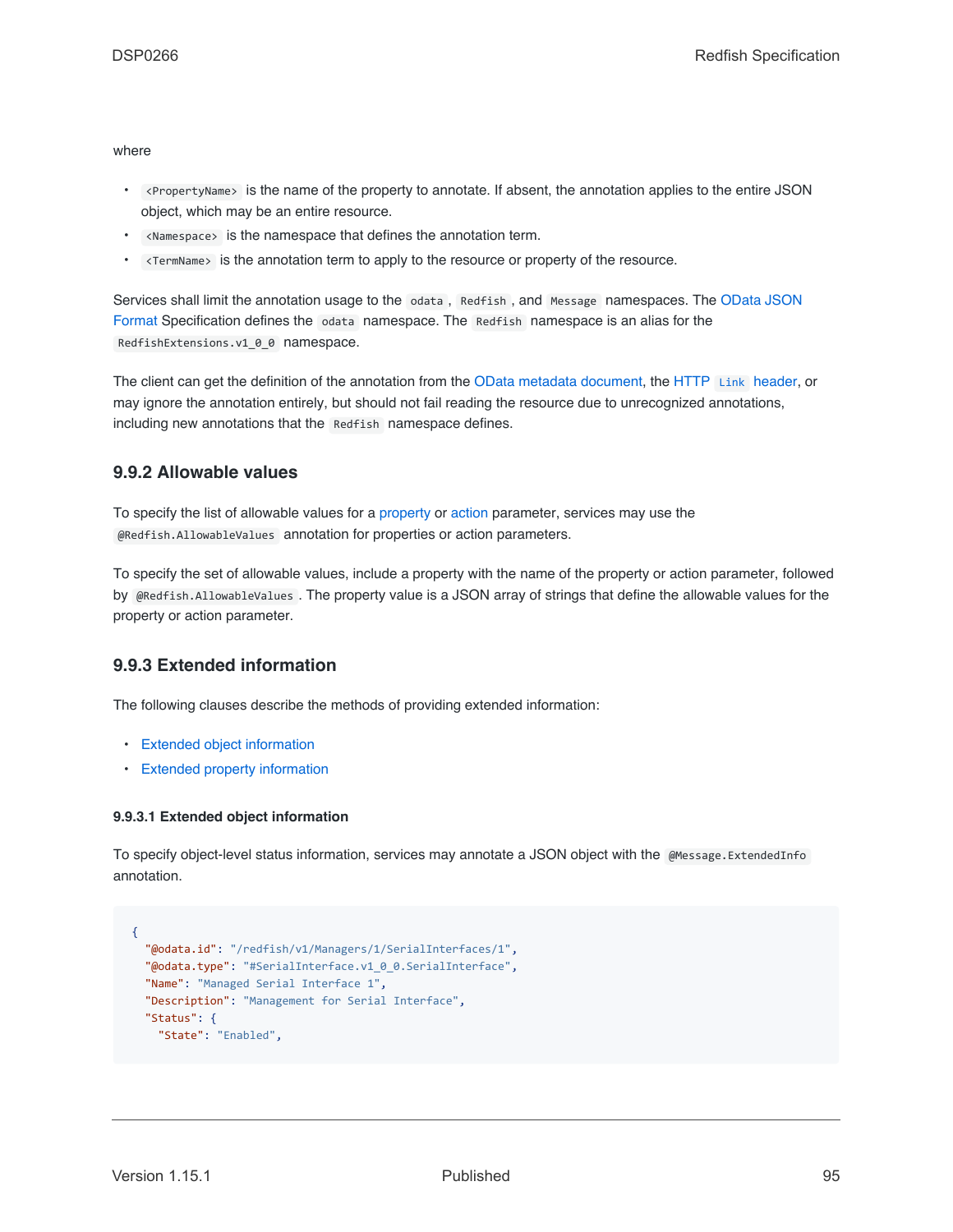where

- `<PropertyName>` is the name of the property to annotate. If absent, the annotation applies to the entire JSON object, which may be an entire resource.
- `<Namespace>` is the namespace that defines the annotation term.
- `<TermName>` is the annotation term to apply to the resource or property of the resource.

Services shall limit the annotation usage to the `odata`, `Redfish`, and `Message` namespaces. The OData JSON Format Specification defines the `odata` namespace. The `Redfish` namespace is an alias for the `RedfishExtensions.v1_0_0` namespace.

The client can get the definition of the annotation from the OData metadata document, the HTTP `Link` header, or may ignore the annotation entirely, but should not fail reading the resource due to unrecognized annotations, including new annotations that the `Redfish` namespace defines.

### 9.9.2 Allowable values

To specify the list of allowable values for a property or action parameter, services may use the `@Redfish.AllowableValues` annotation for properties or action parameters.

To specify the set of allowable values, include a property with the name of the property or action parameter, followed by `@Redfish.AllowableValues`. The property value is a JSON array of strings that define the allowable values for the property or action parameter.

### 9.9.3 Extended information

The following clauses describe the methods of providing extended information:

- Extended object information
- Extended property information

#### 9.9.3.1 Extended object information

To specify object-level status information, services may annotate a JSON object with the `@Message.ExtendedInfo` annotation.

```
{
  "@odata.id": "/redfish/v1/Managers/1/SerialInterfaces/1",
  "@odata.type": "#SerialInterface.v1_0_0.SerialInterface",
  "Name": "Managed Serial Interface 1",
  "Description": "Management for Serial Interface",
  "Status": {
    "State": "Enabled",
```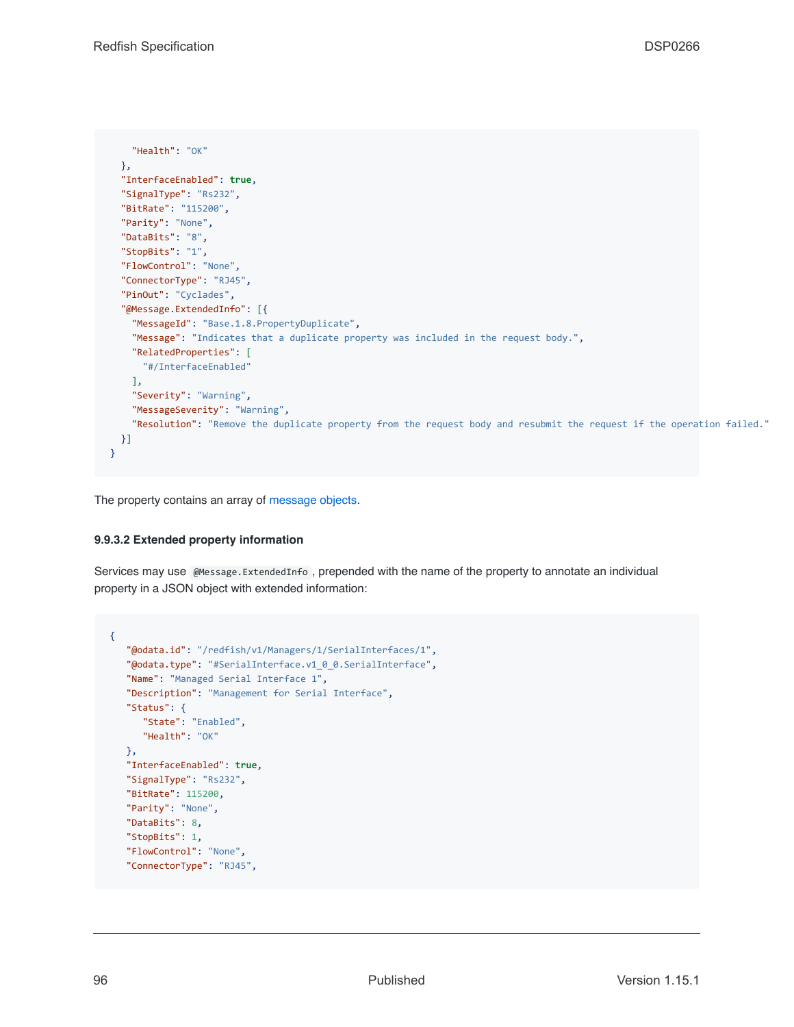```
    "Health": "OK"
  },
  "InterfaceEnabled": true,
  "SignalType": "Rs232",
  "BitRate": "115200",
  "Parity": "None",
  "DataBits": "8",
  "StopBits": "1",
  "FlowControl": "None",
  "ConnectorType": "RJ45",
  "PinOut": "Cyclades",
  "@Message.ExtendedInfo": [{
    "MessageId": "Base.1.8.PropertyDuplicate",
    "Message": "Indicates that a duplicate property was included in the request body.",
    "RelatedProperties": [
      "#/InterfaceEnabled"
    ],
    "Severity": "Warning",
    "MessageSeverity": "Warning",
    "Resolution": "Remove the duplicate property from the request body and resubmit the request if the operation failed."
  }]
}
```

The property contains an array of message objects.

#### 9.9.3.2 Extended property information

Services may use `@Message.ExtendedInfo`, prepended with the name of the property to annotate an individual property in a JSON object with extended information:

```
{
   "@odata.id": "/redfish/v1/Managers/1/SerialInterfaces/1",
   "@odata.type": "#SerialInterface.v1_0_0.SerialInterface",
   "Name": "Managed Serial Interface 1",
   "Description": "Management for Serial Interface",
   "Status": {
      "State": "Enabled",
      "Health": "OK"
   },
   "InterfaceEnabled": true,
   "SignalType": "Rs232",
   "BitRate": 115200,
   "Parity": "None",
   "DataBits": 8,
   "StopBits": 1,
   "FlowControl": "None",
   "ConnectorType": "RJ45",
```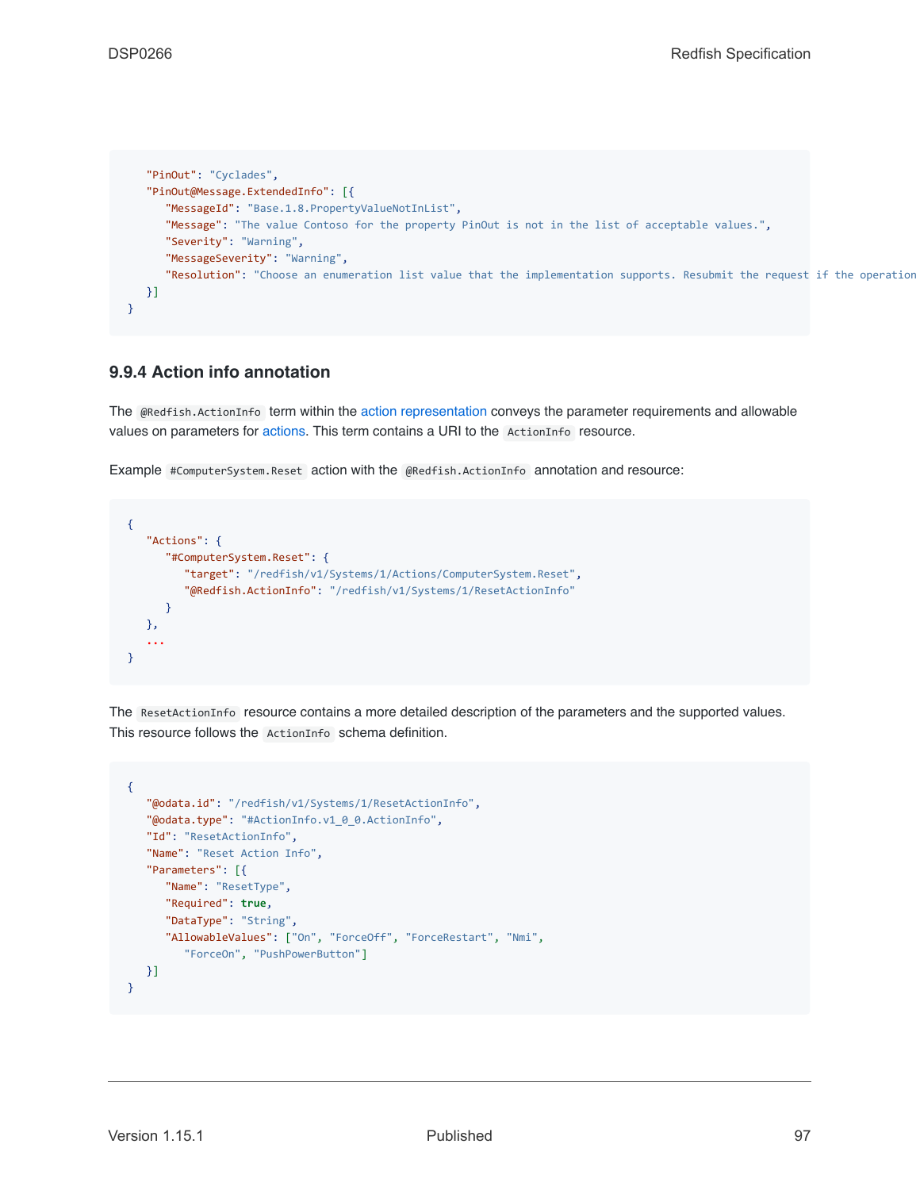```
    "PinOut": "Cyclades",
    "PinOut@Message.ExtendedInfo": [{
       "MessageId": "Base.1.8.PropertyValueNotInList",
       "Message": "The value Contoso for the property PinOut is not in the list of acceptable values.",
       "Severity": "Warning",
       "MessageSeverity": "Warning",
       "Resolution": "Choose an enumeration list value that the implementation supports. Resubmit the request if the operation
    }]
}
```

### 9.9.4 Action info annotation

The `@Redfish.ActionInfo` term within the action representation conveys the parameter requirements and allowable values on parameters for actions. This term contains a URI to the `ActionInfo` resource.

Example `#ComputerSystem.Reset` action with the `@Redfish.ActionInfo` annotation and resource:

```
{
   "Actions": {
      "#ComputerSystem.Reset": {
         "target": "/redfish/v1/Systems/1/Actions/ComputerSystem.Reset",
         "@Redfish.ActionInfo": "/redfish/v1/Systems/1/ResetActionInfo"
      }
   },
   ...
}
```

The `ResetActionInfo` resource contains a more detailed description of the parameters and the supported values. This resource follows the `ActionInfo` schema definition.

```
{
   "@odata.id": "/redfish/v1/Systems/1/ResetActionInfo",
   "@odata.type": "#ActionInfo.v1_0_0.ActionInfo",
   "Id": "ResetActionInfo",
   "Name": "Reset Action Info",
   "Parameters": [{
      "Name": "ResetType",
      "Required": true,
      "DataType": "String",
      "AllowableValues": ["On", "ForceOff", "ForceRestart", "Nmi",
         "ForceOn", "PushPowerButton"]
   }]
}
```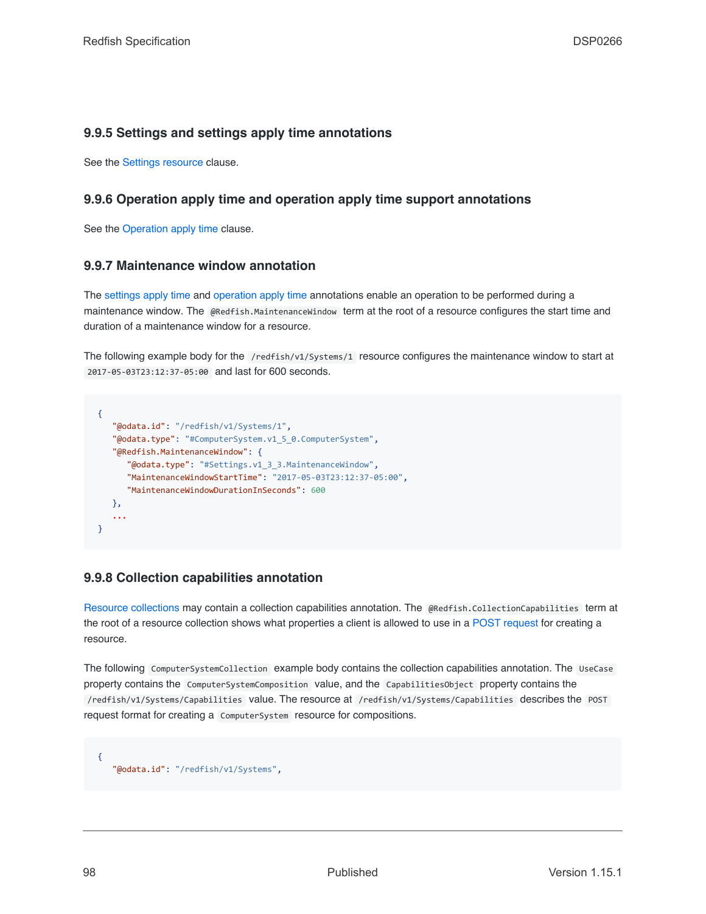### 9.9.5 Settings and settings apply time annotations

See the Settings resource clause.

### 9.9.6 Operation apply time and operation apply time support annotations

See the Operation apply time clause.

### 9.9.7 Maintenance window annotation

The settings apply time and operation apply time annotations enable an operation to be performed during a maintenance window. The `@Redfish.MaintenanceWindow` term at the root of a resource configures the start time and duration of a maintenance window for a resource.

The following example body for the `/redfish/v1/Systems/1` resource configures the maintenance window to start at `2017-05-03T23:12:37-05:00` and last for 600 seconds.

```
{
   "@odata.id": "/redfish/v1/Systems/1",
   "@odata.type": "#ComputerSystem.v1_5_0.ComputerSystem",
   "@Redfish.MaintenanceWindow": {
      "@odata.type": "#Settings.v1_3_3.MaintenanceWindow",
      "MaintenanceWindowStartTime": "2017-05-03T23:12:37-05:00",
      "MaintenanceWindowDurationInSeconds": 600
   },
   ...
}
```

### 9.9.8 Collection capabilities annotation

Resource collections may contain a collection capabilities annotation. The `@Redfish.CollectionCapabilities` term at the root of a resource collection shows what properties a client is allowed to use in a POST request for creating a resource.

The following `ComputerSystemCollection` example body contains the collection capabilities annotation. The `UseCase` property contains the `ComputerSystemComposition` value, and the `CapabilitiesObject` property contains the `/redfish/v1/Systems/Capabilities` value. The resource at `/redfish/v1/Systems/Capabilities` describes the `POST` request format for creating a `ComputerSystem` resource for compositions.

```
{
   "@odata.id": "/redfish/v1/Systems",
```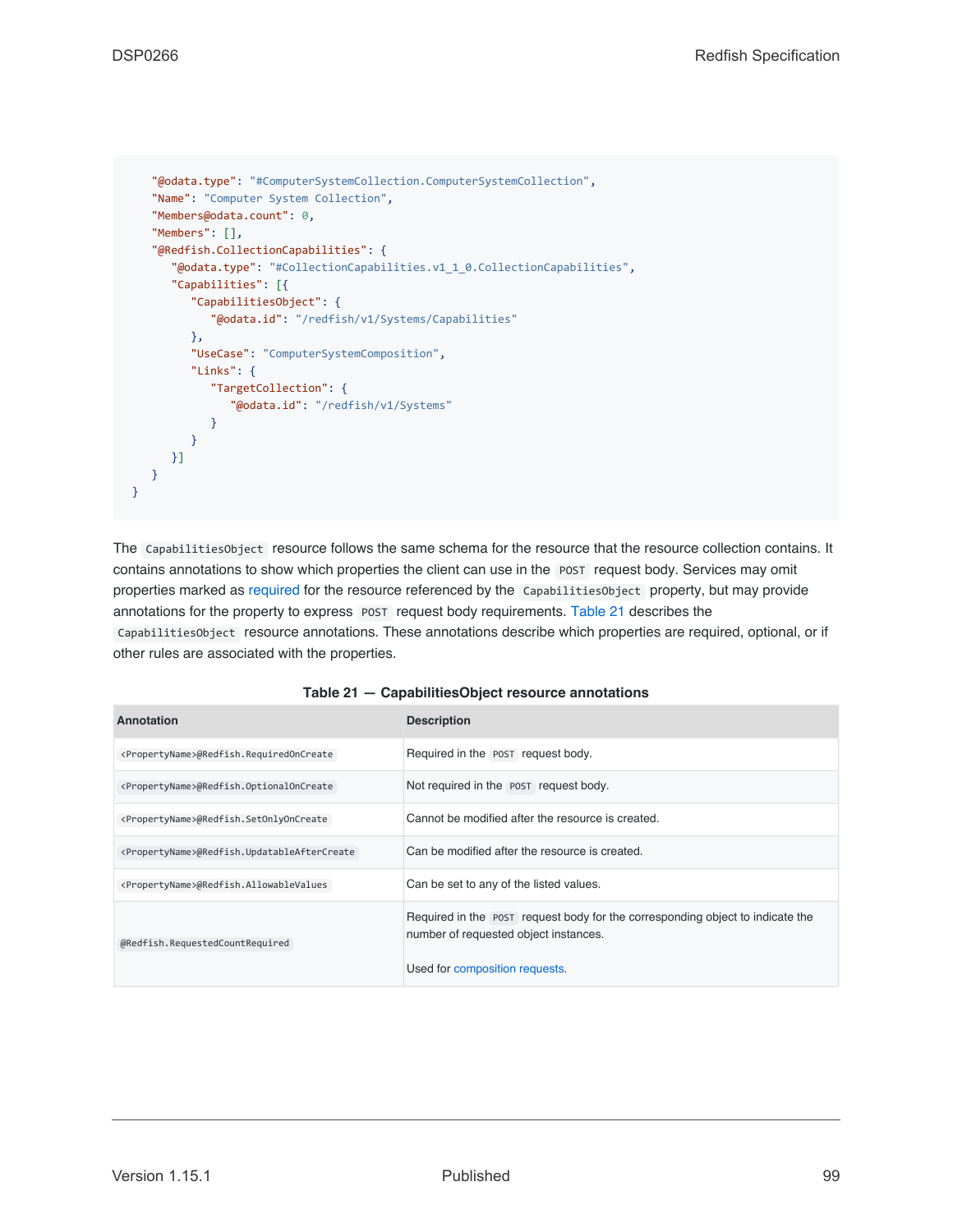```
    "@odata.type": "#ComputerSystemCollection.ComputerSystemCollection",
    "Name": "Computer System Collection",
    "Members@odata.count": 0,
    "Members": [],
    "@Redfish.CollectionCapabilities": {
       "@odata.type": "#CollectionCapabilities.v1_1_0.CollectionCapabilities",
       "Capabilities": [{
          "CapabilitiesObject": {
             "@odata.id": "/redfish/v1/Systems/Capabilities"
          },
          "UseCase": "ComputerSystemComposition",
          "Links": {
             "TargetCollection": {
                "@odata.id": "/redfish/v1/Systems"
             }
          }
       }]
    }
}
```

The `CapabilitiesObject` resource follows the same schema for the resource that the resource collection contains. It contains annotations to show which properties the client can use in the `POST` request body. Services may omit properties marked as required for the resource referenced by the `CapabilitiesObject` property, but may provide annotations for the property to express `POST` request body requirements. Table 21 describes the `CapabilitiesObject` resource annotations. These annotations describe which properties are required, optional, or if other rules are associated with the properties.

**Table 21 — CapabilitiesObject resource annotations**

| Annotation | Description |
| --- | --- |
| `<PropertyName>@Redfish.RequiredOnCreate` | Required in the `POST` request body. |
| `<PropertyName>@Redfish.OptionalOnCreate` | Not required in the `POST` request body. |
| `<PropertyName>@Redfish.SetOnlyOnCreate` | Cannot be modified after the resource is created. |
| `<PropertyName>@Redfish.UpdatableAfterCreate` | Can be modified after the resource is created. |
| `<PropertyName>@Redfish.AllowableValues` | Can be set to any of the listed values. |
| `@Redfish.RequestedCountRequired` | Required in the `POST` request body for the corresponding object to indicate the number of requested object instances.<br><br>Used for composition requests. |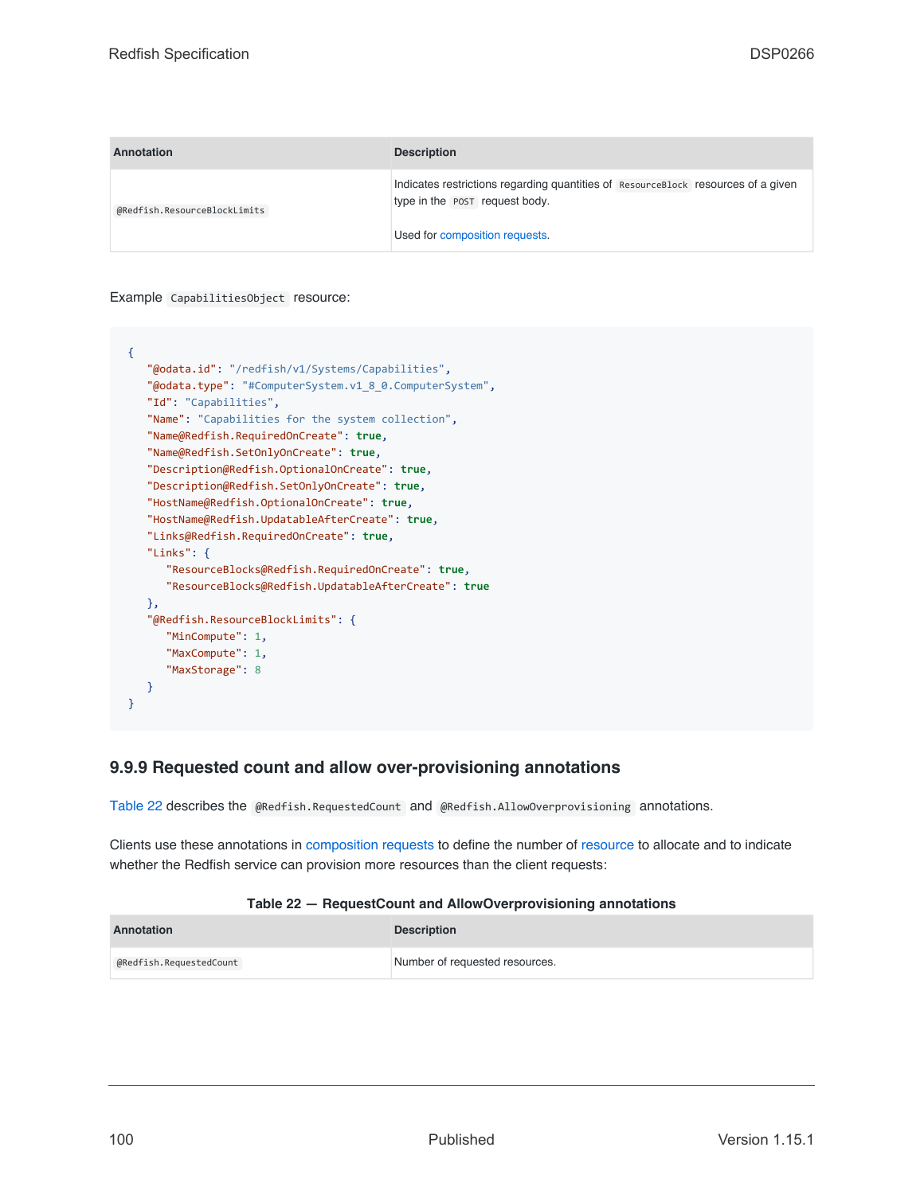| Annotation | Description |
| --- | --- |
| `@Redfish.ResourceBlockLimits` | Indicates restrictions regarding quantities of `ResourceBlock` resources of a given type in the `POST` request body.<br><br>Used for composition requests. |

Example `CapabilitiesObject` resource:

```
{
   "@odata.id": "/redfish/v1/Systems/Capabilities",
   "@odata.type": "#ComputerSystem.v1_8_0.ComputerSystem",
   "Id": "Capabilities",
   "Name": "Capabilities for the system collection",
   "Name@Redfish.RequiredOnCreate": true,
   "Name@Redfish.SetOnlyOnCreate": true,
   "Description@Redfish.OptionalOnCreate": true,
   "Description@Redfish.SetOnlyOnCreate": true,
   "HostName@Redfish.OptionalOnCreate": true,
   "HostName@Redfish.UpdatableAfterCreate": true,
   "Links@Redfish.RequiredOnCreate": true,
   "Links": {
      "ResourceBlocks@Redfish.RequiredOnCreate": true,
      "ResourceBlocks@Redfish.UpdatableAfterCreate": true
   },
   "@Redfish.ResourceBlockLimits": {
      "MinCompute": 1,
      "MaxCompute": 1,
      "MaxStorage": 8
   }
}
```

### 9.9.9 Requested count and allow over-provisioning annotations

Table 22 describes the `@Redfish.RequestedCount` and `@Redfish.AllowOverprovisioning` annotations.

Clients use these annotations in composition requests to define the number of resource to allocate and to indicate whether the Redfish service can provision more resources than the client requests:

**Table 22 — RequestCount and AllowOverprovisioning annotations**

| Annotation | Description |
| --- | --- |
| `@Redfish.RequestedCount` | Number of requested resources. |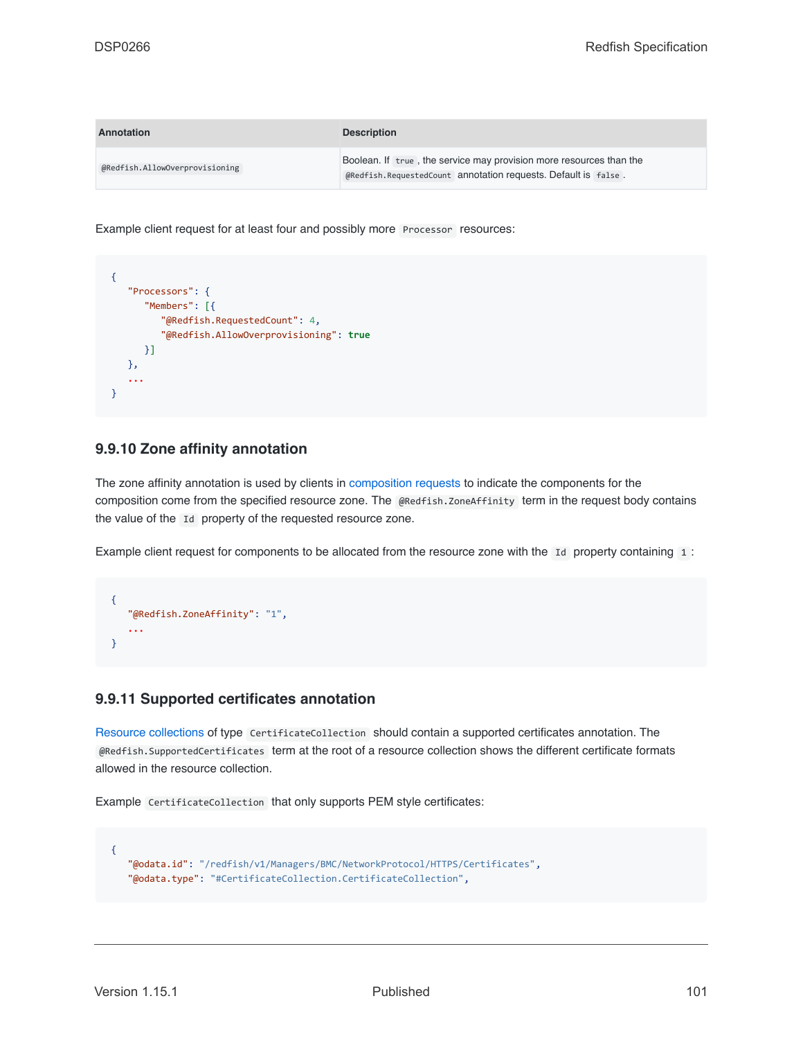| Annotation | Description |
| --- | --- |
| `@Redfish.AllowOverprovisioning` | Boolean. If `true`, the service may provision more resources than the `@Redfish.RequestedCount` annotation requests. Default is `false`. |

Example client request for at least four and possibly more `Processor` resources:

```
{
   "Processors": {
      "Members": [{
         "@Redfish.RequestedCount": 4,
         "@Redfish.AllowOverprovisioning": true
      }]
   },
   ...
}
```

### 9.9.10 Zone affinity annotation

The zone affinity annotation is used by clients in composition requests to indicate the components for the composition come from the specified resource zone. The `@Redfish.ZoneAffinity` term in the request body contains the value of the `Id` property of the requested resource zone.

Example client request for components to be allocated from the resource zone with the `Id` property containing `1`:

```
{
   "@Redfish.ZoneAffinity": "1",
   ...
}
```

### 9.9.11 Supported certificates annotation

Resource collections of type `CertificateCollection` should contain a supported certificates annotation. The `@Redfish.SupportedCertificates` term at the root of a resource collection shows the different certificate formats allowed in the resource collection.

Example `CertificateCollection` that only supports PEM style certificates:

```
{
   "@odata.id": "/redfish/v1/Managers/BMC/NetworkProtocol/HTTPS/Certificates",
   "@odata.type": "#CertificateCollection.CertificateCollection",
```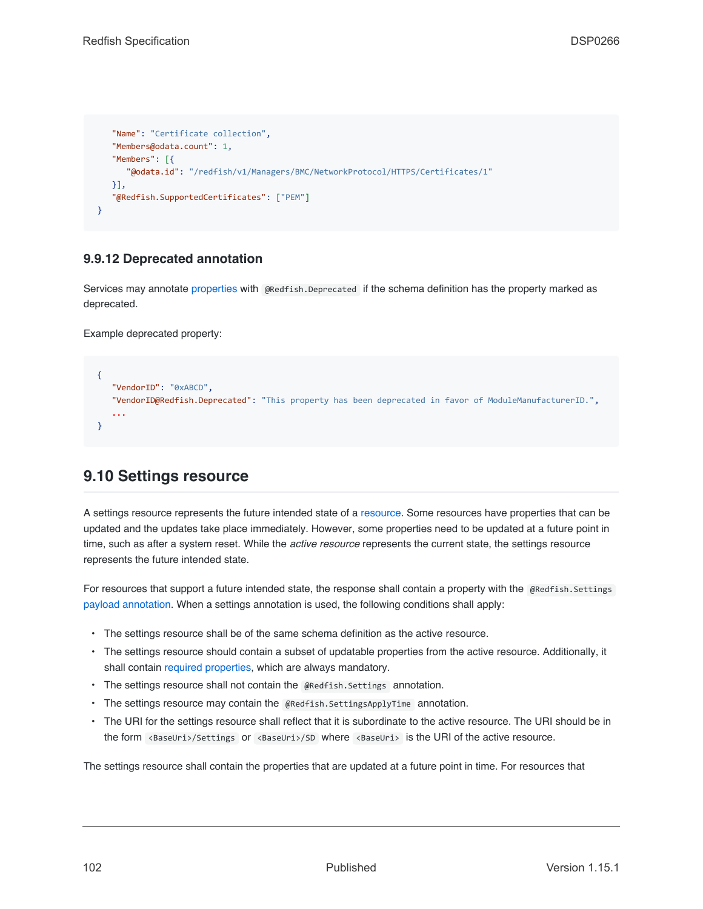```
    "Name": "Certificate collection",
    "Members@odata.count": 1,
    "Members": [{
        "@odata.id": "/redfish/v1/Managers/BMC/NetworkProtocol/HTTPS/Certificates/1"
    }],
    "@Redfish.SupportedCertificates": ["PEM"]
}
```

### 9.9.12 Deprecated annotation

Services may annotate properties with `@Redfish.Deprecated` if the schema definition has the property marked as deprecated.

Example deprecated property:

```
{
    "VendorID": "0xABCD",
    "VendorID@Redfish.Deprecated": "This property has been deprecated in favor of ModuleManufacturerID.",
    ...
}
```

## 9.10 Settings resource

A settings resource represents the future intended state of a resource. Some resources have properties that can be updated and the updates take place immediately. However, some properties need to be updated at a future point in time, such as after a system reset. While the *active resource* represents the current state, the settings resource represents the future intended state.

For resources that support a future intended state, the response shall contain a property with the `@Redfish.Settings` payload annotation. When a settings annotation is used, the following conditions shall apply:

- The settings resource shall be of the same schema definition as the active resource.
- The settings resource should contain a subset of updatable properties from the active resource. Additionally, it shall contain required properties, which are always mandatory.
- The settings resource shall not contain the `@Redfish.Settings` annotation.
- The settings resource may contain the `@Redfish.SettingsApplyTime` annotation.
- The URI for the settings resource shall reflect that it is subordinate to the active resource. The URI should be in the form `<BaseUri>/Settings` or `<BaseUri>/SD` where `<BaseUri>` is the URI of the active resource.

The settings resource shall contain the properties that are updated at a future point in time. For resources that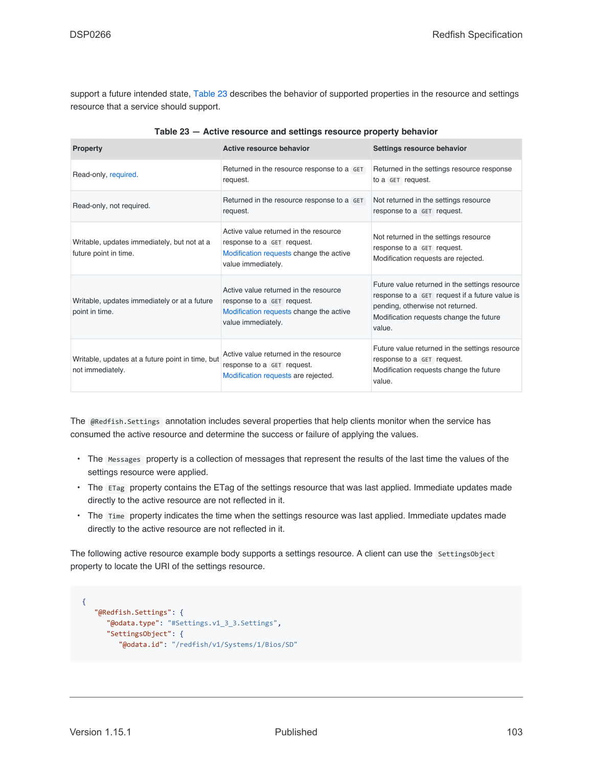support a future intended state, Table 23 describes the behavior of supported properties in the resource and settings resource that a service should support.

**Table 23 — Active resource and settings resource property behavior**

| Property | Active resource behavior | Settings resource behavior |
|---|---|---|
| Read-only, required. | Returned in the resource response to a `GET` request. | Returned in the settings resource response to a `GET` request. |
| Read-only, not required. | Returned in the resource response to a `GET` request. | Not returned in the settings resource response to a `GET` request. |
| Writable, updates immediately, but not at a future point in time. | Active value returned in the resource response to a `GET` request. Modification requests change the active value immediately. | Not returned in the settings resource response to a `GET` request. Modification requests are rejected. |
| Writable, updates immediately or at a future point in time. | Active value returned in the resource response to a `GET` request. Modification requests change the active value immediately. | Future value returned in the settings resource response to a `GET` request if a future value is pending, otherwise not returned. Modification requests change the future value. |
| Writable, updates at a future point in time, but not immediately. | Active value returned in the resource response to a `GET` request. Modification requests are rejected. | Future value returned in the settings resource response to a `GET` request. Modification requests change the future value. |

The `@Redfish.Settings` annotation includes several properties that help clients monitor when the service has consumed the active resource and determine the success or failure of applying the values.

- The `Messages` property is a collection of messages that represent the results of the last time the values of the settings resource were applied.
- The `ETag` property contains the ETag of the settings resource that was last applied. Immediate updates made directly to the active resource are not reflected in it.
- The `Time` property indicates the time when the settings resource was last applied. Immediate updates made directly to the active resource are not reflected in it.

The following active resource example body supports a settings resource. A client can use the `SettingsObject` property to locate the URI of the settings resource.

```
{
  "@Redfish.Settings": {
    "@odata.type": "#Settings.v1_3_3.Settings",
    "SettingsObject": {
      "@odata.id": "/redfish/v1/Systems/1/Bios/SD"
```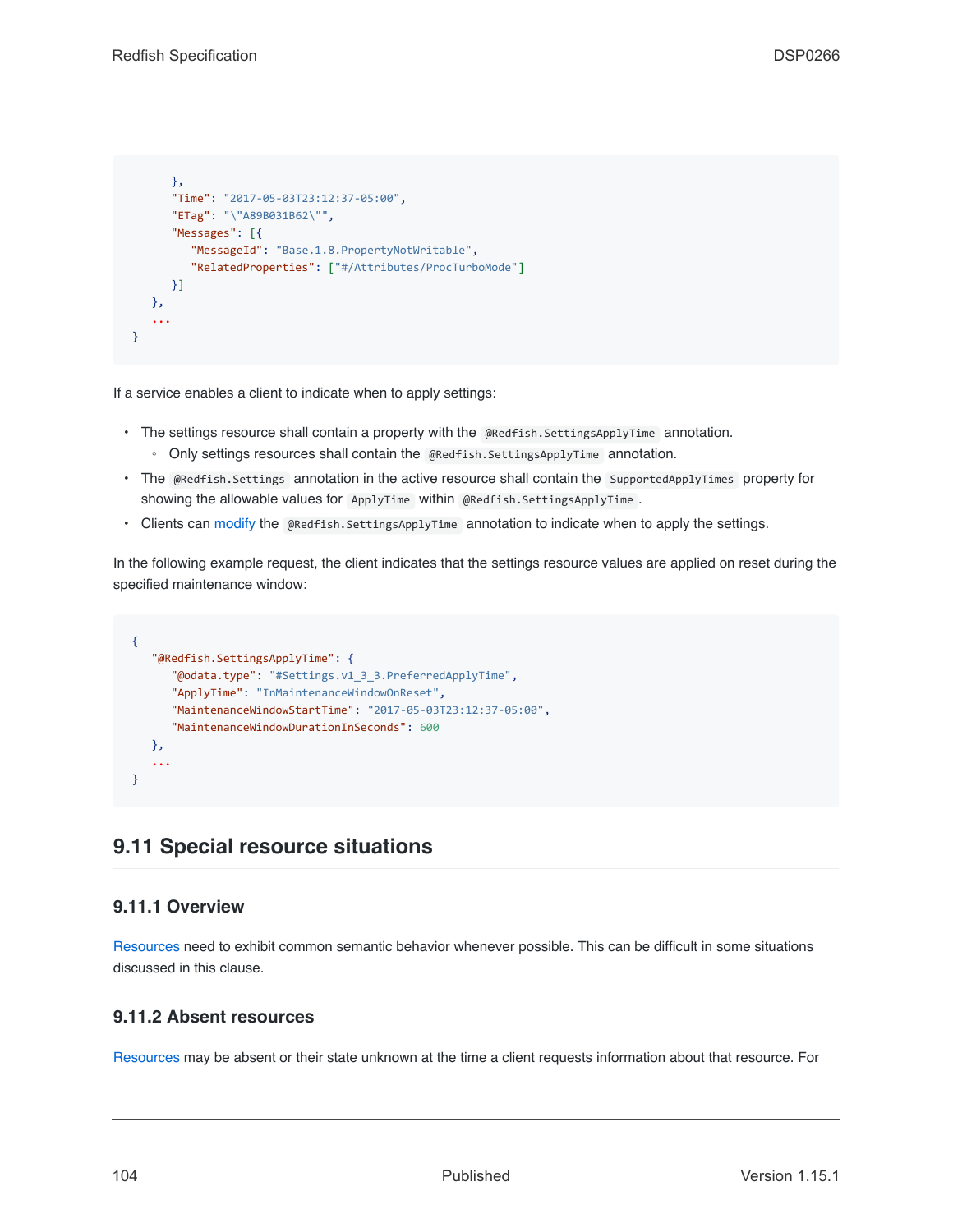```
      },
      "Time": "2017-05-03T23:12:37-05:00",
      "ETag": "\"A89B031B62\"",
      "Messages": [{
         "MessageId": "Base.1.8.PropertyNotWritable",
         "RelatedProperties": ["#/Attributes/ProcTurboMode"]
      }]
   },
   ...
}
```

If a service enables a client to indicate when to apply settings:

- The settings resource shall contain a property with the `@Redfish.SettingsApplyTime` annotation.
  - Only settings resources shall contain the `@Redfish.SettingsApplyTime` annotation.
- The `@Redfish.Settings` annotation in the active resource shall contain the `SupportedApplyTimes` property for showing the allowable values for `ApplyTime` within `@Redfish.SettingsApplyTime`.
- Clients can modify the `@Redfish.SettingsApplyTime` annotation to indicate when to apply the settings.

In the following example request, the client indicates that the settings resource values are applied on reset during the specified maintenance window:

```
{
   "@Redfish.SettingsApplyTime": {
      "@odata.type": "#Settings.v1_3_3.PreferredApplyTime",
      "ApplyTime": "InMaintenanceWindowOnReset",
      "MaintenanceWindowStartTime": "2017-05-03T23:12:37-05:00",
      "MaintenanceWindowDurationInSeconds": 600
   },
   ...
}
```

## 9.11 Special resource situations

### 9.11.1 Overview

Resources need to exhibit common semantic behavior whenever possible. This can be difficult in some situations discussed in this clause.

### 9.11.2 Absent resources

Resources may be absent or their state unknown at the time a client requests information about that resource. For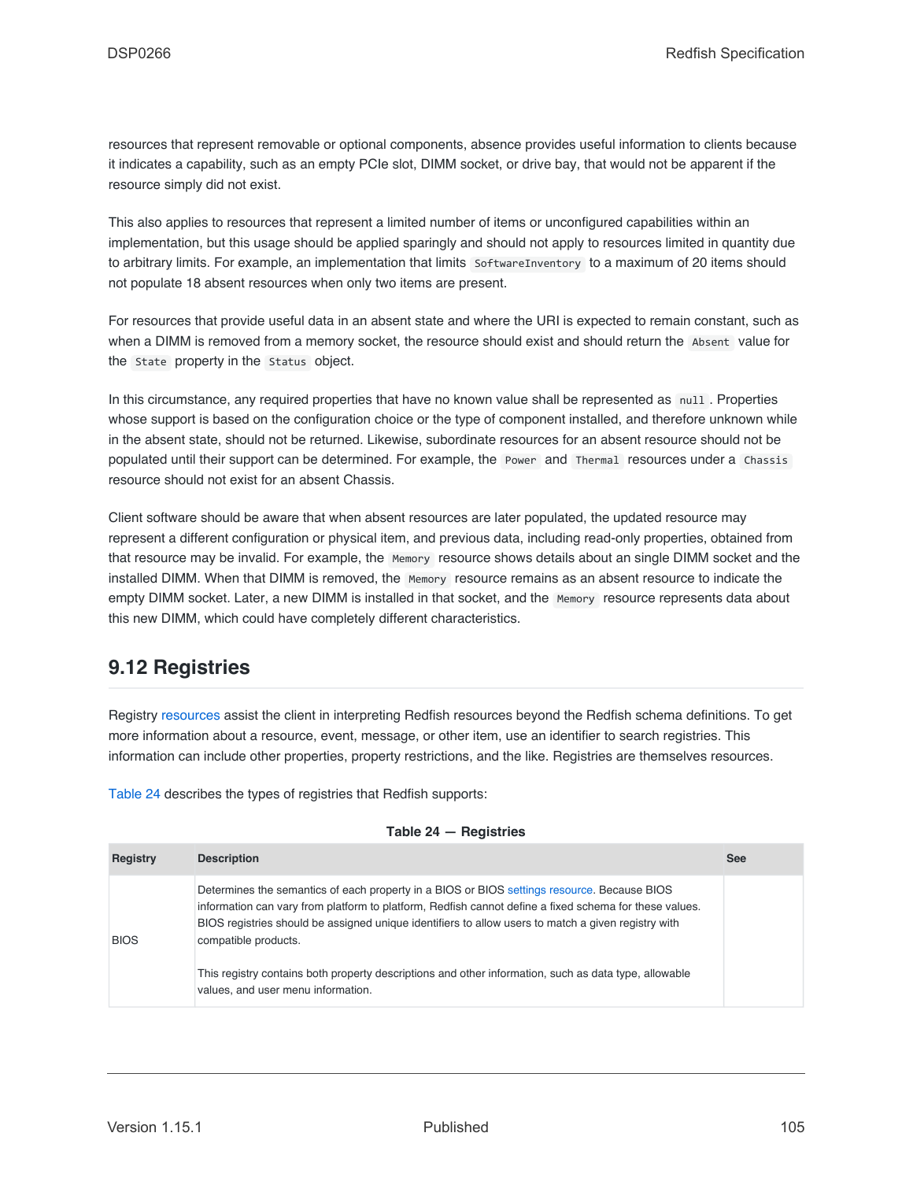resources that represent removable or optional components, absence provides useful information to clients because it indicates a capability, such as an empty PCIe slot, DIMM socket, or drive bay, that would not be apparent if the resource simply did not exist.

This also applies to resources that represent a limited number of items or unconfigured capabilities within an implementation, but this usage should be applied sparingly and should not apply to resources limited in quantity due to arbitrary limits. For example, an implementation that limits `SoftwareInventory` to a maximum of 20 items should not populate 18 absent resources when only two items are present.

For resources that provide useful data in an absent state and where the URI is expected to remain constant, such as when a DIMM is removed from a memory socket, the resource should exist and should return the `Absent` value for the `State` property in the `Status` object.

In this circumstance, any required properties that have no known value shall be represented as `null`. Properties whose support is based on the configuration choice or the type of component installed, and therefore unknown while in the absent state, should not be returned. Likewise, subordinate resources for an absent resource should not be populated until their support can be determined. For example, the `Power` and `Thermal` resources under a `Chassis` resource should not exist for an absent Chassis.

Client software should be aware that when absent resources are later populated, the updated resource may represent a different configuration or physical item, and previous data, including read-only properties, obtained from that resource may be invalid. For example, the `Memory` resource shows details about an single DIMM socket and the installed DIMM. When that DIMM is removed, the `Memory` resource remains as an absent resource to indicate the empty DIMM socket. Later, a new DIMM is installed in that socket, and the `Memory` resource represents data about this new DIMM, which could have completely different characteristics.

## 9.12 Registries

Registry resources assist the client in interpreting Redfish resources beyond the Redfish schema definitions. To get more information about a resource, event, message, or other item, use an identifier to search registries. This information can include other properties, property restrictions, and the like. Registries are themselves resources.

Table 24 describes the types of registries that Redfish supports:

**Table 24 — Registries**

| Registry | Description | See |
|---|---|---|
| BIOS | Determines the semantics of each property in a BIOS or BIOS settings resource. Because BIOS information can vary from platform to platform, Redfish cannot define a fixed schema for these values. BIOS registries should be assigned unique identifiers to allow users to match a given registry with compatible products.<br><br>This registry contains both property descriptions and other information, such as data type, allowable values, and user menu information. | |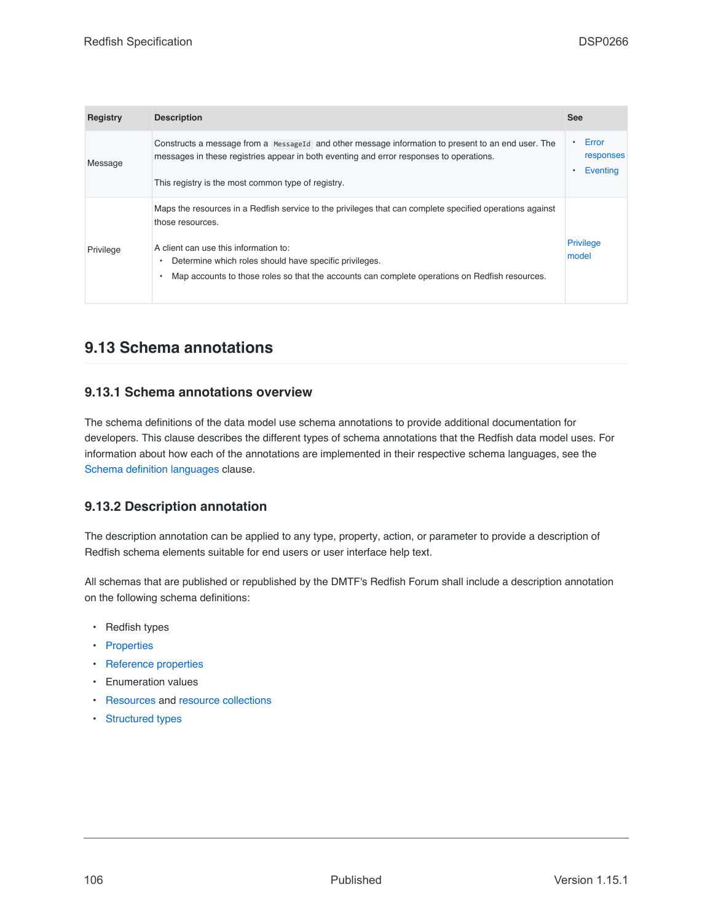| Registry | Description | See |
| --- | --- | --- |
| Message | Constructs a message from a `MessageId` and other message information to present to an end user. The messages in these registries appear in both eventing and error responses to operations.<br><br>This registry is the most common type of registry. | • Error responses<br>• Eventing |
| Privilege | Maps the resources in a Redfish service to the privileges that can complete specified operations against those resources.<br><br>A client can use this information to:<br>• Determine which roles should have specific privileges.<br>• Map accounts to those roles so that the accounts can complete operations on Redfish resources. | Privilege model |

## 9.13 Schema annotations

### 9.13.1 Schema annotations overview

The schema definitions of the data model use schema annotations to provide additional documentation for developers. This clause describes the different types of schema annotations that the Redfish data model uses. For information about how each of the annotations are implemented in their respective schema languages, see the Schema definition languages clause.

### 9.13.2 Description annotation

The description annotation can be applied to any type, property, action, or parameter to provide a description of Redfish schema elements suitable for end users or user interface help text.

All schemas that are published or republished by the DMTF's Redfish Forum shall include a description annotation on the following schema definitions:

- Redfish types
- Properties
- Reference properties
- Enumeration values
- Resources and resource collections
- Structured types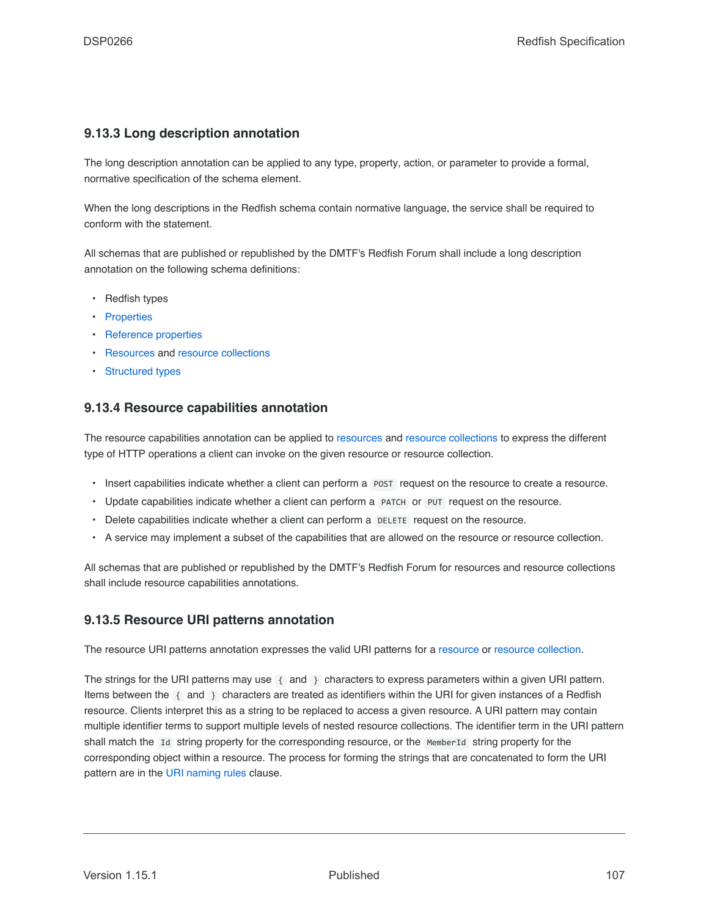### 9.13.3 Long description annotation

The long description annotation can be applied to any type, property, action, or parameter to provide a formal, normative specification of the schema element.

When the long descriptions in the Redfish schema contain normative language, the service shall be required to conform with the statement.

All schemas that are published or republished by the DMTF's Redfish Forum shall include a long description annotation on the following schema definitions:

- Redfish types
- Properties
- Reference properties
- Resources and resource collections
- Structured types

### 9.13.4 Resource capabilities annotation

The resource capabilities annotation can be applied to resources and resource collections to express the different type of HTTP operations a client can invoke on the given resource or resource collection.

- Insert capabilities indicate whether a client can perform a `POST` request on the resource to create a resource.
- Update capabilities indicate whether a client can perform a `PATCH` or `PUT` request on the resource.
- Delete capabilities indicate whether a client can perform a `DELETE` request on the resource.
- A service may implement a subset of the capabilities that are allowed on the resource or resource collection.

All schemas that are published or republished by the DMTF's Redfish Forum for resources and resource collections shall include resource capabilities annotations.

### 9.13.5 Resource URI patterns annotation

The resource URI patterns annotation expresses the valid URI patterns for a resource or resource collection.

The strings for the URI patterns may use `{` and `}` characters to express parameters within a given URI pattern. Items between the `{` and `}` characters are treated as identifiers within the URI for given instances of a Redfish resource. Clients interpret this as a string to be replaced to access a given resource. A URI pattern may contain multiple identifier terms to support multiple levels of nested resource collections. The identifier term in the URI pattern shall match the `Id` string property for the corresponding resource, or the `MemberId` string property for the corresponding object within a resource. The process for forming the strings that are concatenated to form the URI pattern are in the URI naming rules clause.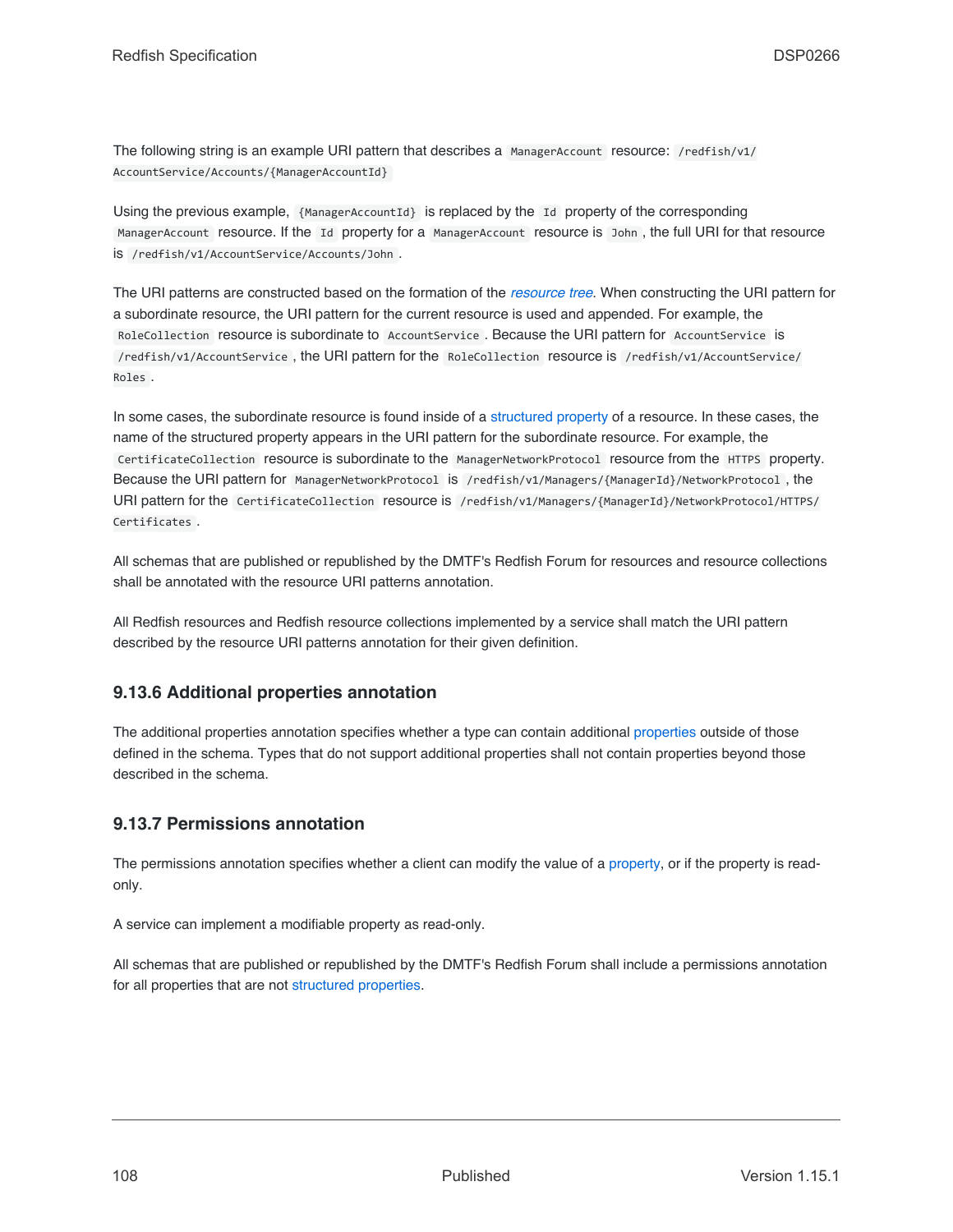The following string is an example URI pattern that describes a `ManagerAccount` resource: `/redfish/v1/AccountService/Accounts/{ManagerAccountId}`

Using the previous example, `{ManagerAccountId}` is replaced by the `Id` property of the corresponding `ManagerAccount` resource. If the `Id` property for a `ManagerAccount` resource is `John`, the full URI for that resource is `/redfish/v1/AccountService/Accounts/John`.

The URI patterns are constructed based on the formation of the *resource tree*. When constructing the URI pattern for a subordinate resource, the URI pattern for the current resource is used and appended. For example, the `RoleCollection` resource is subordinate to `AccountService`. Because the URI pattern for `AccountService` is `/redfish/v1/AccountService`, the URI pattern for the `RoleCollection` resource is `/redfish/v1/AccountService/Roles`.

In some cases, the subordinate resource is found inside of a structured property of a resource. In these cases, the name of the structured property appears in the URI pattern for the subordinate resource. For example, the `CertificateCollection` resource is subordinate to the `ManagerNetworkProtocol` resource from the `HTTPS` property. Because the URI pattern for `ManagerNetworkProtocol` is `/redfish/v1/Managers/{ManagerId}/NetworkProtocol`, the URI pattern for the `CertificateCollection` resource is `/redfish/v1/Managers/{ManagerId}/NetworkProtocol/HTTPS/Certificates`.

All schemas that are published or republished by the DMTF's Redfish Forum for resources and resource collections shall be annotated with the resource URI patterns annotation.

All Redfish resources and Redfish resource collections implemented by a service shall match the URI pattern described by the resource URI patterns annotation for their given definition.

### 9.13.6 Additional properties annotation

The additional properties annotation specifies whether a type can contain additional properties outside of those defined in the schema. Types that do not support additional properties shall not contain properties beyond those described in the schema.

### 9.13.7 Permissions annotation

The permissions annotation specifies whether a client can modify the value of a property, or if the property is read-only.

A service can implement a modifiable property as read-only.

All schemas that are published or republished by the DMTF's Redfish Forum shall include a permissions annotation for all properties that are not structured properties.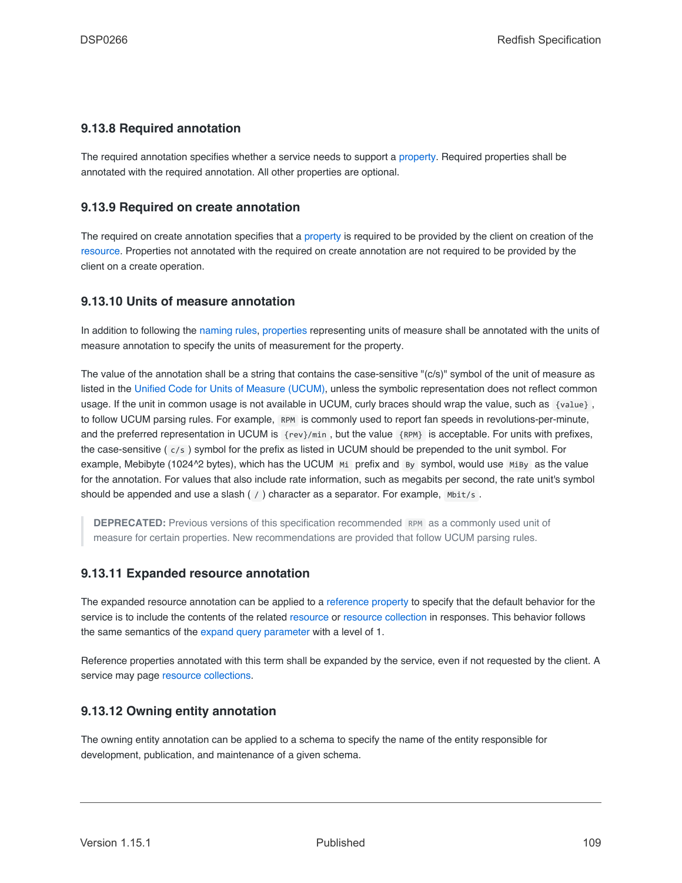### 9.13.8 Required annotation

The required annotation specifies whether a service needs to support a property. Required properties shall be annotated with the required annotation. All other properties are optional.

### 9.13.9 Required on create annotation

The required on create annotation specifies that a property is required to be provided by the client on creation of the resource. Properties not annotated with the required on create annotation are not required to be provided by the client on a create operation.

### 9.13.10 Units of measure annotation

In addition to following the naming rules, properties representing units of measure shall be annotated with the units of measure annotation to specify the units of measurement for the property.

The value of the annotation shall be a string that contains the case-sensitive "(c/s)" symbol of the unit of measure as listed in the Unified Code for Units of Measure (UCUM), unless the symbolic representation does not reflect common usage. If the unit in common usage is not available in UCUM, curly braces should wrap the value, such as `{value}`, to follow UCUM parsing rules. For example, `RPM` is commonly used to report fan speeds in revolutions-per-minute, and the preferred representation in UCUM is `{rev}/min`, but the value `{RPM}` is acceptable. For units with prefixes, the case-sensitive ( `c/s` ) symbol for the prefix as listed in UCUM should be prepended to the unit symbol. For example, Mebibyte (1024^2 bytes), which has the UCUM `Mi` prefix and `By` symbol, would use `MiBy` as the value for the annotation. For values that also include rate information, such as megabits per second, the rate unit's symbol should be appended and use a slash ( `/` ) character as a separator. For example, `Mbit/s`.

> **DEPRECATED:** Previous versions of this specification recommended `RPM` as a commonly used unit of measure for certain properties. New recommendations are provided that follow UCUM parsing rules.

### 9.13.11 Expanded resource annotation

The expanded resource annotation can be applied to a reference property to specify that the default behavior for the service is to include the contents of the related resource or resource collection in responses. This behavior follows the same semantics of the expand query parameter with a level of 1.

Reference properties annotated with this term shall be expanded by the service, even if not requested by the client. A service may page resource collections.

### 9.13.12 Owning entity annotation

The owning entity annotation can be applied to a schema to specify the name of the entity responsible for development, publication, and maintenance of a given schema.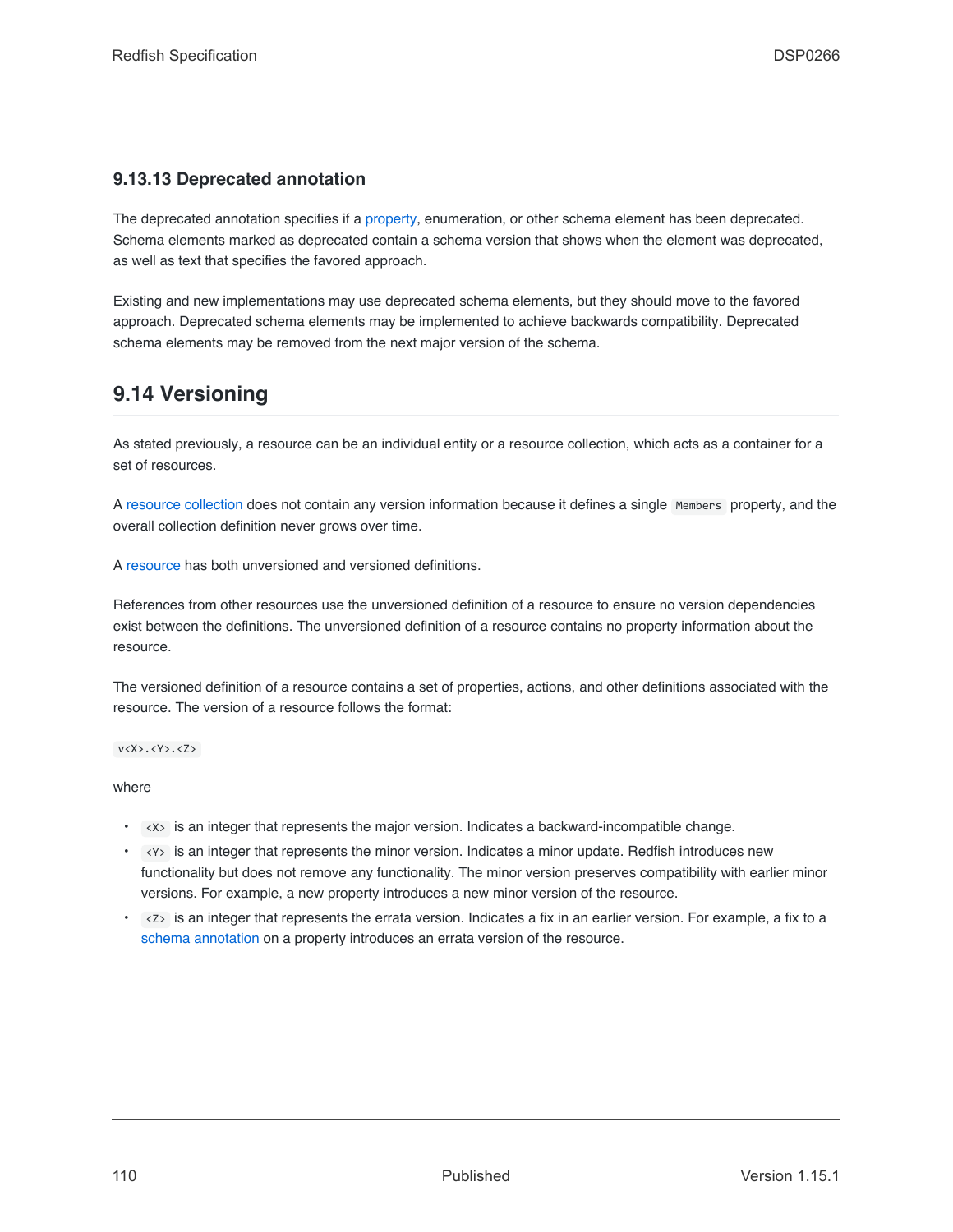### 9.13.13 Deprecated annotation

The deprecated annotation specifies if a property, enumeration, or other schema element has been deprecated. Schema elements marked as deprecated contain a schema version that shows when the element was deprecated, as well as text that specifies the favored approach.

Existing and new implementations may use deprecated schema elements, but they should move to the favored approach. Deprecated schema elements may be implemented to achieve backwards compatibility. Deprecated schema elements may be removed from the next major version of the schema.

## 9.14 Versioning

As stated previously, a resource can be an individual entity or a resource collection, which acts as a container for a set of resources.

A resource collection does not contain any version information because it defines a single `Members` property, and the overall collection definition never grows over time.

A resource has both unversioned and versioned definitions.

References from other resources use the unversioned definition of a resource to ensure no version dependencies exist between the definitions. The unversioned definition of a resource contains no property information about the resource.

The versioned definition of a resource contains a set of properties, actions, and other definitions associated with the resource. The version of a resource follows the format:

`v<X>.<Y>.<Z>`

where

- `<X>` is an integer that represents the major version. Indicates a backward-incompatible change.
- `<Y>` is an integer that represents the minor version. Indicates a minor update. Redfish introduces new functionality but does not remove any functionality. The minor version preserves compatibility with earlier minor versions. For example, a new property introduces a new minor version of the resource.
- `<Z>` is an integer that represents the errata version. Indicates a fix in an earlier version. For example, a fix to a schema annotation on a property introduces an errata version of the resource.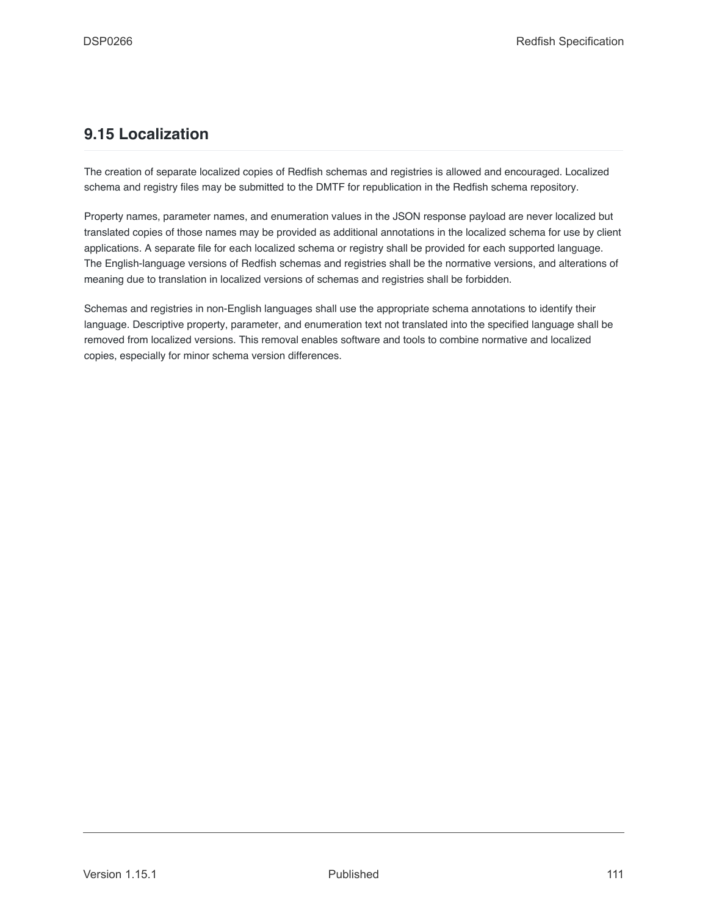## 9.15 Localization

The creation of separate localized copies of Redfish schemas and registries is allowed and encouraged. Localized schema and registry files may be submitted to the DMTF for republication in the Redfish schema repository.

Property names, parameter names, and enumeration values in the JSON response payload are never localized but translated copies of those names may be provided as additional annotations in the localized schema for use by client applications. A separate file for each localized schema or registry shall be provided for each supported language. The English-language versions of Redfish schemas and registries shall be the normative versions, and alterations of meaning due to translation in localized versions of schemas and registries shall be forbidden.

Schemas and registries in non-English languages shall use the appropriate schema annotations to identify their language. Descriptive property, parameter, and enumeration text not translated into the specified language shall be removed from localized versions. This removal enables software and tools to combine normative and localized copies, especially for minor schema version differences.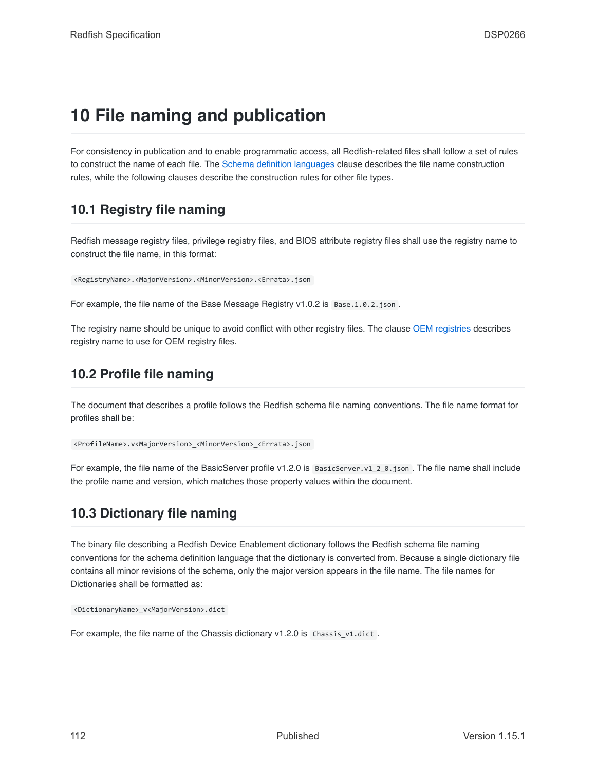# 10 File naming and publication

For consistency in publication and to enable programmatic access, all Redfish-related files shall follow a set of rules to construct the name of each file. The Schema definition languages clause describes the file name construction rules, while the following clauses describe the construction rules for other file types.

## 10.1 Registry file naming

Redfish message registry files, privilege registry files, and BIOS attribute registry files shall use the registry name to construct the file name, in this format:

`<RegistryName>.<MajorVersion>.<MinorVersion>.<Errata>.json`

For example, the file name of the Base Message Registry v1.0.2 is `Base.1.0.2.json`.

The registry name should be unique to avoid conflict with other registry files. The clause OEM registries describes registry name to use for OEM registry files.

## 10.2 Profile file naming

The document that describes a profile follows the Redfish schema file naming conventions. The file name format for profiles shall be:

`<ProfileName>.v<MajorVersion>_<MinorVersion>_<Errata>.json`

For example, the file name of the BasicServer profile v1.2.0 is `BasicServer.v1_2_0.json`. The file name shall include the profile name and version, which matches those property values within the document.

## 10.3 Dictionary file naming

The binary file describing a Redfish Device Enablement dictionary follows the Redfish schema file naming conventions for the schema definition language that the dictionary is converted from. Because a single dictionary file contains all minor revisions of the schema, only the major version appears in the file name. The file names for Dictionaries shall be formatted as:

`<DictionaryName>_v<MajorVersion>.dict`

For example, the file name of the Chassis dictionary v1.2.0 is `Chassis_v1.dict`.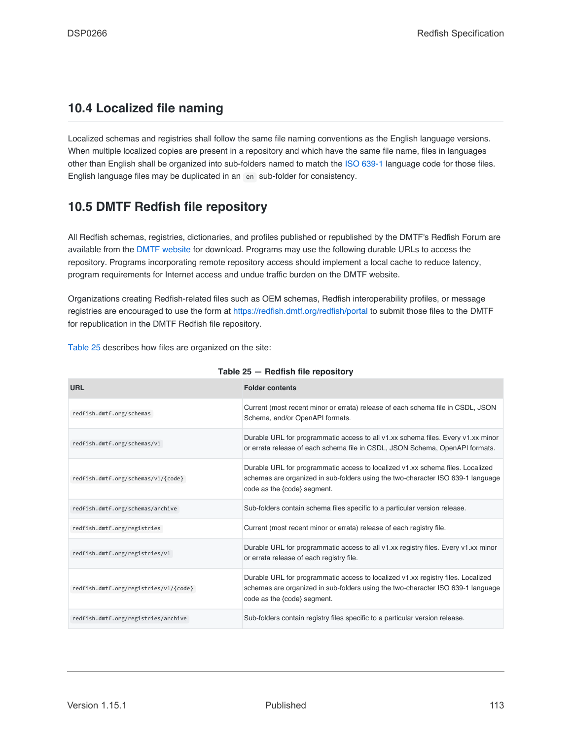## 10.4 Localized file naming

Localized schemas and registries shall follow the same file naming conventions as the English language versions. When multiple localized copies are present in a repository and which have the same file name, files in languages other than English shall be organized into sub-folders named to match the ISO 639-1 language code for those files. English language files may be duplicated in an `en` sub-folder for consistency.

## 10.5 DMTF Redfish file repository

All Redfish schemas, registries, dictionaries, and profiles published or republished by the DMTF's Redfish Forum are available from the DMTF website for download. Programs may use the following durable URLs to access the repository. Programs incorporating remote repository access should implement a local cache to reduce latency, program requirements for Internet access and undue traffic burden on the DMTF website.

Organizations creating Redfish-related files such as OEM schemas, Redfish interoperability profiles, or message registries are encouraged to use the form at https://redfish.dmtf.org/redfish/portal to submit those files to the DMTF for republication in the DMTF Redfish file repository.

Table 25 describes how files are organized on the site:

**Table 25 — Redfish file repository**

| URL | Folder contents |
|---|---|
| `redfish.dmtf.org/schemas` | Current (most recent minor or errata) release of each schema file in CSDL, JSON Schema, and/or OpenAPI formats. |
| `redfish.dmtf.org/schemas/v1` | Durable URL for programmatic access to all v1.xx schema files. Every v1.xx minor or errata release of each schema file in CSDL, JSON Schema, OpenAPI formats. |
| `redfish.dmtf.org/schemas/v1/{code}` | Durable URL for programmatic access to localized v1.xx schema files. Localized schemas are organized in sub-folders using the two-character ISO 639-1 language code as the {code} segment. |
| `redfish.dmtf.org/schemas/archive` | Sub-folders contain schema files specific to a particular version release. |
| `redfish.dmtf.org/registries` | Current (most recent minor or errata) release of each registry file. |
| `redfish.dmtf.org/registries/v1` | Durable URL for programmatic access to all v1.xx registry files. Every v1.xx minor or errata release of each registry file. |
| `redfish.dmtf.org/registries/v1/{code}` | Durable URL for programmatic access to localized v1.xx registry files. Localized schemas are organized in sub-folders using the two-character ISO 639-1 language code as the {code} segment. |
| `redfish.dmtf.org/registries/archive` | Sub-folders contain registry files specific to a particular version release. |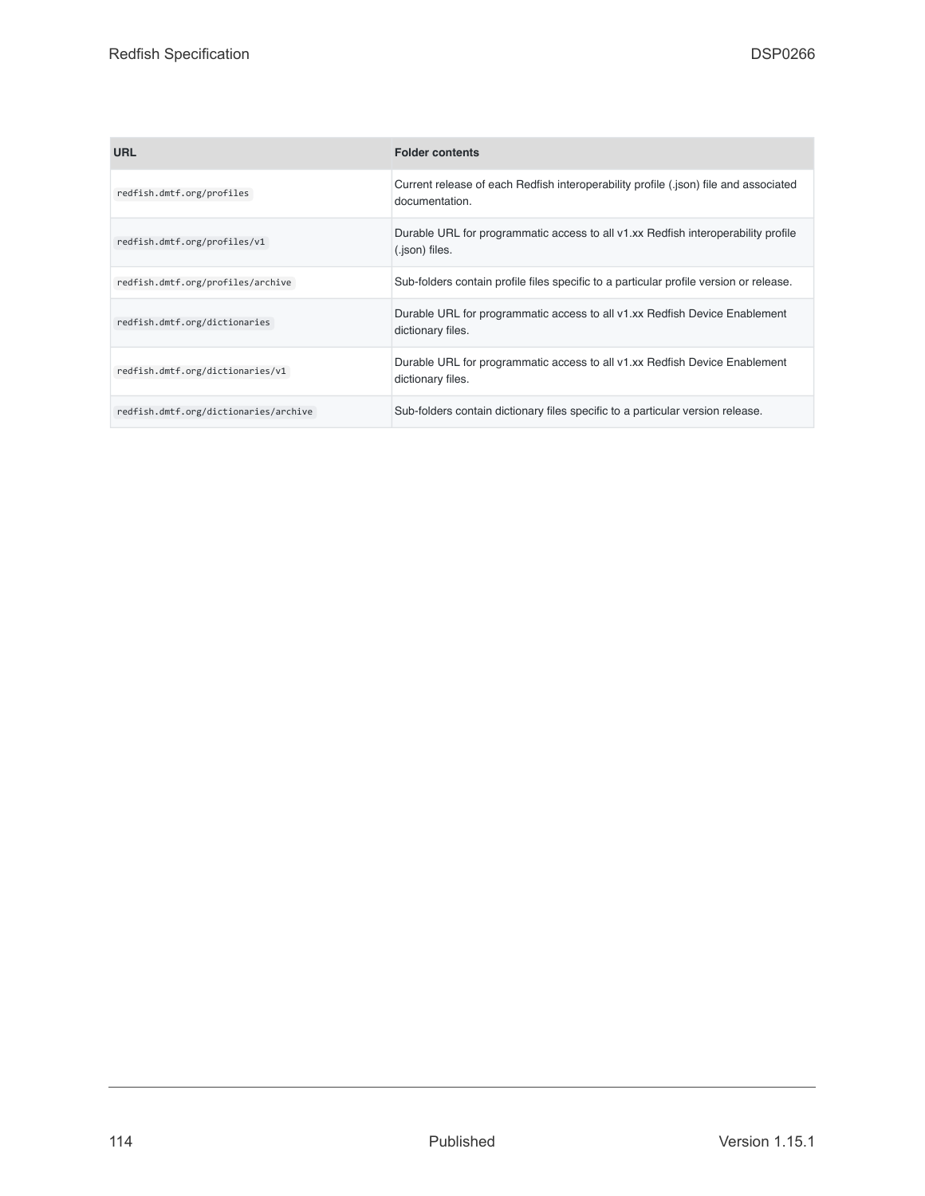| URL | Folder contents |
|---|---|
| `redfish.dmtf.org/profiles` | Current release of each Redfish interoperability profile (.json) file and associated documentation. |
| `redfish.dmtf.org/profiles/v1` | Durable URL for programmatic access to all v1.xx Redfish interoperability profile (.json) files. |
| `redfish.dmtf.org/profiles/archive` | Sub-folders contain profile files specific to a particular profile version or release. |
| `redfish.dmtf.org/dictionaries` | Durable URL for programmatic access to all v1.xx Redfish Device Enablement dictionary files. |
| `redfish.dmtf.org/dictionaries/v1` | Durable URL for programmatic access to all v1.xx Redfish Device Enablement dictionary files. |
| `redfish.dmtf.org/dictionaries/archive` | Sub-folders contain dictionary files specific to a particular version release. |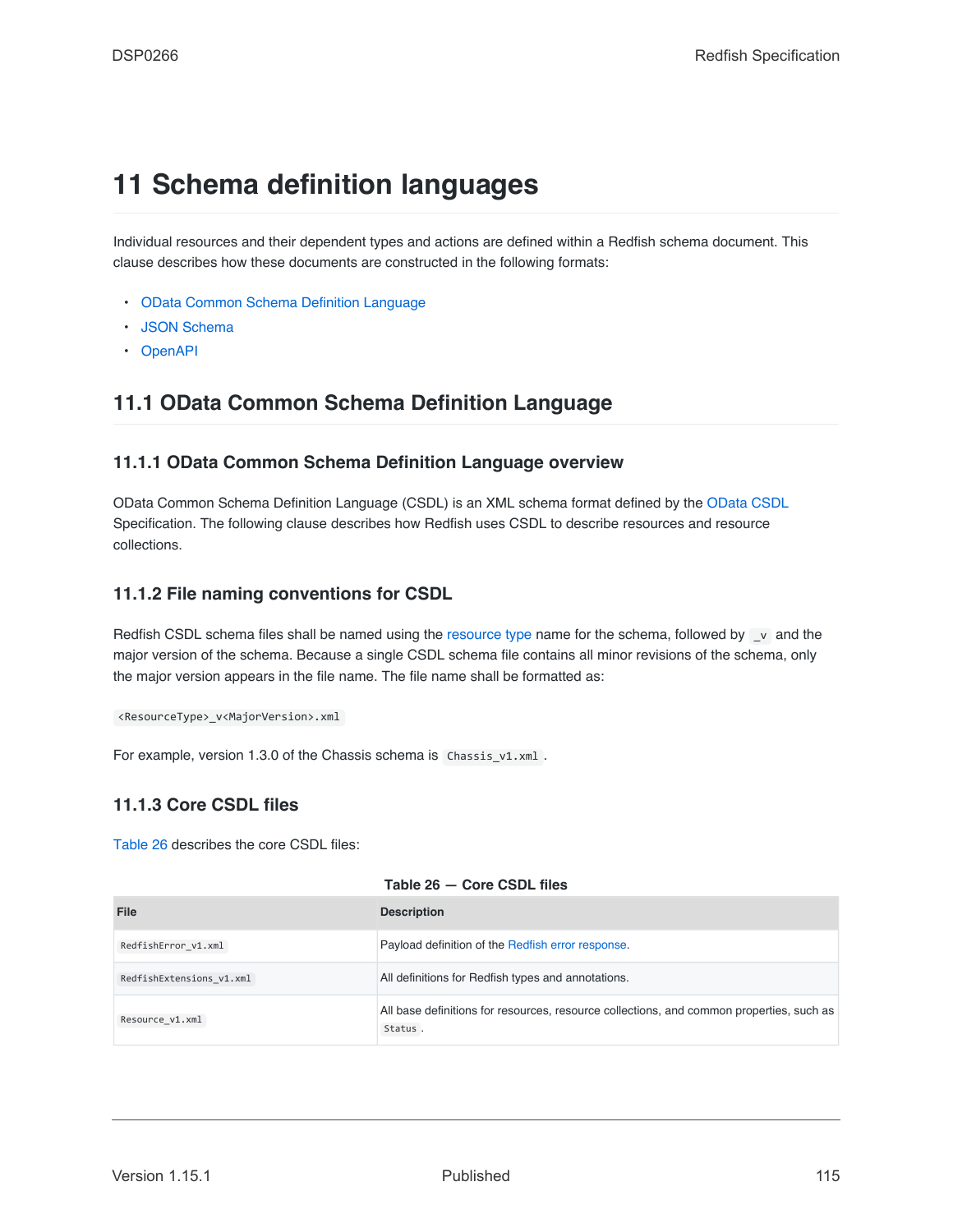# 11 Schema definition languages

Individual resources and their dependent types and actions are defined within a Redfish schema document. This clause describes how these documents are constructed in the following formats:

- OData Common Schema Definition Language
- JSON Schema
- OpenAPI

## 11.1 OData Common Schema Definition Language

### 11.1.1 OData Common Schema Definition Language overview

OData Common Schema Definition Language (CSDL) is an XML schema format defined by the OData CSDL Specification. The following clause describes how Redfish uses CSDL to describe resources and resource collections.

### 11.1.2 File naming conventions for CSDL

Redfish CSDL schema files shall be named using the resource type name for the schema, followed by `_v` and the major version of the schema. Because a single CSDL schema file contains all minor revisions of the schema, only the major version appears in the file name. The file name shall be formatted as:

`<ResourceType>_v<MajorVersion>.xml`

For example, version 1.3.0 of the Chassis schema is `Chassis_v1.xml`.

### 11.1.3 Core CSDL files

Table 26 describes the core CSDL files:

**Table 26 — Core CSDL files**

| File | Description |
|---|---|
| `RedfishError_v1.xml` | Payload definition of the Redfish error response. |
| `RedfishExtensions_v1.xml` | All definitions for Redfish types and annotations. |
| `Resource_v1.xml` | All base definitions for resources, resource collections, and common properties, such as `Status`. |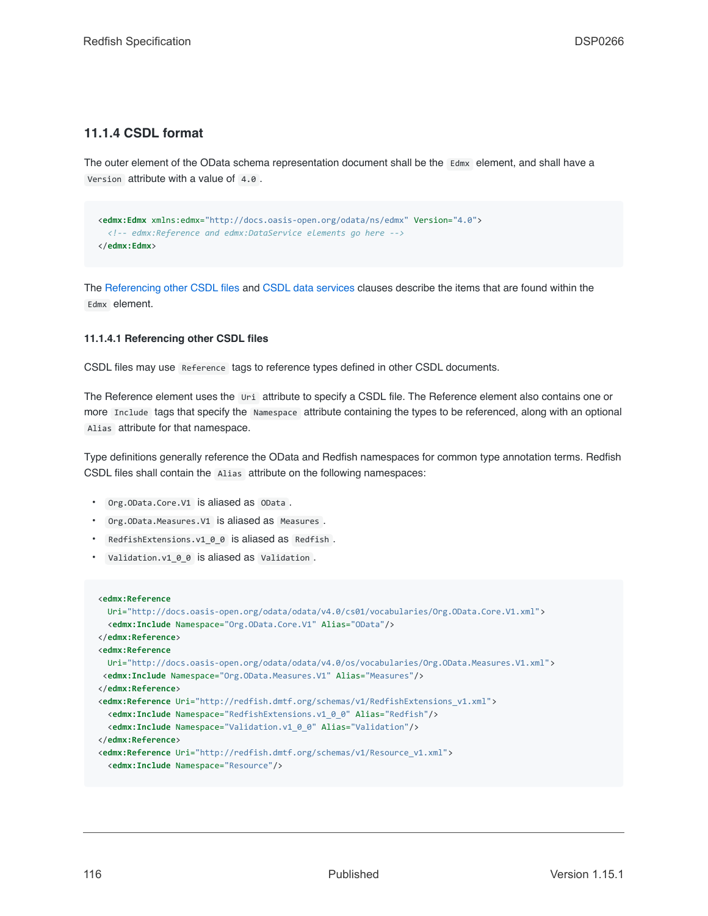### 11.1.4 CSDL format

The outer element of the OData schema representation document shall be the `Edmx` element, and shall have a `Version` attribute with a value of `4.0`.

```
<edmx:Edmx xmlns:edmx="http://docs.oasis-open.org/odata/ns/edmx" Version="4.0">
  <!-- edmx:Reference and edmx:DataService elements go here -->
</edmx:Edmx>
```

The Referencing other CSDL files and CSDL data services clauses describe the items that are found within the `Edmx` element.

#### 11.1.4.1 Referencing other CSDL files

CSDL files may use `Reference` tags to reference types defined in other CSDL documents.

The Reference element uses the `Uri` attribute to specify a CSDL file. The Reference element also contains one or more `Include` tags that specify the `Namespace` attribute containing the types to be referenced, along with an optional `Alias` attribute for that namespace.

Type definitions generally reference the OData and Redfish namespaces for common type annotation terms. Redfish CSDL files shall contain the `Alias` attribute on the following namespaces:

- `Org.OData.Core.V1` is aliased as `OData`.
- `Org.OData.Measures.V1` is aliased as `Measures`.
- `RedfishExtensions.v1_0_0` is aliased as `Redfish`.
- `Validation.v1_0_0` is aliased as `Validation`.

```
<edmx:Reference
  Uri="http://docs.oasis-open.org/odata/odata/v4.0/cs01/vocabularies/Org.OData.Core.V1.xml">
  <edmx:Include Namespace="Org.OData.Core.V1" Alias="OData"/>
</edmx:Reference>
<edmx:Reference
  Uri="http://docs.oasis-open.org/odata/odata/v4.0/os/vocabularies/Org.OData.Measures.V1.xml">
 <edmx:Include Namespace="Org.OData.Measures.V1" Alias="Measures"/>
</edmx:Reference>
<edmx:Reference Uri="http://redfish.dmtf.org/schemas/v1/RedfishExtensions_v1.xml">
  <edmx:Include Namespace="RedfishExtensions.v1_0_0" Alias="Redfish"/>
  <edmx:Include Namespace="Validation.v1_0_0" Alias="Validation"/>
</edmx:Reference>
<edmx:Reference Uri="http://redfish.dmtf.org/schemas/v1/Resource_v1.xml">
  <edmx:Include Namespace="Resource"/>
```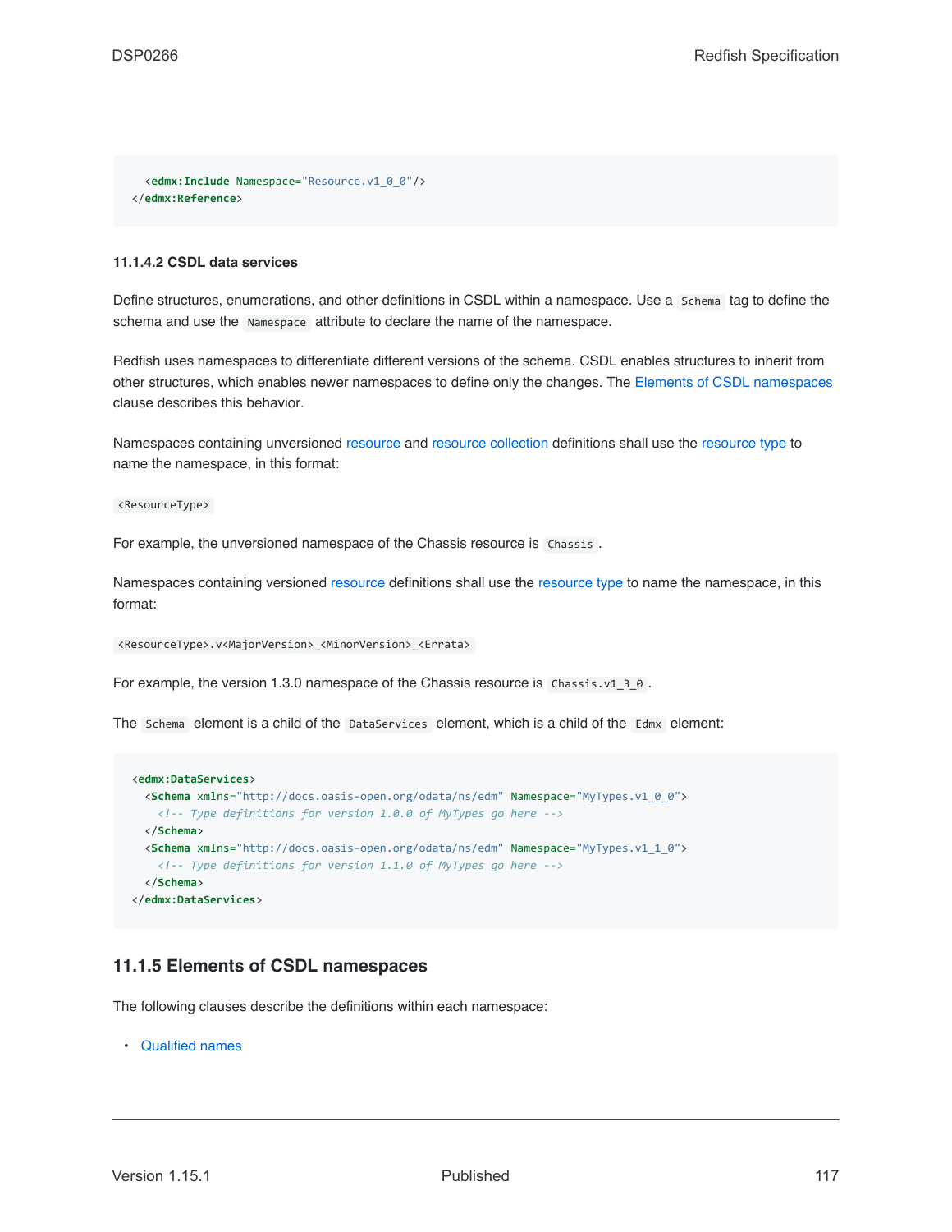```xml
  <edmx:Include Namespace="Resource.v1_0_0"/>
</edmx:Reference>
```

#### 11.1.4.2 CSDL data services

Define structures, enumerations, and other definitions in CSDL within a namespace. Use a `Schema` tag to define the schema and use the `Namespace` attribute to declare the name of the namespace.

Redfish uses namespaces to differentiate different versions of the schema. CSDL enables structures to inherit from other structures, which enables newer namespaces to define only the changes. The Elements of CSDL namespaces clause describes this behavior.

Namespaces containing unversioned resource and resource collection definitions shall use the resource type to name the namespace, in this format:

`<ResourceType>`

For example, the unversioned namespace of the Chassis resource is `Chassis`.

Namespaces containing versioned resource definitions shall use the resource type to name the namespace, in this format:

`<ResourceType>.v<MajorVersion>_<MinorVersion>_<Errata>`

For example, the version 1.3.0 namespace of the Chassis resource is `Chassis.v1_3_0`.

The `Schema` element is a child of the `DataServices` element, which is a child of the `Edmx` element:

```xml
<edmx:DataServices>
  <Schema xmlns="http://docs.oasis-open.org/odata/ns/edm" Namespace="MyTypes.v1_0_0">
    <!-- Type definitions for version 1.0.0 of MyTypes go here -->
  </Schema>
  <Schema xmlns="http://docs.oasis-open.org/odata/ns/edm" Namespace="MyTypes.v1_1_0">
    <!-- Type definitions for version 1.1.0 of MyTypes go here -->
  </Schema>
</edmx:DataServices>
```

### 11.1.5 Elements of CSDL namespaces

The following clauses describe the definitions within each namespace:

- Qualified names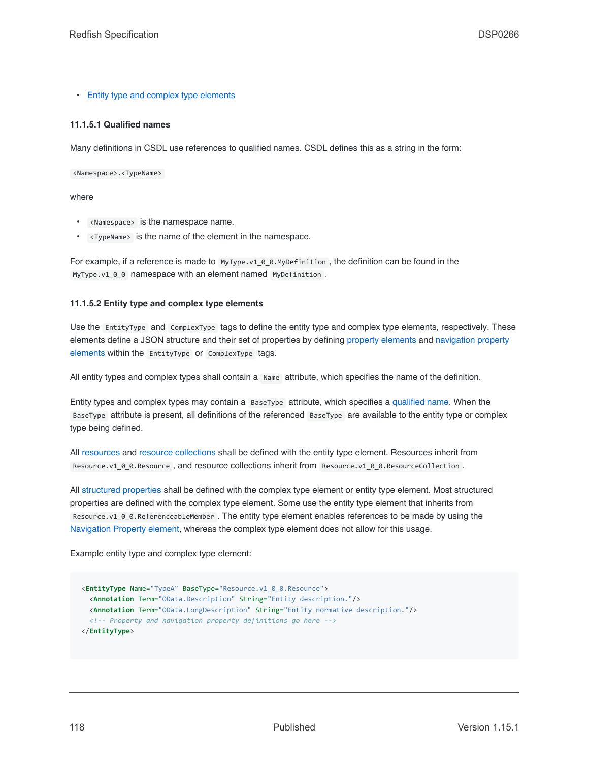- Entity type and complex type elements

#### 11.1.5.1 Qualified names

Many definitions in CSDL use references to qualified names. CSDL defines this as a string in the form:

`<Namespace>.<TypeName>`

where

- `<Namespace>` is the namespace name.
- `<TypeName>` is the name of the element in the namespace.

For example, if a reference is made to `MyType.v1_0_0.MyDefinition`, the definition can be found in the `MyType.v1_0_0` namespace with an element named `MyDefinition`.

#### 11.1.5.2 Entity type and complex type elements

Use the `EntityType` and `ComplexType` tags to define the entity type and complex type elements, respectively. These elements define a JSON structure and their set of properties by defining property elements and navigation property elements within the `EntityType` or `ComplexType` tags.

All entity types and complex types shall contain a `Name` attribute, which specifies the name of the definition.

Entity types and complex types may contain a `BaseType` attribute, which specifies a qualified name. When the `BaseType` attribute is present, all definitions of the referenced `BaseType` are available to the entity type or complex type being defined.

All resources and resource collections shall be defined with the entity type element. Resources inherit from `Resource.v1_0_0.Resource`, and resource collections inherit from `Resource.v1_0_0.ResourceCollection`.

All structured properties shall be defined with the complex type element or entity type element. Most structured properties are defined with the complex type element. Some use the entity type element that inherits from `Resource.v1_0_0.ReferenceableMember`. The entity type element enables references to be made by using the Navigation Property element, whereas the complex type element does not allow for this usage.

Example entity type and complex type element:

```
<EntityType Name="TypeA" BaseType="Resource.v1_0_0.Resource">
  <Annotation Term="OData.Description" String="Entity description."/>
  <Annotation Term="OData.LongDescription" String="Entity normative description."/>
  <!-- Property and navigation property definitions go here -->
</EntityType>
```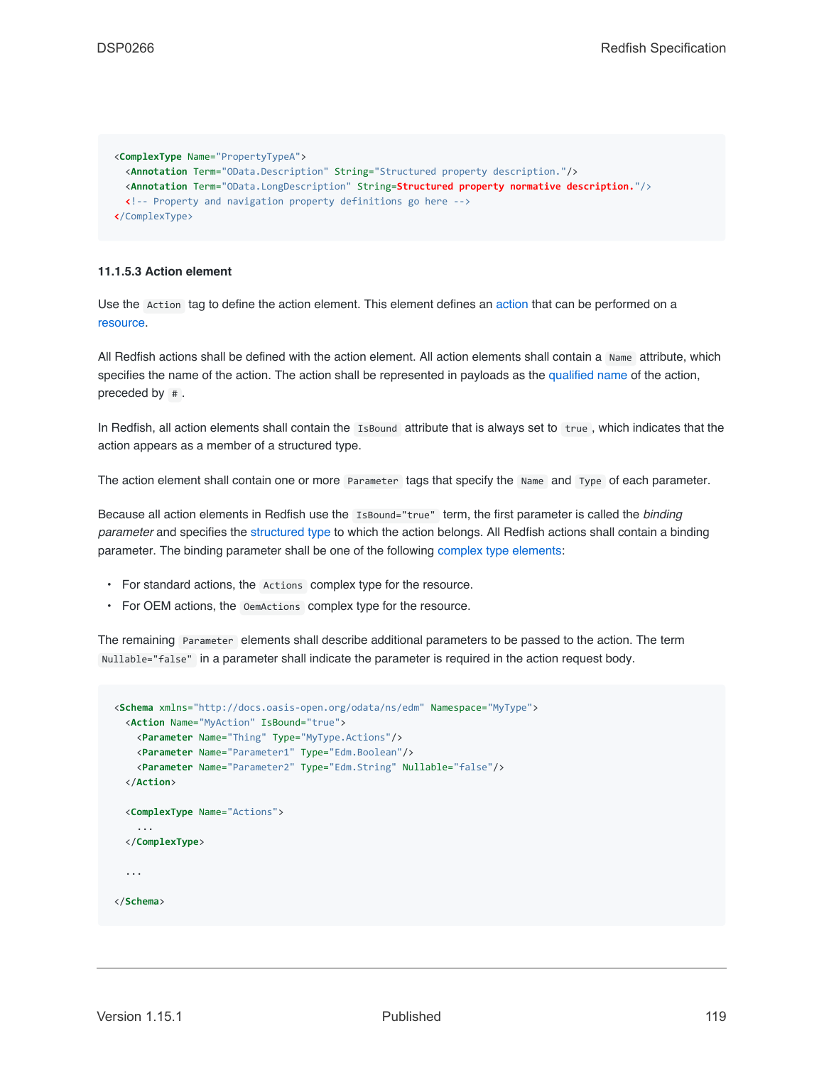```
<ComplexType Name="PropertyTypeA">
  <Annotation Term="OData.Description" String="Structured property description."/>
  <Annotation Term="OData.LongDescription" String=Structured property normative description."/>
  <!-- Property and navigation property definitions go here -->
</ComplexType>
```

#### 11.1.5.3 Action element

Use the `Action` tag to define the action element. This element defines an action that can be performed on a resource.

All Redfish actions shall be defined with the action element. All action elements shall contain a `Name` attribute, which specifies the name of the action. The action shall be represented in payloads as the qualified name of the action, preceded by `#`.

In Redfish, all action elements shall contain the `IsBound` attribute that is always set to `true`, which indicates that the action appears as a member of a structured type.

The action element shall contain one or more `Parameter` tags that specify the `Name` and `Type` of each parameter.

Because all action elements in Redfish use the `IsBound="true"` term, the first parameter is called the *binding parameter* and specifies the structured type to which the action belongs. All Redfish actions shall contain a binding parameter. The binding parameter shall be one of the following complex type elements:

- For standard actions, the `Actions` complex type for the resource.
- For OEM actions, the `OemActions` complex type for the resource.

The remaining `Parameter` elements shall describe additional parameters to be passed to the action. The term `Nullable="false"` in a parameter shall indicate the parameter is required in the action request body.

```
<Schema xmlns="http://docs.oasis-open.org/odata/ns/edm" Namespace="MyType">
  <Action Name="MyAction" IsBound="true">
    <Parameter Name="Thing" Type="MyType.Actions"/>
    <Parameter Name="Parameter1" Type="Edm.Boolean"/>
    <Parameter Name="Parameter2" Type="Edm.String" Nullable="false"/>
  </Action>

  <ComplexType Name="Actions">
    ...
  </ComplexType>

  ...

</Schema>
```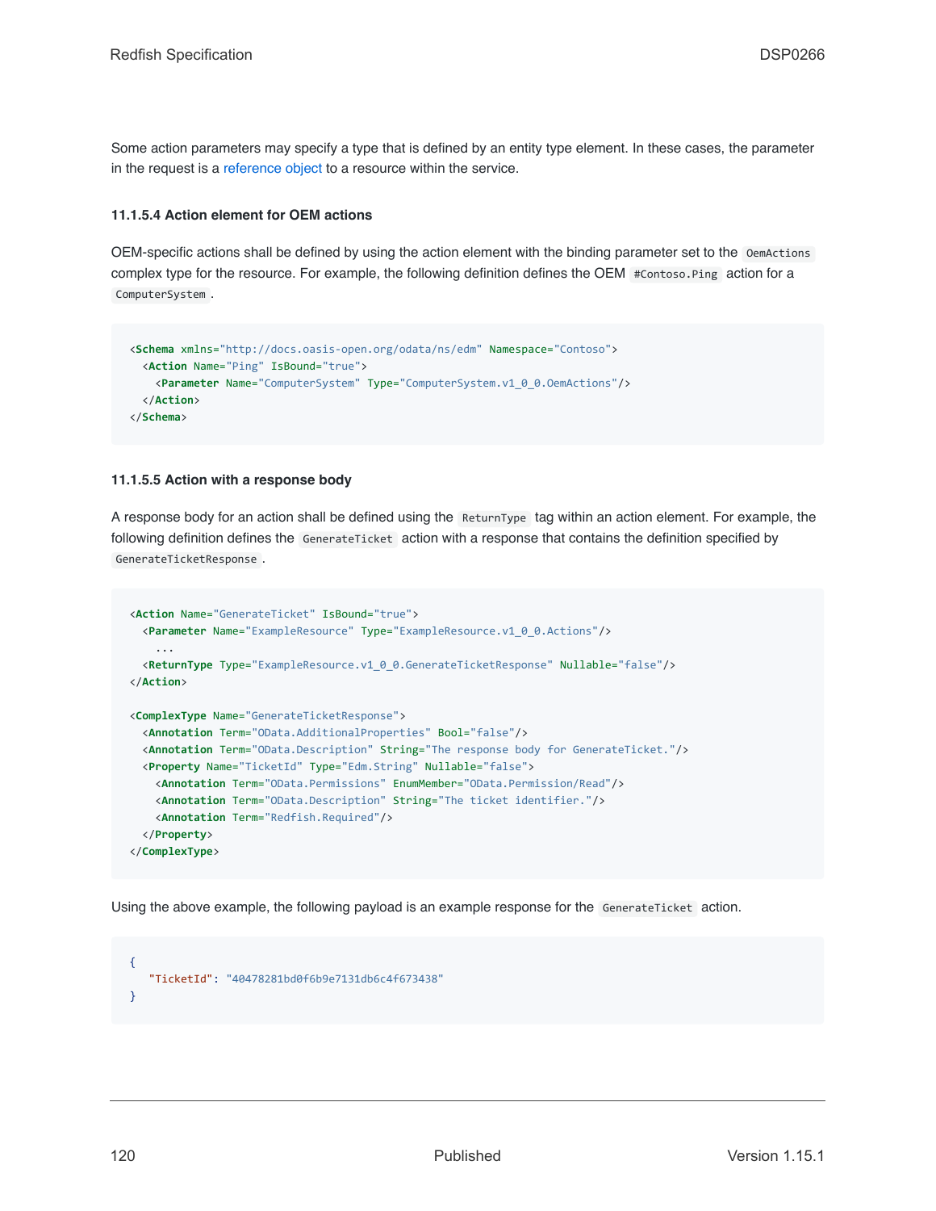Some action parameters may specify a type that is defined by an entity type element. In these cases, the parameter in the request is a reference object to a resource within the service.

#### 11.1.5.4 Action element for OEM actions

OEM-specific actions shall be defined by using the action element with the binding parameter set to the `OemActions` complex type for the resource. For example, the following definition defines the OEM `#Contoso.Ping` action for a `ComputerSystem`.

```
<Schema xmlns="http://docs.oasis-open.org/odata/ns/edm" Namespace="Contoso">
  <Action Name="Ping" IsBound="true">
    <Parameter Name="ComputerSystem" Type="ComputerSystem.v1_0_0.OemActions"/>
  </Action>
</Schema>
```

#### 11.1.5.5 Action with a response body

A response body for an action shall be defined using the `ReturnType` tag within an action element. For example, the following definition defines the `GenerateTicket` action with a response that contains the definition specified by `GenerateTicketResponse`.

```
<Action Name="GenerateTicket" IsBound="true">
  <Parameter Name="ExampleResource" Type="ExampleResource.v1_0_0.Actions"/>
    ...
  <ReturnType Type="ExampleResource.v1_0_0.GenerateTicketResponse" Nullable="false"/>
</Action>

<ComplexType Name="GenerateTicketResponse">
  <Annotation Term="OData.AdditionalProperties" Bool="false"/>
  <Annotation Term="OData.Description" String="The response body for GenerateTicket."/>
  <Property Name="TicketId" Type="Edm.String" Nullable="false">
    <Annotation Term="OData.Permissions" EnumMember="OData.Permission/Read"/>
    <Annotation Term="OData.Description" String="The ticket identifier."/>
    <Annotation Term="Redfish.Required"/>
  </Property>
</ComplexType>
```

Using the above example, the following payload is an example response for the `GenerateTicket` action.

```
{
   "TicketId": "40478281bd0f6b9e7131db6c4f673438"
}
```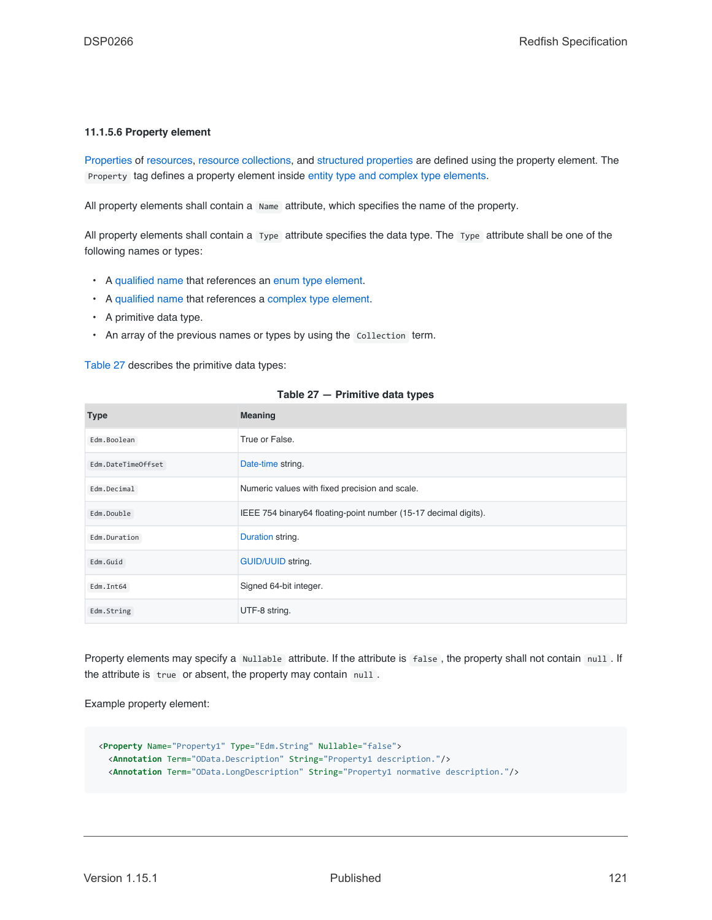#### 11.1.5.6 Property element

Properties of resources, resource collections, and structured properties are defined using the property element. The `Property` tag defines a property element inside entity type and complex type elements.

All property elements shall contain a `Name` attribute, which specifies the name of the property.

All property elements shall contain a `Type` attribute specifies the data type. The `Type` attribute shall be one of the following names or types:

- A qualified name that references an enum type element.
- A qualified name that references a complex type element.
- A primitive data type.
- An array of the previous names or types by using the `Collection` term.

Table 27 describes the primitive data types:

**Table 27 — Primitive data types**

| Type | Meaning |
| --- | --- |
| `Edm.Boolean` | True or False. |
| `Edm.DateTimeOffset` | Date-time string. |
| `Edm.Decimal` | Numeric values with fixed precision and scale. |
| `Edm.Double` | IEEE 754 binary64 floating-point number (15-17 decimal digits). |
| `Edm.Duration` | Duration string. |
| `Edm.Guid` | GUID/UUID string. |
| `Edm.Int64` | Signed 64-bit integer. |
| `Edm.String` | UTF-8 string. |

Property elements may specify a `Nullable` attribute. If the attribute is `false`, the property shall not contain `null`. If the attribute is `true` or absent, the property may contain `null`.

Example property element:

```
<Property Name="Property1" Type="Edm.String" Nullable="false">
  <Annotation Term="OData.Description" String="Property1 description."/>
  <Annotation Term="OData.LongDescription" String="Property1 normative description."/>
```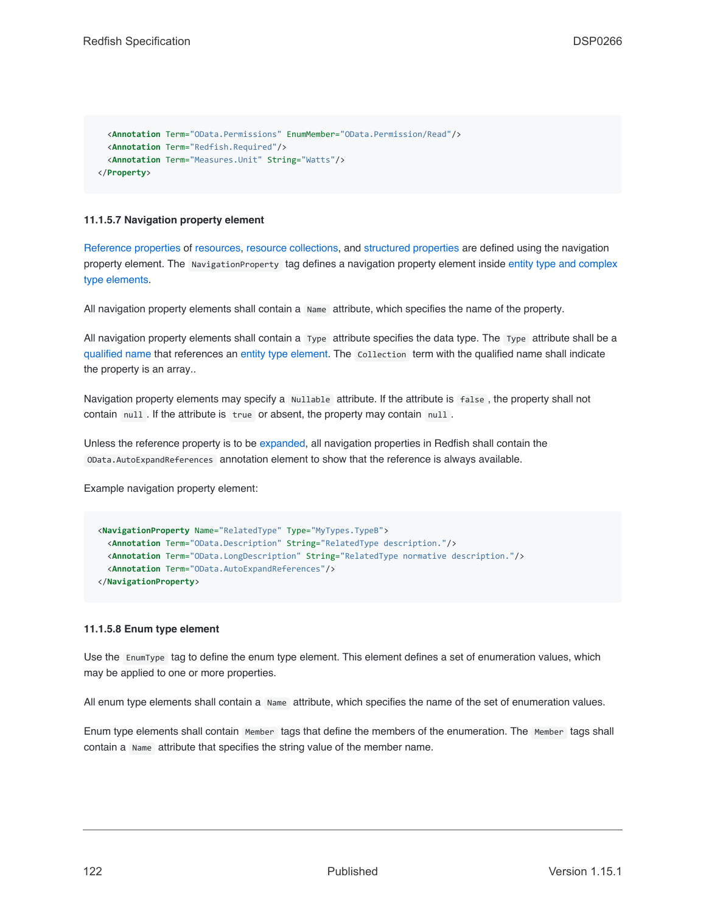```
    <Annotation Term="OData.Permissions" EnumMember="OData.Permission/Read"/>
    <Annotation Term="Redfish.Required"/>
    <Annotation Term="Measures.Unit" String="Watts"/>
  </Property>
```

#### 11.1.5.7 Navigation property element

Reference properties of resources, resource collections, and structured properties are defined using the navigation property element. The `NavigationProperty` tag defines a navigation property element inside entity type and complex type elements.

All navigation property elements shall contain a `Name` attribute, which specifies the name of the property.

All navigation property elements shall contain a `Type` attribute specifies the data type. The `Type` attribute shall be a qualified name that references an entity type element. The `Collection` term with the qualified name shall indicate the property is an array..

Navigation property elements may specify a `Nullable` attribute. If the attribute is `false`, the property shall not contain `null`. If the attribute is `true` or absent, the property may contain `null`.

Unless the reference property is to be expanded, all navigation properties in Redfish shall contain the `OData.AutoExpandReferences` annotation element to show that the reference is always available.

Example navigation property element:

```
  <NavigationProperty Name="RelatedType" Type="MyTypes.TypeB">
    <Annotation Term="OData.Description" String="RelatedType description."/>
    <Annotation Term="OData.LongDescription" String="RelatedType normative description."/>
    <Annotation Term="OData.AutoExpandReferences"/>
  </NavigationProperty>
```

#### 11.1.5.8 Enum type element

Use the `EnumType` tag to define the enum type element. This element defines a set of enumeration values, which may be applied to one or more properties.

All enum type elements shall contain a `Name` attribute, which specifies the name of the set of enumeration values.

Enum type elements shall contain `Member` tags that define the members of the enumeration. The `Member` tags shall contain a `Name` attribute that specifies the string value of the member name.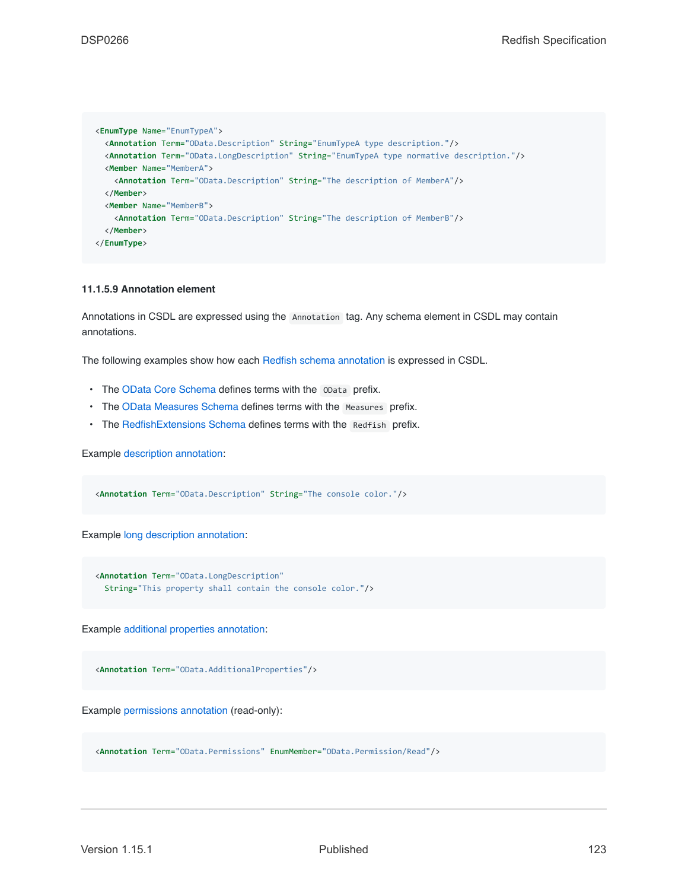```xml
<EnumType Name="EnumTypeA">
  <Annotation Term="OData.Description" String="EnumTypeA type description."/>
  <Annotation Term="OData.LongDescription" String="EnumTypeA type normative description."/>
  <Member Name="MemberA">
    <Annotation Term="OData.Description" String="The description of MemberA"/>
  </Member>
  <Member Name="MemberB">
    <Annotation Term="OData.Description" String="The description of MemberB"/>
  </Member>
</EnumType>
```

#### 11.1.5.9 Annotation element

Annotations in CSDL are expressed using the `Annotation` tag. Any schema element in CSDL may contain annotations.

The following examples show how each Redfish schema annotation is expressed in CSDL.

- The OData Core Schema defines terms with the `OData` prefix.
- The OData Measures Schema defines terms with the `Measures` prefix.
- The RedfishExtensions Schema defines terms with the `Redfish` prefix.

Example description annotation:

```xml
<Annotation Term="OData.Description" String="The console color."/>
```

Example long description annotation:

```xml
<Annotation Term="OData.LongDescription"
  String="This property shall contain the console color."/>
```

Example additional properties annotation:

```xml
<Annotation Term="OData.AdditionalProperties"/>
```

Example permissions annotation (read-only):

```xml
<Annotation Term="OData.Permissions" EnumMember="OData.Permission/Read"/>
```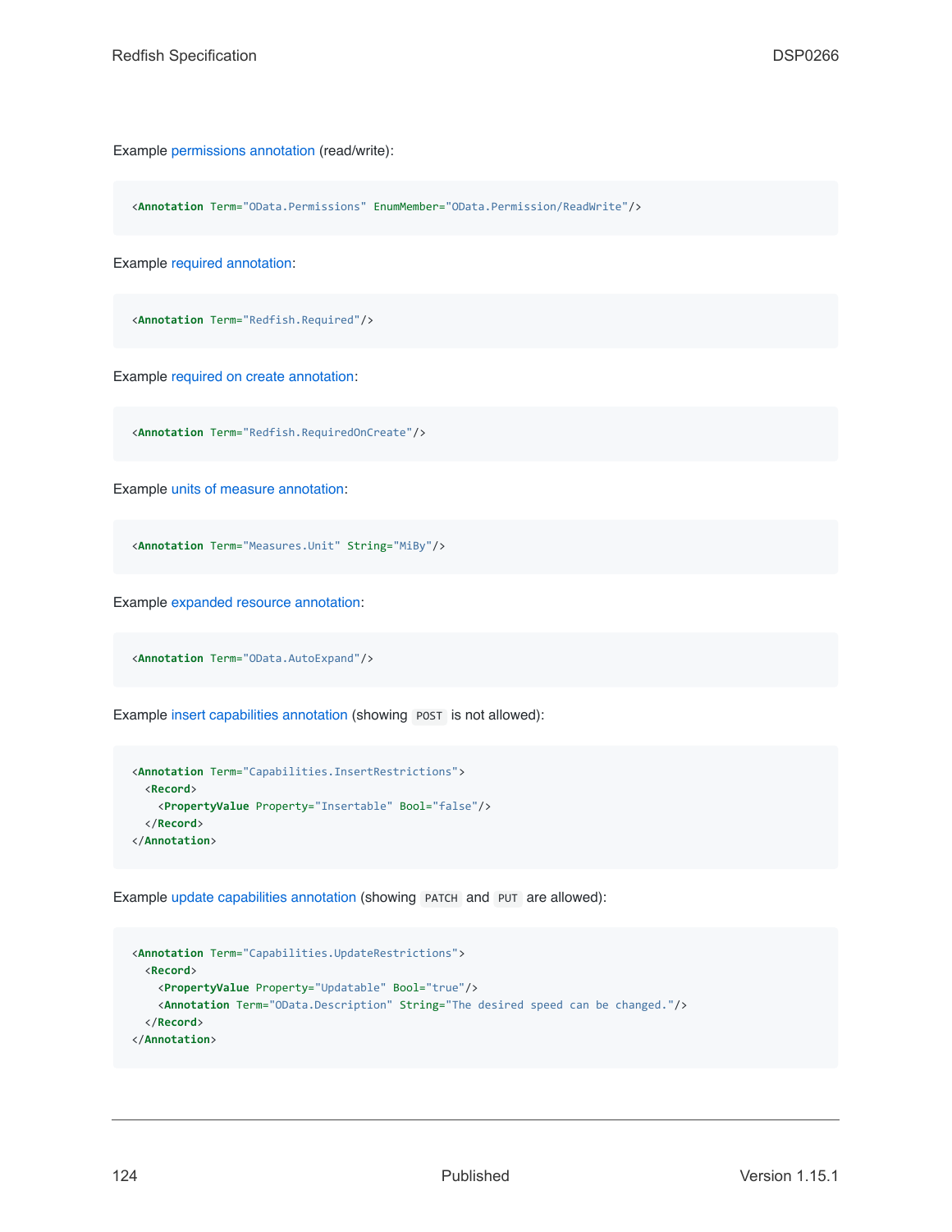Example permissions annotation (read/write):

```
<Annotation Term="OData.Permissions" EnumMember="OData.Permission/ReadWrite"/>
```

Example required annotation:

```
<Annotation Term="Redfish.Required"/>
```

Example required on create annotation:

```
<Annotation Term="Redfish.RequiredOnCreate"/>
```

Example units of measure annotation:

```
<Annotation Term="Measures.Unit" String="MiBy"/>
```

Example expanded resource annotation:

```
<Annotation Term="OData.AutoExpand"/>
```

Example insert capabilities annotation (showing `POST` is not allowed):

```
<Annotation Term="Capabilities.InsertRestrictions">
  <Record>
    <PropertyValue Property="Insertable" Bool="false"/>
  </Record>
</Annotation>
```

Example update capabilities annotation (showing `PATCH` and `PUT` are allowed):

```
<Annotation Term="Capabilities.UpdateRestrictions">
  <Record>
    <PropertyValue Property="Updatable" Bool="true"/>
    <Annotation Term="OData.Description" String="The desired speed can be changed."/>
  </Record>
</Annotation>
```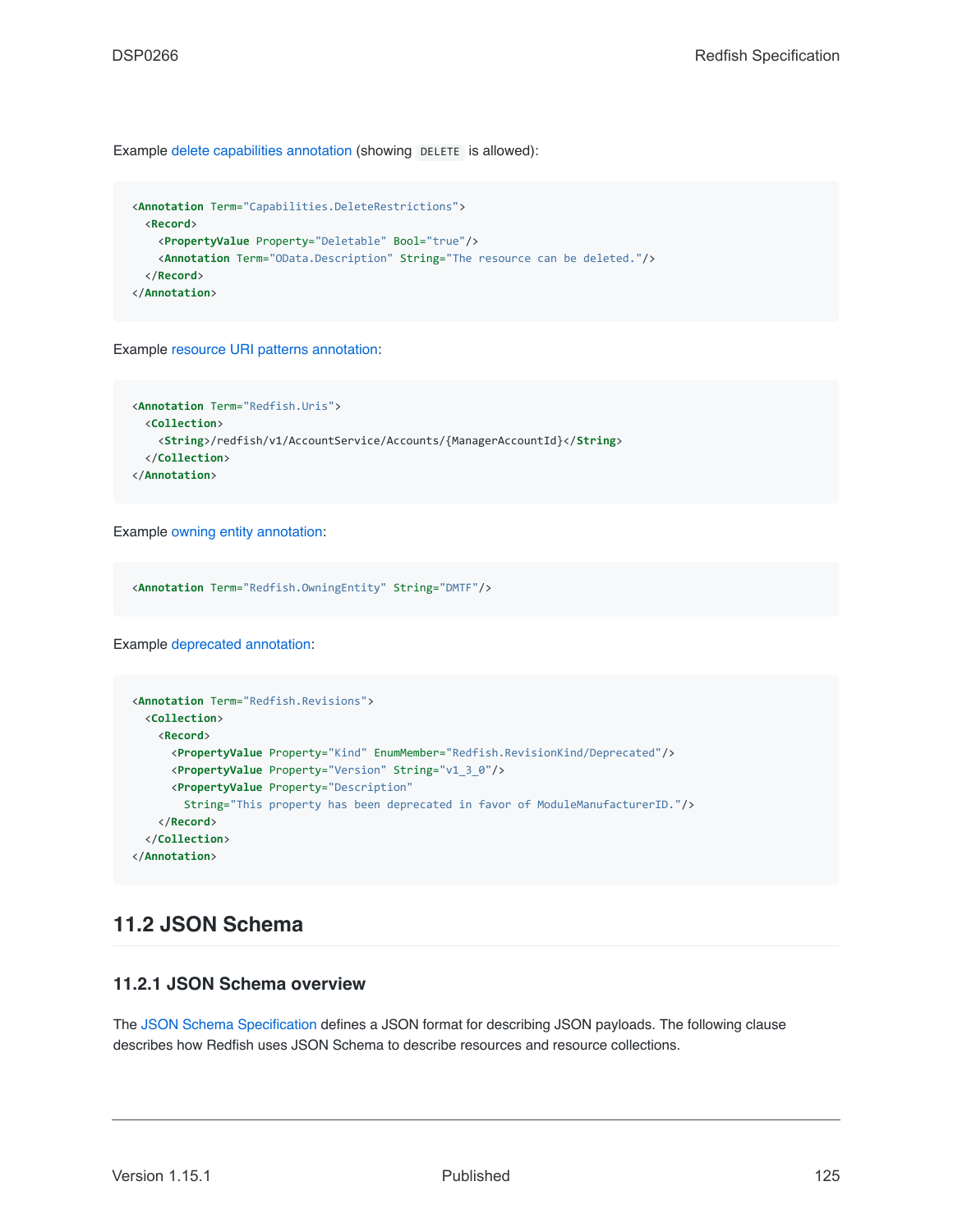Example delete capabilities annotation (showing `DELETE` is allowed):

```
<Annotation Term="Capabilities.DeleteRestrictions">
  <Record>
    <PropertyValue Property="Deletable" Bool="true"/>
    <Annotation Term="OData.Description" String="The resource can be deleted."/>
  </Record>
</Annotation>
```

Example resource URI patterns annotation:

```
<Annotation Term="Redfish.Uris">
  <Collection>
    <String>/redfish/v1/AccountService/Accounts/{ManagerAccountId}</String>
  </Collection>
</Annotation>
```

Example owning entity annotation:

```
<Annotation Term="Redfish.OwningEntity" String="DMTF"/>
```

Example deprecated annotation:

```
<Annotation Term="Redfish.Revisions">
  <Collection>
    <Record>
      <PropertyValue Property="Kind" EnumMember="Redfish.RevisionKind/Deprecated"/>
      <PropertyValue Property="Version" String="v1_3_0"/>
      <PropertyValue Property="Description"
        String="This property has been deprecated in favor of ModuleManufacturerID."/>
    </Record>
  </Collection>
</Annotation>
```

## 11.2 JSON Schema

### 11.2.1 JSON Schema overview

The JSON Schema Specification defines a JSON format for describing JSON payloads. The following clause describes how Redfish uses JSON Schema to describe resources and resource collections.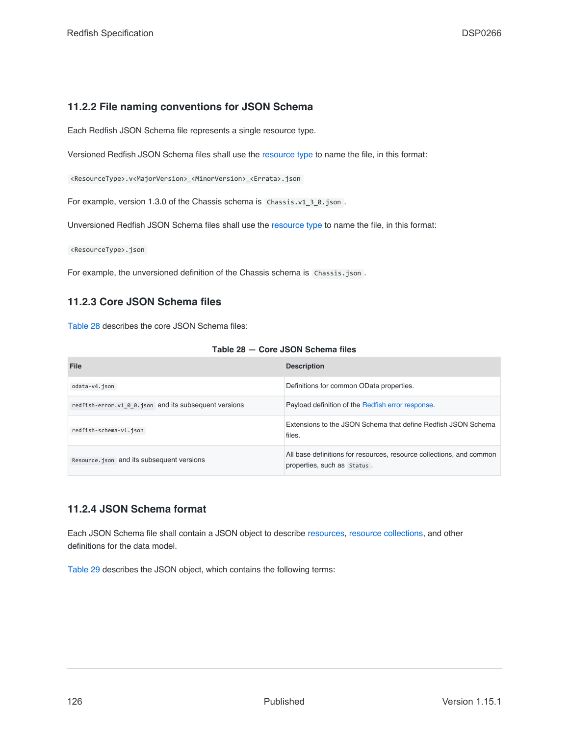### 11.2.2 File naming conventions for JSON Schema

Each Redfish JSON Schema file represents a single resource type.

Versioned Redfish JSON Schema files shall use the resource type to name the file, in this format:

`<ResourceType>.v<MajorVersion>_<MinorVersion>_<Errata>.json`

For example, version 1.3.0 of the Chassis schema is `Chassis.v1_3_0.json`.

Unversioned Redfish JSON Schema files shall use the resource type to name the file, in this format:

`<ResourceType>.json`

For example, the unversioned definition of the Chassis schema is `Chassis.json`.

### 11.2.3 Core JSON Schema files

Table 28 describes the core JSON Schema files:

**Table 28 — Core JSON Schema files**

| File | Description |
| --- | --- |
| `odata-v4.json` | Definitions for common OData properties. |
| `redfish-error.v1_0_0.json` and its subsequent versions | Payload definition of the Redfish error response. |
| `redfish-schema-v1.json` | Extensions to the JSON Schema that define Redfish JSON Schema files. |
| `Resource.json` and its subsequent versions | All base definitions for resources, resource collections, and common properties, such as `Status`. |

### 11.2.4 JSON Schema format

Each JSON Schema file shall contain a JSON object to describe resources, resource collections, and other definitions for the data model.

Table 29 describes the JSON object, which contains the following terms: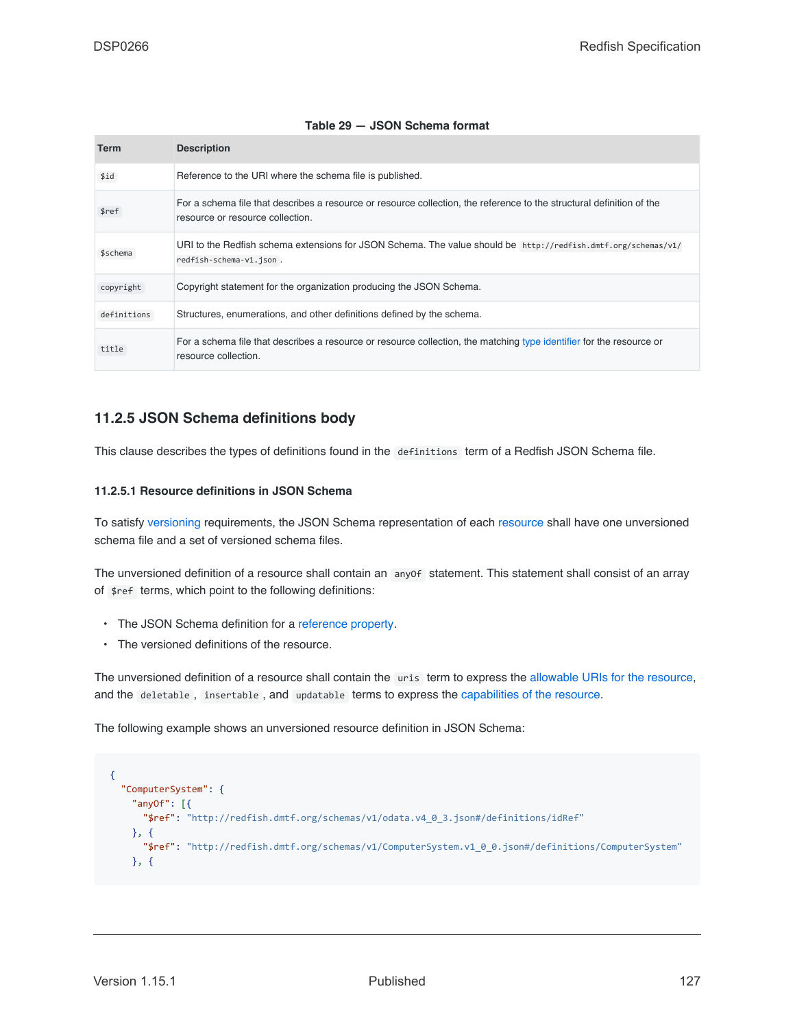**Table 29 — JSON Schema format**

| Term | Description |
| --- | --- |
| `$id` | Reference to the URI where the schema file is published. |
| `$ref` | For a schema file that describes a resource or resource collection, the reference to the structural definition of the resource or resource collection. |
| `$schema` | URI to the Redfish schema extensions for JSON Schema. The value should be `http://redfish.dmtf.org/schemas/v1/redfish-schema-v1.json`. |
| `copyright` | Copyright statement for the organization producing the JSON Schema. |
| `definitions` | Structures, enumerations, and other definitions defined by the schema. |
| `title` | For a schema file that describes a resource or resource collection, the matching type identifier for the resource or resource collection. |

## 11.2.5 JSON Schema definitions body

This clause describes the types of definitions found in the `definitions` term of a Redfish JSON Schema file.

#### 11.2.5.1 Resource definitions in JSON Schema

To satisfy versioning requirements, the JSON Schema representation of each resource shall have one unversioned schema file and a set of versioned schema files.

The unversioned definition of a resource shall contain an `anyOf` statement. This statement shall consist of an array of `$ref` terms, which point to the following definitions:

- The JSON Schema definition for a reference property.
- The versioned definitions of the resource.

The unversioned definition of a resource shall contain the `uris` term to express the allowable URIs for the resource, and the `deletable`, `insertable`, and `updatable` terms to express the capabilities of the resource.

The following example shows an unversioned resource definition in JSON Schema:

```
{
  "ComputerSystem": {
    "anyOf": [{
      "$ref": "http://redfish.dmtf.org/schemas/v1/odata.v4_0_3.json#/definitions/idRef"
    }, {
      "$ref": "http://redfish.dmtf.org/schemas/v1/ComputerSystem.v1_0_0.json#/definitions/ComputerSystem"
    }, {
```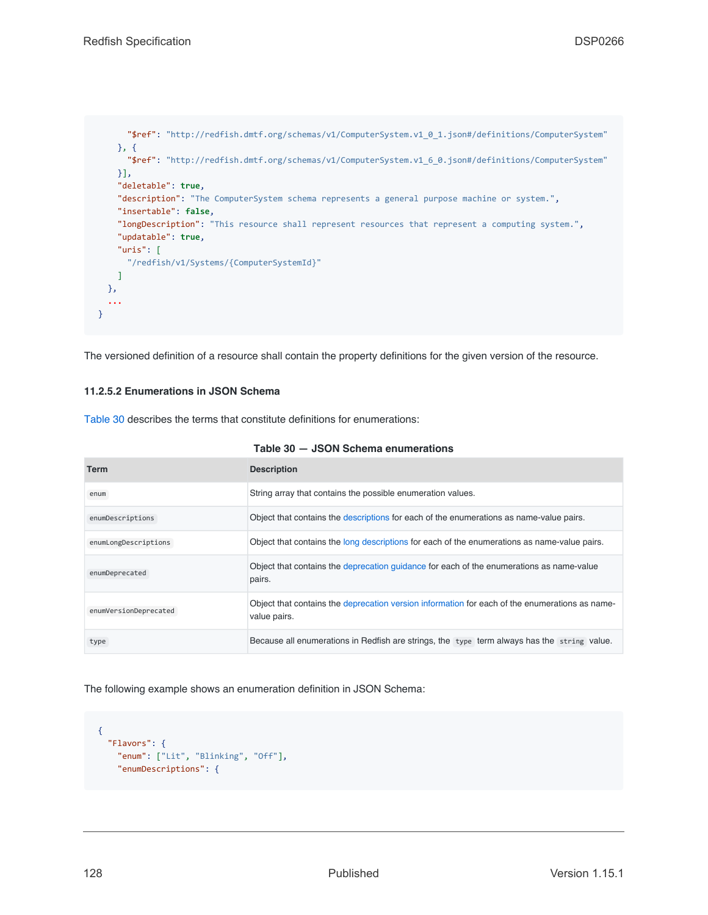```
        "$ref": "http://redfish.dmtf.org/schemas/v1/ComputerSystem.v1_0_1.json#/definitions/ComputerSystem"
      }, {
        "$ref": "http://redfish.dmtf.org/schemas/v1/ComputerSystem.v1_6_0.json#/definitions/ComputerSystem"
      }],
      "deletable": true,
      "description": "The ComputerSystem schema represents a general purpose machine or system.",
      "insertable": false,
      "longDescription": "This resource shall represent resources that represent a computing system.",
      "updatable": true,
      "uris": [
        "/redfish/v1/Systems/{ComputerSystemId}"
      ]
    },
    ...
}
```

The versioned definition of a resource shall contain the property definitions for the given version of the resource.

#### 11.2.5.2 Enumerations in JSON Schema

Table 30 describes the terms that constitute definitions for enumerations:

**Table 30 — JSON Schema enumerations**

| Term | Description |
|---|---|
| `enum` | String array that contains the possible enumeration values. |
| `enumDescriptions` | Object that contains the descriptions for each of the enumerations as name-value pairs. |
| `enumLongDescriptions` | Object that contains the long descriptions for each of the enumerations as name-value pairs. |
| `enumDeprecated` | Object that contains the deprecation guidance for each of the enumerations as name-value pairs. |
| `enumVersionDeprecated` | Object that contains the deprecation version information for each of the enumerations as name-value pairs. |
| `type` | Because all enumerations in Redfish are strings, the `type` term always has the `string` value. |

The following example shows an enumeration definition in JSON Schema:

```
{
  "Flavors": {
    "enum": ["Lit", "Blinking", "Off"],
    "enumDescriptions": {
```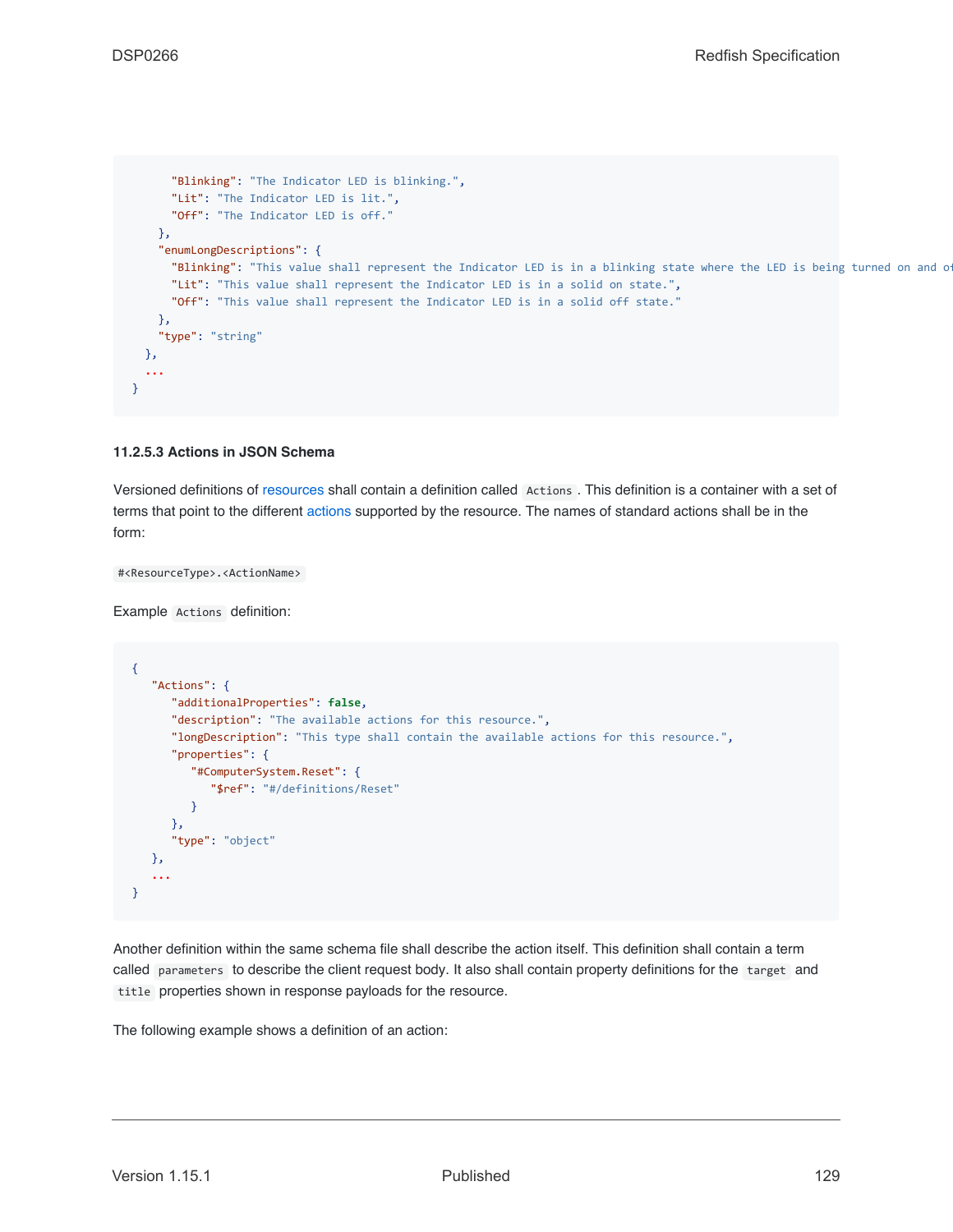```
      "Blinking": "The Indicator LED is blinking.",
      "Lit": "The Indicator LED is lit.",
      "Off": "The Indicator LED is off."
    },
    "enumLongDescriptions": {
      "Blinking": "This value shall represent the Indicator LED is in a blinking state where the LED is being turned on and of
      "Lit": "This value shall represent the Indicator LED is in a solid on state.",
      "Off": "This value shall represent the Indicator LED is in a solid off state."
    },
    "type": "string"
  },
  ...
}
```

#### 11.2.5.3 Actions in JSON Schema

Versioned definitions of resources shall contain a definition called `Actions`. This definition is a container with a set of terms that point to the different actions supported by the resource. The names of standard actions shall be in the form:

`#<ResourceType>.<ActionName>`

Example `Actions` definition:

```
{
   "Actions": {
      "additionalProperties": false,
      "description": "The available actions for this resource.",
      "longDescription": "This type shall contain the available actions for this resource.",
      "properties": {
         "#ComputerSystem.Reset": {
            "$ref": "#/definitions/Reset"
         }
      },
      "type": "object"
   },
   ...
}
```

Another definition within the same schema file shall describe the action itself. This definition shall contain a term called `parameters` to describe the client request body. It also shall contain property definitions for the `target` and `title` properties shown in response payloads for the resource.

The following example shows a definition of an action: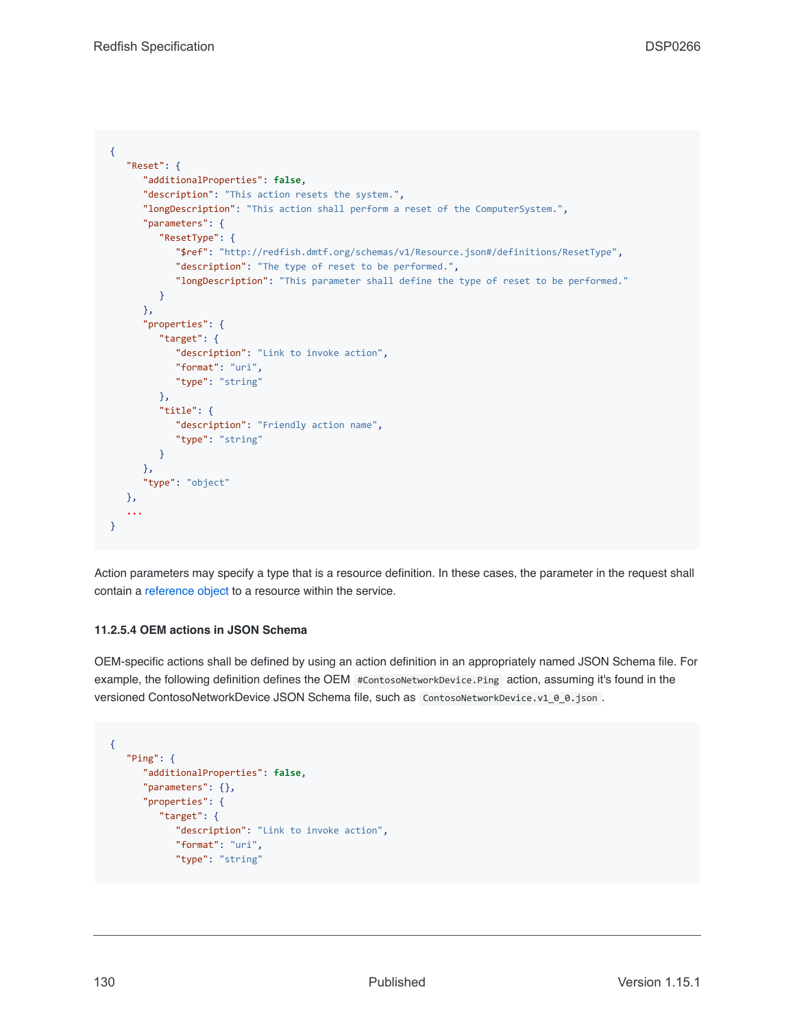```
{
   "Reset": {
      "additionalProperties": false,
      "description": "This action resets the system.",
      "longDescription": "This action shall perform a reset of the ComputerSystem.",
      "parameters": {
         "ResetType": {
            "$ref": "http://redfish.dmtf.org/schemas/v1/Resource.json#/definitions/ResetType",
            "description": "The type of reset to be performed.",
            "longDescription": "This parameter shall define the type of reset to be performed."
         }
      },
      "properties": {
         "target": {
            "description": "Link to invoke action",
            "format": "uri",
            "type": "string"
         },
         "title": {
            "description": "Friendly action name",
            "type": "string"
         }
      },
      "type": "object"
   },
   ...
}
```

Action parameters may specify a type that is a resource definition. In these cases, the parameter in the request shall contain a reference object to a resource within the service.

#### 11.2.5.4 OEM actions in JSON Schema

OEM-specific actions shall be defined by using an action definition in an appropriately named JSON Schema file. For example, the following definition defines the OEM `#ContosoNetworkDevice.Ping` action, assuming it's found in the versioned ContosoNetworkDevice JSON Schema file, such as `ContosoNetworkDevice.v1_0_0.json`.

```
{
   "Ping": {
      "additionalProperties": false,
      "parameters": {},
      "properties": {
         "target": {
            "description": "Link to invoke action",
            "format": "uri",
            "type": "string"
```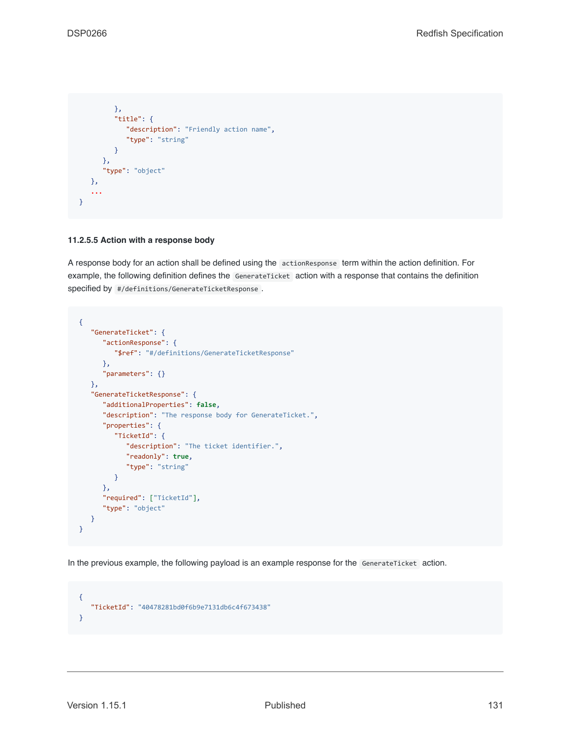```
      },
      "title": {
        "description": "Friendly action name",
        "type": "string"
      }
    },
    "type": "object"
  },
  ...
}
```

#### 11.2.5.5 Action with a response body

A response body for an action shall be defined using the `actionResponse` term within the action definition. For example, the following definition defines the `GenerateTicket` action with a response that contains the definition specified by `#/definitions/GenerateTicketResponse`.

```
{
  "GenerateTicket": {
    "actionResponse": {
      "$ref": "#/definitions/GenerateTicketResponse"
    },
    "parameters": {}
  },
  "GenerateTicketResponse": {
    "additionalProperties": false,
    "description": "The response body for GenerateTicket.",
    "properties": {
      "TicketId": {
        "description": "The ticket identifier.",
        "readonly": true,
        "type": "string"
      }
    },
    "required": ["TicketId"],
    "type": "object"
  }
}
```

In the previous example, the following payload is an example response for the `GenerateTicket` action.

```
{
  "TicketId": "40478281bd0f6b9e7131db6c4f673438"
}
```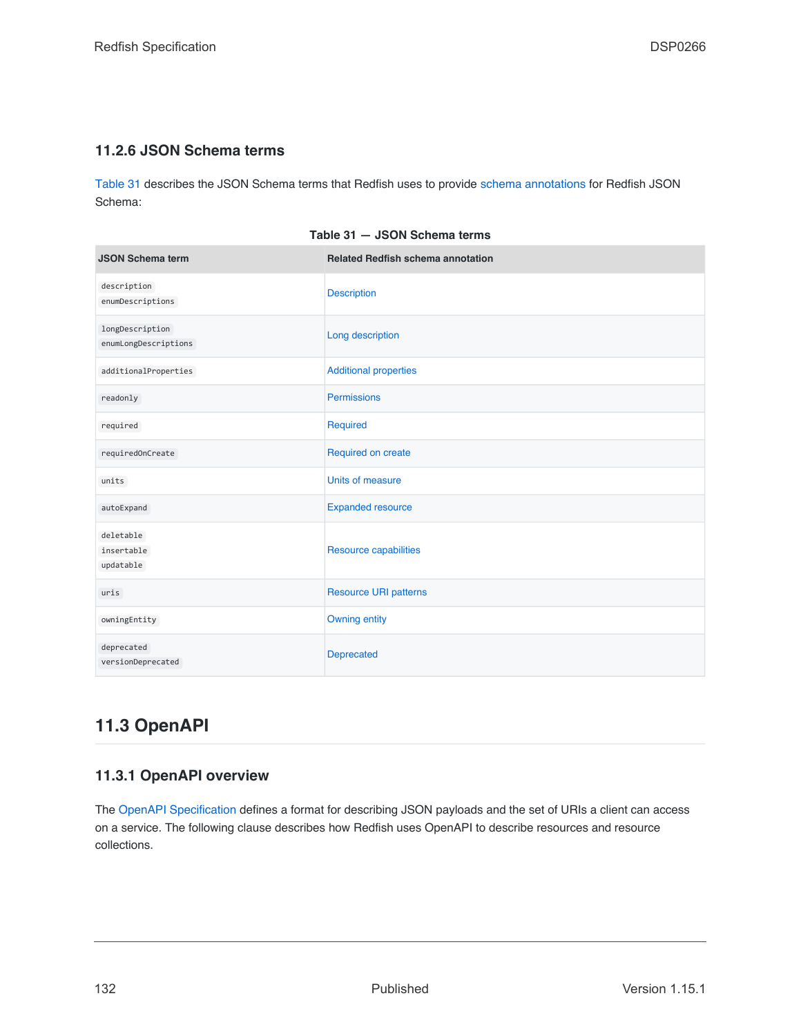### 11.2.6 JSON Schema terms

Table 31 describes the JSON Schema terms that Redfish uses to provide schema annotations for Redfish JSON Schema:

**Table 31 — JSON Schema terms**

| JSON Schema term | Related Redfish schema annotation |
|---|---|
| `description`<br>`enumDescriptions` | Description |
| `longDescription`<br>`enumLongDescriptions` | Long description |
| `additionalProperties` | Additional properties |
| `readonly` | Permissions |
| `required` | Required |
| `requiredOnCreate` | Required on create |
| `units` | Units of measure |
| `autoExpand` | Expanded resource |
| `deletable`<br>`insertable`<br>`updatable` | Resource capabilities |
| `uris` | Resource URI patterns |
| `owningEntity` | Owning entity |
| `deprecated`<br>`versionDeprecated` | Deprecated |

## 11.3 OpenAPI

### 11.3.1 OpenAPI overview

The OpenAPI Specification defines a format for describing JSON payloads and the set of URIs a client can access on a service. The following clause describes how Redfish uses OpenAPI to describe resources and resource collections.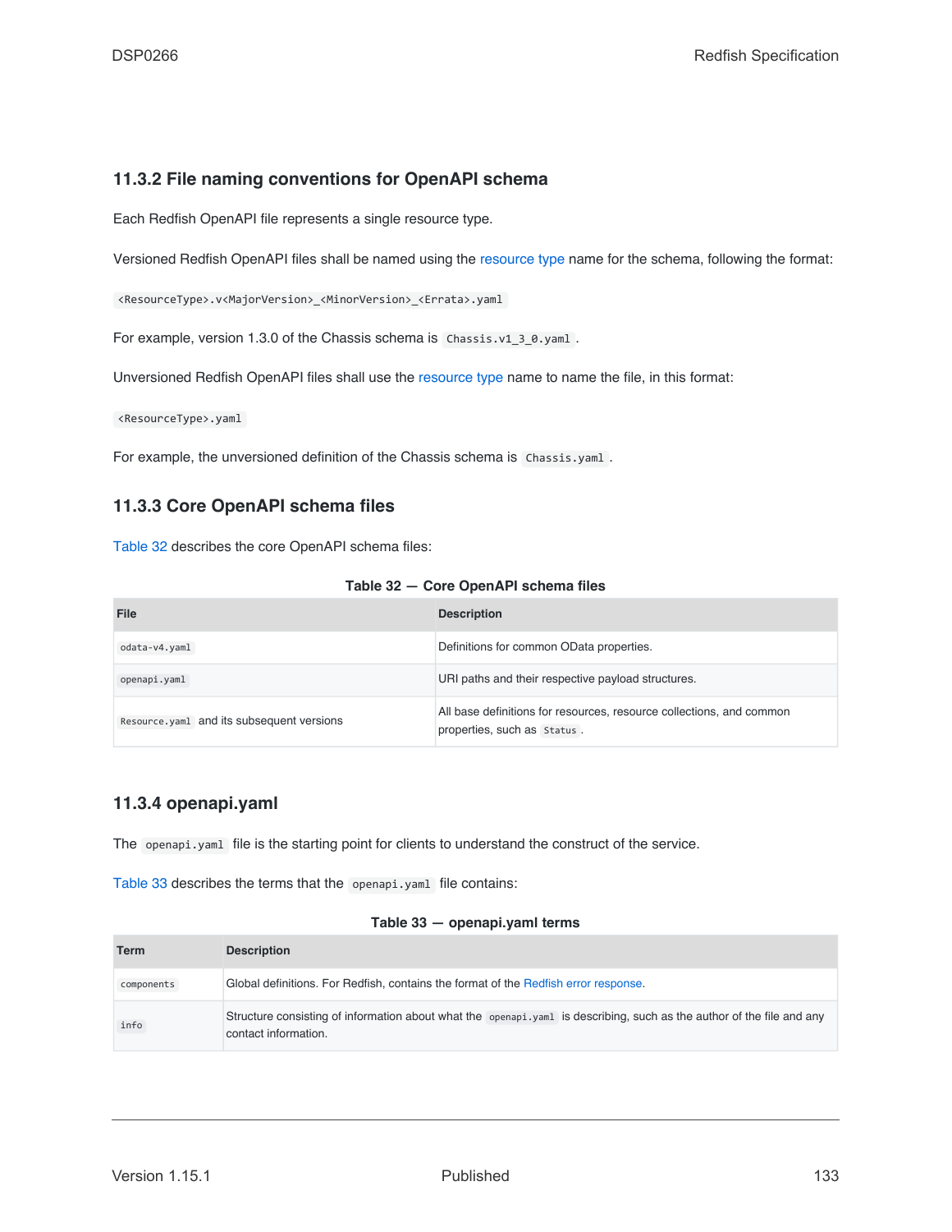### 11.3.2 File naming conventions for OpenAPI schema

Each Redfish OpenAPI file represents a single resource type.

Versioned Redfish OpenAPI files shall be named using the resource type name for the schema, following the format:

`<ResourceType>.v<MajorVersion>_<MinorVersion>_<Errata>.yaml`

For example, version 1.3.0 of the Chassis schema is `Chassis.v1_3_0.yaml`.

Unversioned Redfish OpenAPI files shall use the resource type name to name the file, in this format:

`<ResourceType>.yaml`

For example, the unversioned definition of the Chassis schema is `Chassis.yaml`.

### 11.3.3 Core OpenAPI schema files

Table 32 describes the core OpenAPI schema files:

**Table 32 — Core OpenAPI schema files**

| File | Description |
|---|---|
| `odata-v4.yaml` | Definitions for common OData properties. |
| `openapi.yaml` | URI paths and their respective payload structures. |
| `Resource.yaml` and its subsequent versions | All base definitions for resources, resource collections, and common properties, such as `Status`. |

### 11.3.4 openapi.yaml

The `openapi.yaml` file is the starting point for clients to understand the construct of the service.

Table 33 describes the terms that the `openapi.yaml` file contains:

**Table 33 — openapi.yaml terms**

| Term | Description |
|---|---|
| `components` | Global definitions. For Redfish, contains the format of the Redfish error response. |
| `info` | Structure consisting of information about what the `openapi.yaml` is describing, such as the author of the file and any contact information. |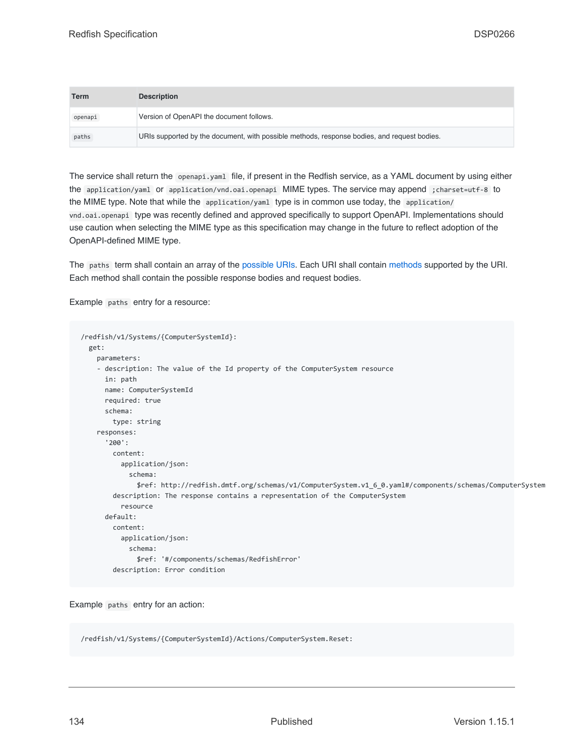| Term | Description |
| --- | --- |
| `openapi` | Version of OpenAPI the document follows. |
| `paths` | URIs supported by the document, with possible methods, response bodies, and request bodies. |

The service shall return the `openapi.yaml` file, if present in the Redfish service, as a YAML document by using either the `application/yaml` or `application/vnd.oai.openapi` MIME types. The service may append `;charset=utf-8` to the MIME type. Note that while the `application/yaml` type is in common use today, the `application/vnd.oai.openapi` type was recently defined and approved specifically to support OpenAPI. Implementations should use caution when selecting the MIME type as this specification may change in the future to reflect adoption of the OpenAPI-defined MIME type.

The `paths` term shall contain an array of the possible URIs. Each URI shall contain methods supported by the URI. Each method shall contain the possible response bodies and request bodies.

Example `paths` entry for a resource:

```
/redfish/v1/Systems/{ComputerSystemId}:
  get:
    parameters:
    - description: The value of the Id property of the ComputerSystem resource
      in: path
      name: ComputerSystemId
      required: true
      schema:
        type: string
    responses:
      '200':
        content:
          application/json:
            schema:
              $ref: http://redfish.dmtf.org/schemas/v1/ComputerSystem.v1_6_0.yaml#/components/schemas/ComputerSystem
        description: The response contains a representation of the ComputerSystem
          resource
      default:
        content:
          application/json:
            schema:
              $ref: '#/components/schemas/RedfishError'
        description: Error condition
```

Example `paths` entry for an action:

```
/redfish/v1/Systems/{ComputerSystemId}/Actions/ComputerSystem.Reset:
```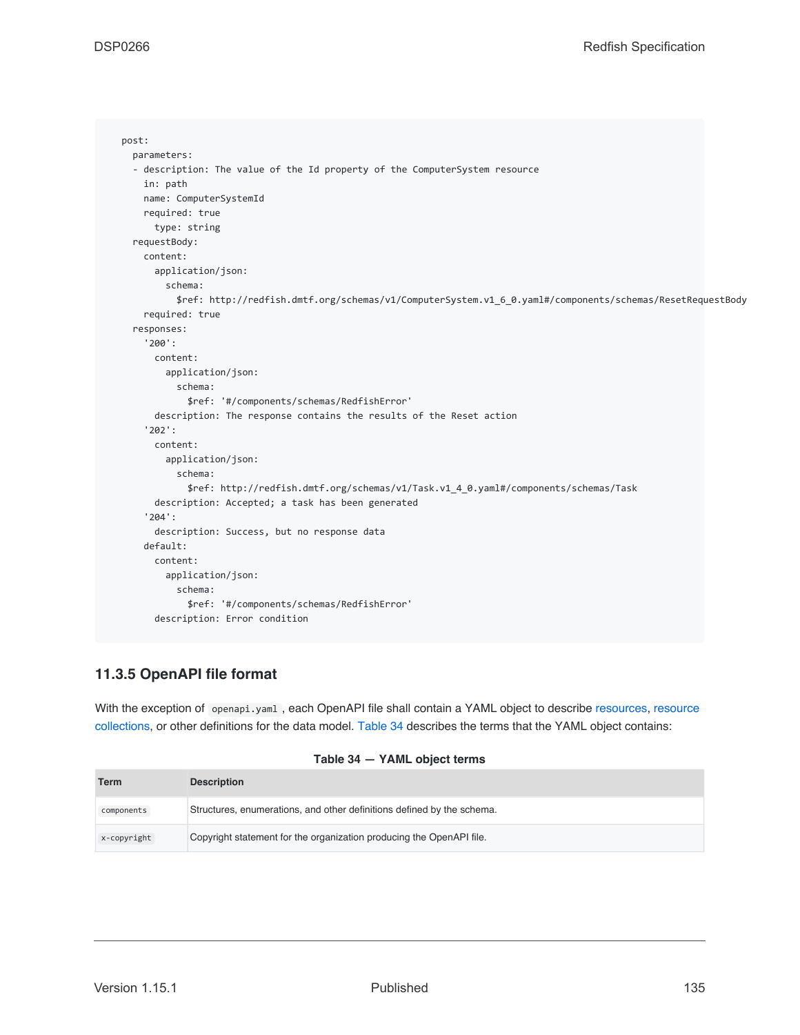```
post:
  parameters:
  - description: The value of the Id property of the ComputerSystem resource
    in: path
    name: ComputerSystemId
    required: true
      type: string
  requestBody:
    content:
      application/json:
        schema:
          $ref: http://redfish.dmtf.org/schemas/v1/ComputerSystem.v1_6_0.yaml#/components/schemas/ResetRequestBody
    required: true
  responses:
    '200':
      content:
        application/json:
          schema:
            $ref: '#/components/schemas/RedfishError'
      description: The response contains the results of the Reset action
    '202':
      content:
        application/json:
          schema:
            $ref: http://redfish.dmtf.org/schemas/v1/Task.v1_4_0.yaml#/components/schemas/Task
      description: Accepted; a task has been generated
    '204':
      description: Success, but no response data
    default:
      content:
        application/json:
          schema:
            $ref: '#/components/schemas/RedfishError'
      description: Error condition
```

### 11.3.5 OpenAPI file format

With the exception of `openapi.yaml`, each OpenAPI file shall contain a YAML object to describe resources, resource collections, or other definitions for the data model. Table 34 describes the terms that the YAML object contains:

**Table 34 — YAML object terms**

| Term | Description |
|---|---|
| `components` | Structures, enumerations, and other definitions defined by the schema. |
| `x-copyright` | Copyright statement for the organization producing the OpenAPI file. |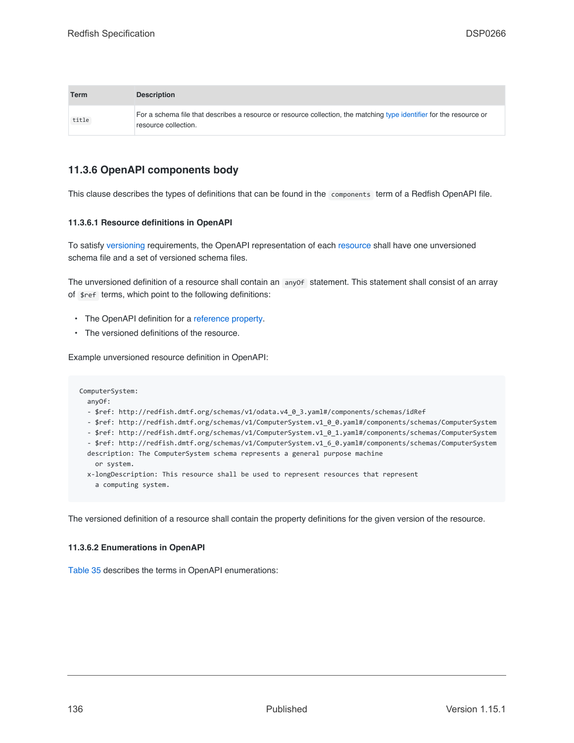| Term | Description |
| --- | --- |
| `title` | For a schema file that describes a resource or resource collection, the matching type identifier for the resource or resource collection. |

### 11.3.6 OpenAPI components body

This clause describes the types of definitions that can be found in the `components` term of a Redfish OpenAPI file.

#### 11.3.6.1 Resource definitions in OpenAPI

To satisfy versioning requirements, the OpenAPI representation of each resource shall have one unversioned schema file and a set of versioned schema files.

The unversioned definition of a resource shall contain an `anyOf` statement. This statement shall consist of an array of `$ref` terms, which point to the following definitions:

- The OpenAPI definition for a reference property.
- The versioned definitions of the resource.

Example unversioned resource definition in OpenAPI:

```
ComputerSystem:
  anyOf:
  - $ref: http://redfish.dmtf.org/schemas/v1/odata.v4_0_3.yaml#/components/schemas/idRef
  - $ref: http://redfish.dmtf.org/schemas/v1/ComputerSystem.v1_0_0.yaml#/components/schemas/ComputerSystem
  - $ref: http://redfish.dmtf.org/schemas/v1/ComputerSystem.v1_0_1.yaml#/components/schemas/ComputerSystem
  - $ref: http://redfish.dmtf.org/schemas/v1/ComputerSystem.v1_6_0.yaml#/components/schemas/ComputerSystem
  description: The ComputerSystem schema represents a general purpose machine
    or system.
  x-longDescription: This resource shall be used to represent resources that represent
    a computing system.
```

The versioned definition of a resource shall contain the property definitions for the given version of the resource.

#### 11.3.6.2 Enumerations in OpenAPI

Table 35 describes the terms in OpenAPI enumerations: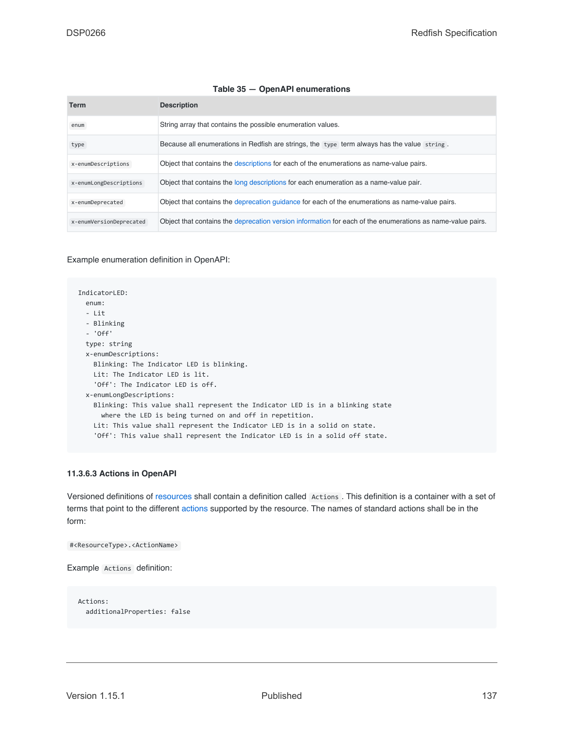**Table 35 — OpenAPI enumerations**

| Term | Description |
|---|---|
| `enum` | String array that contains the possible enumeration values. |
| `type` | Because all enumerations in Redfish are strings, the `type` term always has the value `string`. |
| `x-enumDescriptions` | Object that contains the descriptions for each of the enumerations as name-value pairs. |
| `x-enumLongDescriptions` | Object that contains the long descriptions for each enumeration as a name-value pair. |
| `x-enumDeprecated` | Object that contains the deprecation guidance for each of the enumerations as name-value pairs. |
| `x-enumVersionDeprecated` | Object that contains the deprecation version information for each of the enumerations as name-value pairs. |

Example enumeration definition in OpenAPI:

```
IndicatorLED:
  enum:
  - Lit
  - Blinking
  - 'Off'
  type: string
  x-enumDescriptions:
    Blinking: The Indicator LED is blinking.
    Lit: The Indicator LED is lit.
    'Off': The Indicator LED is off.
  x-enumLongDescriptions:
    Blinking: This value shall represent the Indicator LED is in a blinking state
      where the LED is being turned on and off in repetition.
    Lit: This value shall represent the Indicator LED is in a solid on state.
    'Off': This value shall represent the Indicator LED is in a solid off state.
```

#### 11.3.6.3 Actions in OpenAPI

Versioned definitions of resources shall contain a definition called `Actions`. This definition is a container with a set of terms that point to the different actions supported by the resource. The names of standard actions shall be in the form:

`#<ResourceType>.<ActionName>`

Example `Actions` definition:

```
Actions:
  additionalProperties: false
```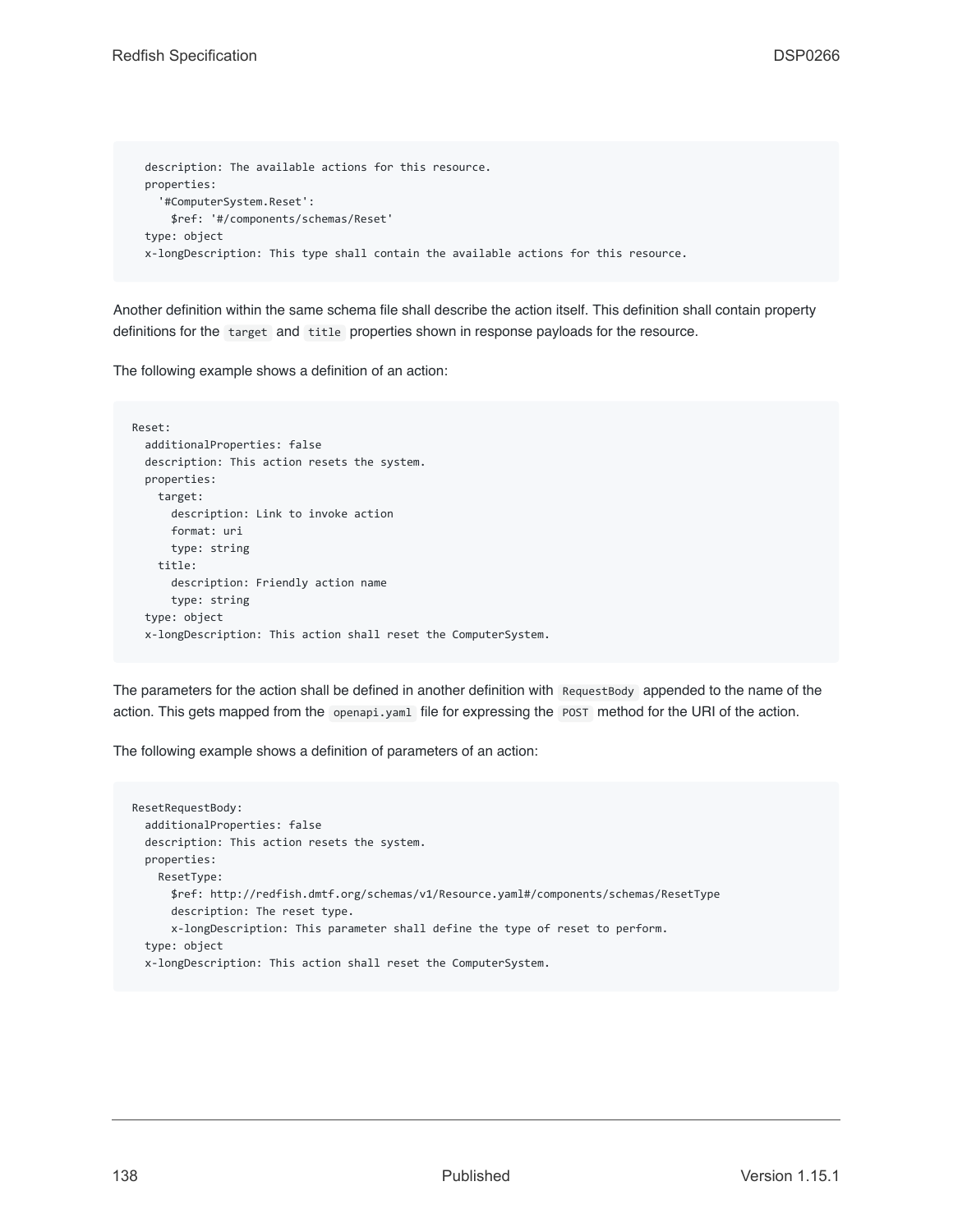```
  description: The available actions for this resource.
  properties:
    '#ComputerSystem.Reset':
      $ref: '#/components/schemas/Reset'
  type: object
  x-longDescription: This type shall contain the available actions for this resource.
```

Another definition within the same schema file shall describe the action itself. This definition shall contain property definitions for the `target` and `title` properties shown in response payloads for the resource.

The following example shows a definition of an action:

```
Reset:
  additionalProperties: false
  description: This action resets the system.
  properties:
    target:
      description: Link to invoke action
      format: uri
      type: string
    title:
      description: Friendly action name
      type: string
  type: object
  x-longDescription: This action shall reset the ComputerSystem.
```

The parameters for the action shall be defined in another definition with `RequestBody` appended to the name of the action. This gets mapped from the `openapi.yaml` file for expressing the `POST` method for the URI of the action.

The following example shows a definition of parameters of an action:

```
ResetRequestBody:
  additionalProperties: false
  description: This action resets the system.
  properties:
    ResetType:
      $ref: http://redfish.dmtf.org/schemas/v1/Resource.yaml#/components/schemas/ResetType
      description: The reset type.
      x-longDescription: This parameter shall define the type of reset to perform.
  type: object
  x-longDescription: This action shall reset the ComputerSystem.
```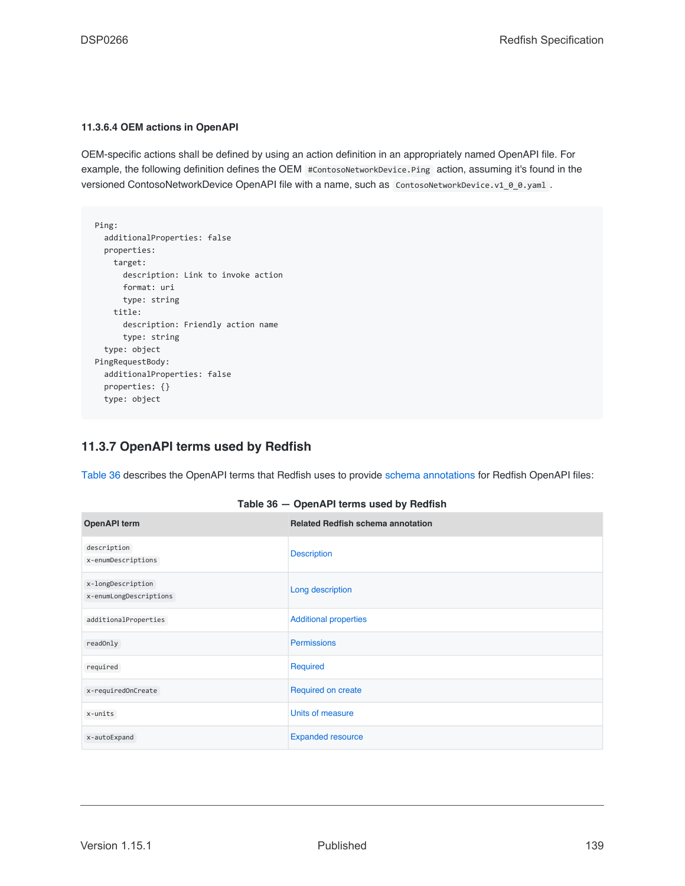#### 11.3.6.4 OEM actions in OpenAPI

OEM-specific actions shall be defined by using an action definition in an appropriately named OpenAPI file. For example, the following definition defines the OEM `#ContosoNetworkDevice.Ping` action, assuming it's found in the versioned ContosoNetworkDevice OpenAPI file with a name, such as `ContosoNetworkDevice.v1_0_0.yaml`.

```
Ping:
  additionalProperties: false
  properties:
    target:
      description: Link to invoke action
      format: uri
      type: string
    title:
      description: Friendly action name
      type: string
  type: object
PingRequestBody:
  additionalProperties: false
  properties: {}
  type: object
```

### 11.3.7 OpenAPI terms used by Redfish

Table 36 describes the OpenAPI terms that Redfish uses to provide schema annotations for Redfish OpenAPI files:

**Table 36 — OpenAPI terms used by Redfish**

| OpenAPI term | Related Redfish schema annotation |
|---|---|
| `description`<br>`x-enumDescriptions` | Description |
| `x-longDescription`<br>`x-enumLongDescriptions` | Long description |
| `additionalProperties` | Additional properties |
| `readOnly` | Permissions |
| `required` | Required |
| `x-requiredOnCreate` | Required on create |
| `x-units` | Units of measure |
| `x-autoExpand` | Expanded resource |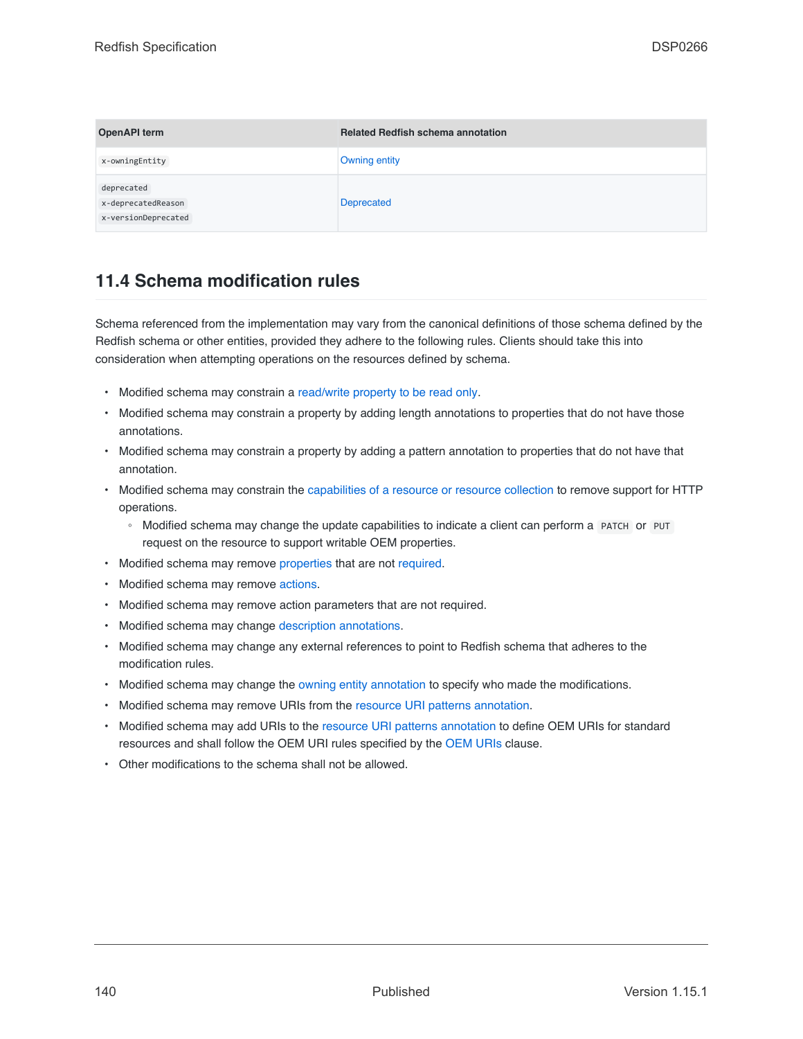| OpenAPI term | Related Redfish schema annotation |
|---|---|
| `x-owningEntity` | Owning entity |
| `deprecated` `x-deprecatedReason` `x-versionDeprecated` | Deprecated |

## 11.4 Schema modification rules

Schema referenced from the implementation may vary from the canonical definitions of those schema defined by the Redfish schema or other entities, provided they adhere to the following rules. Clients should take this into consideration when attempting operations on the resources defined by schema.

- Modified schema may constrain a read/write property to be read only.
- Modified schema may constrain a property by adding length annotations to properties that do not have those annotations.
- Modified schema may constrain a property by adding a pattern annotation to properties that do not have that annotation.
- Modified schema may constrain the capabilities of a resource or resource collection to remove support for HTTP operations.
  - Modified schema may change the update capabilities to indicate a client can perform a `PATCH` or `PUT` request on the resource to support writable OEM properties.
- Modified schema may remove properties that are not required.
- Modified schema may remove actions.
- Modified schema may remove action parameters that are not required.
- Modified schema may change description annotations.
- Modified schema may change any external references to point to Redfish schema that adheres to the modification rules.
- Modified schema may change the owning entity annotation to specify who made the modifications.
- Modified schema may remove URIs from the resource URI patterns annotation.
- Modified schema may add URIs to the resource URI patterns annotation to define OEM URIs for standard resources and shall follow the OEM URI rules specified by the OEM URIs clause.
- Other modifications to the schema shall not be allowed.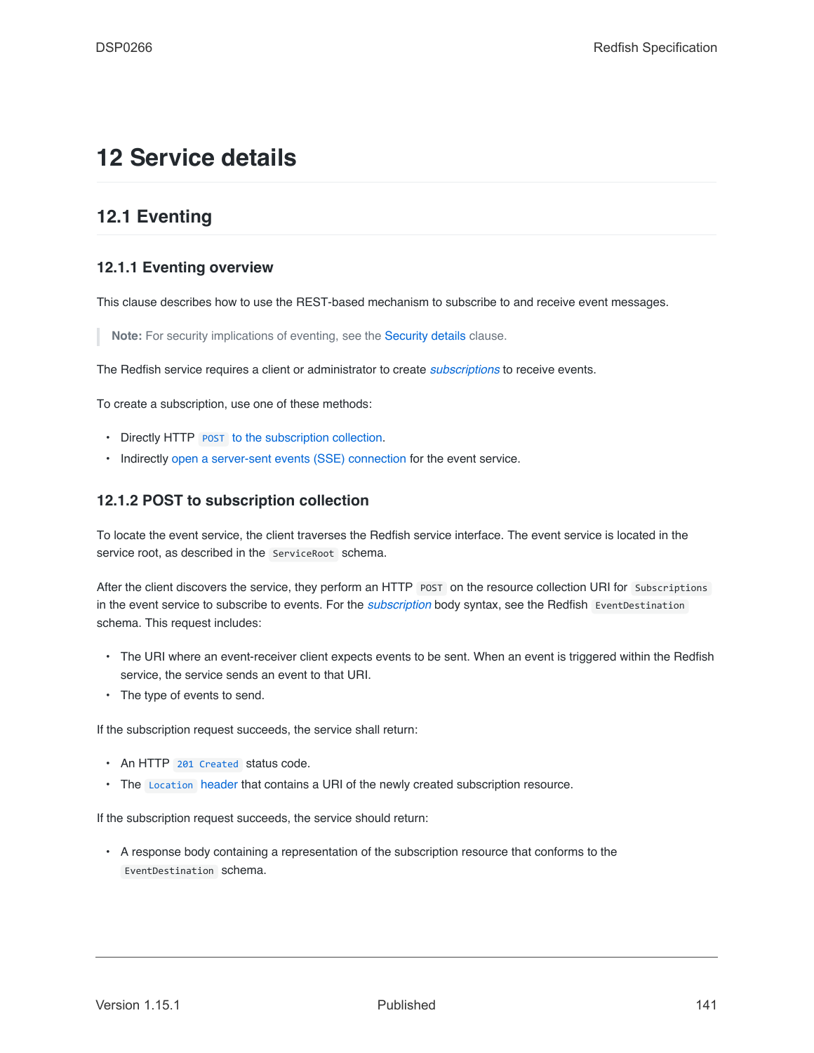# 12 Service details

## 12.1 Eventing

### 12.1.1 Eventing overview

This clause describes how to use the REST-based mechanism to subscribe to and receive event messages.

> **Note:** For security implications of eventing, see the Security details clause.

The Redfish service requires a client or administrator to create *subscriptions* to receive events.

To create a subscription, use one of these methods:

- Directly HTTP `POST` to the subscription collection.
- Indirectly open a server-sent events (SSE) connection for the event service.

### 12.1.2 POST to subscription collection

To locate the event service, the client traverses the Redfish service interface. The event service is located in the service root, as described in the `ServiceRoot` schema.

After the client discovers the service, they perform an HTTP `POST` on the resource collection URI for `Subscriptions` in the event service to subscribe to events. For the *subscription* body syntax, see the Redfish `EventDestination` schema. This request includes:

- The URI where an event-receiver client expects events to be sent. When an event is triggered within the Redfish service, the service sends an event to that URI.
- The type of events to send.

If the subscription request succeeds, the service shall return:

- An HTTP `201 Created` status code.
- The `Location` header that contains a URI of the newly created subscription resource.

If the subscription request succeeds, the service should return:

- A response body containing a representation of the subscription resource that conforms to the `EventDestination` schema.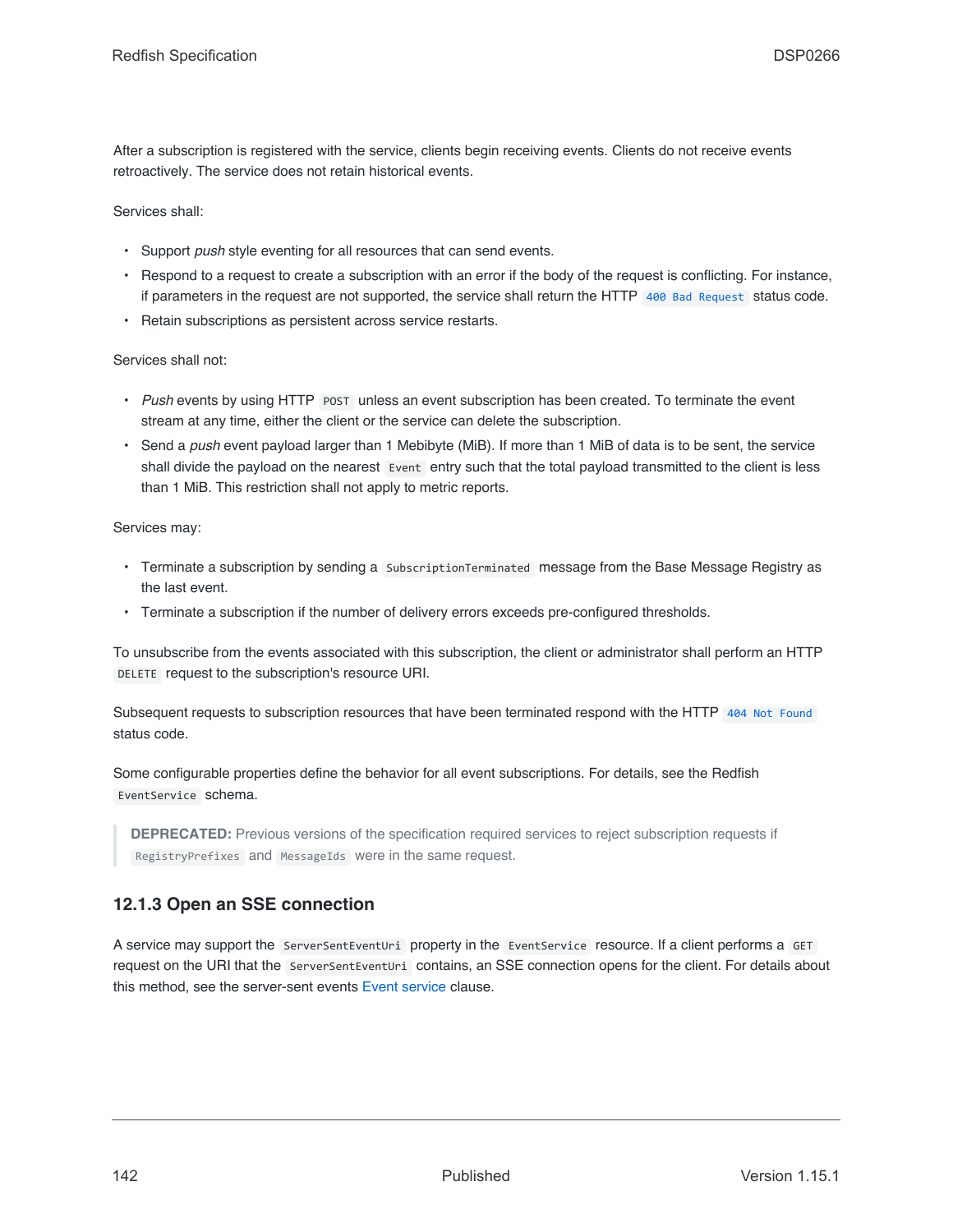After a subscription is registered with the service, clients begin receiving events. Clients do not receive events retroactively. The service does not retain historical events.

Services shall:

- Support *push* style eventing for all resources that can send events.
- Respond to a request to create a subscription with an error if the body of the request is conflicting. For instance, if parameters in the request are not supported, the service shall return the HTTP `400 Bad Request` status code.
- Retain subscriptions as persistent across service restarts.

Services shall not:

- *Push* events by using HTTP `POST` unless an event subscription has been created. To terminate the event stream at any time, either the client or the service can delete the subscription.
- Send a *push* event payload larger than 1 Mebibyte (MiB). If more than 1 MiB of data is to be sent, the service shall divide the payload on the nearest `Event` entry such that the total payload transmitted to the client is less than 1 MiB. This restriction shall not apply to metric reports.

Services may:

- Terminate a subscription by sending a `SubscriptionTerminated` message from the Base Message Registry as the last event.
- Terminate a subscription if the number of delivery errors exceeds pre-configured thresholds.

To unsubscribe from the events associated with this subscription, the client or administrator shall perform an HTTP `DELETE` request to the subscription's resource URI.

Subsequent requests to subscription resources that have been terminated respond with the HTTP `404 Not Found` status code.

Some configurable properties define the behavior for all event subscriptions. For details, see the Redfish `EventService` schema.

> **DEPRECATED:** Previous versions of the specification required services to reject subscription requests if `RegistryPrefixes` and `MessageIds` were in the same request.

### 12.1.3 Open an SSE connection

A service may support the `ServerSentEventUri` property in the `EventService` resource. If a client performs a `GET` request on the URI that the `ServerSentEventUri` contains, an SSE connection opens for the client. For details about this method, see the server-sent events Event service clause.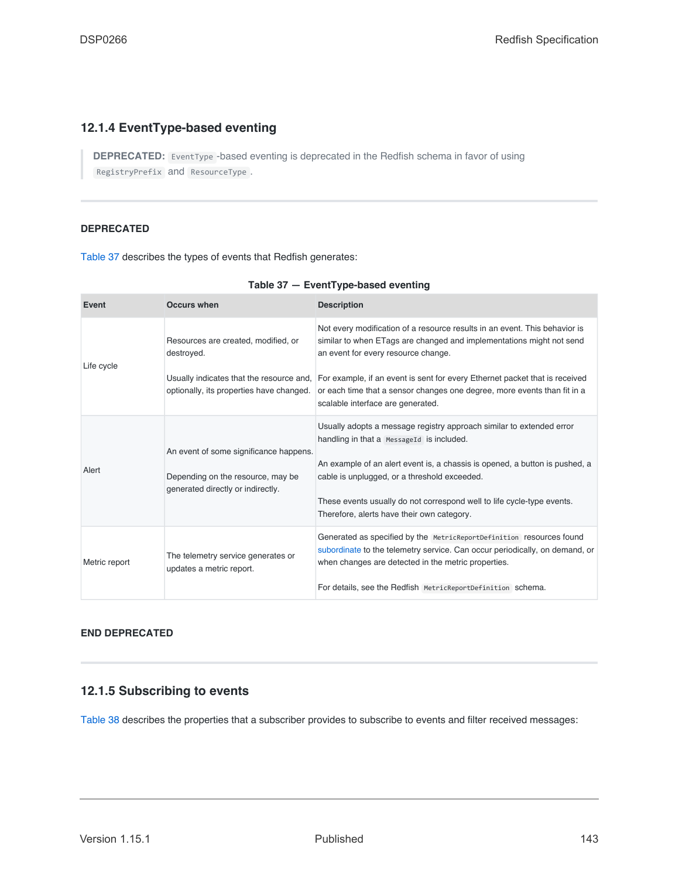### 12.1.4 EventType-based eventing

> **DEPRECATED:** `EventType` -based eventing is deprecated in the Redfish schema in favor of using `RegistryPrefix` and `ResourceType` .

---

**DEPRECATED**

Table 37 describes the types of events that Redfish generates:

**Table 37 — EventType-based eventing**

| Event | Occurs when | Description |
|---|---|---|
| Life cycle | Resources are created, modified, or destroyed.<br><br>Usually indicates that the resource and, optionally, its properties have changed. | Not every modification of a resource results in an event. This behavior is similar to when ETags are changed and implementations might not send an event for every resource change.<br><br>For example, if an event is sent for every Ethernet packet that is received or each time that a sensor changes one degree, more events than fit in a scalable interface are generated. |
| Alert | An event of some significance happens.<br><br>Depending on the resource, may be generated directly or indirectly. | Usually adopts a message registry approach similar to extended error handling in that a `MessageId` is included.<br><br>An example of an alert event is, a chassis is opened, a button is pushed, a cable is unplugged, or a threshold exceeded.<br><br>These events usually do not correspond well to life cycle-type events. Therefore, alerts have their own category. |
| Metric report | The telemetry service generates or updates a metric report. | Generated as specified by the `MetricReportDefinition` resources found subordinate to the telemetry service. Can occur periodically, on demand, or when changes are detected in the metric properties.<br><br>For details, see the Redfish `MetricReportDefinition` schema. |

**END DEPRECATED**

---

### 12.1.5 Subscribing to events

Table 38 describes the properties that a subscriber provides to subscribe to events and filter received messages: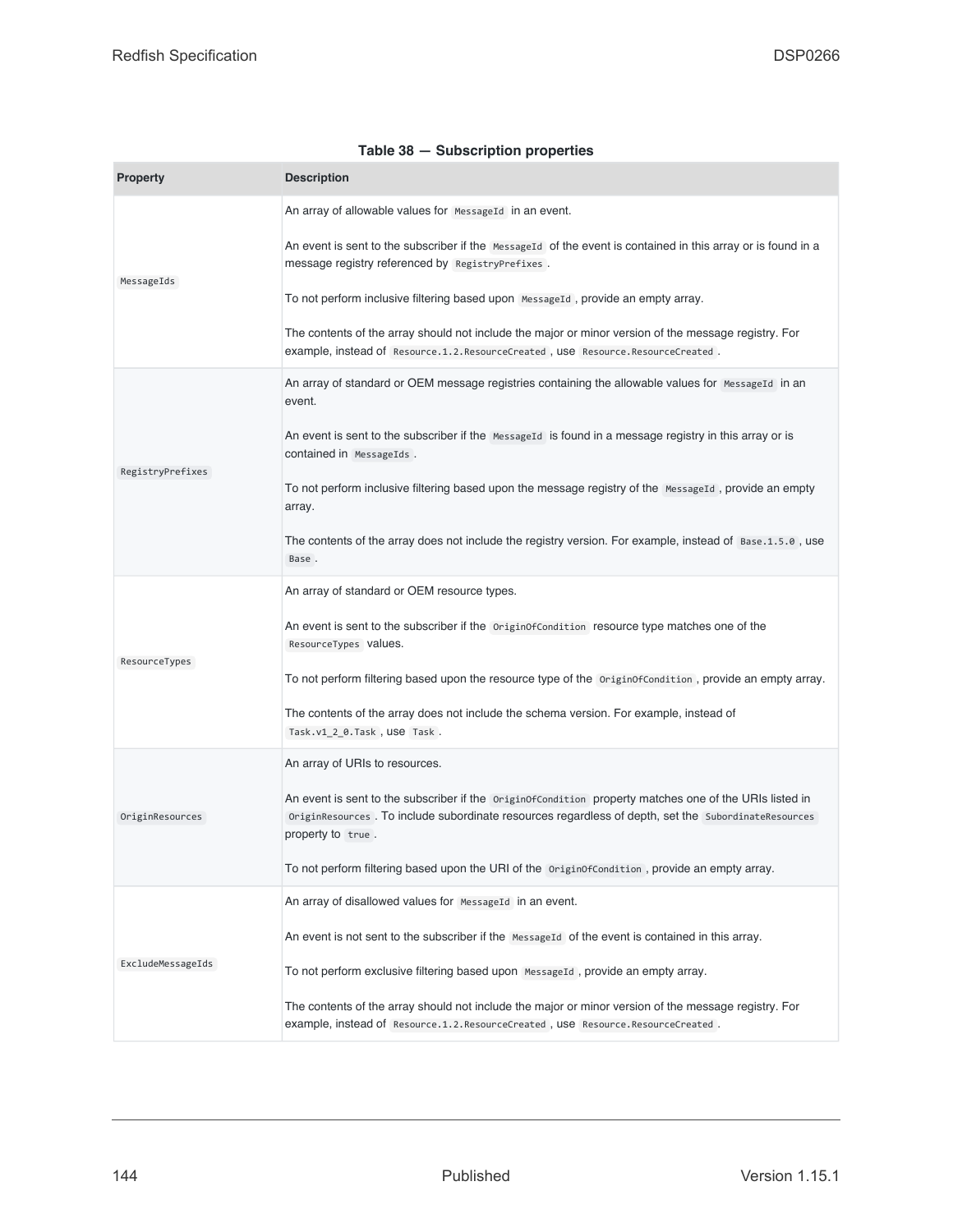**Table 38 — Subscription properties**

| Property | Description |
| --- | --- |
| `MessageIds` | An array of allowable values for `MessageId` in an event.<br><br>An event is sent to the subscriber if the `MessageId` of the event is contained in this array or is found in a message registry referenced by `RegistryPrefixes`.<br><br>To not perform inclusive filtering based upon `MessageId`, provide an empty array.<br><br>The contents of the array should not include the major or minor version of the message registry. For example, instead of `Resource.1.2.ResourceCreated`, use `Resource.ResourceCreated`. |
| `RegistryPrefixes` | An array of standard or OEM message registries containing the allowable values for `MessageId` in an event.<br><br>An event is sent to the subscriber if the `MessageId` is found in a message registry in this array or is contained in `MessageIds`.<br><br>To not perform inclusive filtering based upon the message registry of the `MessageId`, provide an empty array.<br><br>The contents of the array does not include the registry version. For example, instead of `Base.1.5.0`, use `Base`. |
| `ResourceTypes` | An array of standard or OEM resource types.<br><br>An event is sent to the subscriber if the `OriginOfCondition` resource type matches one of the `ResourceTypes` values.<br><br>To not perform filtering based upon the resource type of the `OriginOfCondition`, provide an empty array.<br><br>The contents of the array does not include the schema version. For example, instead of `Task.v1_2_0.Task`, use `Task`. |
| `OriginResources` | An array of URIs to resources.<br><br>An event is sent to the subscriber if the `OriginOfCondition` property matches one of the URIs listed in `OriginResources`. To include subordinate resources regardless of depth, set the `SubordinateResources` property to `true`.<br><br>To not perform filtering based upon the URI of the `OriginOfCondition`, provide an empty array. |
| `ExcludeMessageIds` | An array of disallowed values for `MessageId` in an event.<br><br>An event is not sent to the subscriber if the `MessageId` of the event is contained in this array.<br><br>To not perform exclusive filtering based upon `MessageId`, provide an empty array.<br><br>The contents of the array should not include the major or minor version of the message registry. For example, instead of `Resource.1.2.ResourceCreated`, use `Resource.ResourceCreated`. |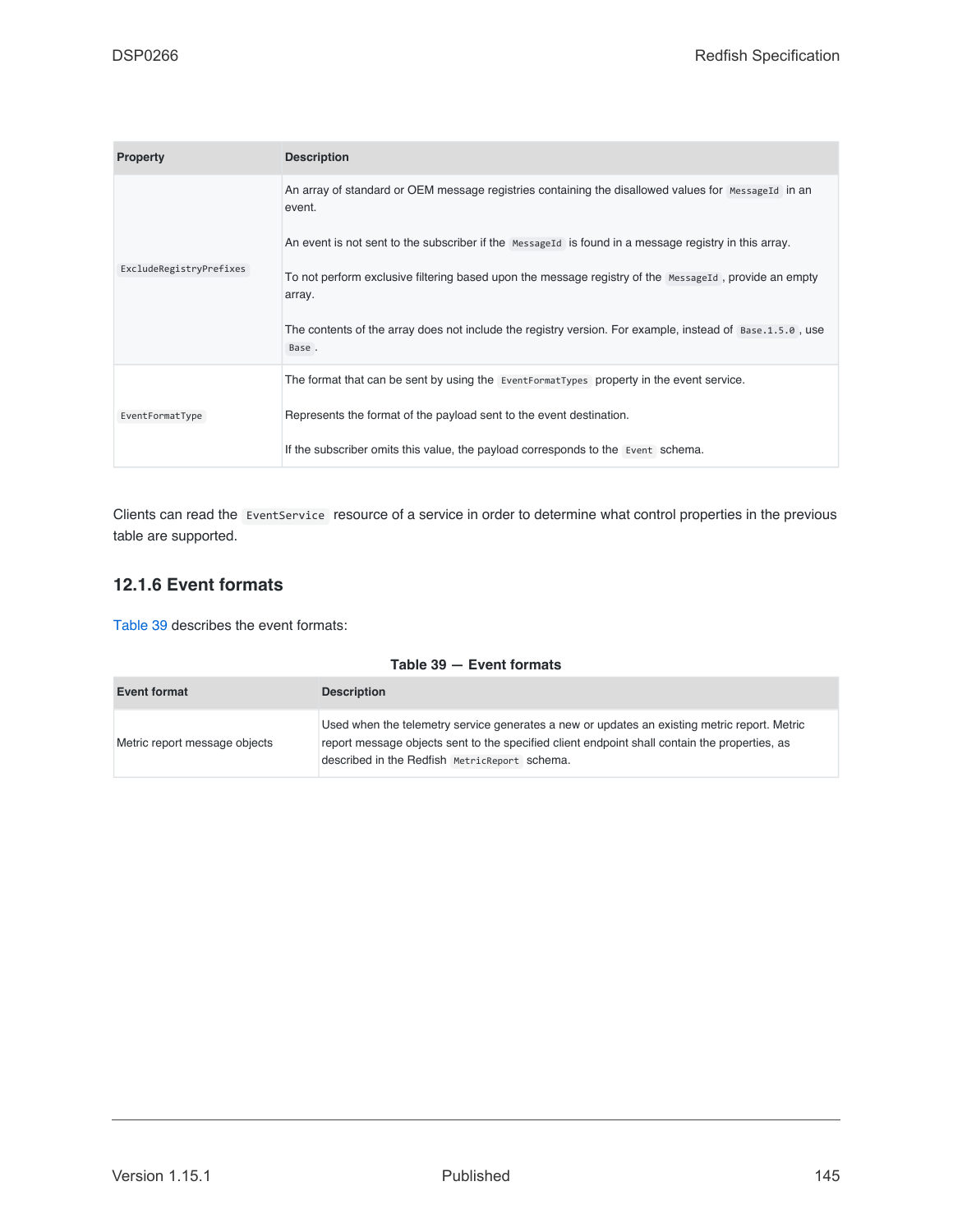| Property | Description |
| --- | --- |
| `ExcludeRegistryPrefixes` | An array of standard or OEM message registries containing the disallowed values for `MessageId` in an event.<br><br>An event is not sent to the subscriber if the `MessageId` is found in a message registry in this array.<br><br>To not perform exclusive filtering based upon the message registry of the `MessageId`, provide an empty array.<br><br>The contents of the array does not include the registry version. For example, instead of `Base.1.5.0`, use `Base`. |
| `EventFormatType` | The format that can be sent by using the `EventFormatTypes` property in the event service.<br><br>Represents the format of the payload sent to the event destination.<br><br>If the subscriber omits this value, the payload corresponds to the `Event` schema. |

Clients can read the `EventService` resource of a service in order to determine what control properties in the previous table are supported.

### 12.1.6 Event formats

Table 39 describes the event formats:

**Table 39 — Event formats**

| Event format | Description |
| --- | --- |
| Metric report message objects | Used when the telemetry service generates a new or updates an existing metric report. Metric report message objects sent to the specified client endpoint shall contain the properties, as described in the Redfish `MetricReport` schema. |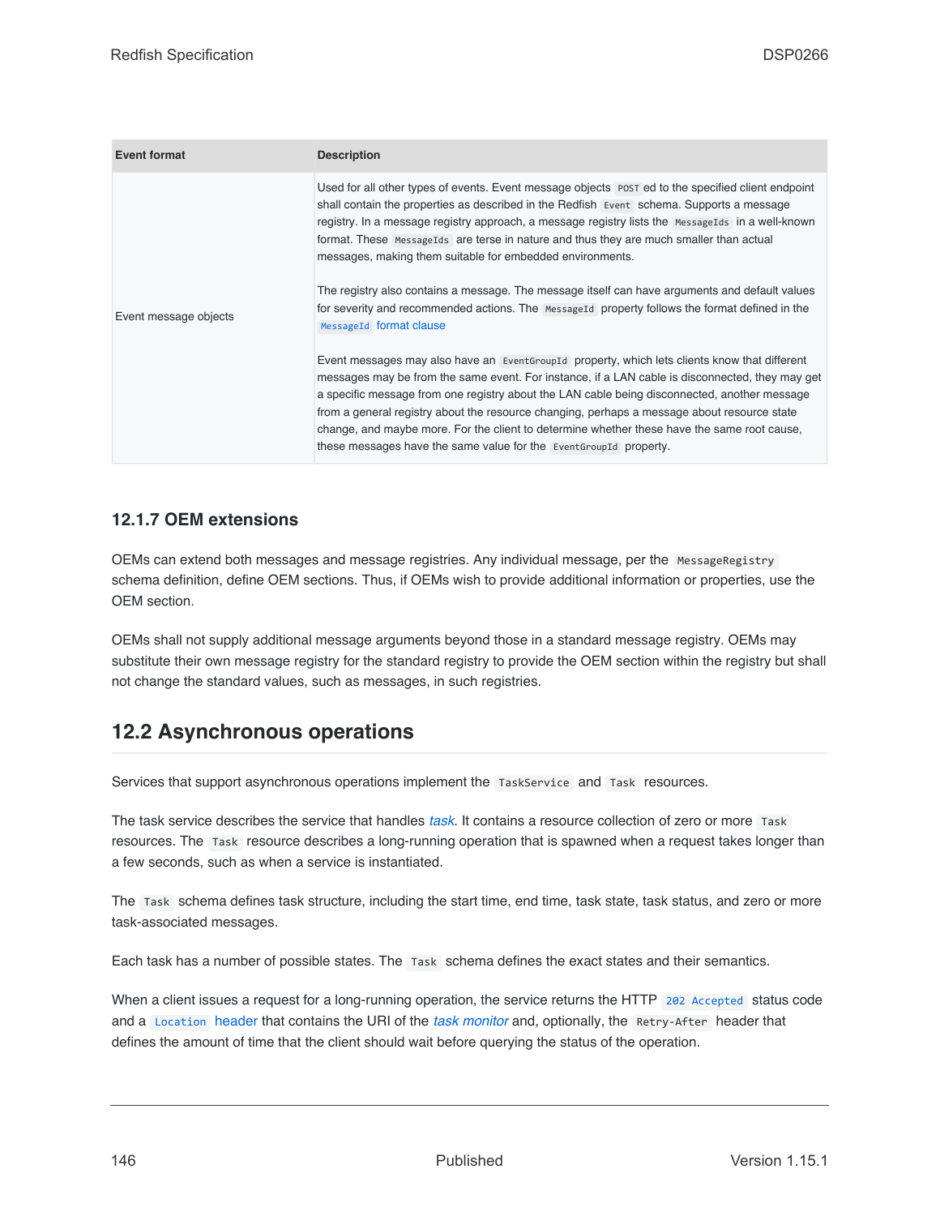| Event format | Description |
| --- | --- |
| Event message objects | Used for all other types of events. Event message objects `POST` ed to the specified client endpoint shall contain the properties as described in the Redfish `Event` schema. Supports a message registry. In a message registry approach, a message registry lists the `MessageIds` in a well-known format. These `MessageIds` are terse in nature and thus they are much smaller than actual messages, making them suitable for embedded environments.<br><br>The registry also contains a message. The message itself can have arguments and default values for severity and recommended actions. The `MessageId` property follows the format defined in the `MessageId` format clause<br><br>Event messages may also have an `EventGroupId` property, which lets clients know that different messages may be from the same event. For instance, if a LAN cable is disconnected, they may get a specific message from one registry about the LAN cable being disconnected, another message from a general registry about the resource changing, perhaps a message about resource state change, and maybe more. For the client to determine whether these have the same root cause, these messages have the same value for the `EventGroupId` property. |

### 12.1.7 OEM extensions

OEMs can extend both messages and message registries. Any individual message, per the `MessageRegistry` schema definition, define OEM sections. Thus, if OEMs wish to provide additional information or properties, use the OEM section.

OEMs shall not supply additional message arguments beyond those in a standard message registry. OEMs may substitute their own message registry for the standard registry to provide the OEM section within the registry but shall not change the standard values, such as messages, in such registries.

## 12.2 Asynchronous operations

Services that support asynchronous operations implement the `TaskService` and `Task` resources.

The task service describes the service that handles *task*. It contains a resource collection of zero or more `Task` resources. The `Task` resource describes a long-running operation that is spawned when a request takes longer than a few seconds, such as when a service is instantiated.

The `Task` schema defines task structure, including the start time, end time, task state, task status, and zero or more task-associated messages.

Each task has a number of possible states. The `Task` schema defines the exact states and their semantics.

When a client issues a request for a long-running operation, the service returns the HTTP `202 Accepted` status code and a `Location` header that contains the URI of the *task monitor* and, optionally, the `Retry-After` header that defines the amount of time that the client should wait before querying the status of the operation.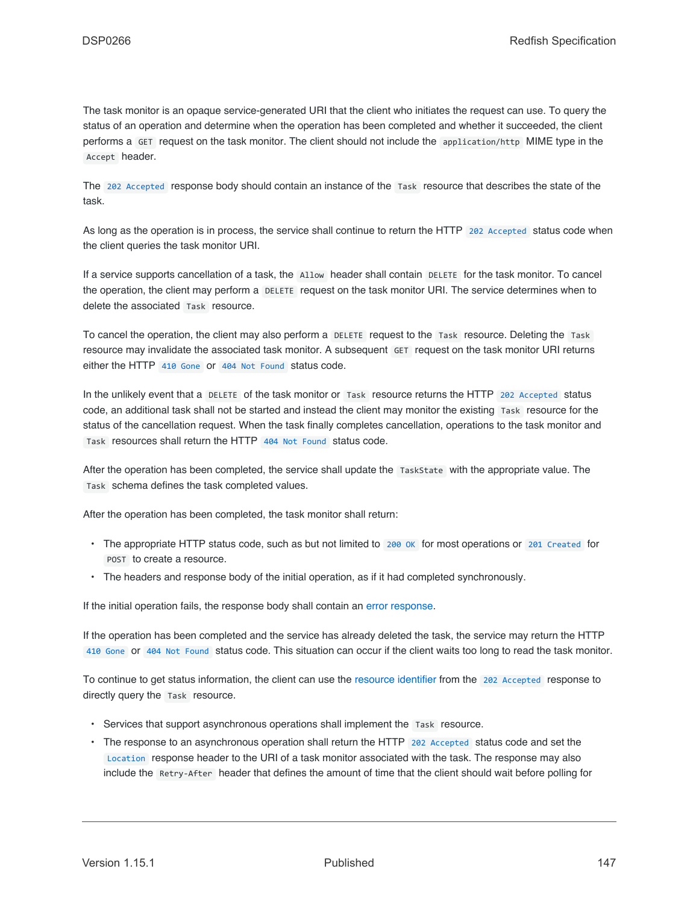The task monitor is an opaque service-generated URI that the client who initiates the request can use. To query the status of an operation and determine when the operation has been completed and whether it succeeded, the client performs a `GET` request on the task monitor. The client should not include the `application/http` MIME type in the `Accept` header.

The `202 Accepted` response body should contain an instance of the `Task` resource that describes the state of the task.

As long as the operation is in process, the service shall continue to return the HTTP `202 Accepted` status code when the client queries the task monitor URI.

If a service supports cancellation of a task, the `Allow` header shall contain `DELETE` for the task monitor. To cancel the operation, the client may perform a `DELETE` request on the task monitor URI. The service determines when to delete the associated `Task` resource.

To cancel the operation, the client may also perform a `DELETE` request to the `Task` resource. Deleting the `Task` resource may invalidate the associated task monitor. A subsequent `GET` request on the task monitor URI returns either the HTTP `410 Gone` or `404 Not Found` status code.

In the unlikely event that a `DELETE` of the task monitor or `Task` resource returns the HTTP `202 Accepted` status code, an additional task shall not be started and instead the client may monitor the existing `Task` resource for the status of the cancellation request. When the task finally completes cancellation, operations to the task monitor and `Task` resources shall return the HTTP `404 Not Found` status code.

After the operation has been completed, the service shall update the `TaskState` with the appropriate value. The `Task` schema defines the task completed values.

After the operation has been completed, the task monitor shall return:

- The appropriate HTTP status code, such as but not limited to `200 OK` for most operations or `201 Created` for `POST` to create a resource.
- The headers and response body of the initial operation, as if it had completed synchronously.

If the initial operation fails, the response body shall contain an error response.

If the operation has been completed and the service has already deleted the task, the service may return the HTTP `410 Gone` or `404 Not Found` status code. This situation can occur if the client waits too long to read the task monitor.

To continue to get status information, the client can use the resource identifier from the `202 Accepted` response to directly query the `Task` resource.

- Services that support asynchronous operations shall implement the `Task` resource.
- The response to an asynchronous operation shall return the HTTP `202 Accepted` status code and set the `Location` response header to the URI of a task monitor associated with the task. The response may also include the `Retry-After` header that defines the amount of time that the client should wait before polling for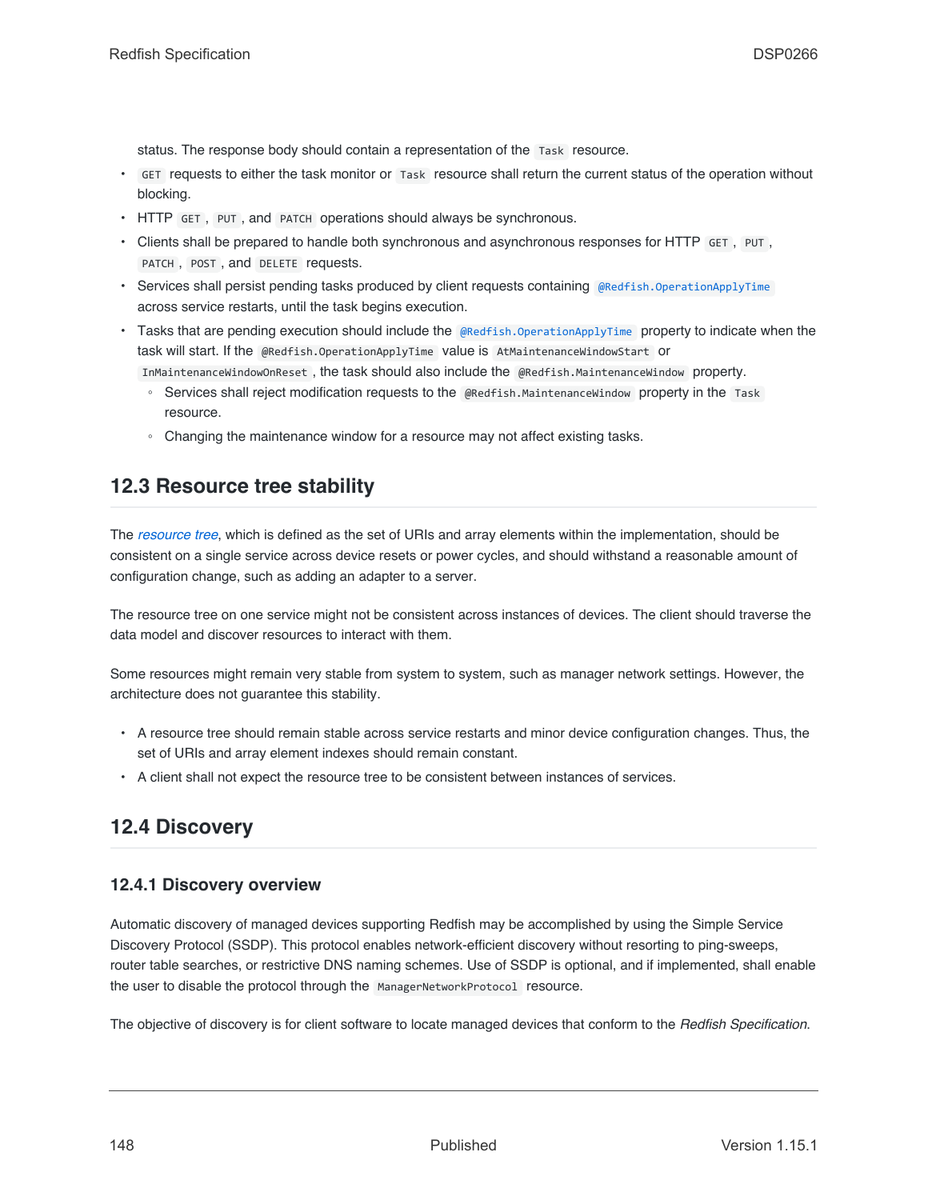status. The response body should contain a representation of the `Task` resource.

- `GET` requests to either the task monitor or `Task` resource shall return the current status of the operation without blocking.
- HTTP `GET`, `PUT`, and `PATCH` operations should always be synchronous.
- Clients shall be prepared to handle both synchronous and asynchronous responses for HTTP `GET`, `PUT`, `PATCH`, `POST`, and `DELETE` requests.
- Services shall persist pending tasks produced by client requests containing `@Redfish.OperationApplyTime` across service restarts, until the task begins execution.
- Tasks that are pending execution should include the `@Redfish.OperationApplyTime` property to indicate when the task will start. If the `@Redfish.OperationApplyTime` value is `AtMaintenanceWindowStart` or `InMaintenanceWindowOnReset`, the task should also include the `@Redfish.MaintenanceWindow` property.
    - Services shall reject modification requests to the `@Redfish.MaintenanceWindow` property in the `Task` resource.
    - Changing the maintenance window for a resource may not affect existing tasks.

## 12.3 Resource tree stability

The *resource tree*, which is defined as the set of URIs and array elements within the implementation, should be consistent on a single service across device resets or power cycles, and should withstand a reasonable amount of configuration change, such as adding an adapter to a server.

The resource tree on one service might not be consistent across instances of devices. The client should traverse the data model and discover resources to interact with them.

Some resources might remain very stable from system to system, such as manager network settings. However, the architecture does not guarantee this stability.

- A resource tree should remain stable across service restarts and minor device configuration changes. Thus, the set of URIs and array element indexes should remain constant.
- A client shall not expect the resource tree to be consistent between instances of services.

## 12.4 Discovery

### 12.4.1 Discovery overview

Automatic discovery of managed devices supporting Redfish may be accomplished by using the Simple Service Discovery Protocol (SSDP). This protocol enables network-efficient discovery without resorting to ping-sweeps, router table searches, or restrictive DNS naming schemes. Use of SSDP is optional, and if implemented, shall enable the user to disable the protocol through the `ManagerNetworkProtocol` resource.

The objective of discovery is for client software to locate managed devices that conform to the *Redfish Specification*.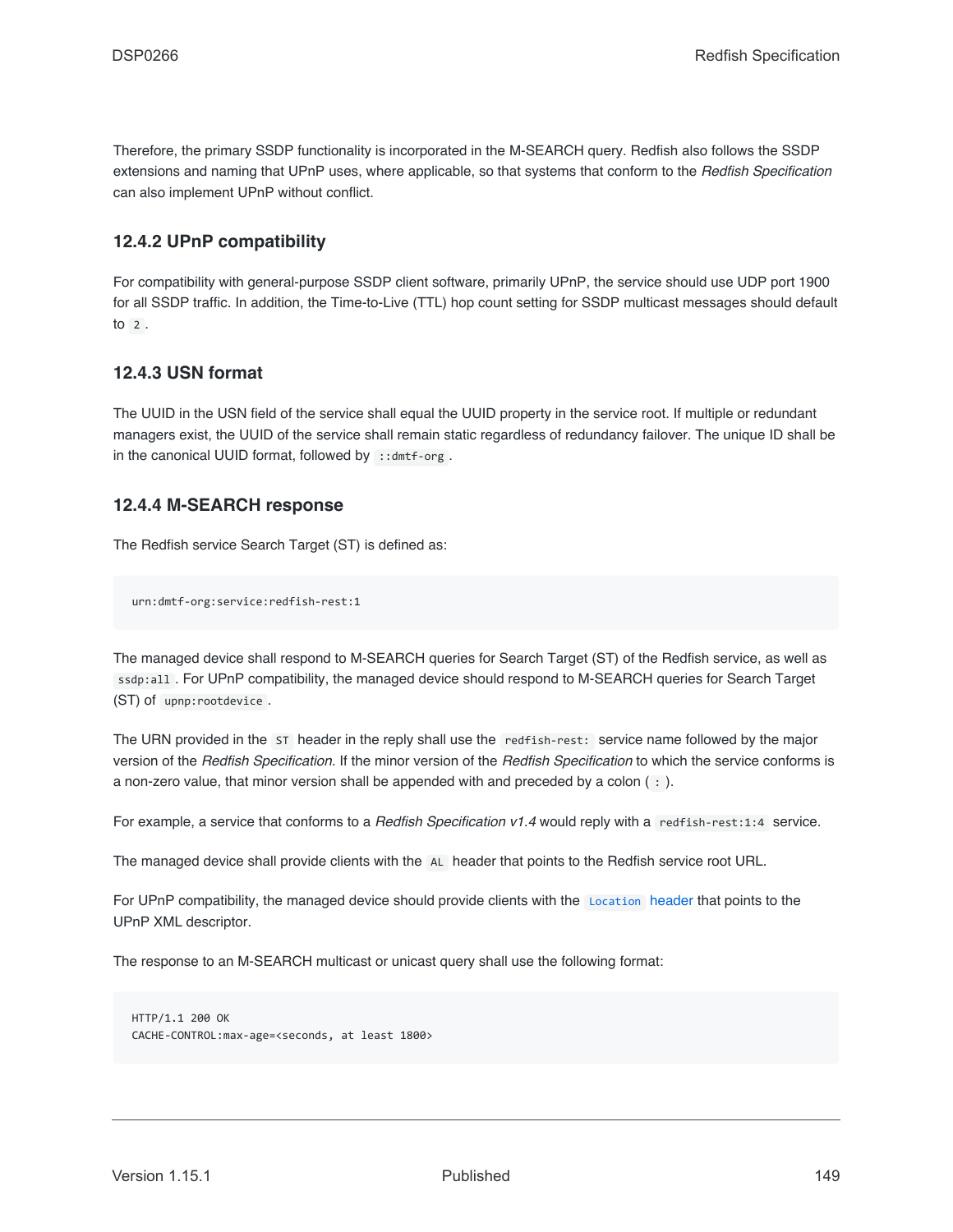Therefore, the primary SSDP functionality is incorporated in the M-SEARCH query. Redfish also follows the SSDP extensions and naming that UPnP uses, where applicable, so that systems that conform to the *Redfish Specification* can also implement UPnP without conflict.

### 12.4.2 UPnP compatibility

For compatibility with general-purpose SSDP client software, primarily UPnP, the service should use UDP port 1900 for all SSDP traffic. In addition, the Time-to-Live (TTL) hop count setting for SSDP multicast messages should default to `2`.

### 12.4.3 USN format

The UUID in the USN field of the service shall equal the UUID property in the service root. If multiple or redundant managers exist, the UUID of the service shall remain static regardless of redundancy failover. The unique ID shall be in the canonical UUID format, followed by `::dmtf-org`.

### 12.4.4 M-SEARCH response

The Redfish service Search Target (ST) is defined as:

```
urn:dmtf-org:service:redfish-rest:1
```

The managed device shall respond to M-SEARCH queries for Search Target (ST) of the Redfish service, as well as `ssdp:all`. For UPnP compatibility, the managed device should respond to M-SEARCH queries for Search Target (ST) of `upnp:rootdevice`.

The URN provided in the `ST` header in the reply shall use the `redfish-rest:` service name followed by the major version of the *Redfish Specification*. If the minor version of the *Redfish Specification* to which the service conforms is a non-zero value, that minor version shall be appended with and preceded by a colon (`:`).

For example, a service that conforms to a *Redfish Specification v1.4* would reply with a `redfish-rest:1:4` service.

The managed device shall provide clients with the `AL` header that points to the Redfish service root URL.

For UPnP compatibility, the managed device should provide clients with the `Location` header that points to the UPnP XML descriptor.

The response to an M-SEARCH multicast or unicast query shall use the following format:

```
HTTP/1.1 200 OK
CACHE-CONTROL:max-age=<seconds, at least 1800>
```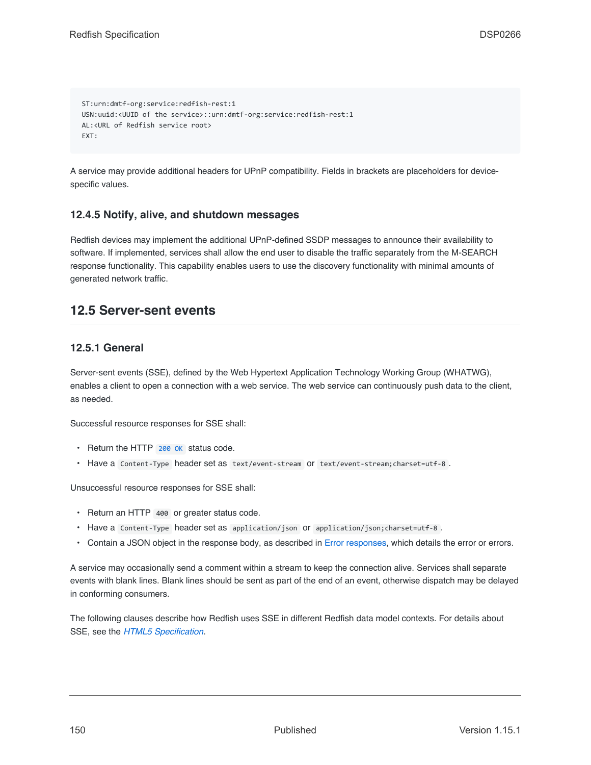```
ST:urn:dmtf-org:service:redfish-rest:1
USN:uuid:<UUID of the service>::urn:dmtf-org:service:redfish-rest:1
AL:<URL of Redfish service root>
EXT:
```

A service may provide additional headers for UPnP compatibility. Fields in brackets are placeholders for device-specific values.

### 12.4.5 Notify, alive, and shutdown messages

Redfish devices may implement the additional UPnP-defined SSDP messages to announce their availability to software. If implemented, services shall allow the end user to disable the traffic separately from the M-SEARCH response functionality. This capability enables users to use the discovery functionality with minimal amounts of generated network traffic.

## 12.5 Server-sent events

### 12.5.1 General

Server-sent events (SSE), defined by the Web Hypertext Application Technology Working Group (WHATWG), enables a client to open a connection with a web service. The web service can continuously push data to the client, as needed.

Successful resource responses for SSE shall:

- Return the HTTP `200 OK` status code.
- Have a `Content-Type` header set as `text/event-stream` or `text/event-stream;charset=utf-8`.

Unsuccessful resource responses for SSE shall:

- Return an HTTP `400` or greater status code.
- Have a `Content-Type` header set as `application/json` or `application/json;charset=utf-8`.
- Contain a JSON object in the response body, as described in Error responses, which details the error or errors.

A service may occasionally send a comment within a stream to keep the connection alive. Services shall separate events with blank lines. Blank lines should be sent as part of the end of an event, otherwise dispatch may be delayed in conforming consumers.

The following clauses describe how Redfish uses SSE in different Redfish data model contexts. For details about SSE, see the *HTML5 Specification*.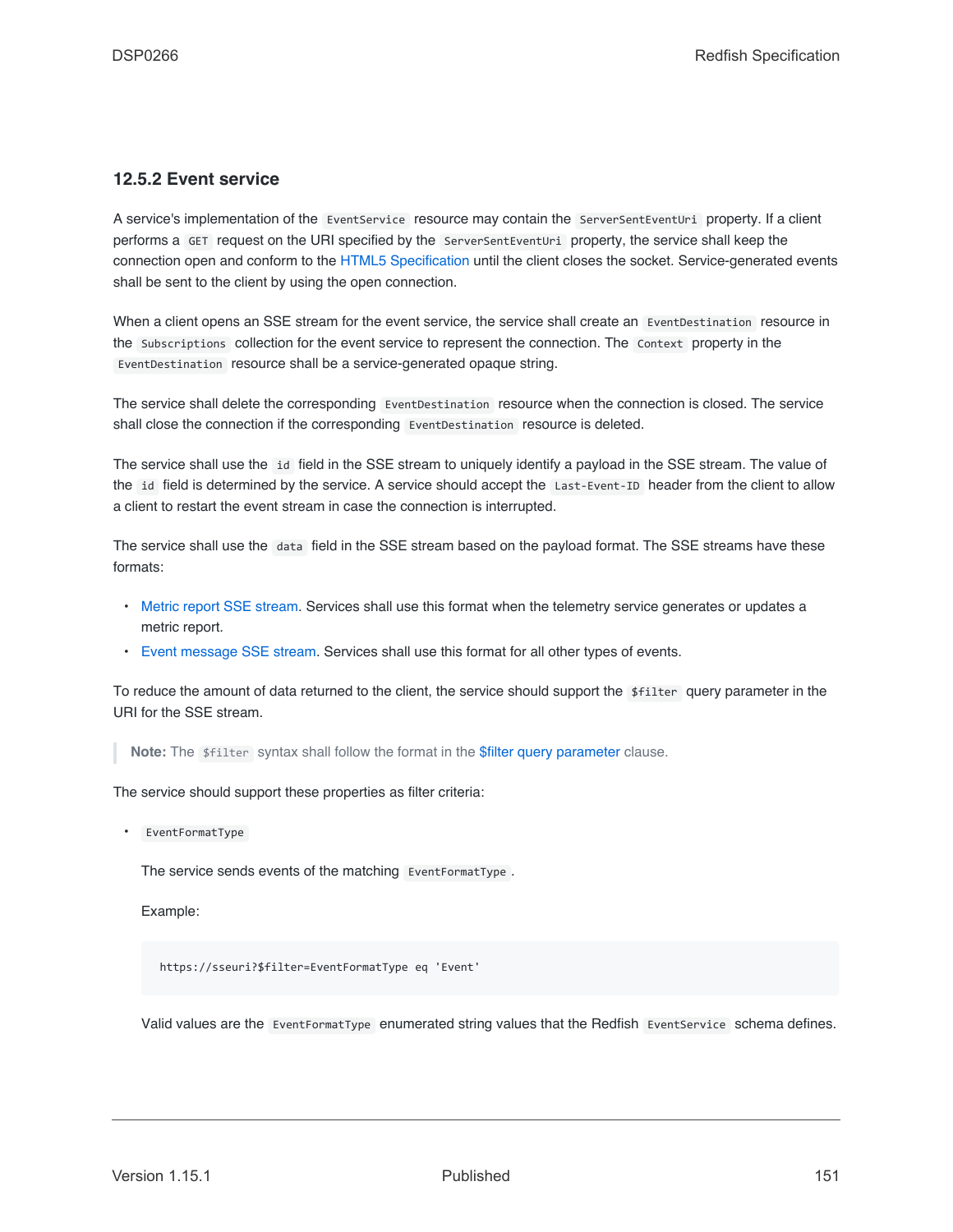### 12.5.2 Event service

A service's implementation of the `EventService` resource may contain the `ServerSentEventUri` property. If a client performs a `GET` request on the URI specified by the `ServerSentEventUri` property, the service shall keep the connection open and conform to the HTML5 Specification until the client closes the socket. Service-generated events shall be sent to the client by using the open connection.

When a client opens an SSE stream for the event service, the service shall create an `EventDestination` resource in the `Subscriptions` collection for the event service to represent the connection. The `Context` property in the `EventDestination` resource shall be a service-generated opaque string.

The service shall delete the corresponding `EventDestination` resource when the connection is closed. The service shall close the connection if the corresponding `EventDestination` resource is deleted.

The service shall use the `id` field in the SSE stream to uniquely identify a payload in the SSE stream. The value of the `id` field is determined by the service. A service should accept the `Last-Event-ID` header from the client to allow a client to restart the event stream in case the connection is interrupted.

The service shall use the `data` field in the SSE stream based on the payload format. The SSE streams have these formats:

- Metric report SSE stream. Services shall use this format when the telemetry service generates or updates a metric report.
- Event message SSE stream. Services shall use this format for all other types of events.

To reduce the amount of data returned to the client, the service should support the `$filter` query parameter in the URI for the SSE stream.

> **Note:** The `$filter` syntax shall follow the format in the $filter query parameter clause.

The service should support these properties as filter criteria:

- `EventFormatType`

  The service sends events of the matching `EventFormatType`.

  Example:

  ```
  https://sseuri?$filter=EventFormatType eq 'Event'
  ```

  Valid values are the `EventFormatType` enumerated string values that the Redfish `EventService` schema defines.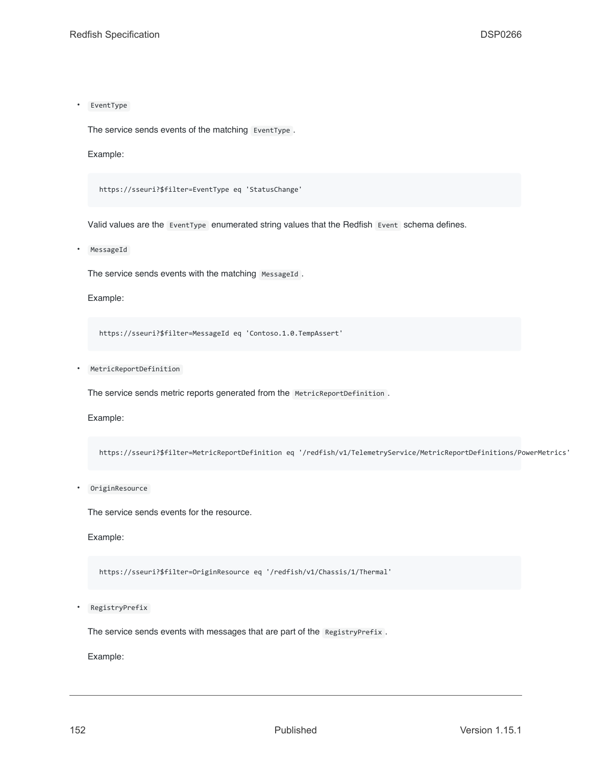- `EventType`

  The service sends events of the matching `EventType`.

  Example:

  ```
  https://sseuri?$filter=EventType eq 'StatusChange'
  ```

  Valid values are the `EventType` enumerated string values that the Redfish `Event` schema defines.

- `MessageId`

  The service sends events with the matching `MessageId`.

  Example:

  ```
  https://sseuri?$filter=MessageId eq 'Contoso.1.0.TempAssert'
  ```

- `MetricReportDefinition`

  The service sends metric reports generated from the `MetricReportDefinition`.

  Example:

  ```
  https://sseuri?$filter=MetricReportDefinition eq '/redfish/v1/TelemetryService/MetricReportDefinitions/PowerMetrics'
  ```

- `OriginResource`

  The service sends events for the resource.

  Example:

  ```
  https://sseuri?$filter=OriginResource eq '/redfish/v1/Chassis/1/Thermal'
  ```

- `RegistryPrefix`

  The service sends events with messages that are part of the `RegistryPrefix`.

  Example: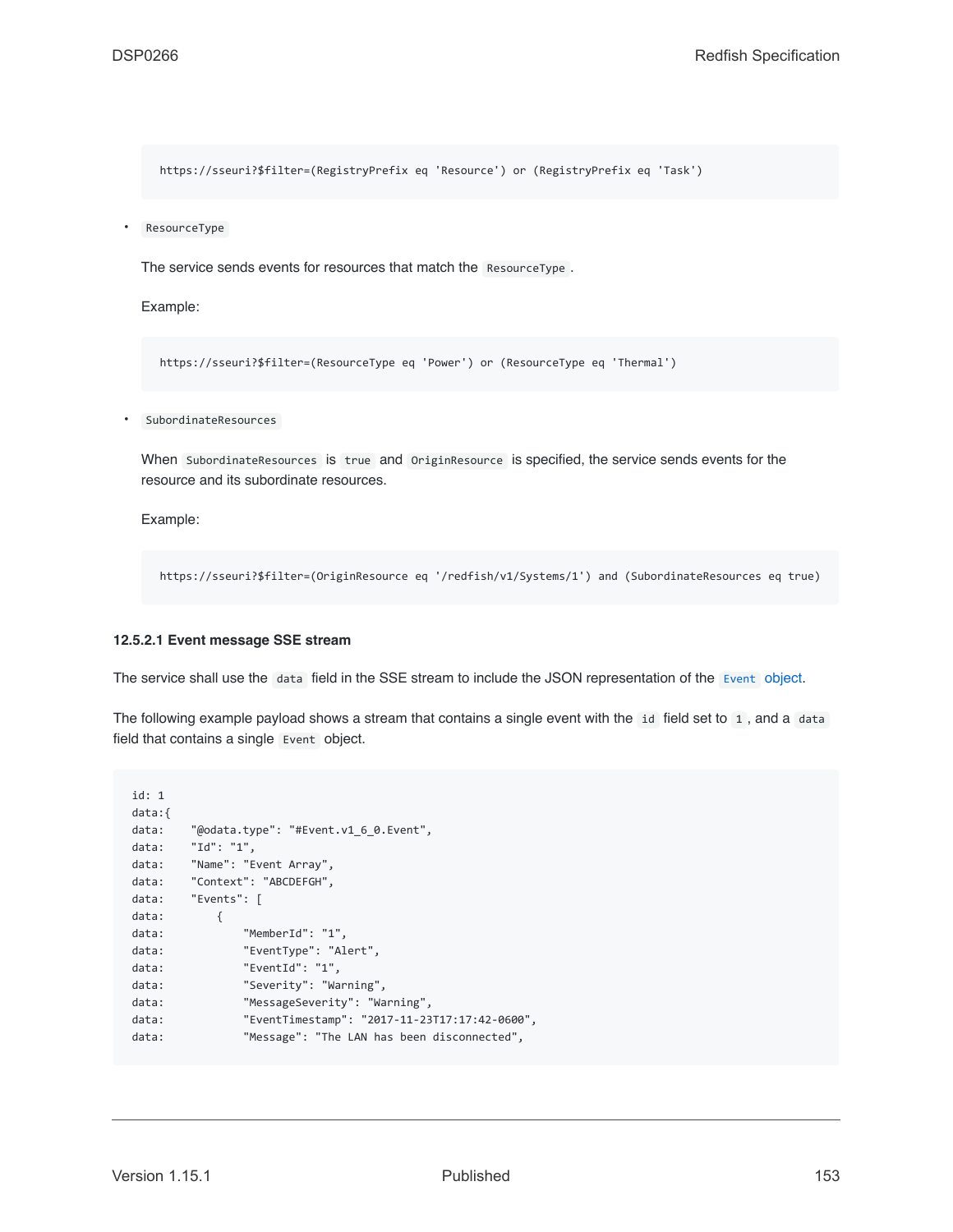```
https://sseuri?$filter=(RegistryPrefix eq 'Resource') or (RegistryPrefix eq 'Task')
```

- `ResourceType`

  The service sends events for resources that match the `ResourceType`.

  Example:

  ```
  https://sseuri?$filter=(ResourceType eq 'Power') or (ResourceType eq 'Thermal')
  ```

- `SubordinateResources`

  When `SubordinateResources` is `true` and `OriginResource` is specified, the service sends events for the resource and its subordinate resources.

  Example:

  ```
  https://sseuri?$filter=(OriginResource eq '/redfish/v1/Systems/1') and (SubordinateResources eq true)
  ```

#### 12.5.2.1 Event message SSE stream

The service shall use the `data` field in the SSE stream to include the JSON representation of the `Event` object.

The following example payload shows a stream that contains a single event with the `id` field set to `1`, and a `data` field that contains a single `Event` object.

```
id: 1
data:{
data:    "@odata.type": "#Event.v1_6_0.Event",
data:    "Id": "1",
data:    "Name": "Event Array",
data:    "Context": "ABCDEFGH",
data:    "Events": [
data:        {
data:            "MemberId": "1",
data:            "EventType": "Alert",
data:            "EventId": "1",
data:            "Severity": "Warning",
data:            "MessageSeverity": "Warning",
data:            "EventTimestamp": "2017-11-23T17:17:42-0600",
data:            "Message": "The LAN has been disconnected",
```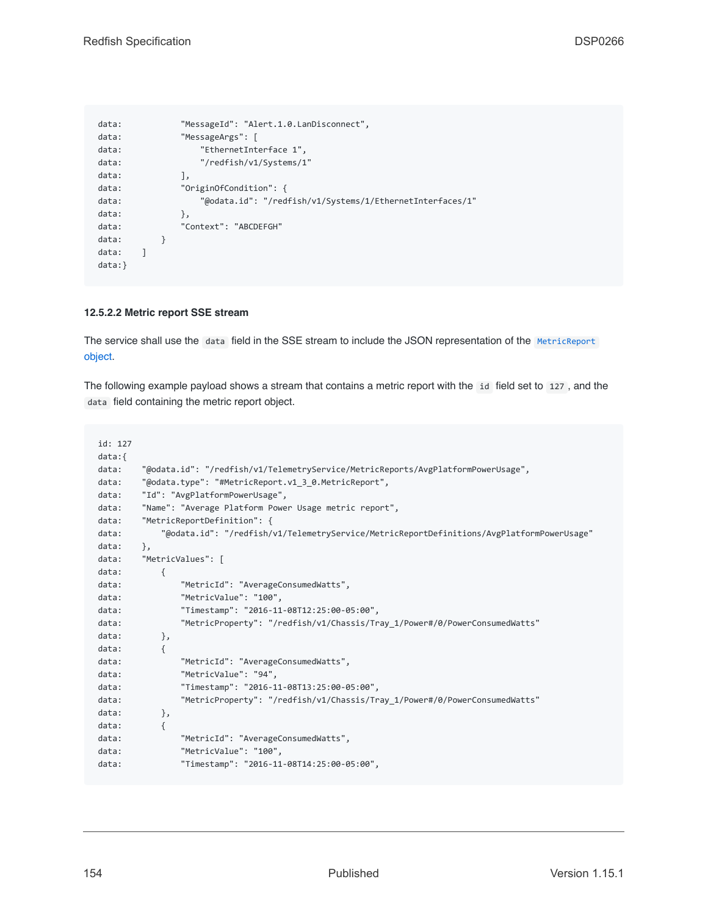```
data:            "MessageId": "Alert.1.0.LanDisconnect",
data:            "MessageArgs": [
data:                "EthernetInterface 1",
data:                "/redfish/v1/Systems/1"
data:            ],
data:            "OriginOfCondition": {
data:                "@odata.id": "/redfish/v1/Systems/1/EthernetInterfaces/1"
data:            },
data:            "Context": "ABCDEFGH"
data:        }
data:    ]
data:}
```

#### 12.5.2.2 Metric report SSE stream

The service shall use the `data` field in the SSE stream to include the JSON representation of the `MetricReport` object.

The following example payload shows a stream that contains a metric report with the `id` field set to `127`, and the `data` field containing the metric report object.

```
id: 127
data:{
data:    "@odata.id": "/redfish/v1/TelemetryService/MetricReports/AvgPlatformPowerUsage",
data:    "@odata.type": "#MetricReport.v1_3_0.MetricReport",
data:    "Id": "AvgPlatformPowerUsage",
data:    "Name": "Average Platform Power Usage metric report",
data:    "MetricReportDefinition": {
data:        "@odata.id": "/redfish/v1/TelemetryService/MetricReportDefinitions/AvgPlatformPowerUsage"
data:    },
data:    "MetricValues": [
data:        {
data:            "MetricId": "AverageConsumedWatts",
data:            "MetricValue": "100",
data:            "Timestamp": "2016-11-08T12:25:00-05:00",
data:            "MetricProperty": "/redfish/v1/Chassis/Tray_1/Power#/0/PowerConsumedWatts"
data:        },
data:        {
data:            "MetricId": "AverageConsumedWatts",
data:            "MetricValue": "94",
data:            "Timestamp": "2016-11-08T13:25:00-05:00",
data:            "MetricProperty": "/redfish/v1/Chassis/Tray_1/Power#/0/PowerConsumedWatts"
data:        },
data:        {
data:            "MetricId": "AverageConsumedWatts",
data:            "MetricValue": "100",
data:            "Timestamp": "2016-11-08T14:25:00-05:00",
```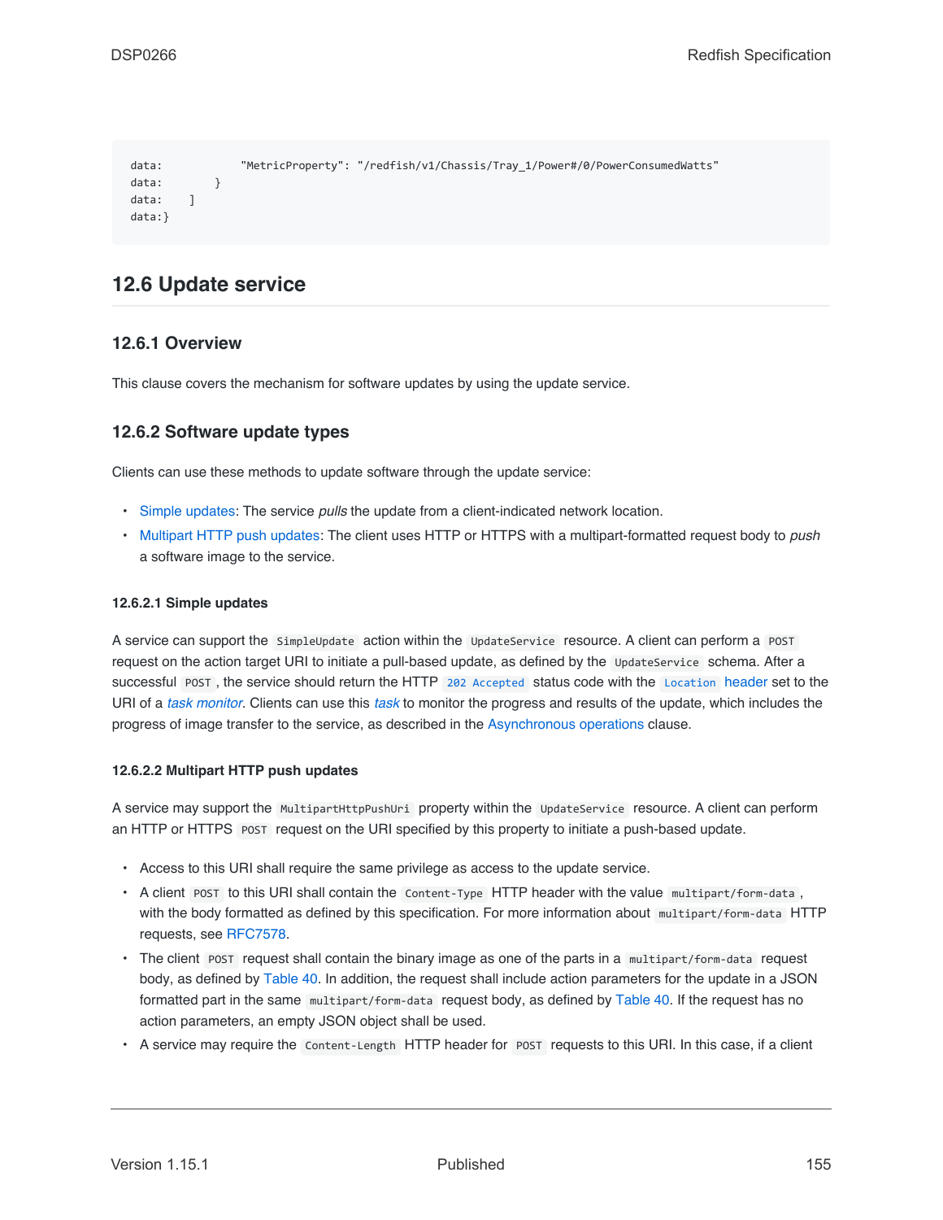```
data:           "MetricProperty": "/redfish/v1/Chassis/Tray_1/Power#/0/PowerConsumedWatts"
data:       }
data:    ]
data:}
```

## 12.6 Update service

### 12.6.1 Overview

This clause covers the mechanism for software updates by using the update service.

### 12.6.2 Software update types

Clients can use these methods to update software through the update service:

- Simple updates: The service *pulls* the update from a client-indicated network location.
- Multipart HTTP push updates: The client uses HTTP or HTTPS with a multipart-formatted request body to *push* a software image to the service.

#### 12.6.2.1 Simple updates

A service can support the `SimpleUpdate` action within the `UpdateService` resource. A client can perform a `POST` request on the action target URI to initiate a pull-based update, as defined by the `UpdateService` schema. After a successful `POST`, the service should return the HTTP `202 Accepted` status code with the `Location` header set to the URI of a *task monitor*. Clients can use this *task* to monitor the progress and results of the update, which includes the progress of image transfer to the service, as described in the Asynchronous operations clause.

#### 12.6.2.2 Multipart HTTP push updates

A service may support the `MultipartHttpPushUri` property within the `UpdateService` resource. A client can perform an HTTP or HTTPS `POST` request on the URI specified by this property to initiate a push-based update.

- Access to this URI shall require the same privilege as access to the update service.
- A client `POST` to this URI shall contain the `Content-Type` HTTP header with the value `multipart/form-data`, with the body formatted as defined by this specification. For more information about `multipart/form-data` HTTP requests, see RFC7578.
- The client `POST` request shall contain the binary image as one of the parts in a `multipart/form-data` request body, as defined by Table 40. In addition, the request shall include action parameters for the update in a JSON formatted part in the same `multipart/form-data` request body, as defined by Table 40. If the request has no action parameters, an empty JSON object shall be used.
- A service may require the `Content-Length` HTTP header for `POST` requests to this URI. In this case, if a client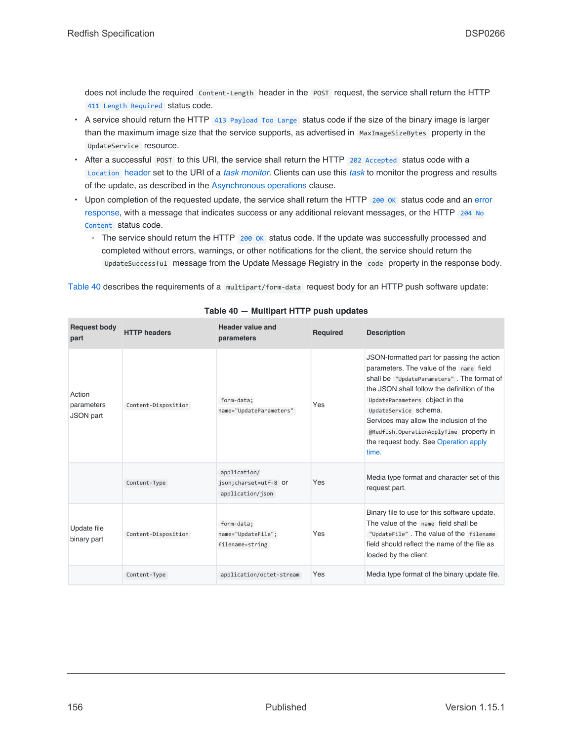does not include the required `Content-Length` header in the `POST` request, the service shall return the HTTP `411 Length Required` status code.

- A service should return the HTTP `413 Payload Too Large` status code if the size of the binary image is larger than the maximum image size that the service supports, as advertised in `MaxImageSizeBytes` property in the `UpdateService` resource.
- After a successful `POST` to this URI, the service shall return the HTTP `202 Accepted` status code with a `Location` header set to the URI of a *task monitor*. Clients can use this *task* to monitor the progress and results of the update, as described in the Asynchronous operations clause.
- Upon completion of the requested update, the service shall return the HTTP `200 OK` status code and an error response, with a message that indicates success or any additional relevant messages, or the HTTP `204 No Content` status code.
    - The service should return the HTTP `200 OK` status code. If the update was successfully processed and completed without errors, warnings, or other notifications for the client, the service should return the `UpdateSuccessful` message from the Update Message Registry in the `code` property in the response body.

Table 40 describes the requirements of a `multipart/form-data` request body for an HTTP push software update:

**Table 40 — Multipart HTTP push updates**

| Request body part | HTTP headers | Header value and parameters | Required | Description |
|---|---|---|---|---|
| Action parameters JSON part | `Content-Disposition` | `form-data; name="UpdateParameters"` | Yes | JSON-formatted part for passing the action parameters. The value of the `name` field shall be `"UpdateParameters"`. The format of the JSON shall follow the definition of the `UpdateParameters` object in the `UpdateService` schema. Services may allow the inclusion of the `@Redfish.OperationApplyTime` property in the request body. See Operation apply time. |
| | `Content-Type` | `application/json;charset=utf-8` or `application/json` | Yes | Media type format and character set of this request part. |
| Update file binary part | `Content-Disposition` | `form-data; name="UpdateFile"; filename=string` | Yes | Binary file to use for this software update. The value of the `name` field shall be `"UpdateFile"`. The value of the `filename` field should reflect the name of the file as loaded by the client. |
| | `Content-Type` | `application/octet-stream` | Yes | Media type format of the binary update file. |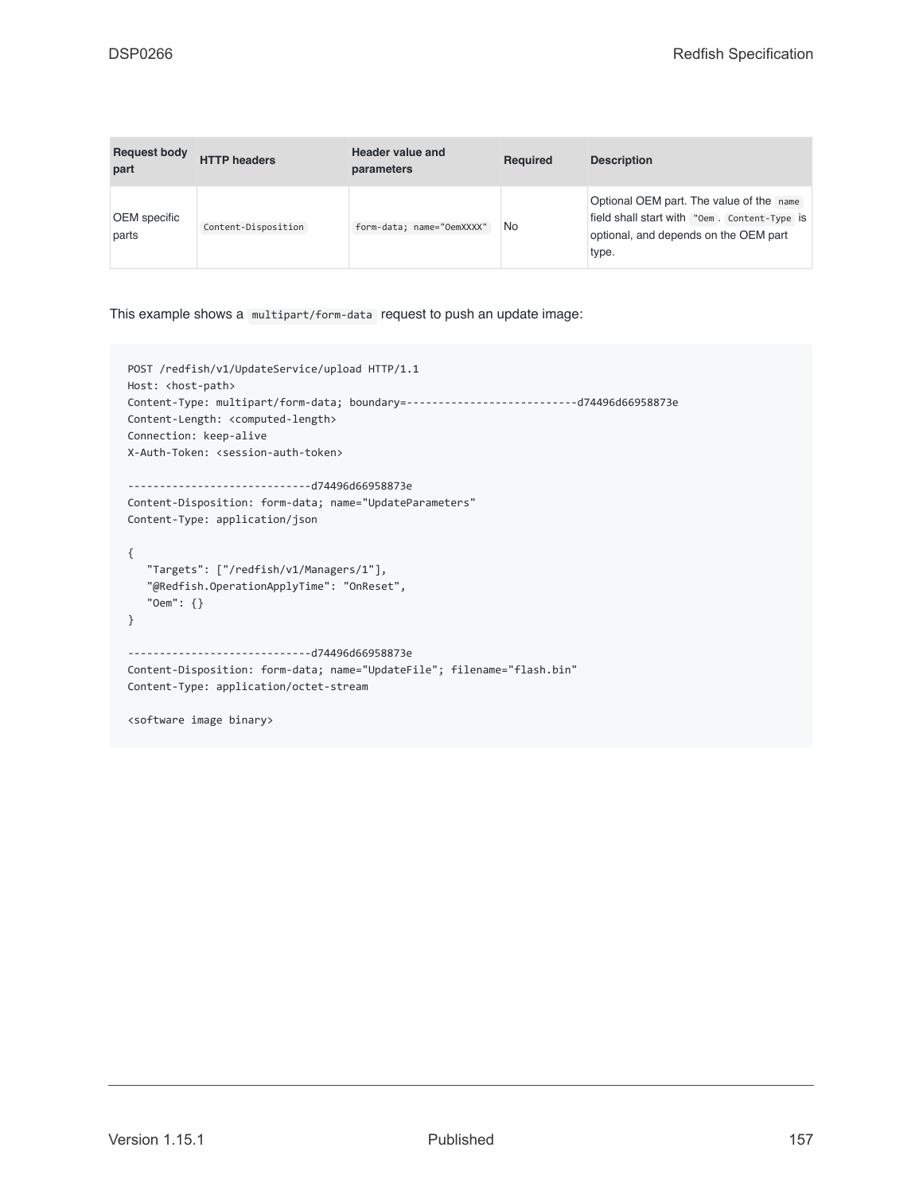| Request body part | HTTP headers | Header value and parameters | Required | Description |
| --- | --- | --- | --- | --- |
| OEM specific parts | `Content-Disposition` | `form-data; name="OemXXXX"` | No | Optional OEM part. The value of the `name` field shall start with `"Oem`. `Content-Type` is optional, and depends on the OEM part type. |

This example shows a `multipart/form-data` request to push an update image:

```
POST /redfish/v1/UpdateService/upload HTTP/1.1
Host: <host-path>
Content-Type: multipart/form-data; boundary=---------------------------d74496d66958873e
Content-Length: <computed-length>
Connection: keep-alive
X-Auth-Token: <session-auth-token>

-----------------------------d74496d66958873e
Content-Disposition: form-data; name="UpdateParameters"
Content-Type: application/json

{
   "Targets": ["/redfish/v1/Managers/1"],
   "@Redfish.OperationApplyTime": "OnReset",
   "Oem": {}
}

-----------------------------d74496d66958873e
Content-Disposition: form-data; name="UpdateFile"; filename="flash.bin"
Content-Type: application/octet-stream

<software image binary>
```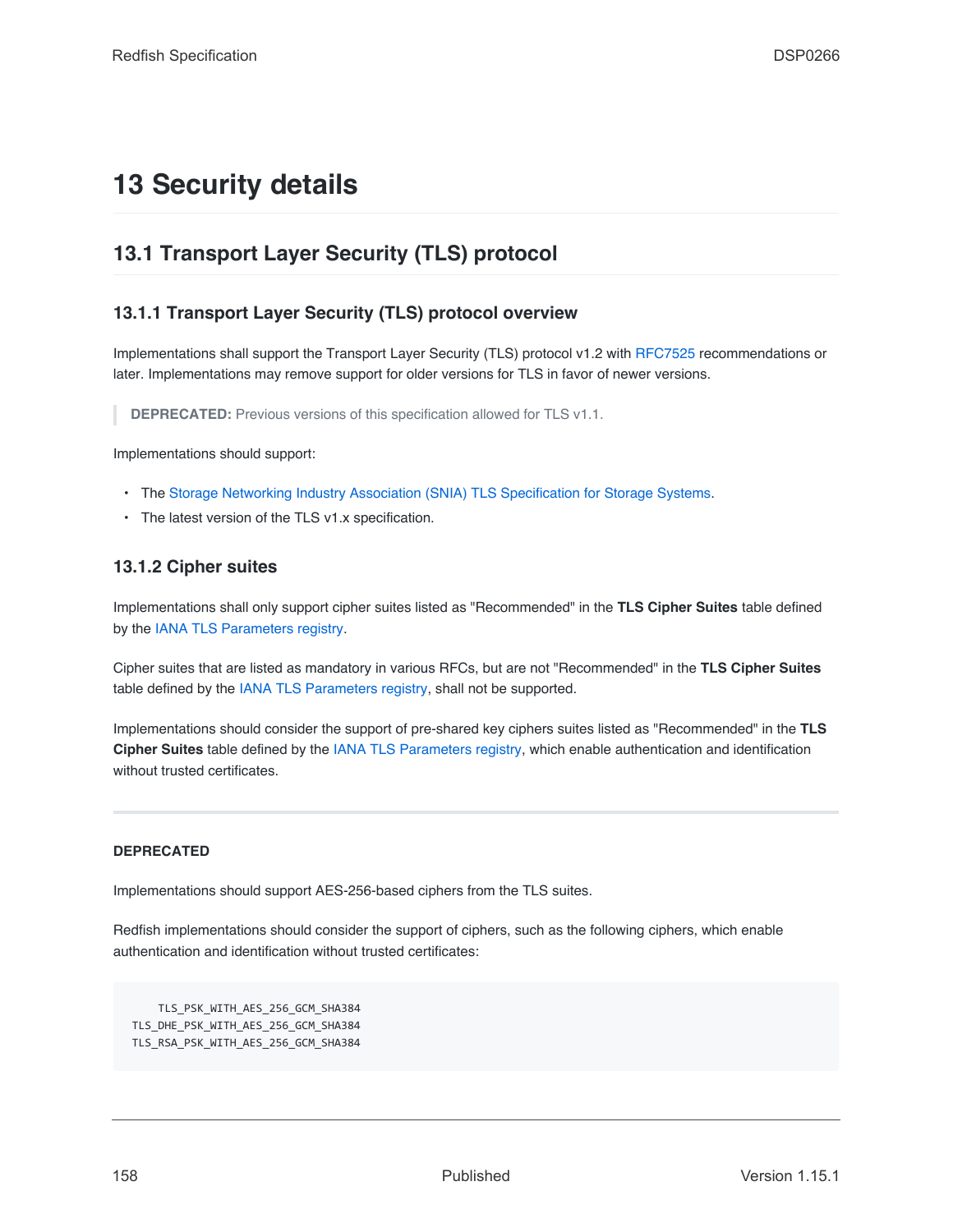# 13 Security details

## 13.1 Transport Layer Security (TLS) protocol

### 13.1.1 Transport Layer Security (TLS) protocol overview

Implementations shall support the Transport Layer Security (TLS) protocol v1.2 with RFC7525 recommendations or later. Implementations may remove support for older versions for TLS in favor of newer versions.

> **DEPRECATED:** Previous versions of this specification allowed for TLS v1.1.

Implementations should support:

- The Storage Networking Industry Association (SNIA) TLS Specification for Storage Systems.
- The latest version of the TLS v1.x specification.

### 13.1.2 Cipher suites

Implementations shall only support cipher suites listed as "Recommended" in the **TLS Cipher Suites** table defined by the IANA TLS Parameters registry.

Cipher suites that are listed as mandatory in various RFCs, but are not "Recommended" in the **TLS Cipher Suites** table defined by the IANA TLS Parameters registry, shall not be supported.

Implementations should consider the support of pre-shared key ciphers suites listed as "Recommended" in the **TLS Cipher Suites** table defined by the IANA TLS Parameters registry, which enable authentication and identification without trusted certificates.

---

**DEPRECATED**

Implementations should support AES-256-based ciphers from the TLS suites.

Redfish implementations should consider the support of ciphers, such as the following ciphers, which enable authentication and identification without trusted certificates:

```
    TLS_PSK_WITH_AES_256_GCM_SHA384
TLS_DHE_PSK_WITH_AES_256_GCM_SHA384
TLS_RSA_PSK_WITH_AES_256_GCM_SHA384
```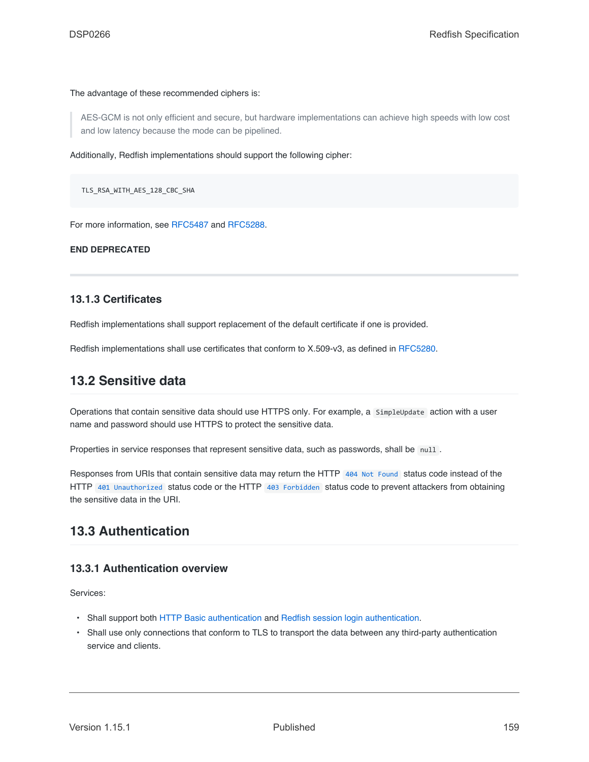The advantage of these recommended ciphers is:

> AES-GCM is not only efficient and secure, but hardware implementations can achieve high speeds with low cost and low latency because the mode can be pipelined.

Additionally, Redfish implementations should support the following cipher:

```
TLS_RSA_WITH_AES_128_CBC_SHA
```

For more information, see RFC5487 and RFC5288.

**END DEPRECATED**

---

### 13.1.3 Certificates

Redfish implementations shall support replacement of the default certificate if one is provided.

Redfish implementations shall use certificates that conform to X.509-v3, as defined in RFC5280.

## 13.2 Sensitive data

Operations that contain sensitive data should use HTTPS only. For example, a `SimpleUpdate` action with a user name and password should use HTTPS to protect the sensitive data.

Properties in service responses that represent sensitive data, such as passwords, shall be `null`.

Responses from URIs that contain sensitive data may return the HTTP `404 Not Found` status code instead of the HTTP `401 Unauthorized` status code or the HTTP `403 Forbidden` status code to prevent attackers from obtaining the sensitive data in the URI.

## 13.3 Authentication

### 13.3.1 Authentication overview

Services:

- Shall support both HTTP Basic authentication and Redfish session login authentication.
- Shall use only connections that conform to TLS to transport the data between any third-party authentication service and clients.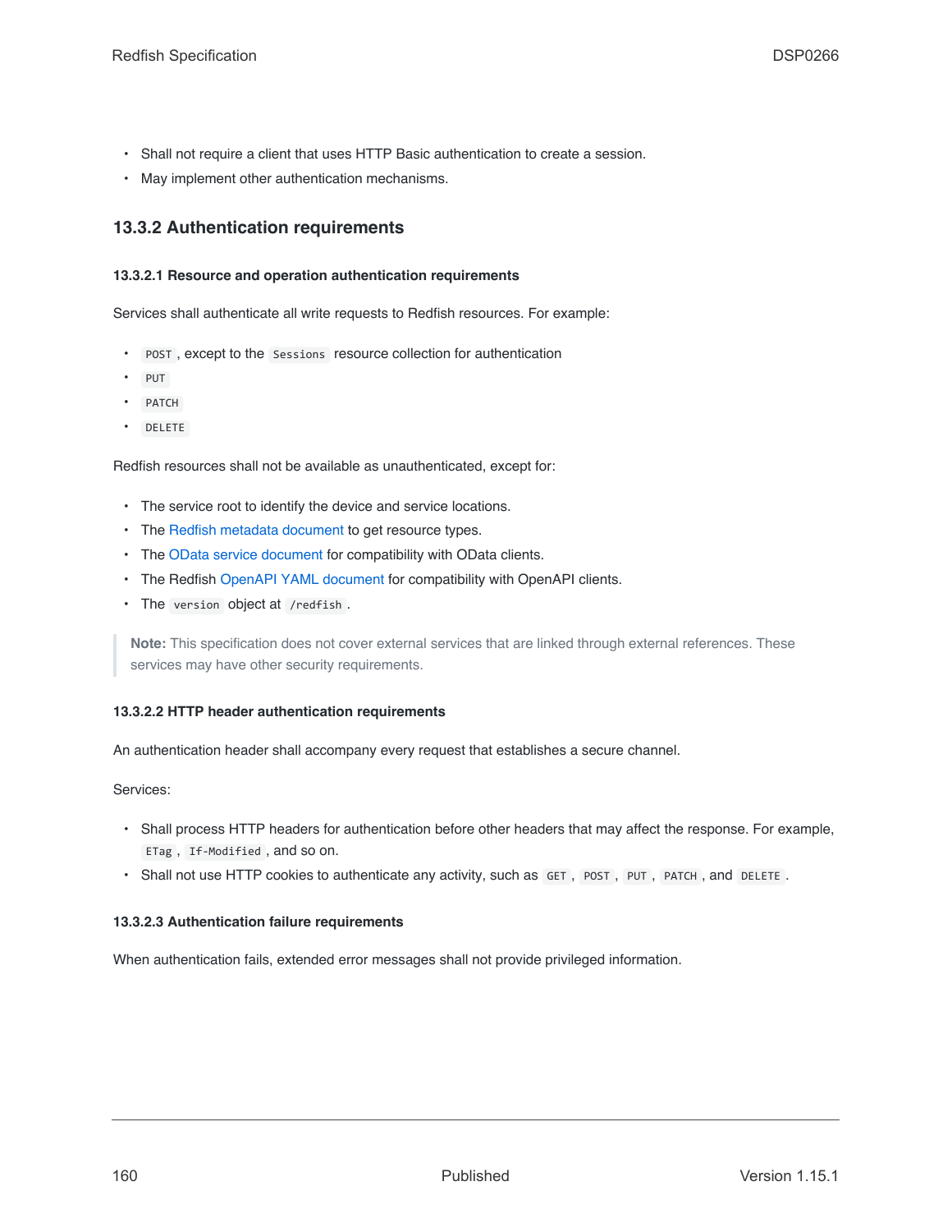- Shall not require a client that uses HTTP Basic authentication to create a session.
- May implement other authentication mechanisms.

### 13.3.2 Authentication requirements

#### 13.3.2.1 Resource and operation authentication requirements

Services shall authenticate all write requests to Redfish resources. For example:

- `POST`, except to the `Sessions` resource collection for authentication
- `PUT`
- `PATCH`
- `DELETE`

Redfish resources shall not be available as unauthenticated, except for:

- The service root to identify the device and service locations.
- The Redfish metadata document to get resource types.
- The OData service document for compatibility with OData clients.
- The Redfish OpenAPI YAML document for compatibility with OpenAPI clients.
- The `version` object at `/redfish`.

> **Note:** This specification does not cover external services that are linked through external references. These services may have other security requirements.

#### 13.3.2.2 HTTP header authentication requirements

An authentication header shall accompany every request that establishes a secure channel.

Services:

- Shall process HTTP headers for authentication before other headers that may affect the response. For example, `ETag`, `If-Modified`, and so on.
- Shall not use HTTP cookies to authenticate any activity, such as `GET`, `POST`, `PUT`, `PATCH`, and `DELETE`.

#### 13.3.2.3 Authentication failure requirements

When authentication fails, extended error messages shall not provide privileged information.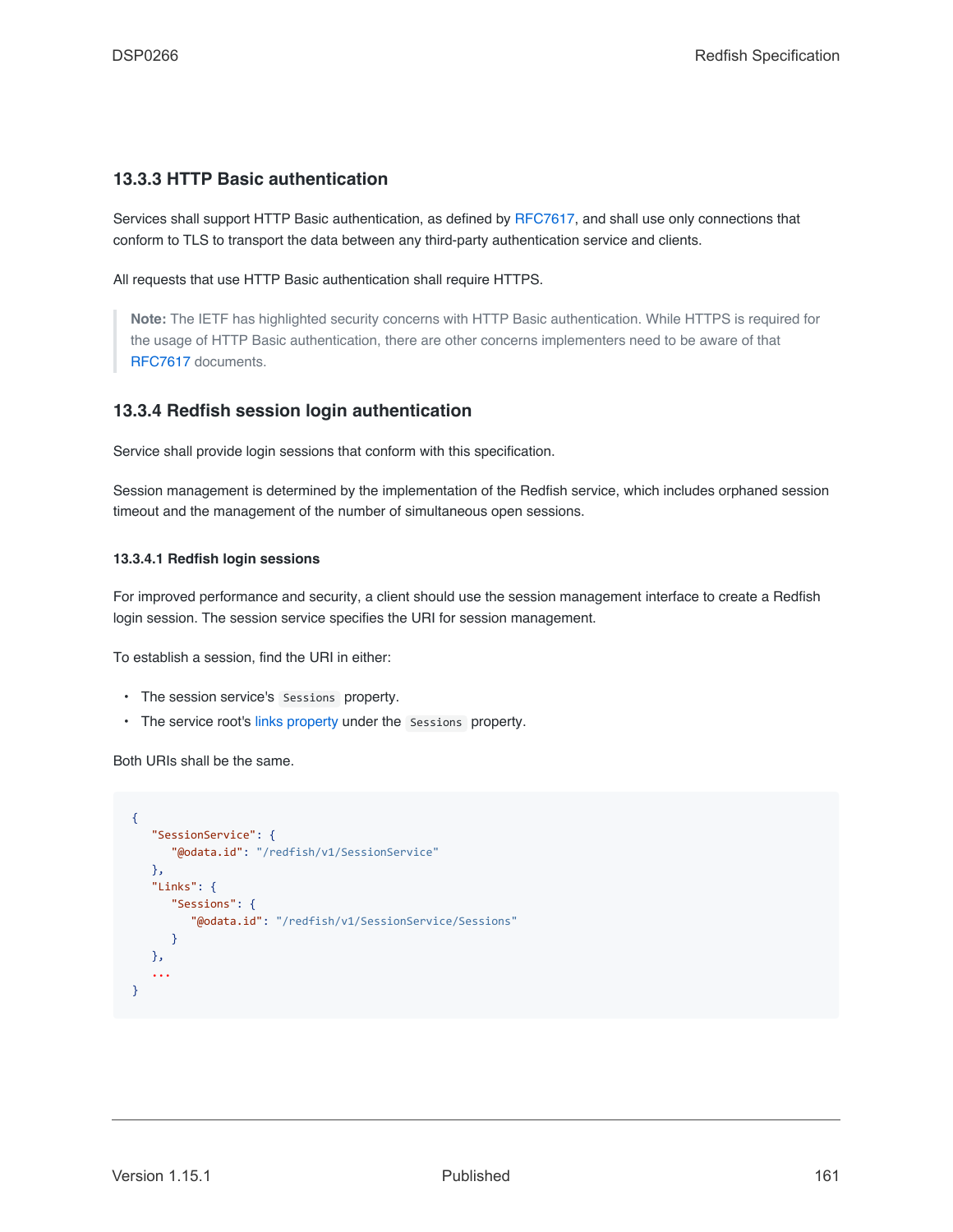### 13.3.3 HTTP Basic authentication

Services shall support HTTP Basic authentication, as defined by RFC7617, and shall use only connections that conform to TLS to transport the data between any third-party authentication service and clients.

All requests that use HTTP Basic authentication shall require HTTPS.

> **Note:** The IETF has highlighted security concerns with HTTP Basic authentication. While HTTPS is required for the usage of HTTP Basic authentication, there are other concerns implementers need to be aware of that RFC7617 documents.

### 13.3.4 Redfish session login authentication

Service shall provide login sessions that conform with this specification.

Session management is determined by the implementation of the Redfish service, which includes orphaned session timeout and the management of the number of simultaneous open sessions.

#### 13.3.4.1 Redfish login sessions

For improved performance and security, a client should use the session management interface to create a Redfish login session. The session service specifies the URI for session management.

To establish a session, find the URI in either:

- The session service's `Sessions` property.
- The service root's links property under the `Sessions` property.

Both URIs shall be the same.

```
{
   "SessionService": {
      "@odata.id": "/redfish/v1/SessionService"
   },
   "Links": {
      "Sessions": {
         "@odata.id": "/redfish/v1/SessionService/Sessions"
      }
   },
   ...
}
```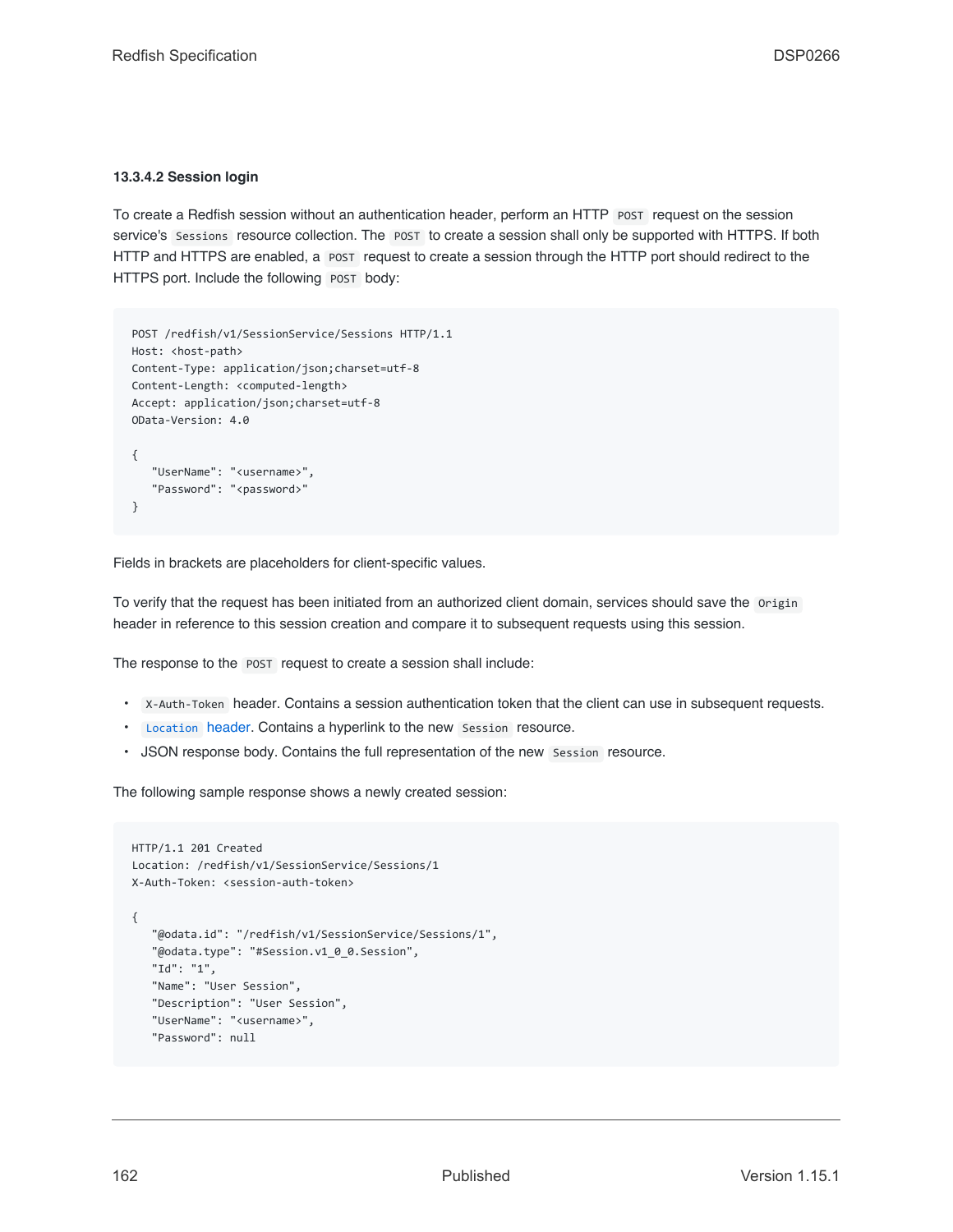#### 13.3.4.2 Session login

To create a Redfish session without an authentication header, perform an HTTP `POST` request on the session service's `Sessions` resource collection. The `POST` to create a session shall only be supported with HTTPS. If both HTTP and HTTPS are enabled, a `POST` request to create a session through the HTTP port should redirect to the HTTPS port. Include the following `POST` body:

```
POST /redfish/v1/SessionService/Sessions HTTP/1.1
Host: <host-path>
Content-Type: application/json;charset=utf-8
Content-Length: <computed-length>
Accept: application/json;charset=utf-8
OData-Version: 4.0

{
   "UserName": "<username>",
   "Password": "<password>"
}
```

Fields in brackets are placeholders for client-specific values.

To verify that the request has been initiated from an authorized client domain, services should save the `Origin` header in reference to this session creation and compare it to subsequent requests using this session.

The response to the `POST` request to create a session shall include:

- `X-Auth-Token` header. Contains a session authentication token that the client can use in subsequent requests.
- `Location` header. Contains a hyperlink to the new `Session` resource.
- JSON response body. Contains the full representation of the new `Session` resource.

The following sample response shows a newly created session:

```
HTTP/1.1 201 Created
Location: /redfish/v1/SessionService/Sessions/1
X-Auth-Token: <session-auth-token>

{
   "@odata.id": "/redfish/v1/SessionService/Sessions/1",
   "@odata.type": "#Session.v1_0_0.Session",
   "Id": "1",
   "Name": "User Session",
   "Description": "User Session",
   "UserName": "<username>",
   "Password": null
```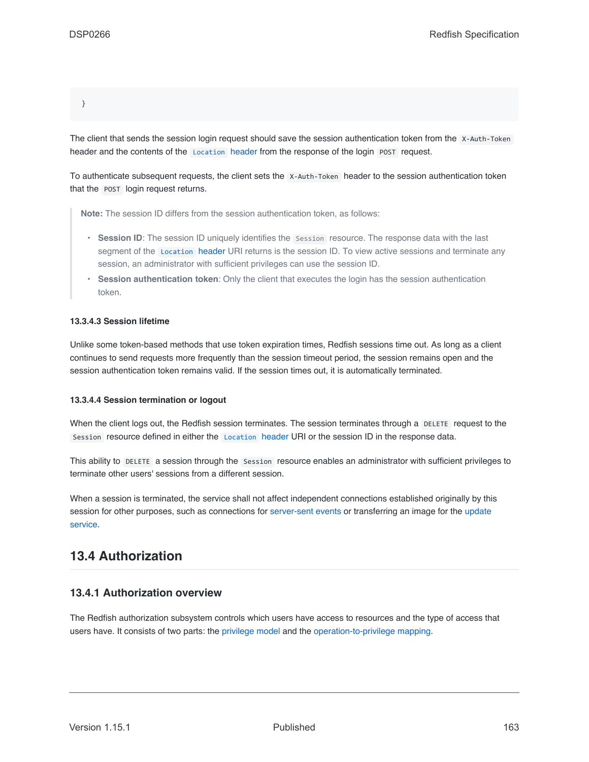```
}
```

The client that sends the session login request should save the session authentication token from the `X-Auth-Token` header and the contents of the `Location` header from the response of the login `POST` request.

To authenticate subsequent requests, the client sets the `X-Auth-Token` header to the session authentication token that the `POST` login request returns.

> **Note:** The session ID differs from the session authentication token, as follows:
>
> - **Session ID**: The session ID uniquely identifies the `Session` resource. The response data with the last segment of the `Location` header URI returns is the session ID. To view active sessions and terminate any session, an administrator with sufficient privileges can use the session ID.
> - **Session authentication token**: Only the client that executes the login has the session authentication token.

#### 13.3.4.3 Session lifetime

Unlike some token-based methods that use token expiration times, Redfish sessions time out. As long as a client continues to send requests more frequently than the session timeout period, the session remains open and the session authentication token remains valid. If the session times out, it is automatically terminated.

#### 13.3.4.4 Session termination or logout

When the client logs out, the Redfish session terminates. The session terminates through a `DELETE` request to the `Session` resource defined in either the `Location` header URI or the session ID in the response data.

This ability to `DELETE` a session through the `Session` resource enables an administrator with sufficient privileges to terminate other users' sessions from a different session.

When a session is terminated, the service shall not affect independent connections established originally by this session for other purposes, such as connections for server-sent events or transferring an image for the update service.

## 13.4 Authorization

### 13.4.1 Authorization overview

The Redfish authorization subsystem controls which users have access to resources and the type of access that users have. It consists of two parts: the privilege model and the operation-to-privilege mapping.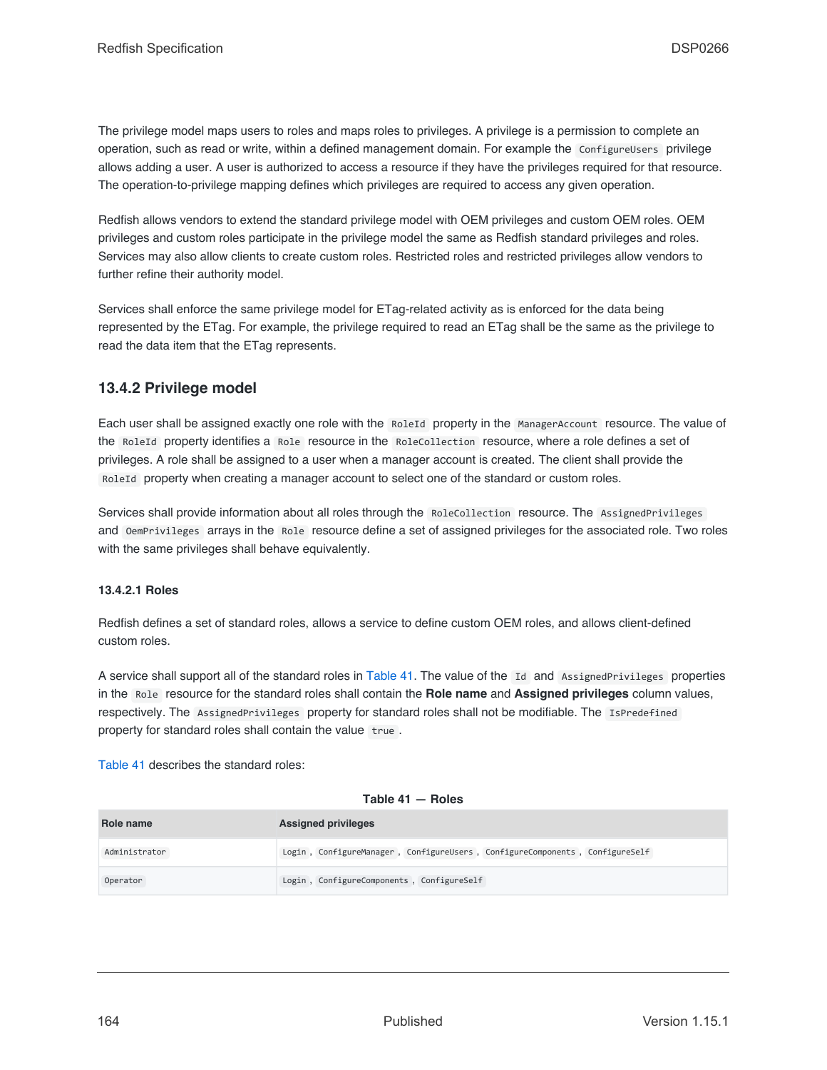The privilege model maps users to roles and maps roles to privileges. A privilege is a permission to complete an operation, such as read or write, within a defined management domain. For example the `ConfigureUsers` privilege allows adding a user. A user is authorized to access a resource if they have the privileges required for that resource. The operation-to-privilege mapping defines which privileges are required to access any given operation.

Redfish allows vendors to extend the standard privilege model with OEM privileges and custom OEM roles. OEM privileges and custom roles participate in the privilege model the same as Redfish standard privileges and roles. Services may also allow clients to create custom roles. Restricted roles and restricted privileges allow vendors to further refine their authority model.

Services shall enforce the same privilege model for ETag-related activity as is enforced for the data being represented by the ETag. For example, the privilege required to read an ETag shall be the same as the privilege to read the data item that the ETag represents.

### 13.4.2 Privilege model

Each user shall be assigned exactly one role with the `RoleId` property in the `ManagerAccount` resource. The value of the `RoleId` property identifies a `Role` resource in the `RoleCollection` resource, where a role defines a set of privileges. A role shall be assigned to a user when a manager account is created. The client shall provide the `RoleId` property when creating a manager account to select one of the standard or custom roles.

Services shall provide information about all roles through the `RoleCollection` resource. The `AssignedPrivileges` and `OemPrivileges` arrays in the `Role` resource define a set of assigned privileges for the associated role. Two roles with the same privileges shall behave equivalently.

#### 13.4.2.1 Roles

Redfish defines a set of standard roles, allows a service to define custom OEM roles, and allows client-defined custom roles.

A service shall support all of the standard roles in Table 41. The value of the `Id` and `AssignedPrivileges` properties in the `Role` resource for the standard roles shall contain the **Role name** and **Assigned privileges** column values, respectively. The `AssignedPrivileges` property for standard roles shall not be modifiable. The `IsPredefined` property for standard roles shall contain the value `true`.

Table 41 describes the standard roles:

**Table 41 — Roles**

| Role name | Assigned privileges |
|---|---|
| `Administrator` | `Login`, `ConfigureManager`, `ConfigureUsers`, `ConfigureComponents`, `ConfigureSelf` |
| `Operator` | `Login`, `ConfigureComponents`, `ConfigureSelf` |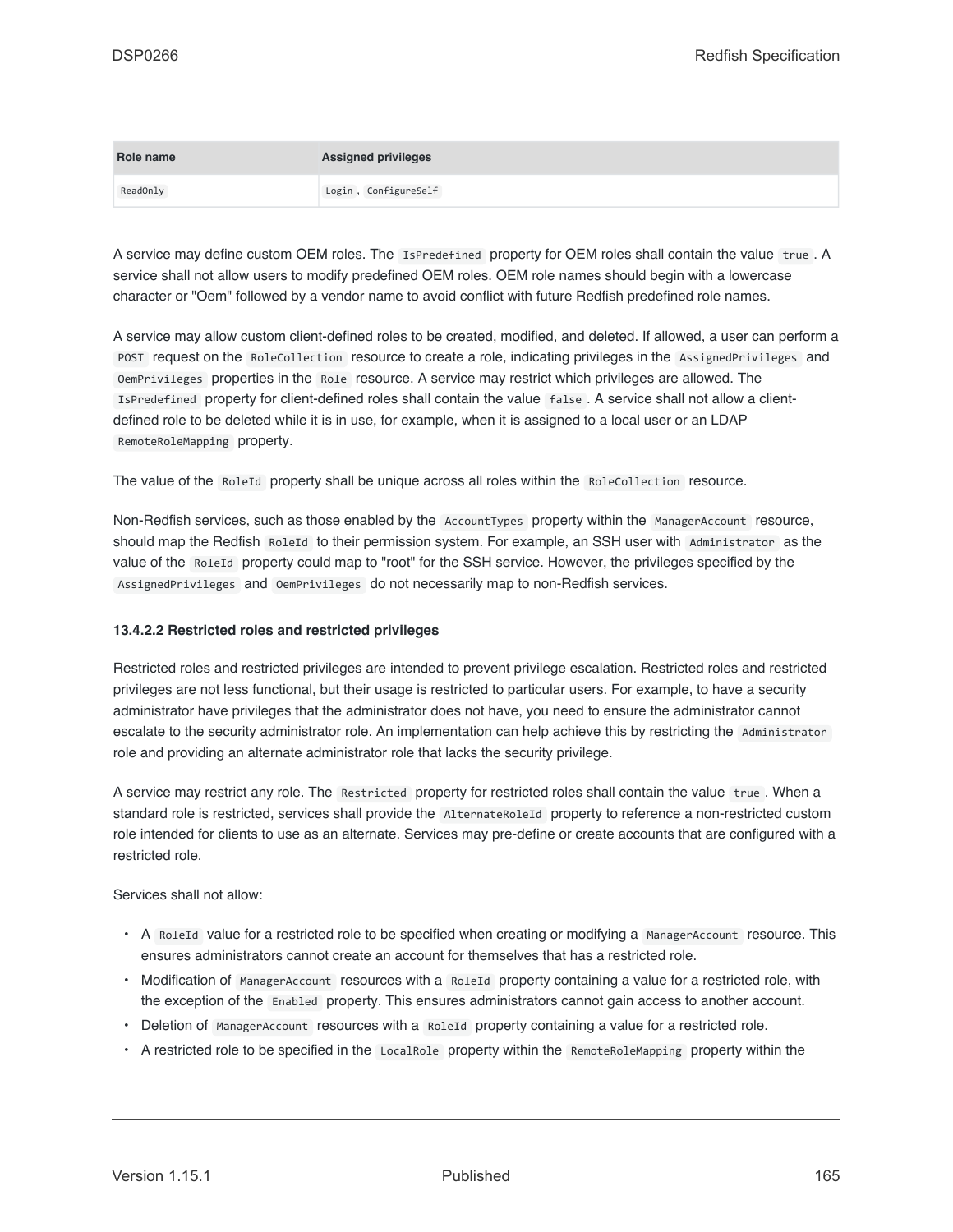| Role name | Assigned privileges |
| --- | --- |
| `ReadOnly` | `Login` , `ConfigureSelf` |

A service may define custom OEM roles. The `IsPredefined` property for OEM roles shall contain the value `true` . A service shall not allow users to modify predefined OEM roles. OEM role names should begin with a lowercase character or "Oem" followed by a vendor name to avoid conflict with future Redfish predefined role names.

A service may allow custom client-defined roles to be created, modified, and deleted. If allowed, a user can perform a `POST` request on the `RoleCollection` resource to create a role, indicating privileges in the `AssignedPrivileges` and `OemPrivileges` properties in the `Role` resource. A service may restrict which privileges are allowed. The `IsPredefined` property for client-defined roles shall contain the value `false` . A service shall not allow a client-defined role to be deleted while it is in use, for example, when it is assigned to a local user or an LDAP `RemoteRoleMapping` property.

The value of the `RoleId` property shall be unique across all roles within the `RoleCollection` resource.

Non-Redfish services, such as those enabled by the `AccountTypes` property within the `ManagerAccount` resource, should map the Redfish `RoleId` to their permission system. For example, an SSH user with `Administrator` as the value of the `RoleId` property could map to "root" for the SSH service. However, the privileges specified by the `AssignedPrivileges` and `OemPrivileges` do not necessarily map to non-Redfish services.

#### 13.4.2.2 Restricted roles and restricted privileges

Restricted roles and restricted privileges are intended to prevent privilege escalation. Restricted roles and restricted privileges are not less functional, but their usage is restricted to particular users. For example, to have a security administrator have privileges that the administrator does not have, you need to ensure the administrator cannot escalate to the security administrator role. An implementation can help achieve this by restricting the `Administrator` role and providing an alternate administrator role that lacks the security privilege.

A service may restrict any role. The `Restricted` property for restricted roles shall contain the value `true` . When a standard role is restricted, services shall provide the `AlternateRoleId` property to reference a non-restricted custom role intended for clients to use as an alternate. Services may pre-define or create accounts that are configured with a restricted role.

Services shall not allow:

- A `RoleId` value for a restricted role to be specified when creating or modifying a `ManagerAccount` resource. This ensures administrators cannot create an account for themselves that has a restricted role.
- Modification of `ManagerAccount` resources with a `RoleId` property containing a value for a restricted role, with the exception of the `Enabled` property. This ensures administrators cannot gain access to another account.
- Deletion of `ManagerAccount` resources with a `RoleId` property containing a value for a restricted role.
- A restricted role to be specified in the `LocalRole` property within the `RemoteRoleMapping` property within the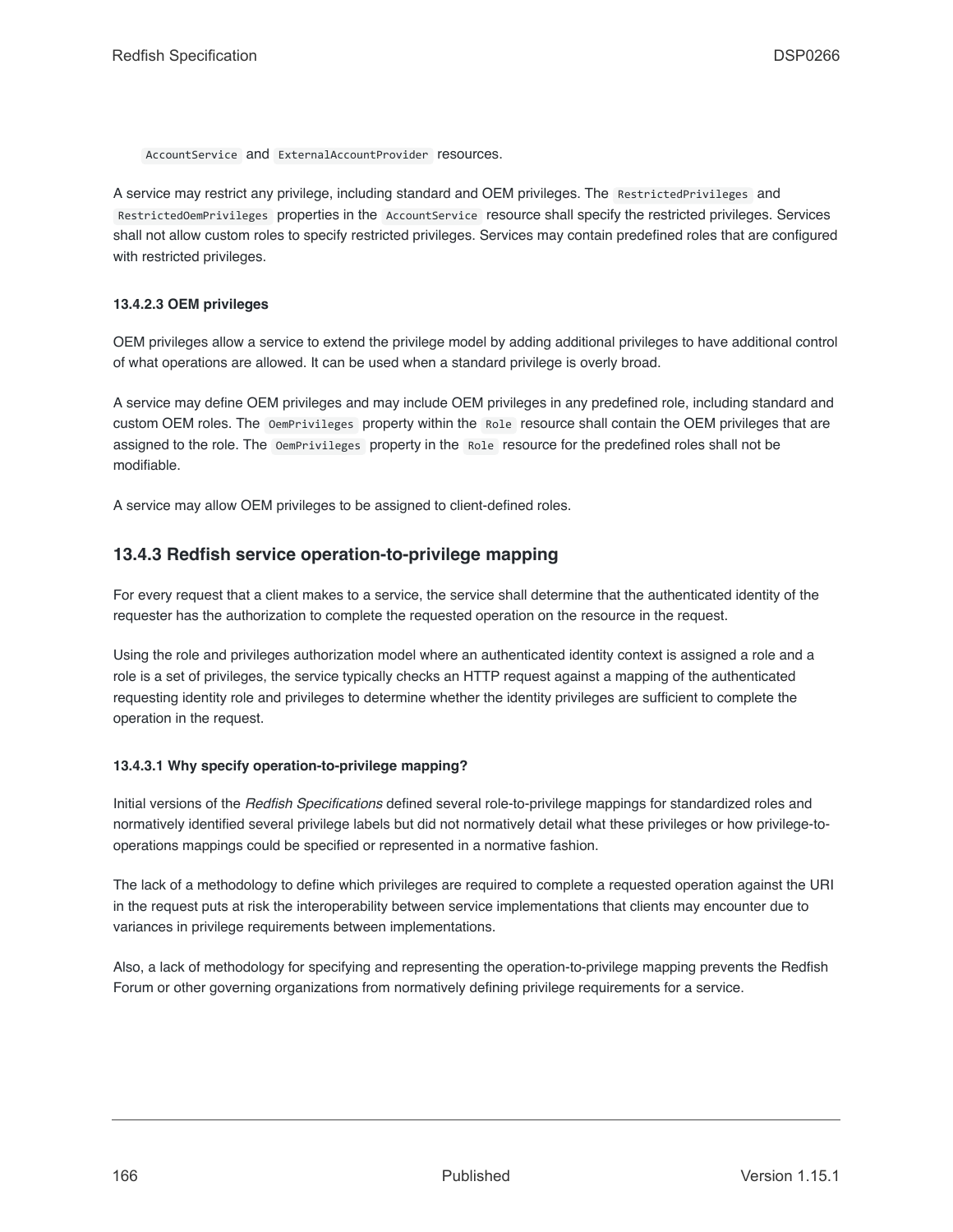`AccountService` and `ExternalAccountProvider` resources.

A service may restrict any privilege, including standard and OEM privileges. The `RestrictedPrivileges` and `RestrictedOemPrivileges` properties in the `AccountService` resource shall specify the restricted privileges. Services shall not allow custom roles to specify restricted privileges. Services may contain predefined roles that are configured with restricted privileges.

#### 13.4.2.3 OEM privileges

OEM privileges allow a service to extend the privilege model by adding additional privileges to have additional control of what operations are allowed. It can be used when a standard privilege is overly broad.

A service may define OEM privileges and may include OEM privileges in any predefined role, including standard and custom OEM roles. The `OemPrivileges` property within the `Role` resource shall contain the OEM privileges that are assigned to the role. The `OemPrivileges` property in the `Role` resource for the predefined roles shall not be modifiable.

A service may allow OEM privileges to be assigned to client-defined roles.

### 13.4.3 Redfish service operation-to-privilege mapping

For every request that a client makes to a service, the service shall determine that the authenticated identity of the requester has the authorization to complete the requested operation on the resource in the request.

Using the role and privileges authorization model where an authenticated identity context is assigned a role and a role is a set of privileges, the service typically checks an HTTP request against a mapping of the authenticated requesting identity role and privileges to determine whether the identity privileges are sufficient to complete the operation in the request.

#### 13.4.3.1 Why specify operation-to-privilege mapping?

Initial versions of the *Redfish Specifications* defined several role-to-privilege mappings for standardized roles and normatively identified several privilege labels but did not normatively detail what these privileges or how privilege-to-operations mappings could be specified or represented in a normative fashion.

The lack of a methodology to define which privileges are required to complete a requested operation against the URI in the request puts at risk the interoperability between service implementations that clients may encounter due to variances in privilege requirements between implementations.

Also, a lack of methodology for specifying and representing the operation-to-privilege mapping prevents the Redfish Forum or other governing organizations from normatively defining privilege requirements for a service.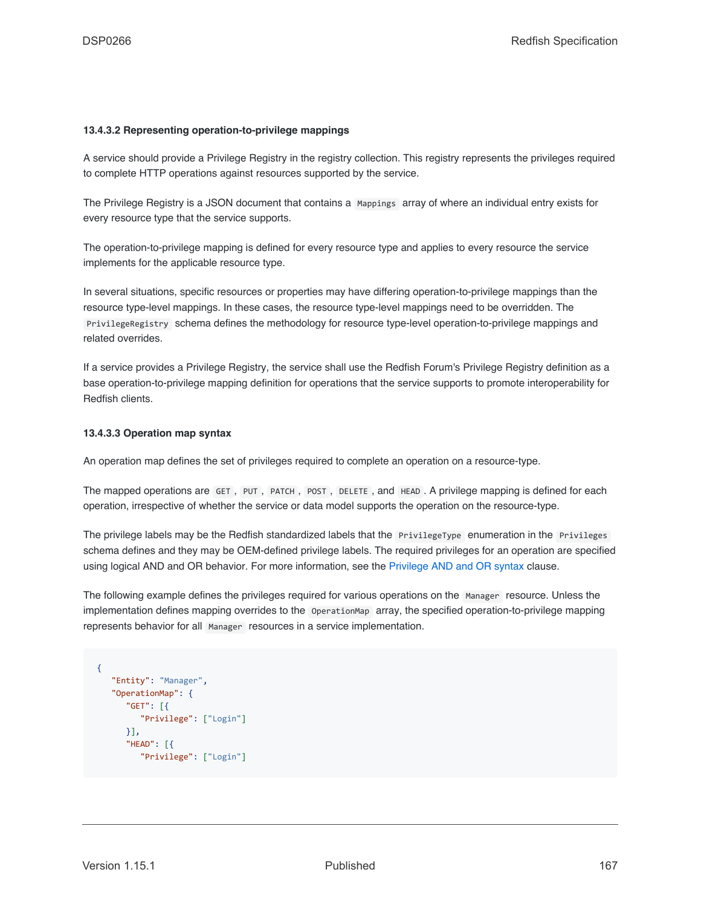#### 13.4.3.2 Representing operation-to-privilege mappings

A service should provide a Privilege Registry in the registry collection. This registry represents the privileges required to complete HTTP operations against resources supported by the service.

The Privilege Registry is a JSON document that contains a `Mappings` array of where an individual entry exists for every resource type that the service supports.

The operation-to-privilege mapping is defined for every resource type and applies to every resource the service implements for the applicable resource type.

In several situations, specific resources or properties may have differing operation-to-privilege mappings than the resource type-level mappings. In these cases, the resource type-level mappings need to be overridden. The `PrivilegeRegistry` schema defines the methodology for resource type-level operation-to-privilege mappings and related overrides.

If a service provides a Privilege Registry, the service shall use the Redfish Forum's Privilege Registry definition as a base operation-to-privilege mapping definition for operations that the service supports to promote interoperability for Redfish clients.

#### 13.4.3.3 Operation map syntax

An operation map defines the set of privileges required to complete an operation on a resource-type.

The mapped operations are `GET`, `PUT`, `PATCH`, `POST`, `DELETE`, and `HEAD`. A privilege mapping is defined for each operation, irrespective of whether the service or data model supports the operation on the resource-type.

The privilege labels may be the Redfish standardized labels that the `PrivilegeType` enumeration in the `Privileges` schema defines and they may be OEM-defined privilege labels. The required privileges for an operation are specified using logical AND and OR behavior. For more information, see the Privilege AND and OR syntax clause.

The following example defines the privileges required for various operations on the `Manager` resource. Unless the implementation defines mapping overrides to the `OperationMap` array, the specified operation-to-privilege mapping represents behavior for all `Manager` resources in a service implementation.

```
{
   "Entity": "Manager",
   "OperationMap": {
      "GET": [{
         "Privilege": ["Login"]
      }],
      "HEAD": [{
         "Privilege": ["Login"]
```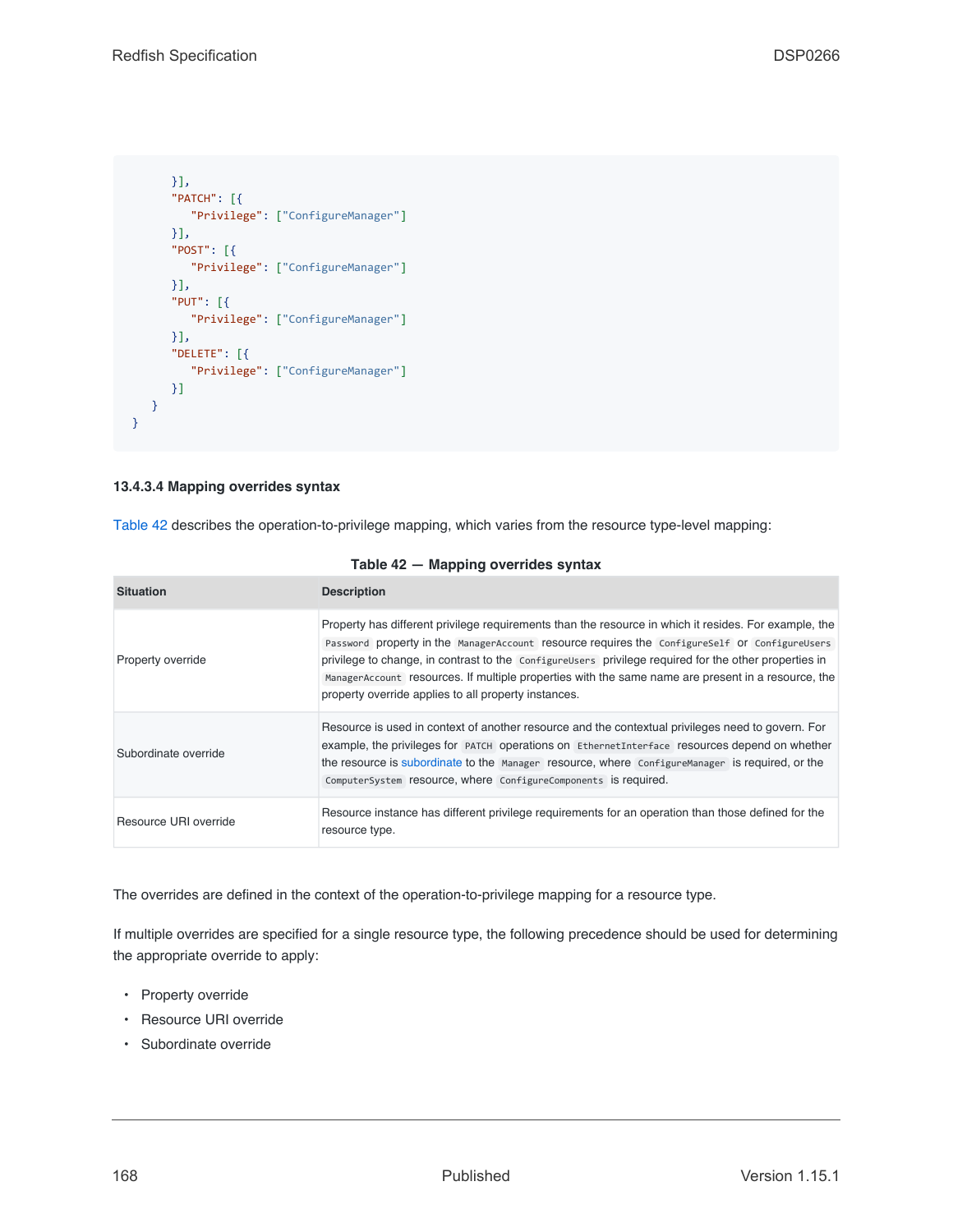```
      }],
      "PATCH": [{
         "Privilege": ["ConfigureManager"]
      }],
      "POST": [{
         "Privilege": ["ConfigureManager"]
      }],
      "PUT": [{
         "Privilege": ["ConfigureManager"]
      }],
      "DELETE": [{
         "Privilege": ["ConfigureManager"]
      }]
   }
}
```

#### 13.4.3.4 Mapping overrides syntax

Table 42 describes the operation-to-privilege mapping, which varies from the resource type-level mapping:

**Table 42 — Mapping overrides syntax**

| Situation | Description |
|---|---|
| Property override | Property has different privilege requirements than the resource in which it resides. For example, the `Password` property in the `ManagerAccount` resource requires the `ConfigureSelf` or `ConfigureUsers` privilege to change, in contrast to the `ConfigureUsers` privilege required for the other properties in `ManagerAccount` resources. If multiple properties with the same name are present in a resource, the property override applies to all property instances. |
| Subordinate override | Resource is used in context of another resource and the contextual privileges need to govern. For example, the privileges for `PATCH` operations on `EthernetInterface` resources depend on whether the resource is subordinate to the `Manager` resource, where `ConfigureManager` is required, or the `ComputerSystem` resource, where `ConfigureComponents` is required. |
| Resource URI override | Resource instance has different privilege requirements for an operation than those defined for the resource type. |

The overrides are defined in the context of the operation-to-privilege mapping for a resource type.

If multiple overrides are specified for a single resource type, the following precedence should be used for determining the appropriate override to apply:

- Property override
- Resource URI override
- Subordinate override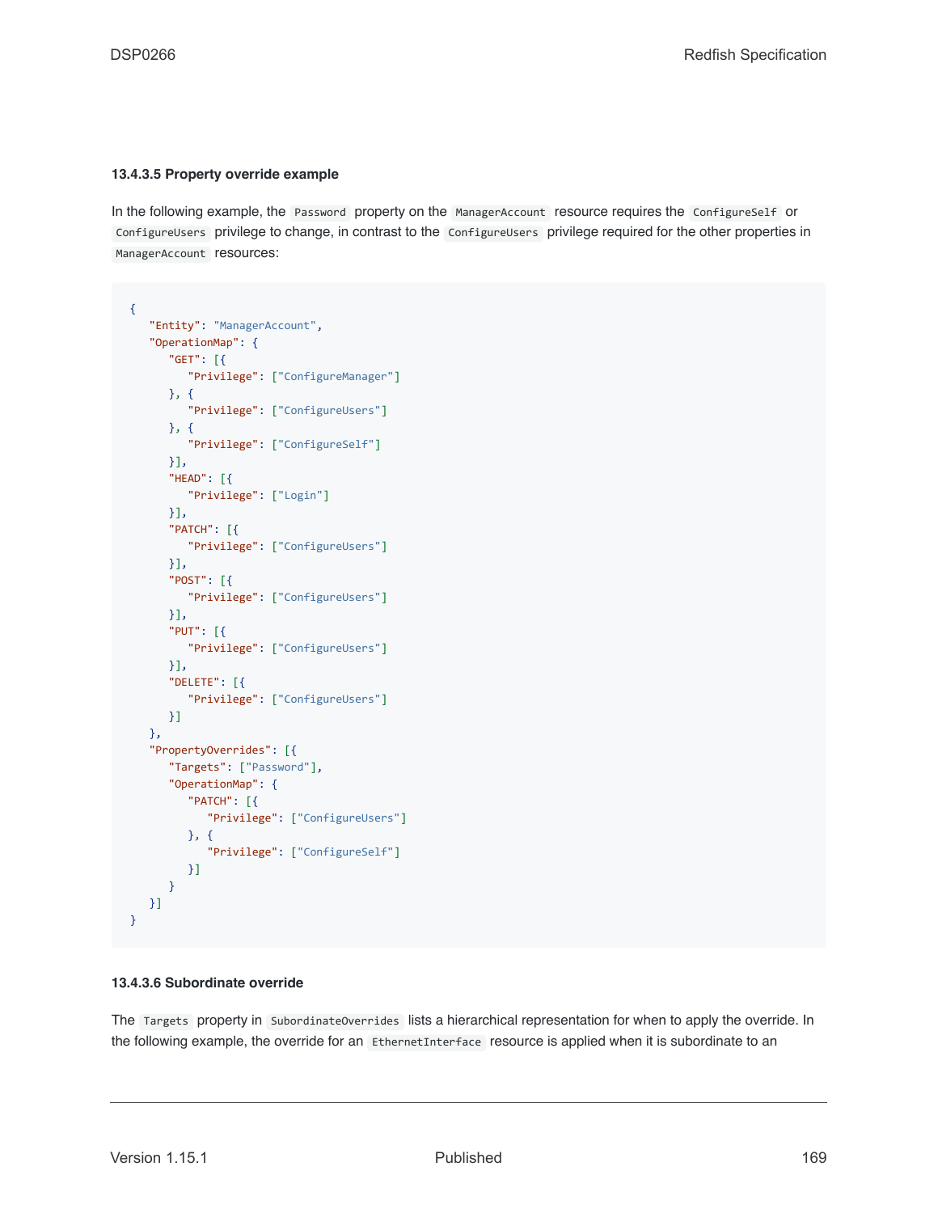#### 13.4.3.5 Property override example

In the following example, the `Password` property on the `ManagerAccount` resource requires the `ConfigureSelf` or `ConfigureUsers` privilege to change, in contrast to the `ConfigureUsers` privilege required for the other properties in `ManagerAccount` resources:

```
{
   "Entity": "ManagerAccount",
   "OperationMap": {
      "GET": [{
         "Privilege": ["ConfigureManager"]
      }, {
         "Privilege": ["ConfigureUsers"]
      }, {
         "Privilege": ["ConfigureSelf"]
      }],
      "HEAD": [{
         "Privilege": ["Login"]
      }],
      "PATCH": [{
         "Privilege": ["ConfigureUsers"]
      }],
      "POST": [{
         "Privilege": ["ConfigureUsers"]
      }],
      "PUT": [{
         "Privilege": ["ConfigureUsers"]
      }],
      "DELETE": [{
         "Privilege": ["ConfigureUsers"]
      }]
   },
   "PropertyOverrides": [{
      "Targets": ["Password"],
      "OperationMap": {
         "PATCH": [{
            "Privilege": ["ConfigureUsers"]
         }, {
            "Privilege": ["ConfigureSelf"]
         }]
      }
   }]
}
```

#### 13.4.3.6 Subordinate override

The `Targets` property in `SubordinateOverrides` lists a hierarchical representation for when to apply the override. In the following example, the override for an `EthernetInterface` resource is applied when it is subordinate to an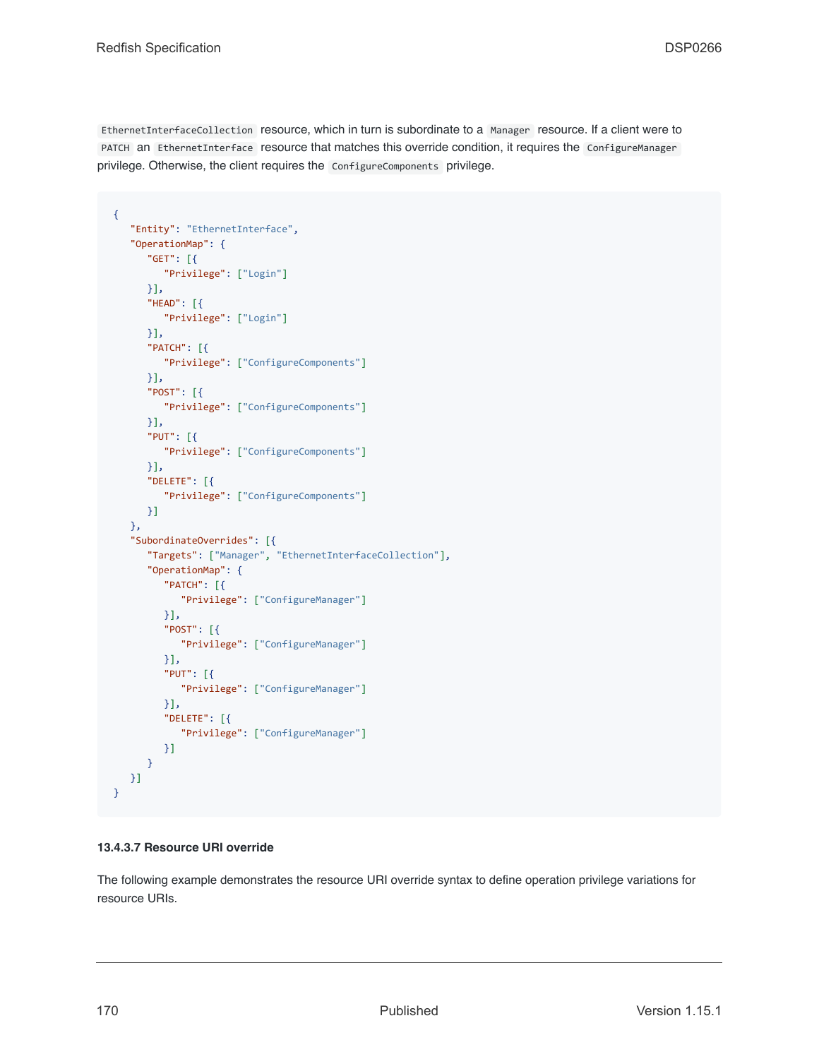`EthernetInterfaceCollection` resource, which in turn is subordinate to a `Manager` resource. If a client were to `PATCH` an `EthernetInterface` resource that matches this override condition, it requires the `ConfigureManager` privilege. Otherwise, the client requires the `ConfigureComponents` privilege.

```
{
   "Entity": "EthernetInterface",
   "OperationMap": {
      "GET": [{
         "Privilege": ["Login"]
      }],
      "HEAD": [{
         "Privilege": ["Login"]
      }],
      "PATCH": [{
         "Privilege": ["ConfigureComponents"]
      }],
      "POST": [{
         "Privilege": ["ConfigureComponents"]
      }],
      "PUT": [{
         "Privilege": ["ConfigureComponents"]
      }],
      "DELETE": [{
         "Privilege": ["ConfigureComponents"]
      }]
   },
   "SubordinateOverrides": [{
      "Targets": ["Manager", "EthernetInterfaceCollection"],
      "OperationMap": {
         "PATCH": [{
            "Privilege": ["ConfigureManager"]
         }],
         "POST": [{
            "Privilege": ["ConfigureManager"]
         }],
         "PUT": [{
            "Privilege": ["ConfigureManager"]
         }],
         "DELETE": [{
            "Privilege": ["ConfigureManager"]
         }]
      }
   }]
}
```

#### 13.4.3.7 Resource URI override

The following example demonstrates the resource URI override syntax to define operation privilege variations for resource URIs.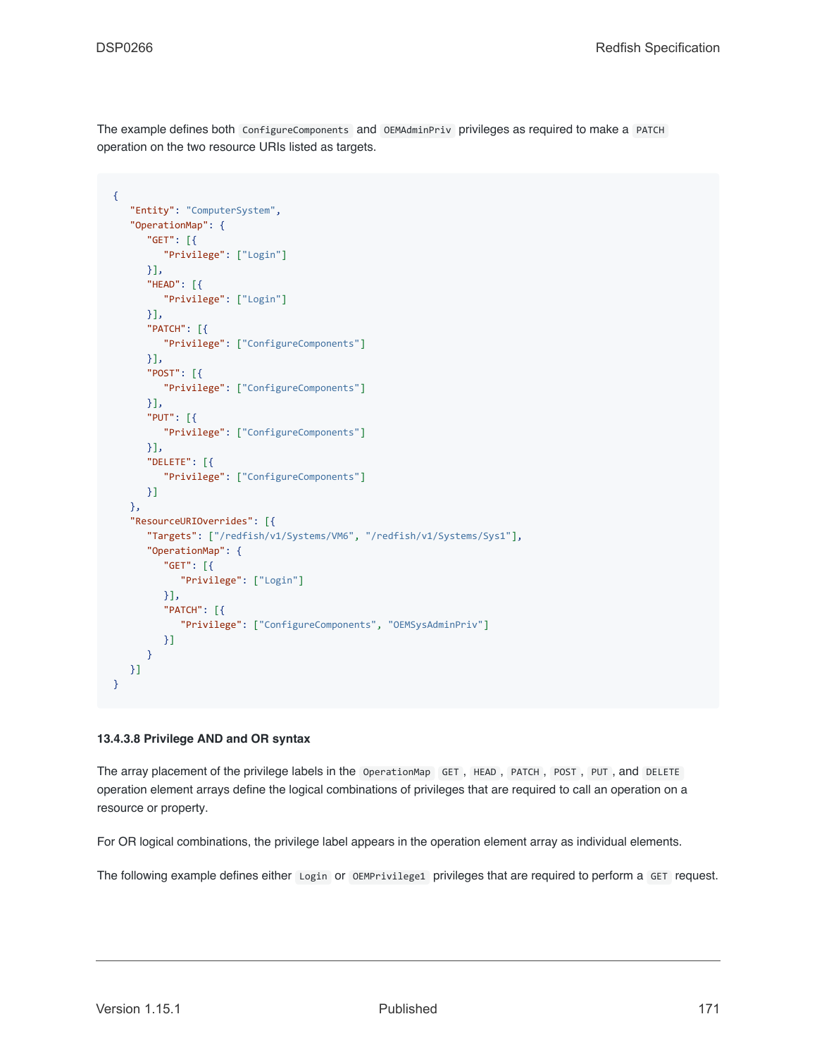The example defines both `ConfigureComponents` and `OEMAdminPriv` privileges as required to make a `PATCH` operation on the two resource URIs listed as targets.

```
{
   "Entity": "ComputerSystem",
   "OperationMap": {
      "GET": [{
         "Privilege": ["Login"]
      }],
      "HEAD": [{
         "Privilege": ["Login"]
      }],
      "PATCH": [{
         "Privilege": ["ConfigureComponents"]
      }],
      "POST": [{
         "Privilege": ["ConfigureComponents"]
      }],
      "PUT": [{
         "Privilege": ["ConfigureComponents"]
      }],
      "DELETE": [{
         "Privilege": ["ConfigureComponents"]
      }]
   },
   "ResourceURIOverrides": [{
      "Targets": ["/redfish/v1/Systems/VM6", "/redfish/v1/Systems/Sys1"],
      "OperationMap": {
         "GET": [{
            "Privilege": ["Login"]
         }],
         "PATCH": [{
            "Privilege": ["ConfigureComponents", "OEMSysAdminPriv"]
         }]
      }
   }]
}
```

#### 13.4.3.8 Privilege AND and OR syntax

The array placement of the privilege labels in the `OperationMap` `GET`, `HEAD`, `PATCH`, `POST`, `PUT`, and `DELETE` operation element arrays define the logical combinations of privileges that are required to call an operation on a resource or property.

For OR logical combinations, the privilege label appears in the operation element array as individual elements.

The following example defines either `Login` or `OEMPrivilege1` privileges that are required to perform a `GET` request.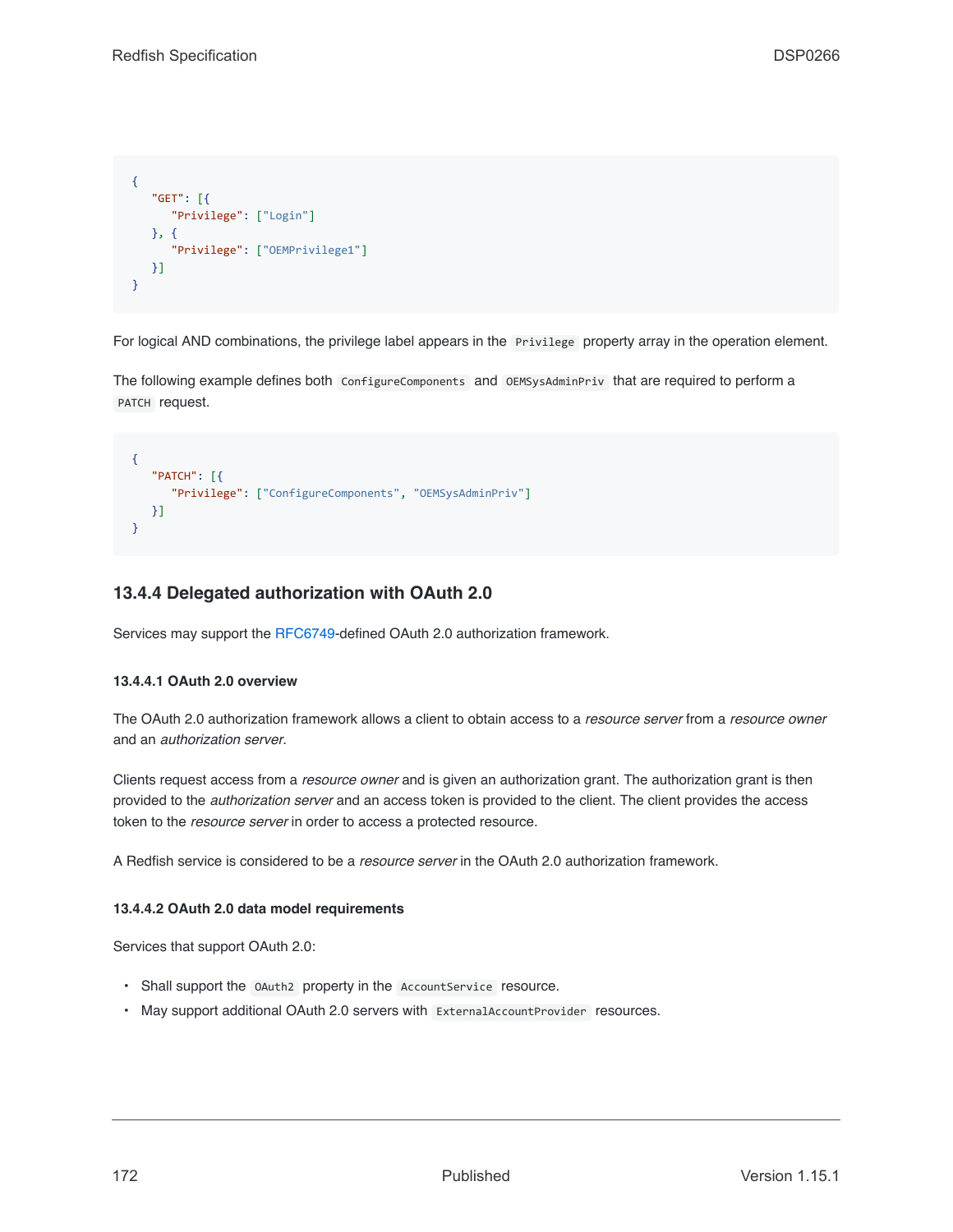```
{
   "GET": [{
      "Privilege": ["Login"]
   }, {
      "Privilege": ["OEMPrivilege1"]
   }]
}
```

For logical AND combinations, the privilege label appears in the `Privilege` property array in the operation element.

The following example defines both `ConfigureComponents` and `OEMSysAdminPriv` that are required to perform a `PATCH` request.

```
{
   "PATCH": [{
      "Privilege": ["ConfigureComponents", "OEMSysAdminPriv"]
   }]
}
```

### 13.4.4 Delegated authorization with OAuth 2.0

Services may support the RFC6749-defined OAuth 2.0 authorization framework.

#### 13.4.4.1 OAuth 2.0 overview

The OAuth 2.0 authorization framework allows a client to obtain access to a *resource server* from a *resource owner* and an *authorization server*.

Clients request access from a *resource owner* and is given an authorization grant. The authorization grant is then provided to the *authorization server* and an access token is provided to the client. The client provides the access token to the *resource server* in order to access a protected resource.

A Redfish service is considered to be a *resource server* in the OAuth 2.0 authorization framework.

#### 13.4.4.2 OAuth 2.0 data model requirements

Services that support OAuth 2.0:

- Shall support the `OAuth2` property in the `AccountService` resource.
- May support additional OAuth 2.0 servers with `ExternalAccountProvider` resources.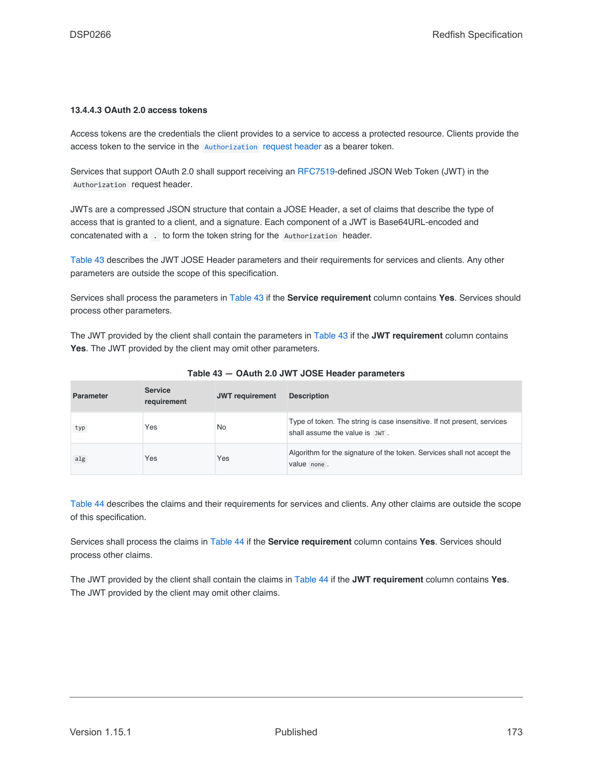#### 13.4.4.3 OAuth 2.0 access tokens

Access tokens are the credentials the client provides to a service to access a protected resource. Clients provide the access token to the service in the `Authorization` request header as a bearer token.

Services that support OAuth 2.0 shall support receiving an RFC7519-defined JSON Web Token (JWT) in the `Authorization` request header.

JWTs are a compressed JSON structure that contain a JOSE Header, a set of claims that describe the type of access that is granted to a client, and a signature. Each component of a JWT is Base64URL-encoded and concatenated with a `.` to form the token string for the `Authorization` header.

Table 43 describes the JWT JOSE Header parameters and their requirements for services and clients. Any other parameters are outside the scope of this specification.

Services shall process the parameters in Table 43 if the **Service requirement** column contains **Yes**. Services should process other parameters.

The JWT provided by the client shall contain the parameters in Table 43 if the **JWT requirement** column contains **Yes**. The JWT provided by the client may omit other parameters.

**Table 43 — OAuth 2.0 JWT JOSE Header parameters**

| Parameter | Service requirement | JWT requirement | Description |
|---|---|---|---|
| `typ` | Yes | No | Type of token. The string is case insensitive. If not present, services shall assume the value is `JWT`. |
| `alg` | Yes | Yes | Algorithm for the signature of the token. Services shall not accept the value `none`. |

Table 44 describes the claims and their requirements for services and clients. Any other claims are outside the scope of this specification.

Services shall process the claims in Table 44 if the **Service requirement** column contains **Yes**. Services should process other claims.

The JWT provided by the client shall contain the claims in Table 44 if the **JWT requirement** column contains **Yes**. The JWT provided by the client may omit other claims.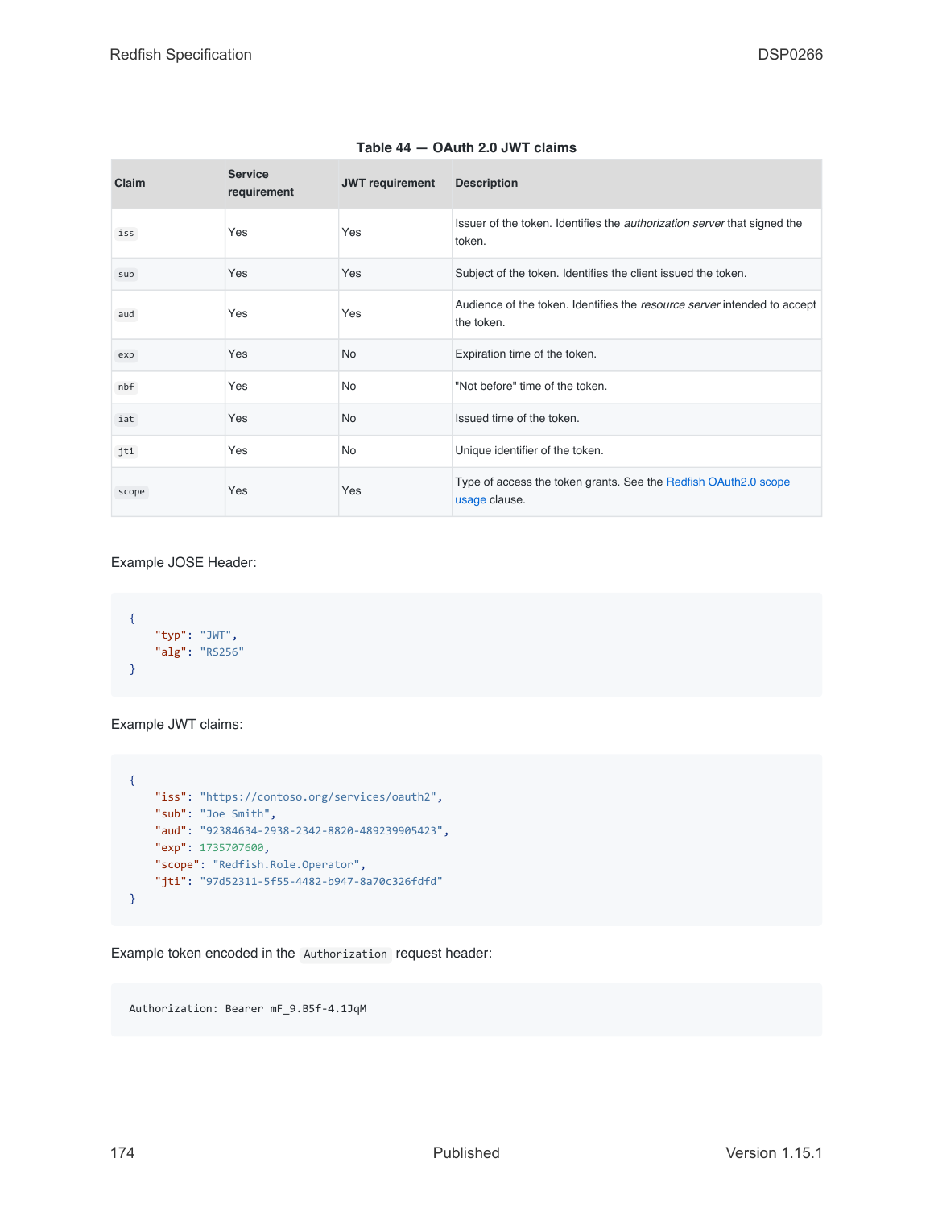**Table 44 — OAuth 2.0 JWT claims**

| Claim | Service requirement | JWT requirement | Description |
|---|---|---|---|
| `iss` | Yes | Yes | Issuer of the token. Identifies the *authorization server* that signed the token. |
| `sub` | Yes | Yes | Subject of the token. Identifies the client issued the token. |
| `aud` | Yes | Yes | Audience of the token. Identifies the *resource server* intended to accept the token. |
| `exp` | Yes | No | Expiration time of the token. |
| `nbf` | Yes | No | "Not before" time of the token. |
| `iat` | Yes | No | Issued time of the token. |
| `jti` | Yes | No | Unique identifier of the token. |
| `scope` | Yes | Yes | Type of access the token grants. See the Redfish OAuth2.0 scope usage clause. |

Example JOSE Header:

```
{
    "typ": "JWT",
    "alg": "RS256"
}
```

Example JWT claims:

```
{
    "iss": "https://contoso.org/services/oauth2",
    "sub": "Joe Smith",
    "aud": "92384634-2938-2342-8820-489239905423",
    "exp": 1735707600,
    "scope": "Redfish.Role.Operator",
    "jti": "97d52311-5f55-4482-b947-8a70c326fdfd"
}
```

Example token encoded in the `Authorization` request header:

```
Authorization: Bearer mF_9.B5f-4.1JqM
```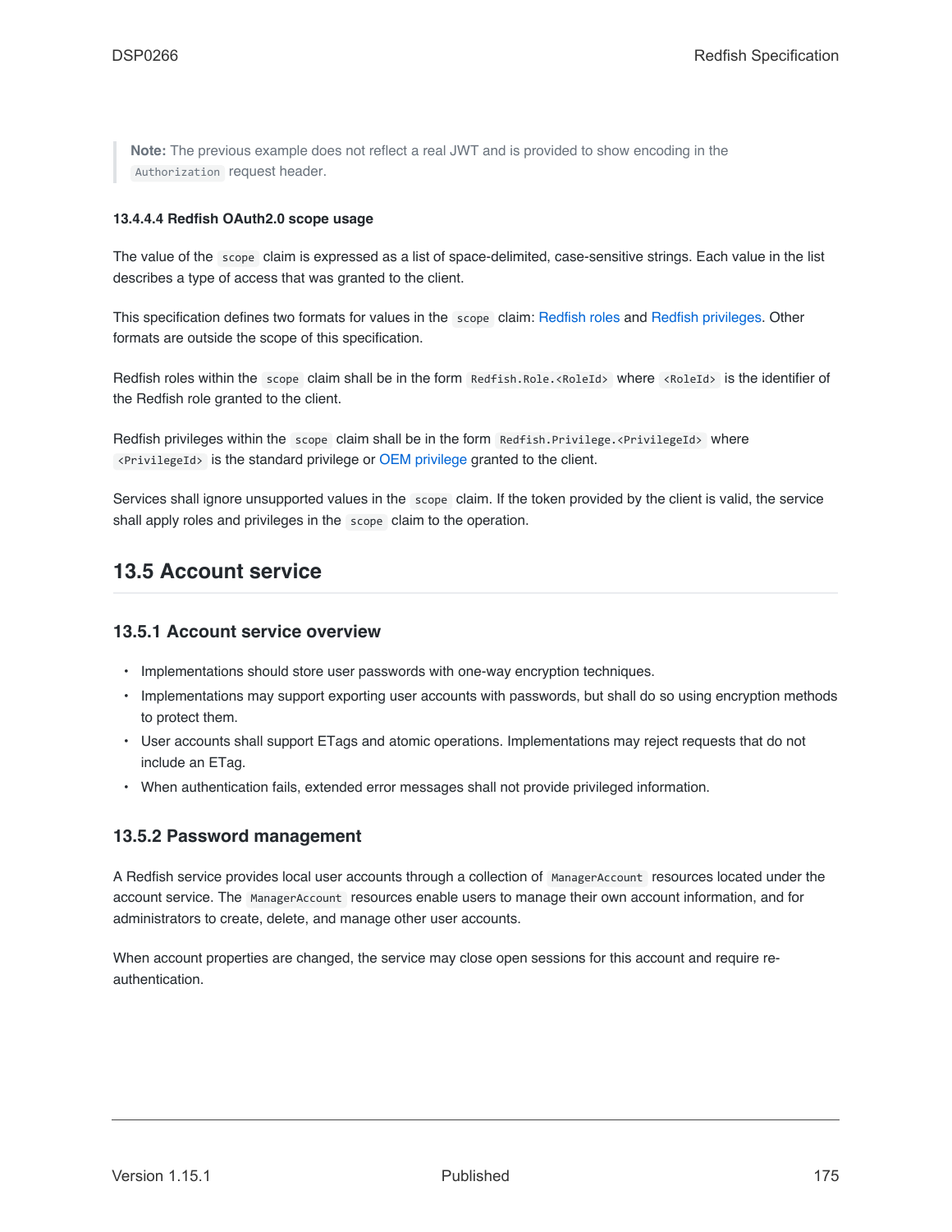> **Note:** The previous example does not reflect a real JWT and is provided to show encoding in the `Authorization` request header.

#### 13.4.4.4 Redfish OAuth2.0 scope usage

The value of the `scope` claim is expressed as a list of space-delimited, case-sensitive strings. Each value in the list describes a type of access that was granted to the client.

This specification defines two formats for values in the `scope` claim: Redfish roles and Redfish privileges. Other formats are outside the scope of this specification.

Redfish roles within the `scope` claim shall be in the form `Redfish.Role.<RoleId>` where `<RoleId>` is the identifier of the Redfish role granted to the client.

Redfish privileges within the `scope` claim shall be in the form `Redfish.Privilege.<PrivilegeId>` where `<PrivilegeId>` is the standard privilege or OEM privilege granted to the client.

Services shall ignore unsupported values in the `scope` claim. If the token provided by the client is valid, the service shall apply roles and privileges in the `scope` claim to the operation.

## 13.5 Account service

### 13.5.1 Account service overview

- Implementations should store user passwords with one-way encryption techniques.
- Implementations may support exporting user accounts with passwords, but shall do so using encryption methods to protect them.
- User accounts shall support ETags and atomic operations. Implementations may reject requests that do not include an ETag.
- When authentication fails, extended error messages shall not provide privileged information.

### 13.5.2 Password management

A Redfish service provides local user accounts through a collection of `ManagerAccount` resources located under the account service. The `ManagerAccount` resources enable users to manage their own account information, and for administrators to create, delete, and manage other user accounts.

When account properties are changed, the service may close open sessions for this account and require re-authentication.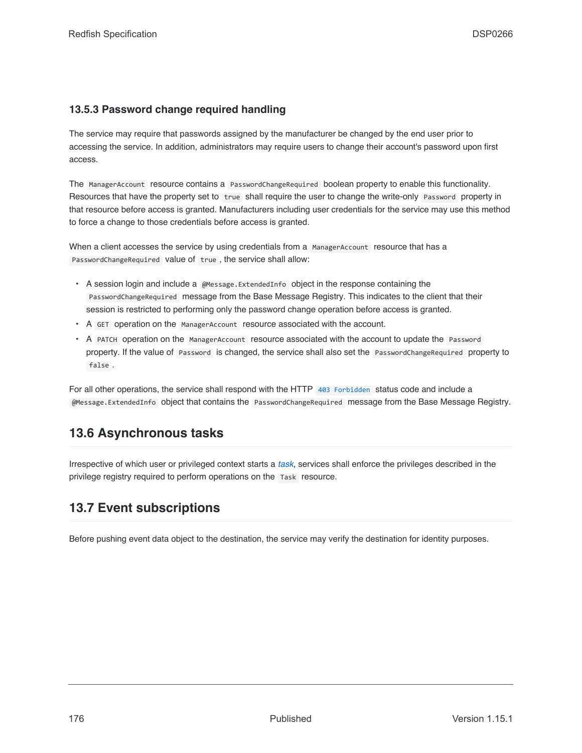### 13.5.3 Password change required handling

The service may require that passwords assigned by the manufacturer be changed by the end user prior to accessing the service. In addition, administrators may require users to change their account's password upon first access.

The `ManagerAccount` resource contains a `PasswordChangeRequired` boolean property to enable this functionality. Resources that have the property set to `true` shall require the user to change the write-only `Password` property in that resource before access is granted. Manufacturers including user credentials for the service may use this method to force a change to those credentials before access is granted.

When a client accesses the service by using credentials from a `ManagerAccount` resource that has a `PasswordChangeRequired` value of `true`, the service shall allow:

- A session login and include a `@Message.ExtendedInfo` object in the response containing the `PasswordChangeRequired` message from the Base Message Registry. This indicates to the client that their session is restricted to performing only the password change operation before access is granted.
- A `GET` operation on the `ManagerAccount` resource associated with the account.
- A `PATCH` operation on the `ManagerAccount` resource associated with the account to update the `Password` property. If the value of `Password` is changed, the service shall also set the `PasswordChangeRequired` property to `false`.

For all other operations, the service shall respond with the HTTP `403 Forbidden` status code and include a `@Message.ExtendedInfo` object that contains the `PasswordChangeRequired` message from the Base Message Registry.

## 13.6 Asynchronous tasks

Irrespective of which user or privileged context starts a *task*, services shall enforce the privileges described in the privilege registry required to perform operations on the `Task` resource.

## 13.7 Event subscriptions

Before pushing event data object to the destination, the service may verify the destination for identity purposes.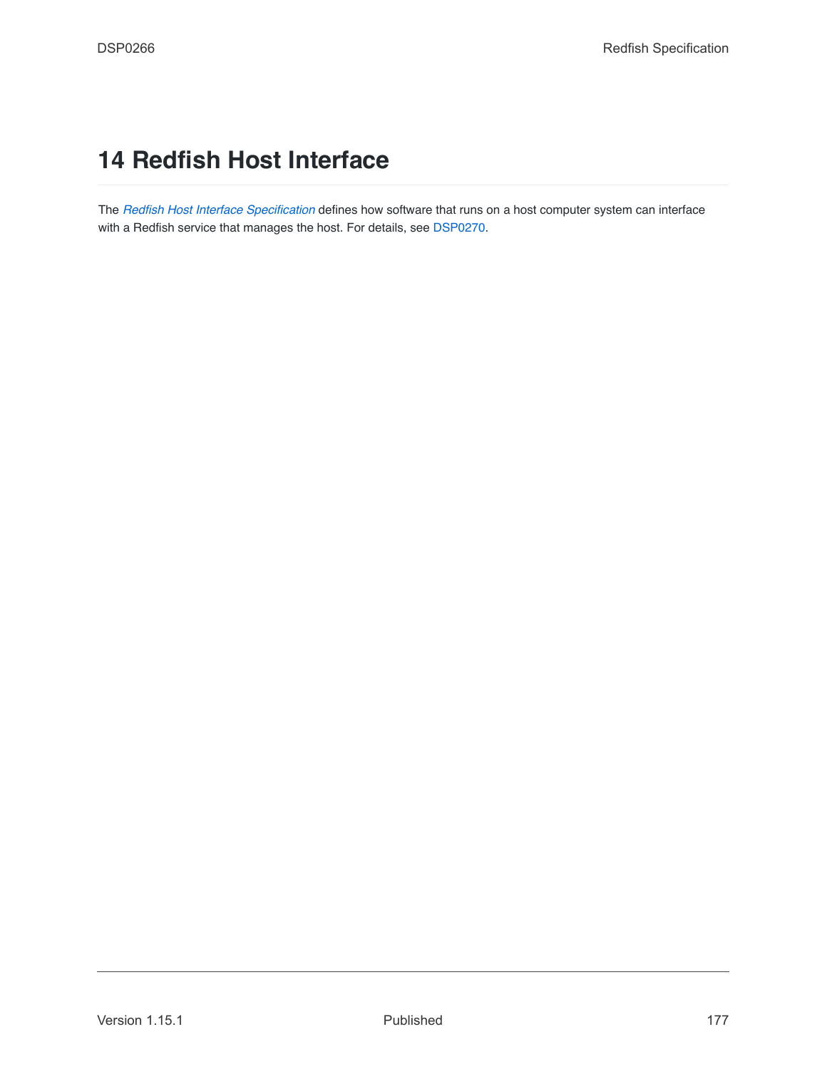# 14 Redfish Host Interface

The *Redfish Host Interface Specification* defines how software that runs on a host computer system can interface with a Redfish service that manages the host. For details, see DSP0270.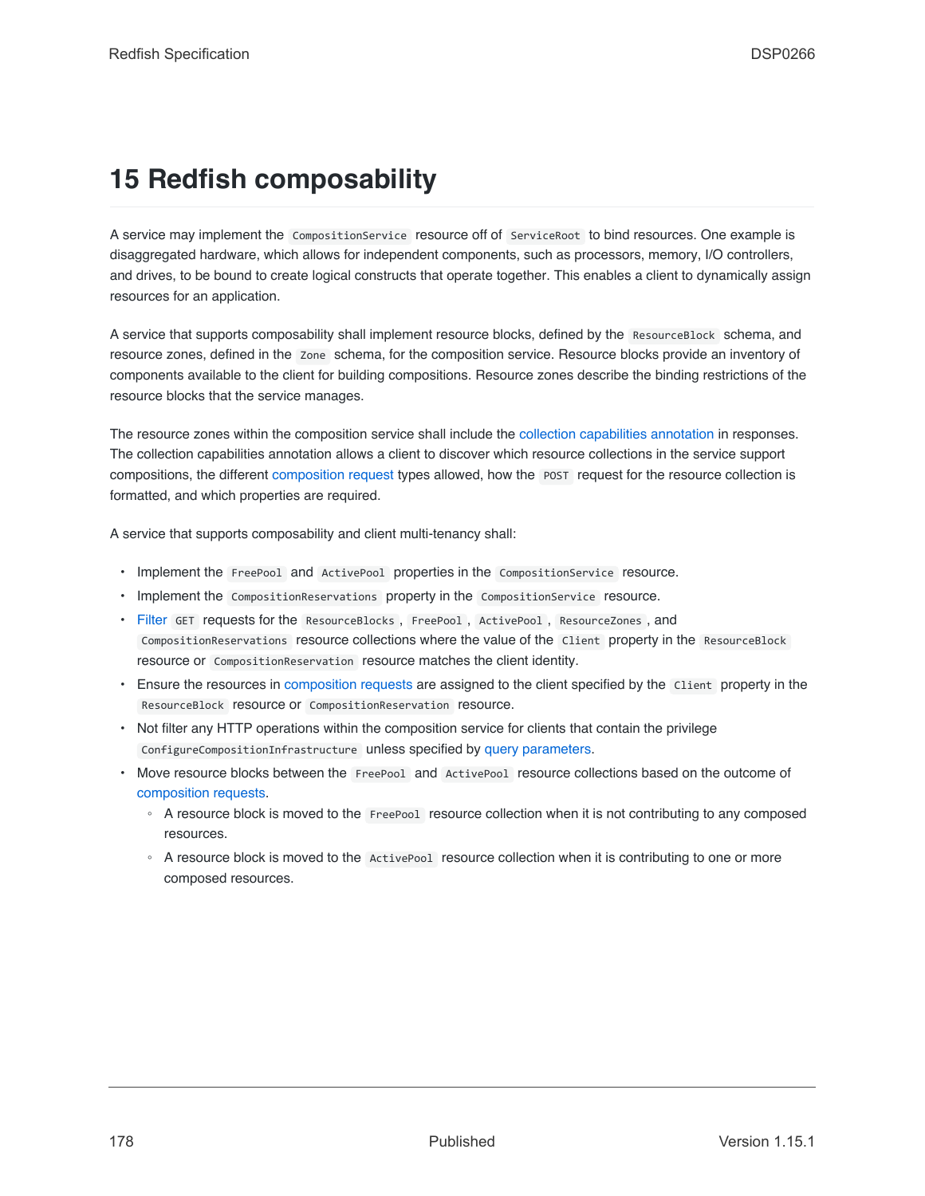# 15 Redfish composability

A service may implement the `CompositionService` resource off of `ServiceRoot` to bind resources. One example is disaggregated hardware, which allows for independent components, such as processors, memory, I/O controllers, and drives, to be bound to create logical constructs that operate together. This enables a client to dynamically assign resources for an application.

A service that supports composability shall implement resource blocks, defined by the `ResourceBlock` schema, and resource zones, defined in the `Zone` schema, for the composition service. Resource blocks provide an inventory of components available to the client for building compositions. Resource zones describe the binding restrictions of the resource blocks that the service manages.

The resource zones within the composition service shall include the collection capabilities annotation in responses. The collection capabilities annotation allows a client to discover which resource collections in the service support compositions, the different composition request types allowed, how the `POST` request for the resource collection is formatted, and which properties are required.

A service that supports composability and client multi-tenancy shall:

- Implement the `FreePool` and `ActivePool` properties in the `CompositionService` resource.
- Implement the `CompositionReservations` property in the `CompositionService` resource.
- Filter `GET` requests for the `ResourceBlocks`, `FreePool`, `ActivePool`, `ResourceZones`, and `CompositionReservations` resource collections where the value of the `Client` property in the `ResourceBlock` resource or `CompositionReservation` resource matches the client identity.
- Ensure the resources in composition requests are assigned to the client specified by the `Client` property in the `ResourceBlock` resource or `CompositionReservation` resource.
- Not filter any HTTP operations within the composition service for clients that contain the privilege `ConfigureCompositionInfrastructure` unless specified by query parameters.
- Move resource blocks between the `FreePool` and `ActivePool` resource collections based on the outcome of composition requests.
  - A resource block is moved to the `FreePool` resource collection when it is not contributing to any composed resources.
  - A resource block is moved to the `ActivePool` resource collection when it is contributing to one or more composed resources.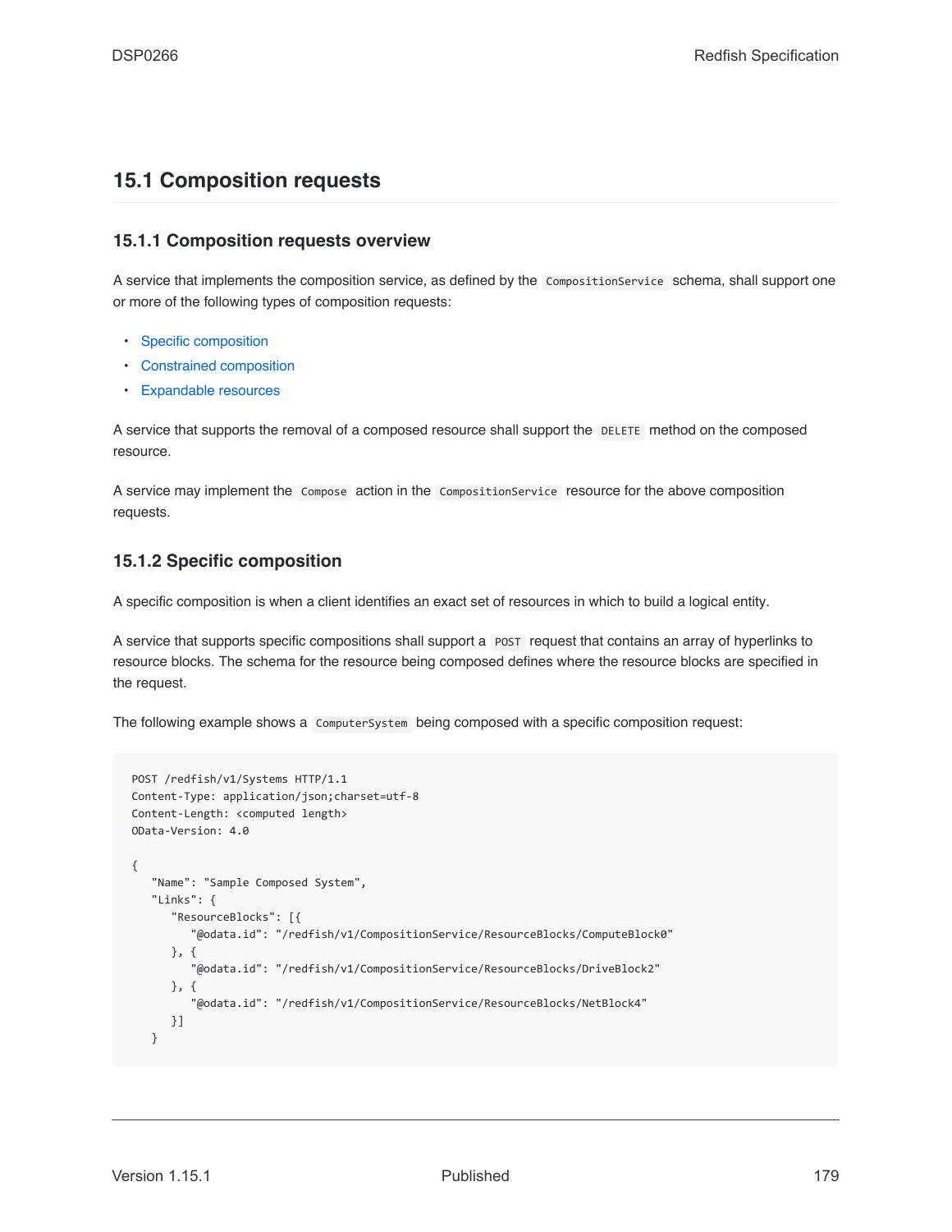## 15.1 Composition requests

### 15.1.1 Composition requests overview

A service that implements the composition service, as defined by the `CompositionService` schema, shall support one or more of the following types of composition requests:

- Specific composition
- Constrained composition
- Expandable resources

A service that supports the removal of a composed resource shall support the `DELETE` method on the composed resource.

A service may implement the `Compose` action in the `CompositionService` resource for the above composition requests.

### 15.1.2 Specific composition

A specific composition is when a client identifies an exact set of resources in which to build a logical entity.

A service that supports specific compositions shall support a `POST` request that contains an array of hyperlinks to resource blocks. The schema for the resource being composed defines where the resource blocks are specified in the request.

The following example shows a `ComputerSystem` being composed with a specific composition request:

```
POST /redfish/v1/Systems HTTP/1.1
Content-Type: application/json;charset=utf-8
Content-Length: <computed length>
OData-Version: 4.0

{
   "Name": "Sample Composed System",
   "Links": {
      "ResourceBlocks": [{
         "@odata.id": "/redfish/v1/CompositionService/ResourceBlocks/ComputeBlock0"
      }, {
         "@odata.id": "/redfish/v1/CompositionService/ResourceBlocks/DriveBlock2"
      }, {
         "@odata.id": "/redfish/v1/CompositionService/ResourceBlocks/NetBlock4"
      }]
   }
```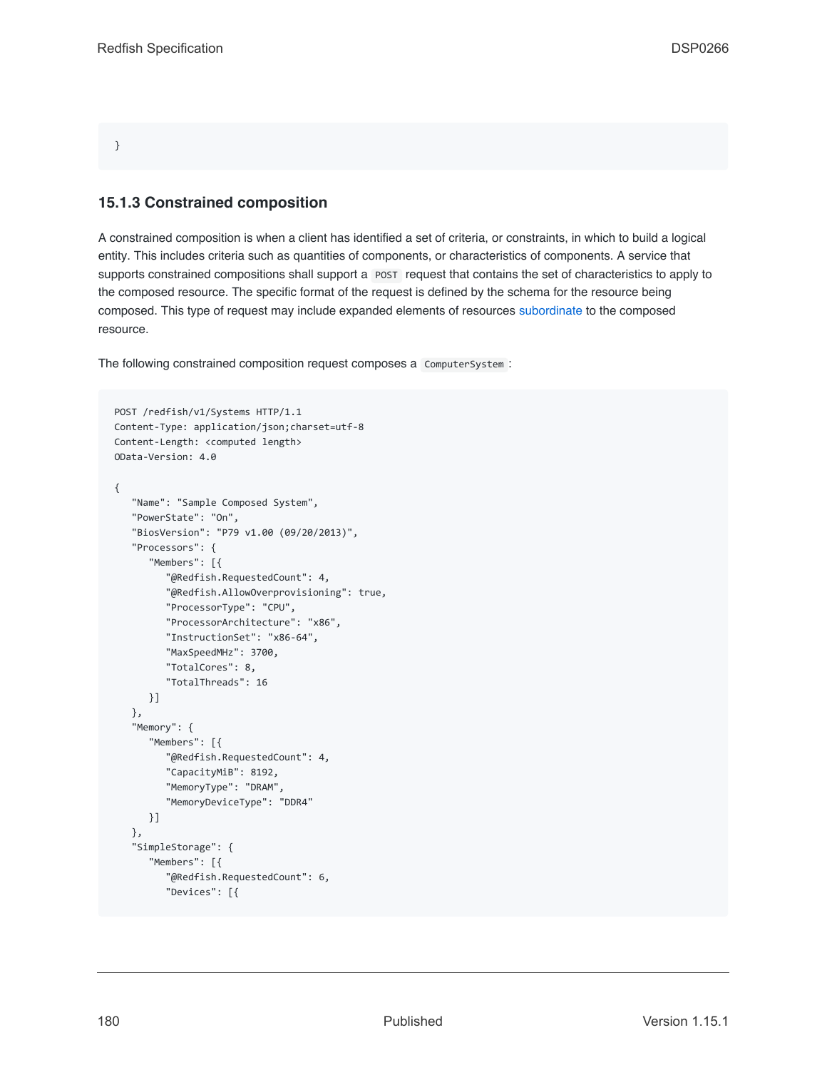```
}
```

### 15.1.3 Constrained composition

A constrained composition is when a client has identified a set of criteria, or constraints, in which to build a logical entity. This includes criteria such as quantities of components, or characteristics of components. A service that supports constrained compositions shall support a `POST` request that contains the set of characteristics to apply to the composed resource. The specific format of the request is defined by the schema for the resource being composed. This type of request may include expanded elements of resources subordinate to the composed resource.

The following constrained composition request composes a `ComputerSystem`:

```
POST /redfish/v1/Systems HTTP/1.1
Content-Type: application/json;charset=utf-8
Content-Length: <computed length>
OData-Version: 4.0

{
   "Name": "Sample Composed System",
   "PowerState": "On",
   "BiosVersion": "P79 v1.00 (09/20/2013)",
   "Processors": {
      "Members": [{
         "@Redfish.RequestedCount": 4,
         "@Redfish.AllowOverprovisioning": true,
         "ProcessorType": "CPU",
         "ProcessorArchitecture": "x86",
         "InstructionSet": "x86-64",
         "MaxSpeedMHz": 3700,
         "TotalCores": 8,
         "TotalThreads": 16
      }]
   },
   "Memory": {
      "Members": [{
         "@Redfish.RequestedCount": 4,
         "CapacityMiB": 8192,
         "MemoryType": "DRAM",
         "MemoryDeviceType": "DDR4"
      }]
   },
   "SimpleStorage": {
      "Members": [{
         "@Redfish.RequestedCount": 6,
         "Devices": [{
```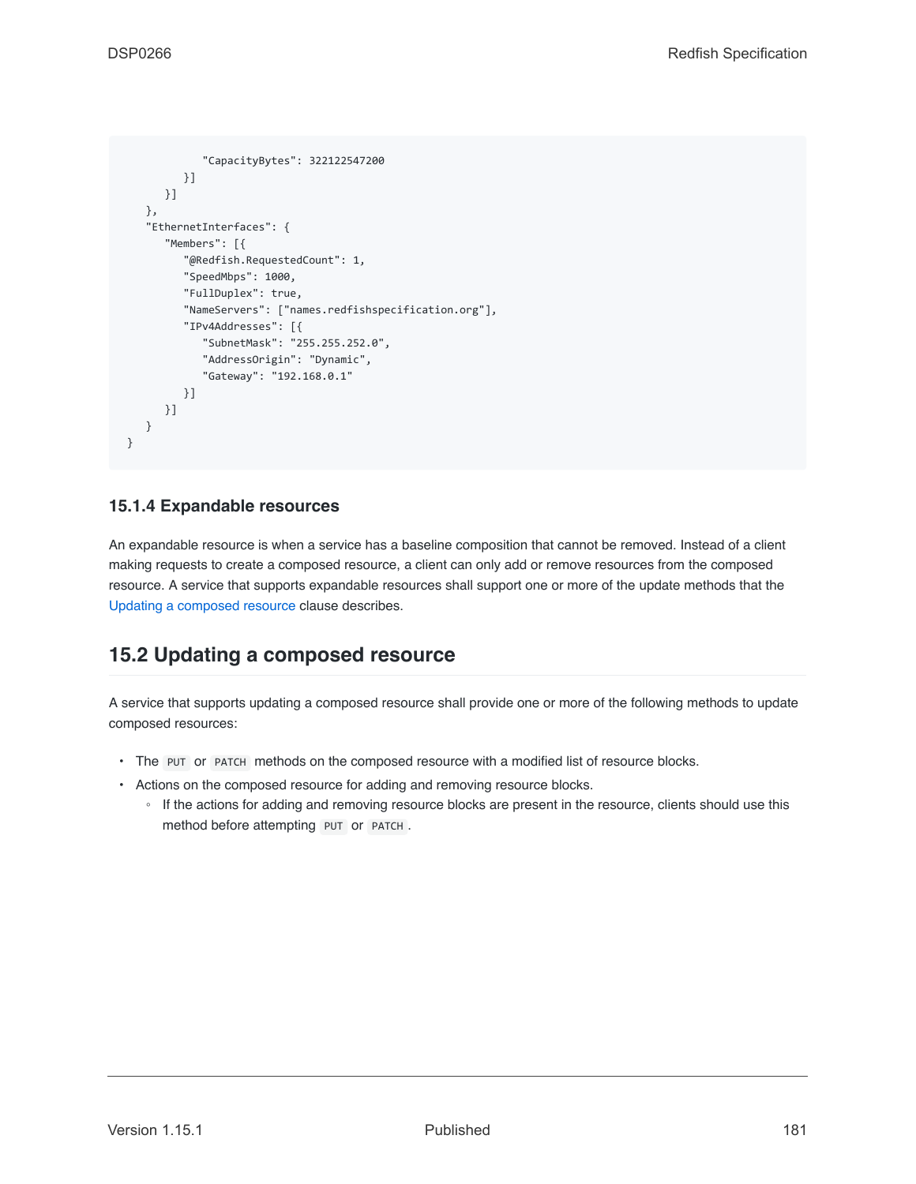```
            "CapacityBytes": 322122547200
         }]
      }]
   },
   "EthernetInterfaces": {
      "Members": [{
         "@Redfish.RequestedCount": 1,
         "SpeedMbps": 1000,
         "FullDuplex": true,
         "NameServers": ["names.redfishspecification.org"],
         "IPv4Addresses": [{
            "SubnetMask": "255.255.252.0",
            "AddressOrigin": "Dynamic",
            "Gateway": "192.168.0.1"
         }]
      }]
   }
}
```

### 15.1.4 Expandable resources

An expandable resource is when a service has a baseline composition that cannot be removed. Instead of a client making requests to create a composed resource, a client can only add or remove resources from the composed resource. A service that supports expandable resources shall support one or more of the update methods that the Updating a composed resource clause describes.

## 15.2 Updating a composed resource

A service that supports updating a composed resource shall provide one or more of the following methods to update composed resources:

- The `PUT` or `PATCH` methods on the composed resource with a modified list of resource blocks.
- Actions on the composed resource for adding and removing resource blocks.
  - If the actions for adding and removing resource blocks are present in the resource, clients should use this method before attempting `PUT` or `PATCH`.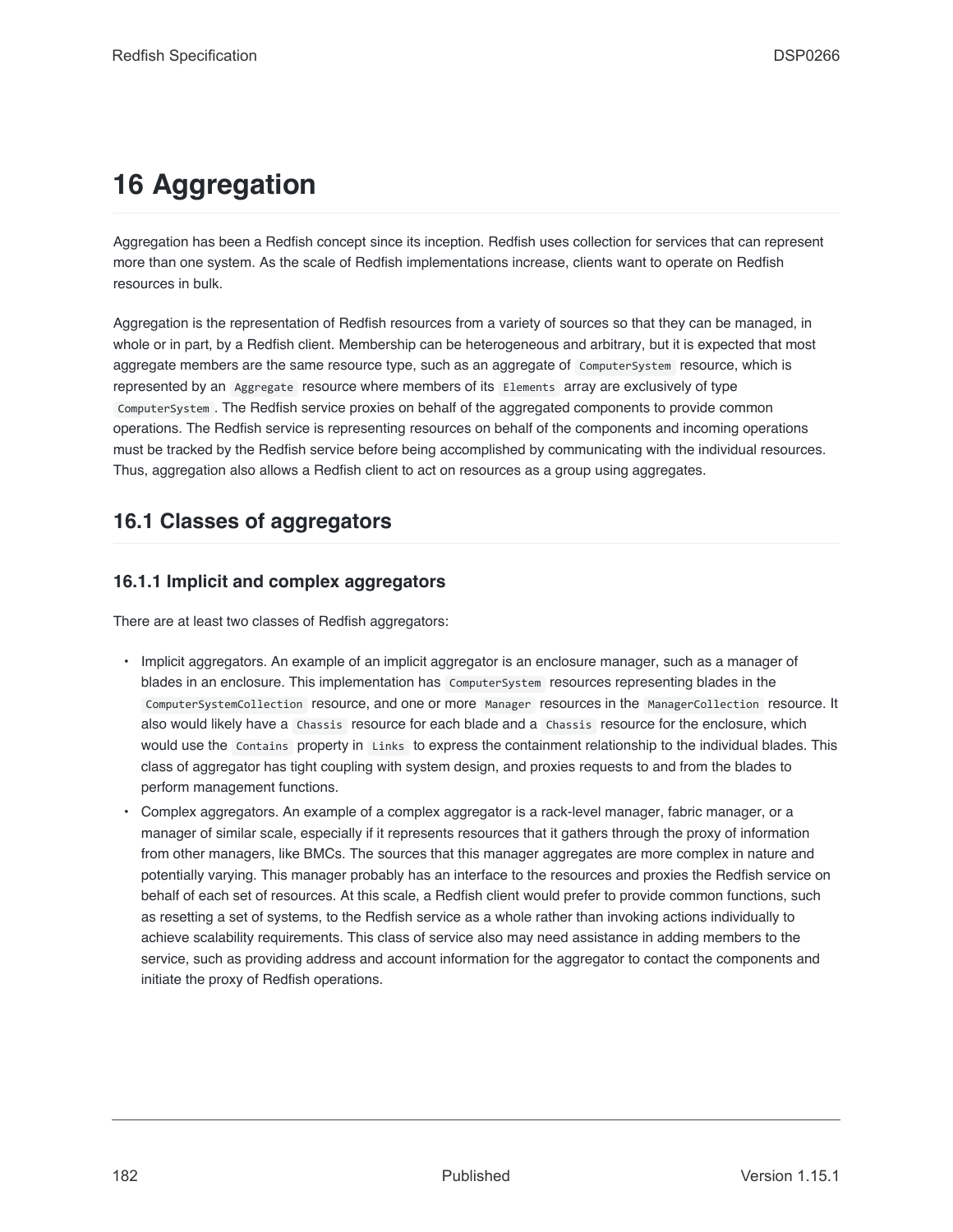# 16 Aggregation

Aggregation has been a Redfish concept since its inception. Redfish uses collection for services that can represent more than one system. As the scale of Redfish implementations increase, clients want to operate on Redfish resources in bulk.

Aggregation is the representation of Redfish resources from a variety of sources so that they can be managed, in whole or in part, by a Redfish client. Membership can be heterogeneous and arbitrary, but it is expected that most aggregate members are the same resource type, such as an aggregate of `ComputerSystem` resource, which is represented by an `Aggregate` resource where members of its `Elements` array are exclusively of type `ComputerSystem`. The Redfish service proxies on behalf of the aggregated components to provide common operations. The Redfish service is representing resources on behalf of the components and incoming operations must be tracked by the Redfish service before being accomplished by communicating with the individual resources. Thus, aggregation also allows a Redfish client to act on resources as a group using aggregates.

## 16.1 Classes of aggregators

### 16.1.1 Implicit and complex aggregators

There are at least two classes of Redfish aggregators:

- Implicit aggregators. An example of an implicit aggregator is an enclosure manager, such as a manager of blades in an enclosure. This implementation has `ComputerSystem` resources representing blades in the `ComputerSystemCollection` resource, and one or more `Manager` resources in the `ManagerCollection` resource. It also would likely have a `Chassis` resource for each blade and a `Chassis` resource for the enclosure, which would use the `Contains` property in `Links` to express the containment relationship to the individual blades. This class of aggregator has tight coupling with system design, and proxies requests to and from the blades to perform management functions.
- Complex aggregators. An example of a complex aggregator is a rack-level manager, fabric manager, or a manager of similar scale, especially if it represents resources that it gathers through the proxy of information from other managers, like BMCs. The sources that this manager aggregates are more complex in nature and potentially varying. This manager probably has an interface to the resources and proxies the Redfish service on behalf of each set of resources. At this scale, a Redfish client would prefer to provide common functions, such as resetting a set of systems, to the Redfish service as a whole rather than invoking actions individually to achieve scalability requirements. This class of service also may need assistance in adding members to the service, such as providing address and account information for the aggregator to contact the components and initiate the proxy of Redfish operations.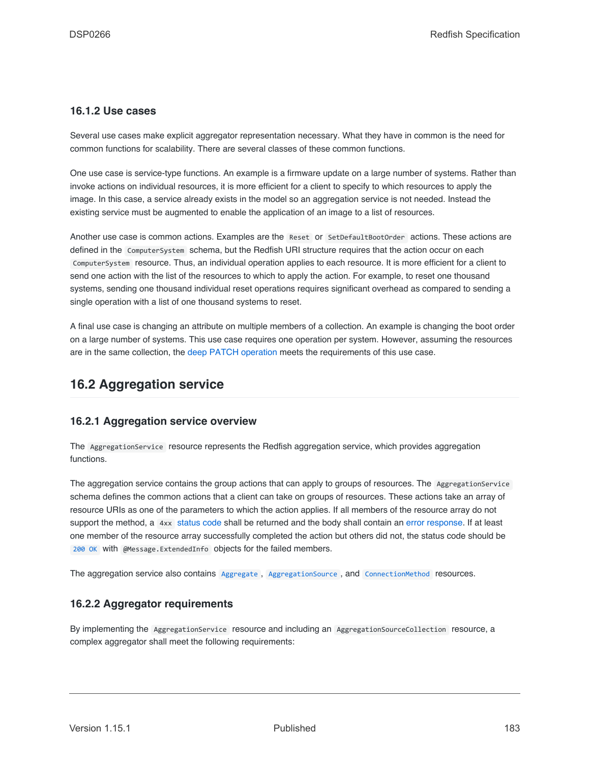### 16.1.2 Use cases

Several use cases make explicit aggregator representation necessary. What they have in common is the need for common functions for scalability. There are several classes of these common functions.

One use case is service-type functions. An example is a firmware update on a large number of systems. Rather than invoke actions on individual resources, it is more efficient for a client to specify to which resources to apply the image. In this case, a service already exists in the model so an aggregation service is not needed. Instead the existing service must be augmented to enable the application of an image to a list of resources.

Another use case is common actions. Examples are the `Reset` or `SetDefaultBootOrder` actions. These actions are defined in the `ComputerSystem` schema, but the Redfish URI structure requires that the action occur on each `ComputerSystem` resource. Thus, an individual operation applies to each resource. It is more efficient for a client to send one action with the list of the resources to which to apply the action. For example, to reset one thousand systems, sending one thousand individual reset operations requires significant overhead as compared to sending a single operation with a list of one thousand systems to reset.

A final use case is changing an attribute on multiple members of a collection. An example is changing the boot order on a large number of systems. This use case requires one operation per system. However, assuming the resources are in the same collection, the deep PATCH operation meets the requirements of this use case.

## 16.2 Aggregation service

### 16.2.1 Aggregation service overview

The `AggregationService` resource represents the Redfish aggregation service, which provides aggregation functions.

The aggregation service contains the group actions that can apply to groups of resources. The `AggregationService` schema defines the common actions that a client can take on groups of resources. These actions take an array of resource URIs as one of the parameters to which the action applies. If all members of the resource array do not support the method, a `4xx` status code shall be returned and the body shall contain an error response. If at least one member of the resource array successfully completed the action but others did not, the status code should be `200 OK` with `@Message.ExtendedInfo` objects for the failed members.

The aggregation service also contains `Aggregate`, `AggregationSource`, and `ConnectionMethod` resources.

### 16.2.2 Aggregator requirements

By implementing the `AggregationService` resource and including an `AggregationSourceCollection` resource, a complex aggregator shall meet the following requirements: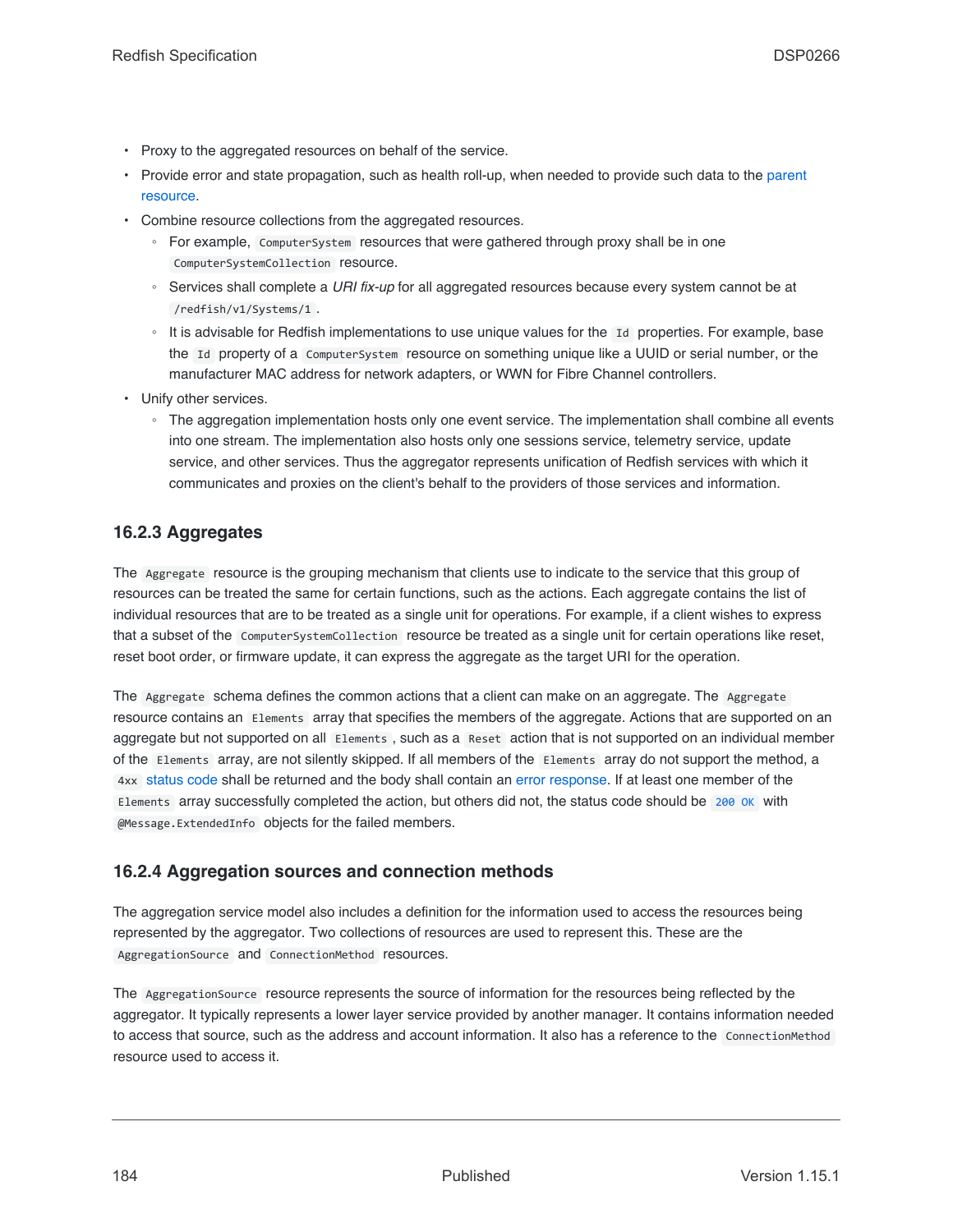- Proxy to the aggregated resources on behalf of the service.
- Provide error and state propagation, such as health roll-up, when needed to provide such data to the parent resource.
- Combine resource collections from the aggregated resources.
  - For example, `ComputerSystem` resources that were gathered through proxy shall be in one `ComputerSystemCollection` resource.
  - Services shall complete a *URI fix-up* for all aggregated resources because every system cannot be at `/redfish/v1/Systems/1`.
  - It is advisable for Redfish implementations to use unique values for the `Id` properties. For example, base the `Id` property of a `ComputerSystem` resource on something unique like a UUID or serial number, or the manufacturer MAC address for network adapters, or WWN for Fibre Channel controllers.
- Unify other services.
  - The aggregation implementation hosts only one event service. The implementation shall combine all events into one stream. The implementation also hosts only one sessions service, telemetry service, update service, and other services. Thus the aggregator represents unification of Redfish services with which it communicates and proxies on the client's behalf to the providers of those services and information.

### 16.2.3 Aggregates

The `Aggregate` resource is the grouping mechanism that clients use to indicate to the service that this group of resources can be treated the same for certain functions, such as the actions. Each aggregate contains the list of individual resources that are to be treated as a single unit for operations. For example, if a client wishes to express that a subset of the `ComputerSystemCollection` resource be treated as a single unit for certain operations like reset, reset boot order, or firmware update, it can express the aggregate as the target URI for the operation.

The `Aggregate` schema defines the common actions that a client can make on an aggregate. The `Aggregate` resource contains an `Elements` array that specifies the members of the aggregate. Actions that are supported on an aggregate but not supported on all `Elements`, such as a `Reset` action that is not supported on an individual member of the `Elements` array, are not silently skipped. If all members of the `Elements` array do not support the method, a `4xx` status code shall be returned and the body shall contain an error response. If at least one member of the `Elements` array successfully completed the action, but others did not, the status code should be `200 OK` with `@Message.ExtendedInfo` objects for the failed members.

### 16.2.4 Aggregation sources and connection methods

The aggregation service model also includes a definition for the information used to access the resources being represented by the aggregator. Two collections of resources are used to represent this. These are the `AggregationSource` and `ConnectionMethod` resources.

The `AggregationSource` resource represents the source of information for the resources being reflected by the aggregator. It typically represents a lower layer service provided by another manager. It contains information needed to access that source, such as the address and account information. It also has a reference to the `ConnectionMethod` resource used to access it.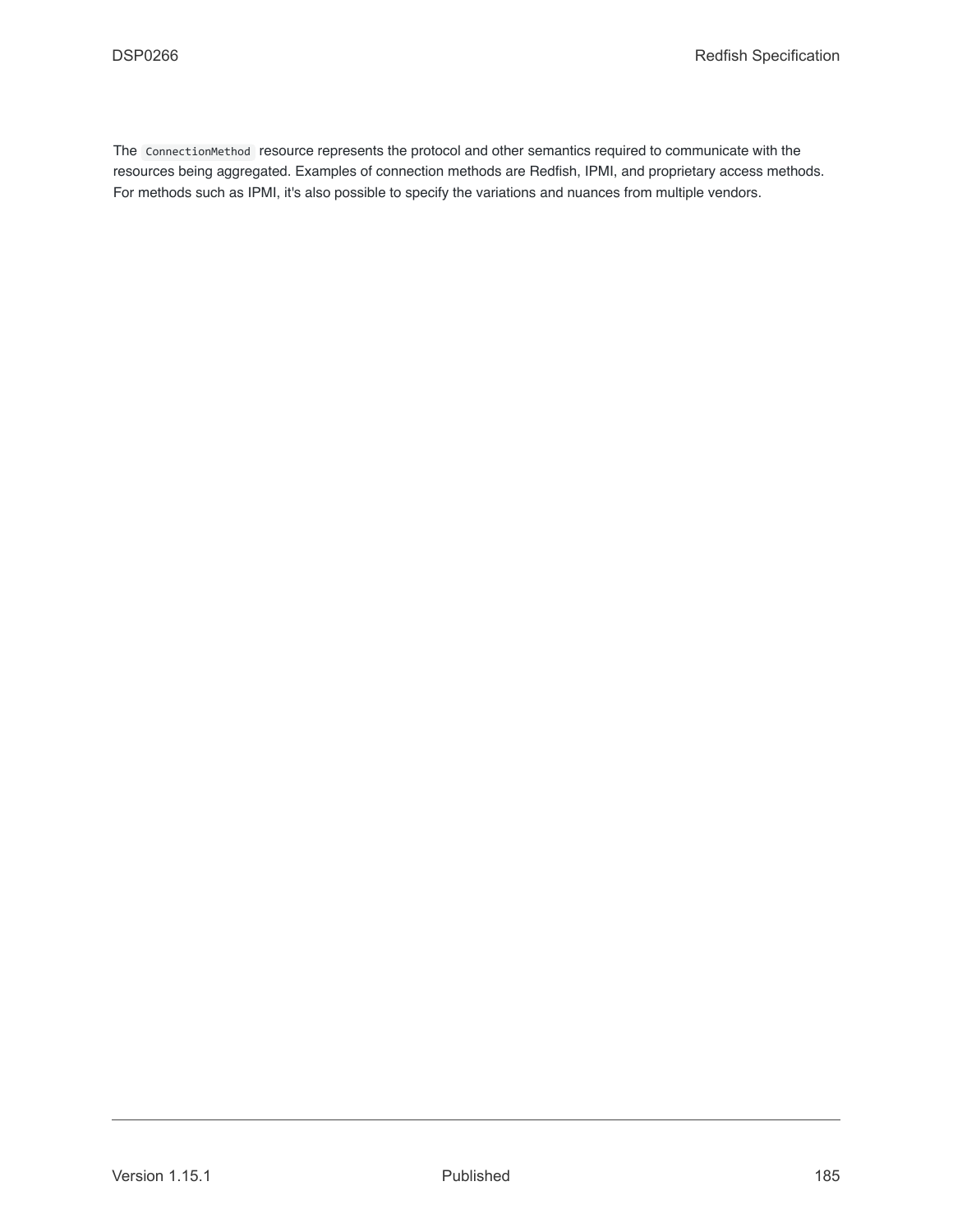The `ConnectionMethod` resource represents the protocol and other semantics required to communicate with the resources being aggregated. Examples of connection methods are Redfish, IPMI, and proprietary access methods. For methods such as IPMI, it's also possible to specify the variations and nuances from multiple vendors.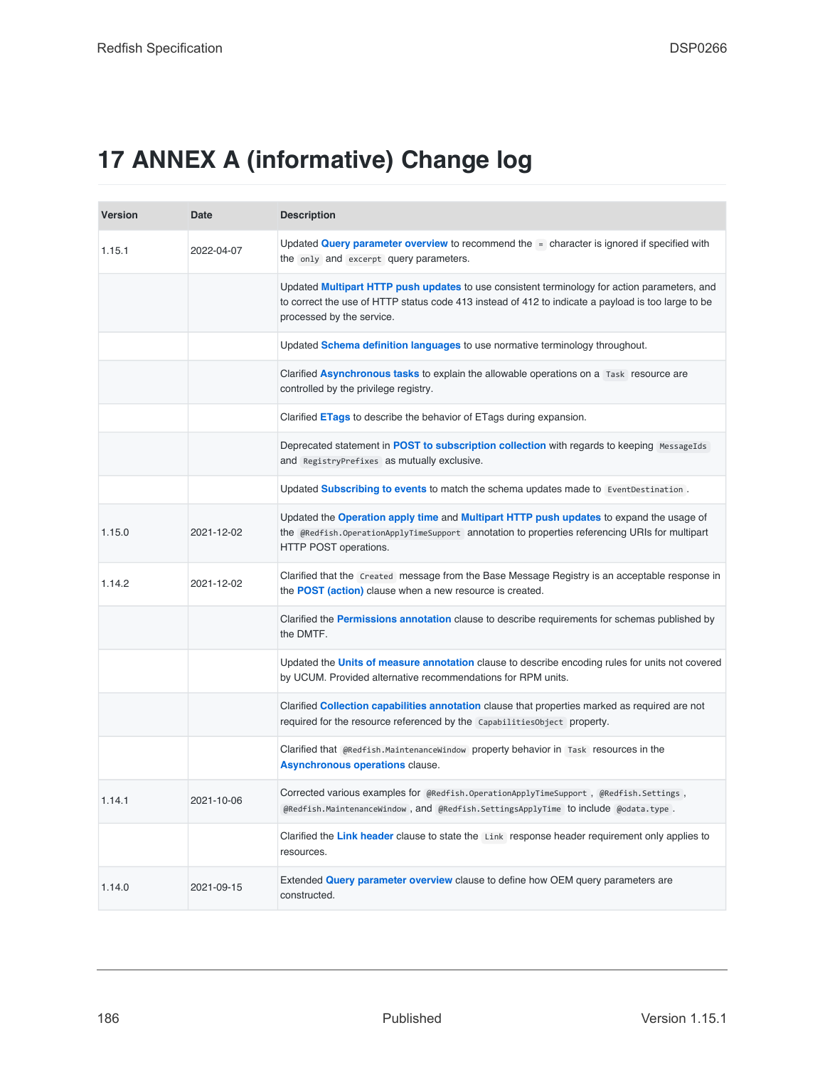# 17 ANNEX A (informative) Change log

| Version | Date | Description |
|---|---|---|
| 1.15.1 | 2022-04-07 | Updated **Query parameter overview** to recommend the `=` character is ignored if specified with the `only` and `excerpt` query parameters. |
| | | Updated **Multipart HTTP push updates** to use consistent terminology for action parameters, and to correct the use of HTTP status code 413 instead of 412 to indicate a payload is too large to be processed by the service. |
| | | Updated **Schema definition languages** to use normative terminology throughout. |
| | | Clarified **Asynchronous tasks** to explain the allowable operations on a `Task` resource are controlled by the privilege registry. |
| | | Clarified **ETags** to describe the behavior of ETags during expansion. |
| | | Deprecated statement in **POST to subscription collection** with regards to keeping `MessageIds` and `RegistryPrefixes` as mutually exclusive. |
| | | Updated **Subscribing to events** to match the schema updates made to `EventDestination`. |
| 1.15.0 | 2021-12-02 | Updated the **Operation apply time** and **Multipart HTTP push updates** to expand the usage of the `@Redfish.OperationApplyTimeSupport` annotation to properties referencing URIs for multipart HTTP POST operations. |
| 1.14.2 | 2021-12-02 | Clarified that the `Created` message from the Base Message Registry is an acceptable response in the **POST (action)** clause when a new resource is created. |
| | | Clarified the **Permissions annotation** clause to describe requirements for schemas published by the DMTF. |
| | | Updated the **Units of measure annotation** clause to describe encoding rules for units not covered by UCUM. Provided alternative recommendations for RPM units. |
| | | Clarified **Collection capabilities annotation** clause that properties marked as required are not required for the resource referenced by the `CapabilitiesObject` property. |
| | | Clarified that `@Redfish.MaintenanceWindow` property behavior in `Task` resources in the **Asynchronous operations** clause. |
| 1.14.1 | 2021-10-06 | Corrected various examples for `@Redfish.OperationApplyTimeSupport`, `@Redfish.Settings`, `@Redfish.MaintenanceWindow`, and `@Redfish.SettingsApplyTime` to include `@odata.type`. |
| | | Clarified the **Link header** clause to state the `Link` response header requirement only applies to resources. |
| 1.14.0 | 2021-09-15 | Extended **Query parameter overview** clause to define how OEM query parameters are constructed. |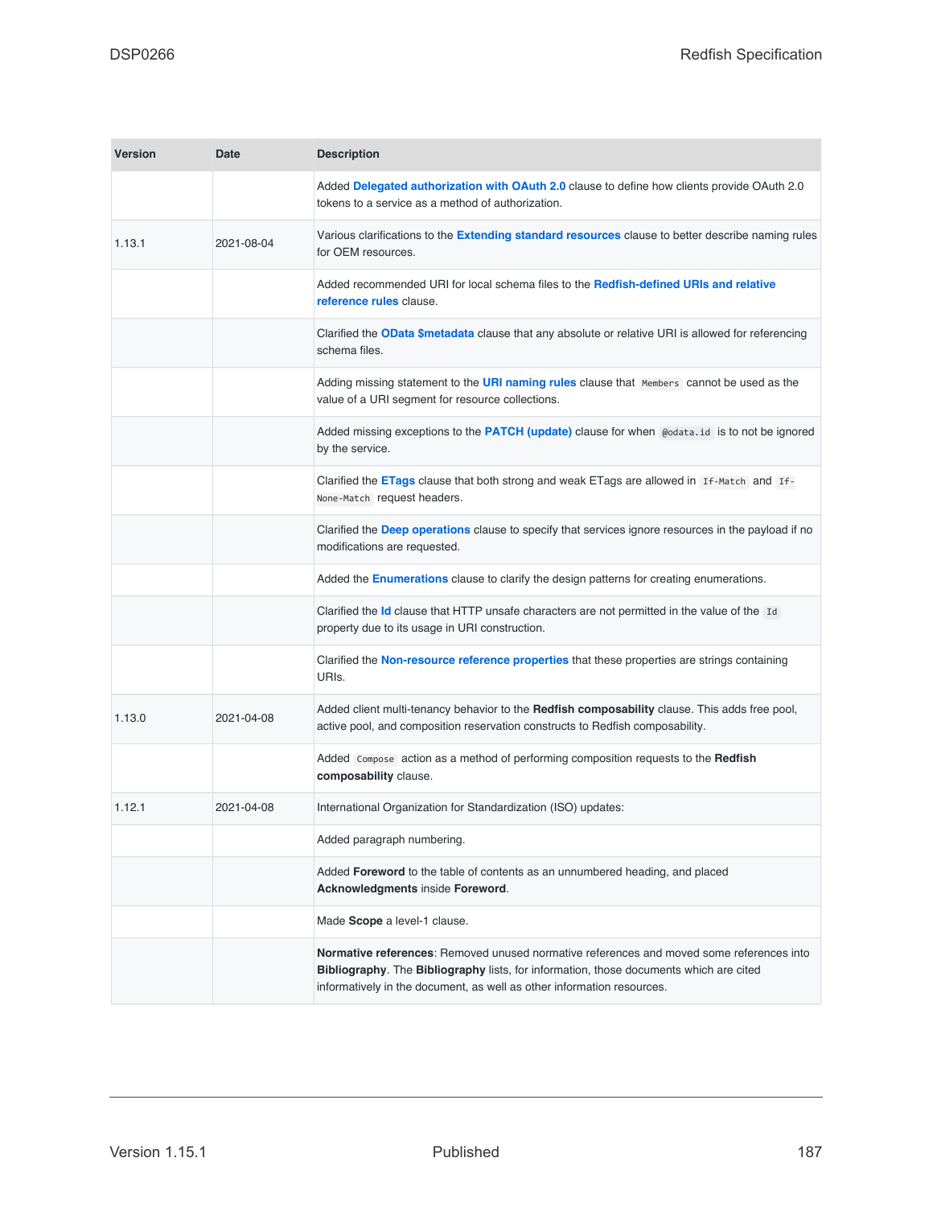| Version | Date | Description |
|---|---|---|
| | | Added **Delegated authorization with OAuth 2.0** clause to define how clients provide OAuth 2.0 tokens to a service as a method of authorization. |
| 1.13.1 | 2021-08-04 | Various clarifications to the **Extending standard resources** clause to better describe naming rules for OEM resources. |
| | | Added recommended URI for local schema files to the **Redfish-defined URIs and relative reference rules** clause. |
| | | Clarified the **OData $metadata** clause that any absolute or relative URI is allowed for referencing schema files. |
| | | Adding missing statement to the **URI naming rules** clause that `Members` cannot be used as the value of a URI segment for resource collections. |
| | | Added missing exceptions to the **PATCH (update)** clause for when `@odata.id` is to not be ignored by the service. |
| | | Clarified the **ETags** clause that both strong and weak ETags are allowed in `If-Match` and `If-None-Match` request headers. |
| | | Clarified the **Deep operations** clause to specify that services ignore resources in the payload if no modifications are requested. |
| | | Added the **Enumerations** clause to clarify the design patterns for creating enumerations. |
| | | Clarified the **Id** clause that HTTP unsafe characters are not permitted in the value of the `Id` property due to its usage in URI construction. |
| | | Clarified the **Non-resource reference properties** that these properties are strings containing URIs. |
| 1.13.0 | 2021-04-08 | Added client multi-tenancy behavior to the **Redfish composability** clause. This adds free pool, active pool, and composition reservation constructs to Redfish composability. |
| | | Added `Compose` action as a method of performing composition requests to the **Redfish composability** clause. |
| 1.12.1 | 2021-04-08 | International Organization for Standardization (ISO) updates: |
| | | Added paragraph numbering. |
| | | Added **Foreword** to the table of contents as an unnumbered heading, and placed **Acknowledgments** inside **Foreword**. |
| | | Made **Scope** a level-1 clause. |
| | | **Normative references**: Removed unused normative references and moved some references into **Bibliography**. The **Bibliography** lists, for information, those documents which are cited informatively in the document, as well as other information resources. |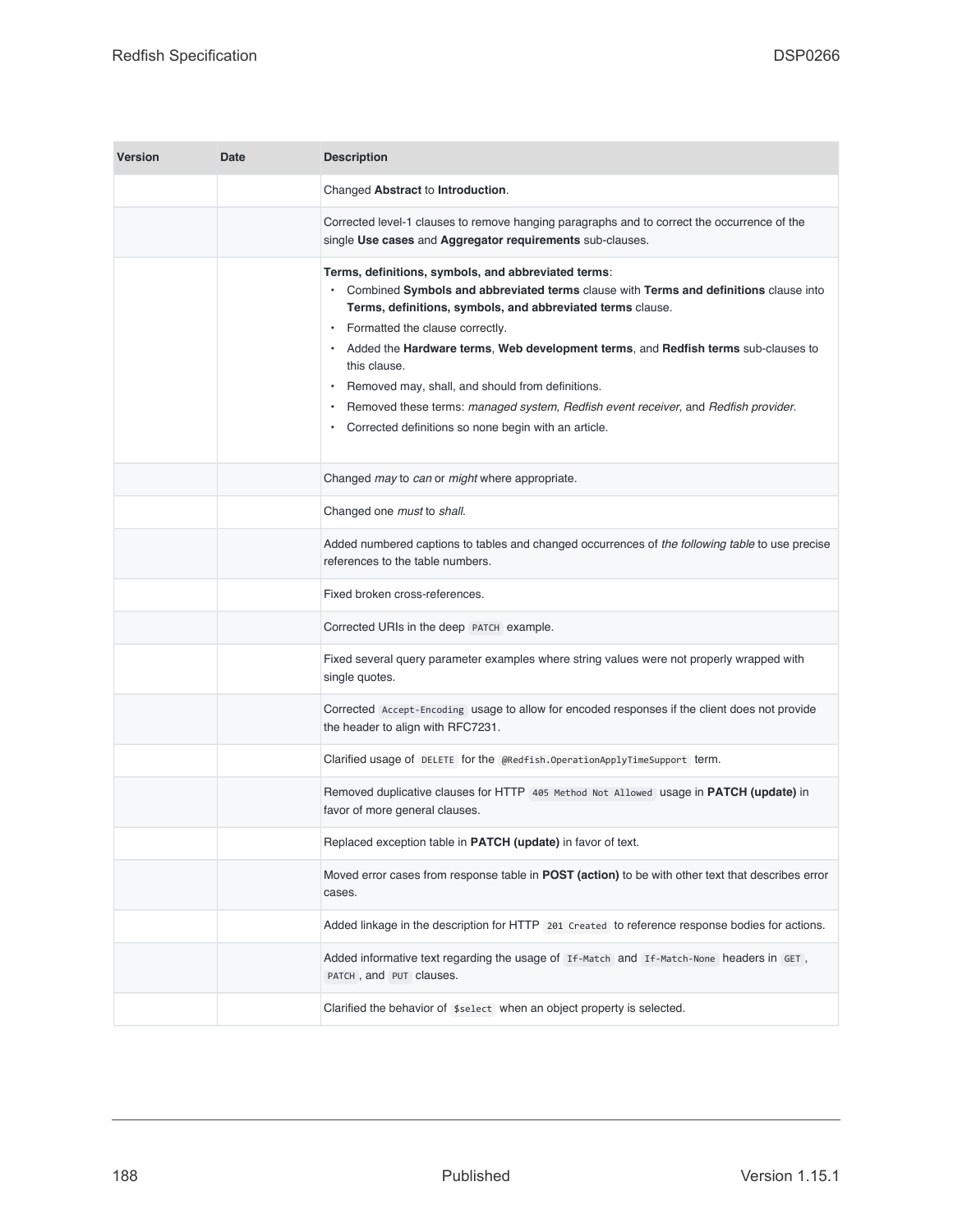| Version | Date | Description |
| --- | --- | --- |
| | | Changed **Abstract** to **Introduction**. |
| | | Corrected level-1 clauses to remove hanging paragraphs and to correct the occurrence of the single **Use cases** and **Aggregator requirements** sub-clauses. |
| | | **Terms, definitions, symbols, and abbreviated terms**: <br>• Combined **Symbols and abbreviated terms** clause with **Terms and definitions** clause into **Terms, definitions, symbols, and abbreviated terms** clause. <br>• Formatted the clause correctly. <br>• Added the **Hardware terms**, **Web development terms**, and **Redfish terms** sub-clauses to this clause. <br>• Removed may, shall, and should from definitions. <br>• Removed these terms: *managed system*, *Redfish event receiver*, and *Redfish provider*. <br>• Corrected definitions so none begin with an article. |
| | | Changed *may* to *can* or *might* where appropriate. |
| | | Changed one *must* to *shall*. |
| | | Added numbered captions to tables and changed occurrences of *the following table* to use precise references to the table numbers. |
| | | Fixed broken cross-references. |
| | | Corrected URIs in the deep `PATCH` example. |
| | | Fixed several query parameter examples where string values were not properly wrapped with single quotes. |
| | | Corrected `Accept-Encoding` usage to allow for encoded responses if the client does not provide the header to align with RFC7231. |
| | | Clarified usage of `DELETE` for the `@Redfish.OperationApplyTimeSupport` term. |
| | | Removed duplicative clauses for HTTP `405 Method Not Allowed` usage in **PATCH (update)** in favor of more general clauses. |
| | | Replaced exception table in **PATCH (update)** in favor of text. |
| | | Moved error cases from response table in **POST (action)** to be with other text that describes error cases. |
| | | Added linkage in the description for HTTP `201 Created` to reference response bodies for actions. |
| | | Added informative text regarding the usage of `If-Match` and `If-Match-None` headers in `GET`, `PATCH`, and `PUT` clauses. |
| | | Clarified the behavior of `$select` when an object property is selected. |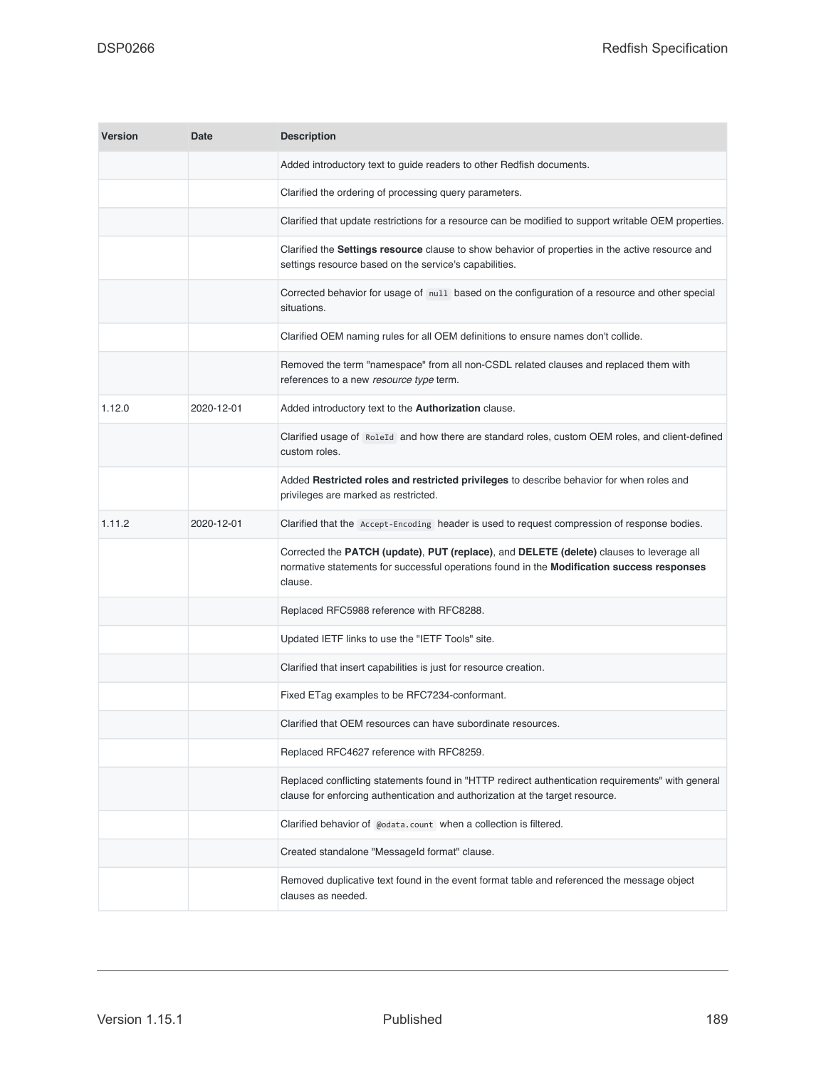| Version | Date | Description |
| --- | --- | --- |
| | | Added introductory text to guide readers to other Redfish documents. |
| | | Clarified the ordering of processing query parameters. |
| | | Clarified that update restrictions for a resource can be modified to support writable OEM properties. |
| | | Clarified the **Settings resource** clause to show behavior of properties in the active resource and settings resource based on the service's capabilities. |
| | | Corrected behavior for usage of `null` based on the configuration of a resource and other special situations. |
| | | Clarified OEM naming rules for all OEM definitions to ensure names don't collide. |
| | | Removed the term "namespace" from all non-CSDL related clauses and replaced them with references to a new *resource type* term. |
| 1.12.0 | 2020-12-01 | Added introductory text to the **Authorization** clause. |
| | | Clarified usage of `RoleId` and how there are standard roles, custom OEM roles, and client-defined custom roles. |
| | | Added **Restricted roles and restricted privileges** to describe behavior for when roles and privileges are marked as restricted. |
| 1.11.2 | 2020-12-01 | Clarified that the `Accept-Encoding` header is used to request compression of response bodies. |
| | | Corrected the **PATCH (update)**, **PUT (replace)**, and **DELETE (delete)** clauses to leverage all normative statements for successful operations found in the **Modification success responses** clause. |
| | | Replaced RFC5988 reference with RFC8288. |
| | | Updated IETF links to use the "IETF Tools" site. |
| | | Clarified that insert capabilities is just for resource creation. |
| | | Fixed ETag examples to be RFC7234-conformant. |
| | | Clarified that OEM resources can have subordinate resources. |
| | | Replaced RFC4627 reference with RFC8259. |
| | | Replaced conflicting statements found in "HTTP redirect authentication requirements" with general clause for enforcing authentication and authorization at the target resource. |
| | | Clarified behavior of `@odata.count` when a collection is filtered. |
| | | Created standalone "MessageId format" clause. |
| | | Removed duplicative text found in the event format table and referenced the message object clauses as needed. |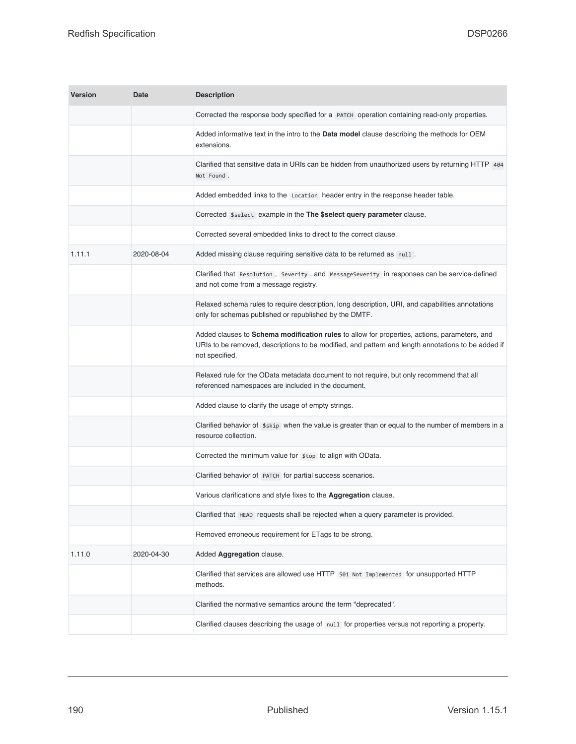| Version | Date | Description |
| --- | --- | --- |
| | | Corrected the response body specified for a `PATCH` operation containing read-only properties. |
| | | Added informative text in the intro to the **Data model** clause describing the methods for OEM extensions. |
| | | Clarified that sensitive data in URIs can be hidden from unauthorized users by returning HTTP `404 Not Found`. |
| | | Added embedded links to the `Location` header entry in the response header table. |
| | | Corrected `$select` example in the **The $select query parameter** clause. |
| | | Corrected several embedded links to direct to the correct clause. |
| 1.11.1 | 2020-08-04 | Added missing clause requiring sensitive data to be returned as `null`. |
| | | Clarified that `Resolution`, `Severity`, and `MessageSeverity` in responses can be service-defined and not come from a message registry. |
| | | Relaxed schema rules to require description, long description, URI, and capabilities annotations only for schemas published or republished by the DMTF. |
| | | Added clauses to **Schema modification rules** to allow for properties, actions, parameters, and URIs to be removed, descriptions to be modified, and pattern and length annotations to be added if not specified. |
| | | Relaxed rule for the OData metadata document to not require, but only recommend that all referenced namespaces are included in the document. |
| | | Added clause to clarify the usage of empty strings. |
| | | Clarified behavior of `$skip` when the value is greater than or equal to the number of members in a resource collection. |
| | | Corrected the minimum value for `$top` to align with OData. |
| | | Clarified behavior of `PATCH` for partial success scenarios. |
| | | Various clarifications and style fixes to the **Aggregation** clause. |
| | | Clarified that `HEAD` requests shall be rejected when a query parameter is provided. |
| | | Removed erroneous requirement for ETags to be strong. |
| 1.11.0 | 2020-04-30 | Added **Aggregation** clause. |
| | | Clarified that services are allowed use HTTP `501 Not Implemented` for unsupported HTTP methods. |
| | | Clarified the normative semantics around the term "deprecated". |
| | | Clarified clauses describing the usage of `null` for properties versus not reporting a property. |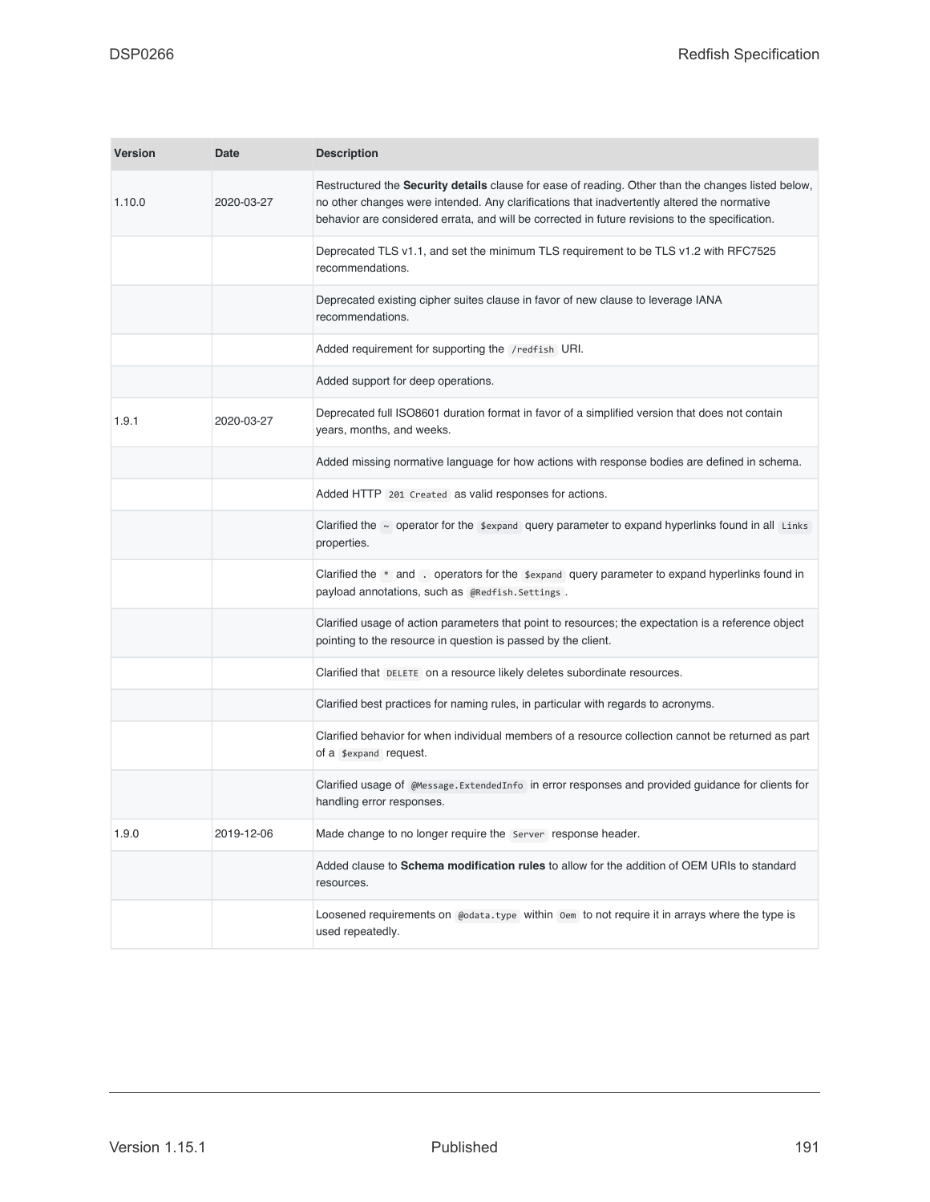| Version | Date | Description |
|---|---|---|
| 1.10.0 | 2020-03-27 | Restructured the **Security details** clause for ease of reading. Other than the changes listed below, no other changes were intended. Any clarifications that inadvertently altered the normative behavior are considered errata, and will be corrected in future revisions to the specification. |
| | | Deprecated TLS v1.1, and set the minimum TLS requirement to be TLS v1.2 with RFC7525 recommendations. |
| | | Deprecated existing cipher suites clause in favor of new clause to leverage IANA recommendations. |
| | | Added requirement for supporting the `/redfish` URI. |
| | | Added support for deep operations. |
| 1.9.1 | 2020-03-27 | Deprecated full ISO8601 duration format in favor of a simplified version that does not contain years, months, and weeks. |
| | | Added missing normative language for how actions with response bodies are defined in schema. |
| | | Added HTTP `201 Created` as valid responses for actions. |
| | | Clarified the `~` operator for the `$expand` query parameter to expand hyperlinks found in all `Links` properties. |
| | | Clarified the `*` and `.` operators for the `$expand` query parameter to expand hyperlinks found in payload annotations, such as `@Redfish.Settings`. |
| | | Clarified usage of action parameters that point to resources; the expectation is a reference object pointing to the resource in question is passed by the client. |
| | | Clarified that `DELETE` on a resource likely deletes subordinate resources. |
| | | Clarified best practices for naming rules, in particular with regards to acronyms. |
| | | Clarified behavior for when individual members of a resource collection cannot be returned as part of a `$expand` request. |
| | | Clarified usage of `@Message.ExtendedInfo` in error responses and provided guidance for clients for handling error responses. |
| 1.9.0 | 2019-12-06 | Made change to no longer require the `Server` response header. |
| | | Added clause to **Schema modification rules** to allow for the addition of OEM URIs to standard resources. |
| | | Loosened requirements on `@odata.type` within `Oem` to not require it in arrays where the type is used repeatedly. |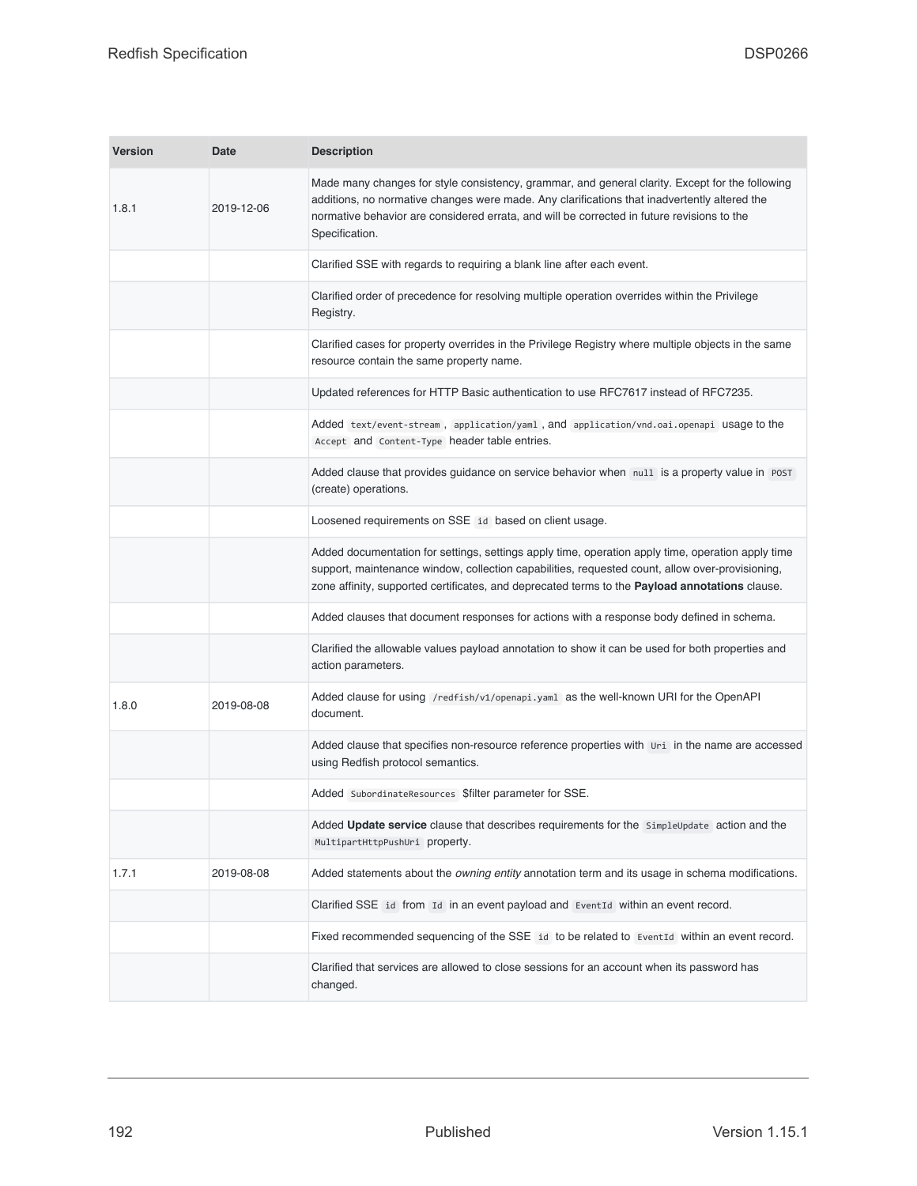| Version | Date | Description |
| --- | --- | --- |
| 1.8.1 | 2019-12-06 | Made many changes for style consistency, grammar, and general clarity. Except for the following additions, no normative changes were made. Any clarifications that inadvertently altered the normative behavior are considered errata, and will be corrected in future revisions to the Specification. |
| | | Clarified SSE with regards to requiring a blank line after each event. |
| | | Clarified order of precedence for resolving multiple operation overrides within the Privilege Registry. |
| | | Clarified cases for property overrides in the Privilege Registry where multiple objects in the same resource contain the same property name. |
| | | Updated references for HTTP Basic authentication to use RFC7617 instead of RFC7235. |
| | | Added `text/event-stream`, `application/yaml`, and `application/vnd.oai.openapi` usage to the `Accept` and `Content-Type` header table entries. |
| | | Added clause that provides guidance on service behavior when `null` is a property value in `POST` (create) operations. |
| | | Loosened requirements on SSE `id` based on client usage. |
| | | Added documentation for settings, settings apply time, operation apply time, operation apply time support, maintenance window, collection capabilities, requested count, allow over-provisioning, zone affinity, supported certificates, and deprecated terms to the **Payload annotations** clause. |
| | | Added clauses that document responses for actions with a response body defined in schema. |
| | | Clarified the allowable values payload annotation to show it can be used for both properties and action parameters. |
| 1.8.0 | 2019-08-08 | Added clause for using `/redfish/v1/openapi.yaml` as the well-known URI for the OpenAPI document. |
| | | Added clause that specifies non-resource reference properties with `Uri` in the name are accessed using Redfish protocol semantics. |
| | | Added `SubordinateResources` $filter parameter for SSE. |
| | | Added **Update service** clause that describes requirements for the `SimpleUpdate` action and the `MultipartHttpPushUri` property. |
| 1.7.1 | 2019-08-08 | Added statements about the *owning entity* annotation term and its usage in schema modifications. |
| | | Clarified SSE `id` from `Id` in an event payload and `EventId` within an event record. |
| | | Fixed recommended sequencing of the SSE `id` to be related to `EventId` within an event record. |
| | | Clarified that services are allowed to close sessions for an account when its password has changed. |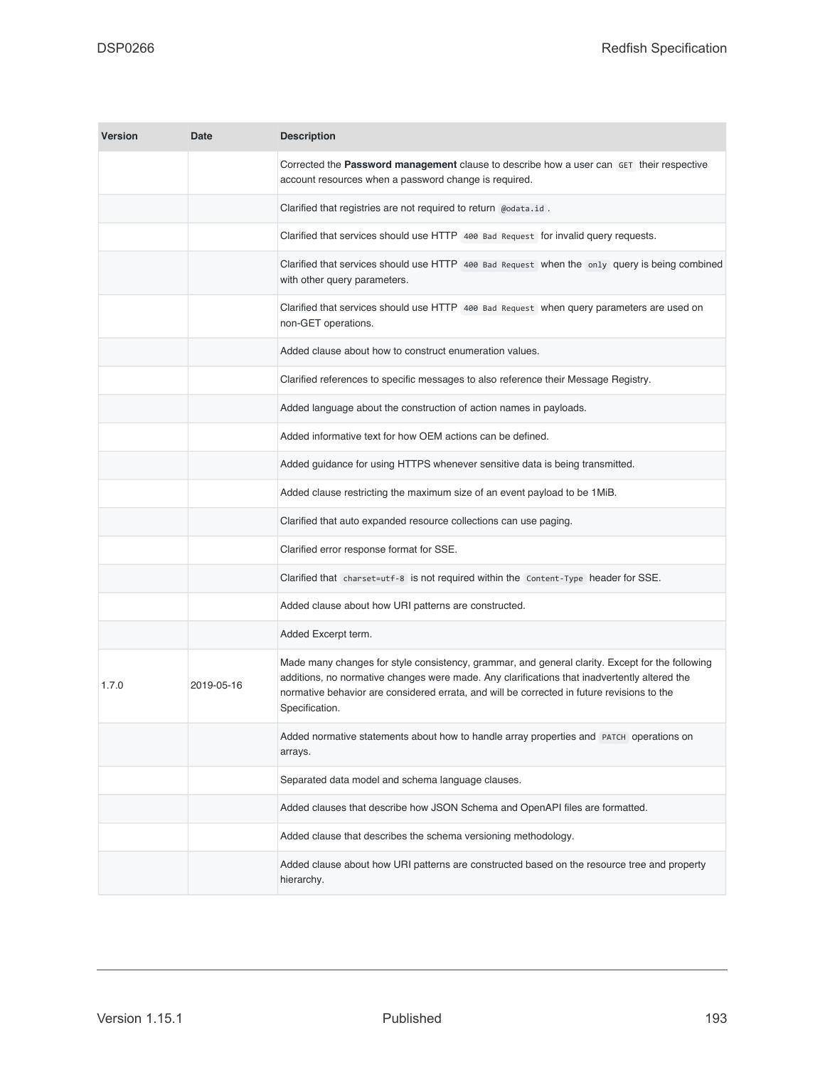| Version | Date | Description |
| --- | --- | --- |
| | | Corrected the **Password management** clause to describe how a user can `GET` their respective account resources when a password change is required. |
| | | Clarified that registries are not required to return `@odata.id`. |
| | | Clarified that services should use HTTP `400 Bad Request` for invalid query requests. |
| | | Clarified that services should use HTTP `400 Bad Request` when the `only` query is being combined with other query parameters. |
| | | Clarified that services should use HTTP `400 Bad Request` when query parameters are used on non-GET operations. |
| | | Added clause about how to construct enumeration values. |
| | | Clarified references to specific messages to also reference their Message Registry. |
| | | Added language about the construction of action names in payloads. |
| | | Added informative text for how OEM actions can be defined. |
| | | Added guidance for using HTTPS whenever sensitive data is being transmitted. |
| | | Added clause restricting the maximum size of an event payload to be 1MiB. |
| | | Clarified that auto expanded resource collections can use paging. |
| | | Clarified error response format for SSE. |
| | | Clarified that `charset=utf-8` is not required within the `Content-Type` header for SSE. |
| | | Added clause about how URI patterns are constructed. |
| | | Added Excerpt term. |
| 1.7.0 | 2019-05-16 | Made many changes for style consistency, grammar, and general clarity. Except for the following additions, no normative changes were made. Any clarifications that inadvertently altered the normative behavior are considered errata, and will be corrected in future revisions to the Specification. |
| | | Added normative statements about how to handle array properties and `PATCH` operations on arrays. |
| | | Separated data model and schema language clauses. |
| | | Added clauses that describe how JSON Schema and OpenAPI files are formatted. |
| | | Added clause that describes the schema versioning methodology. |
| | | Added clause about how URI patterns are constructed based on the resource tree and property hierarchy. |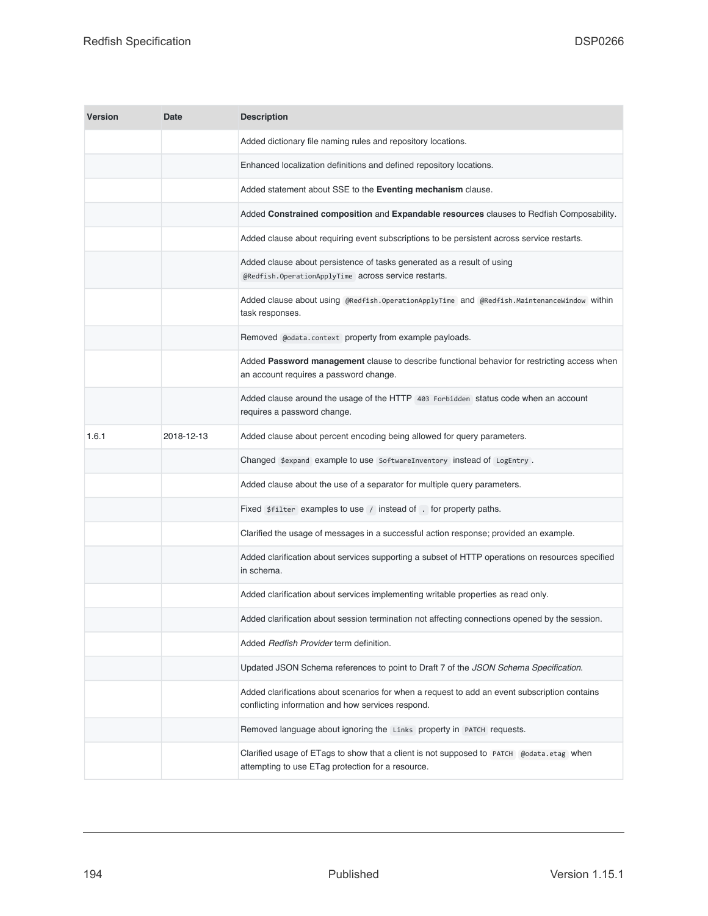| Version | Date | Description |
|---|---|---|
| | | Added dictionary file naming rules and repository locations. |
| | | Enhanced localization definitions and defined repository locations. |
| | | Added statement about SSE to the **Eventing mechanism** clause. |
| | | Added **Constrained composition** and **Expandable resources** clauses to Redfish Composability. |
| | | Added clause about requiring event subscriptions to be persistent across service restarts. |
| | | Added clause about persistence of tasks generated as a result of using `@Redfish.OperationApplyTime` across service restarts. |
| | | Added clause about using `@Redfish.OperationApplyTime` and `@Redfish.MaintenanceWindow` within task responses. |
| | | Removed `@odata.context` property from example payloads. |
| | | Added **Password management** clause to describe functional behavior for restricting access when an account requires a password change. |
| | | Added clause around the usage of the HTTP `403 Forbidden` status code when an account requires a password change. |
| 1.6.1 | 2018-12-13 | Added clause about percent encoding being allowed for query parameters. |
| | | Changed `$expand` example to use `SoftwareInventory` instead of `LogEntry`. |
| | | Added clause about the use of a separator for multiple query parameters. |
| | | Fixed `$filter` examples to use `/` instead of `.` for property paths. |
| | | Clarified the usage of messages in a successful action response; provided an example. |
| | | Added clarification about services supporting a subset of HTTP operations on resources specified in schema. |
| | | Added clarification about services implementing writable properties as read only. |
| | | Added clarification about session termination not affecting connections opened by the session. |
| | | Added *Redfish Provider* term definition. |
| | | Updated JSON Schema references to point to Draft 7 of the *JSON Schema Specification*. |
| | | Added clarifications about scenarios for when a request to add an event subscription contains conflicting information and how services respond. |
| | | Removed language about ignoring the `Links` property in `PATCH` requests. |
| | | Clarified usage of ETags to show that a client is not supposed to `PATCH` `@odata.etag` when attempting to use ETag protection for a resource. |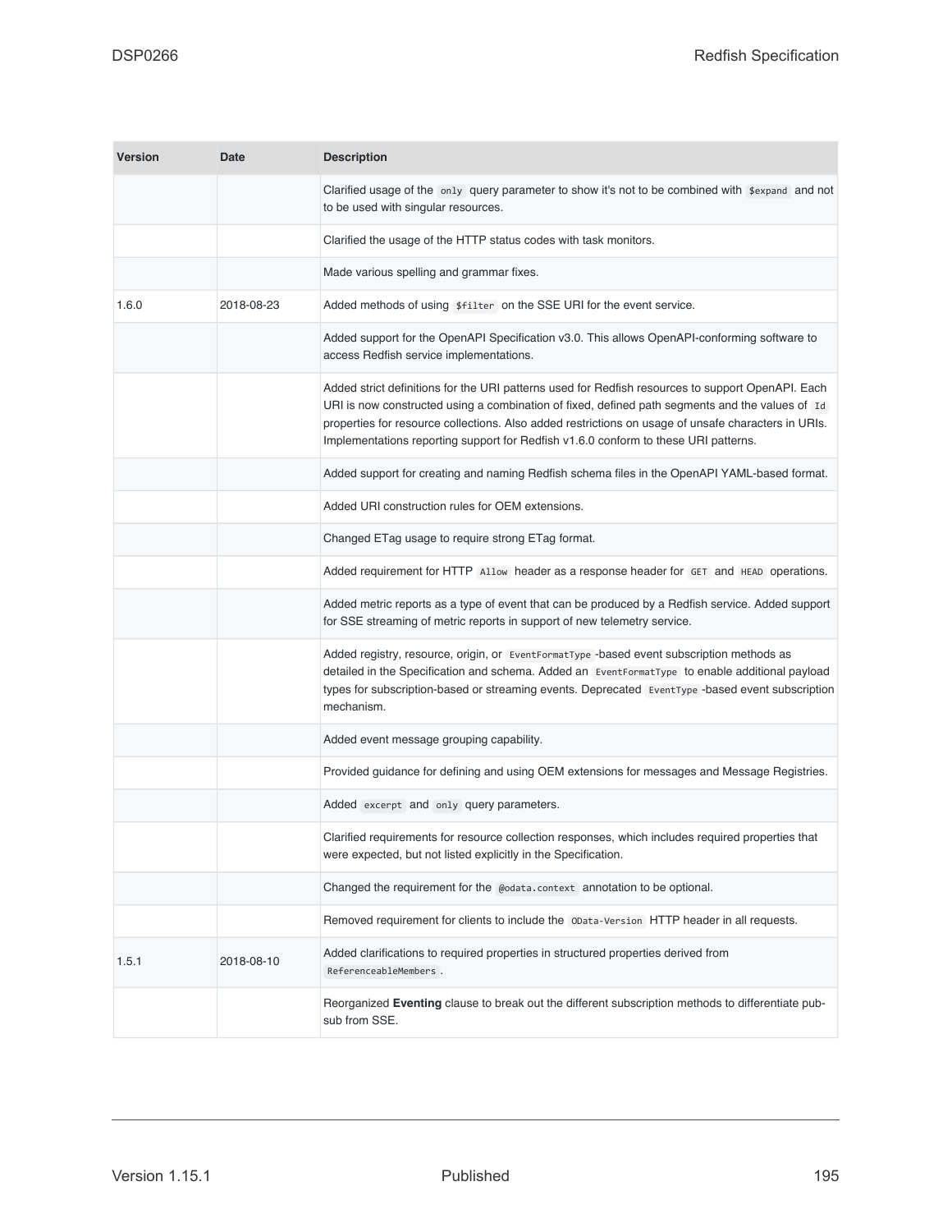| Version | Date | Description |
| --- | --- | --- |
| | | Clarified usage of the `only` query parameter to show it's not to be combined with `$expand` and not to be used with singular resources. |
| | | Clarified the usage of the HTTP status codes with task monitors. |
| | | Made various spelling and grammar fixes. |
| 1.6.0 | 2018-08-23 | Added methods of using `$filter` on the SSE URI for the event service. |
| | | Added support for the OpenAPI Specification v3.0. This allows OpenAPI-conforming software to access Redfish service implementations. |
| | | Added strict definitions for the URI patterns used for Redfish resources to support OpenAPI. Each URI is now constructed using a combination of fixed, defined path segments and the values of `Id` properties for resource collections. Also added restrictions on usage of unsafe characters in URIs. Implementations reporting support for Redfish v1.6.0 conform to these URI patterns. |
| | | Added support for creating and naming Redfish schema files in the OpenAPI YAML-based format. |
| | | Added URI construction rules for OEM extensions. |
| | | Changed ETag usage to require strong ETag format. |
| | | Added requirement for HTTP `Allow` header as a response header for `GET` and `HEAD` operations. |
| | | Added metric reports as a type of event that can be produced by a Redfish service. Added support for SSE streaming of metric reports in support of new telemetry service. |
| | | Added registry, resource, origin, or `EventFormatType` -based event subscription methods as detailed in the Specification and schema. Added an `EventFormatType` to enable additional payload types for subscription-based or streaming events. Deprecated `EventType` -based event subscription mechanism. |
| | | Added event message grouping capability. |
| | | Provided guidance for defining and using OEM extensions for messages and Message Registries. |
| | | Added `excerpt` and `only` query parameters. |
| | | Clarified requirements for resource collection responses, which includes required properties that were expected, but not listed explicitly in the Specification. |
| | | Changed the requirement for the `@odata.context` annotation to be optional. |
| | | Removed requirement for clients to include the `OData-Version` HTTP header in all requests. |
| 1.5.1 | 2018-08-10 | Added clarifications to required properties in structured properties derived from `ReferenceableMembers`. |
| | | Reorganized **Eventing** clause to break out the different subscription methods to differentiate pub-sub from SSE. |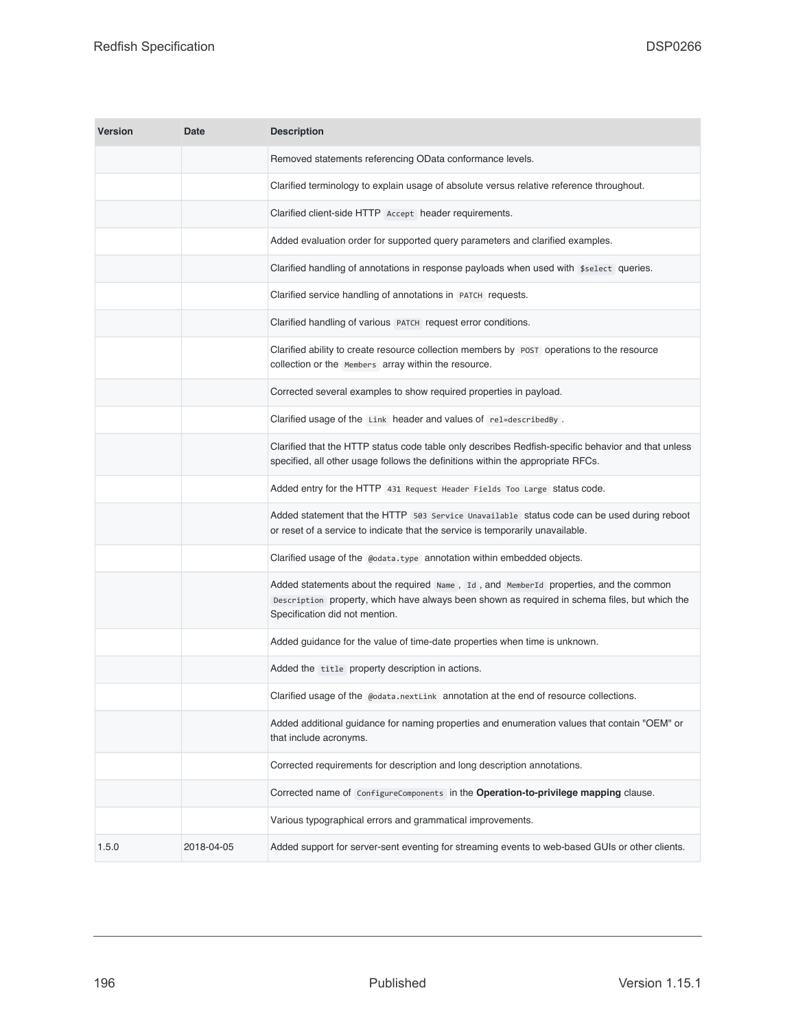| Version | Date | Description |
| --- | --- | --- |
| | | Removed statements referencing OData conformance levels. |
| | | Clarified terminology to explain usage of absolute versus relative reference throughout. |
| | | Clarified client-side HTTP `Accept` header requirements. |
| | | Added evaluation order for supported query parameters and clarified examples. |
| | | Clarified handling of annotations in response payloads when used with `$select` queries. |
| | | Clarified service handling of annotations in `PATCH` requests. |
| | | Clarified handling of various `PATCH` request error conditions. |
| | | Clarified ability to create resource collection members by `POST` operations to the resource collection or the `Members` array within the resource. |
| | | Corrected several examples to show required properties in payload. |
| | | Clarified usage of the `Link` header and values of `rel=describedBy`. |
| | | Clarified that the HTTP status code table only describes Redfish-specific behavior and that unless specified, all other usage follows the definitions within the appropriate RFCs. |
| | | Added entry for the HTTP `431 Request Header Fields Too Large` status code. |
| | | Added statement that the HTTP `503 Service Unavailable` status code can be used during reboot or reset of a service to indicate that the service is temporarily unavailable. |
| | | Clarified usage of the `@odata.type` annotation within embedded objects. |
| | | Added statements about the required `Name`, `Id`, and `MemberId` properties, and the common `Description` property, which have always been shown as required in schema files, but which the Specification did not mention. |
| | | Added guidance for the value of time-date properties when time is unknown. |
| | | Added the `title` property description in actions. |
| | | Clarified usage of the `@odata.nextLink` annotation at the end of resource collections. |
| | | Added additional guidance for naming properties and enumeration values that contain "OEM" or that include acronyms. |
| | | Corrected requirements for description and long description annotations. |
| | | Corrected name of `ConfigureComponents` in the **Operation-to-privilege mapping** clause. |
| | | Various typographical errors and grammatical improvements. |
| 1.5.0 | 2018-04-05 | Added support for server-sent eventing for streaming events to web-based GUIs or other clients. |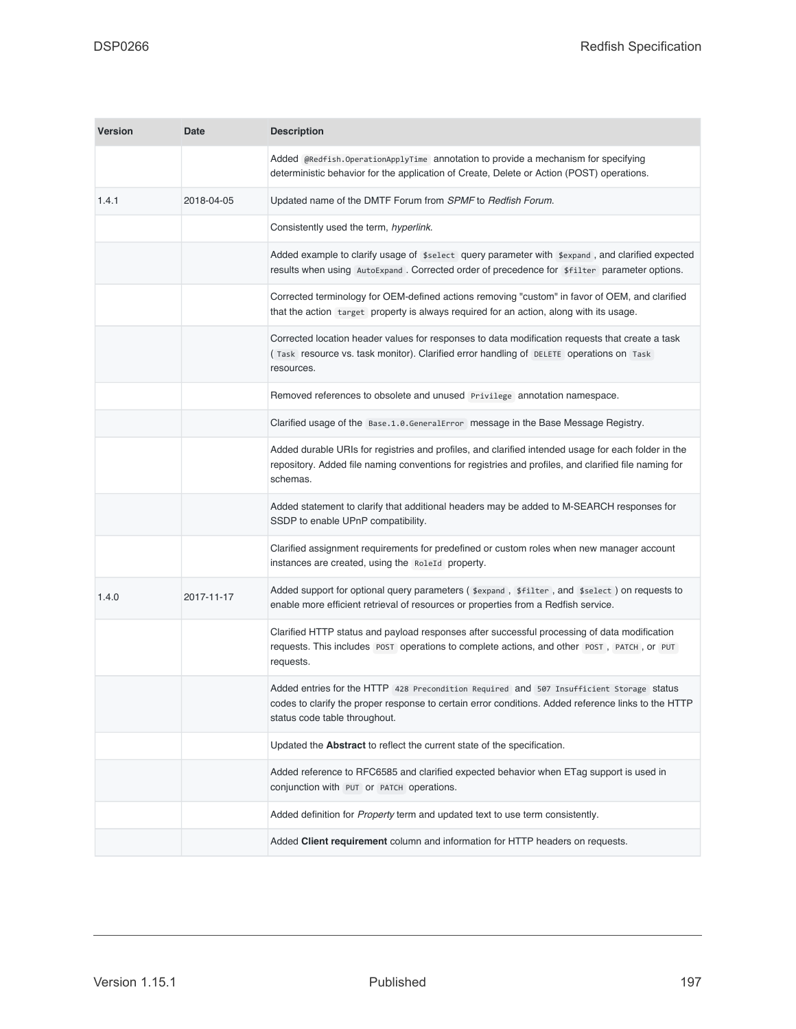| Version | Date | Description |
|---|---|---|
| | | Added `@Redfish.OperationApplyTime` annotation to provide a mechanism for specifying deterministic behavior for the application of Create, Delete or Action (POST) operations. |
| 1.4.1 | 2018-04-05 | Updated name of the DMTF Forum from *SPMF* to *Redfish Forum*. |
| | | Consistently used the term, *hyperlink*. |
| | | Added example to clarify usage of `$select` query parameter with `$expand`, and clarified expected results when using `AutoExpand`. Corrected order of precedence for `$filter` parameter options. |
| | | Corrected terminology for OEM-defined actions removing "custom" in favor of OEM, and clarified that the action `target` property is always required for an action, along with its usage. |
| | | Corrected location header values for responses to data modification requests that create a task ( `Task` resource vs. task monitor). Clarified error handling of `DELETE` operations on `Task` resources. |
| | | Removed references to obsolete and unused `Privilege` annotation namespace. |
| | | Clarified usage of the `Base.1.0.GeneralError` message in the Base Message Registry. |
| | | Added durable URIs for registries and profiles, and clarified intended usage for each folder in the repository. Added file naming conventions for registries and profiles, and clarified file naming for schemas. |
| | | Added statement to clarify that additional headers may be added to M-SEARCH responses for SSDP to enable UPnP compatibility. |
| | | Clarified assignment requirements for predefined or custom roles when new manager account instances are created, using the `RoleId` property. |
| 1.4.0 | 2017-11-17 | Added support for optional query parameters ( `$expand`, `$filter`, and `$select` ) on requests to enable more efficient retrieval of resources or properties from a Redfish service. |
| | | Clarified HTTP status and payload responses after successful processing of data modification requests. This includes `POST` operations to complete actions, and other `POST`, `PATCH`, or `PUT` requests. |
| | | Added entries for the HTTP `428 Precondition Required` and `507 Insufficient Storage` status codes to clarify the proper response to certain error conditions. Added reference links to the HTTP status code table throughout. |
| | | Updated the **Abstract** to reflect the current state of the specification. |
| | | Added reference to RFC6585 and clarified expected behavior when ETag support is used in conjunction with `PUT` or `PATCH` operations. |
| | | Added definition for *Property* term and updated text to use term consistently. |
| | | Added **Client requirement** column and information for HTTP headers on requests. |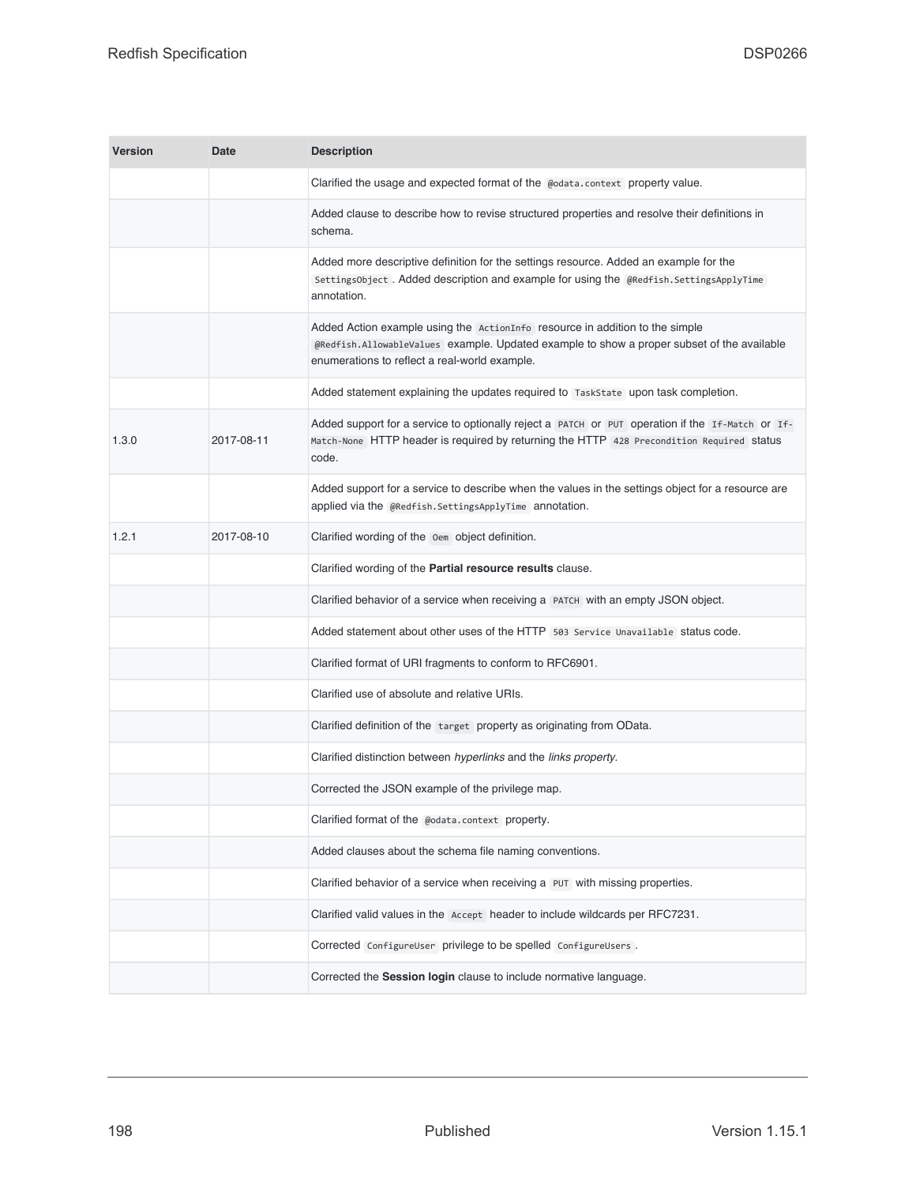| Version | Date | Description |
| --- | --- | --- |
| | | Clarified the usage and expected format of the `@odata.context` property value. |
| | | Added clause to describe how to revise structured properties and resolve their definitions in schema. |
| | | Added more descriptive definition for the settings resource. Added an example for the `SettingsObject`. Added description and example for using the `@Redfish.SettingsApplyTime` annotation. |
| | | Added Action example using the `ActionInfo` resource in addition to the simple `@Redfish.AllowableValues` example. Updated example to show a proper subset of the available enumerations to reflect a real-world example. |
| | | Added statement explaining the updates required to `TaskState` upon task completion. |
| 1.3.0 | 2017-08-11 | Added support for a service to optionally reject a `PATCH` or `PUT` operation if the `If-Match` or `If-Match-None` HTTP header is required by returning the HTTP `428 Precondition Required` status code. |
| | | Added support for a service to describe when the values in the settings object for a resource are applied via the `@Redfish.SettingsApplyTime` annotation. |
| 1.2.1 | 2017-08-10 | Clarified wording of the `Oem` object definition. |
| | | Clarified wording of the **Partial resource results** clause. |
| | | Clarified behavior of a service when receiving a `PATCH` with an empty JSON object. |
| | | Added statement about other uses of the HTTP `503 Service Unavailable` status code. |
| | | Clarified format of URI fragments to conform to RFC6901. |
| | | Clarified use of absolute and relative URIs. |
| | | Clarified definition of the `target` property as originating from OData. |
| | | Clarified distinction between *hyperlinks* and the *links property*. |
| | | Corrected the JSON example of the privilege map. |
| | | Clarified format of the `@odata.context` property. |
| | | Added clauses about the schema file naming conventions. |
| | | Clarified behavior of a service when receiving a `PUT` with missing properties. |
| | | Clarified valid values in the `Accept` header to include wildcards per RFC7231. |
| | | Corrected `ConfigureUser` privilege to be spelled `ConfigureUsers`. |
| | | Corrected the **Session login** clause to include normative language. |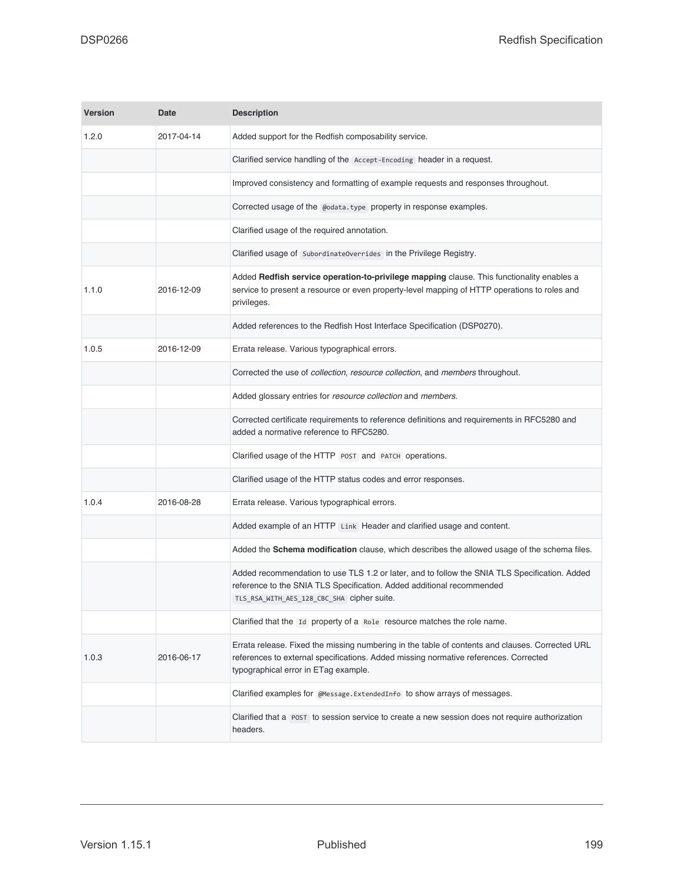| Version | Date | Description |
| --- | --- | --- |
| 1.2.0 | 2017-04-14 | Added support for the Redfish composability service. |
| | | Clarified service handling of the `Accept-Encoding` header in a request. |
| | | Improved consistency and formatting of example requests and responses throughout. |
| | | Corrected usage of the `@odata.type` property in response examples. |
| | | Clarified usage of the required annotation. |
| | | Clarified usage of `SubordinateOverrides` in the Privilege Registry. |
| 1.1.0 | 2016-12-09 | Added **Redfish service operation-to-privilege mapping** clause. This functionality enables a service to present a resource or even property-level mapping of HTTP operations to roles and privileges. |
| | | Added references to the Redfish Host Interface Specification (DSP0270). |
| 1.0.5 | 2016-12-09 | Errata release. Various typographical errors. |
| | | Corrected the use of *collection*, *resource collection*, and *members* throughout. |
| | | Added glossary entries for *resource collection* and *members*. |
| | | Corrected certificate requirements to reference definitions and requirements in RFC5280 and added a normative reference to RFC5280. |
| | | Clarified usage of the HTTP `POST` and `PATCH` operations. |
| | | Clarified usage of the HTTP status codes and error responses. |
| 1.0.4 | 2016-08-28 | Errata release. Various typographical errors. |
| | | Added example of an HTTP `Link` Header and clarified usage and content. |
| | | Added the **Schema modification** clause, which describes the allowed usage of the schema files. |
| | | Added recommendation to use TLS 1.2 or later, and to follow the SNIA TLS Specification. Added reference to the SNIA TLS Specification. Added additional recommended `TLS_RSA_WITH_AES_128_CBC_SHA` cipher suite. |
| | | Clarified that the `Id` property of a `Role` resource matches the role name. |
| 1.0.3 | 2016-06-17 | Errata release. Fixed the missing numbering in the table of contents and clauses. Corrected URL references to external specifications. Added missing normative references. Corrected typographical error in ETag example. |
| | | Clarified examples for `@Message.ExtendedInfo` to show arrays of messages. |
| | | Clarified that a `POST` to session service to create a new session does not require authorization headers. |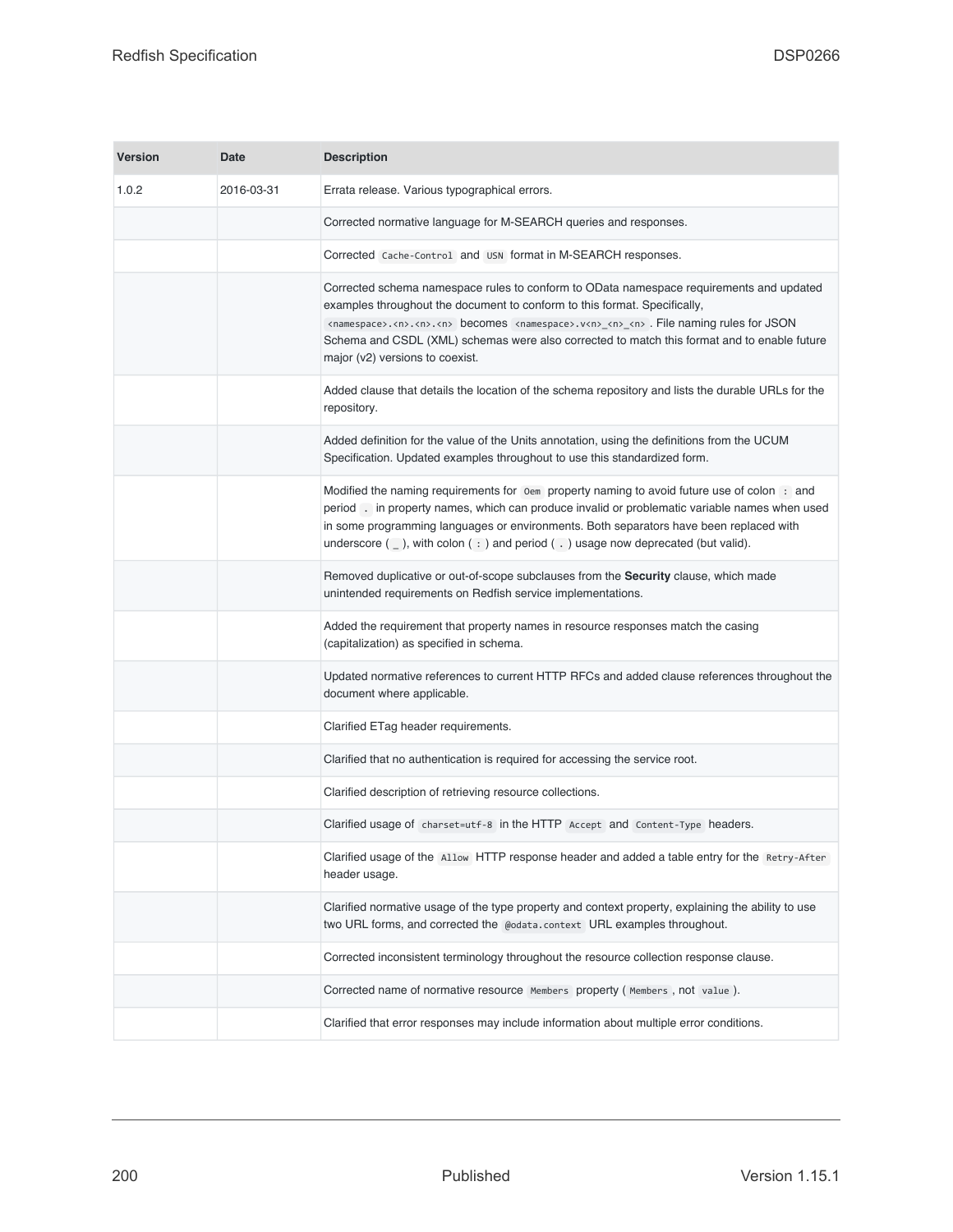| Version | Date | Description |
| --- | --- | --- |
| 1.0.2 | 2016-03-31 | Errata release. Various typographical errors. |
| | | Corrected normative language for M-SEARCH queries and responses. |
| | | Corrected `Cache-Control` and `USN` format in M-SEARCH responses. |
| | | Corrected schema namespace rules to conform to OData namespace requirements and updated examples throughout the document to conform to this format. Specifically, `<namespace>.<n>.<n>.<n>` becomes `<namespace>.v<n>_<n>_<n>`. File naming rules for JSON Schema and CSDL (XML) schemas were also corrected to match this format and to enable future major (v2) versions to coexist. |
| | | Added clause that details the location of the schema repository and lists the durable URLs for the repository. |
| | | Added definition for the value of the Units annotation, using the definitions from the UCUM Specification. Updated examples throughout to use this standardized form. |
| | | Modified the naming requirements for `Oem` property naming to avoid future use of colon `:` and period `.` in property names, which can produce invalid or problematic variable names when used in some programming languages or environments. Both separators have been replaced with underscore ( `_` ), with colon ( `:` ) and period ( `.` ) usage now deprecated (but valid). |
| | | Removed duplicative or out-of-scope subclauses from the **Security** clause, which made unintended requirements on Redfish service implementations. |
| | | Added the requirement that property names in resource responses match the casing (capitalization) as specified in schema. |
| | | Updated normative references to current HTTP RFCs and added clause references throughout the document where applicable. |
| | | Clarified ETag header requirements. |
| | | Clarified that no authentication is required for accessing the service root. |
| | | Clarified description of retrieving resource collections. |
| | | Clarified usage of `charset=utf-8` in the HTTP `Accept` and `Content-Type` headers. |
| | | Clarified usage of the `Allow` HTTP response header and added a table entry for the `Retry-After` header usage. |
| | | Clarified normative usage of the type property and context property, explaining the ability to use two URL forms, and corrected the `@odata.context` URL examples throughout. |
| | | Corrected inconsistent terminology throughout the resource collection response clause. |
| | | Corrected name of normative resource `Members` property ( `Members`, not `value` ). |
| | | Clarified that error responses may include information about multiple error conditions. |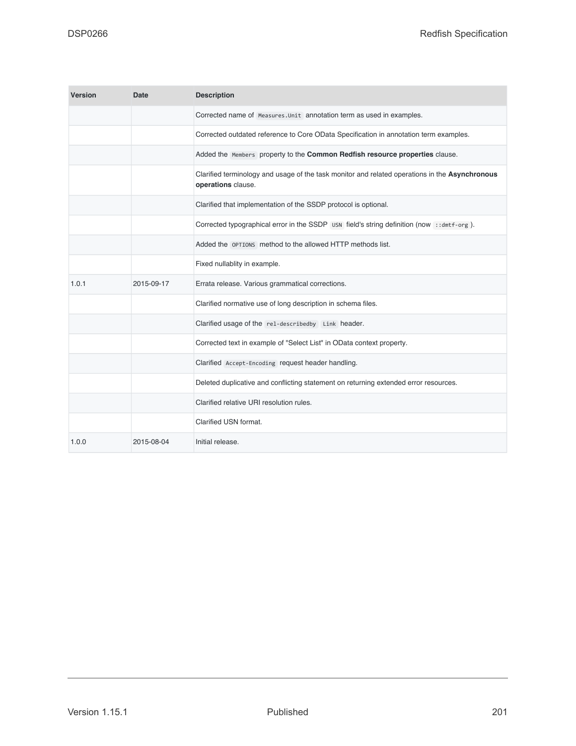| Version | Date | Description |
|---|---|---|
| | | Corrected name of `Measures.Unit` annotation term as used in examples. |
| | | Corrected outdated reference to Core OData Specification in annotation term examples. |
| | | Added the `Members` property to the **Common Redfish resource properties** clause. |
| | | Clarified terminology and usage of the task monitor and related operations in the **Asynchronous operations** clause. |
| | | Clarified that implementation of the SSDP protocol is optional. |
| | | Corrected typographical error in the SSDP `USN` field's string definition (now `::dmtf-org`). |
| | | Added the `OPTIONS` method to the allowed HTTP methods list. |
| | | Fixed nullablity in example. |
| 1.0.1 | 2015-09-17 | Errata release. Various grammatical corrections. |
| | | Clarified normative use of long description in schema files. |
| | | Clarified usage of the `rel-describedby` `Link` header. |
| | | Corrected text in example of "Select List" in OData context property. |
| | | Clarified `Accept-Encoding` request header handling. |
| | | Deleted duplicative and conflicting statement on returning extended error resources. |
| | | Clarified relative URI resolution rules. |
| | | Clarified USN format. |
| 1.0.0 | 2015-08-04 | Initial release. |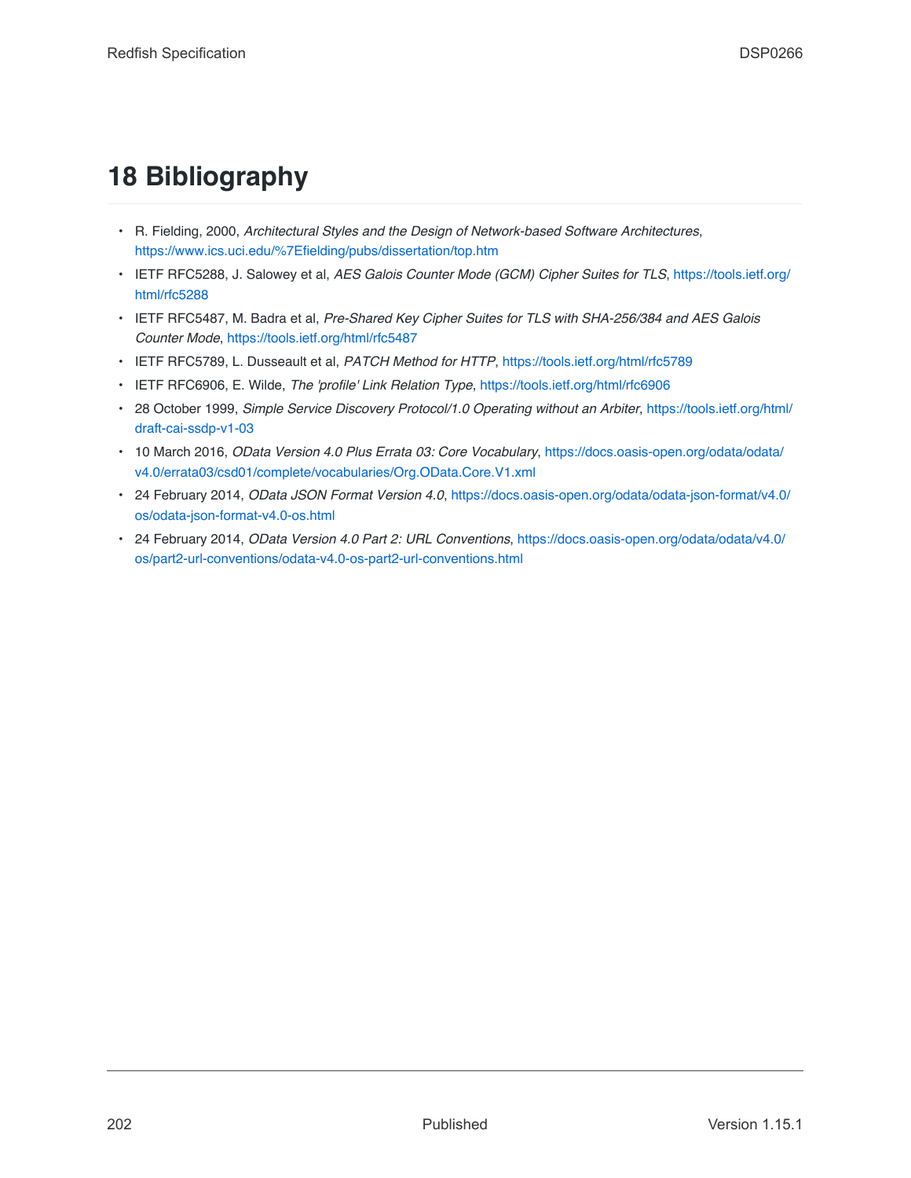# 18 Bibliography

- R. Fielding, 2000, *Architectural Styles and the Design of Network-based Software Architectures*, https://www.ics.uci.edu/%7Efielding/pubs/dissertation/top.htm
- IETF RFC5288, J. Salowey et al, *AES Galois Counter Mode (GCM) Cipher Suites for TLS*, https://tools.ietf.org/html/rfc5288
- IETF RFC5487, M. Badra et al, *Pre-Shared Key Cipher Suites for TLS with SHA-256/384 and AES Galois Counter Mode*, https://tools.ietf.org/html/rfc5487
- IETF RFC5789, L. Dusseault et al, *PATCH Method for HTTP*, https://tools.ietf.org/html/rfc5789
- IETF RFC6906, E. Wilde, *The 'profile' Link Relation Type*, https://tools.ietf.org/html/rfc6906
- 28 October 1999, *Simple Service Discovery Protocol/1.0 Operating without an Arbiter*, https://tools.ietf.org/html/draft-cai-ssdp-v1-03
- 10 March 2016, *OData Version 4.0 Plus Errata 03: Core Vocabulary*, https://docs.oasis-open.org/odata/odata/v4.0/errata03/csd01/complete/vocabularies/Org.OData.Core.V1.xml
- 24 February 2014, *OData JSON Format Version 4.0*, https://docs.oasis-open.org/odata/odata-json-format/v4.0/os/odata-json-format-v4.0-os.html
- 24 February 2014, *OData Version 4.0 Part 2: URL Conventions*, https://docs.oasis-open.org/odata/odata/v4.0/os/part2-url-conventions/odata-v4.0-os-part2-url-conventions.html